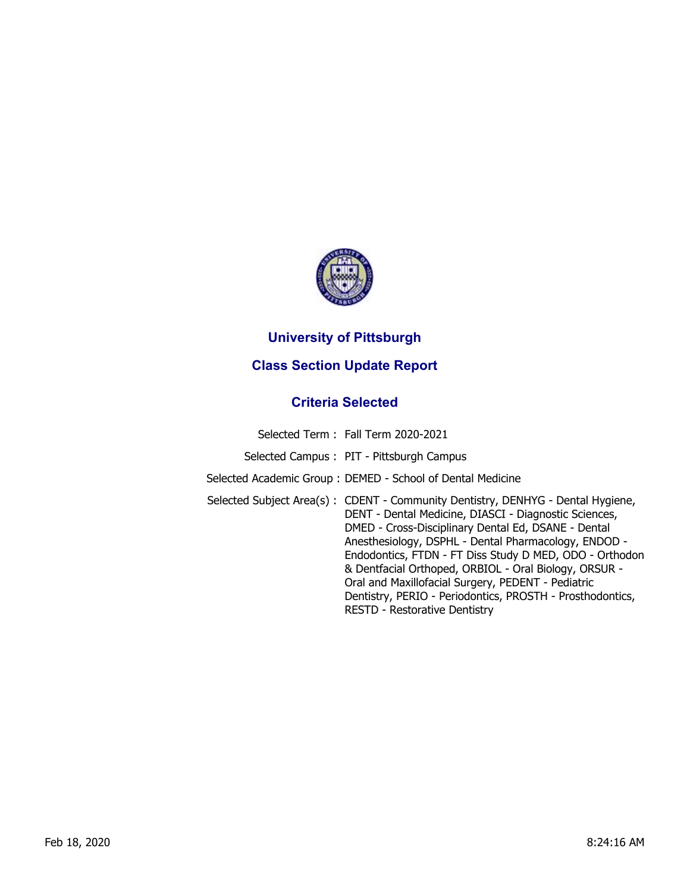# University of Pittsburgh

## Class Section Update Report

### Criteria Selected

| | |
|---|---|
| Selected Term : | Fall Term 2020-2021 |
| Selected Campus : | PIT - Pittsburgh Campus |
| Selected Academic Group : | DEMED - School of Dental Medicine |
| Selected Subject Area(s) : | CDENT - Community Dentistry, DENHYG - Dental Hygiene, DENT - Dental Medicine, DIASCI - Diagnostic Sciences, DMED - Cross-Disciplinary Dental Ed, DSANE - Dental Anesthesiology, DSPHL - Dental Pharmacology, ENDOD - Endodontics, FTDN - FT Diss Study D MED, ODO - Orthodon & Dentfacial Orthoped, ORBIOL - Oral Biology, ORSUR - Oral and Maxillofacial Surgery, PEDENT - Pediatric Dentistry, PERIO - Periodontics, PROSTH - Prosthodontics, RESTD - Restorative Dentistry |

Feb 18, 2020 8:24:16 AM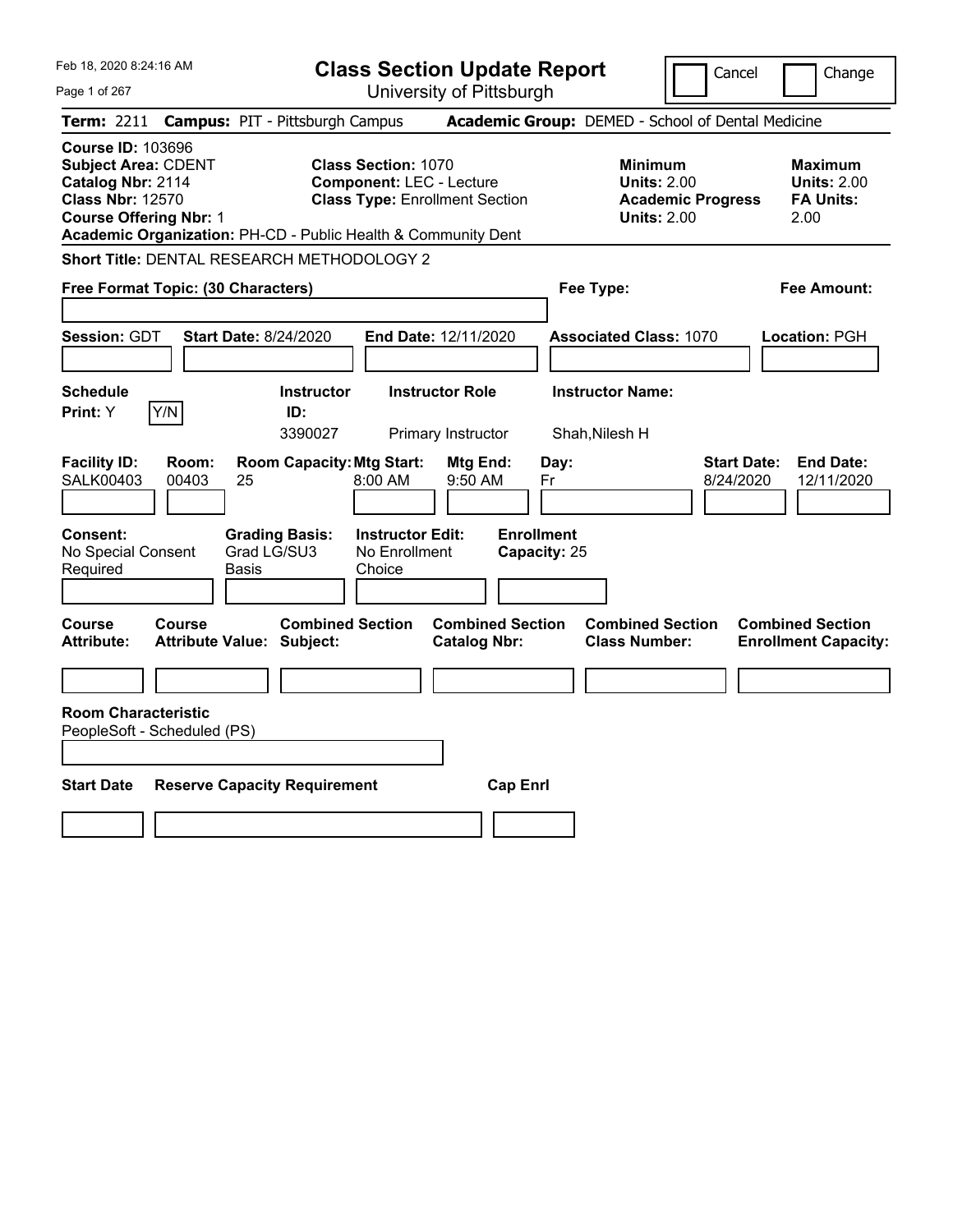Feb 18, 2020 8:24:16 AM

# Class Section Update Report

University of Pittsburgh

Cancel | Change

**Term:** 2211 **Campus:** PIT - Pittsburgh Campus **Academic Group:** DEMED - School of Dental Medicine

**Course ID:** 103696
**Subject Area:** CDENT
**Catalog Nbr:** 2114
**Class Nbr:** 12570
**Course Offering Nbr:** 1
**Academic Organization:** PH-CD - Public Health & Community Dent

**Class Section:** 1070
**Component:** LEC - Lecture
**Class Type:** Enrollment Section

| | Minimum | Maximum |
|---|---|---|
| Units | 2.00 | 2.00 |
| Academic Progress Units | 2.00 | |
| FA Units | | 2.00 |

**Short Title:** DENTAL RESEARCH METHODOLOGY 2

**Free Format Topic: (30 Characters)** | **Fee Type:** | **Fee Amount:**

**Session:** GDT **Start Date:** 8/24/2020 **End Date:** 12/11/2020 **Associated Class:** 1070 **Location:** PGH

| Schedule Print | Instructor ID | Instructor Role | Instructor Name |
|---|---|---|---|
| Y | 3390027 | Primary Instructor | Shah,Nilesh H |

| Facility ID | Room | Room Capacity | Mtg Start | Mtg End | Day | Start Date | End Date |
|---|---|---|---|---|---|---|---|
| SALK00403 | 00403 | 25 | 8:00 AM | 9:50 AM | Fr | 8/24/2020 | 12/11/2020 |

| Consent | Grading Basis | Instructor Edit | Enrollment Capacity |
|---|---|---|---|
| No Special Consent Required | Grad LG/SU3 Basis | No Enrollment Choice | 25 |

| Course Attribute | Course Attribute Value | Combined Section Subject | Combined Section Catalog Nbr | Combined Section Class Number | Combined Section Enrollment Capacity |
|---|---|---|---|---|---|
| | | | | | |

**Room Characteristic**
PeopleSoft - Scheduled (PS)

| Start Date | Reserve Capacity Requirement | Cap Enrl |
|---|---|---|
| | | |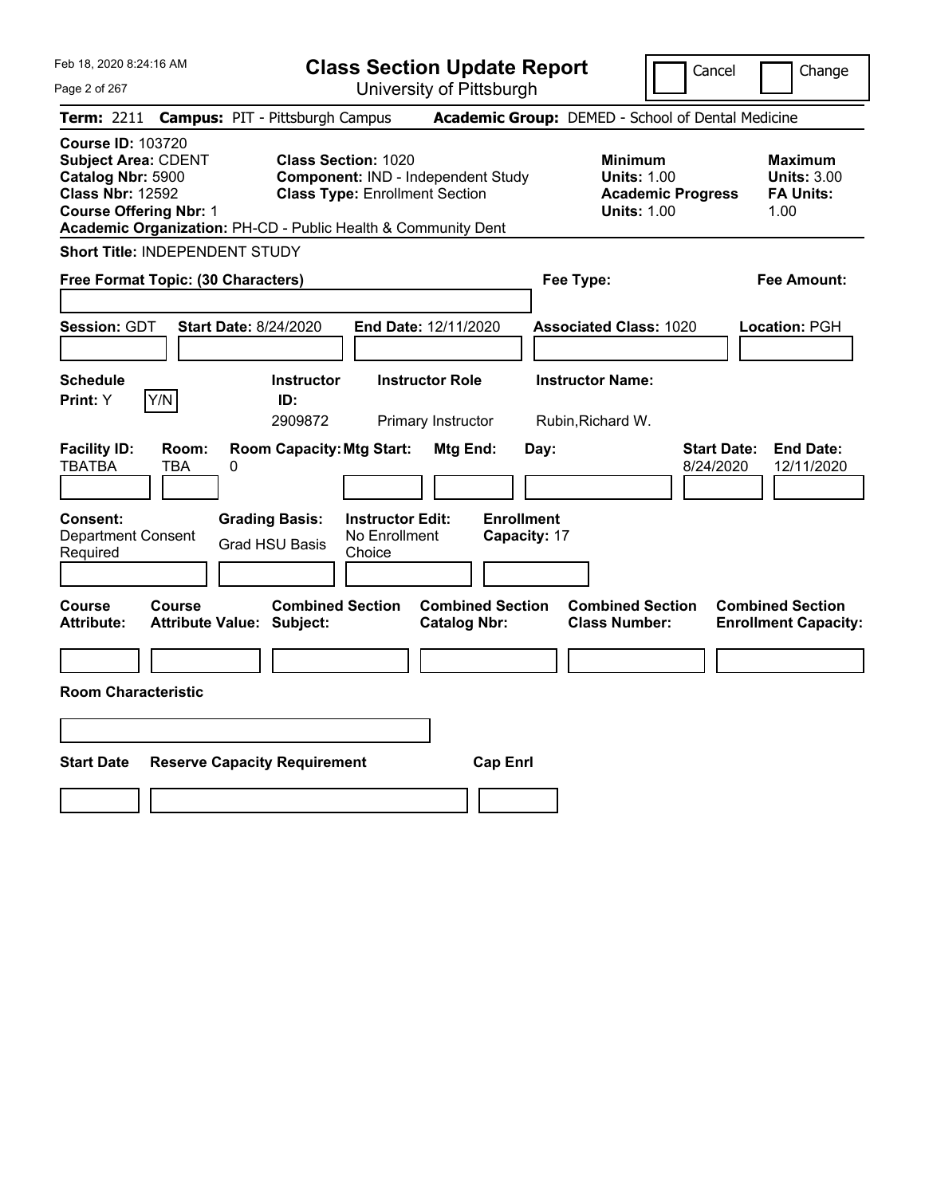Feb 18, 2020 8:24:16 AM

# Class Section Update Report

University of Pittsburgh

Cancel | Change

**Term:** 2211 **Campus:** PIT - Pittsburgh Campus **Academic Group:** DEMED - School of Dental Medicine

**Course ID:** 103720
**Subject Area:** CDENT
**Catalog Nbr:** 5900
**Class Nbr:** 12592
**Course Offering Nbr:** 1
**Academic Organization:** PH-CD - Public Health & Community Dent

**Class Section:** 1020
**Component:** IND - Independent Study
**Class Type:** Enrollment Section

**Minimum Units:** 1.00
**Academic Progress Units:** 1.00

**Maximum Units:** 3.00
**FA Units:** 1.00

**Short Title:** INDEPENDENT STUDY

**Free Format Topic: (30 Characters)**

**Fee Type:**

**Fee Amount:**

**Session:** GDT **Start Date:** 8/24/2020 **End Date:** 12/11/2020 **Associated Class:** 1020 **Location:** PGH

| Schedule Print | Instructor ID | Instructor Role | Instructor Name |
|---|---|---|---|
| Y | 2909872 | Primary Instructor | Rubin,Richard W. |

| Facility ID | Room | Room Capacity | Mtg Start | Mtg End | Day | Start Date | End Date |
|---|---|---|---|---|---|---|---|
| TBATBA | TBA | 0 | | | | 8/24/2020 | 12/11/2020 |

**Consent:** Department Consent Required
**Grading Basis:** Grad HSU Basis
**Instructor Edit:** No Enrollment Choice
**Enrollment Capacity:** 17

| Course Attribute | Course Attribute Value | Combined Section Subject | Combined Section Catalog Nbr | Combined Section Class Number | Combined Section Enrollment Capacity |
|---|---|---|---|---|---|
| | | | | | |

**Room Characteristic**

| Start Date | Reserve Capacity Requirement | Cap Enrl |
|---|---|---|
| | | |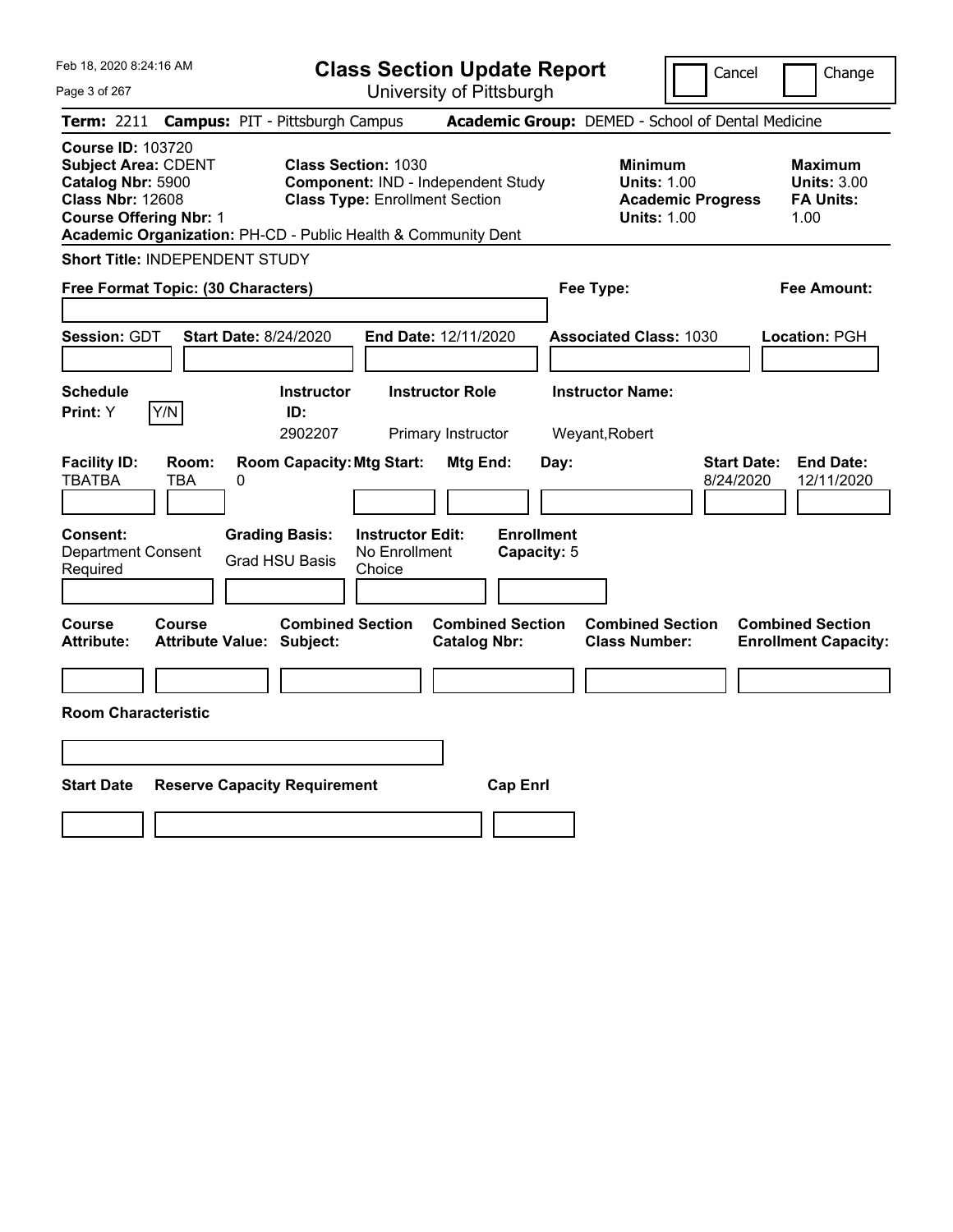# Class Section Update Report

University of Pittsburgh

Feb 18, 2020 8:24:16 AM

Cancel | Change

**Term:** 2211 **Campus:** PIT - Pittsburgh Campus **Academic Group:** DEMED - School of Dental Medicine

**Course ID:** 103720
**Subject Area:** CDENT
**Catalog Nbr:** 5900
**Class Nbr:** 12608
**Course Offering Nbr:** 1
**Academic Organization:** PH-CD - Public Health & Community Dent

**Class Section:** 1030
**Component:** IND - Independent Study
**Class Type:** Enrollment Section

| Minimum | Maximum |
|---|---|
| **Units:** 1.00 | **Units:** 3.00 |
| **Academic Progress Units:** 1.00 | **FA Units:** 1.00 |

**Short Title:** INDEPENDENT STUDY

**Free Format Topic: (30 Characters)**

**Fee Type:**

**Fee Amount:**

**Session:** GDT **Start Date:** 8/24/2020 **End Date:** 12/11/2020 **Associated Class:** 1030 **Location:** PGH

| Schedule Print | Instructor ID | Instructor Role | Instructor Name |
|---|---|---|---|
| Y | 2902207 | Primary Instructor | Weyant,Robert |

| Facility ID | Room | Room Capacity | Mtg Start | Mtg End | Day | Start Date | End Date |
|---|---|---|---|---|---|---|---|
| TBATBA | TBA | 0 | | | | 8/24/2020 | 12/11/2020 |

| Consent | Grading Basis | Instructor Edit | Enrollment Capacity |
|---|---|---|---|
| Department Consent Required | Grad HSU Basis | No Enrollment Choice | 5 |

| Course Attribute | Course Attribute Value | Combined Section Subject | Combined Section Catalog Nbr | Combined Section Class Number | Combined Section Enrollment Capacity |
|---|---|---|---|---|---|
| | | | | | |

**Room Characteristic**

| Start Date | Reserve Capacity Requirement | Cap Enrl |
|---|---|---|
| | | |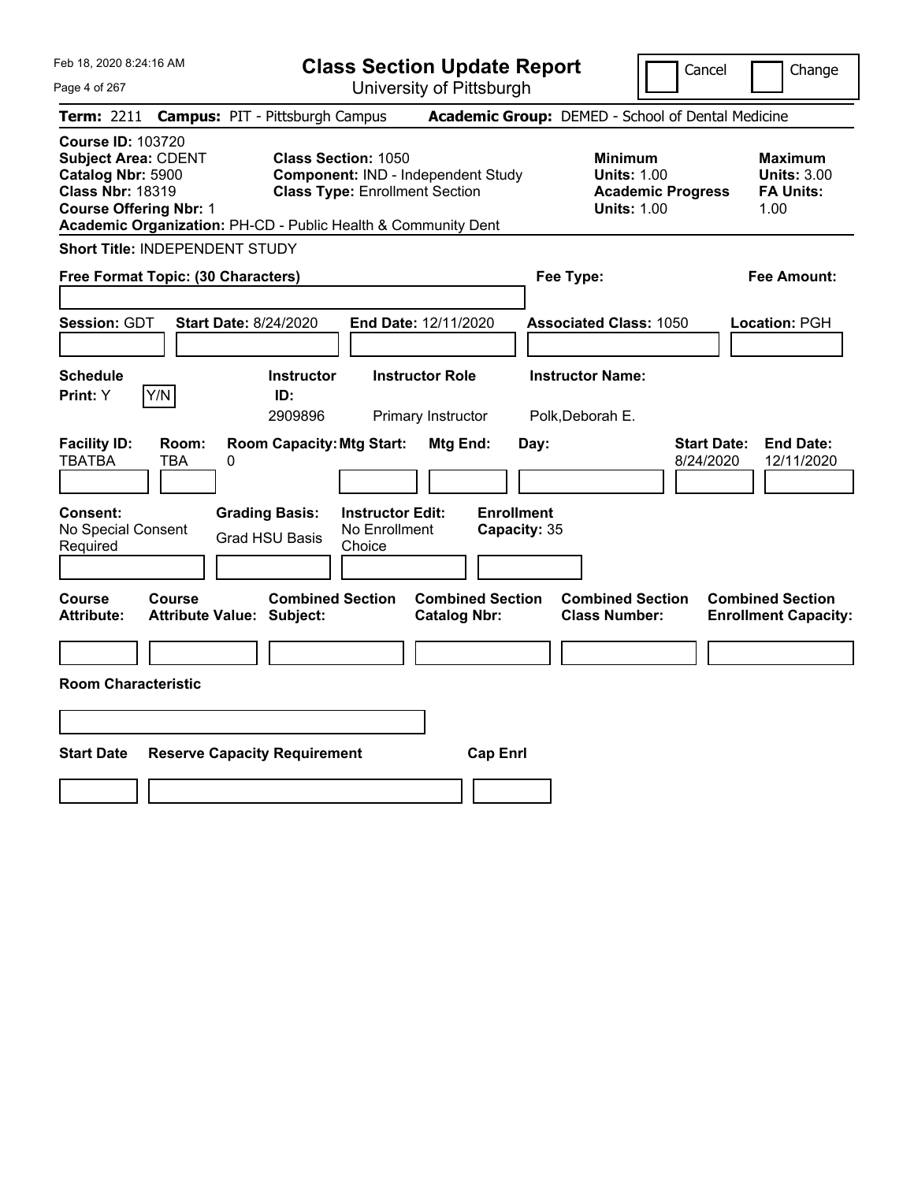# Class Section Update Report

University of Pittsburgh

Feb 18, 2020 8:24:16 AM

Cancel | Change

**Term:** 2211 **Campus:** PIT - Pittsburgh Campus **Academic Group:** DEMED - School of Dental Medicine

**Course ID:** 103720
**Subject Area:** CDENT
**Catalog Nbr:** 5900
**Class Nbr:** 18319
**Course Offering Nbr:** 1
**Academic Organization:** PH-CD - Public Health & Community Dent

**Class Section:** 1050
**Component:** IND - Independent Study
**Class Type:** Enrollment Section

**Minimum**
**Units:** 1.00
**Academic Progress Units:** 1.00

**Maximum**
**Units:** 3.00
**FA Units:** 1.00

**Short Title:** INDEPENDENT STUDY

**Free Format Topic: (30 Characters)**

**Fee Type:**

**Fee Amount:**

**Session:** GDT **Start Date:** 8/24/2020 **End Date:** 12/11/2020 **Associated Class:** 1050 **Location:** PGH

| Schedule Print: | | Instructor ID: | Instructor Role | Instructor Name: |
|---|---|---|---|---|
| Y | Y/N | 2909896 | Primary Instructor | Polk,Deborah E. |

| Facility ID: | Room: | Room Capacity: | Mtg Start: | Mtg End: | Day: | Start Date: | End Date: |
|---|---|---|---|---|---|---|---|
| TBATBA | TBA | 0 | | | | 8/24/2020 | 12/11/2020 |

| Consent: | Grading Basis: | Instructor Edit: | Enrollment Capacity: |
|---|---|---|---|
| No Special Consent Required | Grad HSU Basis | No Enrollment Choice | 35 |

| Course Attribute: | Course Attribute Value: | Combined Section Subject: | Combined Section Catalog Nbr: | Combined Section Class Number: | Combined Section Enrollment Capacity: |
|---|---|---|---|---|---|
| | | | | | |

**Room Characteristic**

| Start Date | Reserve Capacity Requirement | Cap Enrl |
|---|---|---|
| | | |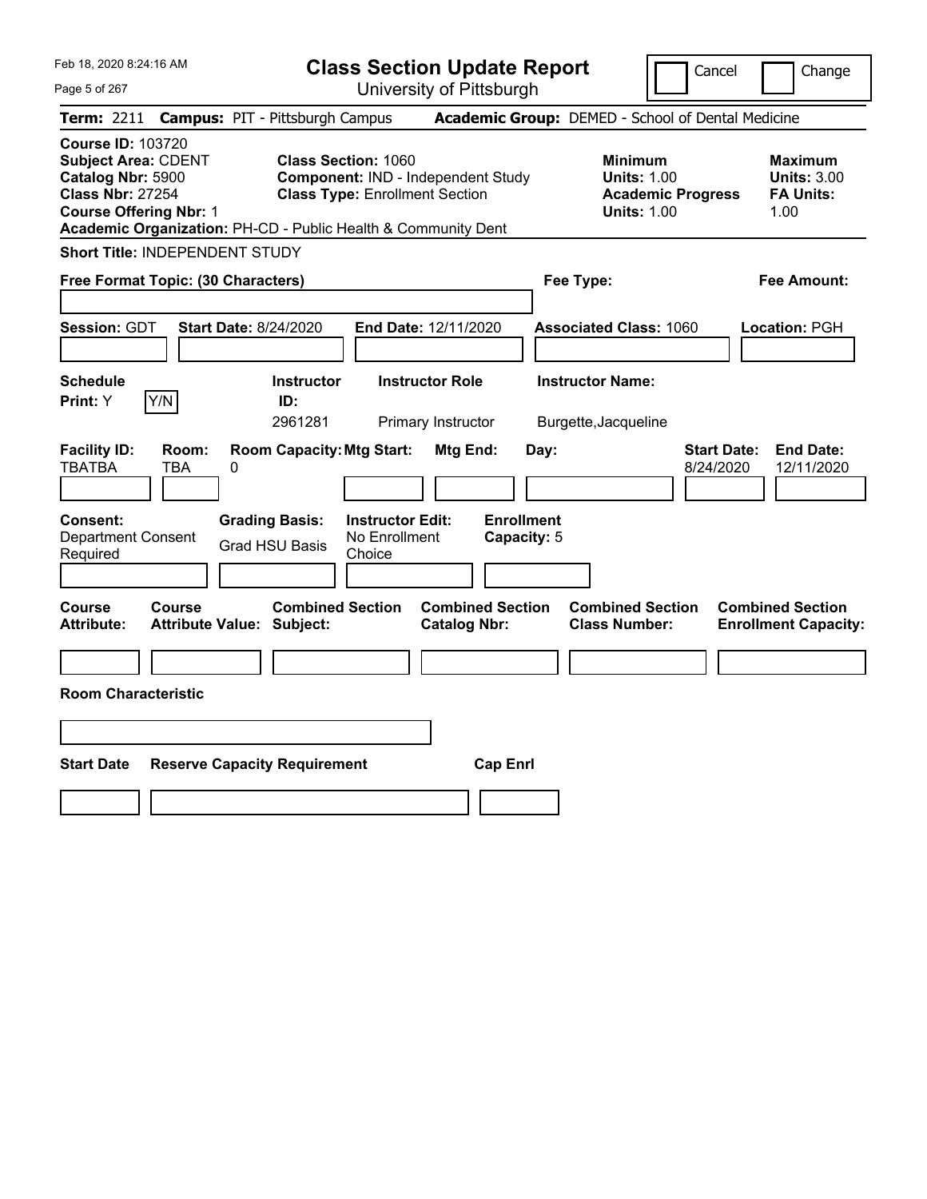# Class Section Update Report

University of Pittsburgh

Feb 18, 2020 8:24:16 AM

Cancel / Change

**Term:** 2211 **Campus:** PIT - Pittsburgh Campus **Academic Group:** DEMED - School of Dental Medicine

**Course ID:** 103720
**Subject Area:** CDENT
**Catalog Nbr:** 5900
**Class Nbr:** 27254
**Course Offering Nbr:** 1
**Academic Organization:** PH-CD - Public Health & Community Dent

**Class Section:** 1060
**Component:** IND - Independent Study
**Class Type:** Enrollment Section

**Minimum Units:** 1.00
**Academic Progress Units:** 1.00

**Maximum Units:** 3.00
**FA Units:** 1.00

**Short Title:** INDEPENDENT STUDY

**Free Format Topic: (30 Characters)**

**Fee Type:**

**Fee Amount:**

**Session:** GDT **Start Date:** 8/24/2020 **End Date:** 12/11/2020 **Associated Class:** 1060 **Location:** PGH

| Schedule Print | Instructor ID | Instructor Role | Instructor Name |
|---|---|---|---|
| Y | 2961281 | Primary Instructor | Burgette,Jacqueline |

| Facility ID | Room | Room Capacity | Mtg Start | Mtg End | Day | Start Date | End Date |
|---|---|---|---|---|---|---|---|
| TBATBA | TBA | 0 | | | | 8/24/2020 | 12/11/2020 |

**Consent:** Department Consent Required

**Grading Basis:** Grad HSU Basis

**Instructor Edit:** No Enrollment Choice

**Enrollment Capacity:** 5

| Course Attribute | Course Attribute Value | Combined Section Subject | Combined Section Catalog Nbr | Combined Section Class Number | Combined Section Enrollment Capacity |
|---|---|---|---|---|---|
| | | | | | |

**Room Characteristic**

| Start Date | Reserve Capacity Requirement | Cap Enrl |
|---|---|---|
| | | |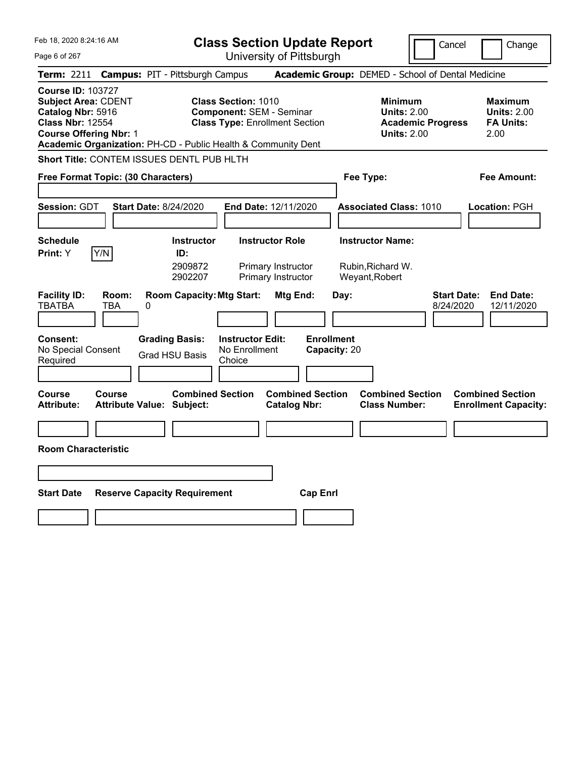# Class Section Update Report

University of Pittsburgh

Feb 18, 2020 8:24:16 AM

Cancel | Change

**Term:** 2211 **Campus:** PIT - Pittsburgh Campus **Academic Group:** DEMED - School of Dental Medicine

**Course ID:** 103727
**Subject Area:** CDENT
**Catalog Nbr:** 5916
**Class Nbr:** 12554
**Course Offering Nbr:** 1
**Academic Organization:** PH-CD - Public Health & Community Dent

**Class Section:** 1010
**Component:** SEM - Seminar
**Class Type:** Enrollment Section

**Minimum Units:** 2.00
**Academic Progress Units:** 2.00

**Maximum Units:** 2.00
**FA Units:** 2.00

**Short Title:** CONTEM ISSUES DENTL PUB HLTH

**Free Format Topic: (30 Characters)**

**Fee Type:**

**Fee Amount:**

**Session:** GDT **Start Date:** 8/24/2020 **End Date:** 12/11/2020 **Associated Class:** 1010 **Location:** PGH

**Schedule Print:** Y Y/N

| Instructor ID | Instructor Role | Instructor Name |
|---|---|---|
| 2909872 | Primary Instructor | Rubin,Richard W. |
| 2902207 | Primary Instructor | Weyant,Robert |

| Facility ID | Room | Room Capacity | Mtg Start | Mtg End | Day | Start Date | End Date |
|---|---|---|---|---|---|---|---|
| TBATBA | TBA | 0 | | | | 8/24/2020 | 12/11/2020 |

**Consent:** No Special Consent Required
**Grading Basis:** Grad HSU Basis
**Instructor Edit:** No Enrollment Choice
**Enrollment Capacity:** 20

| Course Attribute | Course Attribute Value | Combined Section Subject | Combined Section Catalog Nbr | Combined Section Class Number | Combined Section Enrollment Capacity |
|---|---|---|---|---|---|
| | | | | | |

**Room Characteristic**

| Start Date | Reserve Capacity Requirement | Cap Enrl |
|---|---|---|
| | | |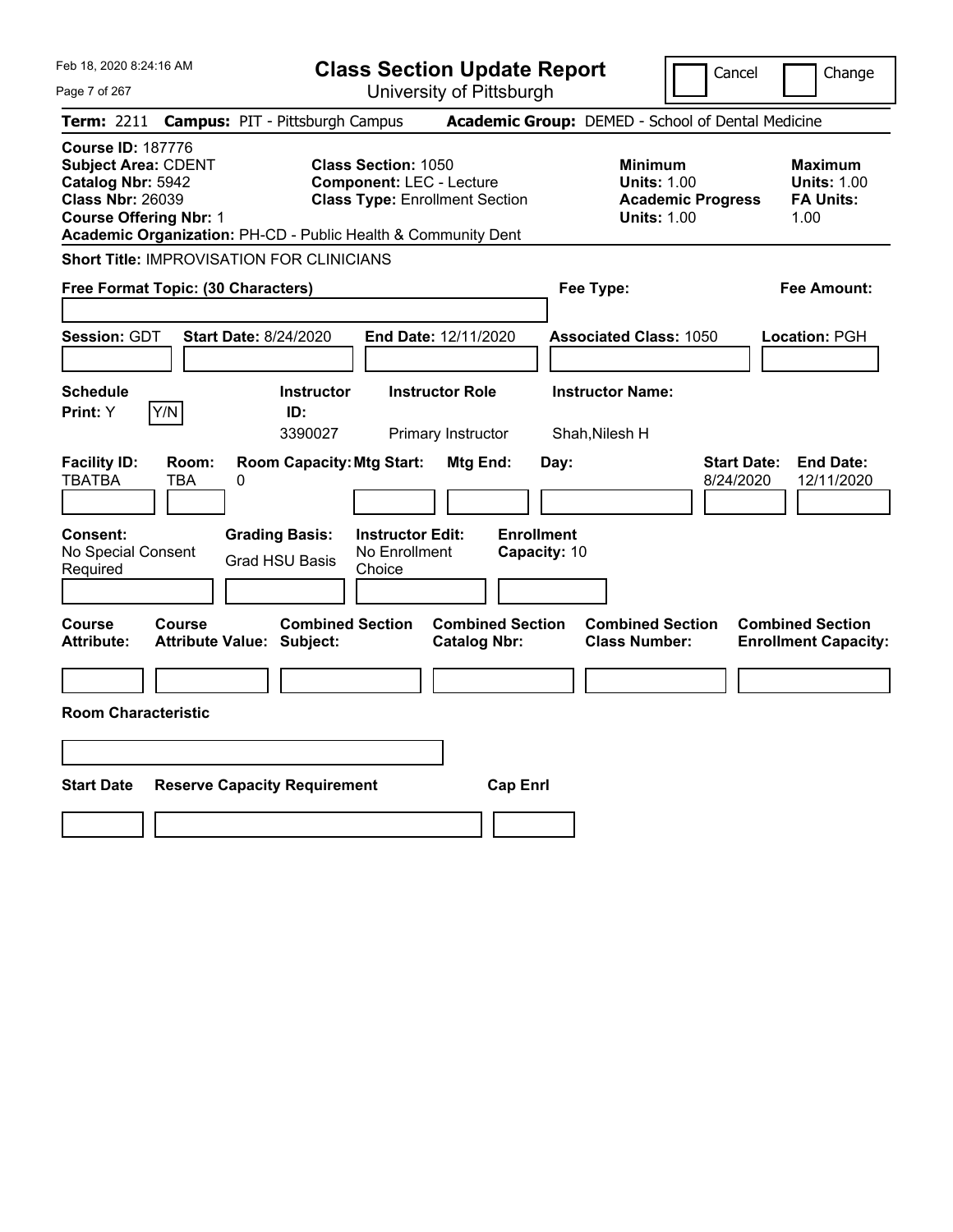# Class Section Update Report

University of Pittsburgh

Feb 18, 2020 8:24:16 AM

Cancel | Change

**Term:** 2211 **Campus:** PIT - Pittsburgh Campus **Academic Group:** DEMED - School of Dental Medicine

**Course ID:** 187776
**Subject Area:** CDENT
**Catalog Nbr:** 5942
**Class Nbr:** 26039
**Course Offering Nbr:** 1
**Academic Organization:** PH-CD - Public Health & Community Dent

**Class Section:** 1050
**Component:** LEC - Lecture
**Class Type:** Enrollment Section

**Minimum Units:** 1.00
**Academic Progress Units:** 1.00

**Maximum Units:** 1.00
**FA Units:** 1.00

**Short Title:** IMPROVISATION FOR CLINICIANS

**Free Format Topic: (30 Characters)**

**Fee Type:**

**Fee Amount:**

**Session:** GDT **Start Date:** 8/24/2020 **End Date:** 12/11/2020 **Associated Class:** 1050 **Location:** PGH

| Schedule Print | Instructor ID | Instructor Role | Instructor Name |
|---|---|---|---|
| Y | 3390027 | Primary Instructor | Shah,Nilesh H |

| Facility ID | Room | Room Capacity | Mtg Start | Mtg End | Day | Start Date | End Date |
|---|---|---|---|---|---|---|---|
| TBATBA | TBA | 0 | | | | 8/24/2020 | 12/11/2020 |

| Consent | Grading Basis | Instructor Edit | Enrollment Capacity |
|---|---|---|---|
| No Special Consent Required | Grad HSU Basis | No Enrollment Choice | 10 |

| Course Attribute | Course Attribute Value | Combined Section Subject | Combined Section Catalog Nbr | Combined Section Class Number | Combined Section Enrollment Capacity |
|---|---|---|---|---|---|
| | | | | | |

**Room Characteristic**

| Start Date | Reserve Capacity Requirement | Cap Enrl |
|---|---|---|
| | | |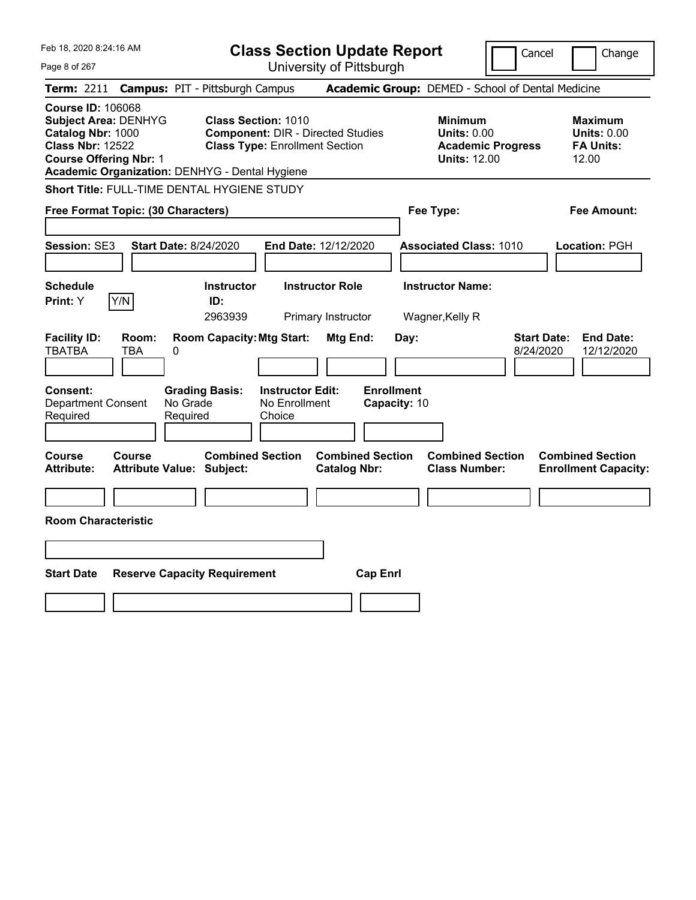Feb 18, 2020 8:24:16 AM

# Class Section Update Report

University of Pittsburgh

Cancel | Change

**Term:** 2211 **Campus:** PIT - Pittsburgh Campus **Academic Group:** DEMED - School of Dental Medicine

**Course ID:** 106068
**Subject Area:** DENHYG
**Catalog Nbr:** 1000
**Class Nbr:** 12522
**Course Offering Nbr:** 1
**Academic Organization:** DENHYG - Dental Hygiene

**Class Section:** 1010
**Component:** DIR - Directed Studies
**Class Type:** Enrollment Section

**Minimum Units:** 0.00
**Academic Progress Units:** 12.00

**Maximum Units:** 0.00
**FA Units:** 12.00

**Short Title:** FULL-TIME DENTAL HYGIENE STUDY

**Free Format Topic: (30 Characters)**

**Fee Type:**

**Fee Amount:**

**Session:** SE3 **Start Date:** 8/24/2020 **End Date:** 12/12/2020 **Associated Class:** 1010 **Location:** PGH

| Schedule Print | Instructor ID | Instructor Role | Instructor Name |
|---|---|---|---|
| Y (Y/N) | 2963939 | Primary Instructor | Wagner,Kelly R |

| Facility ID | Room | Room Capacity | Mtg Start | Mtg End | Day | Start Date | End Date |
|---|---|---|---|---|---|---|---|
| TBATBA | TBA | 0 | | | | 8/24/2020 | 12/12/2020 |

**Consent:** Department Consent Required
**Grading Basis:** No Grade Required
**Instructor Edit:** No Enrollment Choice
**Enrollment Capacity:** 10

| Course Attribute | Course Attribute Value | Combined Section Subject | Combined Section Catalog Nbr | Combined Section Class Number | Combined Section Enrollment Capacity |
|---|---|---|---|---|---|
| | | | | | |

**Room Characteristic**

| Start Date | Reserve Capacity Requirement | Cap Enrl |
|---|---|---|
| | | |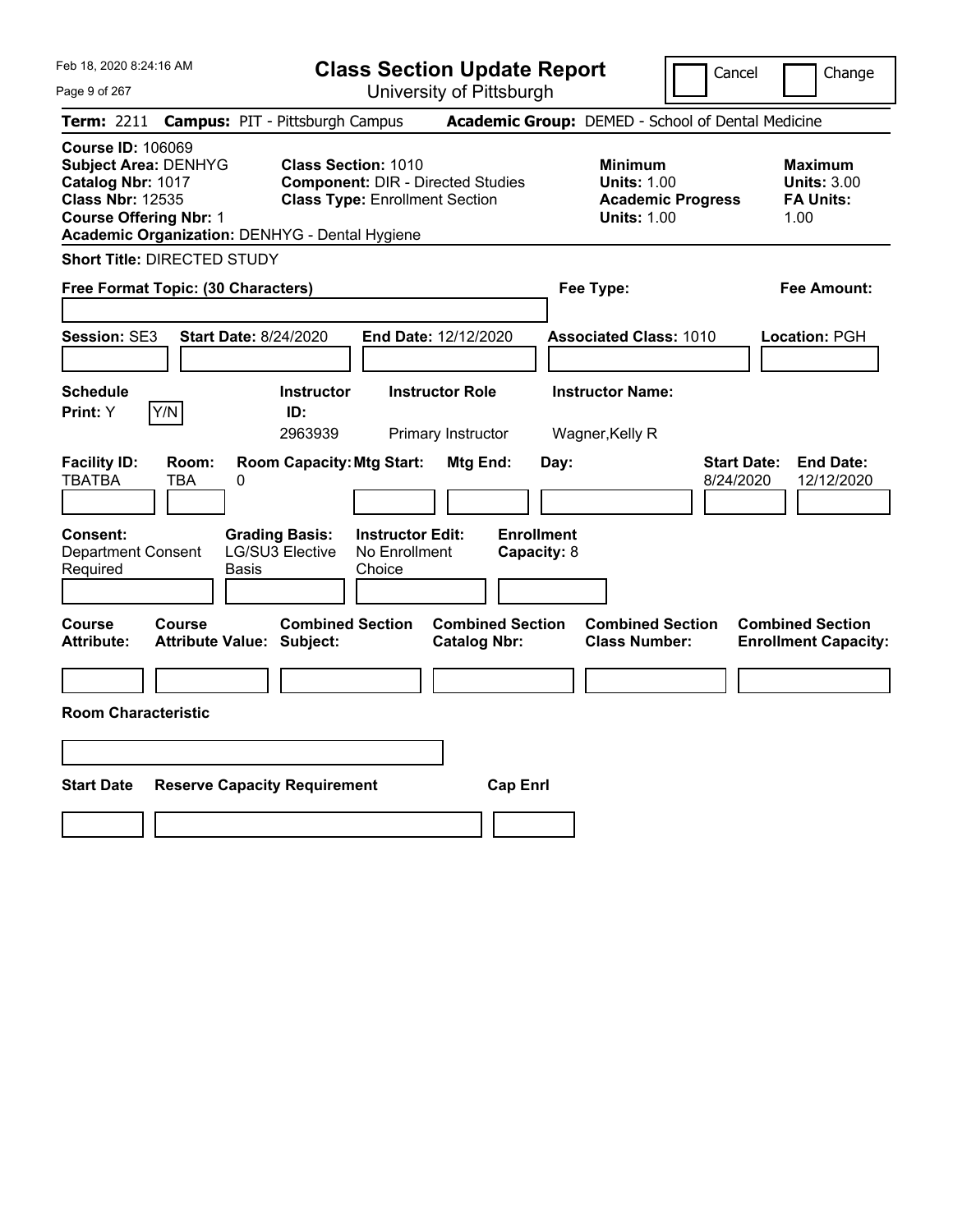# Class Section Update Report

University of Pittsburgh

Feb 18, 2020 8:24:16 AM

Cancel | Change

**Term:** 2211 **Campus:** PIT - Pittsburgh Campus **Academic Group:** DEMED - School of Dental Medicine

**Course ID:** 106069
**Subject Area:** DENHYG
**Catalog Nbr:** 1017
**Class Nbr:** 12535
**Course Offering Nbr:** 1
**Academic Organization:** DENHYG - Dental Hygiene

**Class Section:** 1010
**Component:** DIR - Directed Studies
**Class Type:** Enrollment Section

| | Minimum | Maximum |
|---|---|---|
| Units | 1.00 | 3.00 |
| Academic Progress Units / FA Units | 1.00 | 1.00 |

**Short Title:** DIRECTED STUDY

**Free Format Topic: (30 Characters)**

**Fee Type:**

**Fee Amount:**

**Session:** SE3 **Start Date:** 8/24/2020 **End Date:** 12/12/2020 **Associated Class:** 1010 **Location:** PGH

| Schedule Print | Instructor ID | Instructor Role | Instructor Name |
|---|---|---|---|
| Y | 2963939 | Primary Instructor | Wagner,Kelly R |

| Facility ID | Room | Room Capacity | Mtg Start | Mtg End | Day | Start Date | End Date |
|---|---|---|---|---|---|---|---|
| TBATBA | TBA | 0 | | | | 8/24/2020 | 12/12/2020 |

**Consent:** Department Consent Required
**Grading Basis:** LG/SU3 Elective Basis
**Instructor Edit:** No Enrollment Choice
**Enrollment Capacity:** 8

| Course Attribute | Course Attribute Value | Combined Section Subject | Combined Section Catalog Nbr | Combined Section Class Number | Combined Section Enrollment Capacity |
|---|---|---|---|---|---|
| | | | | | |

**Room Characteristic**

| Start Date | Reserve Capacity Requirement | Cap Enrl |
|---|---|---|
| | | |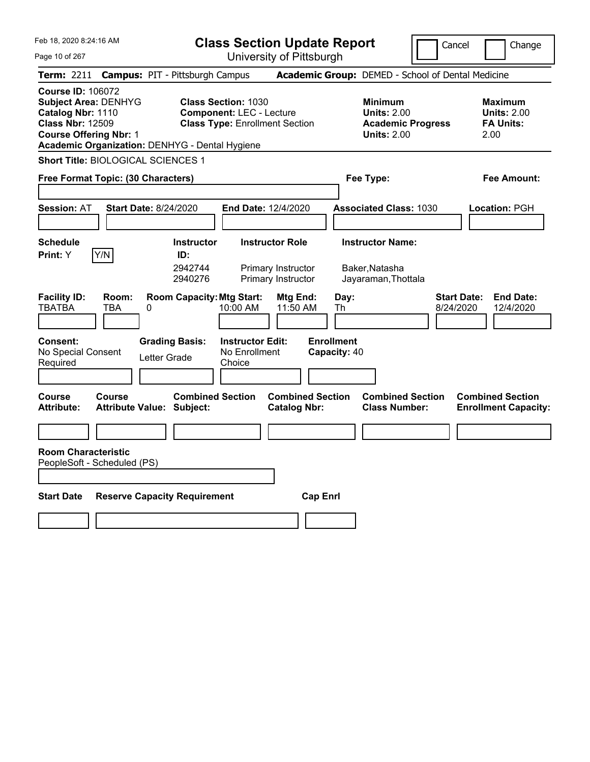Feb 18, 2020 8:24:16 AM

# Class Section Update Report

University of Pittsburgh

Cancel | Change

**Term:** 2211 **Campus:** PIT - Pittsburgh Campus **Academic Group:** DEMED - School of Dental Medicine

**Course ID:** 106072
**Subject Area:** DENHYG
**Catalog Nbr:** 1110
**Class Nbr:** 12509
**Course Offering Nbr:** 1
**Academic Organization:** DENHYG - Dental Hygiene

**Class Section:** 1030
**Component:** LEC - Lecture
**Class Type:** Enrollment Section

**Minimum Units:** 2.00
**Academic Progress Units:** 2.00

**Maximum Units:** 2.00
**FA Units:** 2.00

**Short Title:** BIOLOGICAL SCIENCES 1

**Free Format Topic: (30 Characters)**

**Fee Type:**

**Fee Amount:**

**Session:** AT **Start Date:** 8/24/2020 **End Date:** 12/4/2020 **Associated Class:** 1030 **Location:** PGH

**Schedule Print:** Y [Y/N]

| Instructor ID: | Instructor Role | Instructor Name: |
|---|---|---|
| 2942744 | Primary Instructor | Baker,Natasha |
| 2940276 | Primary Instructor | Jayaraman,Thottala |

| Facility ID: | Room: | Room Capacity: | Mtg Start: | Mtg End: | Day: | Start Date: | End Date: |
|---|---|---|---|---|---|---|---|
| TBATBA | TBA | 0 | 10:00 AM | 11:50 AM | Th | 8/24/2020 | 12/4/2020 |

**Consent:** No Special Consent Required
**Grading Basis:** Letter Grade
**Instructor Edit:** No Enrollment Choice
**Enrollment Capacity:** 40

| Course Attribute: | Course Attribute Value: | Combined Section Subject: | Combined Section Catalog Nbr: | Combined Section Class Number: | Combined Section Enrollment Capacity: |
|---|---|---|---|---|---|
| | | | | | |

**Room Characteristic**
PeopleSoft - Scheduled (PS)

| Start Date | Reserve Capacity Requirement | Cap Enrl |
|---|---|---|
| | | |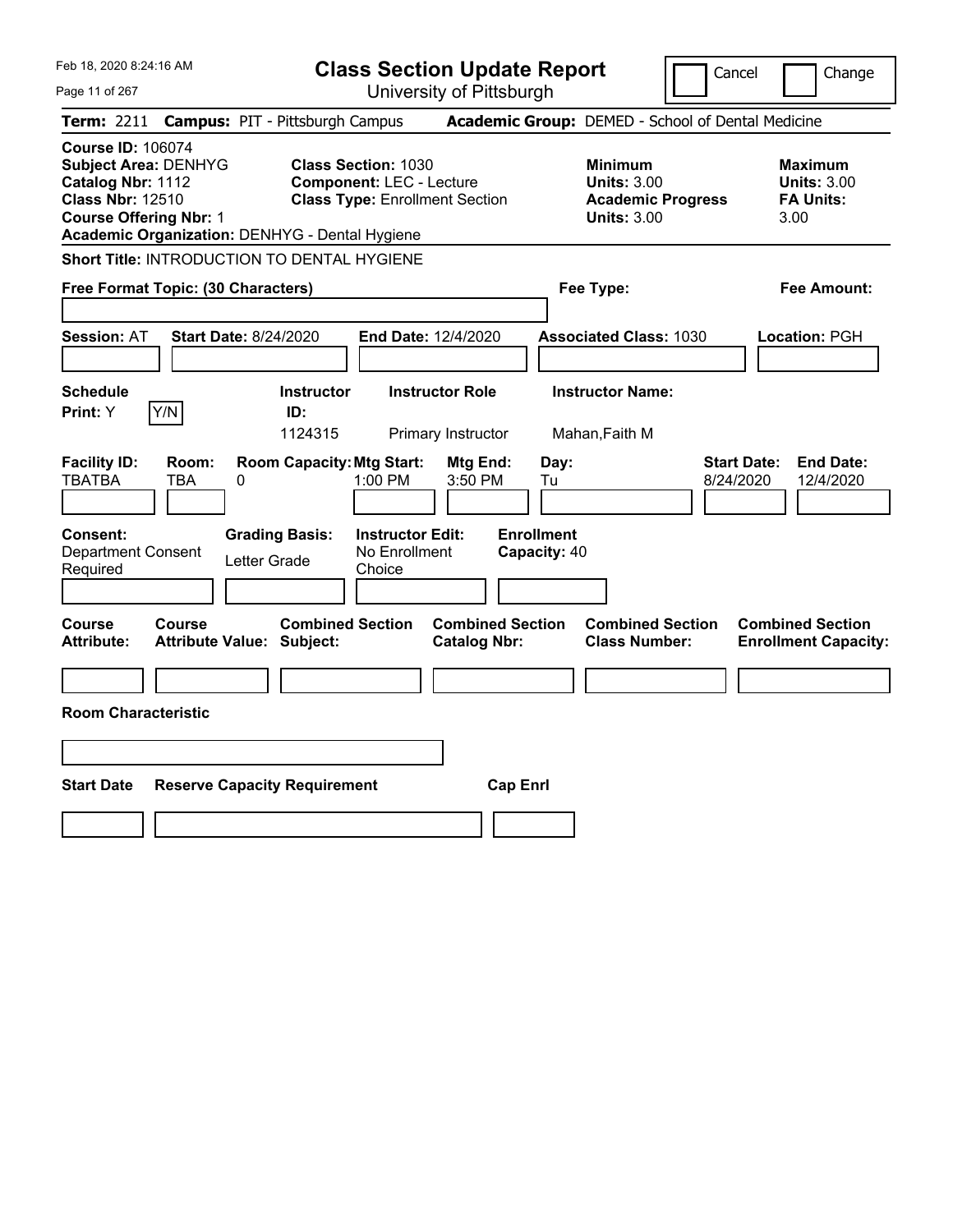Feb 18, 2020 8:24:16 AM

# Class Section Update Report

University of Pittsburgh

Cancel | Change

**Term:** 2211 **Campus:** PIT - Pittsburgh Campus **Academic Group:** DEMED - School of Dental Medicine

**Course ID:** 106074
**Subject Area:** DENHYG
**Catalog Nbr:** 1112
**Class Nbr:** 12510
**Course Offering Nbr:** 1
**Academic Organization:** DENHYG - Dental Hygiene

**Class Section:** 1030
**Component:** LEC - Lecture
**Class Type:** Enrollment Section

**Minimum Units:** 3.00
**Academic Progress Units:** 3.00

**Maximum Units:** 3.00
**FA Units:** 3.00

**Short Title:** INTRODUCTION TO DENTAL HYGIENE

**Free Format Topic: (30 Characters)**

**Fee Type:**

**Fee Amount:**

**Session:** AT **Start Date:** 8/24/2020 **End Date:** 12/4/2020 **Associated Class:** 1030 **Location:** PGH

| Schedule Print | Y/N | Instructor ID | Instructor Role | Instructor Name |
|---|---|---|---|---|
| Y | | 1124315 | Primary Instructor | Mahan,Faith M |

| Facility ID | Room | Room Capacity | Mtg Start | Mtg End | Day | Start Date | End Date |
|---|---|---|---|---|---|---|---|
| TBATBA | TBA | 0 | 1:00 PM | 3:50 PM | Tu | 8/24/2020 | 12/4/2020 |

| Consent | Grading Basis | Instructor Edit | Enrollment Capacity |
|---|---|---|---|
| Department Consent Required | Letter Grade | No Enrollment Choice | 40 |

| Course Attribute | Course Attribute Value | Combined Section Subject | Combined Section Catalog Nbr | Combined Section Class Number | Combined Section Enrollment Capacity |
|---|---|---|---|---|---|
| | | | | | |

**Room Characteristic**

| Start Date | Reserve Capacity Requirement | Cap Enrl |
|---|---|---|
| | | |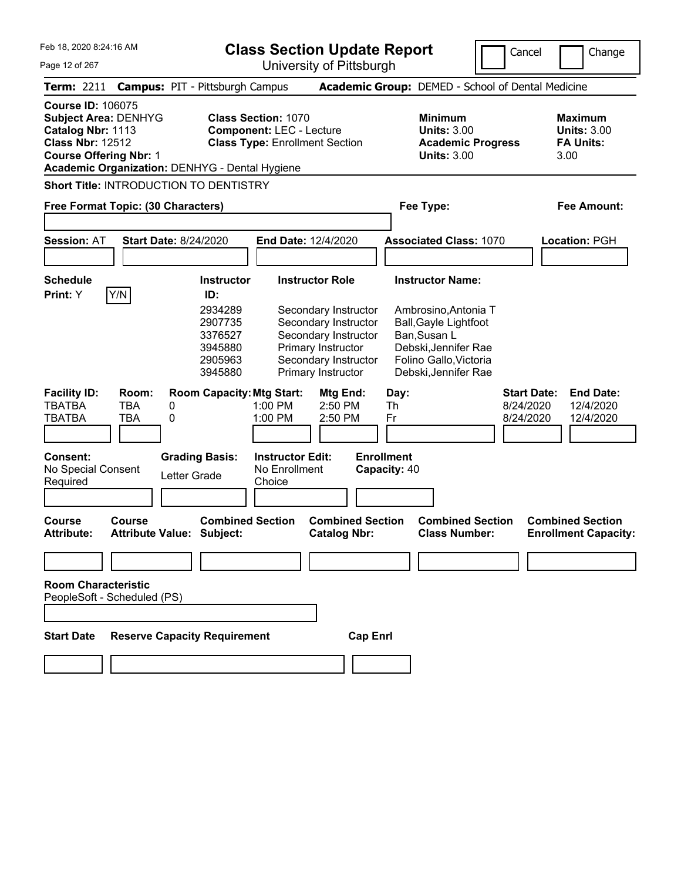# Class Section Update Report

University of Pittsburgh

Feb 18, 2020 8:24:16 AM

Cancel | Change

**Term:** 2211 **Campus:** PIT - Pittsburgh Campus **Academic Group:** DEMED - School of Dental Medicine

**Course ID:** 106075
**Subject Area:** DENHYG
**Catalog Nbr:** 1113
**Class Nbr:** 12512
**Course Offering Nbr:** 1
**Academic Organization:** DENHYG - Dental Hygiene

**Class Section:** 1070
**Component:** LEC - Lecture
**Class Type:** Enrollment Section

**Minimum Units:** 3.00
**Academic Progress Units:** 3.00

**Maximum Units:** 3.00
**FA Units:** 3.00

**Short Title:** INTRODUCTION TO DENTISTRY

**Free Format Topic: (30 Characters)**

**Fee Type:**

**Fee Amount:**

**Session:** AT **Start Date:** 8/24/2020 **End Date:** 12/4/2020 **Associated Class:** 1070 **Location:** PGH

**Schedule Print:** Y Y/N

| Instructor ID | Instructor Role | Instructor Name |
|---|---|---|
| 2934289 | Secondary Instructor | Ambrosino,Antonia T |
| 2907735 | Secondary Instructor | Ball,Gayle Lightfoot |
| 3376527 | Secondary Instructor | Ban,Susan L |
| 3945880 | Primary Instructor | Debski,Jennifer Rae |
| 2905963 | Secondary Instructor | Folino Gallo,Victoria |
| 3945880 | Primary Instructor | Debski,Jennifer Rae |

| Facility ID | Room | Room Capacity | Mtg Start | Mtg End | Day | Start Date | End Date |
|---|---|---|---|---|---|---|---|
| TBATBA | TBA | 0 | 1:00 PM | 2:50 PM | Th | 8/24/2020 | 12/4/2020 |
| TBATBA | TBA | 0 | 1:00 PM | 2:50 PM | Fr | 8/24/2020 | 12/4/2020 |

**Consent:** No Special Consent Required
**Grading Basis:** Letter Grade
**Instructor Edit:** No Enrollment Choice
**Enrollment Capacity:** 40

| Course Attribute | Course Attribute Value | Combined Section Subject | Combined Section Catalog Nbr | Combined Section Class Number | Combined Section Enrollment Capacity |
|---|---|---|---|---|---|
| | | | | | |

**Room Characteristic**
PeopleSoft - Scheduled (PS)

| Start Date | Reserve Capacity Requirement | Cap Enrl |
|---|---|---|
| | | |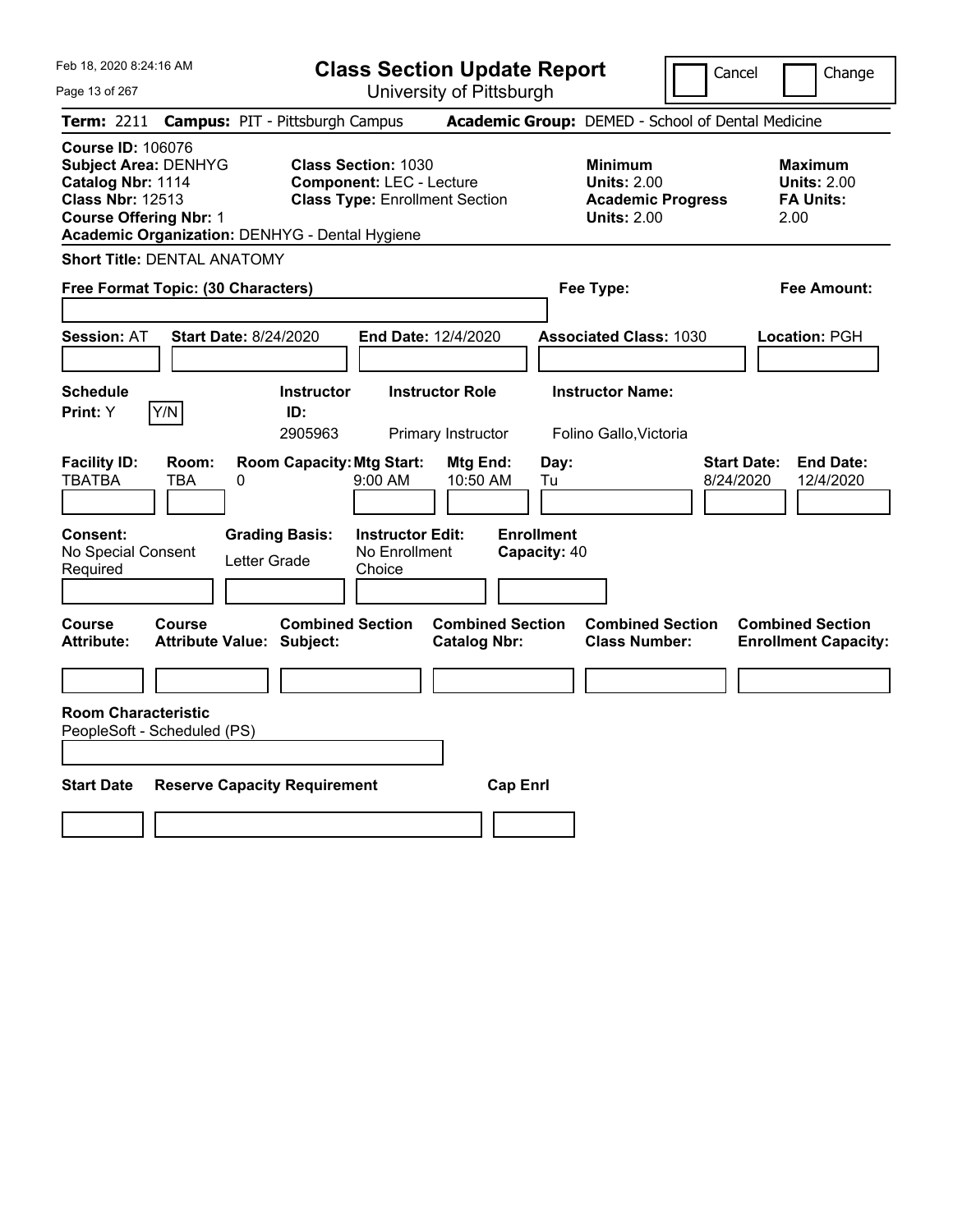Feb 18, 2020 8:24:16 AM

# Class Section Update Report

University of Pittsburgh

Cancel | Change

**Term:** 2211 **Campus:** PIT - Pittsburgh Campus **Academic Group:** DEMED - School of Dental Medicine

**Course ID:** 106076
**Subject Area:** DENHYG
**Catalog Nbr:** 1114
**Class Nbr:** 12513
**Course Offering Nbr:** 1
**Academic Organization:** DENHYG - Dental Hygiene

**Class Section:** 1030
**Component:** LEC - Lecture
**Class Type:** Enrollment Section

**Minimum Units:** 2.00
**Academic Progress Units:** 2.00

**Maximum Units:** 2.00
**FA Units:** 2.00

**Short Title:** DENTAL ANATOMY

**Free Format Topic: (30 Characters)**

**Fee Type:**

**Fee Amount:**

**Session:** AT **Start Date:** 8/24/2020 **End Date:** 12/4/2020 **Associated Class:** 1030 **Location:** PGH

| Schedule Print: | Instructor ID: | Instructor Role | Instructor Name: |
|---|---|---|---|
| Y (Y/N) | 2905963 | Primary Instructor | Folino Gallo,Victoria |

| Facility ID: | Room: | Room Capacity: | Mtg Start: | Mtg End: | Day: | Start Date: | End Date: |
|---|---|---|---|---|---|---|---|
| TBATBA | TBA | 0 | 9:00 AM | 10:50 AM | Tu | 8/24/2020 | 12/4/2020 |

| Consent: | Grading Basis: | Instructor Edit: | Enrollment Capacity: |
|---|---|---|---|
| No Special Consent Required | Letter Grade | No Enrollment Choice | 40 |

| Course Attribute: | Course Attribute Value: | Combined Section Subject: | Combined Section Catalog Nbr: | Combined Section Class Number: | Combined Section Enrollment Capacity: |
|---|---|---|---|---|---|
| | | | | | |

**Room Characteristic**
PeopleSoft - Scheduled (PS)

| Start Date | Reserve Capacity Requirement | Cap Enrl |
|---|---|---|
| | | |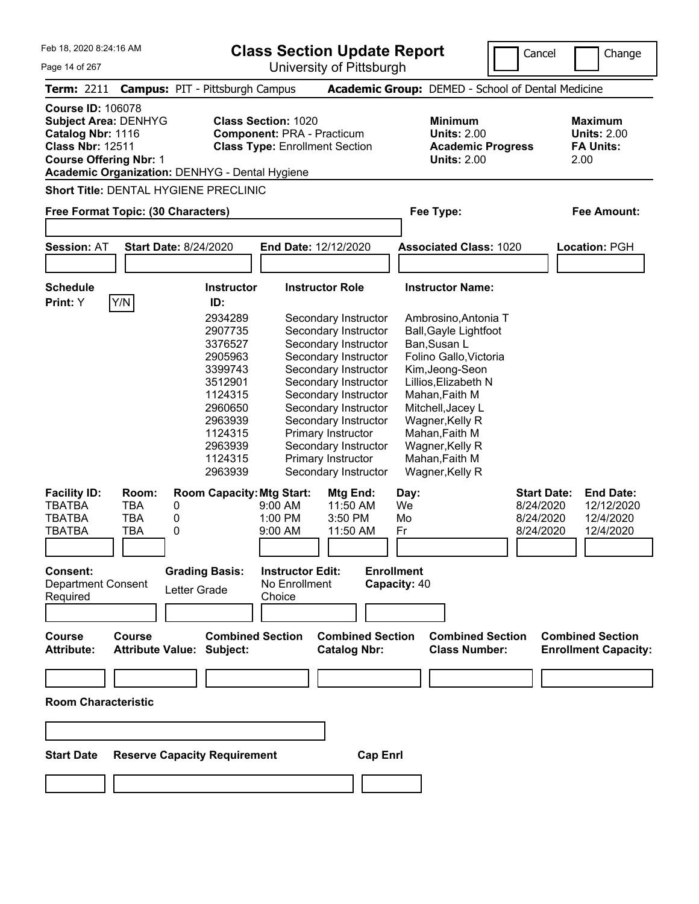# Class Section Update Report

University of Pittsburgh

Feb 18, 2020 8:24:16 AM

Cancel | Change

**Term:** 2211 **Campus:** PIT - Pittsburgh Campus **Academic Group:** DEMED - School of Dental Medicine

**Course ID:** 106078
**Subject Area:** DENHYG
**Catalog Nbr:** 1116
**Class Nbr:** 12511
**Course Offering Nbr:** 1
**Academic Organization:** DENHYG - Dental Hygiene

**Class Section:** 1020
**Component:** PRA - Practicum
**Class Type:** Enrollment Section

**Minimum Units:** 2.00
**Academic Progress Units:** 2.00

**Maximum Units:** 2.00
**FA Units:** 2.00

**Short Title:** DENTAL HYGIENE PRECLINIC

**Free Format Topic: (30 Characters)**

**Fee Type:**

**Fee Amount:**

**Session:** AT **Start Date:** 8/24/2020 **End Date:** 12/12/2020 **Associated Class:** 1020 **Location:** PGH

**Schedule Print:** Y

| Instructor ID | Instructor Role | Instructor Name |
|---|---|---|
| 2934289 | Secondary Instructor | Ambrosino,Antonia T |
| 2907735 | Secondary Instructor | Ball,Gayle Lightfoot |
| 3376527 | Secondary Instructor | Ban,Susan L |
| 2905963 | Secondary Instructor | Folino Gallo,Victoria |
| 3399743 | Secondary Instructor | Kim,Jeong-Seon |
| 3512901 | Secondary Instructor | Lillios,Elizabeth N |
| 1124315 | Secondary Instructor | Mahan,Faith M |
| 2960650 | Secondary Instructor | Mitchell,Jacey L |
| 2963939 | Secondary Instructor | Wagner,Kelly R |
| 1124315 | Primary Instructor | Mahan,Faith M |
| 2963939 | Secondary Instructor | Wagner,Kelly R |
| 1124315 | Primary Instructor | Mahan,Faith M |
| 2963939 | Secondary Instructor | Wagner,Kelly R |

| Facility ID | Room | Room Capacity | Mtg Start | Mtg End | Day | Start Date | End Date |
|---|---|---|---|---|---|---|---|
| TBATBA | TBA | 0 | 9:00 AM | 11:50 AM | We | 8/24/2020 | 12/12/2020 |
| TBATBA | TBA | 0 | 1:00 PM | 3:50 PM | Mo | 8/24/2020 | 12/4/2020 |
| TBATBA | TBA | 0 | 9:00 AM | 11:50 AM | Fr | 8/24/2020 | 12/4/2020 |

**Consent:** Department Consent Required
**Grading Basis:** Letter Grade
**Instructor Edit:** No Enrollment Choice
**Enrollment Capacity:** 40

| Course Attribute | Course Attribute Value | Combined Section Subject | Combined Section Catalog Nbr | Combined Section Class Number | Combined Section Enrollment Capacity |
|---|---|---|---|---|---|
| | | | | | |

**Room Characteristic**

| Start Date | Reserve Capacity Requirement | Cap Enrl |
|---|---|---|
| | | |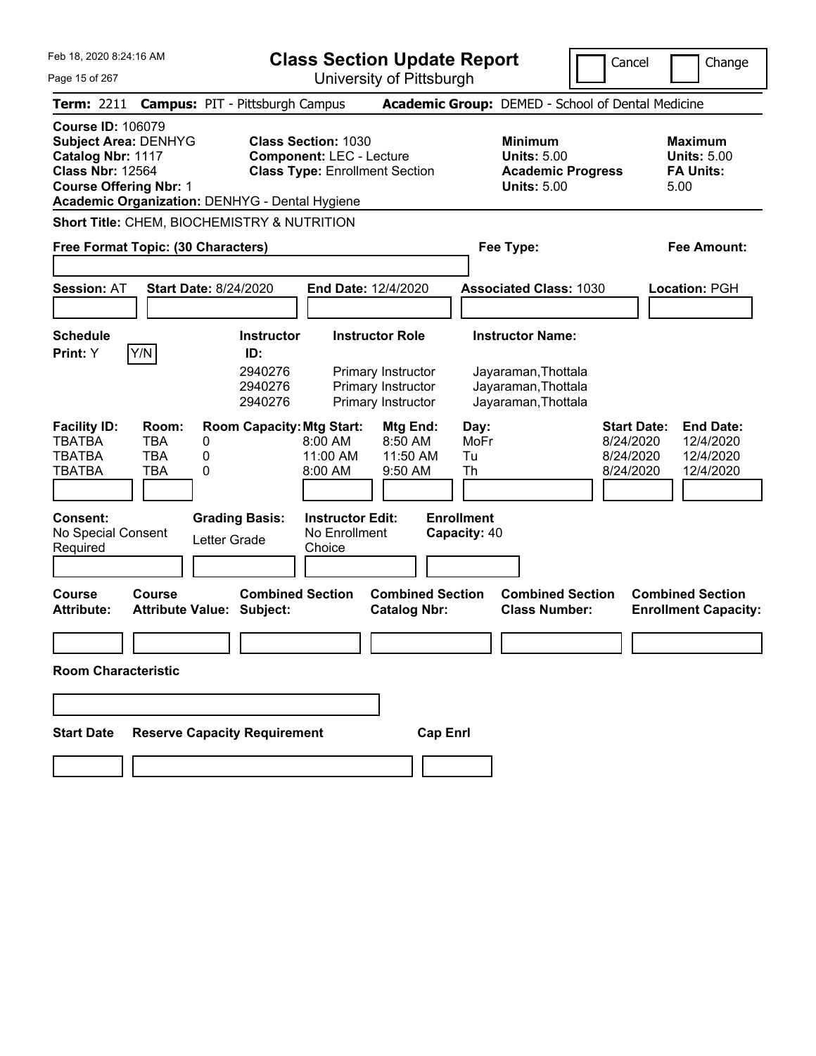# Class Section Update Report

University of Pittsburgh

Feb 18, 2020 8:24:16 AM

Cancel | Change

**Term:** 2211 **Campus:** PIT - Pittsburgh Campus **Academic Group:** DEMED - School of Dental Medicine

**Course ID:** 106079
**Subject Area:** DENHYG
**Catalog Nbr:** 1117
**Class Nbr:** 12564
**Course Offering Nbr:** 1
**Academic Organization:** DENHYG - Dental Hygiene

**Class Section:** 1030
**Component:** LEC - Lecture
**Class Type:** Enrollment Section

**Minimum Units:** 5.00
**Academic Progress Units:** 5.00

**Maximum Units:** 5.00
**FA Units:** 5.00

**Short Title:** CHEM, BIOCHEMISTRY & NUTRITION

**Free Format Topic: (30 Characters)**

**Fee Type:**

**Fee Amount:**

**Session:** AT **Start Date:** 8/24/2020 **End Date:** 12/4/2020 **Associated Class:** 1030 **Location:** PGH

**Schedule Print:** Y Y/N

| Instructor ID | Instructor Role | Instructor Name |
|---|---|---|
| 2940276 | Primary Instructor | Jayaraman,Thottala |
| 2940276 | Primary Instructor | Jayaraman,Thottala |
| 2940276 | Primary Instructor | Jayaraman,Thottala |

| Facility ID | Room | Room Capacity | Mtg Start | Mtg End | Day | Start Date | End Date |
|---|---|---|---|---|---|---|---|
| TBATBA | TBA | 0 | 8:00 AM | 8:50 AM | MoFr | 8/24/2020 | 12/4/2020 |
| TBATBA | TBA | 0 | 11:00 AM | 11:50 AM | Tu | 8/24/2020 | 12/4/2020 |
| TBATBA | TBA | 0 | 8:00 AM | 9:50 AM | Th | 8/24/2020 | 12/4/2020 |

**Consent:** No Special Consent Required
**Grading Basis:** Letter Grade
**Instructor Edit:** No Enrollment Choice
**Enrollment Capacity:** 40

| Course Attribute | Course Attribute Value | Combined Section Subject | Combined Section Catalog Nbr | Combined Section Class Number | Combined Section Enrollment Capacity |
|---|---|---|---|---|---|
| | | | | | |

**Room Characteristic**

| Start Date | Reserve Capacity Requirement | Cap Enrl |
|---|---|---|
| | | |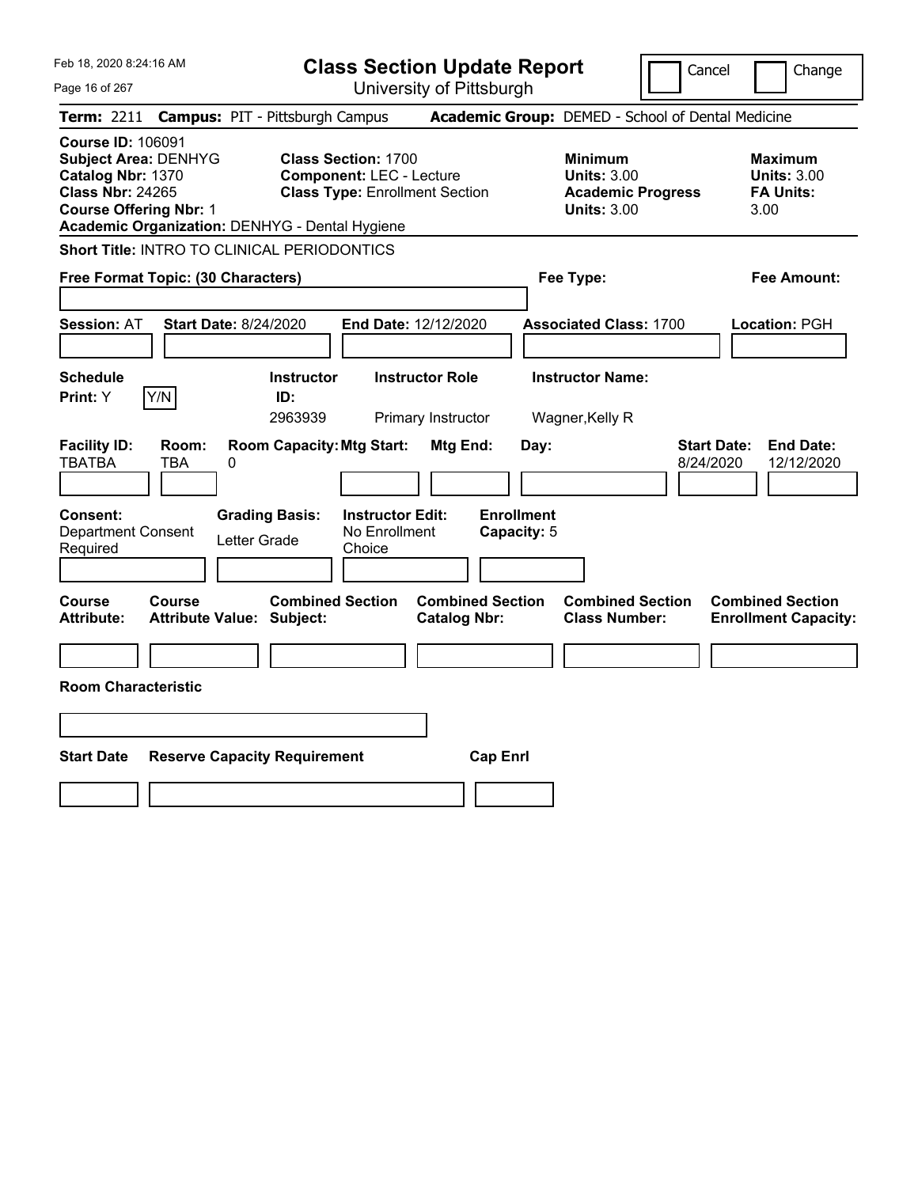# Class Section Update Report

University of Pittsburgh

Feb 18, 2020 8:24:16 AM

Cancel | Change

**Term:** 2211 **Campus:** PIT - Pittsburgh Campus **Academic Group:** DEMED - School of Dental Medicine

**Course ID:** 106091
**Subject Area:** DENHYG
**Catalog Nbr:** 1370
**Class Nbr:** 24265
**Course Offering Nbr:** 1
**Academic Organization:** DENHYG - Dental Hygiene

**Class Section:** 1700
**Component:** LEC - Lecture
**Class Type:** Enrollment Section

**Minimum Units:** 3.00
**Academic Progress Units:** 3.00

**Maximum Units:** 3.00
**FA Units:** 3.00

**Short Title:** INTRO TO CLINICAL PERIODONTICS

**Free Format Topic: (30 Characters)**

**Fee Type:**

**Fee Amount:**

**Session:** AT **Start Date:** 8/24/2020 **End Date:** 12/12/2020 **Associated Class:** 1700 **Location:** PGH

| Schedule Print: | Instructor ID: | Instructor Role | Instructor Name: |
|---|---|---|---|
| Y (Y/N) | 2963939 | Primary Instructor | Wagner,Kelly R |

| Facility ID: | Room: | Room Capacity: | Mtg Start: | Mtg End: | Day: | Start Date: | End Date: |
|---|---|---|---|---|---|---|---|
| TBATBA | TBA | 0 | | | | 8/24/2020 | 12/12/2020 |

| Consent: | Grading Basis: | Instructor Edit: | Enrollment Capacity: |
|---|---|---|---|
| Department Consent Required | Letter Grade | No Enrollment Choice | 5 |

| Course Attribute: | Course Attribute Value: | Combined Section Subject: | Combined Section Catalog Nbr: | Combined Section Class Number: | Combined Section Enrollment Capacity: |
|---|---|---|---|---|---|
| | | | | | |

**Room Characteristic**

| Start Date | Reserve Capacity Requirement | Cap Enrl |
|---|---|---|
| | | |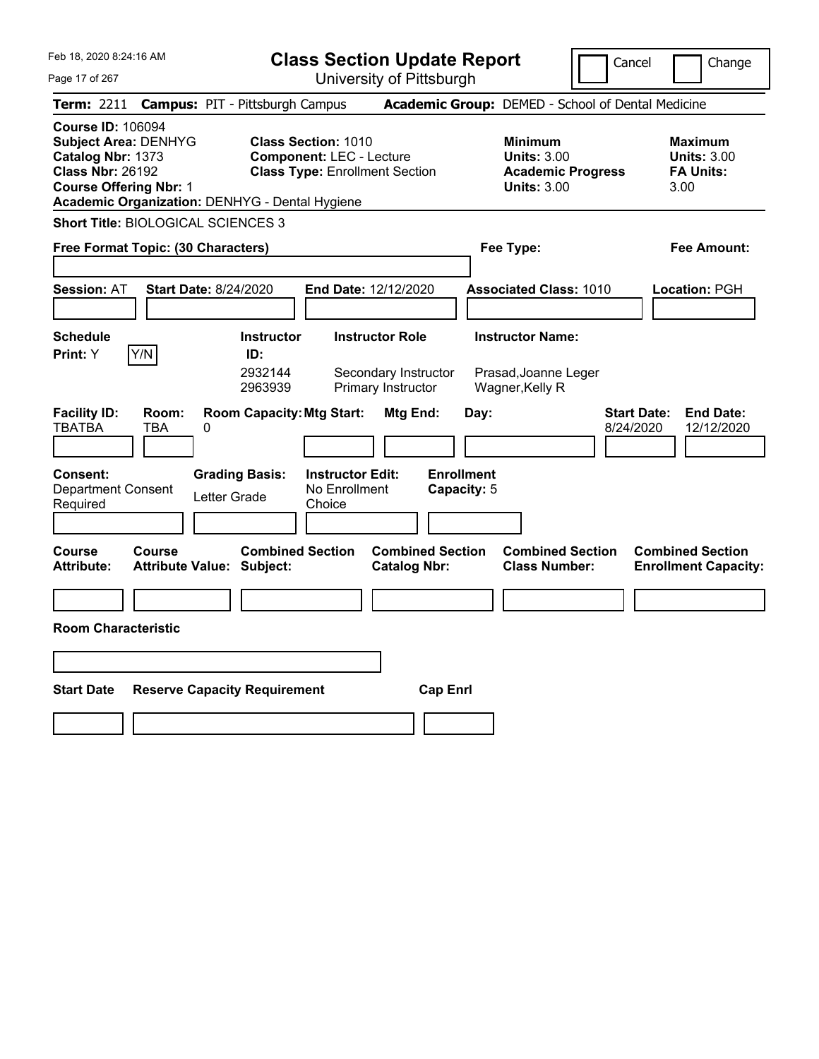Feb 18, 2020 8:24:16 AM

# Class Section Update Report

University of Pittsburgh

Cancel | Change

**Term:** 2211 **Campus:** PIT - Pittsburgh Campus **Academic Group:** DEMED - School of Dental Medicine

**Course ID:** 106094
**Subject Area:** DENHYG
**Catalog Nbr:** 1373
**Class Nbr:** 26192
**Course Offering Nbr:** 1
**Academic Organization:** DENHYG - Dental Hygiene

**Class Section:** 1010
**Component:** LEC - Lecture
**Class Type:** Enrollment Section

**Minimum Units:** 3.00
**Academic Progress Units:** 3.00

**Maximum Units:** 3.00
**FA Units:** 3.00

**Short Title:** BIOLOGICAL SCIENCES 3

**Free Format Topic: (30 Characters)**

**Fee Type:**

**Fee Amount:**

**Session:** AT **Start Date:** 8/24/2020 **End Date:** 12/12/2020 **Associated Class:** 1010 **Location:** PGH

**Schedule Print:** Y [Y/N]

| Instructor ID: | Instructor Role | Instructor Name: |
|---|---|---|
| 2932144 | Secondary Instructor | Prasad,Joanne Leger |
| 2963939 | Primary Instructor | Wagner,Kelly R |

| Facility ID: | Room: | Room Capacity: | Mtg Start: | Mtg End: | Day: | Start Date: | End Date: |
|---|---|---|---|---|---|---|---|
| TBATBA | TBA | 0 | | | | 8/24/2020 | 12/12/2020 |

**Consent:** Department Consent Required
**Grading Basis:** Letter Grade
**Instructor Edit:** No Enrollment Choice
**Enrollment Capacity:** 5

| Course Attribute: | Course Attribute Value: | Combined Section Subject: | Combined Section Catalog Nbr: | Combined Section Class Number: | Combined Section Enrollment Capacity: |
|---|---|---|---|---|---|
| | | | | | |

**Room Characteristic**

| Start Date | Reserve Capacity Requirement | Cap Enrl |
|---|---|---|
| | | |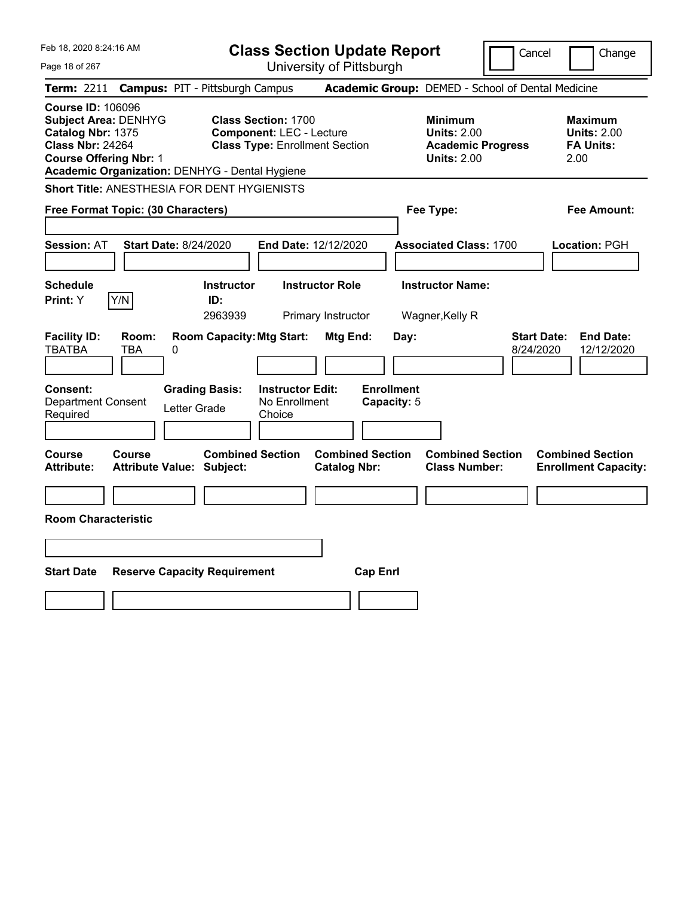# Class Section Update Report

University of Pittsburgh

Cancel | Change

**Term:** 2211 **Campus:** PIT - Pittsburgh Campus **Academic Group:** DEMED - School of Dental Medicine

**Course ID:** 106096
**Subject Area:** DENHYG
**Catalog Nbr:** 1375
**Class Nbr:** 24264
**Course Offering Nbr:** 1
**Academic Organization:** DENHYG - Dental Hygiene

**Class Section:** 1700
**Component:** LEC - Lecture
**Class Type:** Enrollment Section

**Minimum Units:** 2.00
**Academic Progress Units:** 2.00

**Maximum Units:** 2.00
**FA Units:** 2.00

**Short Title:** ANESTHESIA FOR DENT HYGIENISTS

**Free Format Topic: (30 Characters)**

**Fee Type:**

**Fee Amount:**

**Session:** AT **Start Date:** 8/24/2020 **End Date:** 12/12/2020 **Associated Class:** 1700 **Location:** PGH

| Schedule Print | Instructor ID | Instructor Role | Instructor Name |
|---|---|---|---|
| Y (Y/N) | 2963939 | Primary Instructor | Wagner,Kelly R |

| Facility ID | Room | Room Capacity | Mtg Start | Mtg End | Day | Start Date | End Date |
|---|---|---|---|---|---|---|---|
| TBATBA | TBA | 0 | | | | 8/24/2020 | 12/12/2020 |

**Consent:** Department Consent Required
**Grading Basis:** Letter Grade
**Instructor Edit:** No Enrollment Choice
**Enrollment Capacity:** 5

| Course Attribute | Course Attribute Value | Combined Section Subject | Combined Section Catalog Nbr | Combined Section Class Number | Combined Section Enrollment Capacity |
|---|---|---|---|---|---|
| | | | | | |

**Room Characteristic**

| Start Date | Reserve Capacity Requirement | Cap Enrl |
|---|---|---|
| | | |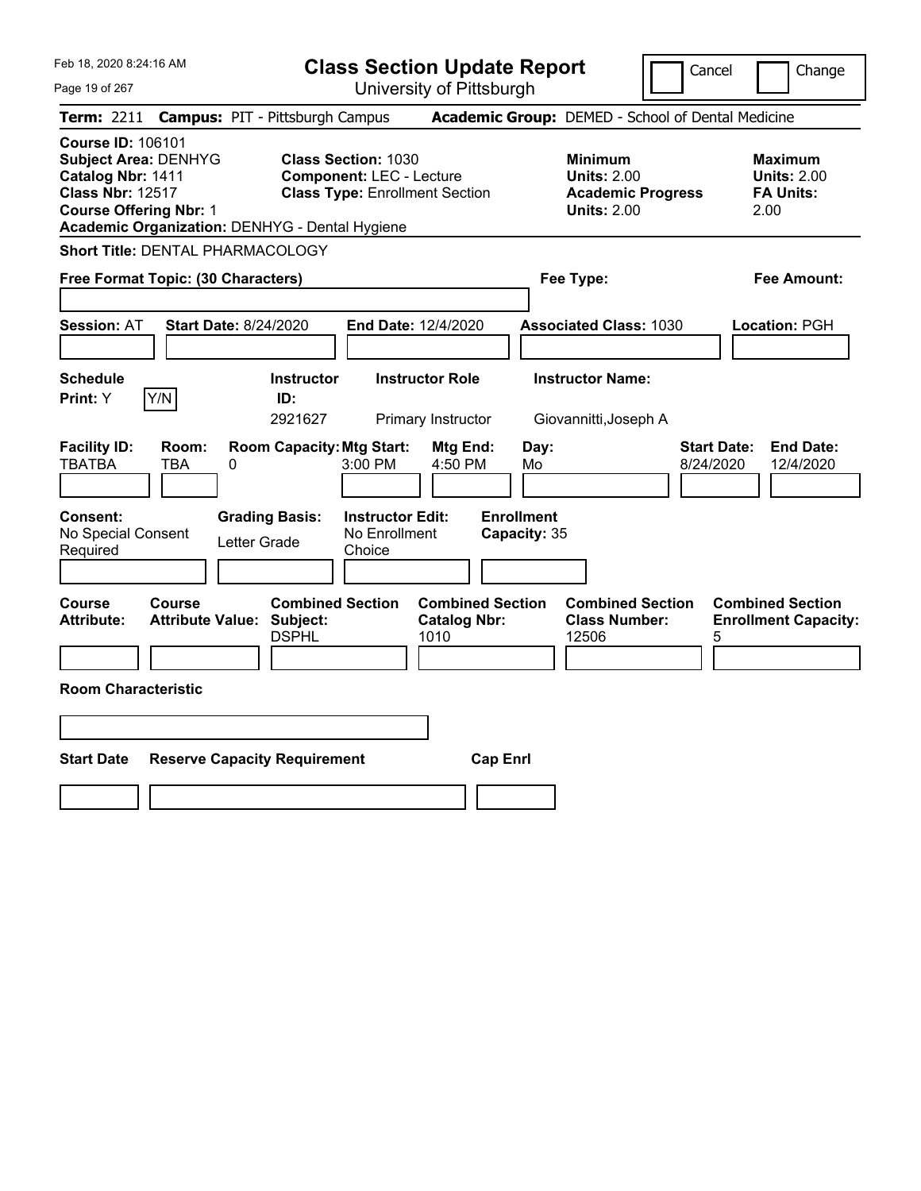Feb 18, 2020 8:24:16 AM

# Class Section Update Report

University of Pittsburgh

Cancel | Change

**Term:** 2211 **Campus:** PIT - Pittsburgh Campus **Academic Group:** DEMED - School of Dental Medicine

**Course ID:** 106101
**Subject Area:** DENHYG
**Catalog Nbr:** 1411
**Class Nbr:** 12517
**Course Offering Nbr:** 1
**Academic Organization:** DENHYG - Dental Hygiene

**Class Section:** 1030
**Component:** LEC - Lecture
**Class Type:** Enrollment Section

**Minimum Units:** 2.00
**Academic Progress Units:** 2.00

**Maximum Units:** 2.00
**FA Units:** 2.00

**Short Title:** DENTAL PHARMACOLOGY

**Free Format Topic: (30 Characters)**

**Fee Type:**

**Fee Amount:**

**Session:** AT **Start Date:** 8/24/2020 **End Date:** 12/4/2020 **Associated Class:** 1030 **Location:** PGH

| Schedule Print | Instructor ID | Instructor Role | Instructor Name |
|---|---|---|---|
| Y | 2921627 | Primary Instructor | Giovannitti,Joseph A |

| Facility ID | Room | Room Capacity | Mtg Start | Mtg End | Day | Start Date | End Date |
|---|---|---|---|---|---|---|---|
| TBATBA | TBA | 0 | 3:00 PM | 4:50 PM | Mo | 8/24/2020 | 12/4/2020 |

| Consent | Grading Basis | Instructor Edit | Enrollment Capacity |
|---|---|---|---|
| No Special Consent Required | Letter Grade | No Enrollment Choice | 35 |

| Course Attribute | Course Attribute Value | Combined Section Subject | Combined Section Catalog Nbr | Combined Section Class Number | Combined Section Enrollment Capacity |
|---|---|---|---|---|---|
| | | DSPHL | 1010 | 12506 | 5 |

**Room Characteristic**

| Start Date | Reserve Capacity Requirement | Cap Enrl |
|---|---|---|
| | | |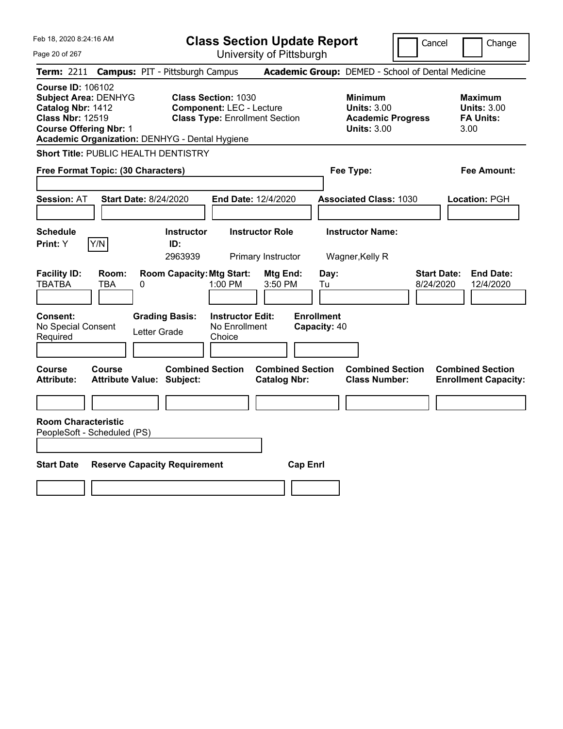# Class Section Update Report

University of Pittsburgh

Cancel | Change

**Term:** 2211 **Campus:** PIT - Pittsburgh Campus **Academic Group:** DEMED - School of Dental Medicine

**Course ID:** 106102
**Subject Area:** DENHYG
**Catalog Nbr:** 1412
**Class Nbr:** 12519
**Course Offering Nbr:** 1
**Academic Organization:** DENHYG - Dental Hygiene

**Class Section:** 1030
**Component:** LEC - Lecture
**Class Type:** Enrollment Section

| | Minimum | Maximum |
|---|---|---|
| Units | 3.00 | 3.00 |
| Academic Progress Units | 3.00 | |
| FA Units | | 3.00 |

**Short Title:** PUBLIC HEALTH DENTISTRY

**Free Format Topic: (30 Characters)**

**Fee Type:**

**Fee Amount:**

**Session:** AT **Start Date:** 8/24/2020 **End Date:** 12/4/2020 **Associated Class:** 1030 **Location:** PGH

| Schedule Print | Y/N | Instructor ID | Instructor Role | Instructor Name |
|---|---|---|---|---|
| Y | | 2963939 | Primary Instructor | Wagner,Kelly R |

| Facility ID | Room | Room Capacity | Mtg Start | Mtg End | Day | Start Date | End Date |
|---|---|---|---|---|---|---|---|
| TBATBA | TBA | 0 | 1:00 PM | 3:50 PM | Tu | 8/24/2020 | 12/4/2020 |

| Consent | Grading Basis | Instructor Edit | Enrollment Capacity |
|---|---|---|---|
| No Special Consent Required | Letter Grade | No Enrollment Choice | 40 |

| Course Attribute | Course Attribute Value | Combined Section Subject | Combined Section Catalog Nbr | Combined Section Class Number | Combined Section Enrollment Capacity |
|---|---|---|---|---|---|
| | | | | | |

**Room Characteristic**
PeopleSoft - Scheduled (PS)

| Start Date | Reserve Capacity Requirement | Cap Enrl |
|---|---|---|
| | | |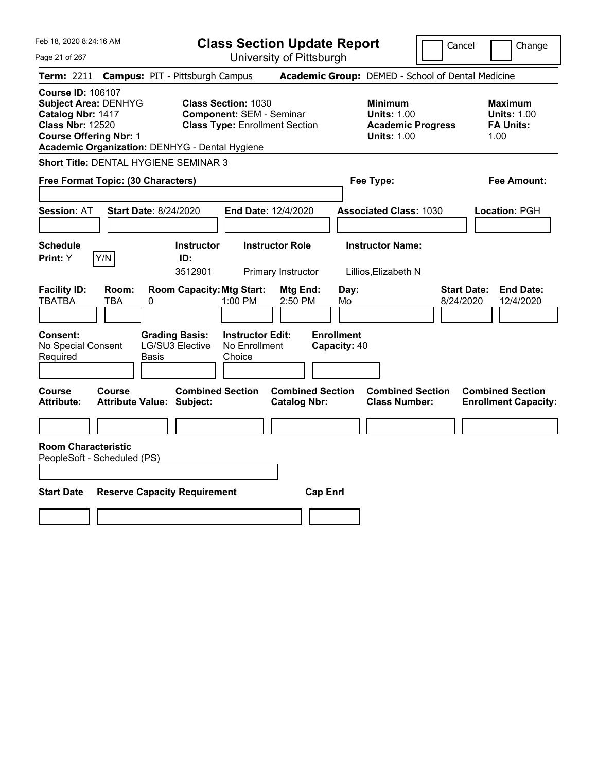Feb 18, 2020 8:24:16 AM

# Class Section Update Report

University of Pittsburgh

Cancel | Change

**Term:** 2211 **Campus:** PIT - Pittsburgh Campus **Academic Group:** DEMED - School of Dental Medicine

**Course ID:** 106107
**Subject Area:** DENHYG
**Catalog Nbr:** 1417
**Class Nbr:** 12520
**Course Offering Nbr:** 1
**Academic Organization:** DENHYG - Dental Hygiene

**Class Section:** 1030
**Component:** SEM - Seminar
**Class Type:** Enrollment Section

**Minimum Units:** 1.00
**Academic Progress Units:** 1.00

**Maximum Units:** 1.00
**FA Units:** 1.00

**Short Title:** DENTAL HYGIENE SEMINAR 3

**Free Format Topic: (30 Characters)**

**Fee Type:**

**Fee Amount:**

**Session:** AT **Start Date:** 8/24/2020 **End Date:** 12/4/2020 **Associated Class:** 1030 **Location:** PGH

| Schedule Print | Instructor ID | Instructor Role | Instructor Name |
|---|---|---|---|
| Y (Y/N) | 3512901 | Primary Instructor | Lillios,Elizabeth N |

| Facility ID | Room | Room Capacity | Mtg Start | Mtg End | Day | Start Date | End Date |
|---|---|---|---|---|---|---|---|
| TBATBA | TBA | 0 | 1:00 PM | 2:50 PM | Mo | 8/24/2020 | 12/4/2020 |

| Consent | Grading Basis | Instructor Edit | Enrollment Capacity |
|---|---|---|---|
| No Special Consent Required | LG/SU3 Elective Basis | No Enrollment Choice | 40 |

| Course Attribute | Course Attribute Value | Combined Section Subject | Combined Section Catalog Nbr | Combined Section Class Number | Combined Section Enrollment Capacity |
|---|---|---|---|---|---|
| | | | | | |

**Room Characteristic**
PeopleSoft - Scheduled (PS)

| Start Date | Reserve Capacity Requirement | Cap Enrl |
|---|---|---|
| | | |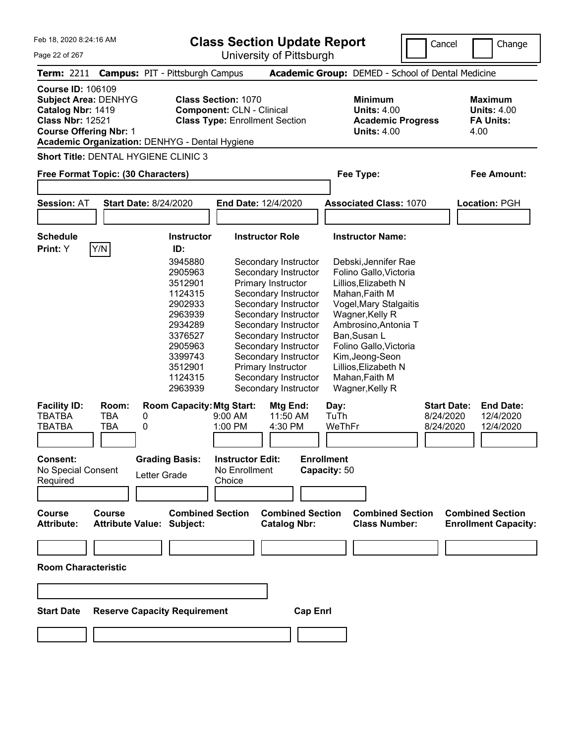Feb 18, 2020 8:24:16 AM

# Class Section Update Report

University of Pittsburgh

Cancel | Change

**Term:** 2211 **Campus:** PIT - Pittsburgh Campus **Academic Group:** DEMED - School of Dental Medicine

**Course ID:** 106109
**Subject Area:** DENHYG
**Catalog Nbr:** 1419
**Class Nbr:** 12521
**Course Offering Nbr:** 1
**Academic Organization:** DENHYG - Dental Hygiene

**Class Section:** 1070
**Component:** CLN - Clinical
**Class Type:** Enrollment Section

**Minimum Units:** 4.00
**Academic Progress Units:** 4.00

**Maximum Units:** 4.00
**FA Units:** 4.00

**Short Title:** DENTAL HYGIENE CLINIC 3

**Free Format Topic: (30 Characters)**

**Fee Type:**

**Fee Amount:**

**Session:** AT **Start Date:** 8/24/2020 **End Date:** 12/4/2020 **Associated Class:** 1070 **Location:** PGH

**Schedule Print:** Y [Y/N]

| Instructor ID | Instructor Role | Instructor Name |
|---|---|---|
| 3945880 | Secondary Instructor | Debski,Jennifer Rae |
| 2905963 | Secondary Instructor | Folino Gallo,Victoria |
| 3512901 | Primary Instructor | Lillios,Elizabeth N |
| 1124315 | Secondary Instructor | Mahan,Faith M |
| 2902933 | Secondary Instructor | Vogel,Mary Stalgaitis |
| 2963939 | Secondary Instructor | Wagner,Kelly R |
| 2934289 | Secondary Instructor | Ambrosino,Antonia T |
| 3376527 | Secondary Instructor | Ban,Susan L |
| 2905963 | Secondary Instructor | Folino Gallo,Victoria |
| 3399743 | Secondary Instructor | Kim,Jeong-Seon |
| 3512901 | Primary Instructor | Lillios,Elizabeth N |
| 1124315 | Secondary Instructor | Mahan,Faith M |
| 2963939 | Secondary Instructor | Wagner,Kelly R |

| Facility ID: | Room: | Room Capacity: | Mtg Start: | Mtg End: | Day: | Start Date: | End Date: |
|---|---|---|---|---|---|---|---|
| TBATBA | TBA | 0 | 9:00 AM | 11:50 AM | TuTh | 8/24/2020 | 12/4/2020 |
| TBATBA | TBA | 0 | 1:00 PM | 4:30 PM | WeThFr | 8/24/2020 | 12/4/2020 |

**Consent:** No Special Consent Required
**Grading Basis:** Letter Grade
**Instructor Edit:** No Enrollment Choice
**Enrollment Capacity:** 50

| Course Attribute: | Course Attribute Value: | Combined Section Subject: | Combined Section Catalog Nbr: | Combined Section Class Number: | Combined Section Enrollment Capacity: |
|---|---|---|---|---|---|
| | | | | | |

**Room Characteristic**

| Start Date | Reserve Capacity Requirement | Cap Enrl |
|---|---|---|
| | | |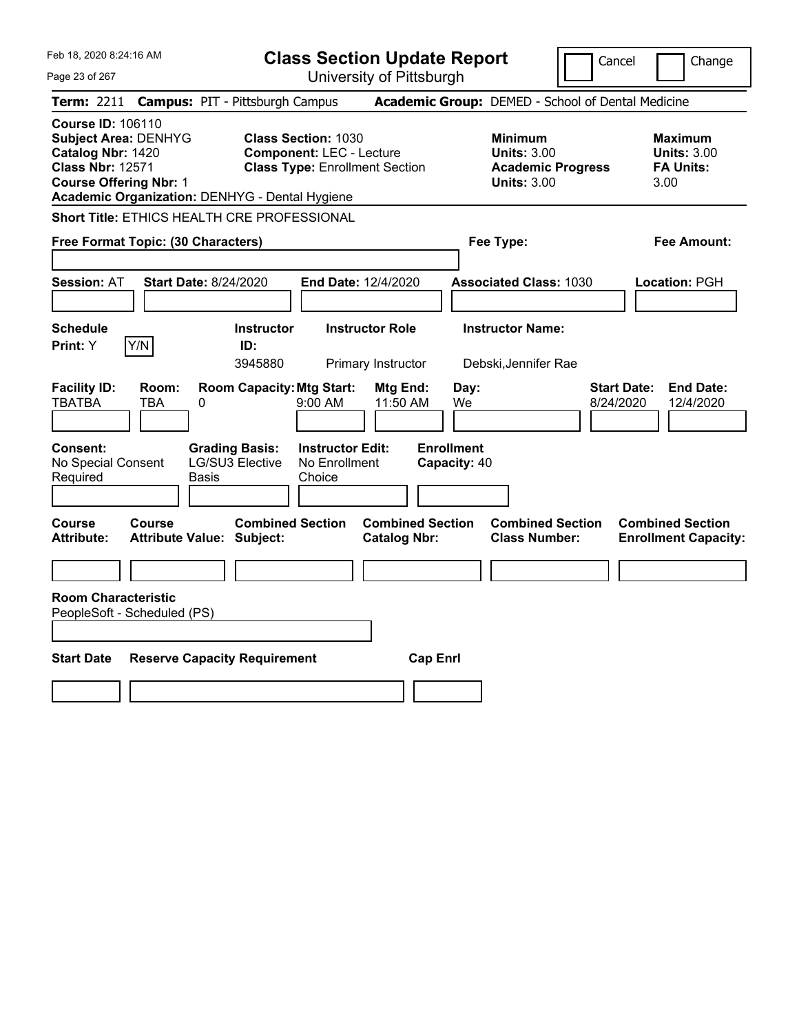# Class Section Update Report

University of Pittsburgh

Cancel | Change

**Term:** 2211 **Campus:** PIT - Pittsburgh Campus **Academic Group:** DEMED - School of Dental Medicine

**Course ID:** 106110
**Subject Area:** DENHYG
**Catalog Nbr:** 1420
**Class Nbr:** 12571
**Course Offering Nbr:** 1
**Academic Organization:** DENHYG - Dental Hygiene

**Class Section:** 1030
**Component:** LEC - Lecture
**Class Type:** Enrollment Section

**Minimum**
**Units:** 3.00
**Academic Progress Units:** 3.00

**Maximum**
**Units:** 3.00
**FA Units:** 3.00

**Short Title:** ETHICS HEALTH CRE PROFESSIONAL

**Free Format Topic: (30 Characters)**

**Fee Type:**

**Fee Amount:**

**Session:** AT **Start Date:** 8/24/2020 **End Date:** 12/4/2020 **Associated Class:** 1030 **Location:** PGH

| Schedule Print | Instructor ID | Instructor Role | Instructor Name |
|---|---|---|---|
| Y (Y/N) | 3945880 | Primary Instructor | Debski,Jennifer Rae |

| Facility ID | Room | Room Capacity | Mtg Start | Mtg End | Day | Start Date | End Date |
|---|---|---|---|---|---|---|---|
| TBATBA | TBA | 0 | 9:00 AM | 11:50 AM | We | 8/24/2020 | 12/4/2020 |

**Consent:** No Special Consent Required
**Grading Basis:** LG/SU3 Elective Basis
**Instructor Edit:** No Enrollment Choice
**Enrollment Capacity:** 40

| Course Attribute | Course Attribute Value | Combined Section Subject | Combined Section Catalog Nbr | Combined Section Class Number | Combined Section Enrollment Capacity |
|---|---|---|---|---|---|
| | | | | | |

**Room Characteristic**
PeopleSoft - Scheduled (PS)

| Start Date | Reserve Capacity Requirement | Cap Enrl |
|---|---|---|
| | | |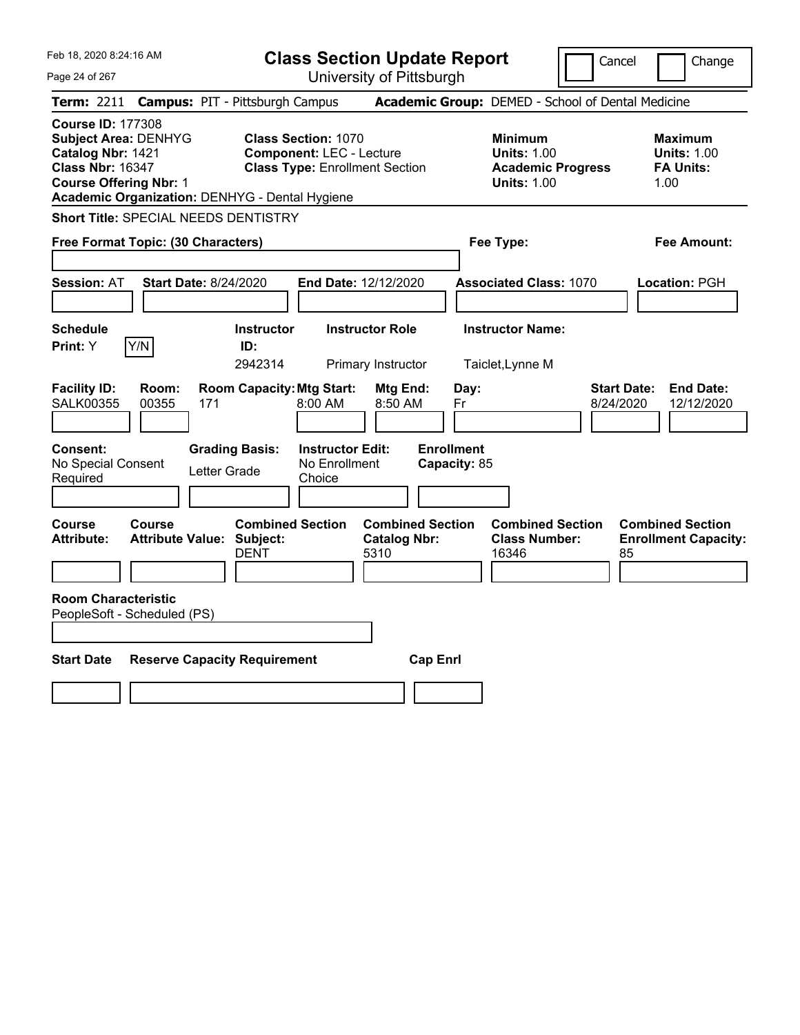Feb 18, 2020 8:24:16 AM

# Class Section Update Report

University of Pittsburgh

Cancel | Change

**Term:** 2211 **Campus:** PIT - Pittsburgh Campus **Academic Group:** DEMED - School of Dental Medicine

**Course ID:** 177308
**Subject Area:** DENHYG
**Catalog Nbr:** 1421
**Class Nbr:** 16347
**Course Offering Nbr:** 1
**Academic Organization:** DENHYG - Dental Hygiene

**Class Section:** 1070
**Component:** LEC - Lecture
**Class Type:** Enrollment Section

**Minimum Units:** 1.00
**Academic Progress Units:** 1.00

**Maximum Units:** 1.00
**FA Units:** 1.00

**Short Title:** SPECIAL NEEDS DENTISTRY

**Free Format Topic: (30 Characters)**

**Fee Type:**

**Fee Amount:**

**Session:** AT **Start Date:** 8/24/2020 **End Date:** 12/12/2020 **Associated Class:** 1070 **Location:** PGH

| Schedule Print | Instructor ID | Instructor Role | Instructor Name |
|---|---|---|---|
| Y (Y/N) | 2942314 | Primary Instructor | Taiclet,Lynne M |

| Facility ID | Room | Room Capacity | Mtg Start | Mtg End | Day | Start Date | End Date |
|---|---|---|---|---|---|---|---|
| SALK00355 | 00355 | 171 | 8:00 AM | 8:50 AM | Fr | 8/24/2020 | 12/12/2020 |

| Consent | Grading Basis | Instructor Edit | Enrollment Capacity |
|---|---|---|---|
| No Special Consent Required | Letter Grade | No Enrollment Choice | 85 |

| Course Attribute | Course Attribute Value | Combined Section Subject | Combined Section Catalog Nbr | Combined Section Class Number | Combined Section Enrollment Capacity |
|---|---|---|---|---|---|
| | | DENT | 5310 | 16346 | 85 |

**Room Characteristic**
PeopleSoft - Scheduled (PS)

| Start Date | Reserve Capacity Requirement | Cap Enrl |
|---|---|---|
| | | |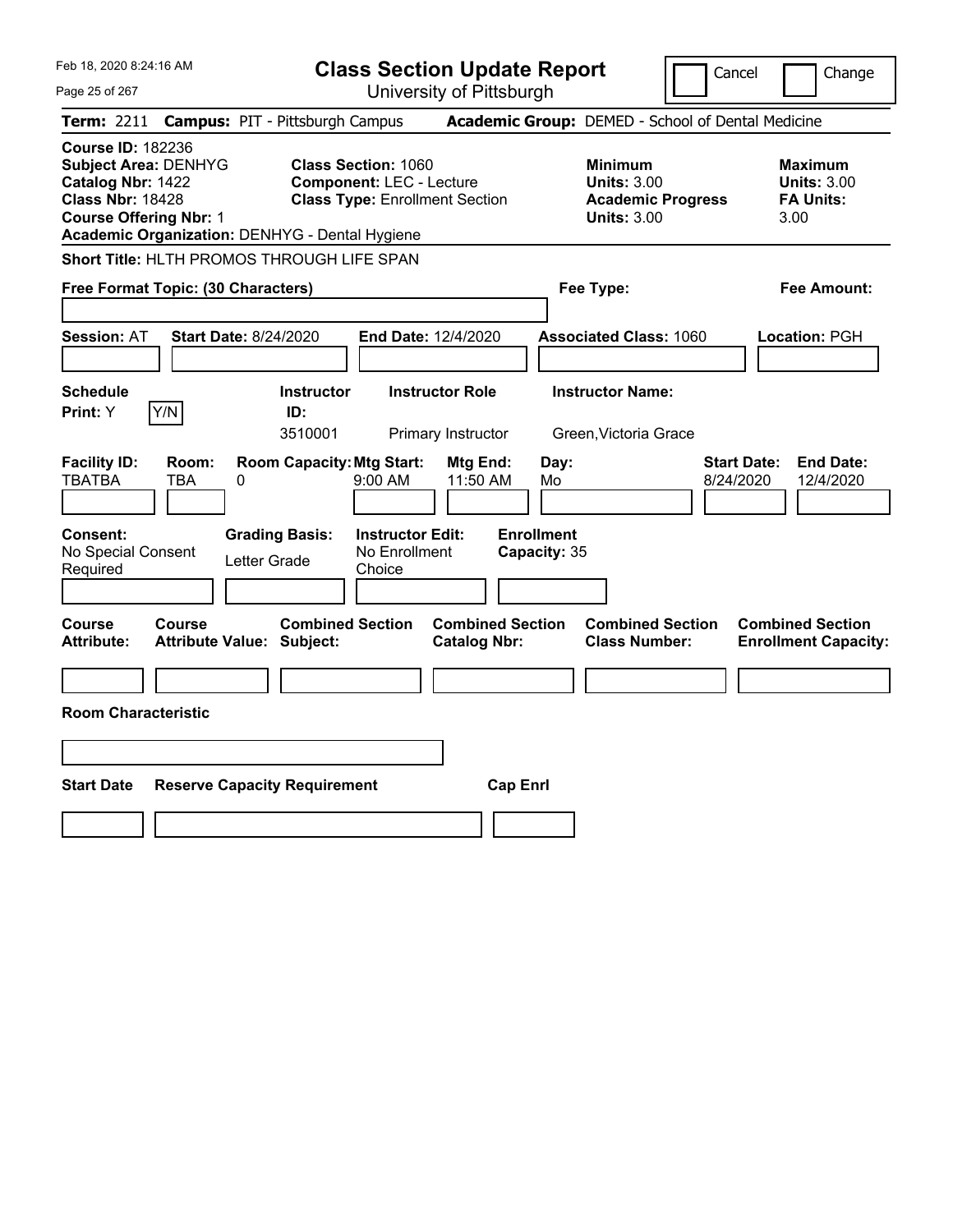Feb 18, 2020 8:24:16 AM

# Class Section Update Report

University of Pittsburgh

Cancel | Change

**Term:** 2211 **Campus:** PIT - Pittsburgh Campus **Academic Group:** DEMED - School of Dental Medicine

**Course ID:** 182236
**Subject Area:** DENHYG
**Catalog Nbr:** 1422
**Class Nbr:** 18428
**Course Offering Nbr:** 1
**Academic Organization:** DENHYG - Dental Hygiene

**Class Section:** 1060
**Component:** LEC - Lecture
**Class Type:** Enrollment Section

**Minimum**
**Units:** 3.00
**Academic Progress**
**Units:** 3.00

**Maximum**
**Units:** 3.00
**FA Units:** 3.00

**Short Title:** HLTH PROMOS THROUGH LIFE SPAN

**Free Format Topic: (30 Characters)** | **Fee Type:** | **Fee Amount:**

**Session:** AT **Start Date:** 8/24/2020 **End Date:** 12/4/2020 **Associated Class:** 1060 **Location:** PGH

| Schedule Print: | Instructor ID: | Instructor Role | Instructor Name: |
|---|---|---|---|
| Y (Y/N) | 3510001 | Primary Instructor | Green,Victoria Grace |

| Facility ID: | Room: | Room Capacity: | Mtg Start: | Mtg End: | Day: | Start Date: | End Date: |
|---|---|---|---|---|---|---|---|
| TBATBA | TBA | 0 | 9:00 AM | 11:50 AM | Mo | 8/24/2020 | 12/4/2020 |

| Consent: | Grading Basis: | Instructor Edit: | Enrollment Capacity: |
|---|---|---|---|
| No Special Consent Required | Letter Grade | No Enrollment Choice | 35 |

| Course Attribute: | Course Attribute Value: | Combined Section Subject: | Combined Section Catalog Nbr: | Combined Section Class Number: | Combined Section Enrollment Capacity: |
|---|---|---|---|---|---|
| | | | | | |

**Room Characteristic**

| Start Date | Reserve Capacity Requirement | Cap Enrl |
|---|---|---|
| | | |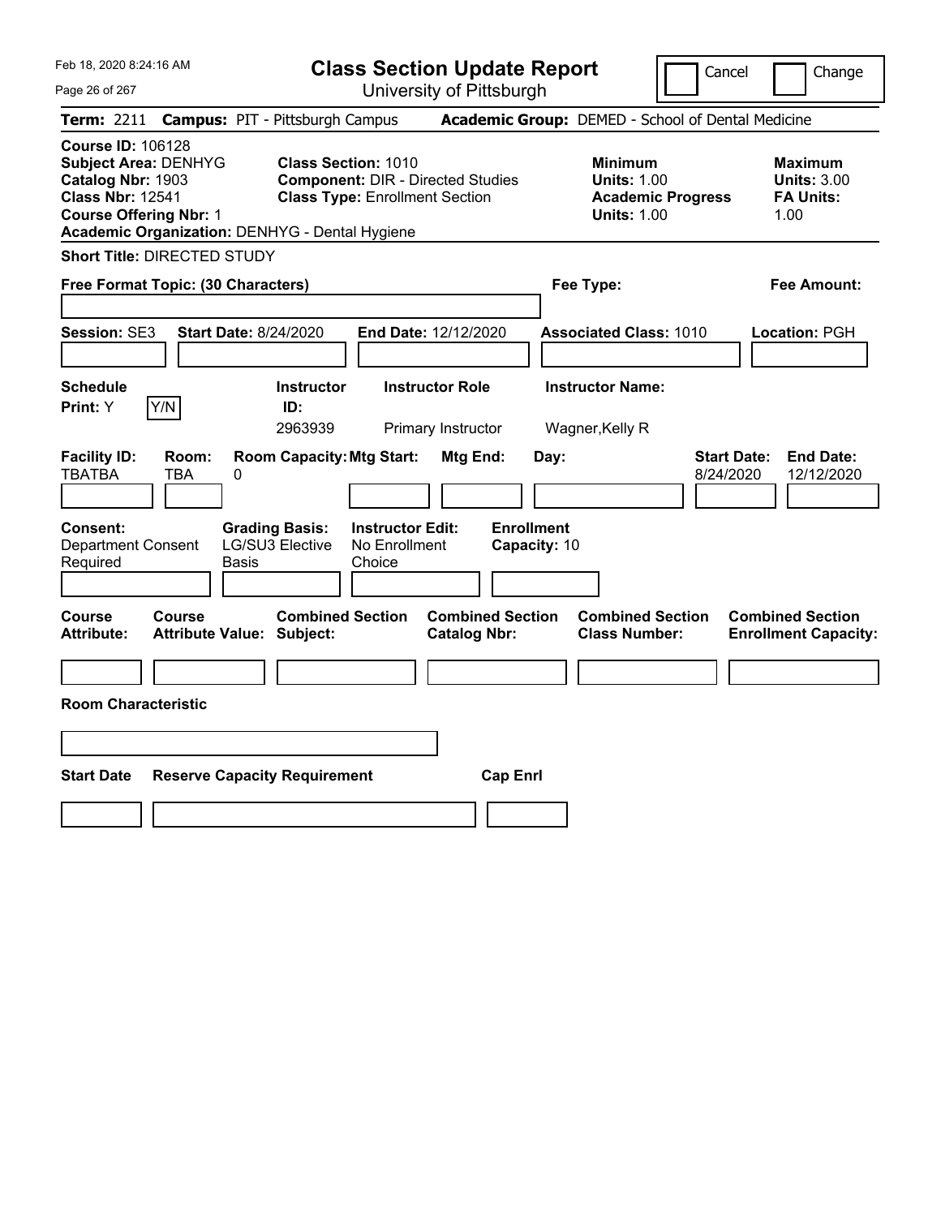# Class Section Update Report

University of Pittsburgh

Cancel ☐ Change ☐

**Term:** 2211 **Campus:** PIT - Pittsburgh Campus **Academic Group:** DEMED - School of Dental Medicine

**Course ID:** 106128
**Subject Area:** DENHYG
**Catalog Nbr:** 1903
**Class Nbr:** 12541
**Course Offering Nbr:** 1
**Academic Organization:** DENHYG - Dental Hygiene

**Class Section:** 1010
**Component:** DIR - Directed Studies
**Class Type:** Enrollment Section

**Minimum**
**Units:** 1.00
**Academic Progress Units:** 1.00

**Maximum**
**Units:** 3.00
**FA Units:** 1.00

**Short Title:** DIRECTED STUDY

**Free Format Topic: (30 Characters)**

**Fee Type:**

**Fee Amount:**

**Session:** SE3 **Start Date:** 8/24/2020 **End Date:** 12/12/2020 **Associated Class:** 1010 **Location:** PGH

| Schedule Print: | | Instructor ID: | Instructor Role | Instructor Name: |
|---|---|---|---|---|
| Y | Y/N | 2963939 | Primary Instructor | Wagner,Kelly R |

| Facility ID: | Room: | Room Capacity: | Mtg Start: | Mtg End: | Day: | Start Date: | End Date: |
|---|---|---|---|---|---|---|---|
| TBATBA | TBA | 0 | | | | 8/24/2020 | 12/12/2020 |

| Consent: | Grading Basis: | Instructor Edit: | Enrollment Capacity: |
|---|---|---|---|
| Department Consent Required | LG/SU3 Elective Basis | No Enrollment Choice | 10 |

| Course Attribute: | Course Attribute Value: | Combined Section Subject: | Combined Section Catalog Nbr: | Combined Section Class Number: | Combined Section Enrollment Capacity: |
|---|---|---|---|---|---|
| | | | | | |

**Room Characteristic**

| Start Date | Reserve Capacity Requirement | Cap Enrl |
|---|---|---|
| | | |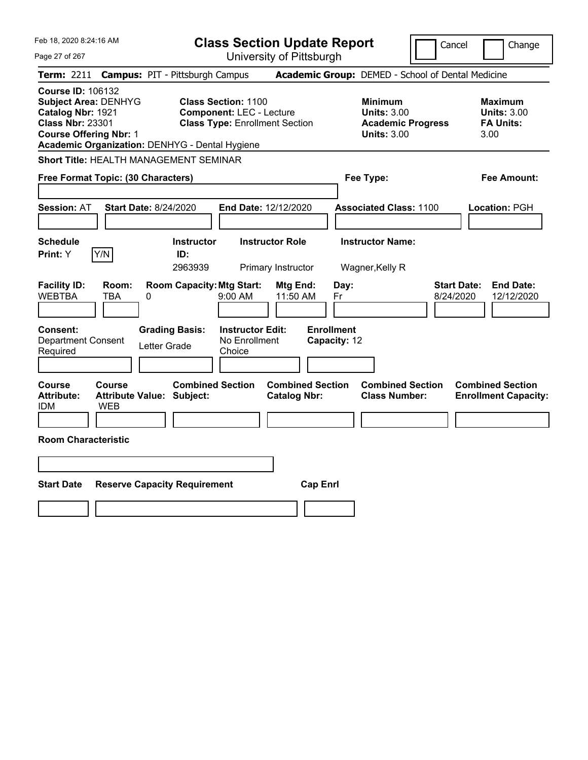# Class Section Update Report

University of Pittsburgh

Cancel | Change

**Term:** 2211 **Campus:** PIT - Pittsburgh Campus **Academic Group:** DEMED - School of Dental Medicine

**Course ID:** 106132
**Subject Area:** DENHYG
**Catalog Nbr:** 1921
**Class Nbr:** 23301
**Course Offering Nbr:** 1
**Academic Organization:** DENHYG - Dental Hygiene

**Class Section:** 1100
**Component:** LEC - Lecture
**Class Type:** Enrollment Section

**Minimum Units:** 3.00
**Academic Progress Units:** 3.00

**Maximum Units:** 3.00
**FA Units:** 3.00

**Short Title:** HEALTH MANAGEMENT SEMINAR

**Free Format Topic: (30 Characters)**

**Fee Type:**

**Fee Amount:**

**Session:** AT **Start Date:** 8/24/2020 **End Date:** 12/12/2020 **Associated Class:** 1100 **Location:** PGH

**Schedule Print:** Y [Y/N]

| Instructor ID | Instructor Role | Instructor Name |
|---|---|---|
| 2963939 | Primary Instructor | Wagner,Kelly R |

| Facility ID | Room | Room Capacity | Mtg Start | Mtg End | Day | Start Date | End Date |
|---|---|---|---|---|---|---|---|
| WEBTBA | TBA | 0 | 9:00 AM | 11:50 AM | Fr | 8/24/2020 | 12/12/2020 |

**Consent:** Department Consent Required
**Grading Basis:** Letter Grade
**Instructor Edit:** No Enrollment Choice
**Enrollment Capacity:** 12

| Course Attribute | Course Attribute Value | Combined Section Subject | Combined Section Catalog Nbr | Combined Section Class Number | Combined Section Enrollment Capacity |
|---|---|---|---|---|---|
| IDM | WEB | | | | |

**Room Characteristic**

| Start Date | Reserve Capacity Requirement | Cap Enrl |
|---|---|---|
| | | |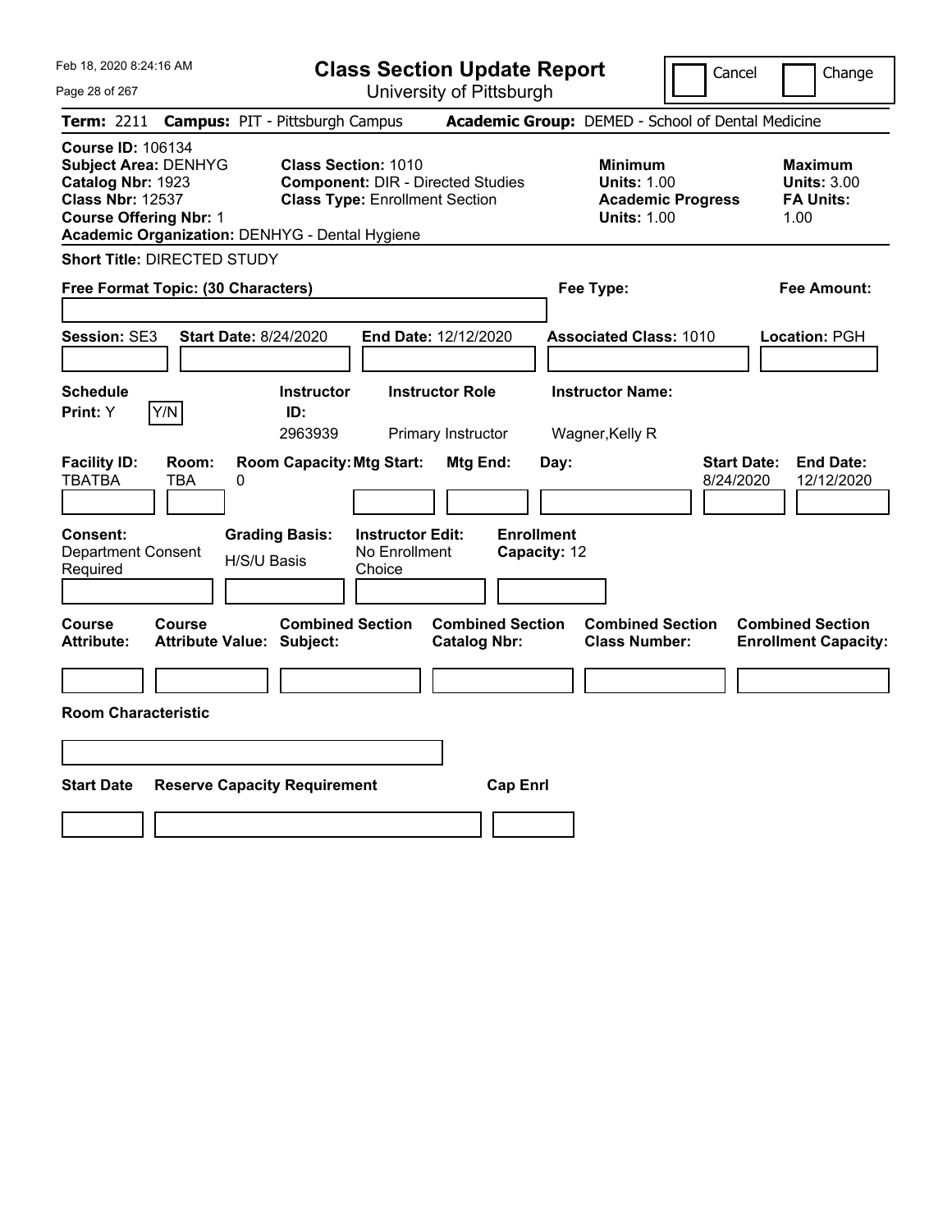Feb 18, 2020 8:24:16 AM

# Class Section Update Report

University of Pittsburgh

Cancel | Change

**Term:** 2211 **Campus:** PIT - Pittsburgh Campus **Academic Group:** DEMED - School of Dental Medicine

**Course ID:** 106134
**Subject Area:** DENHYG
**Catalog Nbr:** 1923
**Class Nbr:** 12537
**Course Offering Nbr:** 1
**Academic Organization:** DENHYG - Dental Hygiene

**Class Section:** 1010
**Component:** DIR - Directed Studies
**Class Type:** Enrollment Section

**Minimum**
**Units:** 1.00
**Academic Progress Units:** 1.00

**Maximum**
**Units:** 3.00
**FA Units:** 1.00

**Short Title:** DIRECTED STUDY

**Free Format Topic: (30 Characters)**

**Fee Type:**

**Fee Amount:**

**Session:** SE3 **Start Date:** 8/24/2020 **End Date:** 12/12/2020 **Associated Class:** 1010 **Location:** PGH

| Schedule Print: | | Instructor ID: | Instructor Role | Instructor Name: |
|---|---|---|---|---|
| Y | Y/N | 2963939 | Primary Instructor | Wagner,Kelly R |

| Facility ID: | Room: | Room Capacity: | Mtg Start: | Mtg End: | Day: | Start Date: | End Date: |
|---|---|---|---|---|---|---|---|
| TBATBA | TBA | 0 | | | | 8/24/2020 | 12/12/2020 |

| Consent: | Grading Basis: | Instructor Edit: | Enrollment Capacity: |
|---|---|---|---|
| Department Consent Required | H/S/U Basis | No Enrollment Choice | 12 |

| Course Attribute: | Course Attribute Value: | Combined Section Subject: | Combined Section Catalog Nbr: | Combined Section Class Number: | Combined Section Enrollment Capacity: |
|---|---|---|---|---|---|
| | | | | | |

**Room Characteristic**

| Start Date | Reserve Capacity Requirement | Cap Enrl |
|---|---|---|
| | | |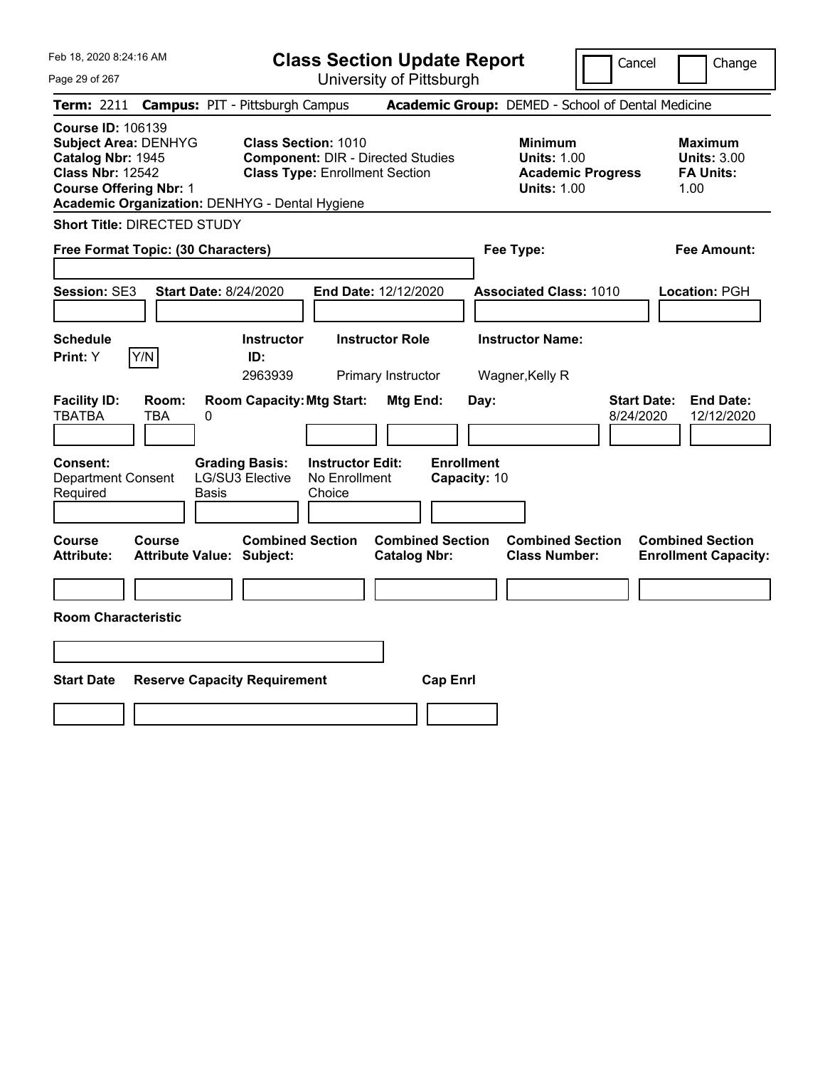Feb 18, 2020 8:24:16 AM

# Class Section Update Report

University of Pittsburgh

Cancel | Change

**Term:** 2211 **Campus:** PIT - Pittsburgh Campus **Academic Group:** DEMED - School of Dental Medicine

**Course ID:** 106139
**Subject Area:** DENHYG
**Catalog Nbr:** 1945
**Class Nbr:** 12542
**Course Offering Nbr:** 1
**Academic Organization:** DENHYG - Dental Hygiene

**Class Section:** 1010
**Component:** DIR - Directed Studies
**Class Type:** Enrollment Section

**Minimum Units:** 1.00
**Academic Progress Units:** 1.00

**Maximum Units:** 3.00
**FA Units:** 1.00

**Short Title:** DIRECTED STUDY

**Free Format Topic: (30 Characters)**

**Fee Type:**

**Fee Amount:**

**Session:** SE3 **Start Date:** 8/24/2020 **End Date:** 12/12/2020 **Associated Class:** 1010 **Location:** PGH

| Schedule Print | Instructor ID | Instructor Role | Instructor Name |
|---|---|---|---|
| Y | 2963939 | Primary Instructor | Wagner,Kelly R |

| Facility ID | Room | Room Capacity | Mtg Start | Mtg End | Day | Start Date | End Date |
|---|---|---|---|---|---|---|---|
| TBATBA | TBA | 0 | | | | 8/24/2020 | 12/12/2020 |

**Consent:** Department Consent Required
**Grading Basis:** LG/SU3 Elective Basis
**Instructor Edit:** No Enrollment Choice
**Enrollment Capacity:** 10

| Course Attribute | Course Attribute Value | Combined Section Subject | Combined Section Catalog Nbr | Combined Section Class Number | Combined Section Enrollment Capacity |
|---|---|---|---|---|---|
| | | | | | |

**Room Characteristic**

| Start Date | Reserve Capacity Requirement | Cap Enrl |
|---|---|---|
| | | |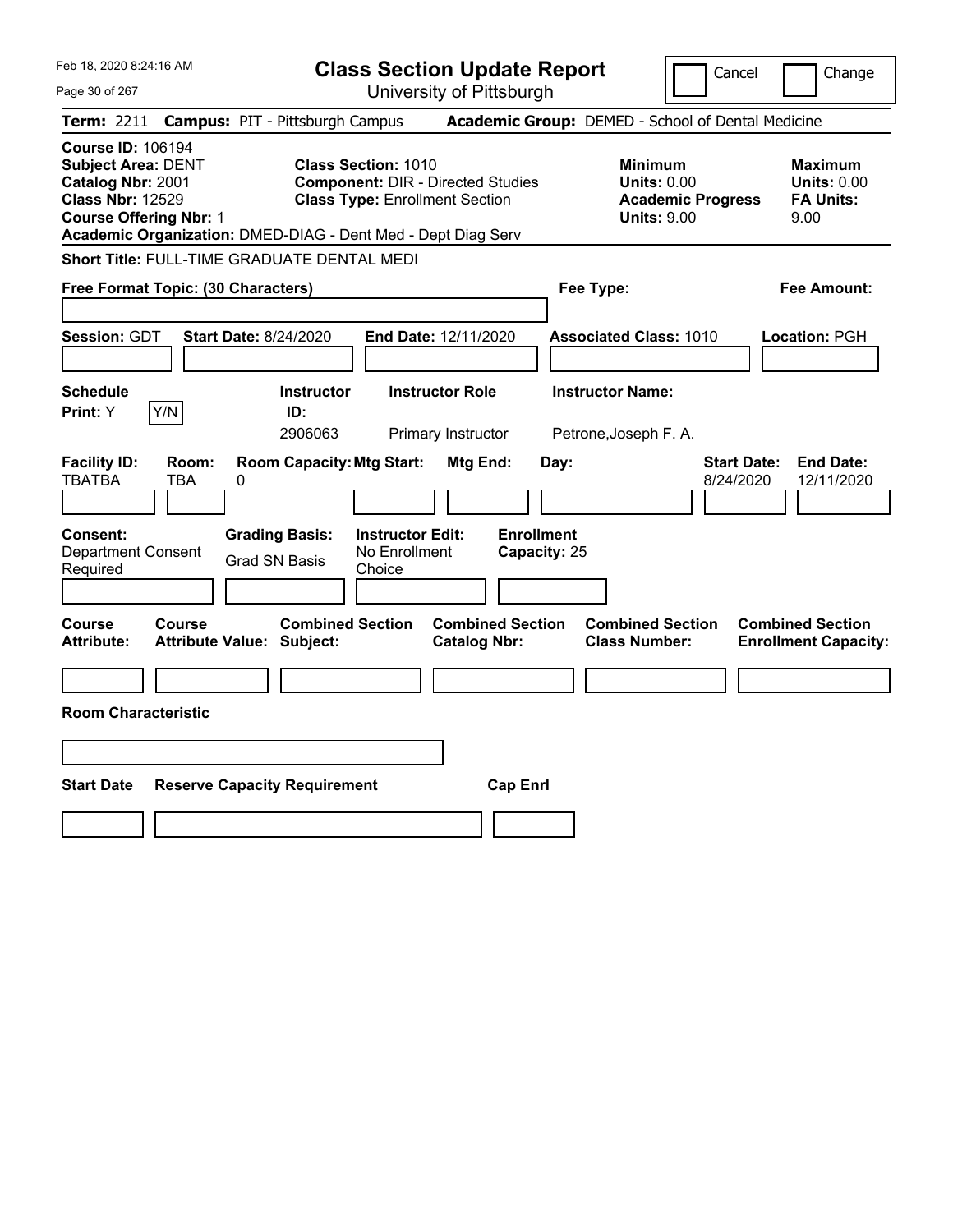# Class Section Update Report

University of Pittsburgh

Cancel | Change

**Term:** 2211 **Campus:** PIT - Pittsburgh Campus **Academic Group:** DEMED - School of Dental Medicine

**Course ID:** 106194
**Subject Area:** DENT
**Catalog Nbr:** 2001
**Class Nbr:** 12529
**Course Offering Nbr:** 1
**Academic Organization:** DMED-DIAG - Dent Med - Dept Diag Serv

**Class Section:** 1010
**Component:** DIR - Directed Studies
**Class Type:** Enrollment Section

| | Minimum | Maximum |
|---|---|---|
| Units | 0.00 | 0.00 |
| Academic Progress / FA Units | 9.00 | 9.00 |

**Short Title:** FULL-TIME GRADUATE DENTAL MEDI

**Free Format Topic: (30 Characters)**

**Fee Type:**

**Fee Amount:**

**Session:** GDT **Start Date:** 8/24/2020 **End Date:** 12/11/2020 **Associated Class:** 1010 **Location:** PGH

| Schedule Print | Instructor ID | Instructor Role | Instructor Name |
|---|---|---|---|
| Y | 2906063 | Primary Instructor | Petrone,Joseph F. A. |

| Facility ID | Room | Room Capacity | Mtg Start | Mtg End | Day | Start Date | End Date |
|---|---|---|---|---|---|---|---|
| TBATBA | TBA | 0 | | | | 8/24/2020 | 12/11/2020 |

**Consent:** Department Consent Required
**Grading Basis:** Grad SN Basis
**Instructor Edit:** No Enrollment Choice
**Enrollment Capacity:** 25

| Course Attribute | Course Attribute Value | Combined Section Subject | Combined Section Catalog Nbr | Combined Section Class Number | Combined Section Enrollment Capacity |
|---|---|---|---|---|---|
| | | | | | |

**Room Characteristic**

| Start Date | Reserve Capacity Requirement | Cap Enrl |
|---|---|---|
| | | |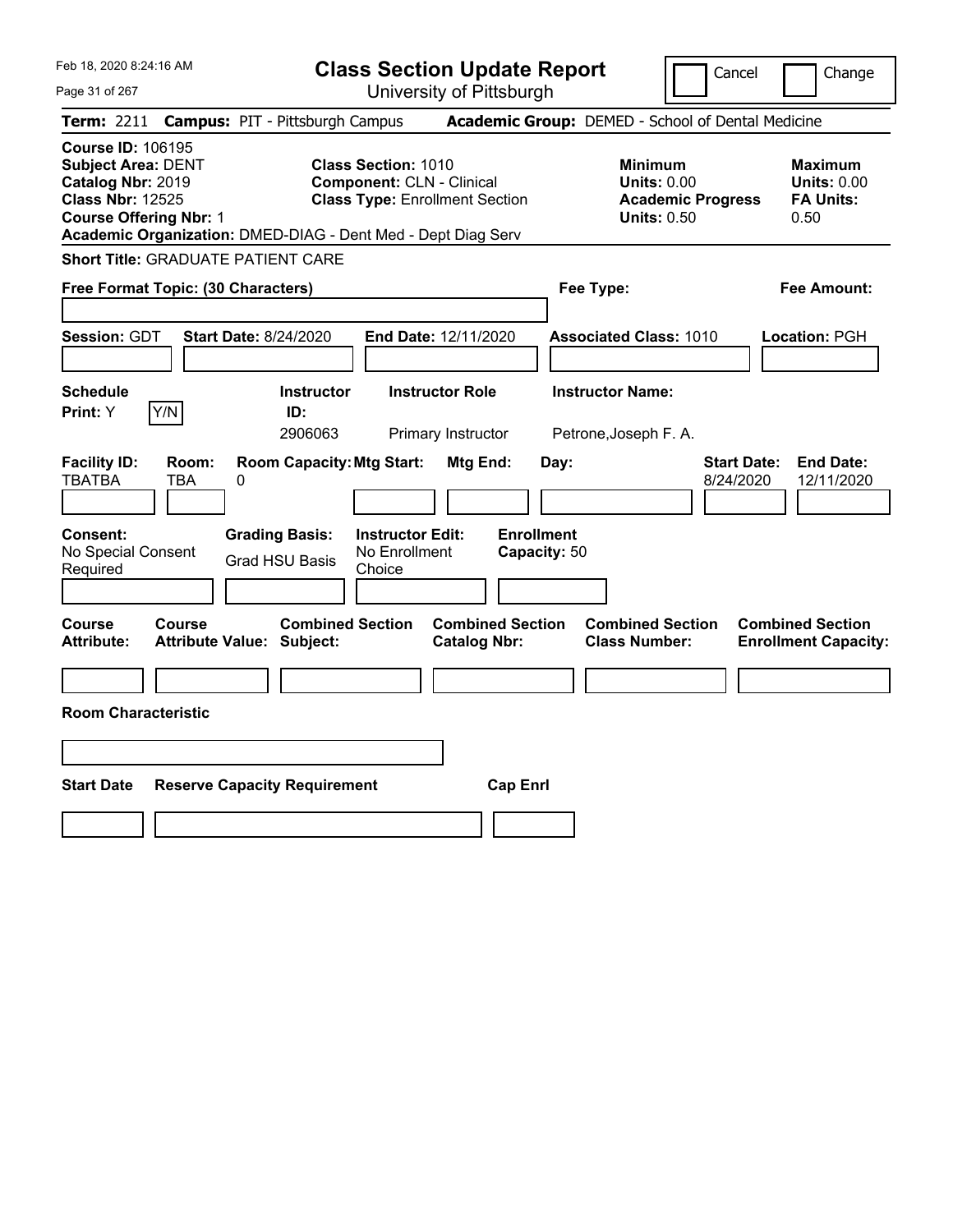# Class Section Update Report

University of Pittsburgh

Cancel | Change

**Term:** 2211 **Campus:** PIT - Pittsburgh Campus **Academic Group:** DEMED - School of Dental Medicine

**Course ID:** 106195
**Subject Area:** DENT
**Catalog Nbr:** 2019
**Class Nbr:** 12525
**Course Offering Nbr:** 1
**Academic Organization:** DMED-DIAG - Dent Med - Dept Diag Serv

**Class Section:** 1010
**Component:** CLN - Clinical
**Class Type:** Enrollment Section

**Minimum Units:** 0.00
**Academic Progress Units:** 0.50

**Maximum Units:** 0.00
**FA Units:** 0.50

**Short Title:** GRADUATE PATIENT CARE

**Free Format Topic: (30 Characters)**

**Fee Type:**

**Fee Amount:**

**Session:** GDT **Start Date:** 8/24/2020 **End Date:** 12/11/2020 **Associated Class:** 1010 **Location:** PGH

| Schedule Print | Instructor ID | Instructor Role | Instructor Name |
|---|---|---|---|
| Y | 2906063 | Primary Instructor | Petrone,Joseph F. A. |

| Facility ID | Room | Room Capacity | Mtg Start | Mtg End | Day | Start Date | End Date |
|---|---|---|---|---|---|---|---|
| TBATBA | TBA | 0 | | | | 8/24/2020 | 12/11/2020 |

**Consent:** No Special Consent Required
**Grading Basis:** Grad HSU Basis
**Instructor Edit:** No Enrollment Choice
**Enrollment Capacity:** 50

| Course Attribute | Course Attribute Value | Combined Section Subject | Combined Section Catalog Nbr | Combined Section Class Number | Combined Section Enrollment Capacity |
|---|---|---|---|---|---|
| | | | | | |

**Room Characteristic**

| Start Date | Reserve Capacity Requirement | Cap Enrl |
|---|---|---|
| | | |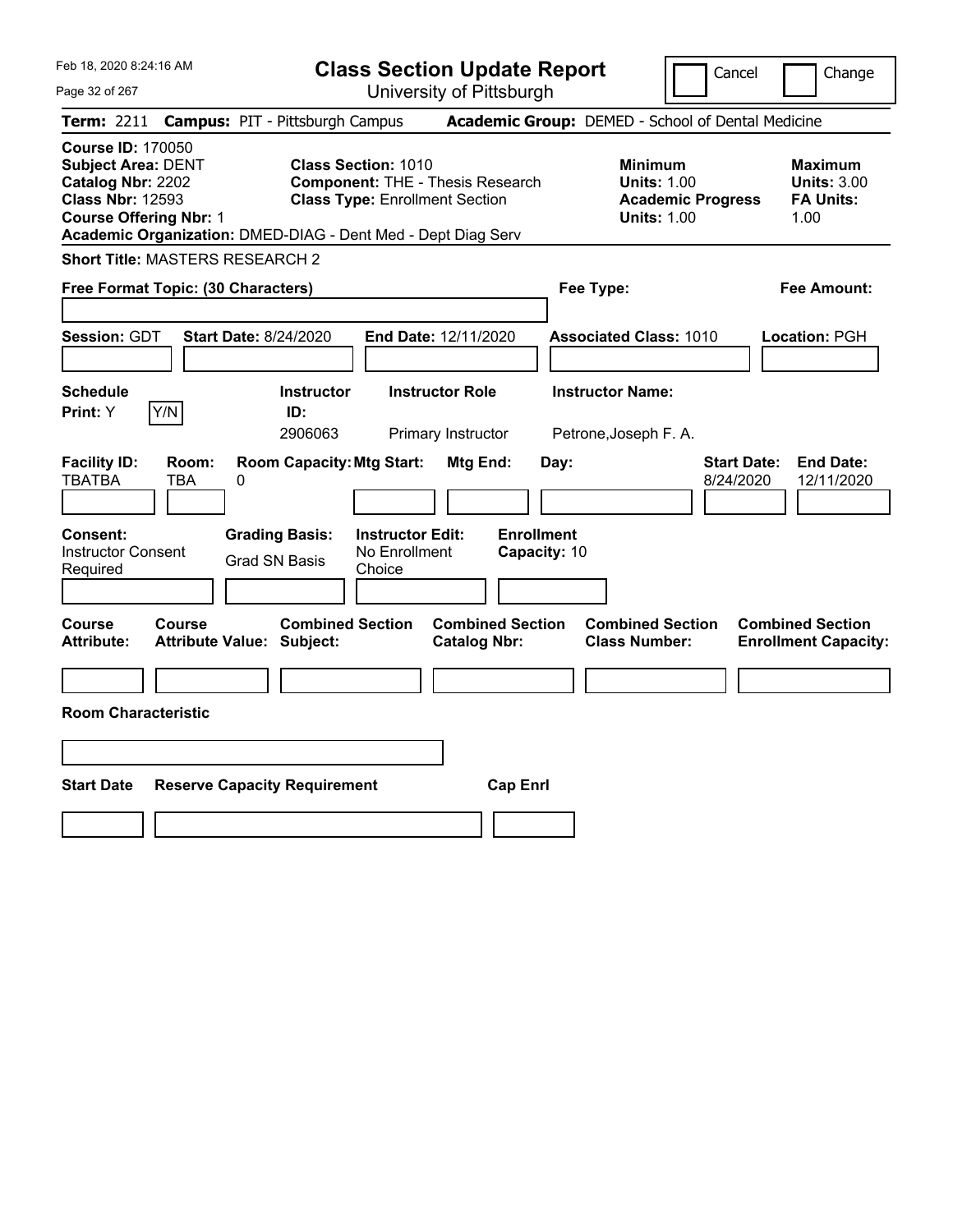# Class Section Update Report

University of Pittsburgh

Feb 18, 2020 8:24:16 AM

Cancel Change

**Term:** 2211 **Campus:** PIT - Pittsburgh Campus **Academic Group:** DEMED - School of Dental Medicine

**Course ID:** 170050
**Subject Area:** DENT
**Catalog Nbr:** 2202
**Class Nbr:** 12593
**Course Offering Nbr:** 1
**Academic Organization:** DMED-DIAG - Dent Med - Dept Diag Serv

**Class Section:** 1010
**Component:** THE - Thesis Research
**Class Type:** Enrollment Section

**Minimum**
**Units:** 1.00
**Academic Progress Units:** 1.00

**Maximum**
**Units:** 3.00
**FA Units:** 1.00

**Short Title:** MASTERS RESEARCH 2

**Free Format Topic: (30 Characters)**

**Fee Type:**

**Fee Amount:**

**Session:** GDT **Start Date:** 8/24/2020 **End Date:** 12/11/2020 **Associated Class:** 1010 **Location:** PGH

| Schedule Print | Instructor ID | Instructor Role | Instructor Name |
|---|---|---|---|
| Y | 2906063 | Primary Instructor | Petrone,Joseph F. A. |

| Facility ID | Room | Room Capacity | Mtg Start | Mtg End | Day | Start Date | End Date |
|---|---|---|---|---|---|---|---|
| TBATBA | TBA | 0 | | | | 8/24/2020 | 12/11/2020 |

**Consent:** Instructor Consent Required
**Grading Basis:** Grad SN Basis
**Instructor Edit:** No Enrollment Choice
**Enrollment Capacity:** 10

| Course Attribute | Course Attribute Value | Combined Section Subject | Combined Section Catalog Nbr | Combined Section Class Number | Combined Section Enrollment Capacity |
|---|---|---|---|---|---|
| | | | | | |

**Room Characteristic**

| Start Date | Reserve Capacity Requirement | Cap Enrl |
|---|---|---|
| | | |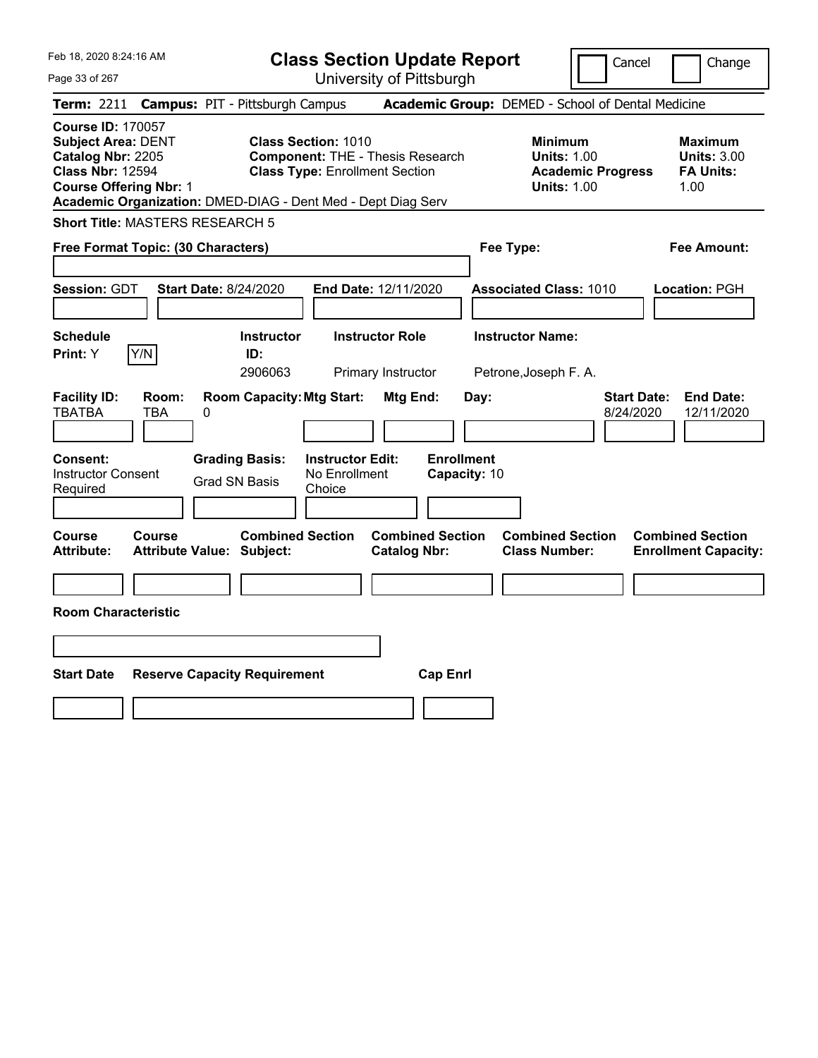Feb 18, 2020 8:24:16 AM

# Class Section Update Report

University of Pittsburgh

Cancel | Change

**Term:** 2211 **Campus:** PIT - Pittsburgh Campus **Academic Group:** DEMED - School of Dental Medicine

**Course ID:** 170057
**Subject Area:** DENT
**Catalog Nbr:** 2205
**Class Nbr:** 12594
**Course Offering Nbr:** 1

**Class Section:** 1010
**Component:** THE - Thesis Research
**Class Type:** Enrollment Section

**Minimum Units:** 1.00
**Academic Progress Units:** 1.00

**Maximum Units:** 3.00
**FA Units:** 1.00

**Academic Organization:** DMED-DIAG - Dent Med - Dept Diag Serv

**Short Title:** MASTERS RESEARCH 5

**Free Format Topic: (30 Characters)**

**Fee Type:**

**Fee Amount:**

**Session:** GDT **Start Date:** 8/24/2020 **End Date:** 12/11/2020 **Associated Class:** 1010 **Location:** PGH

| Schedule Print | Instructor ID | Instructor Role | Instructor Name |
|---|---|---|---|
| Y [Y/N] | 2906063 | Primary Instructor | Petrone,Joseph F. A. |

| Facility ID | Room | Room Capacity | Mtg Start | Mtg End | Day | Start Date | End Date |
|---|---|---|---|---|---|---|---|
| TBATBA | TBA | 0 | | | | 8/24/2020 | 12/11/2020 |

| Consent | Grading Basis | Instructor Edit | Enrollment Capacity |
|---|---|---|---|
| Instructor Consent Required | Grad SN Basis | No Enrollment Choice | 10 |

| Course Attribute | Course Attribute Value | Combined Section Subject | Combined Section Catalog Nbr | Combined Section Class Number | Combined Section Enrollment Capacity |
|---|---|---|---|---|---|
| | | | | | |

**Room Characteristic**

| Start Date | Reserve Capacity Requirement | Cap Enrl |
|---|---|---|
| | | |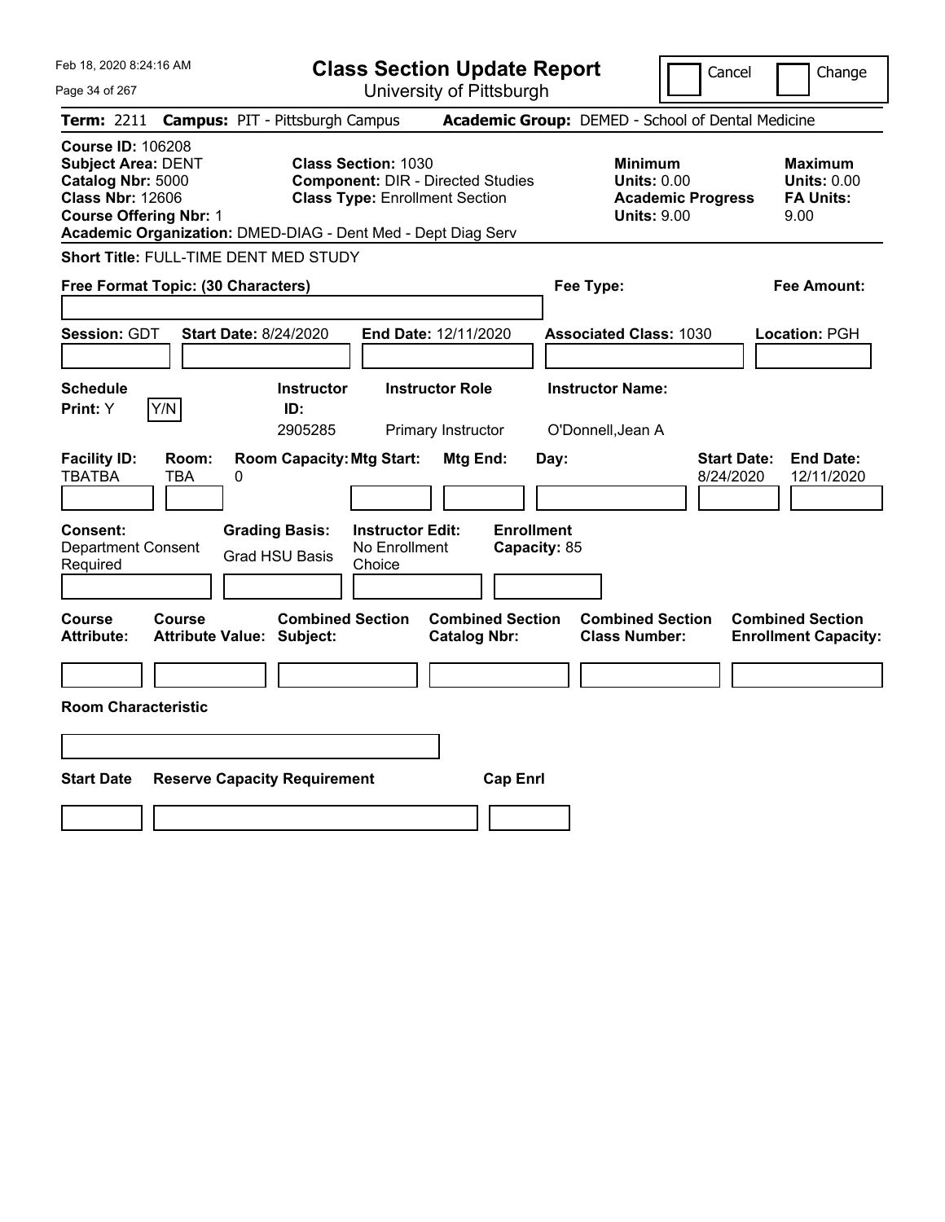Feb 18, 2020 8:24:16 AM

# Class Section Update Report

University of Pittsburgh

Cancel ☐ Change ☐

**Term:** 2211 **Campus:** PIT - Pittsburgh Campus **Academic Group:** DEMED - School of Dental Medicine

**Course ID:** 106208
**Subject Area:** DENT
**Catalog Nbr:** 5000
**Class Nbr:** 12606
**Course Offering Nbr:** 1
**Academic Organization:** DMED-DIAG - Dent Med - Dept Diag Serv

**Class Section:** 1030
**Component:** DIR - Directed Studies
**Class Type:** Enrollment Section

**Minimum**
**Units:** 0.00
**Academic Progress Units:** 9.00

**Maximum**
**Units:** 0.00
**FA Units:** 9.00

**Short Title:** FULL-TIME DENT MED STUDY

**Free Format Topic: (30 Characters)**

**Fee Type:**

**Fee Amount:**

**Session:** GDT **Start Date:** 8/24/2020 **End Date:** 12/11/2020 **Associated Class:** 1030 **Location:** PGH

| Schedule Print: | Instructor ID: | Instructor Role | Instructor Name: |
|---|---|---|---|
| Y [Y/N] | 2905285 | Primary Instructor | O'Donnell,Jean A |

| Facility ID: | Room: | Room Capacity: | Mtg Start: | Mtg End: | Day: | Start Date: | End Date: |
|---|---|---|---|---|---|---|---|
| TBATBA | TBA | 0 | | | | 8/24/2020 | 12/11/2020 |

| Consent: | Grading Basis: | Instructor Edit: | Enrollment Capacity: |
|---|---|---|---|
| Department Consent Required | Grad HSU Basis | No Enrollment Choice | 85 |

| Course Attribute: | Course Attribute Value: | Combined Section Subject: | Combined Section Catalog Nbr: | Combined Section Class Number: | Combined Section Enrollment Capacity: |
|---|---|---|---|---|---|
| | | | | | |

**Room Characteristic**

| Start Date | Reserve Capacity Requirement | Cap Enrl |
|---|---|---|
| | | |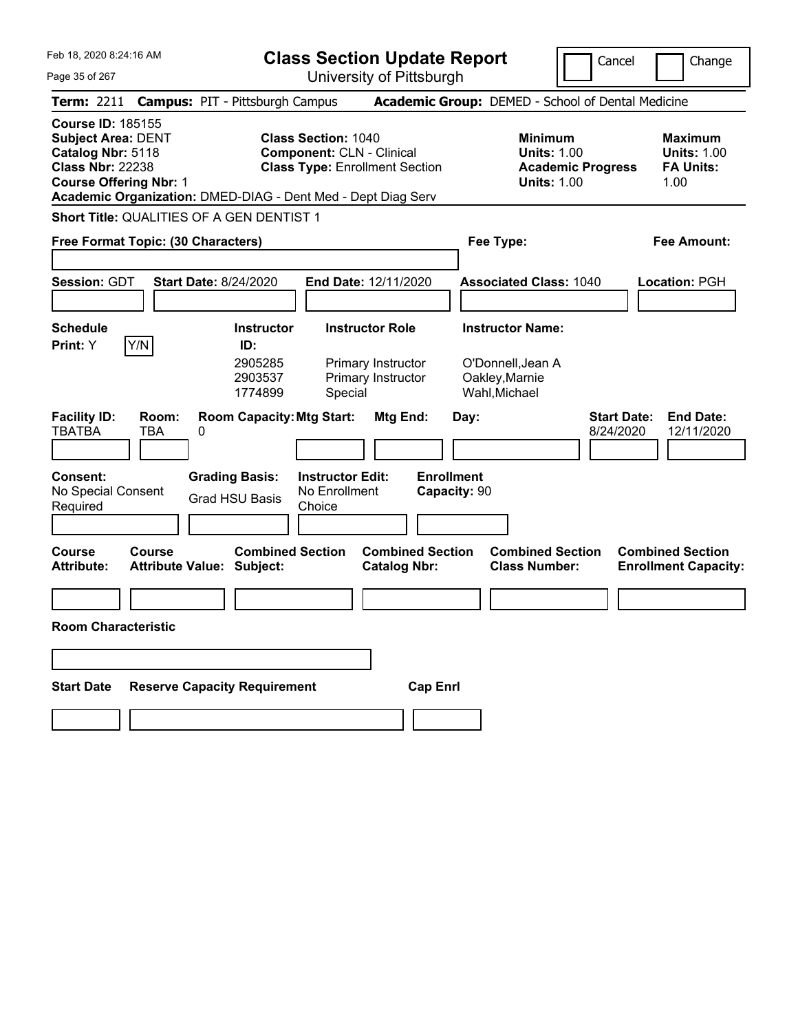# Class Section Update Report

University of Pittsburgh

Cancel | Change

Feb 18, 2020 8:24:16 AM

**Term:** 2211 **Campus:** PIT - Pittsburgh Campus **Academic Group:** DEMED - School of Dental Medicine

**Course ID:** 185155
**Subject Area:** DENT
**Catalog Nbr:** 5118
**Class Nbr:** 22238
**Course Offering Nbr:** 1
**Academic Organization:** DMED-DIAG - Dent Med - Dept Diag Serv

**Class Section:** 1040
**Component:** CLN - Clinical
**Class Type:** Enrollment Section

**Minimum Units:** 1.00
**Academic Progress Units:** 1.00

**Maximum Units:** 1.00
**FA Units:** 1.00

**Short Title:** QUALITIES OF A GEN DENTIST 1

**Free Format Topic: (30 Characters)**

**Fee Type:**

**Fee Amount:**

**Session:** GDT **Start Date:** 8/24/2020 **End Date:** 12/11/2020 **Associated Class:** 1040 **Location:** PGH

**Schedule Print:** Y [Y/N]

| Instructor ID | Instructor Role | Instructor Name |
|---|---|---|
| 2905285 | Primary Instructor | O'Donnell,Jean A |
| 2903537 | Primary Instructor | Oakley,Marnie |
| 1774899 | Special | Wahl,Michael |

| Facility ID | Room | Room Capacity | Mtg Start | Mtg End | Day | Start Date | End Date |
|---|---|---|---|---|---|---|---|
| TBATBA | TBA | 0 | | | | 8/24/2020 | 12/11/2020 |

**Consent:** No Special Consent Required
**Grading Basis:** Grad HSU Basis
**Instructor Edit:** No Enrollment Choice
**Enrollment Capacity:** 90

| Course Attribute | Course Attribute Value | Combined Section Subject | Combined Section Catalog Nbr | Combined Section Class Number | Combined Section Enrollment Capacity |
|---|---|---|---|---|---|
| | | | | | |

**Room Characteristic**

| Start Date | Reserve Capacity Requirement | Cap Enrl |
|---|---|---|
| | | |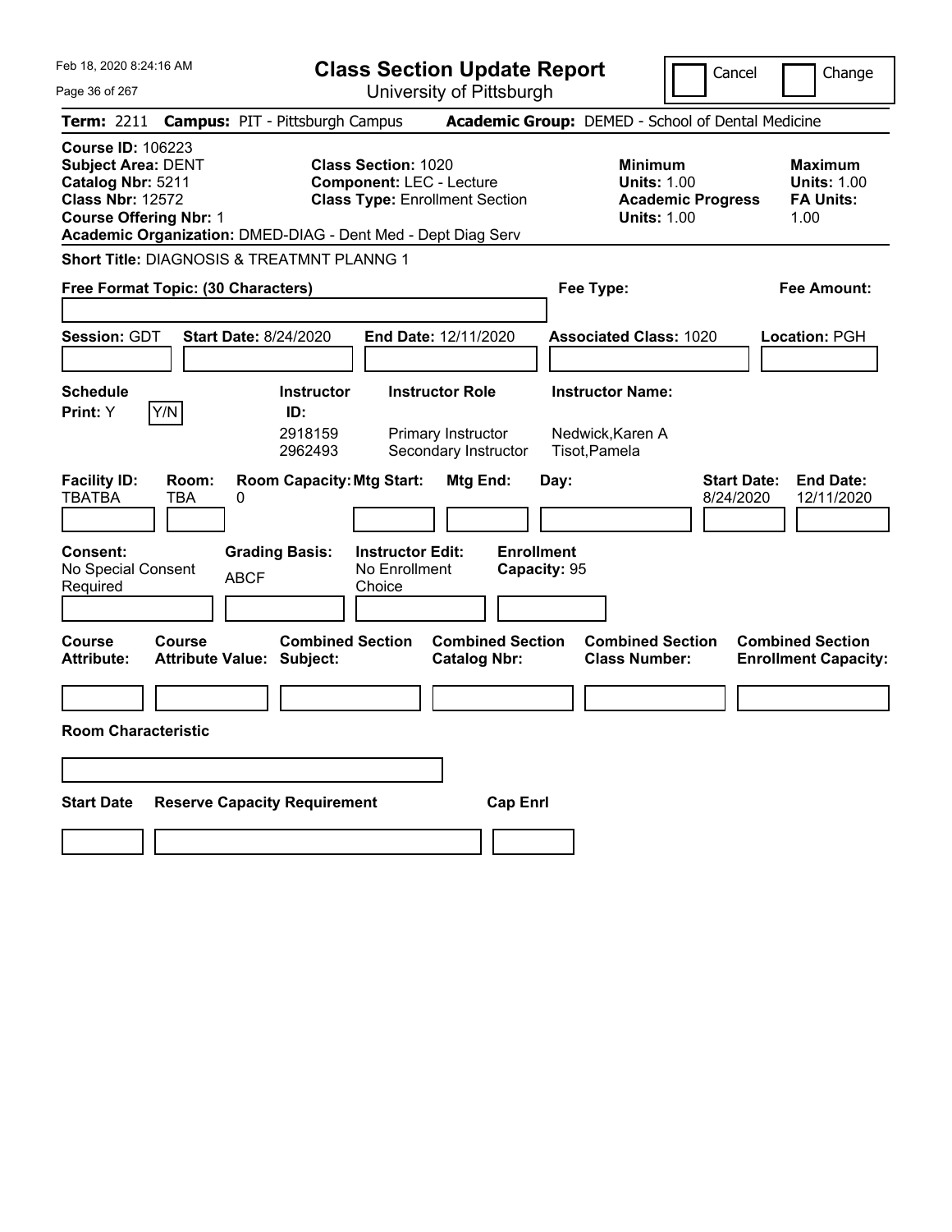Feb 18, 2020 8:24:16 AM

# Class Section Update Report

University of Pittsburgh

Cancel | Change

**Term:** 2211 **Campus:** PIT - Pittsburgh Campus **Academic Group:** DEMED - School of Dental Medicine

**Course ID:** 106223
**Subject Area:** DENT
**Catalog Nbr:** 5211
**Class Nbr:** 12572
**Course Offering Nbr:** 1
**Academic Organization:** DMED-DIAG - Dent Med - Dept Diag Serv

**Class Section:** 1020
**Component:** LEC - Lecture
**Class Type:** Enrollment Section

**Minimum Units:** 1.00
**Academic Progress Units:** 1.00

**Maximum Units:** 1.00
**FA Units:** 1.00

**Short Title:** DIAGNOSIS & TREATMNT PLANNG 1

**Free Format Topic: (30 Characters)**

**Fee Type:**

**Fee Amount:**

**Session:** GDT **Start Date:** 8/24/2020 **End Date:** 12/11/2020 **Associated Class:** 1020 **Location:** PGH

**Schedule Print:** Y [Y/N]

| Instructor ID | Instructor Role | Instructor Name |
|---|---|---|
| 2918159 | Primary Instructor | Nedwick,Karen A |
| 2962493 | Secondary Instructor | Tisot,Pamela |

| Facility ID | Room | Room Capacity | Mtg Start | Mtg End | Day | Start Date | End Date |
|---|---|---|---|---|---|---|---|
| TBATBA | TBA | 0 | | | | 8/24/2020 | 12/11/2020 |

**Consent:** No Special Consent Required
**Grading Basis:** ABCF
**Instructor Edit:** No Enrollment Choice
**Enrollment Capacity:** 95

| Course Attribute | Course Attribute Value | Combined Section Subject | Combined Section Catalog Nbr | Combined Section Class Number | Combined Section Enrollment Capacity |
|---|---|---|---|---|---|
| | | | | | |

**Room Characteristic**

| Start Date | Reserve Capacity Requirement | Cap Enrl |
|---|---|---|
| | | |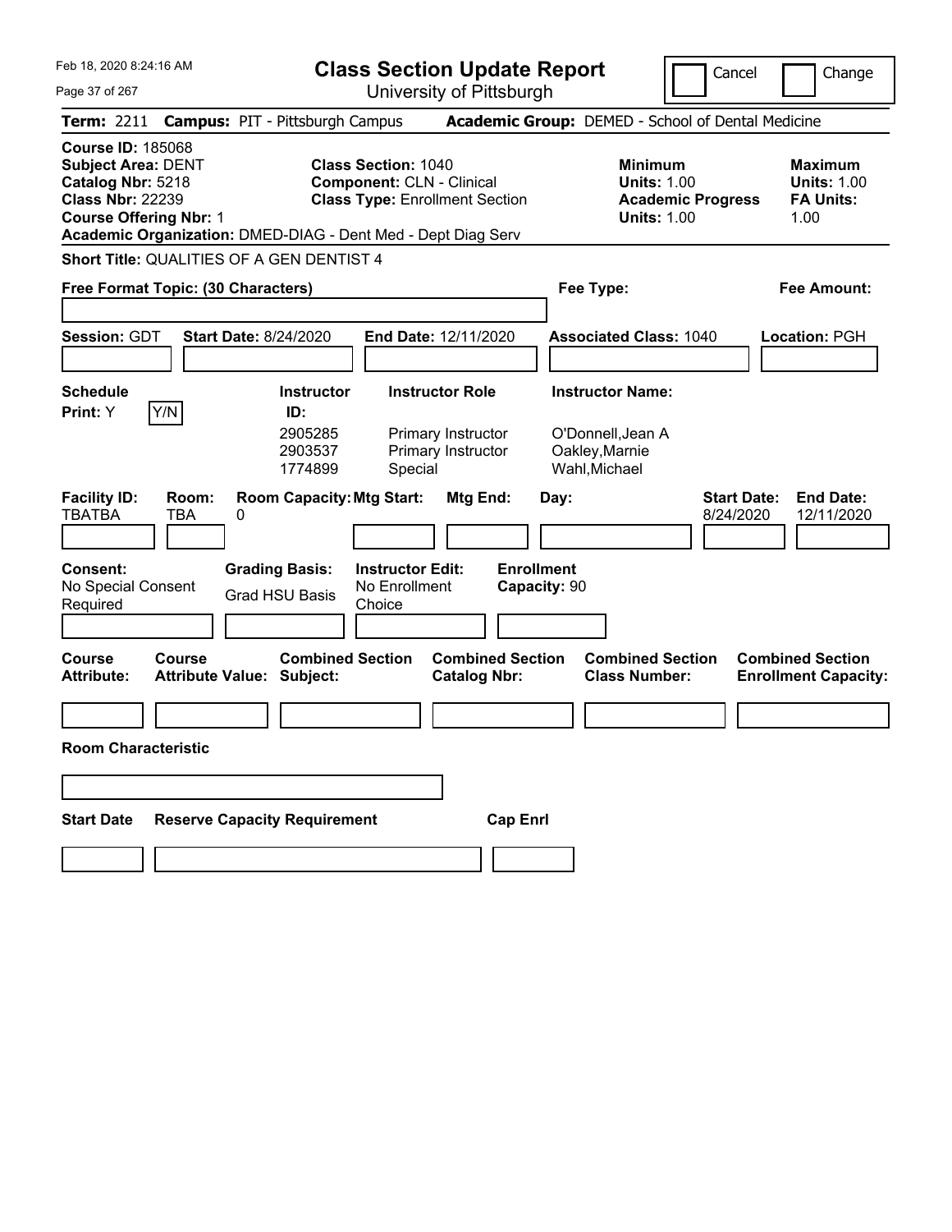Feb 18, 2020 8:24:16 AM

# Class Section Update Report

University of Pittsburgh

Cancel | Change

**Term:** 2211 **Campus:** PIT - Pittsburgh Campus **Academic Group:** DEMED - School of Dental Medicine

**Course ID:** 185068
**Subject Area:** DENT
**Catalog Nbr:** 5218
**Class Nbr:** 22239
**Course Offering Nbr:** 1

**Class Section:** 1040
**Component:** CLN - Clinical
**Class Type:** Enrollment Section

**Minimum Units:** 1.00
**Academic Progress Units:** 1.00

**Maximum Units:** 1.00
**FA Units:** 1.00

**Academic Organization:** DMED-DIAG - Dent Med - Dept Diag Serv

**Short Title:** QUALITIES OF A GEN DENTIST 4

**Free Format Topic: (30 Characters)**

**Fee Type:**

**Fee Amount:**

**Session:** GDT **Start Date:** 8/24/2020 **End Date:** 12/11/2020 **Associated Class:** 1040 **Location:** PGH

**Schedule Print:** Y Y/N

| Instructor ID | Instructor Role | Instructor Name |
|---|---|---|
| 2905285 | Primary Instructor | O'Donnell,Jean A |
| 2903537 | Primary Instructor | Oakley,Marnie |
| 1774899 | Special | Wahl,Michael |

| Facility ID | Room | Room Capacity | Mtg Start | Mtg End | Day | Start Date | End Date |
|---|---|---|---|---|---|---|---|
| TBATBA | TBA | 0 | | | | 8/24/2020 | 12/11/2020 |

**Consent:** No Special Consent Required
**Grading Basis:** Grad HSU Basis
**Instructor Edit:** No Enrollment Choice
**Enrollment Capacity:** 90

| Course Attribute | Course Attribute Value | Combined Section Subject | Combined Section Catalog Nbr | Combined Section Class Number | Combined Section Enrollment Capacity |
|---|---|---|---|---|---|
| | | | | | |

**Room Characteristic**

| Start Date | Reserve Capacity Requirement | Cap Enrl |
|---|---|---|
| | | |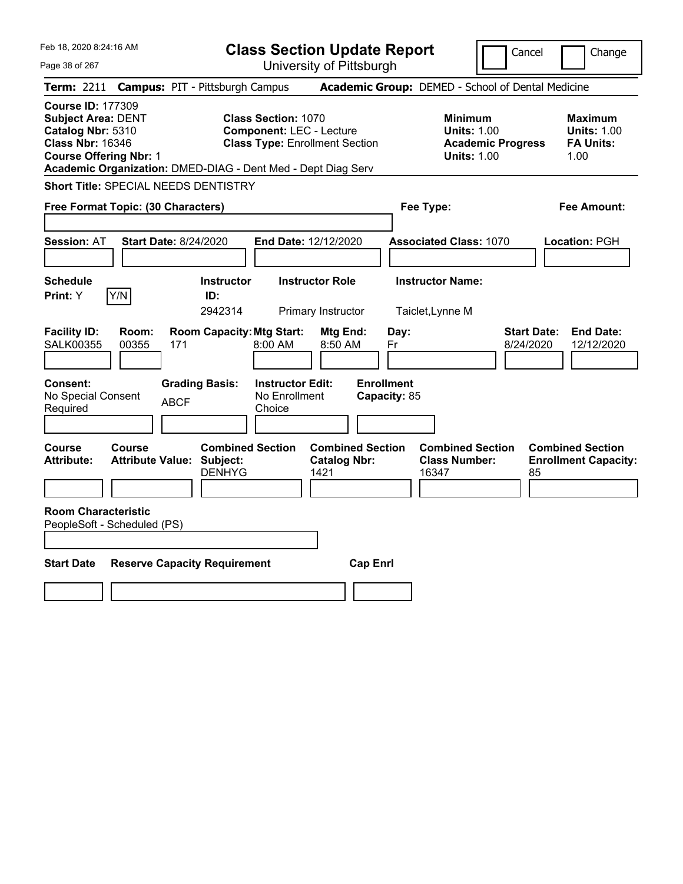Feb 18, 2020 8:24:16 AM

# Class Section Update Report

University of Pittsburgh

Cancel | Change

**Term:** 2211 **Campus:** PIT - Pittsburgh Campus **Academic Group:** DEMED - School of Dental Medicine

**Course ID:** 177309
**Subject Area:** DENT
**Catalog Nbr:** 5310
**Class Nbr:** 16346
**Course Offering Nbr:** 1
**Academic Organization:** DMED-DIAG - Dent Med - Dept Diag Serv

**Class Section:** 1070
**Component:** LEC - Lecture
**Class Type:** Enrollment Section

**Minimum Units:** 1.00
**Academic Progress Units:** 1.00

**Maximum Units:** 1.00
**FA Units:** 1.00

**Short Title:** SPECIAL NEEDS DENTISTRY

**Free Format Topic: (30 Characters)**

**Fee Type:**

**Fee Amount:**

**Session:** AT **Start Date:** 8/24/2020 **End Date:** 12/12/2020 **Associated Class:** 1070 **Location:** PGH

| Schedule Print: | Instructor ID: | Instructor Role | Instructor Name: |
|---|---|---|---|
| Y [Y/N] | 2942314 | Primary Instructor | Taiclet,Lynne M |

| Facility ID: | Room: | Room Capacity: | Mtg Start: | Mtg End: | Day: | Start Date: | End Date: |
|---|---|---|---|---|---|---|---|
| SALK00355 | 00355 | 171 | 8:00 AM | 8:50 AM | Fr | 8/24/2020 | 12/12/2020 |

| Consent: | Grading Basis: | Instructor Edit: | Enrollment Capacity: |
|---|---|---|---|
| No Special Consent Required | ABCF | No Enrollment Choice | 85 |

| Course Attribute: | Course Attribute Value: | Combined Section Subject: | Combined Section Catalog Nbr: | Combined Section Class Number: | Combined Section Enrollment Capacity: |
|---|---|---|---|---|---|
| | | DENHYG | 1421 | 16347 | 85 |

**Room Characteristic**
PeopleSoft - Scheduled (PS)

| Start Date | Reserve Capacity Requirement | Cap Enrl |
|---|---|---|
| | | |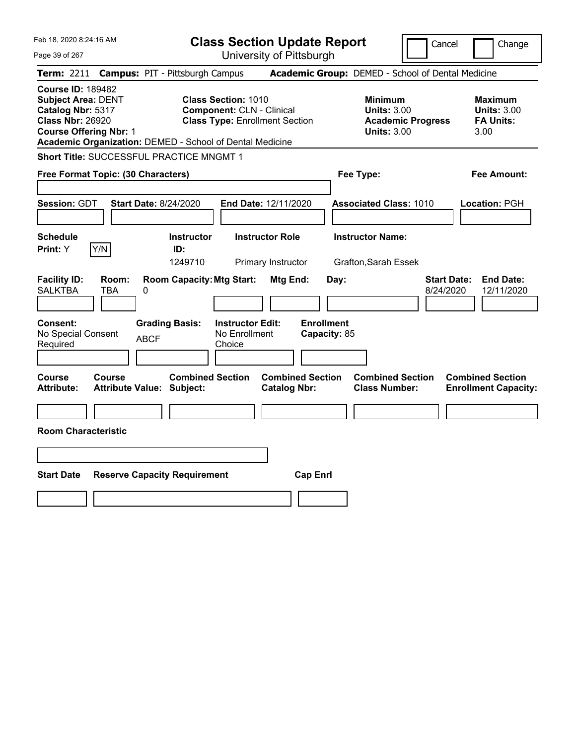Feb 18, 2020 8:24:16 AM

# Class Section Update Report

University of Pittsburgh

Cancel | Change

**Term:** 2211 **Campus:** PIT - Pittsburgh Campus **Academic Group:** DEMED - School of Dental Medicine

**Course ID:** 189482
**Subject Area:** DENT
**Catalog Nbr:** 5317
**Class Nbr:** 26920
**Course Offering Nbr:** 1
**Academic Organization:** DEMED - School of Dental Medicine

**Class Section:** 1010
**Component:** CLN - Clinical
**Class Type:** Enrollment Section

**Minimum Units:** 3.00
**Academic Progress Units:** 3.00

**Maximum Units:** 3.00
**FA Units:** 3.00

**Short Title:** SUCCESSFUL PRACTICE MNGMT 1

**Free Format Topic: (30 Characters)**

**Fee Type:**

**Fee Amount:**

**Session:** GDT **Start Date:** 8/24/2020 **End Date:** 12/11/2020 **Associated Class:** 1010 **Location:** PGH

| Schedule Print | Instructor ID | Instructor Role | Instructor Name |
|---|---|---|---|
| Y | 1249710 | Primary Instructor | Grafton,Sarah Essek |

| Facility ID | Room | Room Capacity | Mtg Start | Mtg End | Day | Start Date | End Date |
|---|---|---|---|---|---|---|---|
| SALKTBA | TBA | 0 | | | | 8/24/2020 | 12/11/2020 |

| Consent | Grading Basis | Instructor Edit | Enrollment Capacity |
|---|---|---|---|
| No Special Consent Required | ABCF | No Enrollment Choice | 85 |

| Course Attribute | Course Attribute Value | Combined Section Subject | Combined Section Catalog Nbr | Combined Section Class Number | Combined Section Enrollment Capacity |
|---|---|---|---|---|---|
| | | | | | |

**Room Characteristic**

| Start Date | Reserve Capacity Requirement | Cap Enrl |
|---|---|---|
| | | |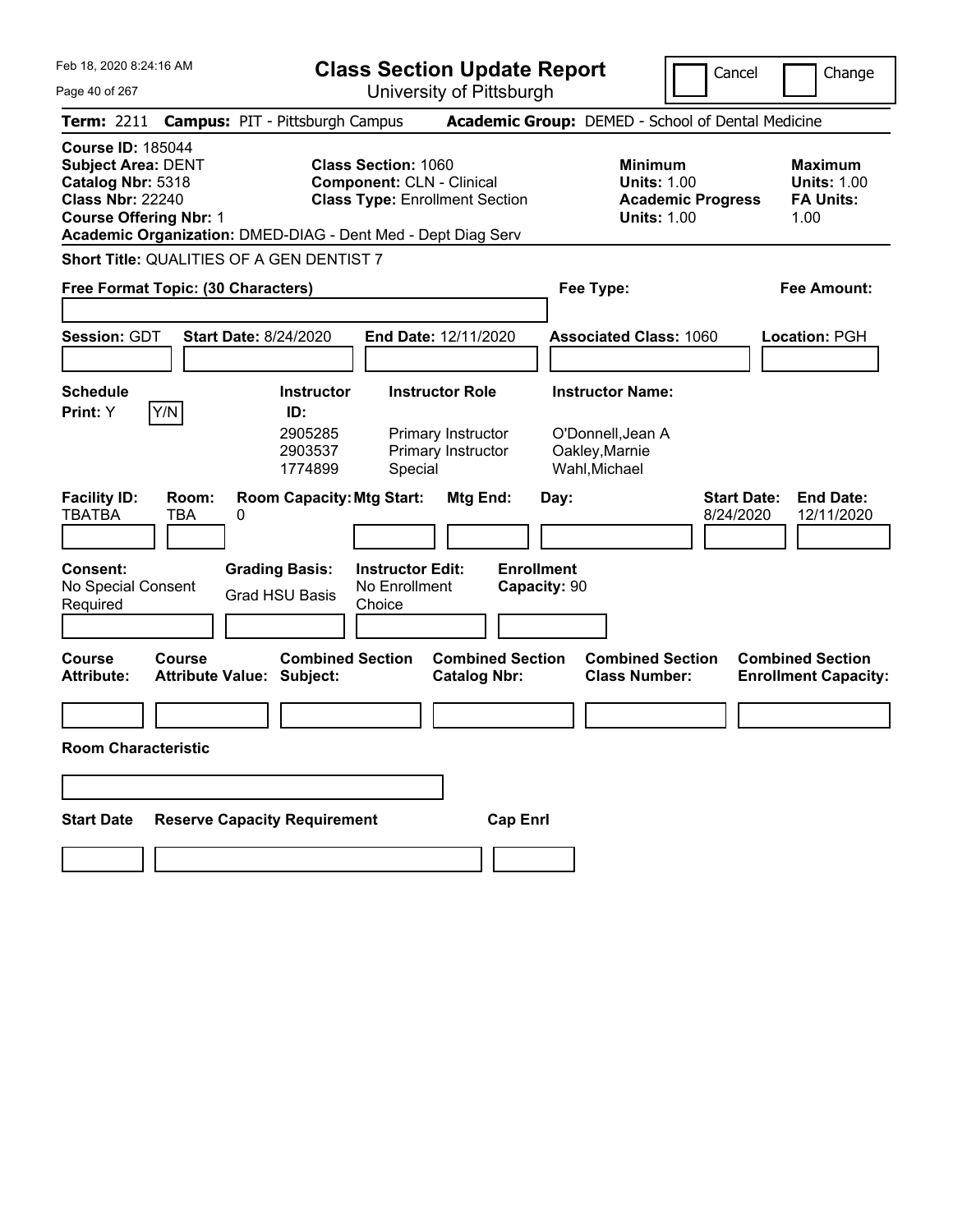# Class Section Update Report

University of Pittsburgh

Feb 18, 2020 8:24:16 AM

Cancel | Change

**Term:** 2211 **Campus:** PIT - Pittsburgh Campus **Academic Group:** DEMED - School of Dental Medicine

**Course ID:** 185044
**Subject Area:** DENT
**Catalog Nbr:** 5318
**Class Nbr:** 22240
**Course Offering Nbr:** 1
**Academic Organization:** DMED-DIAG - Dent Med - Dept Diag Serv

**Class Section:** 1060
**Component:** CLN - Clinical
**Class Type:** Enrollment Section

**Minimum Units:** 1.00
**Academic Progress Units:** 1.00

**Maximum Units:** 1.00
**FA Units:** 1.00

**Short Title:** QUALITIES OF A GEN DENTIST 7

**Free Format Topic: (30 Characters)**

**Fee Type:**

**Fee Amount:**

**Session:** GDT **Start Date:** 8/24/2020 **End Date:** 12/11/2020 **Associated Class:** 1060 **Location:** PGH

**Schedule Print:** Y [Y/N]

| Instructor ID | Instructor Role | Instructor Name |
|---|---|---|
| 2905285 | Primary Instructor | O'Donnell,Jean A |
| 2903537 | Primary Instructor | Oakley,Marnie |
| 1774899 | Special | Wahl,Michael |

| Facility ID | Room | Room Capacity | Mtg Start | Mtg End | Day | Start Date | End Date |
|---|---|---|---|---|---|---|---|
| TBATBA | TBA | 0 | | | | 8/24/2020 | 12/11/2020 |

**Consent:** No Special Consent Required
**Grading Basis:** Grad HSU Basis
**Instructor Edit:** No Enrollment Choice
**Enrollment Capacity:** 90

| Course Attribute | Course Attribute Value | Combined Section Subject | Combined Section Catalog Nbr | Combined Section Class Number | Combined Section Enrollment Capacity |
|---|---|---|---|---|---|
| | | | | | |

**Room Characteristic**

| Start Date | Reserve Capacity Requirement | Cap Enrl |
|---|---|---|
| | | |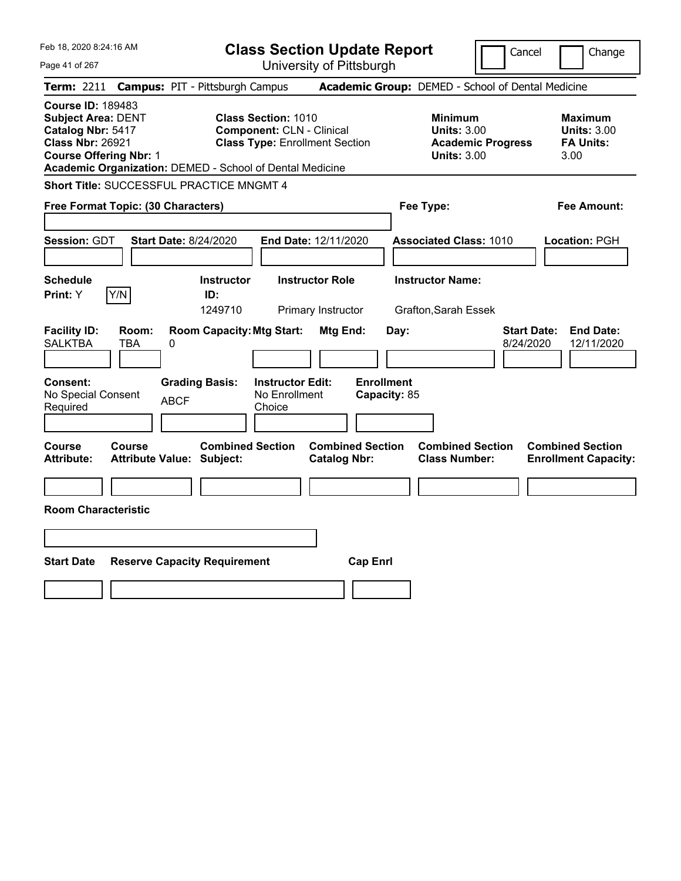Feb 18, 2020 8:24:16 AM

# Class Section Update Report

University of Pittsburgh

Cancel | Change

**Term:** 2211 **Campus:** PIT - Pittsburgh Campus **Academic Group:** DEMED - School of Dental Medicine

**Course ID:** 189483
**Subject Area:** DENT
**Catalog Nbr:** 5417
**Class Nbr:** 26921
**Course Offering Nbr:** 1
**Academic Organization:** DEMED - School of Dental Medicine

**Class Section:** 1010
**Component:** CLN - Clinical
**Class Type:** Enrollment Section

**Minimum Units:** 3.00
**Academic Progress Units:** 3.00

**Maximum Units:** 3.00
**FA Units:** 3.00

**Short Title:** SUCCESSFUL PRACTICE MNGMT 4

**Free Format Topic: (30 Characters)** | **Fee Type:** | **Fee Amount:**

**Session:** GDT **Start Date:** 8/24/2020 **End Date:** 12/11/2020 **Associated Class:** 1010 **Location:** PGH

| Schedule Print: | Y/N | Instructor ID: | Instructor Role | Instructor Name: |
|---|---|---|---|---|
| Y | | 1249710 | Primary Instructor | Grafton,Sarah Essek |

| Facility ID: | Room: | Room Capacity: | Mtg Start: | Mtg End: | Day: | Start Date: | End Date: |
|---|---|---|---|---|---|---|---|
| SALKTBA | TBA | 0 | | | | 8/24/2020 | 12/11/2020 |

| Consent: | Grading Basis: | Instructor Edit: | Enrollment Capacity: |
|---|---|---|---|
| No Special Consent Required | ABCF | No Enrollment Choice | 85 |

| Course Attribute: | Course Attribute Value: | Combined Section Subject: | Combined Section Catalog Nbr: | Combined Section Class Number: | Combined Section Enrollment Capacity: |
|---|---|---|---|---|---|
| | | | | | |

**Room Characteristic**

| Start Date | Reserve Capacity Requirement | Cap Enrl |
|---|---|---|
| | | |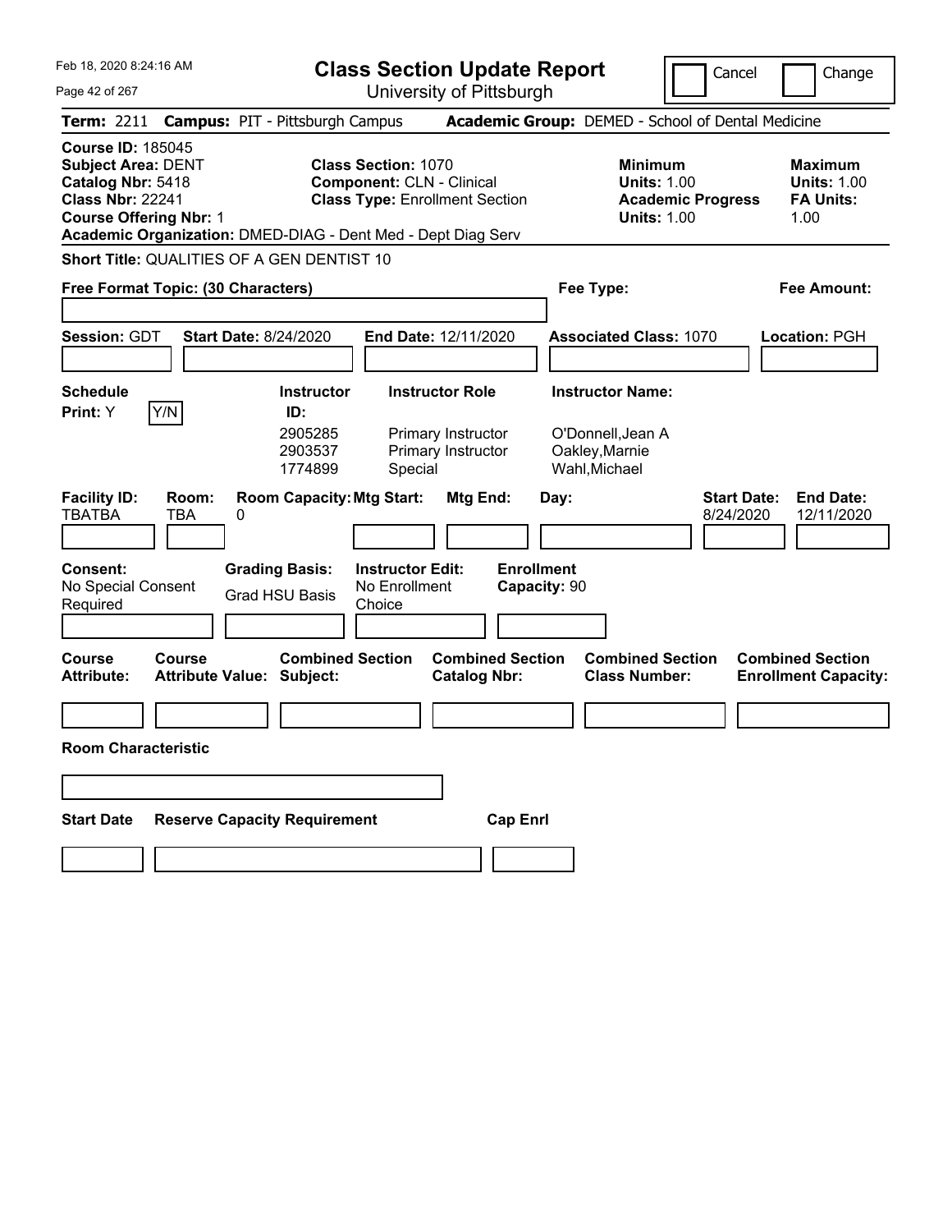Feb 18, 2020 8:24:16 AM

# Class Section Update Report

University of Pittsburgh

Cancel | Change

**Term:** 2211 **Campus:** PIT - Pittsburgh Campus **Academic Group:** DEMED - School of Dental Medicine

**Course ID:** 185045
**Subject Area:** DENT
**Catalog Nbr:** 5418
**Class Nbr:** 22241
**Course Offering Nbr:** 1

**Class Section:** 1070
**Component:** CLN - Clinical
**Class Type:** Enrollment Section

**Minimum Units:** 1.00
**Academic Progress Units:** 1.00

**Maximum Units:** 1.00
**FA Units:** 1.00

**Academic Organization:** DMED-DIAG - Dent Med - Dept Diag Serv

**Short Title:** QUALITIES OF A GEN DENTIST 10

**Free Format Topic: (30 Characters)**

**Fee Type:**

**Fee Amount:**

**Session:** GDT **Start Date:** 8/24/2020 **End Date:** 12/11/2020 **Associated Class:** 1070 **Location:** PGH

**Schedule Print:** Y Y/N

| Instructor ID: | Instructor Role | Instructor Name: |
|---|---|---|
| 2905285 | Primary Instructor | O'Donnell,Jean A |
| 2903537 | Primary Instructor | Oakley,Marnie |
| 1774899 | Special | Wahl,Michael |

| Facility ID: | Room: | Room Capacity: | Mtg Start: | Mtg End: | Day: | Start Date: | End Date: |
|---|---|---|---|---|---|---|---|
| TBATBA | TBA | 0 | | | | 8/24/2020 | 12/11/2020 |

**Consent:** No Special Consent Required

**Grading Basis:** Grad HSU Basis

**Instructor Edit:** No Enrollment Choice

**Enrollment Capacity:** 90

| Course Attribute: | Course Attribute Value: | Combined Section Subject: | Combined Section Catalog Nbr: | Combined Section Class Number: | Combined Section Enrollment Capacity: |
|---|---|---|---|---|---|
| | | | | | |

**Room Characteristic**

| Start Date | Reserve Capacity Requirement | Cap Enrl |
|---|---|---|
| | | |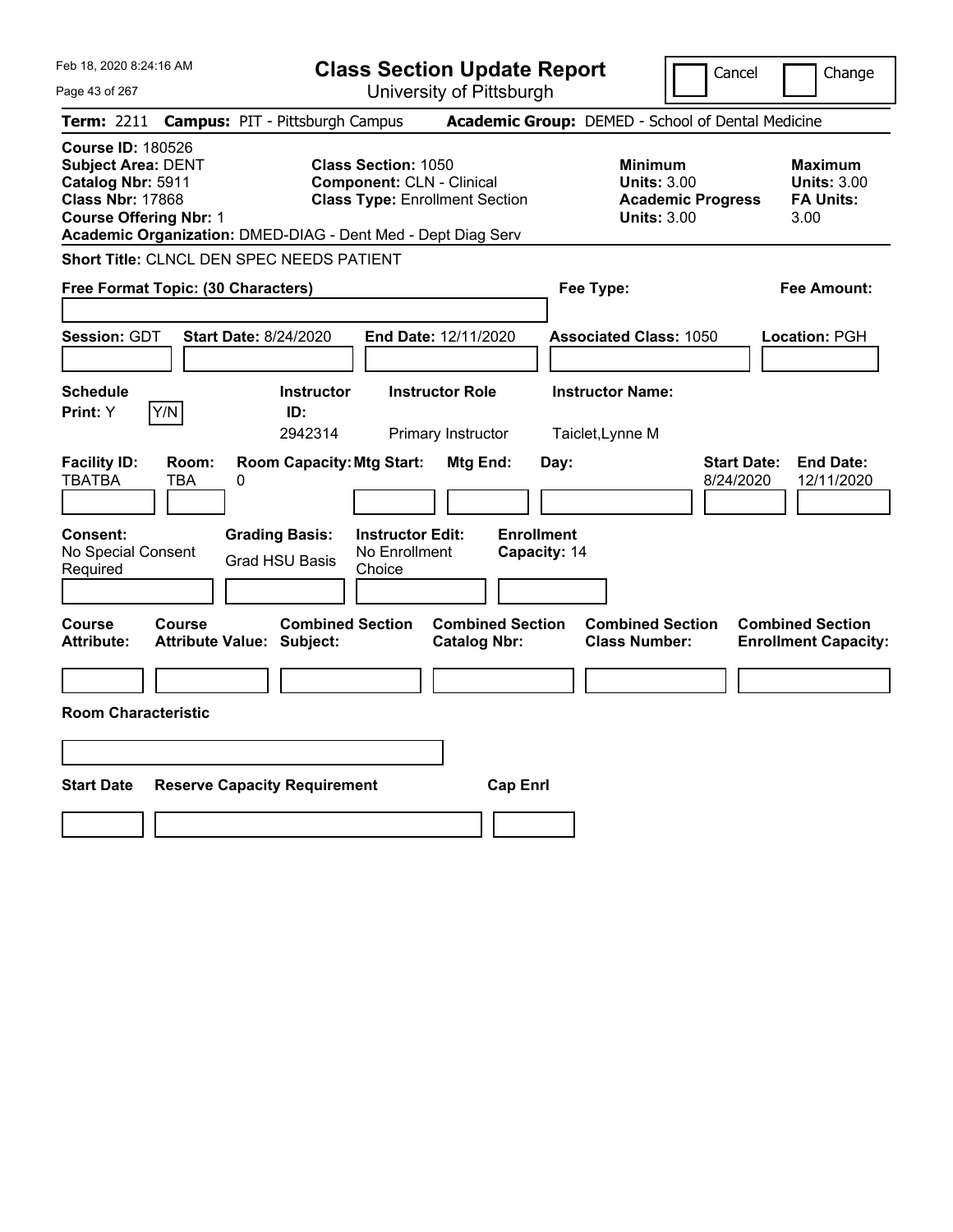Feb 18, 2020 8:24:16 AM

# Class Section Update Report

University of Pittsburgh

Cancel | Change

**Term:** 2211 **Campus:** PIT - Pittsburgh Campus **Academic Group:** DEMED - School of Dental Medicine

**Course ID:** 180526
**Subject Area:** DENT
**Catalog Nbr:** 5911
**Class Nbr:** 17868
**Course Offering Nbr:** 1
**Academic Organization:** DMED-DIAG - Dent Med - Dept Diag Serv

**Class Section:** 1050
**Component:** CLN - Clinical
**Class Type:** Enrollment Section

**Minimum**
**Units:** 3.00
**Academic Progress Units:** 3.00

**Maximum**
**Units:** 3.00
**FA Units:** 3.00

**Short Title:** CLNCL DEN SPEC NEEDS PATIENT

**Free Format Topic: (30 Characters)**

**Fee Type:**

**Fee Amount:**

**Session:** GDT **Start Date:** 8/24/2020 **End Date:** 12/11/2020 **Associated Class:** 1050 **Location:** PGH

| Schedule Print | Instructor ID | Instructor Role | Instructor Name |
|---|---|---|---|
| Y (Y/N) | 2942314 | Primary Instructor | Taiclet,Lynne M |

| Facility ID | Room | Room Capacity | Mtg Start | Mtg End | Day | Start Date | End Date |
|---|---|---|---|---|---|---|---|
| TBATBA | TBA | 0 | | | | 8/24/2020 | 12/11/2020 |

**Consent:** No Special Consent Required
**Grading Basis:** Grad HSU Basis
**Instructor Edit:** No Enrollment Choice
**Enrollment Capacity:** 14

| Course Attribute | Course Attribute Value | Combined Section Subject | Combined Section Catalog Nbr | Combined Section Class Number | Combined Section Enrollment Capacity |
|---|---|---|---|---|---|
| | | | | | |

**Room Characteristic**

| Start Date | Reserve Capacity Requirement | Cap Enrl |
|---|---|---|
| | | |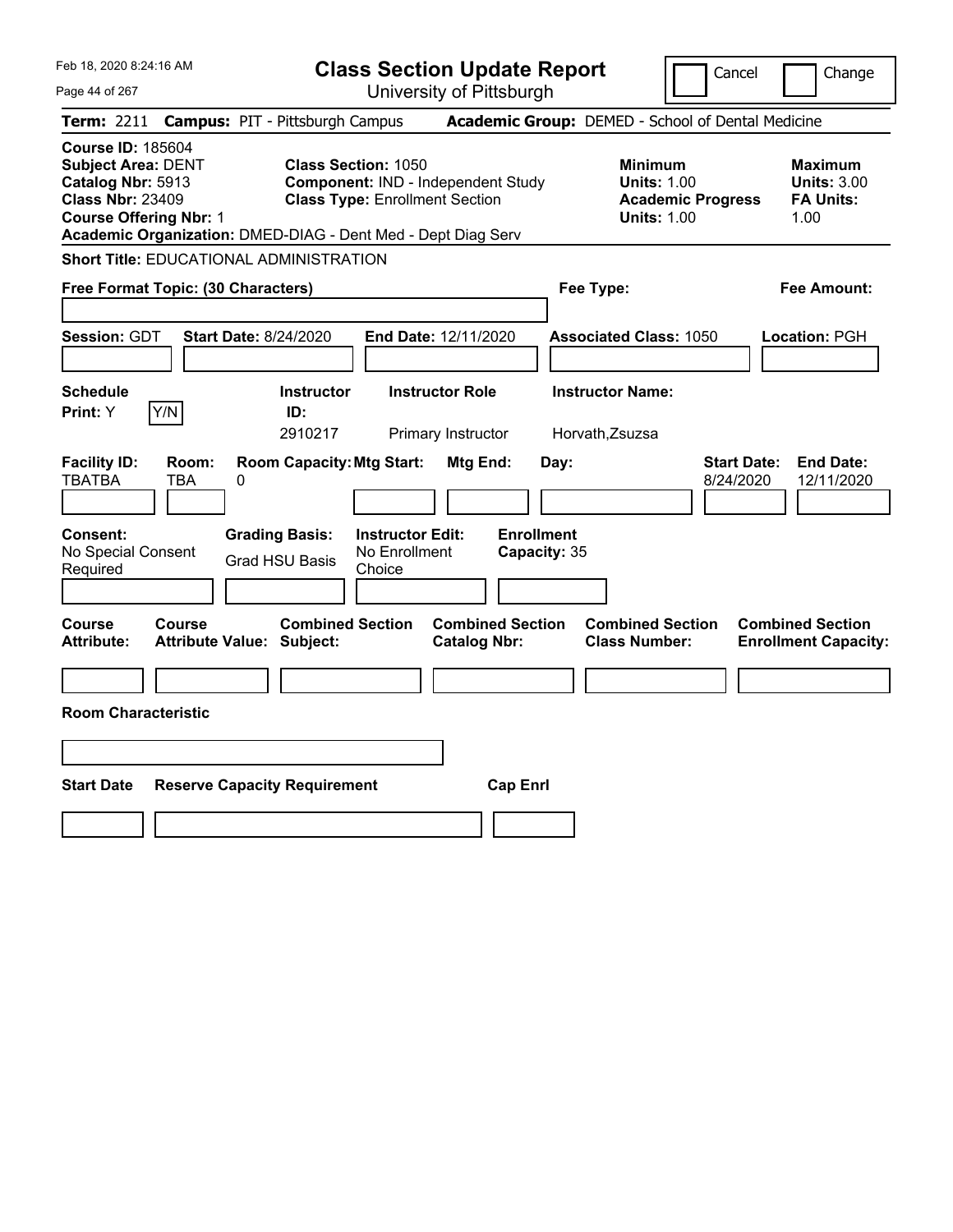Feb 18, 2020 8:24:16 AM

# Class Section Update Report

University of Pittsburgh

Cancel | Change

**Term:** 2211 **Campus:** PIT - Pittsburgh Campus **Academic Group:** DEMED - School of Dental Medicine

**Course ID:** 185604
**Subject Area:** DENT
**Catalog Nbr:** 5913
**Class Nbr:** 23409
**Course Offering Nbr:** 1

**Class Section:** 1050
**Component:** IND - Independent Study
**Class Type:** Enrollment Section

**Minimum Units:** 1.00
**Academic Progress Units:** 1.00

**Maximum Units:** 3.00
**FA Units:** 1.00

**Academic Organization:** DMED-DIAG - Dent Med - Dept Diag Serv

**Short Title:** EDUCATIONAL ADMINISTRATION

**Free Format Topic: (30 Characters)**

**Fee Type:**

**Fee Amount:**

**Session:** GDT **Start Date:** 8/24/2020 **End Date:** 12/11/2020 **Associated Class:** 1050 **Location:** PGH

| Schedule Print | Instructor ID | Instructor Role | Instructor Name |
|---|---|---|---|
| Y | 2910217 | Primary Instructor | Horvath,Zsuzsa |

| Facility ID | Room | Room Capacity | Mtg Start | Mtg End | Day | Start Date | End Date |
|---|---|---|---|---|---|---|---|
| TBATBA | TBA | 0 | | | | 8/24/2020 | 12/11/2020 |

**Consent:** No Special Consent Required
**Grading Basis:** Grad HSU Basis
**Instructor Edit:** No Enrollment Choice
**Enrollment Capacity:** 35

| Course Attribute | Course Attribute Value | Combined Section Subject | Combined Section Catalog Nbr | Combined Section Class Number | Combined Section Enrollment Capacity |
|---|---|---|---|---|---|
| | | | | | |

**Room Characteristic**

| Start Date | Reserve Capacity Requirement | Cap Enrl |
|---|---|---|
| | | |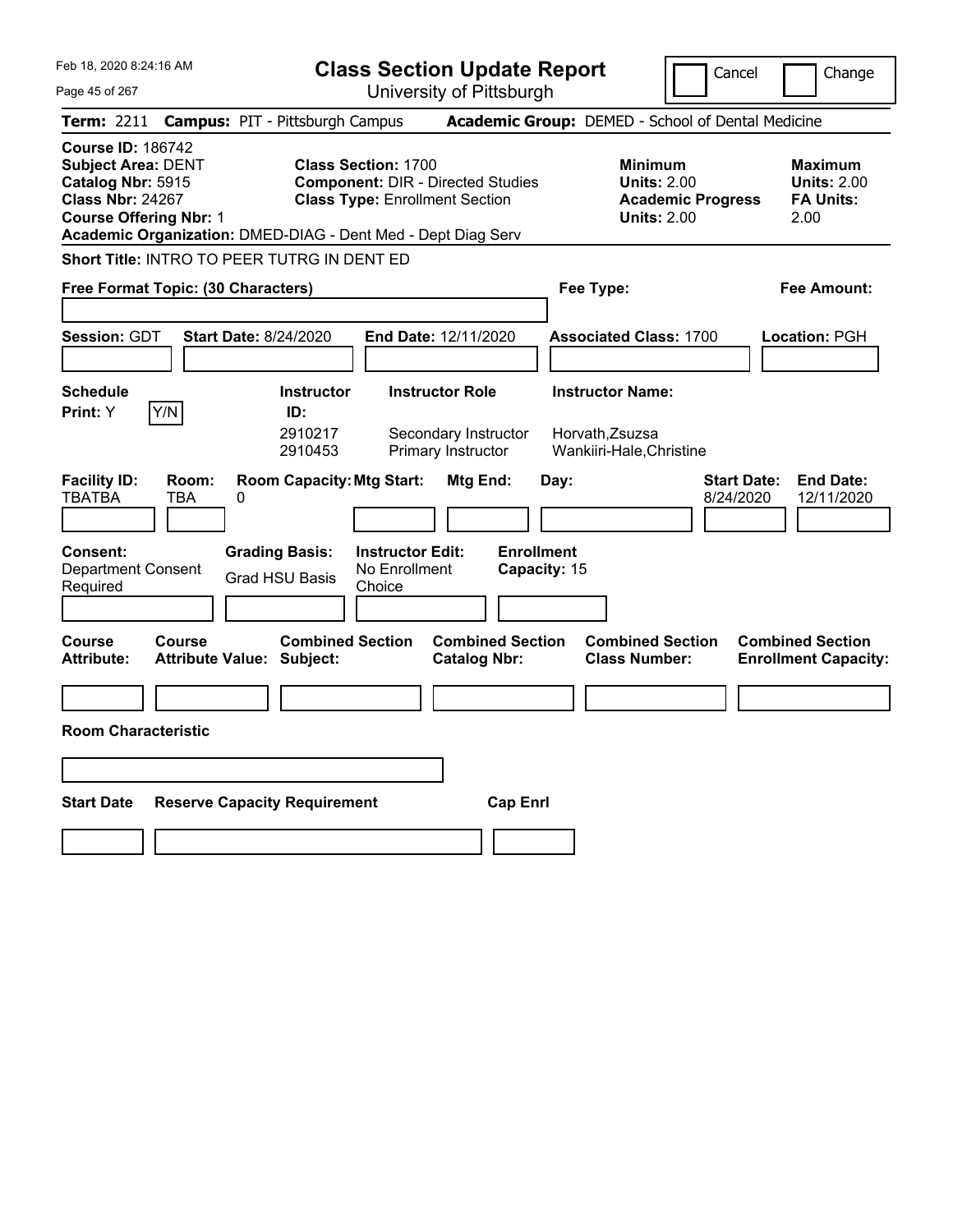Feb 18, 2020 8:24:16 AM

# Class Section Update Report

University of Pittsburgh

Cancel | Change

**Term:** 2211 **Campus:** PIT - Pittsburgh Campus **Academic Group:** DEMED - School of Dental Medicine

**Course ID:** 186742
**Subject Area:** DENT
**Catalog Nbr:** 5915
**Class Nbr:** 24267
**Course Offering Nbr:** 1
**Academic Organization:** DMED-DIAG - Dent Med - Dept Diag Serv

**Class Section:** 1700
**Component:** DIR - Directed Studies
**Class Type:** Enrollment Section

**Minimum Units:** 2.00
**Academic Progress Units:** 2.00

**Maximum Units:** 2.00
**FA Units:** 2.00

**Short Title:** INTRO TO PEER TUTRG IN DENT ED

**Free Format Topic: (30 Characters)**

**Fee Type:**

**Fee Amount:**

**Session:** GDT **Start Date:** 8/24/2020 **End Date:** 12/11/2020 **Associated Class:** 1700 **Location:** PGH

**Schedule Print:** Y [Y/N]

| Instructor ID | Instructor Role | Instructor Name |
|---|---|---|
| 2910217 | Secondary Instructor | Horvath,Zsuzsa |
| 2910453 | Primary Instructor | Wankiiri-Hale,Christine |

| Facility ID | Room | Room Capacity | Mtg Start | Mtg End | Day | Start Date | End Date |
|---|---|---|---|---|---|---|---|
| TBATBA | TBA | 0 | | | | 8/24/2020 | 12/11/2020 |

**Consent:** Department Consent Required

**Grading Basis:** Grad HSU Basis

**Instructor Edit:** No Enrollment Choice

**Enrollment Capacity:** 15

| Course Attribute | Course Attribute Value | Combined Section Subject | Combined Section Catalog Nbr | Combined Section Class Number | Combined Section Enrollment Capacity |
|---|---|---|---|---|---|
| | | | | | |

**Room Characteristic**

| Start Date | Reserve Capacity Requirement | Cap Enrl |
|---|---|---|
| | | |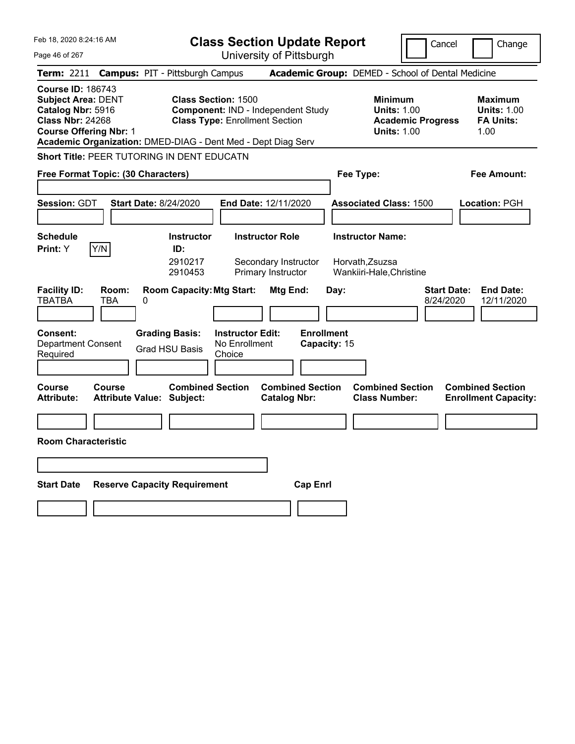Feb 18, 2020 8:24:16 AM

# Class Section Update Report

University of Pittsburgh

Cancel | Change

**Term:** 2211 **Campus:** PIT - Pittsburgh Campus **Academic Group:** DEMED - School of Dental Medicine

**Course ID:** 186743
**Subject Area:** DENT
**Catalog Nbr:** 5916
**Class Nbr:** 24268
**Course Offering Nbr:** 1

**Class Section:** 1500
**Component:** IND - Independent Study
**Class Type:** Enrollment Section

**Minimum Units:** 1.00
**Academic Progress Units:** 1.00

**Maximum Units:** 1.00
**FA Units:** 1.00

**Academic Organization:** DMED-DIAG - Dent Med - Dept Diag Serv

**Short Title:** PEER TUTORING IN DENT EDUCATN

**Free Format Topic: (30 Characters)**

**Fee Type:**

**Fee Amount:**

**Session:** GDT **Start Date:** 8/24/2020 **End Date:** 12/11/2020 **Associated Class:** 1500 **Location:** PGH

**Schedule Print:** Y [Y/N]

| Instructor ID | Instructor Role | Instructor Name |
|---|---|---|
| 2910217 | Secondary Instructor | Horvath,Zsuzsa |
| 2910453 | Primary Instructor | Wankiiri-Hale,Christine |

| Facility ID: | Room: | Room Capacity: | Mtg Start: | Mtg End: | Day: | Start Date: | End Date: |
|---|---|---|---|---|---|---|---|
| TBATBA | TBA | 0 | | | | 8/24/2020 | 12/11/2020 |

**Consent:** Department Consent Required

**Grading Basis:** Grad HSU Basis

**Instructor Edit:** No Enrollment Choice

**Enrollment Capacity:** 15

| Course Attribute: | Course Attribute Value: | Combined Section Subject: | Combined Section Catalog Nbr: | Combined Section Class Number: | Combined Section Enrollment Capacity: |
|---|---|---|---|---|---|
| | | | | | |

**Room Characteristic**

| Start Date | Reserve Capacity Requirement | Cap Enrl |
|---|---|---|
| | | |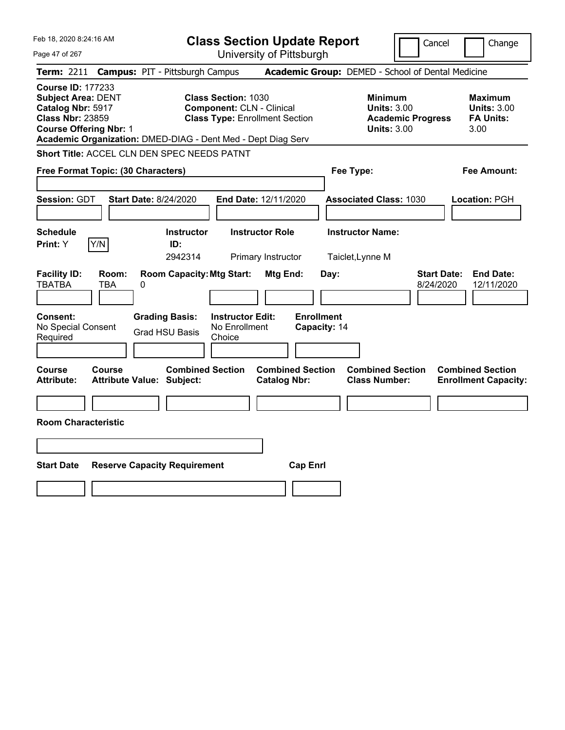Feb 18, 2020 8:24:16 AM

# Class Section Update Report

University of Pittsburgh

Cancel | Change

**Term:** 2211 **Campus:** PIT - Pittsburgh Campus **Academic Group:** DEMED - School of Dental Medicine

**Course ID:** 177233
**Subject Area:** DENT
**Catalog Nbr:** 5917
**Class Nbr:** 23859
**Course Offering Nbr:** 1
**Academic Organization:** DMED-DIAG - Dent Med - Dept Diag Serv

**Class Section:** 1030
**Component:** CLN - Clinical
**Class Type:** Enrollment Section

**Minimum**
**Units:** 3.00
**Academic Progress Units:** 3.00

**Maximum**
**Units:** 3.00
**FA Units:** 3.00

**Short Title:** ACCEL CLN DEN SPEC NEEDS PATNT

**Free Format Topic: (30 Characters)** | **Fee Type:** | **Fee Amount:**

**Session:** GDT **Start Date:** 8/24/2020 **End Date:** 12/11/2020 **Associated Class:** 1030 **Location:** PGH

| Schedule Print | Instructor ID | Instructor Role | Instructor Name |
|---|---|---|---|
| Y | 2942314 | Primary Instructor | Taiclet,Lynne M |

| Facility ID | Room | Room Capacity | Mtg Start | Mtg End | Day | Start Date | End Date |
|---|---|---|---|---|---|---|---|
| TBATBA | TBA | 0 | | | | 8/24/2020 | 12/11/2020 |

| Consent | Grading Basis | Instructor Edit | Enrollment Capacity |
|---|---|---|---|
| No Special Consent Required | Grad HSU Basis | No Enrollment Choice | 14 |

| Course Attribute | Course Attribute Value | Combined Section Subject | Combined Section Catalog Nbr | Combined Section Class Number | Combined Section Enrollment Capacity |
|---|---|---|---|---|---|
| | | | | | |

**Room Characteristic**

| Start Date | Reserve Capacity Requirement | Cap Enrl |
|---|---|---|
| | | |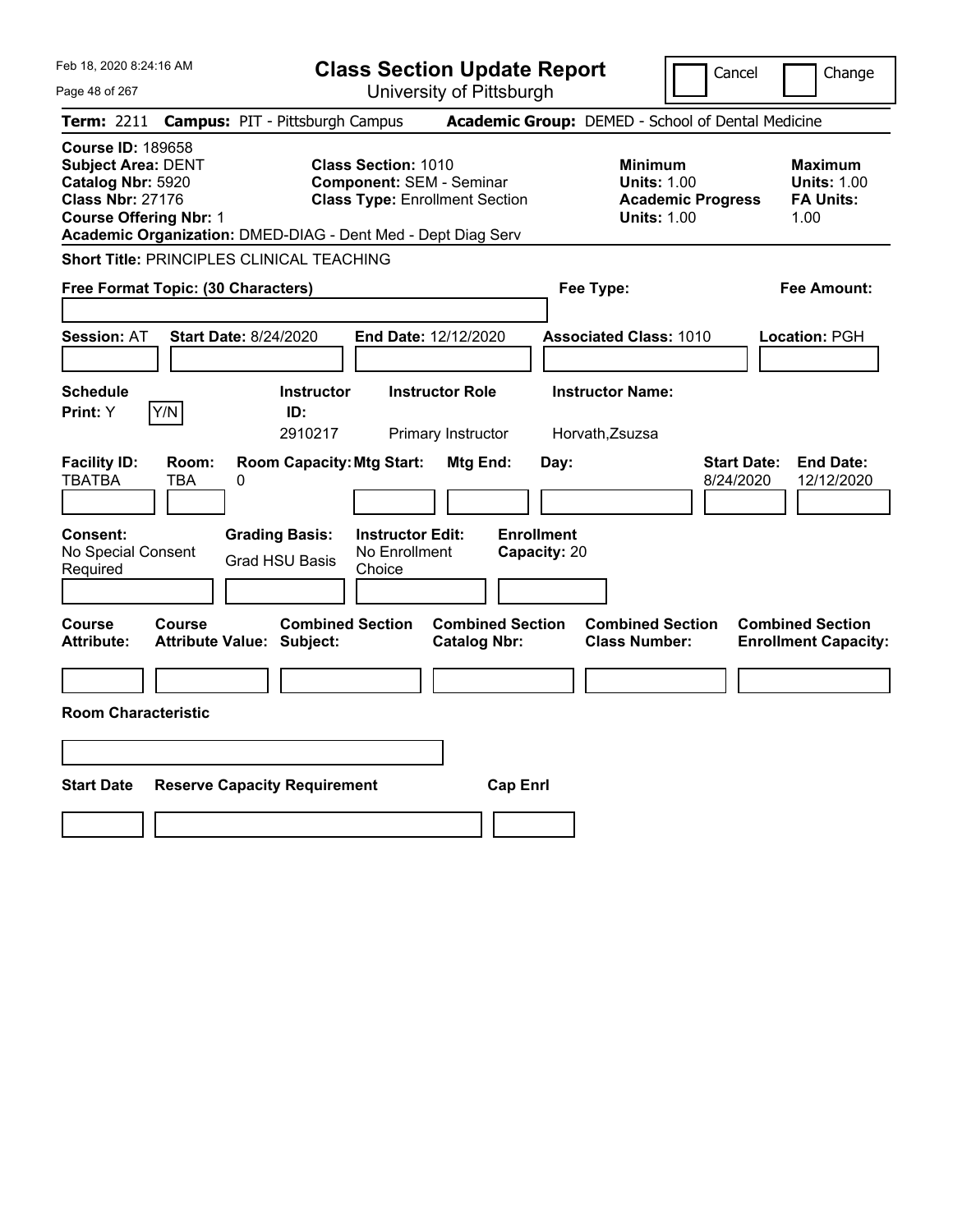Feb 18, 2020 8:24:16 AM

# Class Section Update Report

University of Pittsburgh

Cancel | Change

**Term:** 2211 **Campus:** PIT - Pittsburgh Campus **Academic Group:** DEMED - School of Dental Medicine

**Course ID:** 189658
**Subject Area:** DENT
**Catalog Nbr:** 5920
**Class Nbr:** 27176
**Course Offering Nbr:** 1
**Academic Organization:** DMED-DIAG - Dent Med - Dept Diag Serv

**Class Section:** 1010
**Component:** SEM - Seminar
**Class Type:** Enrollment Section

**Minimum Units:** 1.00
**Academic Progress Units:** 1.00

**Maximum Units:** 1.00
**FA Units:** 1.00

**Short Title:** PRINCIPLES CLINICAL TEACHING

**Free Format Topic: (30 Characters)**

**Fee Type:**

**Fee Amount:**

**Session:** AT **Start Date:** 8/24/2020 **End Date:** 12/12/2020 **Associated Class:** 1010 **Location:** PGH

| Schedule Print | Instructor ID | Instructor Role | Instructor Name |
|---|---|---|---|
| Y | 2910217 | Primary Instructor | Horvath,Zsuzsa |

| Facility ID | Room | Room Capacity | Mtg Start | Mtg End | Day | Start Date | End Date |
|---|---|---|---|---|---|---|---|
| TBATBA | TBA | 0 | | | | 8/24/2020 | 12/12/2020 |

**Consent:** No Special Consent Required
**Grading Basis:** Grad HSU Basis
**Instructor Edit:** No Enrollment Choice
**Enrollment Capacity:** 20

| Course Attribute | Course Attribute Value | Combined Section Subject | Combined Section Catalog Nbr | Combined Section Class Number | Combined Section Enrollment Capacity |
|---|---|---|---|---|---|
| | | | | | |

**Room Characteristic**

| Start Date | Reserve Capacity Requirement | Cap Enrl |
|---|---|---|
| | | |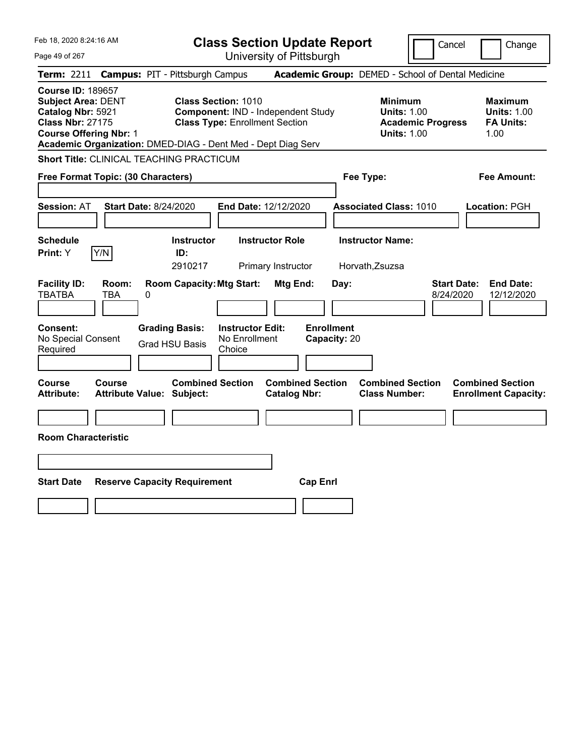# Class Section Update Report

University of Pittsburgh

Cancel | Change

**Term:** 2211 **Campus:** PIT - Pittsburgh Campus **Academic Group:** DEMED - School of Dental Medicine

**Course ID:** 189657
**Subject Area:** DENT
**Catalog Nbr:** 5921
**Class Nbr:** 27175
**Course Offering Nbr:** 1
**Academic Organization:** DMED-DIAG - Dent Med - Dept Diag Serv

**Class Section:** 1010
**Component:** IND - Independent Study
**Class Type:** Enrollment Section

**Minimum**
**Units:** 1.00
**Academic Progress Units:** 1.00

**Maximum**
**Units:** 1.00
**FA Units:** 1.00

**Short Title:** CLINICAL TEACHING PRACTICUM

**Free Format Topic: (30 Characters)**

**Fee Type:**

**Fee Amount:**

**Session:** AT **Start Date:** 8/24/2020 **End Date:** 12/12/2020 **Associated Class:** 1010 **Location:** PGH

| Schedule Print | Instructor ID | Instructor Role | Instructor Name |
|---|---|---|---|
| Y | 2910217 | Primary Instructor | Horvath,Zsuzsa |

| Facility ID | Room | Room Capacity | Mtg Start | Mtg End | Day | Start Date | End Date |
|---|---|---|---|---|---|---|---|
| TBATBA | TBA | 0 | | | | 8/24/2020 | 12/12/2020 |

**Consent:** No Special Consent Required
**Grading Basis:** Grad HSU Basis
**Instructor Edit:** No Enrollment Choice
**Enrollment Capacity:** 20

| Course Attribute | Course Attribute Value | Combined Section Subject | Combined Section Catalog Nbr | Combined Section Class Number | Combined Section Enrollment Capacity |
|---|---|---|---|---|---|
| | | | | | |

**Room Characteristic**

| Start Date | Reserve Capacity Requirement | Cap Enrl |
|---|---|---|
| | | |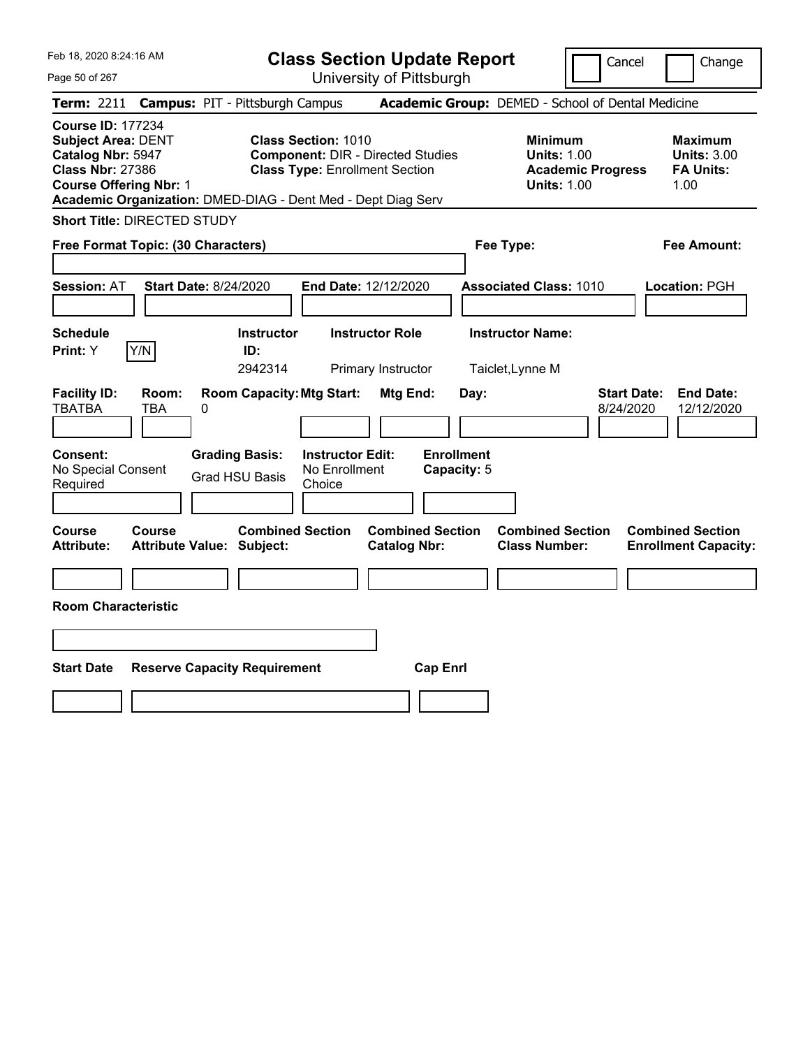Feb 18, 2020 8:24:16 AM

# Class Section Update Report

University of Pittsburgh

Cancel | Change

**Term:** 2211 **Campus:** PIT - Pittsburgh Campus **Academic Group:** DEMED - School of Dental Medicine

**Course ID:** 177234
**Subject Area:** DENT
**Catalog Nbr:** 5947
**Class Nbr:** 27386
**Course Offering Nbr:** 1
**Academic Organization:** DMED-DIAG - Dent Med - Dept Diag Serv

**Class Section:** 1010
**Component:** DIR - Directed Studies
**Class Type:** Enrollment Section

**Minimum**
**Units:** 1.00
**Academic Progress Units:** 1.00

**Maximum**
**Units:** 3.00
**FA Units:** 1.00

**Short Title:** DIRECTED STUDY

**Free Format Topic: (30 Characters)**

**Fee Type:**

**Fee Amount:**

**Session:** AT **Start Date:** 8/24/2020 **End Date:** 12/12/2020 **Associated Class:** 1010 **Location:** PGH

| Schedule Print: | Y/N | Instructor ID: | Instructor Role | Instructor Name: |
|---|---|---|---|---|
| Y | | 2942314 | Primary Instructor | Taiclet,Lynne M |

| Facility ID: | Room: | Room Capacity: | Mtg Start: | Mtg End: | Day: | Start Date: | End Date: |
|---|---|---|---|---|---|---|---|
| TBATBA | TBA | 0 | | | | 8/24/2020 | 12/12/2020 |

| Consent: | Grading Basis: | Instructor Edit: | Enrollment Capacity: |
|---|---|---|---|
| No Special Consent Required | Grad HSU Basis | No Enrollment Choice | 5 |

| Course Attribute: | Course Attribute Value: | Combined Section Subject: | Combined Section Catalog Nbr: | Combined Section Class Number: | Combined Section Enrollment Capacity: |
|---|---|---|---|---|---|
| | | | | | |

**Room Characteristic**

| Start Date | Reserve Capacity Requirement | Cap Enrl |
|---|---|---|
| | | |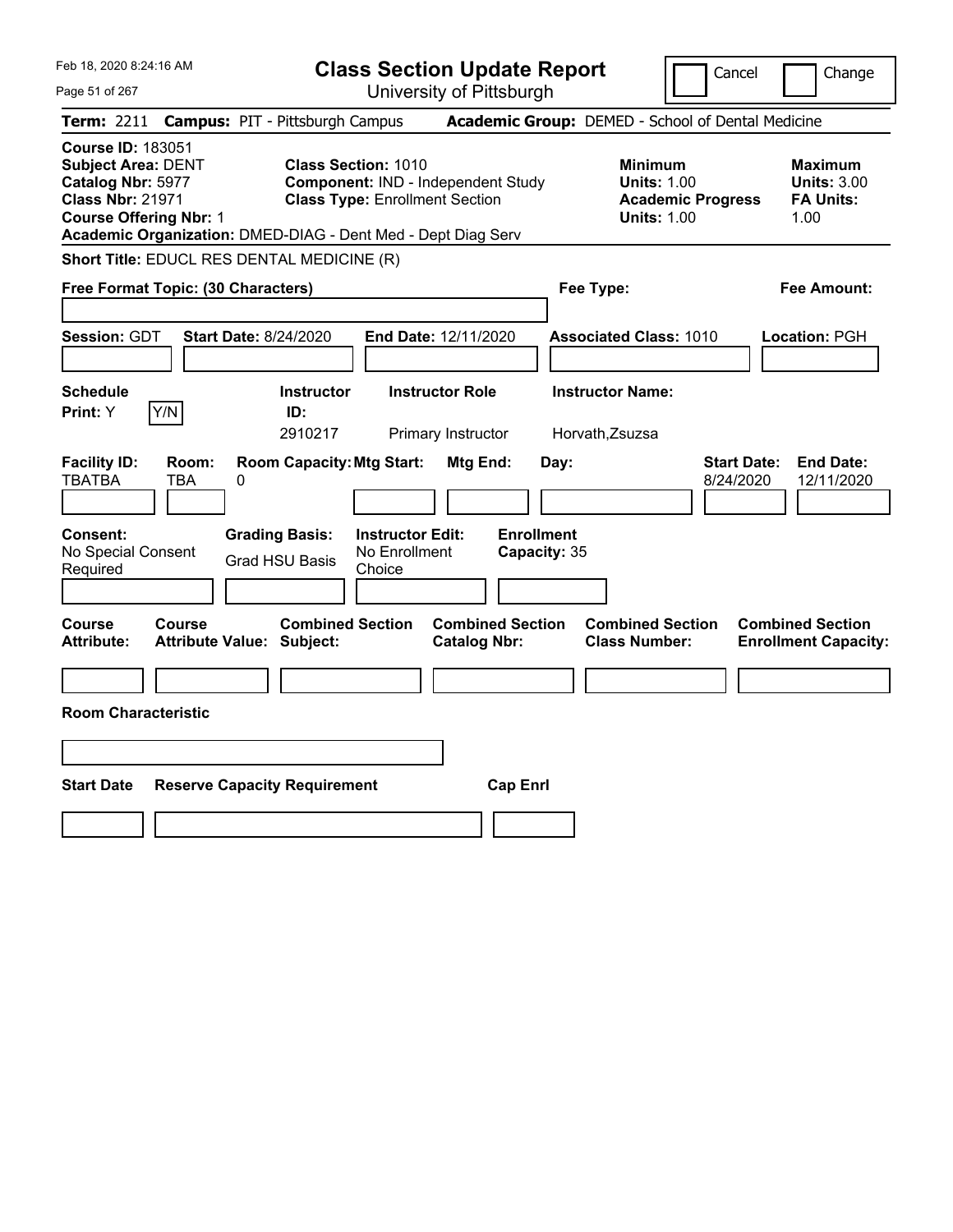# Class Section Update Report

University of Pittsburgh

Cancel | Change

**Term:** 2211 **Campus:** PIT - Pittsburgh Campus **Academic Group:** DEMED - School of Dental Medicine

**Course ID:** 183051
**Subject Area:** DENT
**Catalog Nbr:** 5977
**Class Nbr:** 21971
**Course Offering Nbr:** 1

**Class Section:** 1010
**Component:** IND - Independent Study
**Class Type:** Enrollment Section

**Minimum Units:** 1.00
**Academic Progress Units:** 1.00

**Maximum Units:** 3.00
**FA Units:** 1.00

**Academic Organization:** DMED-DIAG - Dent Med - Dept Diag Serv

**Short Title:** EDUCL RES DENTAL MEDICINE (R)

**Free Format Topic: (30 Characters)**

**Fee Type:**

**Fee Amount:**

**Session:** GDT **Start Date:** 8/24/2020 **End Date:** 12/11/2020 **Associated Class:** 1010 **Location:** PGH

| Schedule Print | Instructor ID | Instructor Role | Instructor Name |
|---|---|---|---|
| Y | 2910217 | Primary Instructor | Horvath,Zsuzsa |

| Facility ID | Room | Room Capacity | Mtg Start | Mtg End | Day | Start Date | End Date |
|---|---|---|---|---|---|---|---|
| TBATBA | TBA | 0 | | | | 8/24/2020 | 12/11/2020 |

| Consent | Grading Basis | Instructor Edit | Enrollment Capacity |
|---|---|---|---|
| No Special Consent Required | Grad HSU Basis | No Enrollment Choice | 35 |

| Course Attribute | Course Attribute Value | Combined Section Subject | Combined Section Catalog Nbr | Combined Section Class Number | Combined Section Enrollment Capacity |
|---|---|---|---|---|---|
| | | | | | |

**Room Characteristic**

| Start Date | Reserve Capacity Requirement | Cap Enrl |
|---|---|---|
| | | |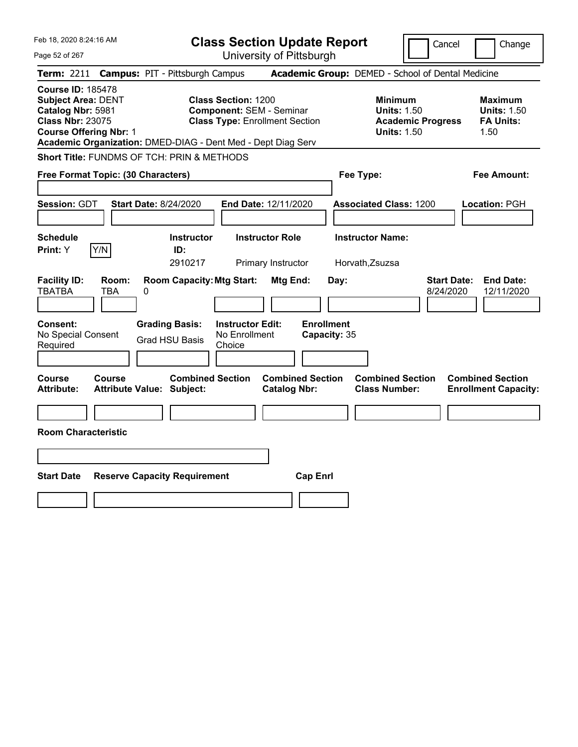Feb 18, 2020 8:24:16 AM

# Class Section Update Report

University of Pittsburgh

Cancel | Change

**Term:** 2211 **Campus:** PIT - Pittsburgh Campus **Academic Group:** DEMED - School of Dental Medicine

**Course ID:** 185478
**Subject Area:** DENT
**Catalog Nbr:** 5981
**Class Nbr:** 23075
**Course Offering Nbr:** 1

**Class Section:** 1200
**Component:** SEM - Seminar
**Class Type:** Enrollment Section

**Minimum Units:** 1.50
**Academic Progress Units:** 1.50

**Maximum Units:** 1.50
**FA Units:** 1.50

**Academic Organization:** DMED-DIAG - Dent Med - Dept Diag Serv

**Short Title:** FUNDMS OF TCH: PRIN & METHODS

**Free Format Topic: (30 Characters)**

**Fee Type:**

**Fee Amount:**

**Session:** GDT **Start Date:** 8/24/2020 **End Date:** 12/11/2020 **Associated Class:** 1200 **Location:** PGH

| Schedule Print: | Instructor ID: | Instructor Role | Instructor Name: |
|---|---|---|---|
| Y | 2910217 | Primary Instructor | Horvath,Zsuzsa |

| Facility ID: | Room: | Room Capacity: | Mtg Start: | Mtg End: | Day: | Start Date: | End Date: |
|---|---|---|---|---|---|---|---|
| TBATBA | TBA | 0 | | | | 8/24/2020 | 12/11/2020 |

| Consent: | Grading Basis: | Instructor Edit: | Enrollment Capacity: |
|---|---|---|---|
| No Special Consent Required | Grad HSU Basis | No Enrollment Choice | 35 |

| Course Attribute: | Course Attribute Value: | Combined Section Subject: | Combined Section Catalog Nbr: | Combined Section Class Number: | Combined Section Enrollment Capacity: |
|---|---|---|---|---|---|
| | | | | | |

**Room Characteristic**

| Start Date | Reserve Capacity Requirement | Cap Enrl |
|---|---|---|
| | | |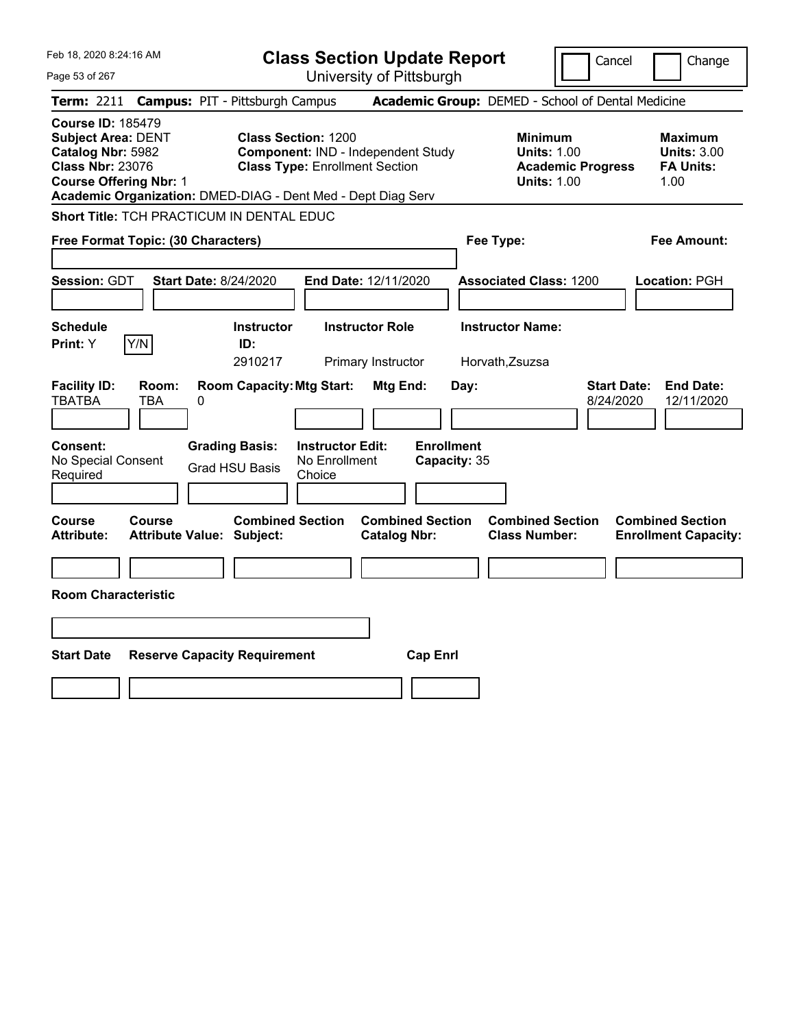# Class Section Update Report

University of Pittsburgh

Cancel | Change

**Term:** 2211 **Campus:** PIT - Pittsburgh Campus **Academic Group:** DEMED - School of Dental Medicine

**Course ID:** 185479
**Subject Area:** DENT
**Catalog Nbr:** 5982
**Class Nbr:** 23076
**Course Offering Nbr:** 1

**Class Section:** 1200
**Component:** IND - Independent Study
**Class Type:** Enrollment Section

**Minimum Units:** 1.00
**Academic Progress Units:** 1.00

**Maximum Units:** 3.00
**FA Units:** 1.00

**Academic Organization:** DMED-DIAG - Dent Med - Dept Diag Serv

**Short Title:** TCH PRACTICUM IN DENTAL EDUC

**Free Format Topic: (30 Characters)**

**Fee Type:**

**Fee Amount:**

**Session:** GDT **Start Date:** 8/24/2020 **End Date:** 12/11/2020 **Associated Class:** 1200 **Location:** PGH

| Schedule Print | Instructor ID | Instructor Role | Instructor Name |
|---|---|---|---|
| Y | 2910217 | Primary Instructor | Horvath,Zsuzsa |

| Facility ID | Room | Room Capacity | Mtg Start | Mtg End | Day | Start Date | End Date |
|---|---|---|---|---|---|---|---|
| TBATBA | TBA | 0 | | | | 8/24/2020 | 12/11/2020 |

**Consent:** No Special Consent Required
**Grading Basis:** Grad HSU Basis
**Instructor Edit:** No Enrollment Choice
**Enrollment Capacity:** 35

| Course Attribute | Course Attribute Value | Combined Section Subject | Combined Section Catalog Nbr | Combined Section Class Number | Combined Section Enrollment Capacity |
|---|---|---|---|---|---|
| | | | | | |

**Room Characteristic**

| Start Date | Reserve Capacity Requirement | Cap Enrl |
|---|---|---|
| | | |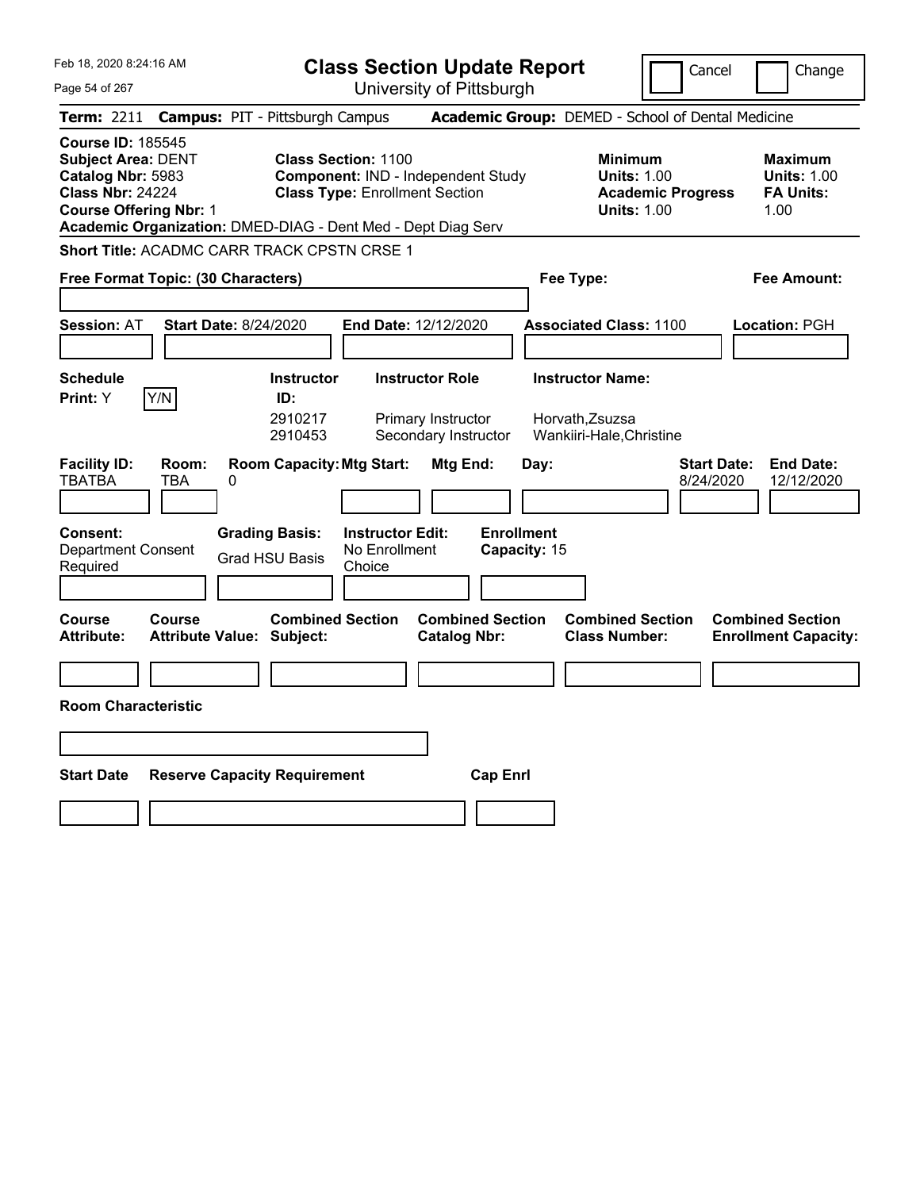Feb 18, 2020 8:24:16 AM

# Class Section Update Report

University of Pittsburgh

Cancel | Change

**Term:** 2211 **Campus:** PIT - Pittsburgh Campus **Academic Group:** DEMED - School of Dental Medicine

**Course ID:** 185545
**Subject Area:** DENT
**Catalog Nbr:** 5983
**Class Nbr:** 24224
**Course Offering Nbr:** 1

**Class Section:** 1100
**Component:** IND - Independent Study
**Class Type:** Enrollment Section

**Minimum Units:** 1.00
**Academic Progress Units:** 1.00

**Maximum Units:** 1.00
**FA Units:** 1.00

**Academic Organization:** DMED-DIAG - Dent Med - Dept Diag Serv

**Short Title:** ACADMC CARR TRACK CPSTN CRSE 1

**Free Format Topic: (30 Characters)**

**Fee Type:**

**Fee Amount:**

**Session:** AT **Start Date:** 8/24/2020 **End Date:** 12/12/2020 **Associated Class:** 1100 **Location:** PGH

**Schedule Print:** Y [Y/N]

| Instructor ID | Instructor Role | Instructor Name |
|---|---|---|
| 2910217 | Primary Instructor | Horvath,Zsuzsa |
| 2910453 | Secondary Instructor | Wankiiri-Hale,Christine |

| Facility ID | Room | Room Capacity | Mtg Start | Mtg End | Day | Start Date | End Date |
|---|---|---|---|---|---|---|---|
| TBATBA | TBA | 0 | | | | 8/24/2020 | 12/12/2020 |

**Consent:** Department Consent Required
**Grading Basis:** Grad HSU Basis
**Instructor Edit:** No Enrollment Choice
**Enrollment Capacity:** 15

| Course Attribute | Course Attribute Value | Combined Section Subject | Combined Section Catalog Nbr | Combined Section Class Number | Combined Section Enrollment Capacity |
|---|---|---|---|---|---|
| | | | | | |

**Room Characteristic**

| Start Date | Reserve Capacity Requirement | Cap Enrl |
|---|---|---|
| | | |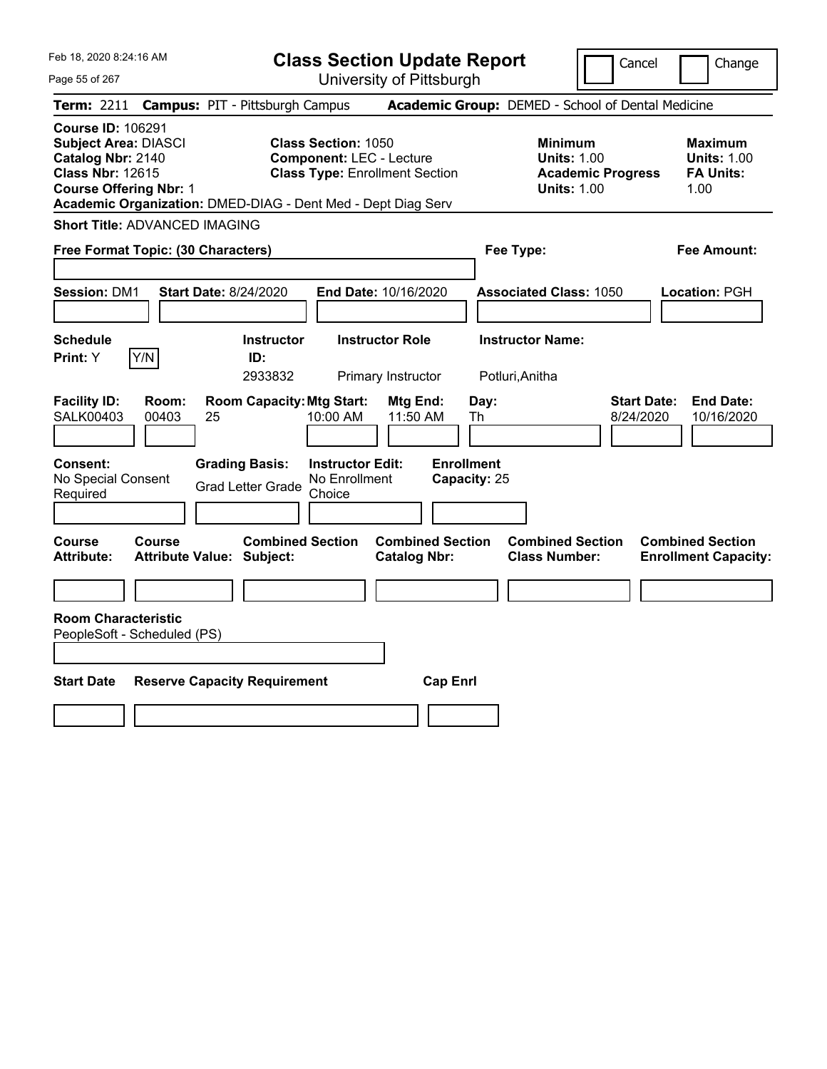Feb 18, 2020 8:24:16 AM

# Class Section Update Report

University of Pittsburgh

Cancel | Change

**Term:** 2211 **Campus:** PIT - Pittsburgh Campus **Academic Group:** DEMED - School of Dental Medicine

**Course ID:** 106291
**Subject Area:** DIASCI
**Catalog Nbr:** 2140
**Class Nbr:** 12615
**Course Offering Nbr:** 1
**Academic Organization:** DMED-DIAG - Dent Med - Dept Diag Serv

**Class Section:** 1050
**Component:** LEC - Lecture
**Class Type:** Enrollment Section

**Minimum Units:** 1.00
**Academic Progress Units:** 1.00

**Maximum Units:** 1.00
**FA Units:** 1.00

**Short Title:** ADVANCED IMAGING

**Free Format Topic: (30 Characters)**

**Fee Type:**

**Fee Amount:**

**Session:** DM1 **Start Date:** 8/24/2020 **End Date:** 10/16/2020 **Associated Class:** 1050 **Location:** PGH

| Schedule Print: | Instructor ID: | Instructor Role | Instructor Name: |
|---|---|---|---|
| Y | 2933832 | Primary Instructor | Potluri,Anitha |

| Facility ID: | Room: | Room Capacity: | Mtg Start: | Mtg End: | Day: | Start Date: | End Date: |
|---|---|---|---|---|---|---|---|
| SALK00403 | 00403 | 25 | 10:00 AM | 11:50 AM | Th | 8/24/2020 | 10/16/2020 |

**Consent:** No Special Consent Required
**Grading Basis:** Grad Letter Grade
**Instructor Edit:** No Enrollment Choice
**Enrollment Capacity:** 25

| Course Attribute: | Course Attribute Value: | Combined Section Subject: | Combined Section Catalog Nbr: | Combined Section Class Number: | Combined Section Enrollment Capacity: |
|---|---|---|---|---|---|
| | | | | | |

**Room Characteristic**
PeopleSoft - Scheduled (PS)

| Start Date | Reserve Capacity Requirement | Cap Enrl |
|---|---|---|
| | | |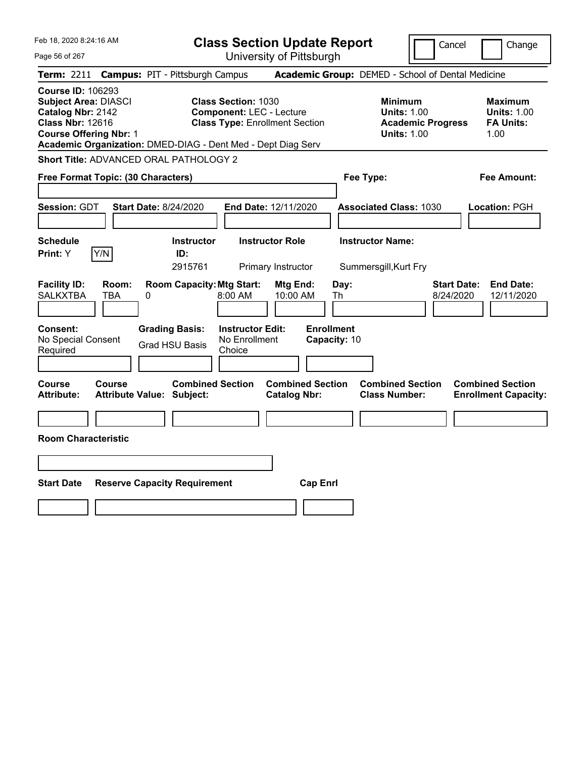Feb 18, 2020 8:24:16 AM

# Class Section Update Report

University of Pittsburgh

Cancel | Change

**Term:** 2211 **Campus:** PIT - Pittsburgh Campus **Academic Group:** DEMED - School of Dental Medicine

**Course ID:** 106293
**Subject Area:** DIASCI
**Catalog Nbr:** 2142
**Class Nbr:** 12616
**Course Offering Nbr:** 1

**Class Section:** 1030
**Component:** LEC - Lecture
**Class Type:** Enrollment Section

**Minimum**
**Units:** 1.00
**Academic Progress Units:** 1.00

**Maximum**
**Units:** 1.00
**FA Units:** 1.00

**Academic Organization:** DMED-DIAG - Dent Med - Dept Diag Serv

**Short Title:** ADVANCED ORAL PATHOLOGY 2

**Free Format Topic: (30 Characters)**

**Fee Type:**

**Fee Amount:**

**Session:** GDT **Start Date:** 8/24/2020 **End Date:** 12/11/2020 **Associated Class:** 1030 **Location:** PGH

| Schedule Print | Instructor ID | Instructor Role | Instructor Name |
|---|---|---|---|
| Y | 2915761 | Primary Instructor | Summersgill,Kurt Fry |

| Facility ID | Room | Room Capacity | Mtg Start | Mtg End | Day | Start Date | End Date |
|---|---|---|---|---|---|---|---|
| SALKXTBA | TBA | 0 | 8:00 AM | 10:00 AM | Th | 8/24/2020 | 12/11/2020 |

**Consent:** No Special Consent Required
**Grading Basis:** Grad HSU Basis
**Instructor Edit:** No Enrollment Choice
**Enrollment Capacity:** 10

| Course Attribute | Course Attribute Value | Combined Section Subject | Combined Section Catalog Nbr | Combined Section Class Number | Combined Section Enrollment Capacity |
|---|---|---|---|---|---|
| | | | | | |

**Room Characteristic**

| Start Date | Reserve Capacity Requirement | Cap Enrl |
|---|---|---|
| | | |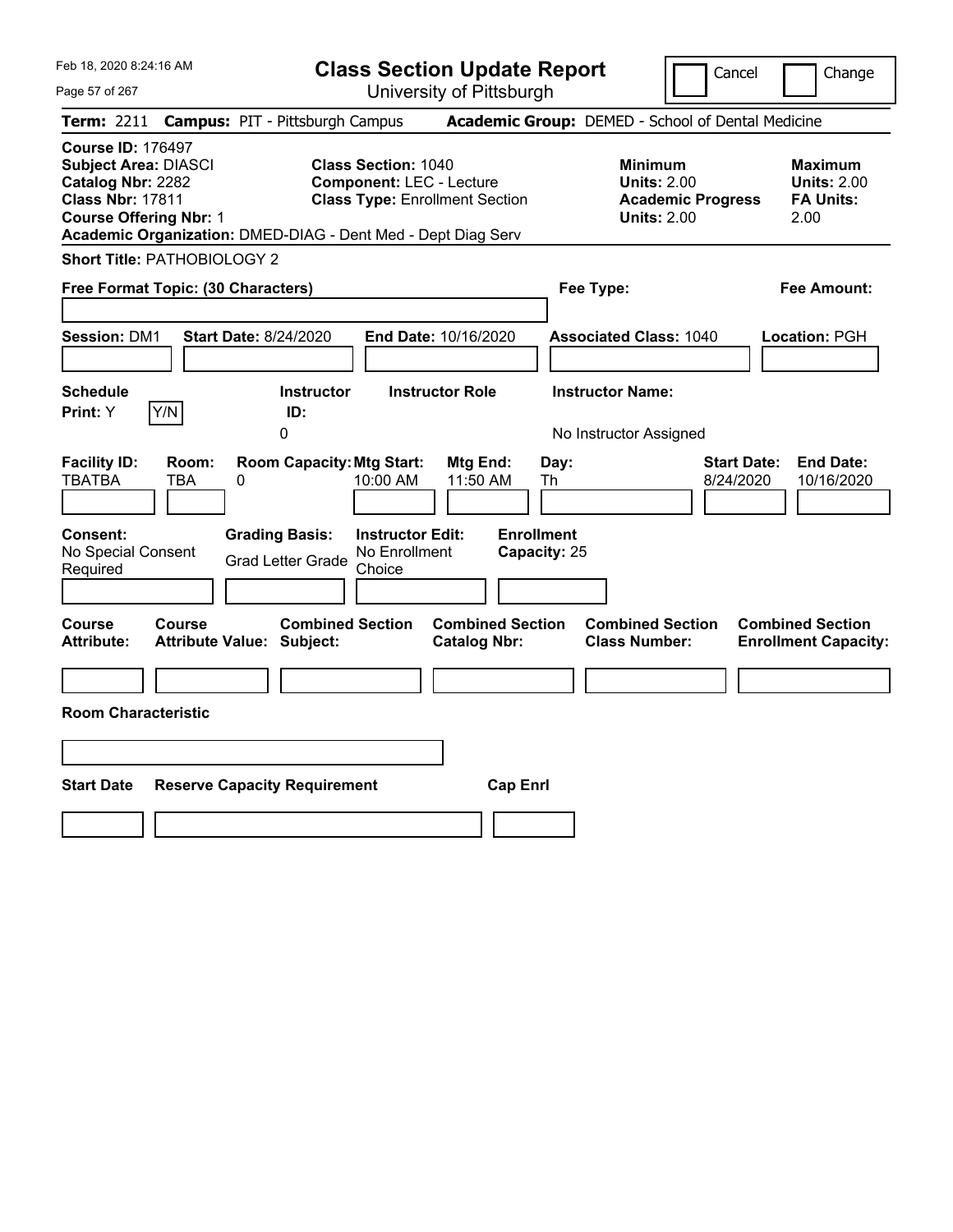# Class Section Update Report

University of Pittsburgh

Cancel | Change

**Term:** 2211 **Campus:** PIT - Pittsburgh Campus **Academic Group:** DEMED - School of Dental Medicine

**Course ID:** 176497
**Subject Area:** DIASCI
**Catalog Nbr:** 2282
**Class Nbr:** 17811
**Course Offering Nbr:** 1
**Academic Organization:** DMED-DIAG - Dent Med - Dept Diag Serv

**Class Section:** 1040
**Component:** LEC - Lecture
**Class Type:** Enrollment Section

**Minimum**
**Units:** 2.00
**Academic Progress Units:** 2.00

**Maximum**
**Units:** 2.00
**FA Units:** 2.00

**Short Title:** PATHOBIOLOGY 2

**Free Format Topic: (30 Characters)**

**Fee Type:**

**Fee Amount:**

**Session:** DM1 **Start Date:** 8/24/2020 **End Date:** 10/16/2020 **Associated Class:** 1040 **Location:** PGH

| Schedule Print | Instructor ID | Instructor Role | Instructor Name |
|---|---|---|---|
| Y | 0 | | No Instructor Assigned |

| Facility ID | Room | Room Capacity | Mtg Start | Mtg End | Day | Start Date | End Date |
|---|---|---|---|---|---|---|---|
| TBATBA | TBA | 0 | 10:00 AM | 11:50 AM | Th | 8/24/2020 | 10/16/2020 |

**Consent:** No Special Consent Required
**Grading Basis:** Grad Letter Grade
**Instructor Edit:** No Enrollment Choice
**Enrollment Capacity:** 25

| Course Attribute | Course Attribute Value | Combined Section Subject | Combined Section Catalog Nbr | Combined Section Class Number | Combined Section Enrollment Capacity |
|---|---|---|---|---|---|
| | | | | | |

**Room Characteristic**

| Start Date | Reserve Capacity Requirement | Cap Enrl |
|---|---|---|
| | | |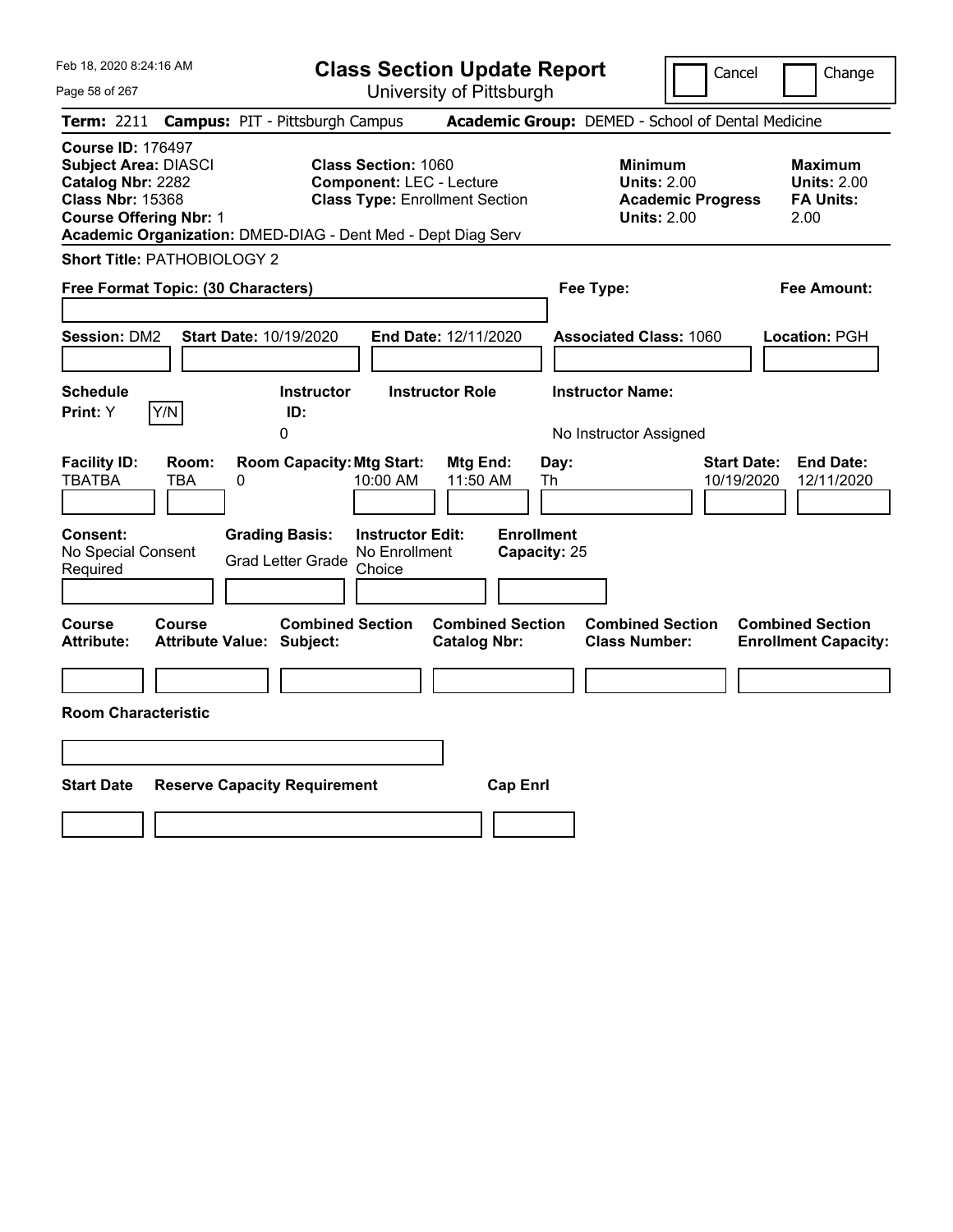Feb 18, 2020 8:24:16 AM

# Class Section Update Report

University of Pittsburgh

Cancel | Change

**Term:** 2211 **Campus:** PIT - Pittsburgh Campus **Academic Group:** DEMED - School of Dental Medicine

**Course ID:** 176497
**Subject Area:** DIASCI
**Catalog Nbr:** 2282
**Class Nbr:** 15368
**Course Offering Nbr:** 1
**Academic Organization:** DMED-DIAG - Dent Med - Dept Diag Serv

**Class Section:** 1060
**Component:** LEC - Lecture
**Class Type:** Enrollment Section

| | Minimum | Maximum |
|---|---|---|
| Units | 2.00 | 2.00 |
| Academic Progress Units | 2.00 | |
| FA Units | | 2.00 |

**Short Title:** PATHOBIOLOGY 2

**Free Format Topic: (30 Characters)**

**Fee Type:**

**Fee Amount:**

**Session:** DM2 **Start Date:** 10/19/2020 **End Date:** 12/11/2020 **Associated Class:** 1060 **Location:** PGH

| Schedule Print | Instructor ID | Instructor Role | Instructor Name |
|---|---|---|---|
| Y | 0 | | No Instructor Assigned |

| Facility ID | Room | Room Capacity | Mtg Start | Mtg End | Day | Start Date | End Date |
|---|---|---|---|---|---|---|---|
| TBATBA | TBA | 0 | 10:00 AM | 11:50 AM | Th | 10/19/2020 | 12/11/2020 |

**Consent:** No Special Consent Required
**Grading Basis:** Grad Letter Grade
**Instructor Edit:** No Enrollment Choice
**Enrollment Capacity:** 25

| Course Attribute | Course Attribute Value | Combined Section Subject | Combined Section Catalog Nbr | Combined Section Class Number | Combined Section Enrollment Capacity |
|---|---|---|---|---|---|
| | | | | | |

**Room Characteristic**

| Start Date | Reserve Capacity Requirement | Cap Enrl |
|---|---|---|
| | | |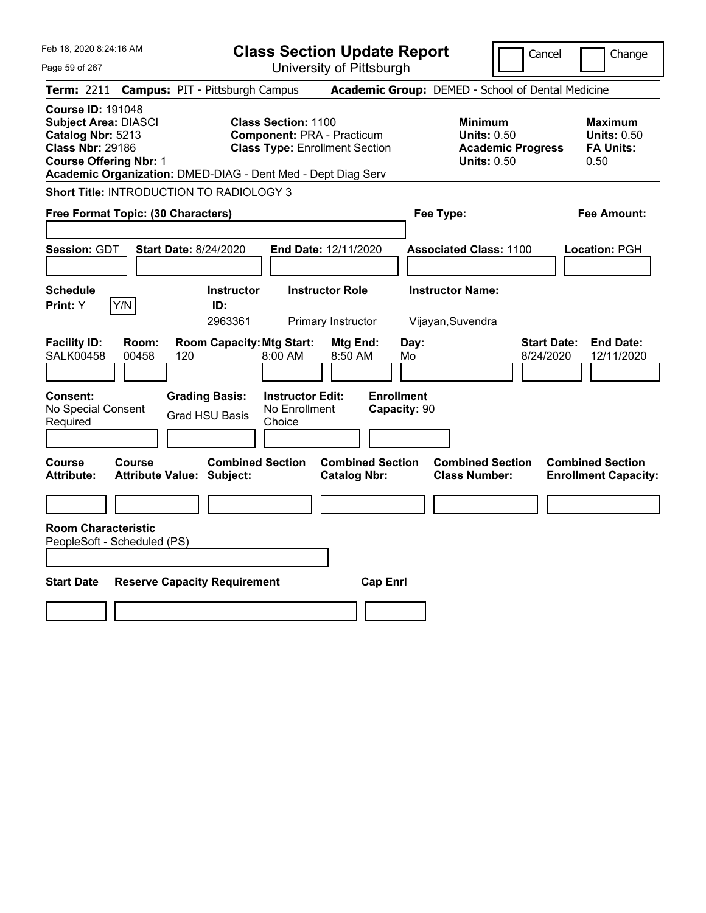# Class Section Update Report

University of Pittsburgh

Cancel | Change

**Term:** 2211 **Campus:** PIT - Pittsburgh Campus **Academic Group:** DEMED - School of Dental Medicine

**Course ID:** 191048
**Subject Area:** DIASCI
**Catalog Nbr:** 5213
**Class Nbr:** 29186
**Course Offering Nbr:** 1

**Class Section:** 1100
**Component:** PRA - Practicum
**Class Type:** Enrollment Section

**Minimum**
**Units:** 0.50
**Academic Progress Units:** 0.50

**Maximum**
**Units:** 0.50
**FA Units:** 0.50

**Academic Organization:** DMED-DIAG - Dent Med - Dept Diag Serv

**Short Title:** INTRODUCTION TO RADIOLOGY 3

**Free Format Topic: (30 Characters)**

**Fee Type:**

**Fee Amount:**

**Session:** GDT **Start Date:** 8/24/2020 **End Date:** 12/11/2020 **Associated Class:** 1100 **Location:** PGH

| Schedule Print | Instructor ID | Instructor Role | Instructor Name |
|---|---|---|---|
| Y | 2963361 | Primary Instructor | Vijayan,Suvendra |

| Facility ID | Room | Room Capacity | Mtg Start | Mtg End | Day | Start Date | End Date |
|---|---|---|---|---|---|---|---|
| SALK00458 | 00458 | 120 | 8:00 AM | 8:50 AM | Mo | 8/24/2020 | 12/11/2020 |

**Consent:** No Special Consent Required
**Grading Basis:** Grad HSU Basis
**Instructor Edit:** No Enrollment Choice
**Enrollment Capacity:** 90

| Course Attribute | Course Attribute Value | Combined Section Subject | Combined Section Catalog Nbr | Combined Section Class Number | Combined Section Enrollment Capacity |
|---|---|---|---|---|---|
| | | | | | |

**Room Characteristic**
PeopleSoft - Scheduled (PS)

| Start Date | Reserve Capacity Requirement | Cap Enrl |
|---|---|---|
| | | |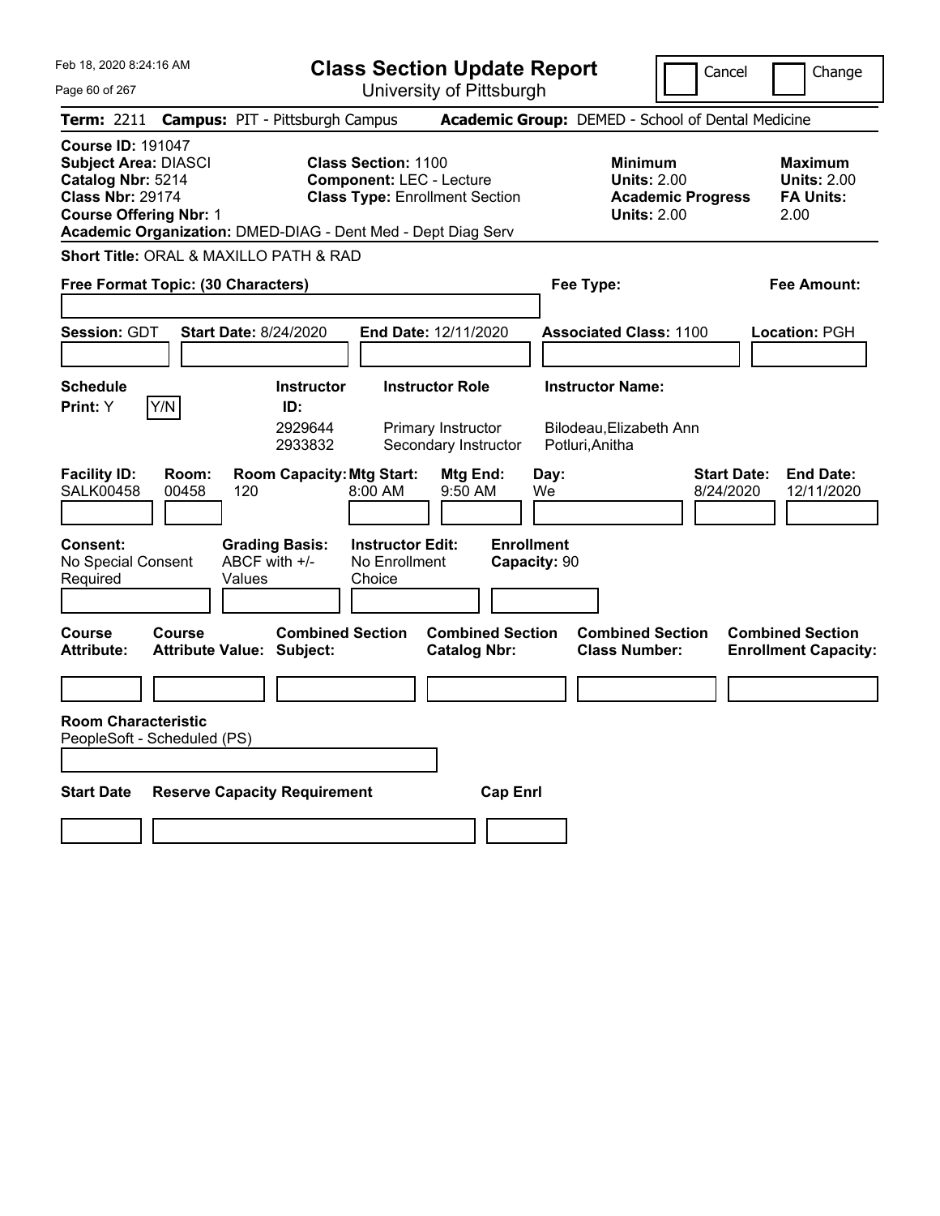# Class Section Update Report

University of Pittsburgh

Feb 18, 2020 8:24:16 AM

Cancel | Change

**Term:** 2211 **Campus:** PIT - Pittsburgh Campus **Academic Group:** DEMED - School of Dental Medicine

**Course ID:** 191047
**Subject Area:** DIASCI
**Catalog Nbr:** 5214
**Class Nbr:** 29174
**Course Offering Nbr:** 1

**Class Section:** 1100
**Component:** LEC - Lecture
**Class Type:** Enrollment Section

| | Minimum | Maximum |
|---|---|---|
| Units | 2.00 | 2.00 |
| Academic Progress Units | 2.00 | |
| FA Units | | 2.00 |

**Academic Organization:** DMED-DIAG - Dent Med - Dept Diag Serv

**Short Title:** ORAL & MAXILLO PATH & RAD

**Free Format Topic: (30 Characters)**

**Fee Type:**

**Fee Amount:**

**Session:** GDT **Start Date:** 8/24/2020 **End Date:** 12/11/2020 **Associated Class:** 1100 **Location:** PGH

**Schedule Print:** Y [Y/N]

| Instructor ID | Instructor Role | Instructor Name |
|---|---|---|
| 2929644 | Primary Instructor | Bilodeau,Elizabeth Ann |
| 2933832 | Secondary Instructor | Potluri,Anitha |

| Facility ID | Room | Room Capacity | Mtg Start | Mtg End | Day | Start Date | End Date |
|---|---|---|---|---|---|---|---|
| SALK00458 | 00458 | 120 | 8:00 AM | 9:50 AM | We | 8/24/2020 | 12/11/2020 |

**Consent:** No Special Consent Required
**Grading Basis:** ABCF with +/- Values
**Instructor Edit:** No Enrollment Choice
**Enrollment Capacity:** 90

| Course Attribute | Course Attribute Value | Combined Section Subject | Combined Section Catalog Nbr | Combined Section Class Number | Combined Section Enrollment Capacity |
|---|---|---|---|---|---|
| | | | | | |

**Room Characteristic**
PeopleSoft - Scheduled (PS)

| Start Date | Reserve Capacity Requirement | Cap Enrl |
|---|---|---|
| | | |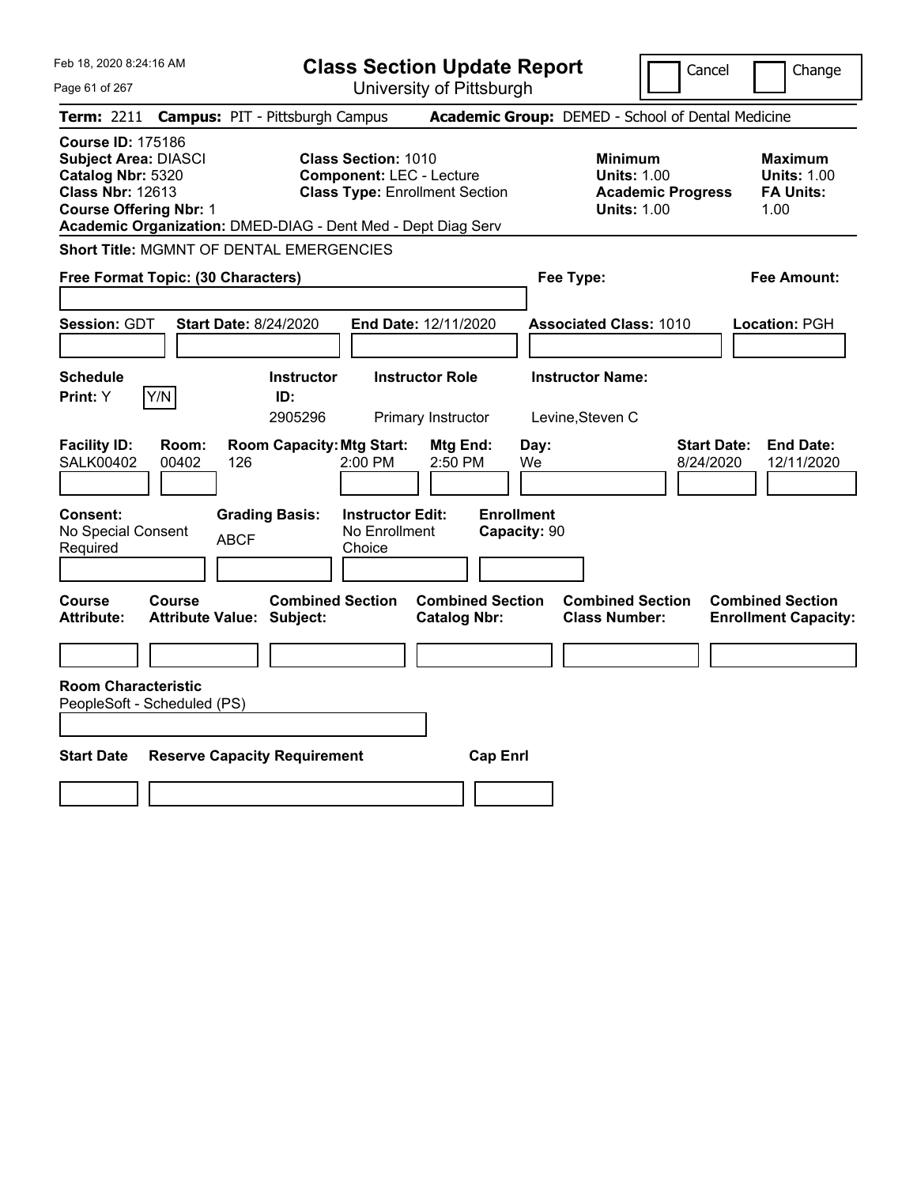# Class Section Update Report

University of Pittsburgh

Cancel | Change

**Term:** 2211 **Campus:** PIT - Pittsburgh Campus **Academic Group:** DEMED - School of Dental Medicine

**Course ID:** 175186
**Subject Area:** DIASCI
**Catalog Nbr:** 5320
**Class Nbr:** 12613
**Course Offering Nbr:** 1
**Academic Organization:** DMED-DIAG - Dent Med - Dept Diag Serv

**Class Section:** 1010
**Component:** LEC - Lecture
**Class Type:** Enrollment Section

**Minimum Units:** 1.00
**Academic Progress Units:** 1.00

**Maximum Units:** 1.00
**FA Units:** 1.00

**Short Title:** MGMNT OF DENTAL EMERGENCIES

**Free Format Topic: (30 Characters)**

**Fee Type:**

**Fee Amount:**

**Session:** GDT **Start Date:** 8/24/2020 **End Date:** 12/11/2020 **Associated Class:** 1010 **Location:** PGH

| Schedule Print | Instructor ID | Instructor Role | Instructor Name |
|---|---|---|---|
| Y [Y/N] | 2905296 | Primary Instructor | Levine,Steven C |

| Facility ID | Room | Room Capacity | Mtg Start | Mtg End | Day | Start Date | End Date |
|---|---|---|---|---|---|---|---|
| SALK00402 | 00402 | 126 | 2:00 PM | 2:50 PM | We | 8/24/2020 | 12/11/2020 |

| Consent | Grading Basis | Instructor Edit | Enrollment Capacity |
|---|---|---|---|
| No Special Consent Required | ABCF | No Enrollment Choice | 90 |

| Course Attribute | Course Attribute Value | Combined Section Subject | Combined Section Catalog Nbr | Combined Section Class Number | Combined Section Enrollment Capacity |
|---|---|---|---|---|---|
| | | | | | |

**Room Characteristic**
PeopleSoft - Scheduled (PS)

| Start Date | Reserve Capacity Requirement | Cap Enrl |
|---|---|---|
| | | |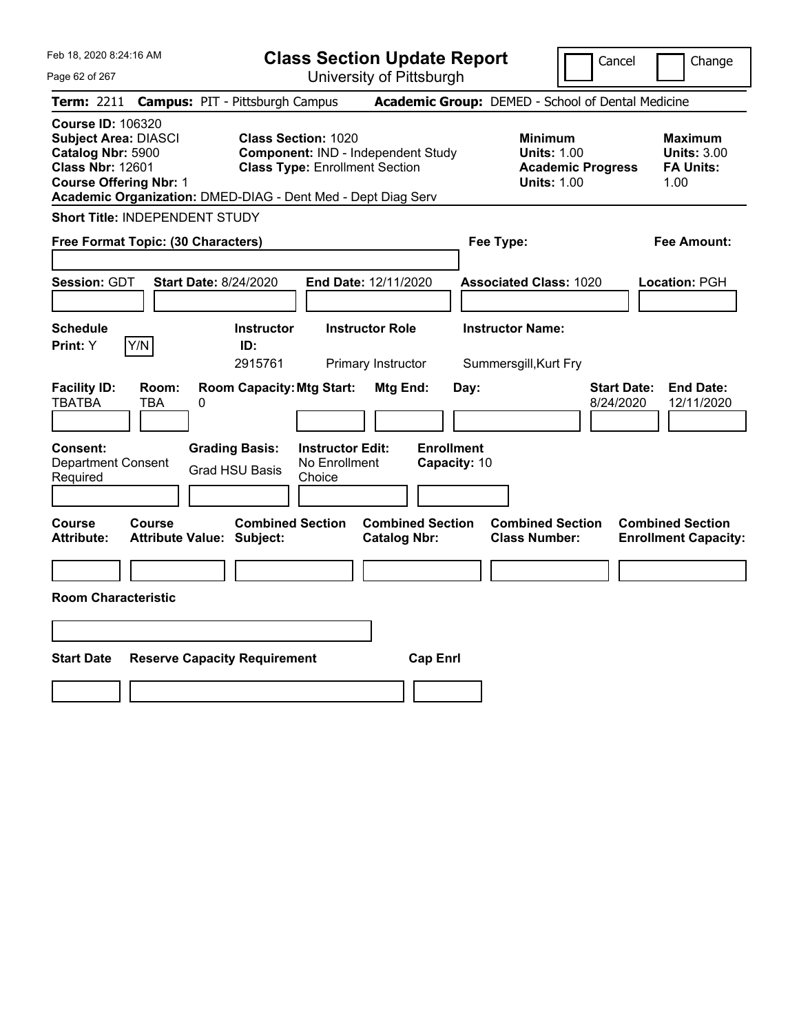# Class Section Update Report

University of Pittsburgh

Cancel | Change

**Term:** 2211 **Campus:** PIT - Pittsburgh Campus **Academic Group:** DEMED - School of Dental Medicine

**Course ID:** 106320
**Subject Area:** DIASCI
**Catalog Nbr:** 5900
**Class Nbr:** 12601
**Course Offering Nbr:** 1
**Academic Organization:** DMED-DIAG - Dent Med - Dept Diag Serv

**Class Section:** 1020
**Component:** IND - Independent Study
**Class Type:** Enrollment Section

**Minimum**
**Units:** 1.00
**Academic Progress Units:** 1.00

**Maximum**
**Units:** 3.00
**FA Units:** 1.00

**Short Title:** INDEPENDENT STUDY

**Free Format Topic: (30 Characters)**

**Fee Type:**

**Fee Amount:**

**Session:** GDT **Start Date:** 8/24/2020 **End Date:** 12/11/2020 **Associated Class:** 1020 **Location:** PGH

| Schedule Print | Instructor ID | Instructor Role | Instructor Name |
|---|---|---|---|
| Y (Y/N) | 2915761 | Primary Instructor | Summersgill,Kurt Fry |

| Facility ID | Room | Room Capacity | Mtg Start | Mtg End | Day | Start Date | End Date |
|---|---|---|---|---|---|---|---|
| TBATBA | TBA | 0 | | | | 8/24/2020 | 12/11/2020 |

**Consent:** Department Consent Required
**Grading Basis:** Grad HSU Basis
**Instructor Edit:** No Enrollment Choice
**Enrollment Capacity:** 10

| Course Attribute | Course Attribute Value | Combined Section Subject | Combined Section Catalog Nbr | Combined Section Class Number | Combined Section Enrollment Capacity |
|---|---|---|---|---|---|
| | | | | | |

**Room Characteristic**

| Start Date | Reserve Capacity Requirement | Cap Enrl |
|---|---|---|
| | | |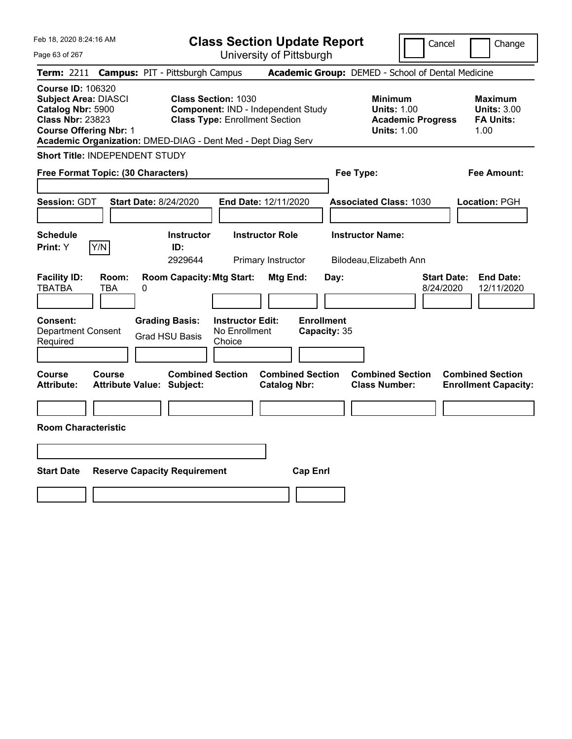Feb 18, 2020 8:24:16 AM

# Class Section Update Report

University of Pittsburgh

Cancel | Change

**Term:** 2211 **Campus:** PIT - Pittsburgh Campus **Academic Group:** DEMED - School of Dental Medicine

**Course ID:** 106320
**Subject Area:** DIASCI
**Catalog Nbr:** 5900
**Class Nbr:** 23823
**Course Offering Nbr:** 1

**Class Section:** 1030
**Component:** IND - Independent Study
**Class Type:** Enrollment Section

**Minimum Units:** 1.00
**Academic Progress Units:** 1.00

**Maximum Units:** 3.00
**FA Units:** 1.00

**Academic Organization:** DMED-DIAG - Dent Med - Dept Diag Serv

**Short Title:** INDEPENDENT STUDY

**Free Format Topic: (30 Characters)**

**Fee Type:**

**Fee Amount:**

**Session:** GDT **Start Date:** 8/24/2020 **End Date:** 12/11/2020 **Associated Class:** 1030 **Location:** PGH

| Schedule Print | Instructor ID | Instructor Role | Instructor Name |
|---|---|---|---|
| Y (Y/N) | 2929644 | Primary Instructor | Bilodeau,Elizabeth Ann |

| Facility ID | Room | Room Capacity | Mtg Start | Mtg End | Day | Start Date | End Date |
|---|---|---|---|---|---|---|---|
| TBATBA | TBA | 0 | | | | 8/24/2020 | 12/11/2020 |

**Consent:** Department Consent Required
**Grading Basis:** Grad HSU Basis
**Instructor Edit:** No Enrollment Choice
**Enrollment Capacity:** 35

| Course Attribute | Course Attribute Value | Combined Section Subject | Combined Section Catalog Nbr | Combined Section Class Number | Combined Section Enrollment Capacity |
|---|---|---|---|---|---|
| | | | | | |

**Room Characteristic**

| Start Date | Reserve Capacity Requirement | Cap Enrl |
|---|---|---|
| | | |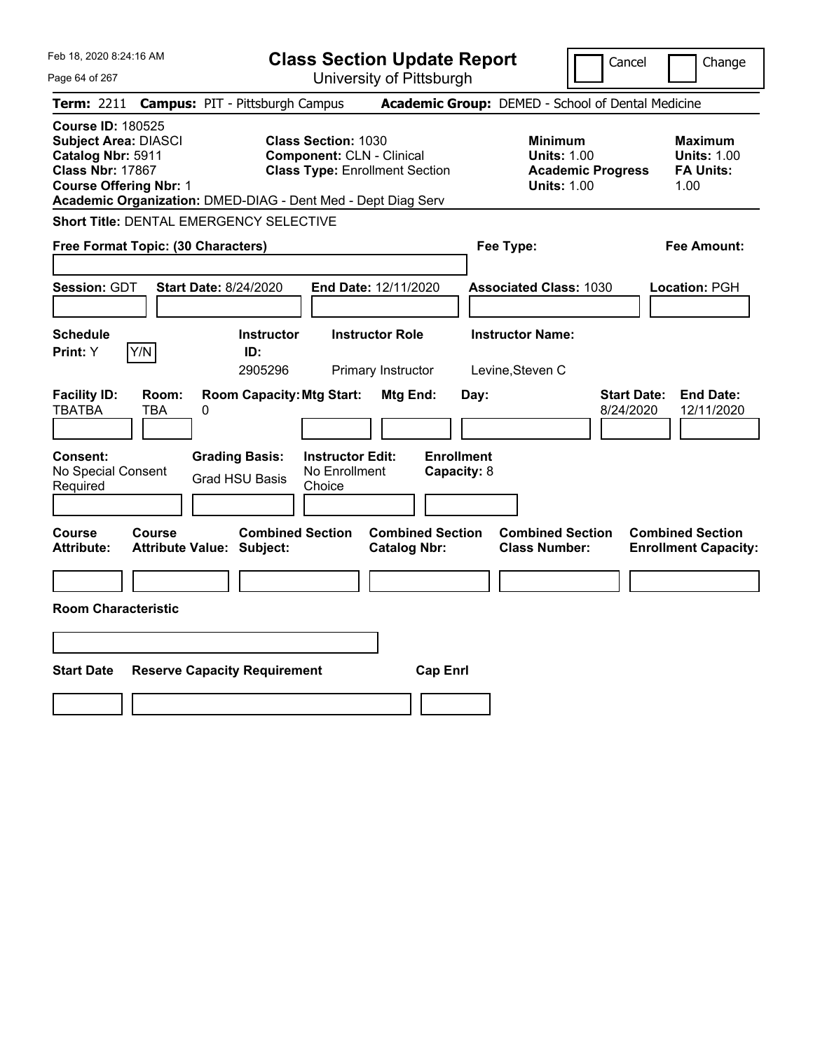Feb 18, 2020 8:24:16 AM

# Class Section Update Report

University of Pittsburgh

Cancel | Change

**Term:** 2211 **Campus:** PIT - Pittsburgh Campus **Academic Group:** DEMED - School of Dental Medicine

**Course ID:** 180525
**Subject Area:** DIASCI
**Catalog Nbr:** 5911
**Class Nbr:** 17867
**Course Offering Nbr:** 1

**Class Section:** 1030
**Component:** CLN - Clinical
**Class Type:** Enrollment Section

**Minimum**
**Units:** 1.00
**Academic Progress Units:** 1.00

**Maximum**
**Units:** 1.00
**FA Units:** 1.00

**Academic Organization:** DMED-DIAG - Dent Med - Dept Diag Serv

**Short Title:** DENTAL EMERGENCY SELECTIVE

**Free Format Topic: (30 Characters)**

**Fee Type:**

**Fee Amount:**

**Session:** GDT **Start Date:** 8/24/2020 **End Date:** 12/11/2020 **Associated Class:** 1030 **Location:** PGH

| Schedule Print: | Instructor ID: | Instructor Role | Instructor Name: |
|---|---|---|---|
| Y [Y/N] | 2905296 | Primary Instructor | Levine,Steven C |

| Facility ID: | Room: | Room Capacity: | Mtg Start: | Mtg End: | Day: | Start Date: | End Date: |
|---|---|---|---|---|---|---|---|
| TBATBA | TBA | 0 | | | | 8/24/2020 | 12/11/2020 |

| Consent: | Grading Basis: | Instructor Edit: | Enrollment Capacity: |
|---|---|---|---|
| No Special Consent Required | Grad HSU Basis | No Enrollment Choice | 8 |

| Course Attribute: | Course Attribute Value: | Combined Section Subject: | Combined Section Catalog Nbr: | Combined Section Class Number: | Combined Section Enrollment Capacity: |
|---|---|---|---|---|---|
| | | | | | |

**Room Characteristic**

| Start Date | Reserve Capacity Requirement | Cap Enrl |
|---|---|---|
| | | |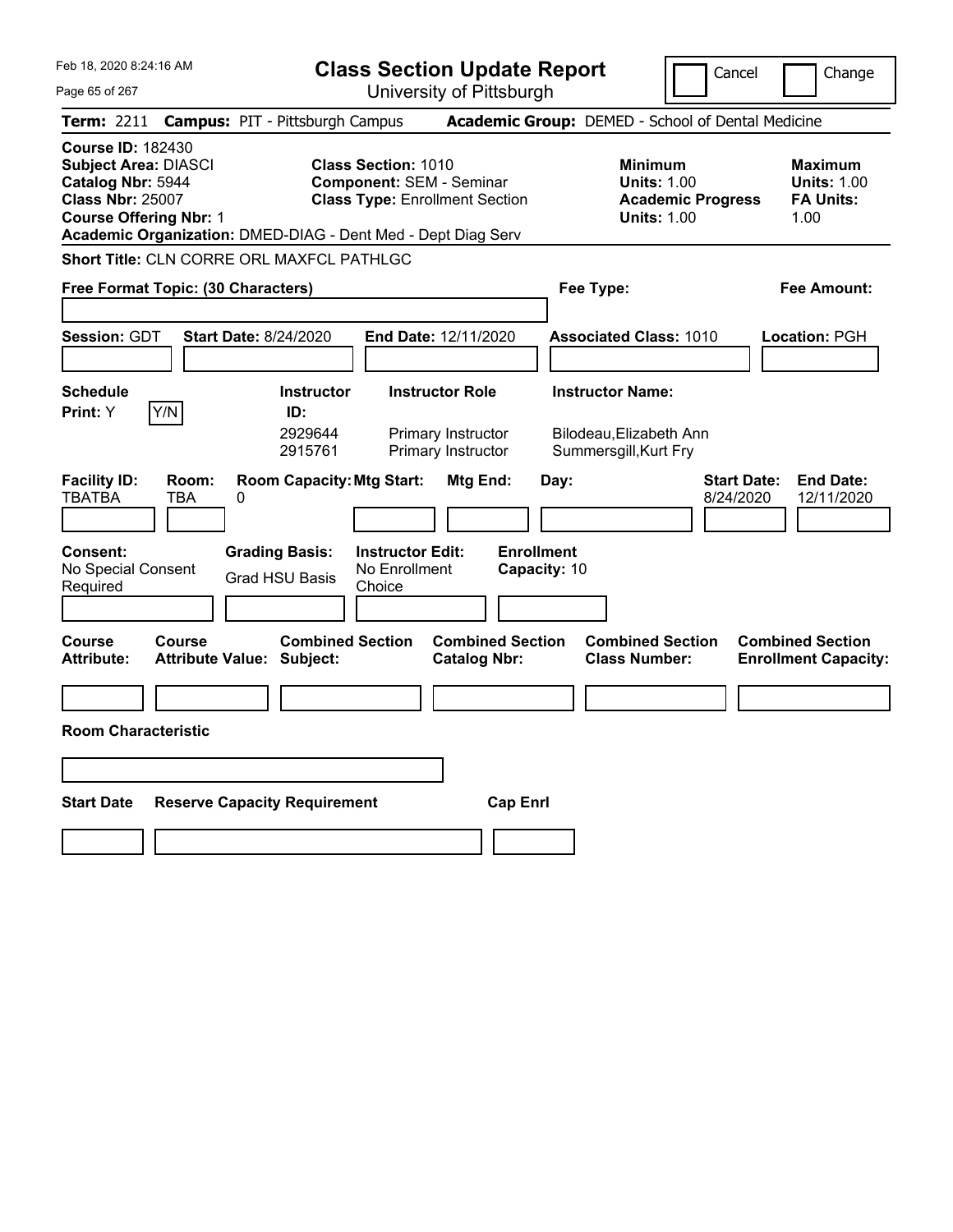Feb 18, 2020 8:24:16 AM

# Class Section Update Report

University of Pittsburgh

Cancel | Change

**Term:** 2211 **Campus:** PIT - Pittsburgh Campus **Academic Group:** DEMED - School of Dental Medicine

**Course ID:** 182430
**Subject Area:** DIASCI
**Catalog Nbr:** 5944
**Class Nbr:** 25007
**Course Offering Nbr:** 1

**Class Section:** 1010
**Component:** SEM - Seminar
**Class Type:** Enrollment Section

**Minimum Units:** 1.00
**Academic Progress Units:** 1.00

**Maximum Units:** 1.00
**FA Units:** 1.00

**Academic Organization:** DMED-DIAG - Dent Med - Dept Diag Serv

**Short Title:** CLN CORRE ORL MAXFCL PATHLGC

**Free Format Topic: (30 Characters)**

**Fee Type:**

**Fee Amount:**

**Session:** GDT **Start Date:** 8/24/2020 **End Date:** 12/11/2020 **Associated Class:** 1010 **Location:** PGH

**Schedule Print:** Y [Y/N]

| Instructor ID: | Instructor Role | Instructor Name: |
|---|---|---|
| 2929644 | Primary Instructor | Bilodeau,Elizabeth Ann |
| 2915761 | Primary Instructor | Summersgill,Kurt Fry |

| Facility ID: | Room: | Room Capacity: | Mtg Start: | Mtg End: | Day: | Start Date: | End Date: |
|---|---|---|---|---|---|---|---|
| TBATBA | TBA | 0 | | | | 8/24/2020 | 12/11/2020 |

**Consent:** No Special Consent Required
**Grading Basis:** Grad HSU Basis
**Instructor Edit:** No Enrollment Choice
**Enrollment Capacity:** 10

| Course Attribute: | Course Attribute Value: | Combined Section Subject: | Combined Section Catalog Nbr: | Combined Section Class Number: | Combined Section Enrollment Capacity: |
|---|---|---|---|---|---|
| | | | | | |

**Room Characteristic**

| Start Date | Reserve Capacity Requirement | Cap Enrl |
|---|---|---|
| | | |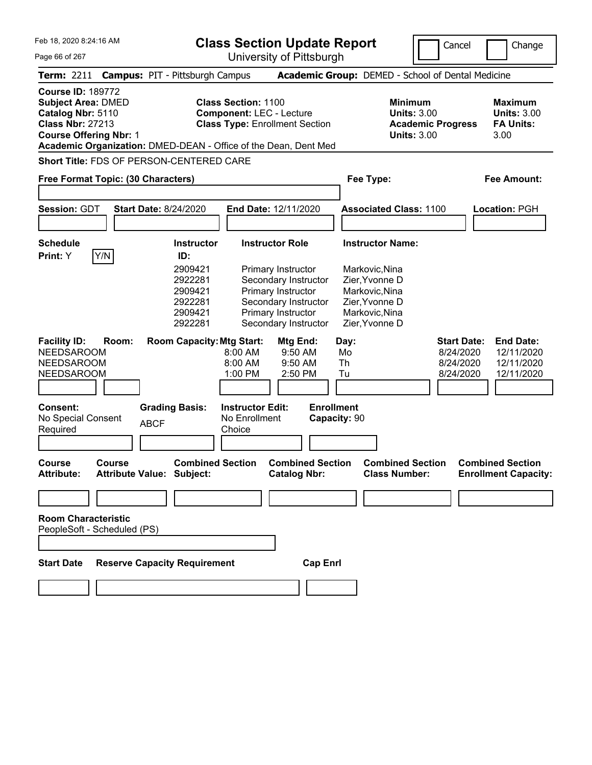Feb 18, 2020 8:24:16 AM

# Class Section Update Report

University of Pittsburgh

Cancel | Change

**Term:** 2211 **Campus:** PIT - Pittsburgh Campus **Academic Group:** DEMED - School of Dental Medicine

**Course ID:** 189772
**Subject Area:** DMED
**Catalog Nbr:** 5110
**Class Nbr:** 27213
**Course Offering Nbr:** 1

**Class Section:** 1100
**Component:** LEC - Lecture
**Class Type:** Enrollment Section

**Minimum Units:** 3.00
**Academic Progress Units:** 3.00

**Maximum Units:** 3.00
**FA Units:** 3.00

**Academic Organization:** DMED-DEAN - Office of the Dean, Dent Med

**Short Title:** FDS OF PERSON-CENTERED CARE

**Free Format Topic: (30 Characters)**

**Fee Type:**

**Fee Amount:**

**Session:** GDT **Start Date:** 8/24/2020 **End Date:** 12/11/2020 **Associated Class:** 1100 **Location:** PGH

**Schedule Print:** Y Y/N

| Instructor ID: | Instructor Role | Instructor Name: |
|---|---|---|
| 2909421 | Primary Instructor | Markovic,Nina |
| 2922281 | Secondary Instructor | Zier,Yvonne D |
| 2909421 | Primary Instructor | Markovic,Nina |
| 2922281 | Secondary Instructor | Zier,Yvonne D |
| 2909421 | Primary Instructor | Markovic,Nina |
| 2922281 | Secondary Instructor | Zier,Yvonne D |

| Facility ID: | Room: | Room Capacity: | Mtg Start: | Mtg End: | Day: | Start Date: | End Date: |
|---|---|---|---|---|---|---|---|
| NEEDSAROOM | | | 8:00 AM | 9:50 AM | Mo | 8/24/2020 | 12/11/2020 |
| NEEDSAROOM | | | 8:00 AM | 9:50 AM | Th | 8/24/2020 | 12/11/2020 |
| NEEDSAROOM | | | 1:00 PM | 2:50 PM | Tu | 8/24/2020 | 12/11/2020 |

**Consent:** No Special Consent Required

**Grading Basis:** ABCF

**Instructor Edit:** No Enrollment Choice

**Enrollment Capacity:** 90

| Course Attribute: | Course Attribute Value: | Combined Section Subject: | Combined Section Catalog Nbr: | Combined Section Class Number: | Combined Section Enrollment Capacity: |
|---|---|---|---|---|---|
| | | | | | |

**Room Characteristic**
PeopleSoft - Scheduled (PS)

| Start Date | Reserve Capacity Requirement | Cap Enrl |
|---|---|---|
| | | |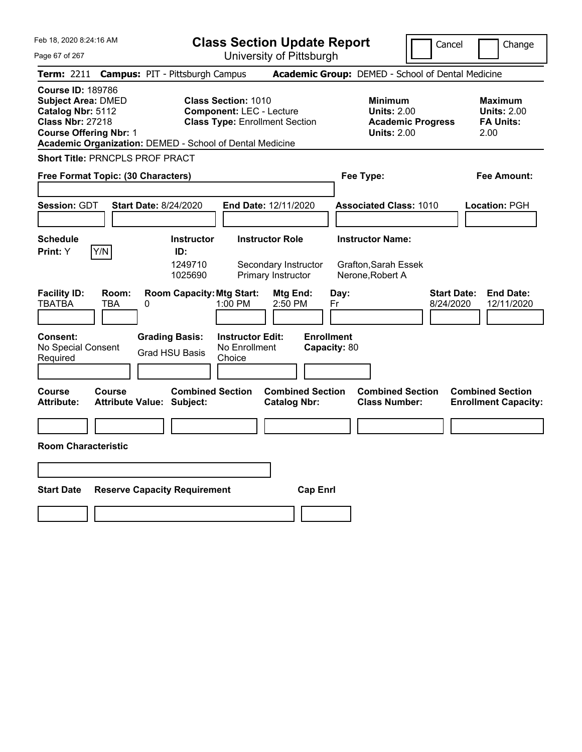Feb 18, 2020 8:24:16 AM

# Class Section Update Report

University of Pittsburgh

Cancel | Change

**Term:** 2211 **Campus:** PIT - Pittsburgh Campus **Academic Group:** DEMED - School of Dental Medicine

**Course ID:** 189786
**Subject Area:** DMED
**Catalog Nbr:** 5112
**Class Nbr:** 27218
**Course Offering Nbr:** 1
**Academic Organization:** DEMED - School of Dental Medicine

**Class Section:** 1010
**Component:** LEC - Lecture
**Class Type:** Enrollment Section

**Minimum Units:** 2.00
**Academic Progress Units:** 2.00

**Maximum Units:** 2.00
**FA Units:** 2.00

**Short Title:** PRNCPLS PROF PRACT

**Free Format Topic: (30 Characters)**

**Fee Type:**

**Fee Amount:**

**Session:** GDT **Start Date:** 8/24/2020 **End Date:** 12/11/2020 **Associated Class:** 1010 **Location:** PGH

**Schedule Print:** Y [Y/N]

| Instructor ID | Instructor Role | Instructor Name |
|---|---|---|
| 1249710 | Secondary Instructor | Grafton,Sarah Essek |
| 1025690 | Primary Instructor | Nerone,Robert A |

| Facility ID | Room | Room Capacity | Mtg Start | Mtg End | Day | Start Date | End Date |
|---|---|---|---|---|---|---|---|
| TBATBA | TBA | 0 | 1:00 PM | 2:50 PM | Fr | 8/24/2020 | 12/11/2020 |

**Consent:** No Special Consent Required
**Grading Basis:** Grad HSU Basis
**Instructor Edit:** No Enrollment Choice
**Enrollment Capacity:** 80

| Course Attribute | Course Attribute Value | Combined Section Subject | Combined Section Catalog Nbr | Combined Section Class Number | Combined Section Enrollment Capacity |
|---|---|---|---|---|---|
| | | | | | |

**Room Characteristic**

| Start Date | Reserve Capacity Requirement | Cap Enrl |
|---|---|---|
| | | |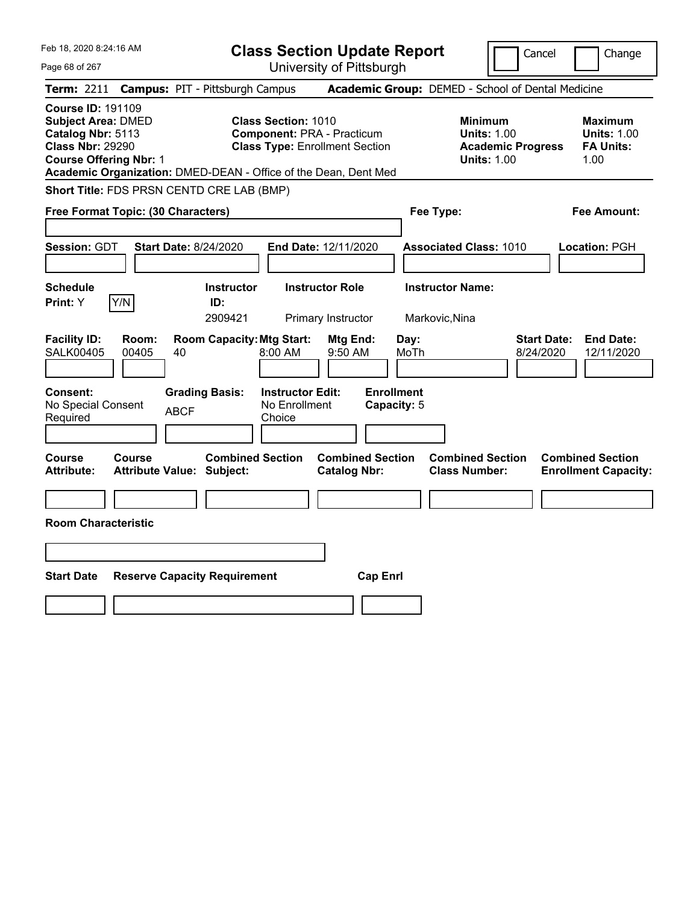Feb 18, 2020 8:24:16 AM

# Class Section Update Report

University of Pittsburgh

Cancel | Change

**Term:** 2211 **Campus:** PIT - Pittsburgh Campus **Academic Group:** DEMED - School of Dental Medicine

**Course ID:** 191109
**Subject Area:** DMED
**Catalog Nbr:** 5113
**Class Nbr:** 29290
**Course Offering Nbr:** 1
**Academic Organization:** DMED-DEAN - Office of the Dean, Dent Med

**Class Section:** 1010
**Component:** PRA - Practicum
**Class Type:** Enrollment Section

**Minimum Units:** 1.00
**Academic Progress Units:** 1.00

**Maximum Units:** 1.00
**FA Units:** 1.00

**Short Title:** FDS PRSN CENTD CRE LAB (BMP)

**Free Format Topic: (30 Characters)**

**Fee Type:**

**Fee Amount:**

**Session:** GDT **Start Date:** 8/24/2020 **End Date:** 12/11/2020 **Associated Class:** 1010 **Location:** PGH

| Schedule Print: | Instructor ID: | Instructor Role | Instructor Name: |
|---|---|---|---|
| Y | 2909421 | Primary Instructor | Markovic,Nina |

| Facility ID: | Room: | Room Capacity: | Mtg Start: | Mtg End: | Day: | Start Date: | End Date: |
|---|---|---|---|---|---|---|---|
| SALK00405 | 00405 | 40 | 8:00 AM | 9:50 AM | MoTh | 8/24/2020 | 12/11/2020 |

| Consent: | Grading Basis: | Instructor Edit: | Enrollment Capacity: |
|---|---|---|---|
| No Special Consent Required | ABCF | No Enrollment Choice | 5 |

| Course Attribute: | Course Attribute Value: | Combined Section Subject: | Combined Section Catalog Nbr: | Combined Section Class Number: | Combined Section Enrollment Capacity: |
|---|---|---|---|---|---|
| | | | | | |

**Room Characteristic**

| Start Date | Reserve Capacity Requirement | Cap Enrl |
|---|---|---|
| | | |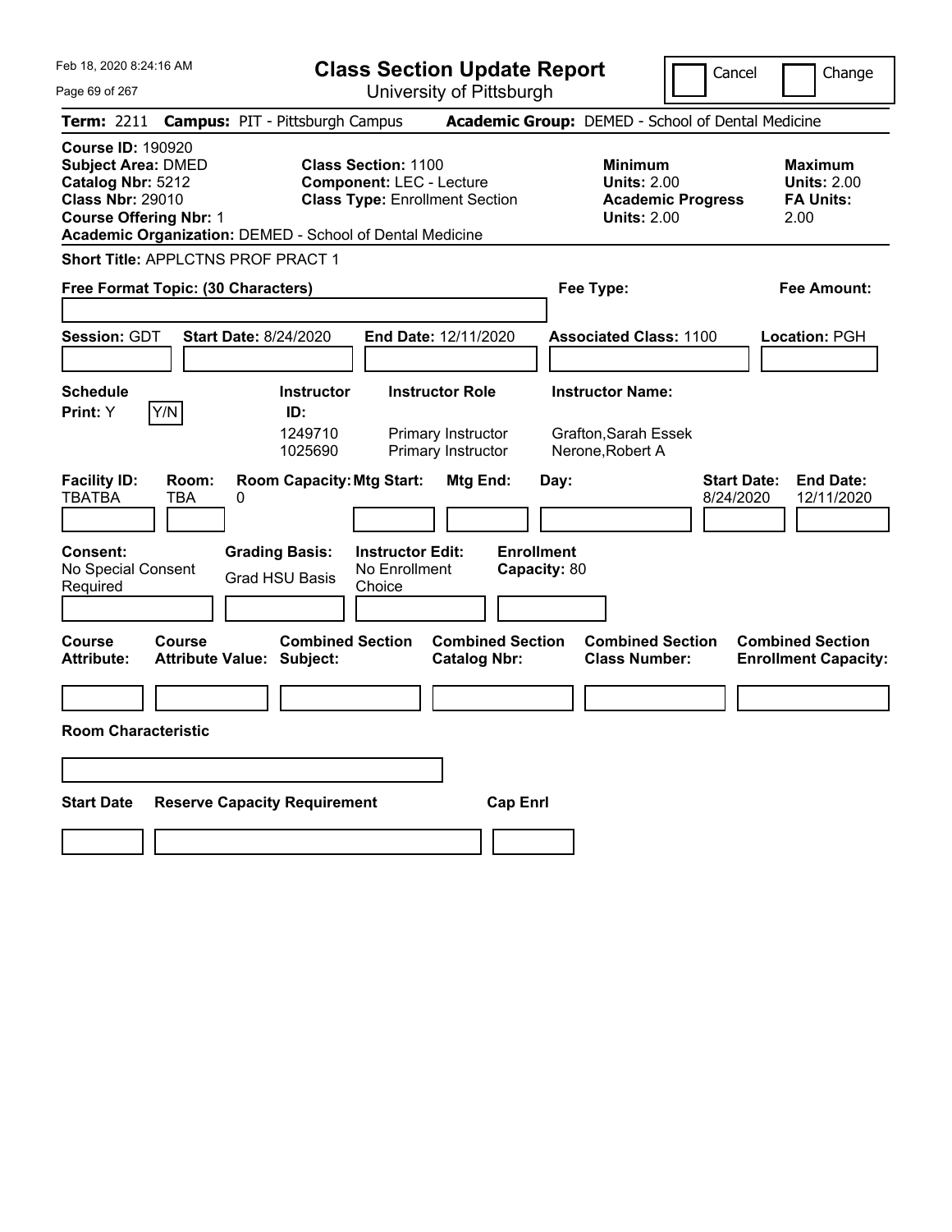Feb 18, 2020 8:24:16 AM

# Class Section Update Report

University of Pittsburgh

Cancel | Change

**Term:** 2211 **Campus:** PIT - Pittsburgh Campus **Academic Group:** DEMED - School of Dental Medicine

**Course ID:** 190920
**Subject Area:** DMED
**Catalog Nbr:** 5212
**Class Nbr:** 29010
**Course Offering Nbr:** 1
**Academic Organization:** DEMED - School of Dental Medicine

**Class Section:** 1100
**Component:** LEC - Lecture
**Class Type:** Enrollment Section

**Minimum Units:** 2.00
**Academic Progress Units:** 2.00

**Maximum Units:** 2.00
**FA Units:** 2.00

**Short Title:** APPLCTNS PROF PRACT 1

**Free Format Topic: (30 Characters)**

**Fee Type:**

**Fee Amount:**

**Session:** GDT **Start Date:** 8/24/2020 **End Date:** 12/11/2020 **Associated Class:** 1100 **Location:** PGH

**Schedule Print:** Y [Y/N]

| Instructor ID: | Instructor Role | Instructor Name: |
|---|---|---|
| 1249710 | Primary Instructor | Grafton,Sarah Essek |
| 1025690 | Primary Instructor | Nerone,Robert A |

| Facility ID: | Room: | Room Capacity: | Mtg Start: | Mtg End: | Day: | Start Date: | End Date: |
|---|---|---|---|---|---|---|---|
| TBATBA | TBA | 0 | | | | 8/24/2020 | 12/11/2020 |

**Consent:** No Special Consent Required
**Grading Basis:** Grad HSU Basis
**Instructor Edit:** No Enrollment Choice
**Enrollment Capacity:** 80

| Course Attribute: | Course Attribute Value: | Combined Section Subject: | Combined Section Catalog Nbr: | Combined Section Class Number: | Combined Section Enrollment Capacity: |
|---|---|---|---|---|---|
| | | | | | |

**Room Characteristic**

| Start Date | Reserve Capacity Requirement | Cap Enrl |
|---|---|---|
| | | |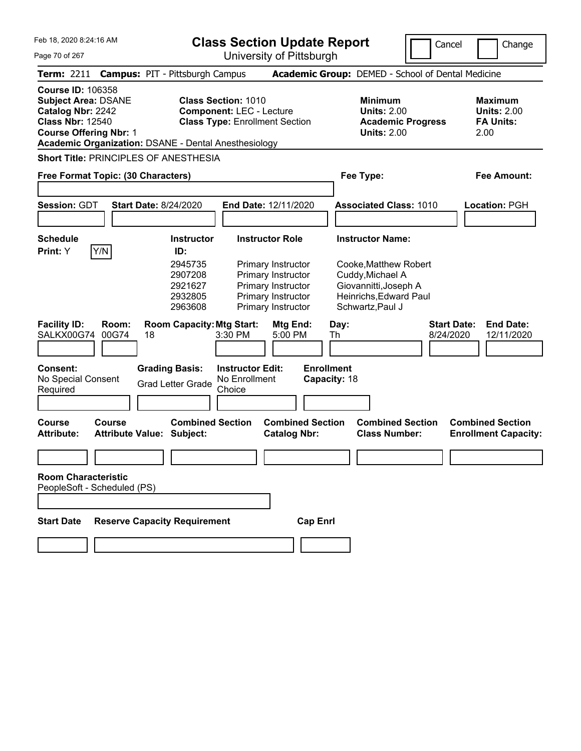# Class Section Update Report

University of Pittsburgh

Feb 18, 2020 8:24:16 AM

Cancel | Change

**Term:** 2211 **Campus:** PIT - Pittsburgh Campus **Academic Group:** DEMED - School of Dental Medicine

**Course ID:** 106358
**Subject Area:** DSANE
**Catalog Nbr:** 2242
**Class Nbr:** 12540
**Course Offering Nbr:** 1
**Academic Organization:** DSANE - Dental Anesthesiology

**Class Section:** 1010
**Component:** LEC - Lecture
**Class Type:** Enrollment Section

**Minimum Units:** 2.00
**Academic Progress Units:** 2.00

**Maximum Units:** 2.00
**FA Units:** 2.00

**Short Title:** PRINCIPLES OF ANESTHESIA

**Free Format Topic: (30 Characters)**

**Fee Type:**

**Fee Amount:**

**Session:** GDT **Start Date:** 8/24/2020 **End Date:** 12/11/2020 **Associated Class:** 1010 **Location:** PGH

**Schedule Print:** Y Y/N

| Instructor ID | Instructor Role | Instructor Name |
|---|---|---|
| 2945735 | Primary Instructor | Cooke,Matthew Robert |
| 2907208 | Primary Instructor | Cuddy,Michael A |
| 2921627 | Primary Instructor | Giovannitti,Joseph A |
| 2932805 | Primary Instructor | Heinrichs,Edward Paul |
| 2963608 | Primary Instructor | Schwartz,Paul J |

| Facility ID: | Room: | Room Capacity: | Mtg Start: | Mtg End: | Day: | Start Date: | End Date: |
|---|---|---|---|---|---|---|---|
| SALKX00G74 | 00G74 | 18 | 3:30 PM | 5:00 PM | Th | 8/24/2020 | 12/11/2020 |

**Consent:** No Special Consent Required
**Grading Basis:** Grad Letter Grade
**Instructor Edit:** No Enrollment Choice
**Enrollment Capacity:** 18

| Course Attribute: | Course Attribute Value: | Combined Section Subject: | Combined Section Catalog Nbr: | Combined Section Class Number: | Combined Section Enrollment Capacity: |
|---|---|---|---|---|---|
| | | | | | |

**Room Characteristic**
PeopleSoft - Scheduled (PS)

| Start Date | Reserve Capacity Requirement | Cap Enrl |
|---|---|---|
| | | |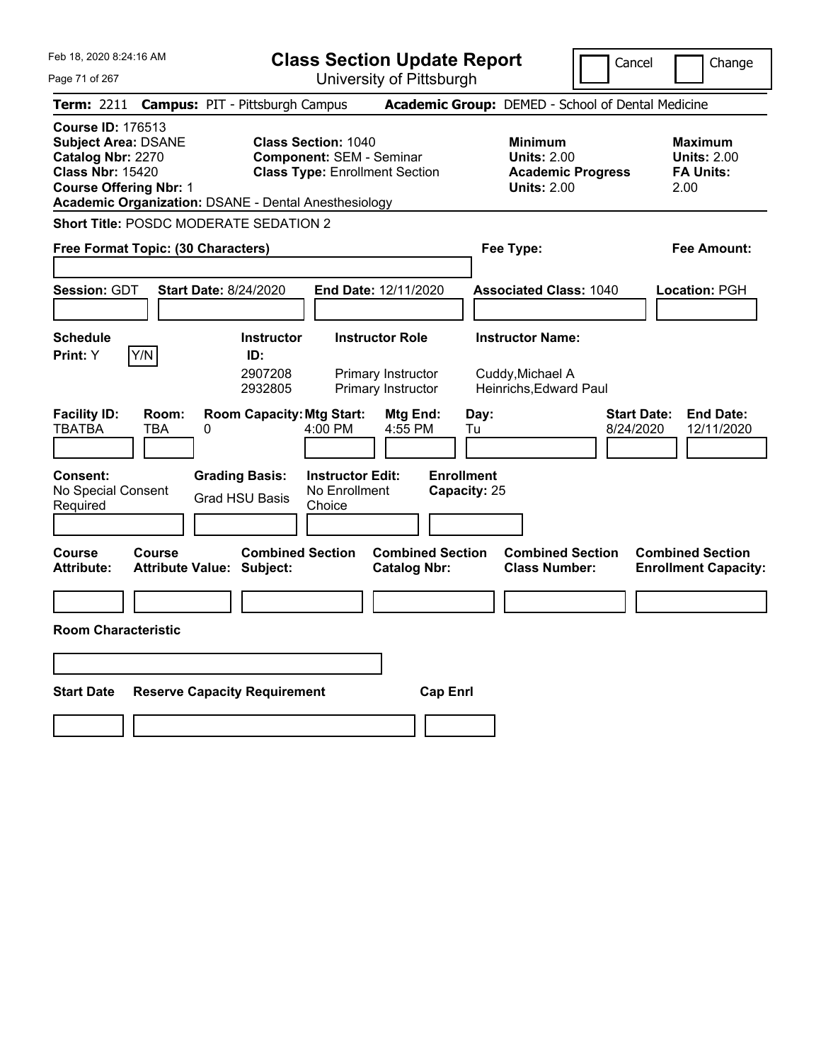Feb 18, 2020 8:24:16 AM

# Class Section Update Report

University of Pittsburgh

Cancel | Change

**Term:** 2211 **Campus:** PIT - Pittsburgh Campus **Academic Group:** DEMED - School of Dental Medicine

**Course ID:** 176513
**Subject Area:** DSANE
**Catalog Nbr:** 2270
**Class Nbr:** 15420
**Course Offering Nbr:** 1
**Academic Organization:** DSANE - Dental Anesthesiology

**Class Section:** 1040
**Component:** SEM - Seminar
**Class Type:** Enrollment Section

**Minimum Units:** 2.00
**Academic Progress Units:** 2.00

**Maximum Units:** 2.00
**FA Units:** 2.00

**Short Title:** POSDC MODERATE SEDATION 2

**Free Format Topic: (30 Characters)**

**Fee Type:**

**Fee Amount:**

**Session:** GDT **Start Date:** 8/24/2020 **End Date:** 12/11/2020 **Associated Class:** 1040 **Location:** PGH

**Schedule Print:** Y Y/N

| Instructor ID: | Instructor Role | Instructor Name: |
|---|---|---|
| 2907208 | Primary Instructor | Cuddy,Michael A |
| 2932805 | Primary Instructor | Heinrichs,Edward Paul |

| Facility ID: | Room: | Room Capacity: | Mtg Start: | Mtg End: | Day: | Start Date: | End Date: |
|---|---|---|---|---|---|---|---|
| TBATBA | TBA | 0 | 4:00 PM | 4:55 PM | Tu | 8/24/2020 | 12/11/2020 |

**Consent:** No Special Consent Required

**Grading Basis:** Grad HSU Basis

**Instructor Edit:** No Enrollment Choice

**Enrollment Capacity:** 25

| Course Attribute: | Course Attribute Value: | Combined Section Subject: | Combined Section Catalog Nbr: | Combined Section Class Number: | Combined Section Enrollment Capacity: |
|---|---|---|---|---|---|

**Room Characteristic**

| Start Date | Reserve Capacity Requirement | Cap Enrl |
|---|---|---|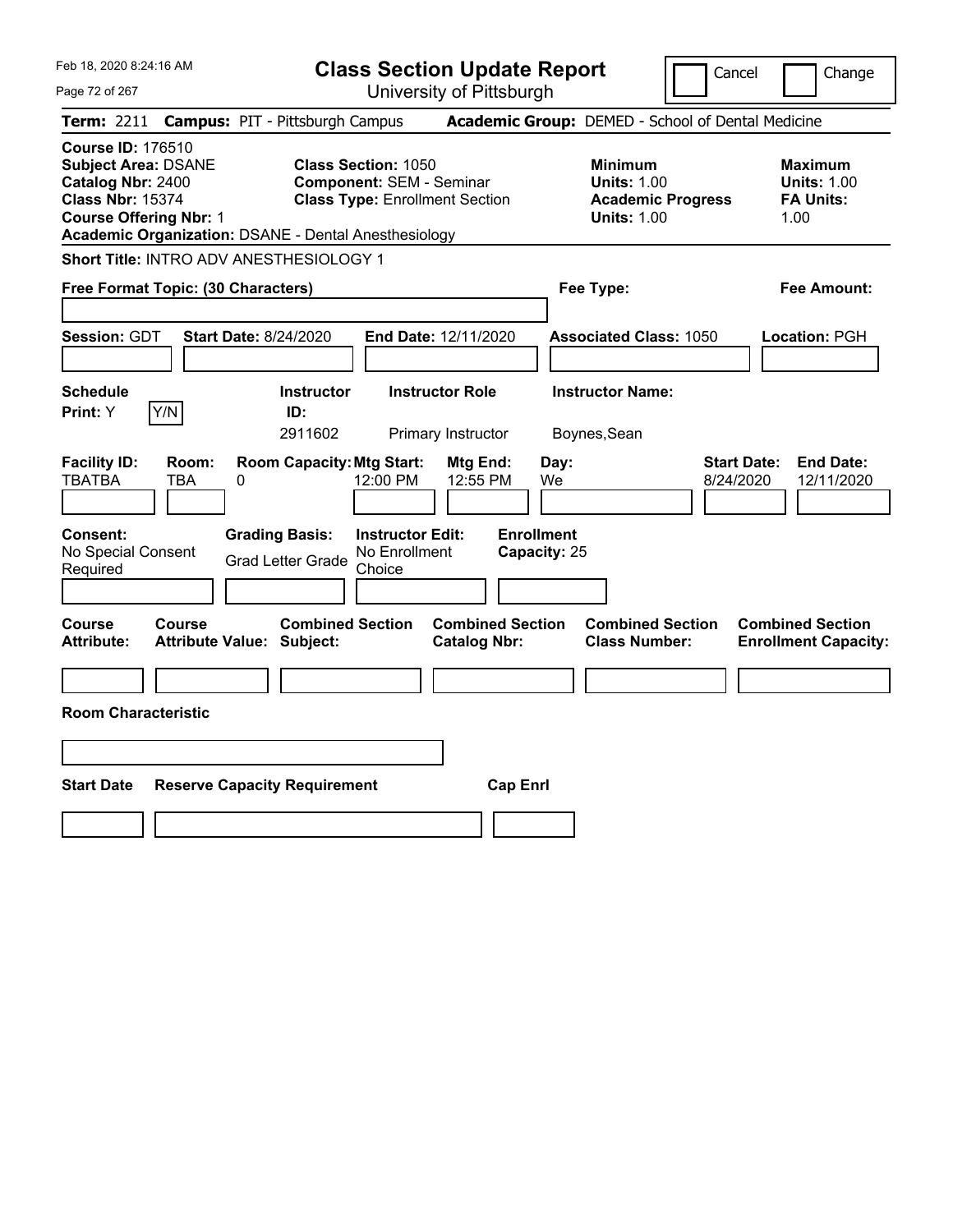# Class Section Update Report

University of Pittsburgh

Cancel | Change

**Term:** 2211 **Campus:** PIT - Pittsburgh Campus **Academic Group:** DEMED - School of Dental Medicine

**Course ID:** 176510
**Subject Area:** DSANE
**Catalog Nbr:** 2400
**Class Nbr:** 15374
**Course Offering Nbr:** 1
**Academic Organization:** DSANE - Dental Anesthesiology

**Class Section:** 1050
**Component:** SEM - Seminar
**Class Type:** Enrollment Section

**Minimum**
**Units:** 1.00
**Academic Progress Units:** 1.00

**Maximum**
**Units:** 1.00
**FA Units:** 1.00

**Short Title:** INTRO ADV ANESTHESIOLOGY 1

**Free Format Topic: (30 Characters)** | **Fee Type:** | **Fee Amount:**

**Session:** GDT **Start Date:** 8/24/2020 **End Date:** 12/11/2020 **Associated Class:** 1050 **Location:** PGH

| Schedule Print | Instructor ID | Instructor Role | Instructor Name |
|---|---|---|---|
| Y | 2911602 | Primary Instructor | Boynes,Sean |

| Facility ID | Room | Room Capacity | Mtg Start | Mtg End | Day | Start Date | End Date |
|---|---|---|---|---|---|---|---|
| TBATBA | TBA | 0 | 12:00 PM | 12:55 PM | We | 8/24/2020 | 12/11/2020 |

**Consent:** No Special Consent Required
**Grading Basis:** Grad Letter Grade
**Instructor Edit:** No Enrollment Choice
**Enrollment Capacity:** 25

| Course Attribute | Course Attribute Value | Combined Section Subject | Combined Section Catalog Nbr | Combined Section Class Number | Combined Section Enrollment Capacity |
|---|---|---|---|---|---|
| | | | | | |

**Room Characteristic**

| Start Date | Reserve Capacity Requirement | Cap Enrl |
|---|---|---|
| | | |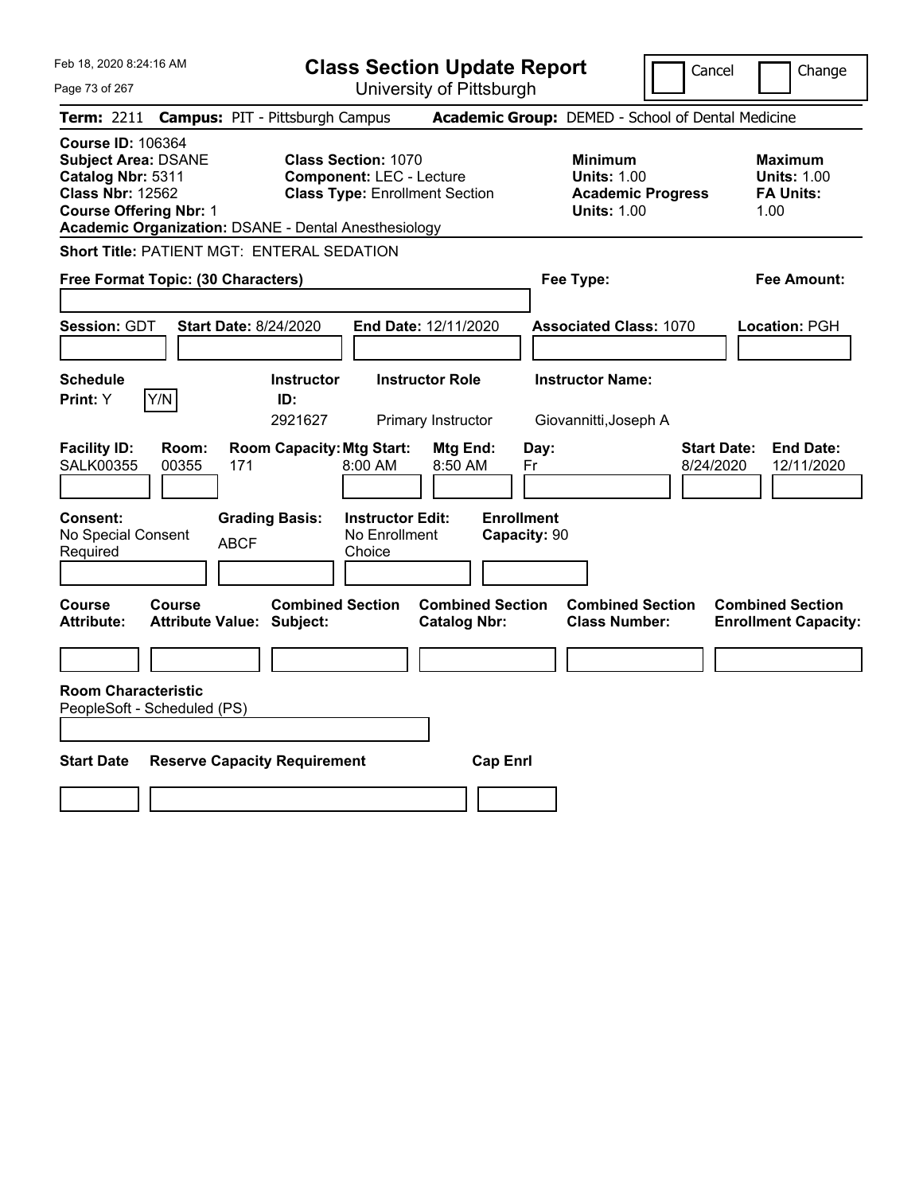Feb 18, 2020 8:24:16 AM

# Class Section Update Report

University of Pittsburgh

Cancel | Change

**Term:** 2211 **Campus:** PIT - Pittsburgh Campus **Academic Group:** DEMED - School of Dental Medicine

**Course ID:** 106364
**Subject Area:** DSANE
**Catalog Nbr:** 5311
**Class Nbr:** 12562
**Course Offering Nbr:** 1
**Academic Organization:** DSANE - Dental Anesthesiology

**Class Section:** 1070
**Component:** LEC - Lecture
**Class Type:** Enrollment Section

**Minimum Units:** 1.00
**Academic Progress Units:** 1.00

**Maximum Units:** 1.00
**FA Units:** 1.00

**Short Title:** PATIENT MGT: ENTERAL SEDATION

**Free Format Topic: (30 Characters)**

**Fee Type:**

**Fee Amount:**

**Session:** GDT **Start Date:** 8/24/2020 **End Date:** 12/11/2020 **Associated Class:** 1070 **Location:** PGH

| Schedule Print | Instructor ID | Instructor Role | Instructor Name |
|---|---|---|---|
| Y | 2921627 | Primary Instructor | Giovannitti,Joseph A |

| Facility ID | Room | Room Capacity | Mtg Start | Mtg End | Day | Start Date | End Date |
|---|---|---|---|---|---|---|---|
| SALK00355 | 00355 | 171 | 8:00 AM | 8:50 AM | Fr | 8/24/2020 | 12/11/2020 |

| Consent | Grading Basis | Instructor Edit | Enrollment Capacity |
|---|---|---|---|
| No Special Consent Required | ABCF | No Enrollment Choice | 90 |

| Course Attribute | Course Attribute Value | Combined Section Subject | Combined Section Catalog Nbr | Combined Section Class Number | Combined Section Enrollment Capacity |
|---|---|---|---|---|---|
| | | | | | |

**Room Characteristic**
PeopleSoft - Scheduled (PS)

| Start Date | Reserve Capacity Requirement | Cap Enrl |
|---|---|---|
| | | |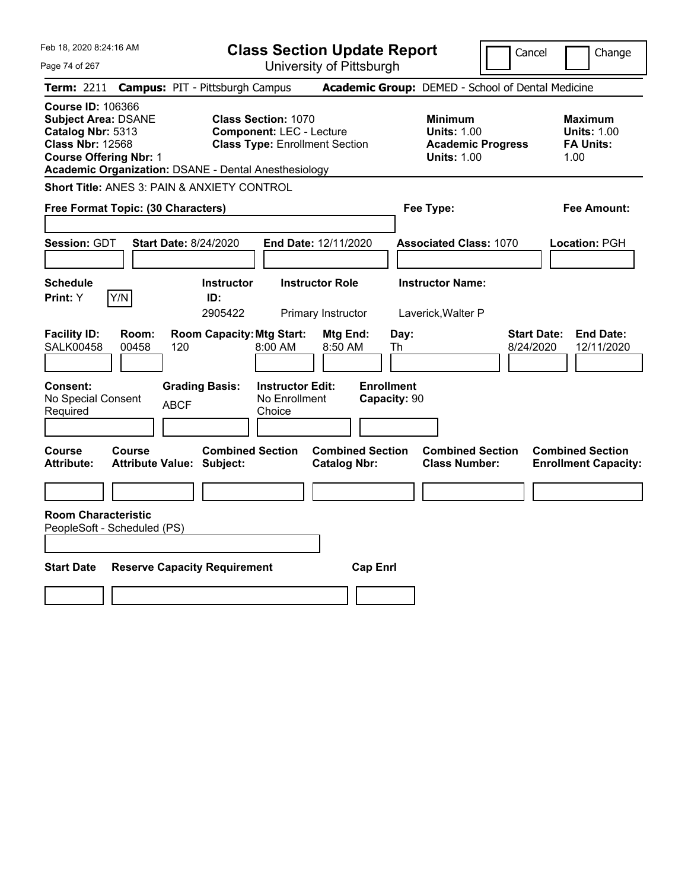Feb 18, 2020 8:24:16 AM

# Class Section Update Report

University of Pittsburgh

Cancel | Change

**Term:** 2211 **Campus:** PIT - Pittsburgh Campus **Academic Group:** DEMED - School of Dental Medicine

**Course ID:** 106366
**Subject Area:** DSANE
**Catalog Nbr:** 5313
**Class Nbr:** 12568
**Course Offering Nbr:** 1
**Academic Organization:** DSANE - Dental Anesthesiology

**Class Section:** 1070
**Component:** LEC - Lecture
**Class Type:** Enrollment Section

**Minimum Units:** 1.00
**Academic Progress Units:** 1.00

**Maximum Units:** 1.00
**FA Units:** 1.00

**Short Title:** ANES 3: PAIN & ANXIETY CONTROL

**Free Format Topic: (30 Characters)**

**Fee Type:**

**Fee Amount:**

**Session:** GDT **Start Date:** 8/24/2020 **End Date:** 12/11/2020 **Associated Class:** 1070 **Location:** PGH

| Schedule Print | Instructor ID | Instructor Role | Instructor Name |
|---|---|---|---|
| Y (Y/N) | 2905422 | Primary Instructor | Laverick,Walter P |

| Facility ID | Room | Room Capacity | Mtg Start | Mtg End | Day | Start Date | End Date |
|---|---|---|---|---|---|---|---|
| SALK00458 | 00458 | 120 | 8:00 AM | 8:50 AM | Th | 8/24/2020 | 12/11/2020 |

| Consent | Grading Basis | Instructor Edit | Enrollment Capacity |
|---|---|---|---|
| No Special Consent Required | ABCF | No Enrollment Choice | 90 |

| Course Attribute | Course Attribute Value | Combined Section Subject | Combined Section Catalog Nbr | Combined Section Class Number | Combined Section Enrollment Capacity |
|---|---|---|---|---|---|
| | | | | | |

**Room Characteristic**
PeopleSoft - Scheduled (PS)

| Start Date | Reserve Capacity Requirement | Cap Enrl |
|---|---|---|
| | | |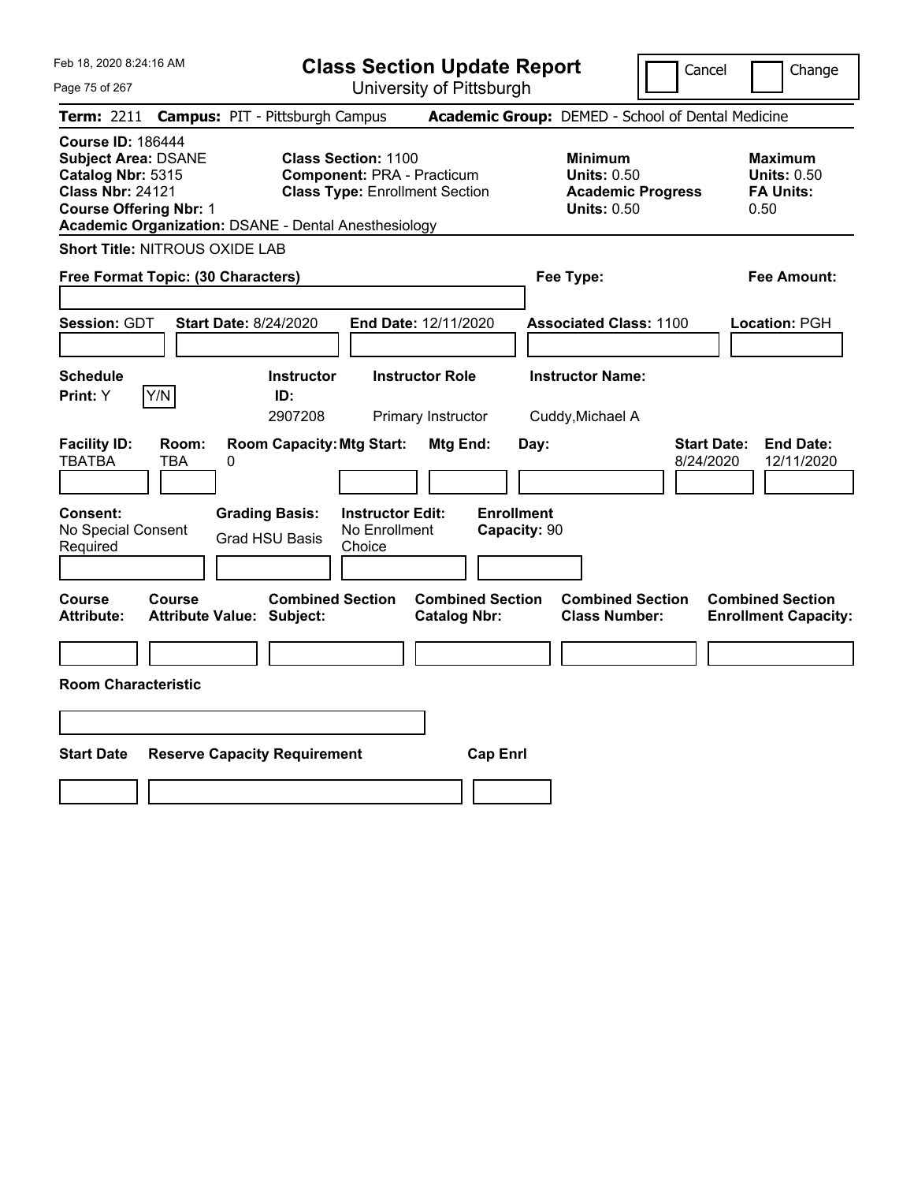# Class Section Update Report

University of Pittsburgh

Cancel | Change

**Term:** 2211 **Campus:** PIT - Pittsburgh Campus **Academic Group:** DEMED - School of Dental Medicine

**Course ID:** 186444
**Subject Area:** DSANE
**Catalog Nbr:** 5315
**Class Nbr:** 24121
**Course Offering Nbr:** 1
**Academic Organization:** DSANE - Dental Anesthesiology

**Class Section:** 1100
**Component:** PRA - Practicum
**Class Type:** Enrollment Section

**Minimum Units:** 0.50
**Academic Progress Units:** 0.50

**Maximum Units:** 0.50
**FA Units:** 0.50

**Short Title:** NITROUS OXIDE LAB

**Free Format Topic: (30 Characters)**

**Fee Type:**

**Fee Amount:**

**Session:** GDT **Start Date:** 8/24/2020 **End Date:** 12/11/2020 **Associated Class:** 1100 **Location:** PGH

**Schedule Print:** Y | Y/N

| Instructor ID | Instructor Role | Instructor Name |
| --- | --- | --- |
| 2907208 | Primary Instructor | Cuddy,Michael A |

| Facility ID | Room | Room Capacity | Mtg Start | Mtg End | Day | Start Date | End Date |
| --- | --- | --- | --- | --- | --- | --- | --- |
| TBATBA | TBA | 0 | | | | 8/24/2020 | 12/11/2020 |

**Consent:** No Special Consent Required
**Grading Basis:** Grad HSU Basis
**Instructor Edit:** No Enrollment Choice
**Enrollment Capacity:** 90

| Course Attribute | Course Attribute Value | Combined Section Subject | Combined Section Catalog Nbr | Combined Section Class Number | Combined Section Enrollment Capacity |
| --- | --- | --- | --- | --- | --- |
| | | | | | |

**Room Characteristic**

| Start Date | Reserve Capacity Requirement | Cap Enrl |
| --- | --- | --- |
| | | |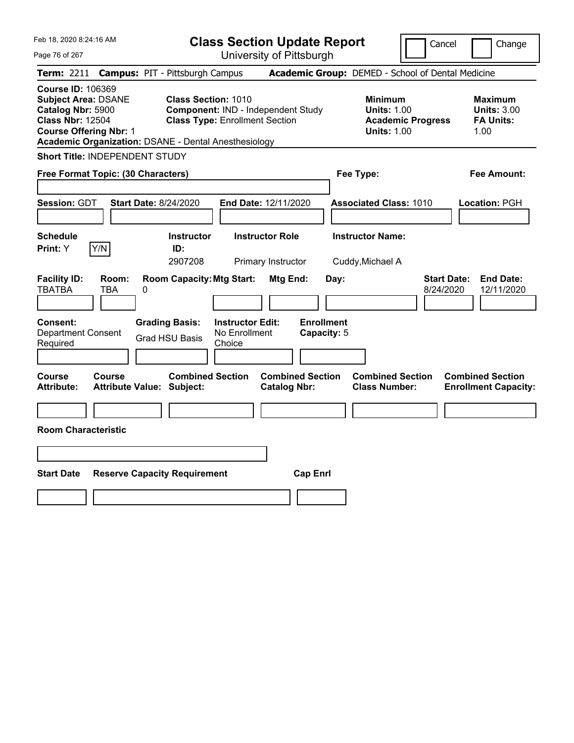Feb 18, 2020 8:24:16 AM

# Class Section Update Report

University of Pittsburgh

Cancel | Change

**Term:** 2211 **Campus:** PIT - Pittsburgh Campus **Academic Group:** DEMED - School of Dental Medicine

**Course ID:** 106369
**Subject Area:** DSANE
**Catalog Nbr:** 5900
**Class Nbr:** 12504
**Course Offering Nbr:** 1
**Academic Organization:** DSANE - Dental Anesthesiology

**Class Section:** 1010
**Component:** IND - Independent Study
**Class Type:** Enrollment Section

**Minimum Units:** 1.00
**Academic Progress Units:** 1.00

**Maximum Units:** 3.00
**FA Units:** 1.00

**Short Title:** INDEPENDENT STUDY

**Free Format Topic: (30 Characters)**

**Fee Type:**

**Fee Amount:**

**Session:** GDT **Start Date:** 8/24/2020 **End Date:** 12/11/2020 **Associated Class:** 1010 **Location:** PGH

| Schedule Print | Instructor ID | Instructor Role | Instructor Name |
|---|---|---|---|
| Y | 2907208 | Primary Instructor | Cuddy,Michael A |

| Facility ID | Room | Room Capacity | Mtg Start | Mtg End | Day | Start Date | End Date |
|---|---|---|---|---|---|---|---|
| TBATBA | TBA | 0 | | | | 8/24/2020 | 12/11/2020 |

**Consent:** Department Consent Required
**Grading Basis:** Grad HSU Basis
**Instructor Edit:** No Enrollment Choice
**Enrollment Capacity:** 5

| Course Attribute | Course Attribute Value | Combined Section Subject | Combined Section Catalog Nbr | Combined Section Class Number | Combined Section Enrollment Capacity |
|---|---|---|---|---|---|
| | | | | | |

**Room Characteristic**

| Start Date | Reserve Capacity Requirement | Cap Enrl |
|---|---|---|
| | | |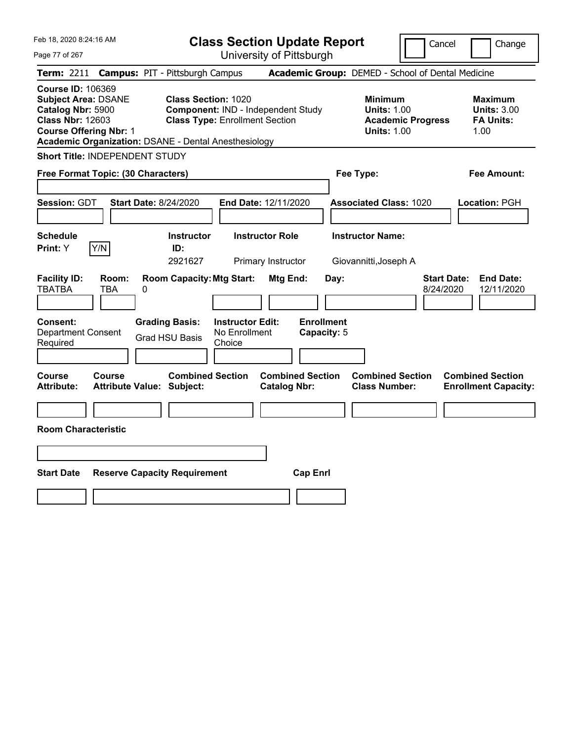Feb 18, 2020 8:24:16 AM

# Class Section Update Report

University of Pittsburgh

Cancel | Change

**Term:** 2211 **Campus:** PIT - Pittsburgh Campus **Academic Group:** DEMED - School of Dental Medicine

**Course ID:** 106369
**Subject Area:** DSANE
**Catalog Nbr:** 5900
**Class Nbr:** 12603
**Course Offering Nbr:** 1
**Academic Organization:** DSANE - Dental Anesthesiology

**Class Section:** 1020
**Component:** IND - Independent Study
**Class Type:** Enrollment Section

**Minimum Units:** 1.00
**Academic Progress Units:** 1.00

**Maximum Units:** 3.00
**FA Units:** 1.00

**Short Title:** INDEPENDENT STUDY

**Free Format Topic: (30 Characters)**

**Fee Type:**

**Fee Amount:**

**Session:** GDT **Start Date:** 8/24/2020 **End Date:** 12/11/2020 **Associated Class:** 1020 **Location:** PGH

| Schedule Print | Instructor ID | Instructor Role | Instructor Name |
|---|---|---|---|
| Y (Y/N) | 2921627 | Primary Instructor | Giovannitti,Joseph A |

| Facility ID | Room | Room Capacity | Mtg Start | Mtg End | Day | Start Date | End Date |
|---|---|---|---|---|---|---|---|
| TBATBA | TBA | 0 | | | | 8/24/2020 | 12/11/2020 |

**Consent:** Department Consent Required
**Grading Basis:** Grad HSU Basis
**Instructor Edit:** No Enrollment Choice
**Enrollment Capacity:** 5

| Course Attribute | Course Attribute Value | Combined Section Subject | Combined Section Catalog Nbr | Combined Section Class Number | Combined Section Enrollment Capacity |
|---|---|---|---|---|---|
| | | | | | |

**Room Characteristic**

| Start Date | Reserve Capacity Requirement | Cap Enrl |
|---|---|---|
| | | |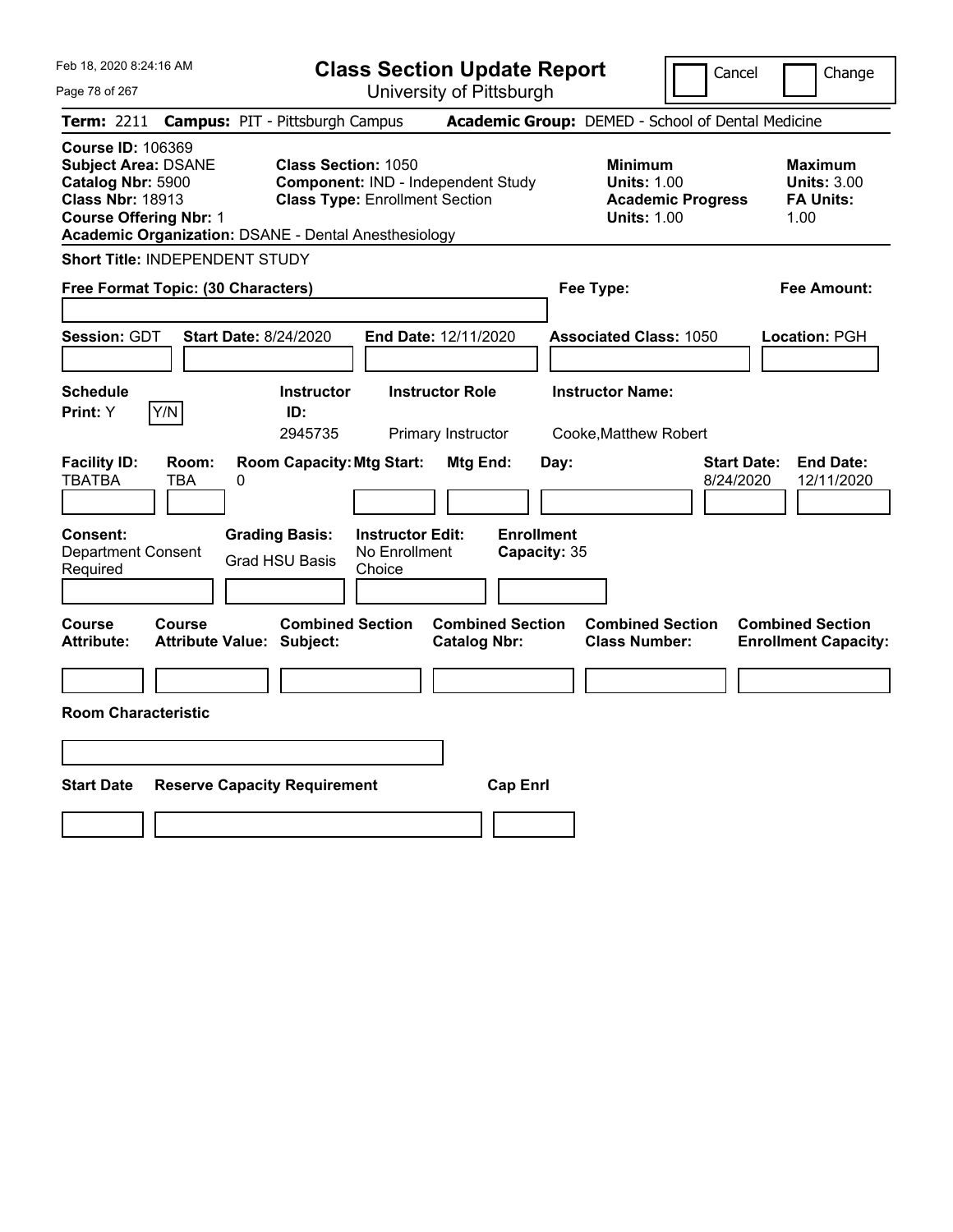Feb 18, 2020 8:24:16 AM

# Class Section Update Report

University of Pittsburgh

Cancel | Change

**Term:** 2211 **Campus:** PIT - Pittsburgh Campus **Academic Group:** DEMED - School of Dental Medicine

**Course ID:** 106369
**Subject Area:** DSANE
**Catalog Nbr:** 5900
**Class Nbr:** 18913
**Course Offering Nbr:** 1
**Academic Organization:** DSANE - Dental Anesthesiology

**Class Section:** 1050
**Component:** IND - Independent Study
**Class Type:** Enrollment Section

**Minimum**
**Units:** 1.00
**Academic Progress Units:** 1.00

**Maximum**
**Units:** 3.00
**FA Units:** 1.00

**Short Title:** INDEPENDENT STUDY

**Free Format Topic: (30 Characters)**

**Fee Type:**

**Fee Amount:**

**Session:** GDT **Start Date:** 8/24/2020 **End Date:** 12/11/2020 **Associated Class:** 1050 **Location:** PGH

| Schedule Print | Instructor ID | Instructor Role | Instructor Name |
|---|---|---|---|
| Y | 2945735 | Primary Instructor | Cooke,Matthew Robert |

| Facility ID | Room | Room Capacity | Mtg Start | Mtg End | Day | Start Date | End Date |
|---|---|---|---|---|---|---|---|
| TBATBA | TBA | 0 | | | | 8/24/2020 | 12/11/2020 |

**Consent:** Department Consent Required
**Grading Basis:** Grad HSU Basis
**Instructor Edit:** No Enrollment Choice
**Enrollment Capacity:** 35

| Course Attribute | Course Attribute Value | Combined Section Subject | Combined Section Catalog Nbr | Combined Section Class Number | Combined Section Enrollment Capacity |
|---|---|---|---|---|---|
| | | | | | |

**Room Characteristic**

| Start Date | Reserve Capacity Requirement | Cap Enrl |
|---|---|---|
| | | |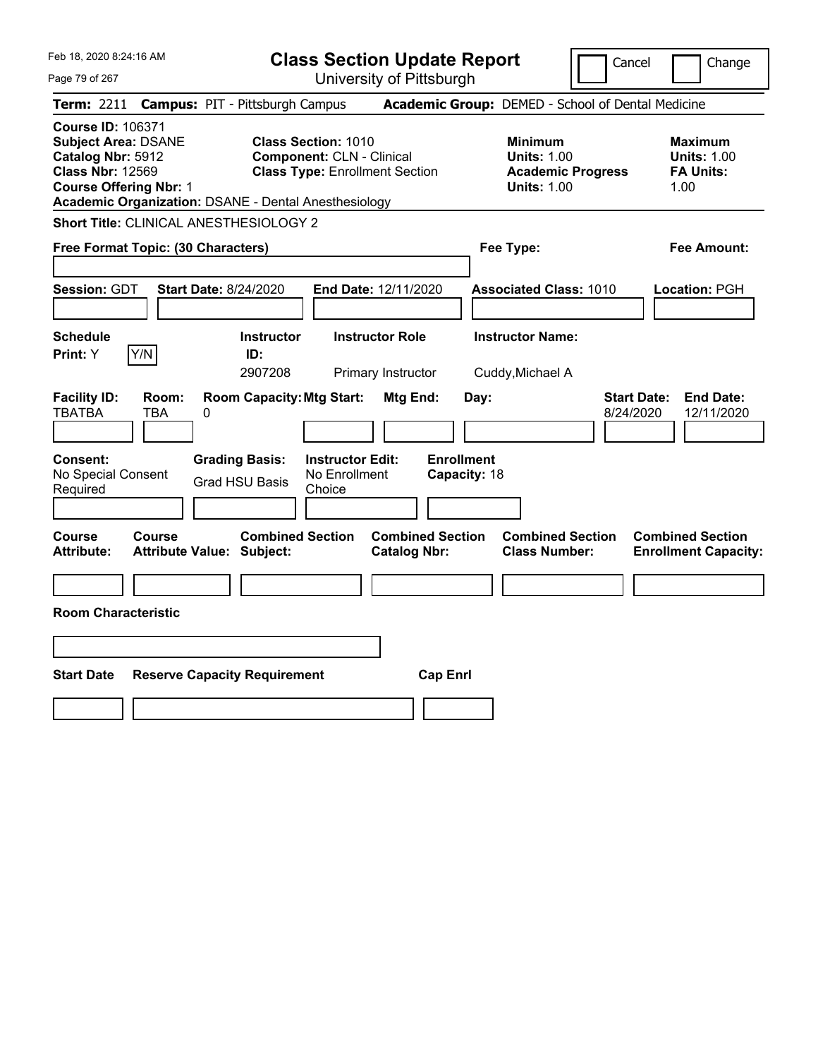Feb 18, 2020 8:24:16 AM

# Class Section Update Report

University of Pittsburgh

Cancel | Change

**Term:** 2211 **Campus:** PIT - Pittsburgh Campus **Academic Group:** DEMED - School of Dental Medicine

**Course ID:** 106371
**Subject Area:** DSANE
**Catalog Nbr:** 5912
**Class Nbr:** 12569
**Course Offering Nbr:** 1
**Academic Organization:** DSANE - Dental Anesthesiology

**Class Section:** 1010
**Component:** CLN - Clinical
**Class Type:** Enrollment Section

**Minimum**
**Units:** 1.00
**Academic Progress Units:** 1.00

**Maximum**
**Units:** 1.00
**FA Units:** 1.00

**Short Title:** CLINICAL ANESTHESIOLOGY 2

**Free Format Topic: (30 Characters)**

**Fee Type:**

**Fee Amount:**

**Session:** GDT **Start Date:** 8/24/2020 **End Date:** 12/11/2020 **Associated Class:** 1010 **Location:** PGH

| Schedule Print: | Instructor ID: | Instructor Role | Instructor Name: |
|---|---|---|---|
| Y [Y/N] | 2907208 | Primary Instructor | Cuddy,Michael A |

| Facility ID: | Room: | Room Capacity: | Mtg Start: | Mtg End: | Day: | Start Date: | End Date: |
|---|---|---|---|---|---|---|---|
| TBATBA | TBA | 0 | | | | 8/24/2020 | 12/11/2020 |

| Consent: | Grading Basis: | Instructor Edit: | Enrollment Capacity: |
|---|---|---|---|
| No Special Consent Required | Grad HSU Basis | No Enrollment Choice | 18 |

| Course Attribute: | Course Attribute Value: | Combined Section Subject: | Combined Section Catalog Nbr: | Combined Section Class Number: | Combined Section Enrollment Capacity: |
|---|---|---|---|---|---|
| | | | | | |

**Room Characteristic**

| Start Date | Reserve Capacity Requirement | Cap Enrl |
|---|---|---|
| | | |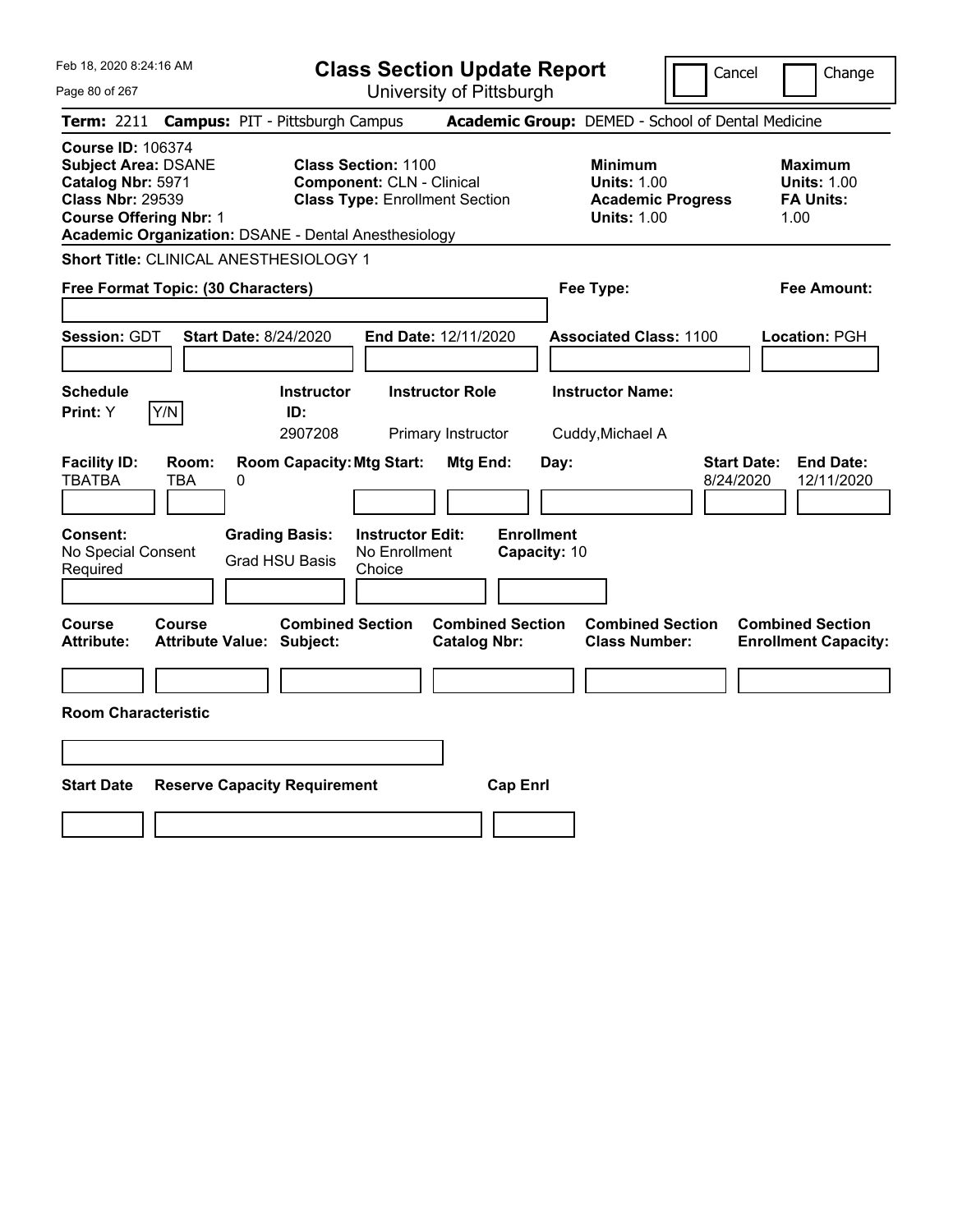# Class Section Update Report

University of Pittsburgh

Feb 18, 2020 8:24:16 AM

Cancel | Change

**Term:** 2211 **Campus:** PIT - Pittsburgh Campus **Academic Group:** DEMED - School of Dental Medicine

**Course ID:** 106374
**Subject Area:** DSANE
**Catalog Nbr:** 5971
**Class Nbr:** 29539
**Course Offering Nbr:** 1
**Academic Organization:** DSANE - Dental Anesthesiology

**Class Section:** 1100
**Component:** CLN - Clinical
**Class Type:** Enrollment Section

| | Minimum | Maximum |
|---|---|---|
| Units | 1.00 | 1.00 |
| Academic Progress Units | 1.00 | |
| FA Units | | 1.00 |

**Short Title:** CLINICAL ANESTHESIOLOGY 1

**Free Format Topic: (30 Characters)**

**Fee Type:**

**Fee Amount:**

**Session:** GDT **Start Date:** 8/24/2020 **End Date:** 12/11/2020 **Associated Class:** 1100 **Location:** PGH

| Schedule Print | Instructor ID | Instructor Role | Instructor Name |
|---|---|---|---|
| Y | 2907208 | Primary Instructor | Cuddy,Michael A |

| Facility ID | Room | Room Capacity | Mtg Start | Mtg End | Day | Start Date | End Date |
|---|---|---|---|---|---|---|---|
| TBATBA | TBA | 0 | | | | 8/24/2020 | 12/11/2020 |

| Consent | Grading Basis | Instructor Edit | Enrollment Capacity |
|---|---|---|---|
| No Special Consent Required | Grad HSU Basis | No Enrollment Choice | 10 |

| Course Attribute | Course Attribute Value | Combined Section Subject | Combined Section Catalog Nbr | Combined Section Class Number | Combined Section Enrollment Capacity |
|---|---|---|---|---|---|
| | | | | | |

**Room Characteristic**

| Start Date | Reserve Capacity Requirement | Cap Enrl |
|---|---|---|
| | | |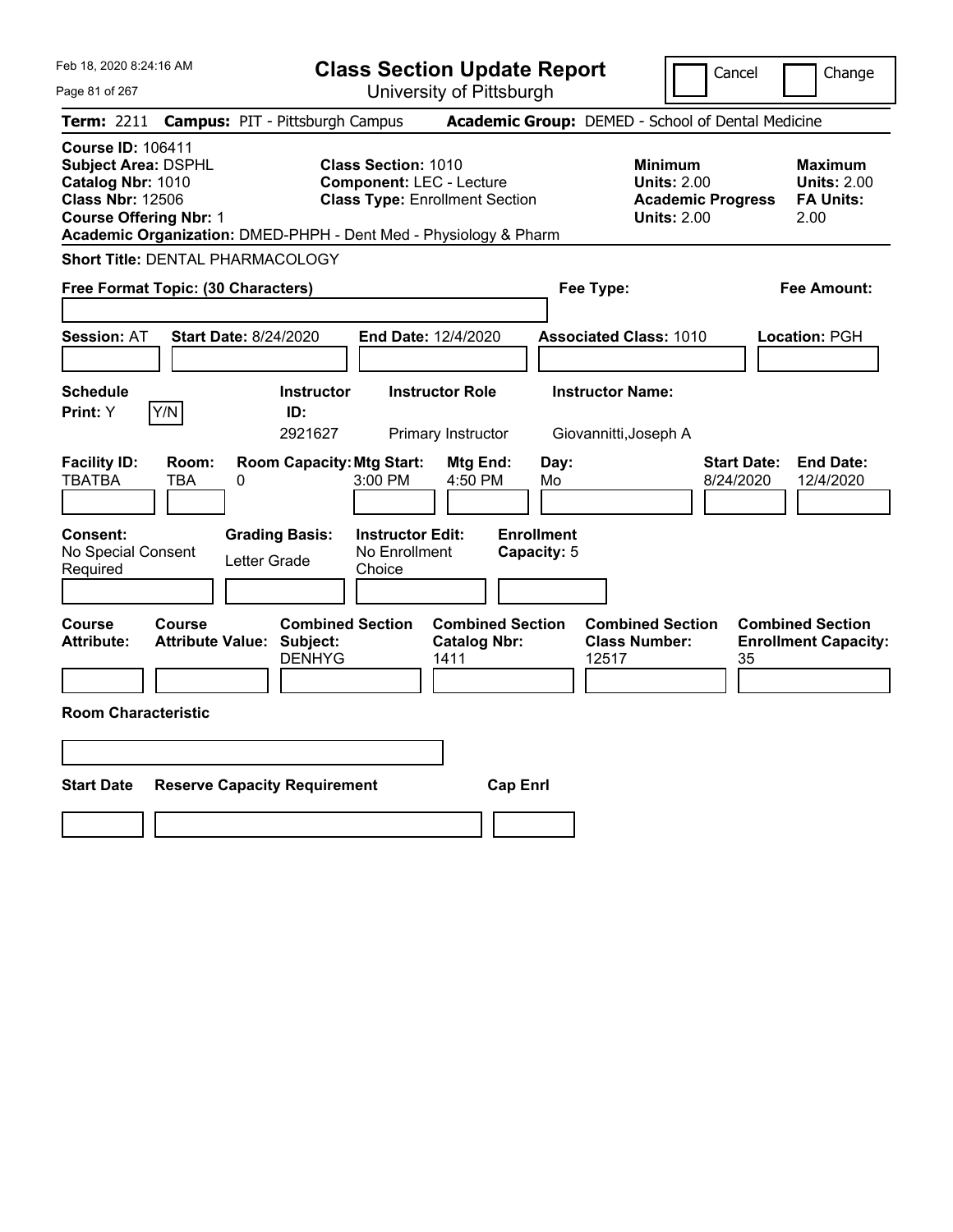Feb 18, 2020 8:24:16 AM

# Class Section Update Report

University of Pittsburgh

Cancel | Change

**Term:** 2211 **Campus:** PIT - Pittsburgh Campus **Academic Group:** DEMED - School of Dental Medicine

**Course ID:** 106411
**Subject Area:** DSPHL
**Catalog Nbr:** 1010
**Class Nbr:** 12506
**Course Offering Nbr:** 1
**Academic Organization:** DMED-PHPH - Dent Med - Physiology & Pharm

**Class Section:** 1010
**Component:** LEC - Lecture
**Class Type:** Enrollment Section

**Minimum Units:** 2.00
**Academic Progress Units:** 2.00

**Maximum Units:** 2.00
**FA Units:** 2.00

**Short Title:** DENTAL PHARMACOLOGY

**Free Format Topic: (30 Characters)**

**Fee Type:**

**Fee Amount:**

**Session:** AT **Start Date:** 8/24/2020 **End Date:** 12/4/2020 **Associated Class:** 1010 **Location:** PGH

| Schedule Print | Instructor ID | Instructor Role | Instructor Name |
|---|---|---|---|
| Y (Y/N) | 2921627 | Primary Instructor | Giovannitti,Joseph A |

| Facility ID | Room | Room Capacity | Mtg Start | Mtg End | Day | Start Date | End Date |
|---|---|---|---|---|---|---|---|
| TBATBA | TBA | 0 | 3:00 PM | 4:50 PM | Mo | 8/24/2020 | 12/4/2020 |

| Consent | Grading Basis | Instructor Edit | Enrollment Capacity |
|---|---|---|---|
| No Special Consent Required | Letter Grade | No Enrollment Choice | 5 |

| Course Attribute | Course Attribute Value | Combined Section Subject | Combined Section Catalog Nbr | Combined Section Class Number | Combined Section Enrollment Capacity |
|---|---|---|---|---|---|
| | | DENHYG | 1411 | 12517 | 35 |

**Room Characteristic**

| Start Date | Reserve Capacity Requirement | Cap Enrl |
|---|---|---|
| | | |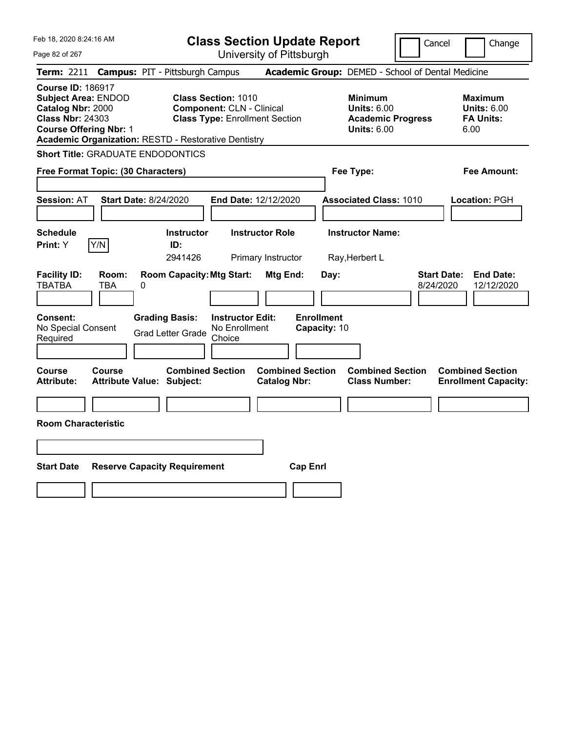# Class Section Update Report

University of Pittsburgh

Cancel | Change

**Term:** 2211 **Campus:** PIT - Pittsburgh Campus **Academic Group:** DEMED - School of Dental Medicine

**Course ID:** 186917
**Subject Area:** ENDOD
**Catalog Nbr:** 2000
**Class Nbr:** 24303
**Course Offering Nbr:** 1
**Academic Organization:** RESTD - Restorative Dentistry

**Class Section:** 1010
**Component:** CLN - Clinical
**Class Type:** Enrollment Section

**Minimum Units:** 6.00
**Academic Progress Units:** 6.00

**Maximum Units:** 6.00
**FA Units:** 6.00

**Short Title:** GRADUATE ENDODONTICS

**Free Format Topic: (30 Characters)**

**Fee Type:**

**Fee Amount:**

**Session:** AT **Start Date:** 8/24/2020 **End Date:** 12/12/2020 **Associated Class:** 1010 **Location:** PGH

| Schedule Print | | Instructor ID | Instructor Role | Instructor Name |
|---|---|---|---|---|
| Y | Y/N | 2941426 | Primary Instructor | Ray,Herbert L |

| Facility ID | Room | Room Capacity | Mtg Start | Mtg End | Day | Start Date | End Date |
|---|---|---|---|---|---|---|---|
| TBATBA | TBA | 0 | | | | 8/24/2020 | 12/12/2020 |

**Consent:** No Special Consent Required
**Grading Basis:** Grad Letter Grade
**Instructor Edit:** No Enrollment Choice
**Enrollment Capacity:** 10

| Course Attribute | Course Attribute Value | Combined Section Subject | Combined Section Catalog Nbr | Combined Section Class Number | Combined Section Enrollment Capacity |
|---|---|---|---|---|---|
| | | | | | |

**Room Characteristic**

| Start Date | Reserve Capacity Requirement | Cap Enrl |
|---|---|---|
| | | |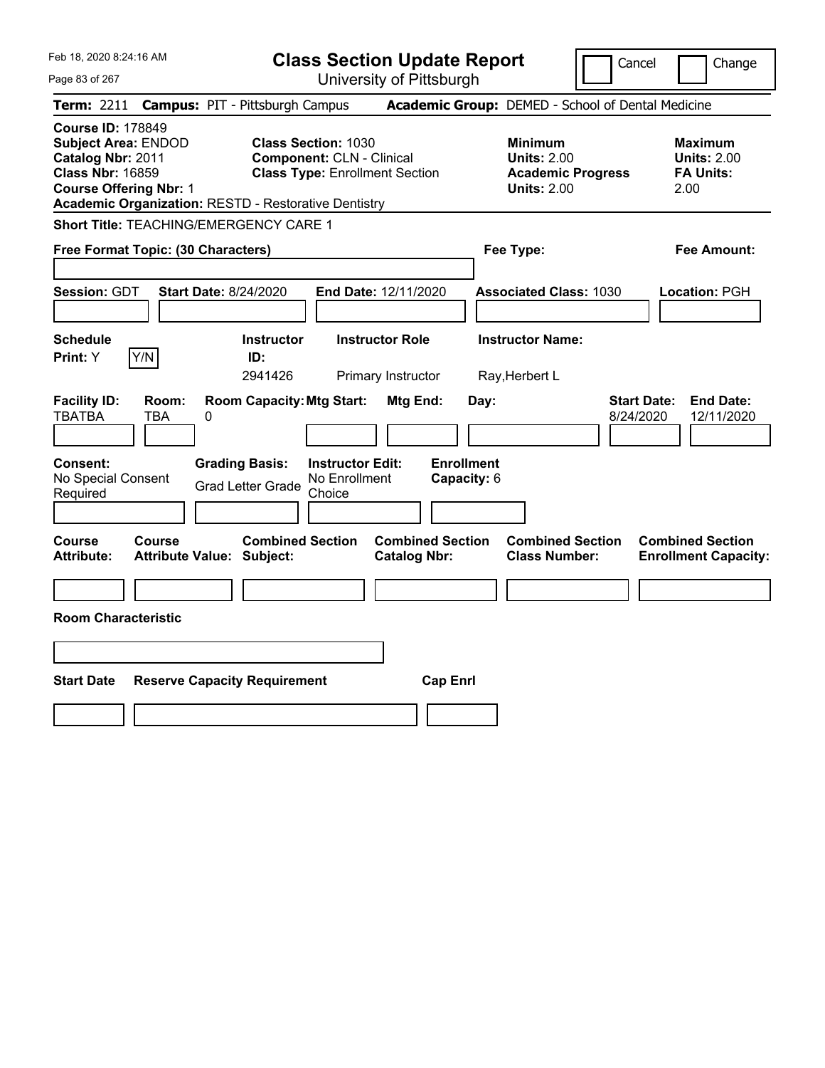Feb 18, 2020 8:24:16 AM

# Class Section Update Report

University of Pittsburgh

Cancel | Change

**Term:** 2211 **Campus:** PIT - Pittsburgh Campus **Academic Group:** DEMED - School of Dental Medicine

**Course ID:** 178849
**Subject Area:** ENDOD
**Catalog Nbr:** 2011
**Class Nbr:** 16859
**Course Offering Nbr:** 1
**Academic Organization:** RESTD - Restorative Dentistry

**Class Section:** 1030
**Component:** CLN - Clinical
**Class Type:** Enrollment Section

**Minimum Units:** 2.00
**Academic Progress Units:** 2.00

**Maximum Units:** 2.00
**FA Units:** 2.00

**Short Title:** TEACHING/EMERGENCY CARE 1

**Free Format Topic: (30 Characters)**

**Fee Type:**

**Fee Amount:**

**Session:** GDT **Start Date:** 8/24/2020 **End Date:** 12/11/2020 **Associated Class:** 1030 **Location:** PGH

| Schedule Print: | Instructor ID: | Instructor Role | Instructor Name: |
|---|---|---|---|
| Y (Y/N) | 2941426 | Primary Instructor | Ray,Herbert L |

| Facility ID: | Room: | Room Capacity: | Mtg Start: | Mtg End: | Day: | Start Date: | End Date: |
|---|---|---|---|---|---|---|---|
| TBATBA | TBA | 0 | | | | 8/24/2020 | 12/11/2020 |

| Consent: | Grading Basis: | Instructor Edit: | Enrollment Capacity: |
|---|---|---|---|
| No Special Consent Required | Grad Letter Grade | No Enrollment Choice | 6 |

| Course Attribute: | Course Attribute Value: | Combined Section Subject: | Combined Section Catalog Nbr: | Combined Section Class Number: | Combined Section Enrollment Capacity: |
|---|---|---|---|---|---|
| | | | | | |

**Room Characteristic**

| Start Date | Reserve Capacity Requirement | Cap Enrl |
|---|---|---|
| | | |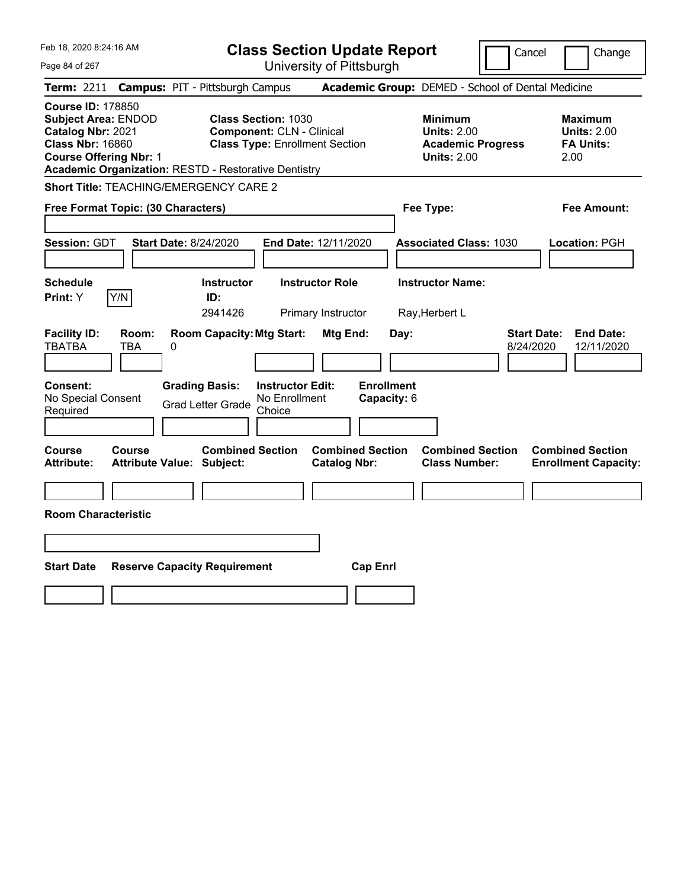Feb 18, 2020 8:24:16 AM

# Class Section Update Report

University of Pittsburgh

Cancel | Change

**Term:** 2211 **Campus:** PIT - Pittsburgh Campus **Academic Group:** DEMED - School of Dental Medicine

**Course ID:** 178850
**Subject Area:** ENDOD
**Catalog Nbr:** 2021
**Class Nbr:** 16860
**Course Offering Nbr:** 1
**Academic Organization:** RESTD - Restorative Dentistry

**Class Section:** 1030
**Component:** CLN - Clinical
**Class Type:** Enrollment Section

**Minimum**
**Units:** 2.00
**Academic Progress Units:** 2.00

**Maximum**
**Units:** 2.00
**FA Units:** 2.00

**Short Title:** TEACHING/EMERGENCY CARE 2

**Free Format Topic: (30 Characters)**

**Fee Type:**

**Fee Amount:**

**Session:** GDT **Start Date:** 8/24/2020 **End Date:** 12/11/2020 **Associated Class:** 1030 **Location:** PGH

| Schedule Print: | Instructor ID: | Instructor Role | Instructor Name: |
|---|---|---|---|
| Y (Y/N) | 2941426 | Primary Instructor | Ray,Herbert L |

| Facility ID: | Room: | Room Capacity: | Mtg Start: | Mtg End: | Day: | Start Date: | End Date: |
|---|---|---|---|---|---|---|---|
| TBATBA | TBA | 0 | | | | 8/24/2020 | 12/11/2020 |

| Consent: | Grading Basis: | Instructor Edit: | Enrollment Capacity: |
|---|---|---|---|
| No Special Consent Required | Grad Letter Grade | No Enrollment Choice | 6 |

| Course Attribute: | Course Attribute Value: | Combined Section Subject: | Combined Section Catalog Nbr: | Combined Section Class Number: | Combined Section Enrollment Capacity: |
|---|---|---|---|---|---|
| | | | | | |

**Room Characteristic**

| Start Date | Reserve Capacity Requirement | Cap Enrl |
|---|---|---|
| | | |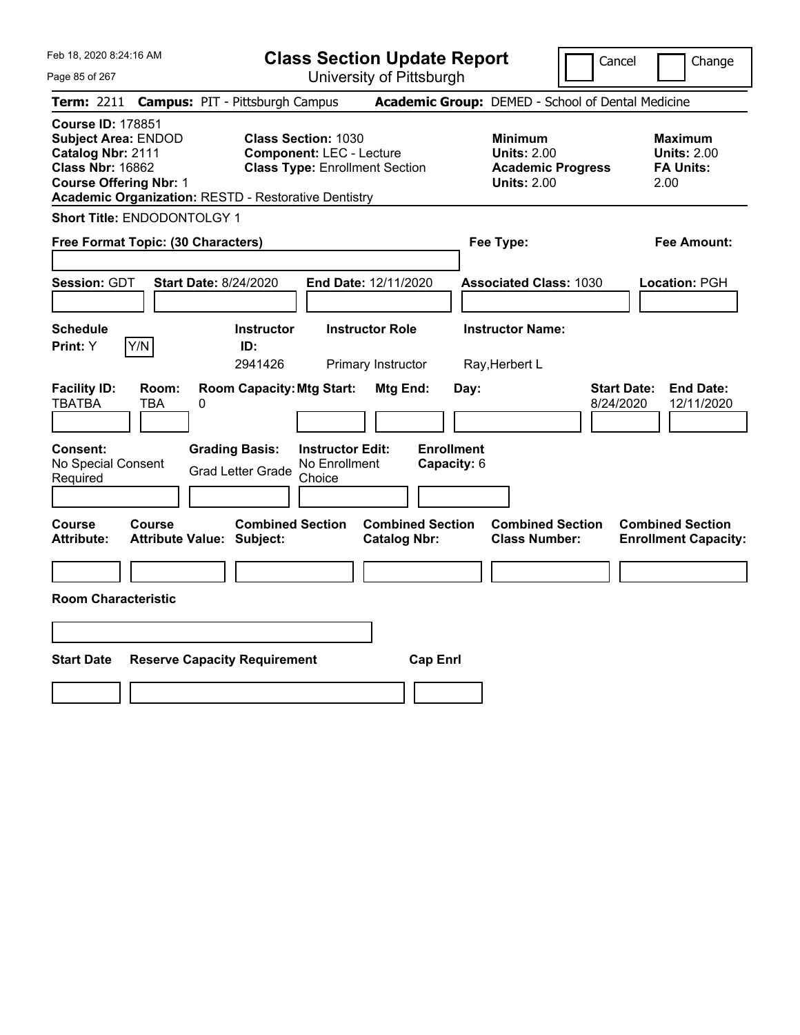Feb 18, 2020 8:24:16 AM

# Class Section Update Report

University of Pittsburgh

Cancel | Change

**Term:** 2211 **Campus:** PIT - Pittsburgh Campus **Academic Group:** DEMED - School of Dental Medicine

**Course ID:** 178851
**Subject Area:** ENDOD
**Catalog Nbr:** 2111
**Class Nbr:** 16862
**Course Offering Nbr:** 1
**Academic Organization:** RESTD - Restorative Dentistry

**Class Section:** 1030
**Component:** LEC - Lecture
**Class Type:** Enrollment Section

**Minimum Units:** 2.00
**Academic Progress Units:** 2.00

**Maximum Units:** 2.00
**FA Units:** 2.00

**Short Title:** ENDODONTOLGY 1

**Free Format Topic: (30 Characters)**

**Fee Type:**

**Fee Amount:**

**Session:** GDT **Start Date:** 8/24/2020 **End Date:** 12/11/2020 **Associated Class:** 1030 **Location:** PGH

| Schedule Print: | Instructor ID: | Instructor Role | Instructor Name: |
|---|---|---|---|
| Y | 2941426 | Primary Instructor | Ray,Herbert L |

| Facility ID: | Room: | Room Capacity: | Mtg Start: | Mtg End: | Day: | Start Date: | End Date: |
|---|---|---|---|---|---|---|---|
| TBATBA | TBA | 0 | | | | 8/24/2020 | 12/11/2020 |

**Consent:** No Special Consent Required
**Grading Basis:** Grad Letter Grade
**Instructor Edit:** No Enrollment Choice
**Enrollment Capacity:** 6

| Course Attribute: | Course Attribute Value: | Combined Section Subject: | Combined Section Catalog Nbr: | Combined Section Class Number: | Combined Section Enrollment Capacity: |
|---|---|---|---|---|---|
| | | | | | |

**Room Characteristic**

| Start Date | Reserve Capacity Requirement | Cap Enrl |
|---|---|---|
| | | |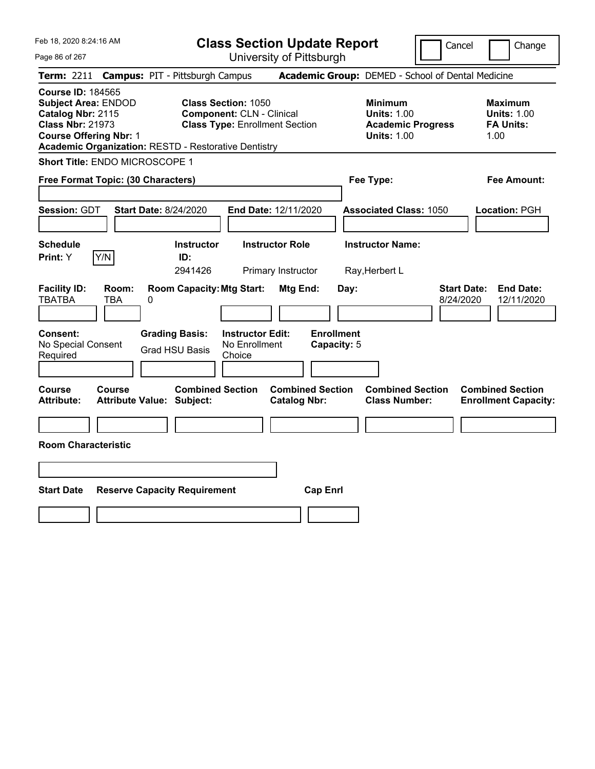Feb 18, 2020 8:24:16 AM

# Class Section Update Report

University of Pittsburgh

Cancel | Change

**Term:** 2211 **Campus:** PIT - Pittsburgh Campus **Academic Group:** DEMED - School of Dental Medicine

**Course ID:** 184565
**Subject Area:** ENDOD
**Catalog Nbr:** 2115
**Class Nbr:** 21973
**Course Offering Nbr:** 1
**Academic Organization:** RESTD - Restorative Dentistry

**Class Section:** 1050
**Component:** CLN - Clinical
**Class Type:** Enrollment Section

**Minimum Units:** 1.00
**Academic Progress Units:** 1.00

**Maximum Units:** 1.00
**FA Units:** 1.00

**Short Title:** ENDO MICROSCOPE 1

**Free Format Topic: (30 Characters)**

**Fee Type:**

**Fee Amount:**

**Session:** GDT **Start Date:** 8/24/2020 **End Date:** 12/11/2020 **Associated Class:** 1050 **Location:** PGH

| Schedule Print | Instructor ID | Instructor Role | Instructor Name |
|---|---|---|---|
| Y (Y/N) | 2941426 | Primary Instructor | Ray,Herbert L |

| Facility ID | Room | Room Capacity | Mtg Start | Mtg End | Day | Start Date | End Date |
|---|---|---|---|---|---|---|---|
| TBATBA | TBA | 0 | | | | 8/24/2020 | 12/11/2020 |

| Consent | Grading Basis | Instructor Edit | Enrollment Capacity |
|---|---|---|---|
| No Special Consent Required | Grad HSU Basis | No Enrollment Choice | 5 |

| Course Attribute | Course Attribute Value | Combined Section Subject | Combined Section Catalog Nbr | Combined Section Class Number | Combined Section Enrollment Capacity |
|---|---|---|---|---|---|
| | | | | | |

**Room Characteristic**

| Start Date | Reserve Capacity Requirement | Cap Enrl |
|---|---|---|
| | | |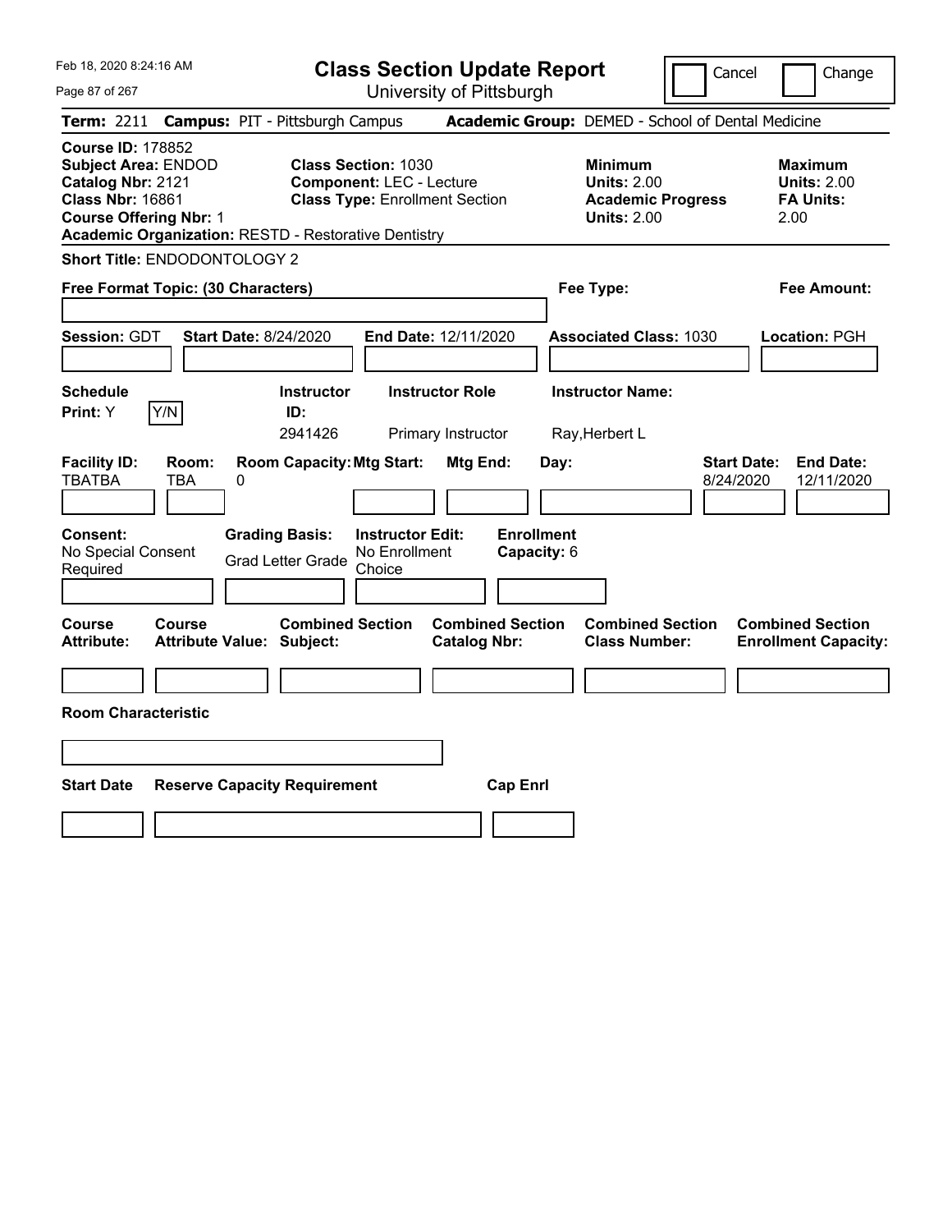Feb 18, 2020 8:24:16 AM

# Class Section Update Report

University of Pittsburgh

Cancel | Change

**Term:** 2211 **Campus:** PIT - Pittsburgh Campus **Academic Group:** DEMED - School of Dental Medicine

**Course ID:** 178852
**Subject Area:** ENDOD
**Catalog Nbr:** 2121
**Class Nbr:** 16861
**Course Offering Nbr:** 1
**Academic Organization:** RESTD - Restorative Dentistry

**Class Section:** 1030
**Component:** LEC - Lecture
**Class Type:** Enrollment Section

**Minimum Units:** 2.00
**Academic Progress Units:** 2.00

**Maximum Units:** 2.00
**FA Units:** 2.00

**Short Title:** ENDODONTOLOGY 2

**Free Format Topic: (30 Characters)**

**Fee Type:**

**Fee Amount:**

**Session:** GDT **Start Date:** 8/24/2020 **End Date:** 12/11/2020 **Associated Class:** 1030 **Location:** PGH

| Schedule Print: | Instructor ID: | Instructor Role | Instructor Name: |
|---|---|---|---|
| Y (Y/N) | 2941426 | Primary Instructor | Ray,Herbert L |

| Facility ID: | Room: | Room Capacity: | Mtg Start: | Mtg End: | Day: | Start Date: | End Date: |
|---|---|---|---|---|---|---|---|
| TBATBA | TBA | 0 | | | | 8/24/2020 | 12/11/2020 |

| Consent: | Grading Basis: | Instructor Edit: | Enrollment Capacity: |
|---|---|---|---|
| No Special Consent Required | Grad Letter Grade | No Enrollment Choice | 6 |

| Course Attribute: | Course Attribute Value: | Combined Section Subject: | Combined Section Catalog Nbr: | Combined Section Class Number: | Combined Section Enrollment Capacity: |
|---|---|---|---|---|---|
| | | | | | |

**Room Characteristic**

| Start Date | Reserve Capacity Requirement | Cap Enrl |
|---|---|---|
| | | |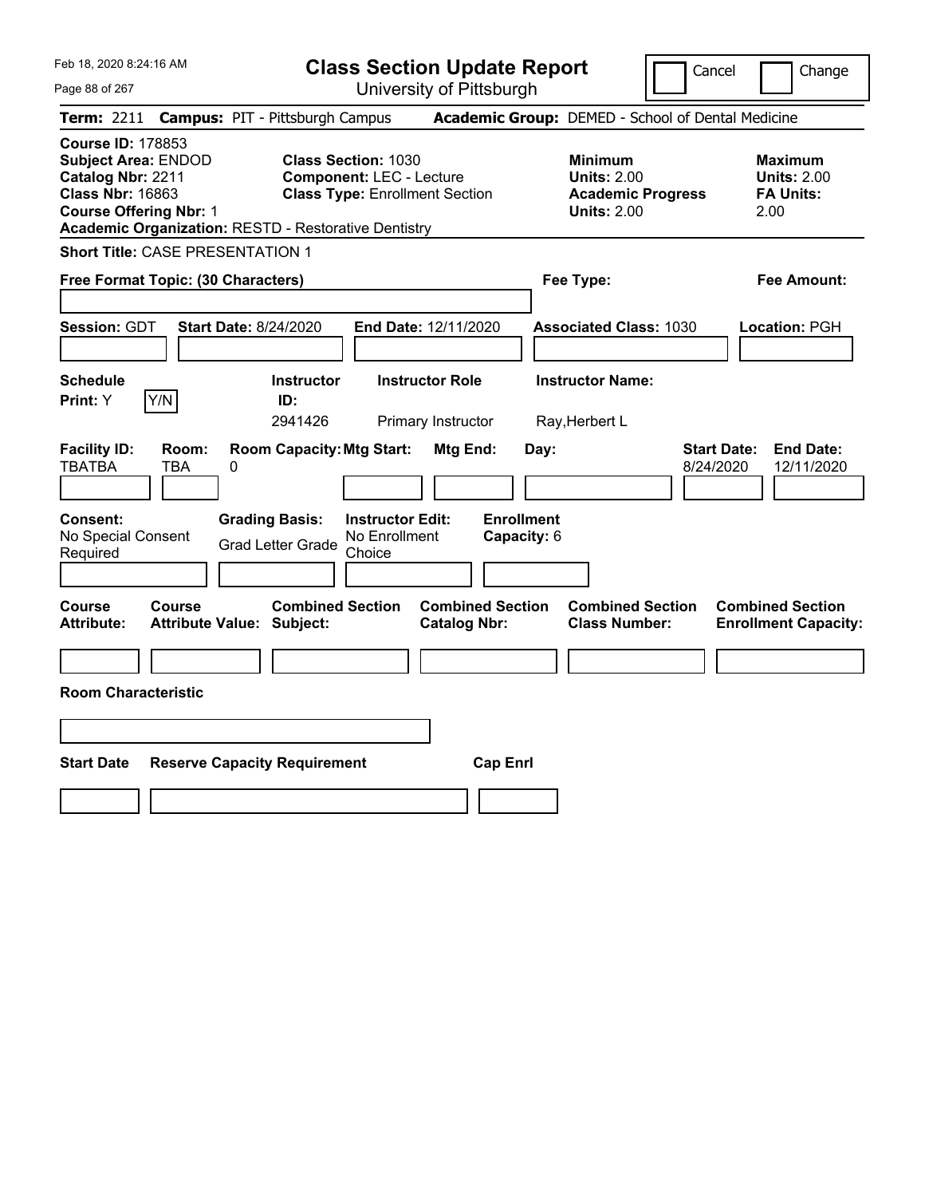Feb 18, 2020 8:24:16 AM

# Class Section Update Report

University of Pittsburgh

Cancel | Change

**Term:** 2211 **Campus:** PIT - Pittsburgh Campus **Academic Group:** DEMED - School of Dental Medicine

**Course ID:** 178853
**Subject Area:** ENDOD
**Catalog Nbr:** 2211
**Class Nbr:** 16863
**Course Offering Nbr:** 1
**Academic Organization:** RESTD - Restorative Dentistry

**Class Section:** 1030
**Component:** LEC - Lecture
**Class Type:** Enrollment Section

**Minimum**
**Units:** 2.00
**Academic Progress Units:** 2.00

**Maximum**
**Units:** 2.00
**FA Units:** 2.00

**Short Title:** CASE PRESENTATION 1

**Free Format Topic: (30 Characters)**

**Fee Type:**

**Fee Amount:**

**Session:** GDT **Start Date:** 8/24/2020 **End Date:** 12/11/2020 **Associated Class:** 1030 **Location:** PGH

| Schedule Print | Instructor ID | Instructor Role | Instructor Name |
|---|---|---|---|
| Y | 2941426 | Primary Instructor | Ray,Herbert L |

| Facility ID | Room | Room Capacity | Mtg Start | Mtg End | Day | Start Date | End Date |
|---|---|---|---|---|---|---|---|
| TBATBA | TBA | 0 | | | | 8/24/2020 | 12/11/2020 |

| Consent | Grading Basis | Instructor Edit | Enrollment Capacity |
|---|---|---|---|
| No Special Consent Required | Grad Letter Grade | No Enrollment Choice | 6 |

| Course Attribute | Course Attribute Value | Combined Section Subject | Combined Section Catalog Nbr | Combined Section Class Number | Combined Section Enrollment Capacity |
|---|---|---|---|---|---|
| | | | | | |

**Room Characteristic**

| Start Date | Reserve Capacity Requirement | Cap Enrl |
|---|---|---|
| | | |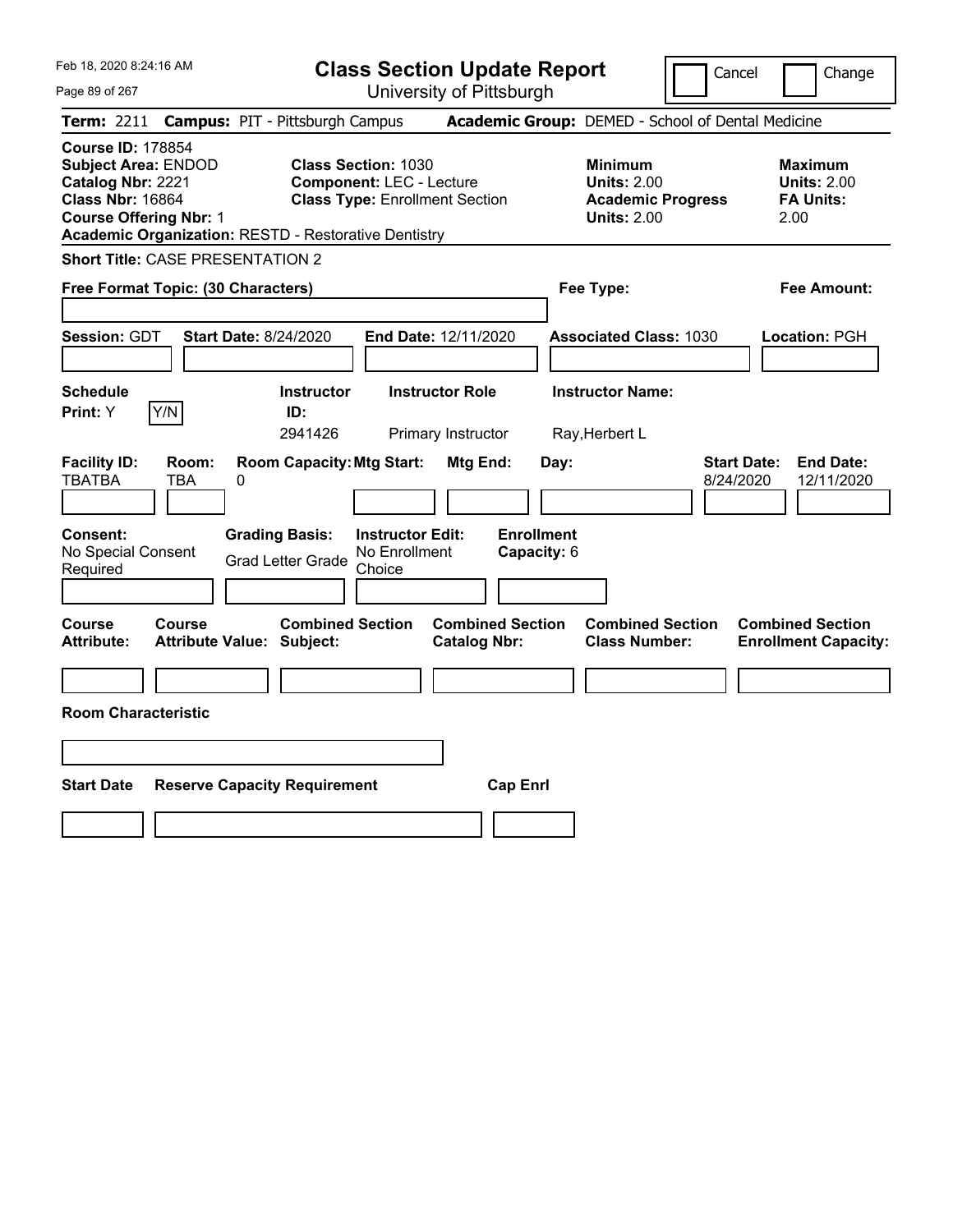Feb 18, 2020 8:24:16 AM

# Class Section Update Report

University of Pittsburgh

Cancel | Change

**Term:** 2211 **Campus:** PIT - Pittsburgh Campus **Academic Group:** DEMED - School of Dental Medicine

**Course ID:** 178854
**Subject Area:** ENDOD
**Catalog Nbr:** 2221
**Class Nbr:** 16864
**Course Offering Nbr:** 1
**Academic Organization:** RESTD - Restorative Dentistry

**Class Section:** 1030
**Component:** LEC - Lecture
**Class Type:** Enrollment Section

**Minimum Units:** 2.00
**Academic Progress Units:** 2.00

**Maximum Units:** 2.00
**FA Units:** 2.00

**Short Title:** CASE PRESENTATION 2

**Free Format Topic: (30 Characters)**

**Fee Type:**

**Fee Amount:**

**Session:** GDT **Start Date:** 8/24/2020 **End Date:** 12/11/2020 **Associated Class:** 1030 **Location:** PGH

| Schedule Print | Instructor ID | Instructor Role | Instructor Name |
|---|---|---|---|
| Y | 2941426 | Primary Instructor | Ray,Herbert L |

| Facility ID | Room | Room Capacity | Mtg Start | Mtg End | Day | Start Date | End Date |
|---|---|---|---|---|---|---|---|
| TBATBA | TBA | 0 | | | | 8/24/2020 | 12/11/2020 |

**Consent:** No Special Consent Required
**Grading Basis:** Grad Letter Grade
**Instructor Edit:** No Enrollment Choice
**Enrollment Capacity:** 6

| Course Attribute | Course Attribute Value | Combined Section Subject | Combined Section Catalog Nbr | Combined Section Class Number | Combined Section Enrollment Capacity |
|---|---|---|---|---|---|
| | | | | | |

**Room Characteristic**

| Start Date | Reserve Capacity Requirement | Cap Enrl |
|---|---|---|
| | | |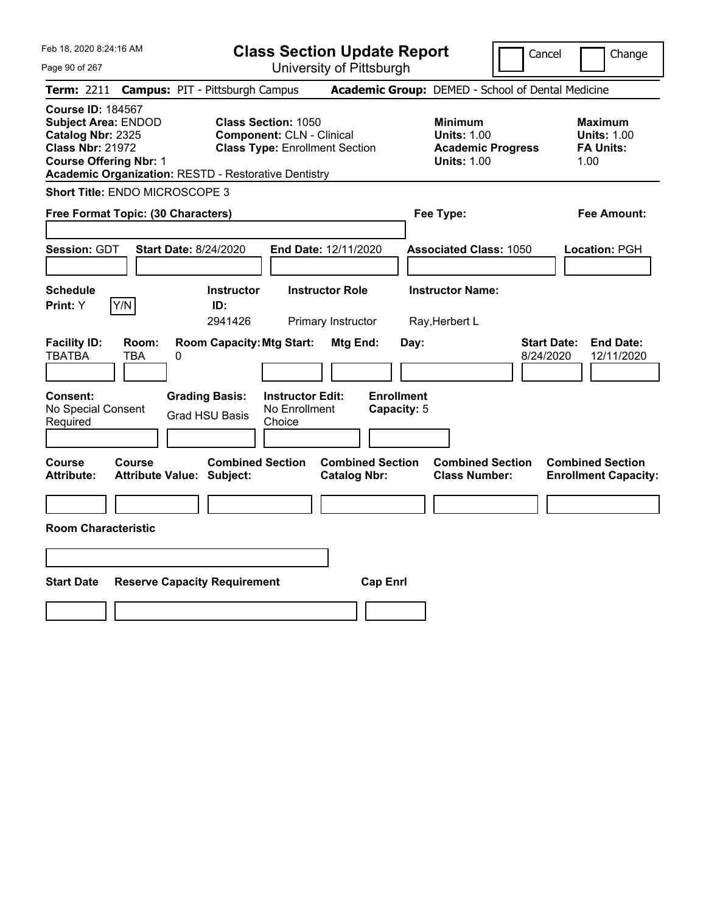Feb 18, 2020 8:24:16 AM

# Class Section Update Report

University of Pittsburgh

Cancel | Change

**Term:** 2211 **Campus:** PIT - Pittsburgh Campus **Academic Group:** DEMED - School of Dental Medicine

**Course ID:** 184567
**Subject Area:** ENDOD
**Catalog Nbr:** 2325
**Class Nbr:** 21972
**Course Offering Nbr:** 1
**Academic Organization:** RESTD - Restorative Dentistry

**Class Section:** 1050
**Component:** CLN - Clinical
**Class Type:** Enrollment Section

**Minimum Units:** 1.00
**Academic Progress Units:** 1.00

**Maximum Units:** 1.00
**FA Units:** 1.00

**Short Title:** ENDO MICROSCOPE 3

**Free Format Topic: (30 Characters)**

**Fee Type:**

**Fee Amount:**

**Session:** GDT **Start Date:** 8/24/2020 **End Date:** 12/11/2020 **Associated Class:** 1050 **Location:** PGH

| Schedule Print | Instructor ID | Instructor Role | Instructor Name |
|---|---|---|---|
| Y (Y/N) | 2941426 | Primary Instructor | Ray,Herbert L |

| Facility ID | Room | Room Capacity | Mtg Start | Mtg End | Day | Start Date | End Date |
|---|---|---|---|---|---|---|---|
| TBATBA | TBA | 0 | | | | 8/24/2020 | 12/11/2020 |

| Consent | Grading Basis | Instructor Edit | Enrollment Capacity |
|---|---|---|---|
| No Special Consent Required | Grad HSU Basis | No Enrollment Choice | 5 |

| Course Attribute | Course Attribute Value | Combined Section Subject | Combined Section Catalog Nbr | Combined Section Class Number | Combined Section Enrollment Capacity |
|---|---|---|---|---|---|
| | | | | | |

**Room Characteristic**

| Start Date | Reserve Capacity Requirement | Cap Enrl |
|---|---|---|
| | | |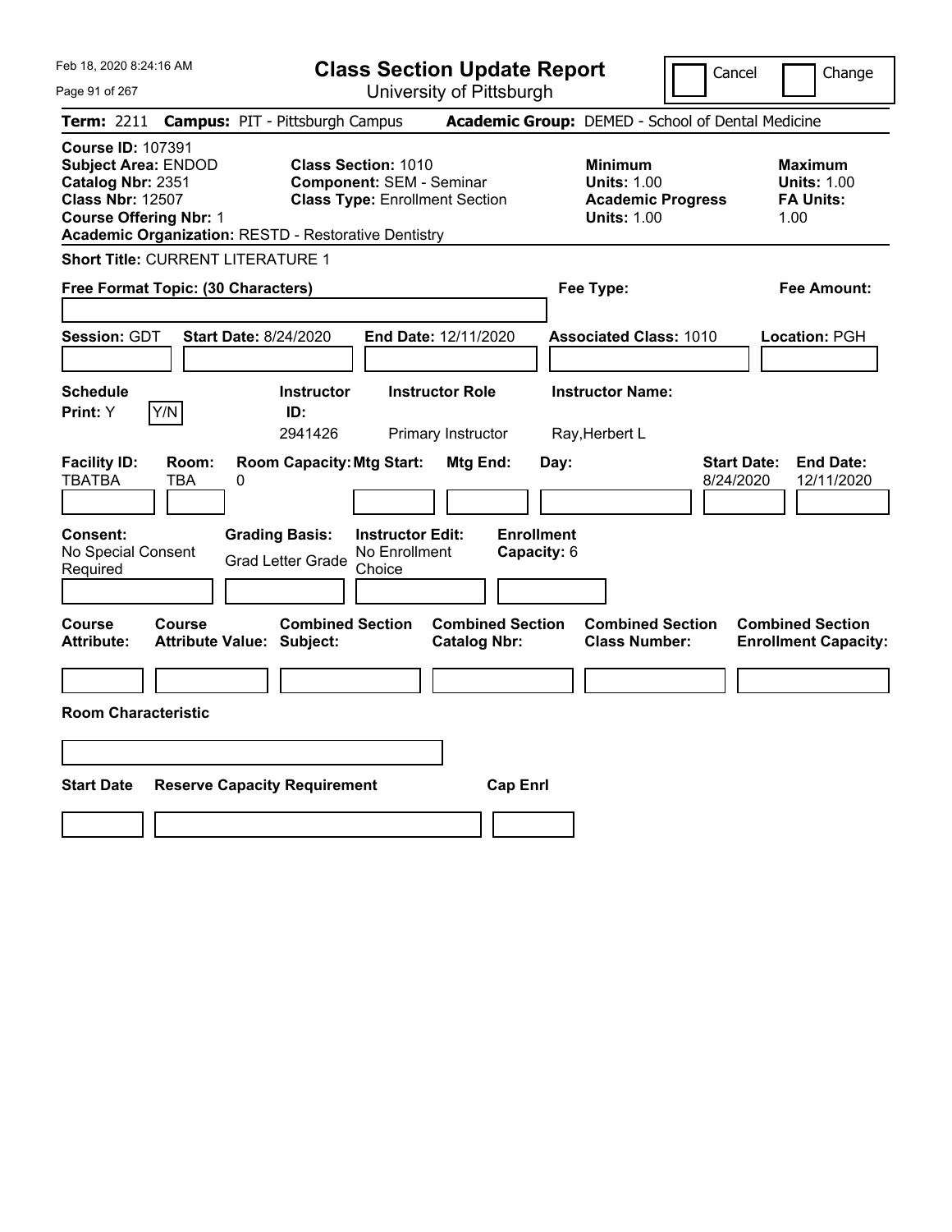Feb 18, 2020 8:24:16 AM

# Class Section Update Report

University of Pittsburgh

Cancel | Change

**Term:** 2211 **Campus:** PIT - Pittsburgh Campus **Academic Group:** DEMED - School of Dental Medicine

**Course ID:** 107391
**Subject Area:** ENDOD
**Catalog Nbr:** 2351
**Class Nbr:** 12507
**Course Offering Nbr:** 1
**Academic Organization:** RESTD - Restorative Dentistry

**Class Section:** 1010
**Component:** SEM - Seminar
**Class Type:** Enrollment Section

**Minimum**
**Units:** 1.00
**Academic Progress Units:** 1.00

**Maximum**
**Units:** 1.00
**FA Units:** 1.00

**Short Title:** CURRENT LITERATURE 1

**Free Format Topic: (30 Characters)**

**Fee Type:**

**Fee Amount:**

**Session:** GDT **Start Date:** 8/24/2020 **End Date:** 12/11/2020 **Associated Class:** 1010 **Location:** PGH

| Schedule Print: | Instructor ID: | Instructor Role | Instructor Name: |
|---|---|---|---|
| Y (Y/N) | 2941426 | Primary Instructor | Ray,Herbert L |

| Facility ID: | Room: | Room Capacity: | Mtg Start: | Mtg End: | Day: | Start Date: | End Date: |
|---|---|---|---|---|---|---|---|
| TBATBA | TBA | 0 | | | | 8/24/2020 | 12/11/2020 |

| Consent: | Grading Basis: | Instructor Edit: | Enrollment Capacity: |
|---|---|---|---|
| No Special Consent Required | Grad Letter Grade | No Enrollment Choice | 6 |

| Course Attribute: | Course Attribute Value: | Combined Section Subject: | Combined Section Catalog Nbr: | Combined Section Class Number: | Combined Section Enrollment Capacity: |
|---|---|---|---|---|---|
| | | | | | |

**Room Characteristic**

| Start Date | Reserve Capacity Requirement | Cap Enrl |
|---|---|---|
| | | |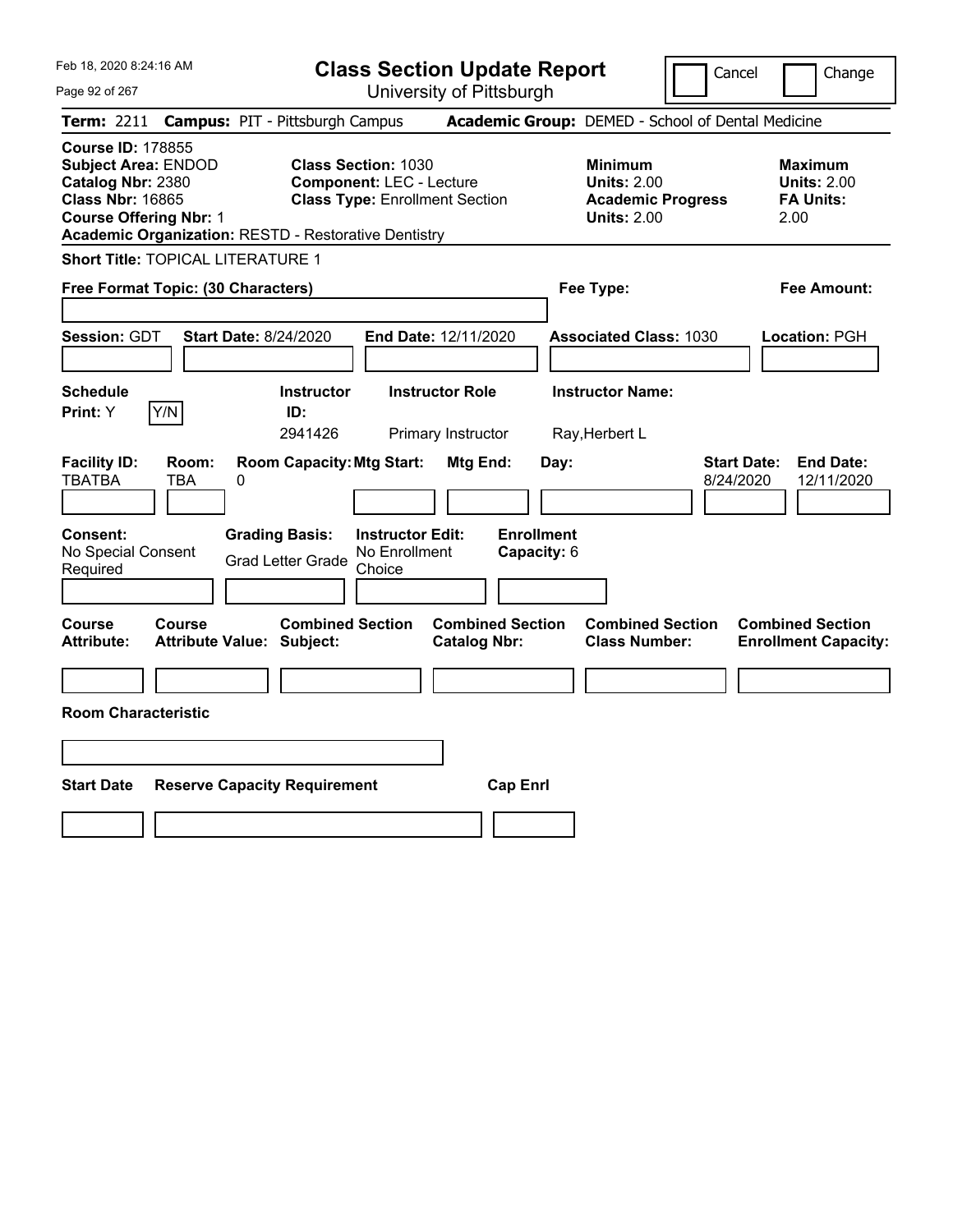# Class Section Update Report

University of Pittsburgh

Cancel | Change

**Term:** 2211 **Campus:** PIT - Pittsburgh Campus **Academic Group:** DEMED - School of Dental Medicine

**Course ID:** 178855
**Subject Area:** ENDOD
**Catalog Nbr:** 2380
**Class Nbr:** 16865
**Course Offering Nbr:** 1
**Academic Organization:** RESTD - Restorative Dentistry

**Class Section:** 1030
**Component:** LEC - Lecture
**Class Type:** Enrollment Section

**Minimum Units:** 2.00
**Academic Progress Units:** 2.00

**Maximum Units:** 2.00
**FA Units:** 2.00

**Short Title:** TOPICAL LITERATURE 1

**Free Format Topic: (30 Characters)**

**Fee Type:**

**Fee Amount:**

**Session:** GDT **Start Date:** 8/24/2020 **End Date:** 12/11/2020 **Associated Class:** 1030 **Location:** PGH

| Schedule Print | Instructor ID | Instructor Role | Instructor Name |
|---|---|---|---|
| Y (Y/N) | 2941426 | Primary Instructor | Ray,Herbert L |

| Facility ID | Room | Room Capacity | Mtg Start | Mtg End | Day | Start Date | End Date |
|---|---|---|---|---|---|---|---|
| TBATBA | TBA | 0 | | | | 8/24/2020 | 12/11/2020 |

| Consent | Grading Basis | Instructor Edit | Enrollment Capacity |
|---|---|---|---|
| No Special Consent Required | Grad Letter Grade | No Enrollment Choice | 6 |

| Course Attribute | Course Attribute Value | Combined Section Subject | Combined Section Catalog Nbr | Combined Section Class Number | Combined Section Enrollment Capacity |
|---|---|---|---|---|---|
| | | | | | |

**Room Characteristic**

| Start Date | Reserve Capacity Requirement | Cap Enrl |
|---|---|---|
| | | |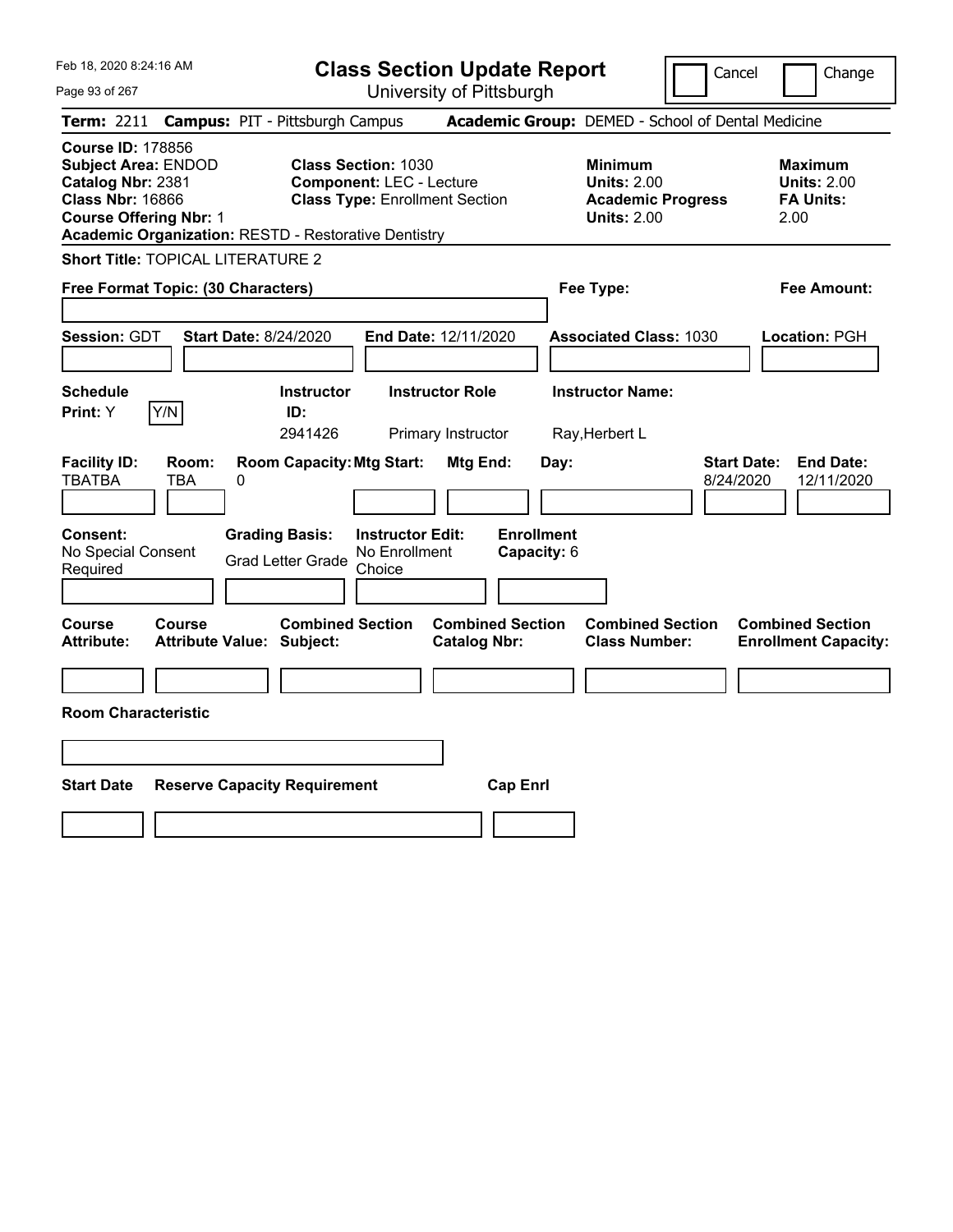Feb 18, 2020 8:24:16 AM

# Class Section Update Report

University of Pittsburgh

Cancel | Change

**Term:** 2211 **Campus:** PIT - Pittsburgh Campus **Academic Group:** DEMED - School of Dental Medicine

**Course ID:** 178856
**Subject Area:** ENDOD
**Catalog Nbr:** 2381
**Class Nbr:** 16866
**Course Offering Nbr:** 1
**Academic Organization:** RESTD - Restorative Dentistry

**Class Section:** 1030
**Component:** LEC - Lecture
**Class Type:** Enrollment Section

**Minimum Units:** 2.00
**Academic Progress Units:** 2.00

**Maximum Units:** 2.00
**FA Units:** 2.00

**Short Title:** TOPICAL LITERATURE 2

**Free Format Topic: (30 Characters)**

**Fee Type:**

**Fee Amount:**

**Session:** GDT **Start Date:** 8/24/2020 **End Date:** 12/11/2020 **Associated Class:** 1030 **Location:** PGH

| Schedule Print | Instructor ID | Instructor Role | Instructor Name |
|---|---|---|---|
| Y | 2941426 | Primary Instructor | Ray,Herbert L |

| Facility ID | Room | Room Capacity | Mtg Start | Mtg End | Day | Start Date | End Date |
|---|---|---|---|---|---|---|---|
| TBATBA | TBA | 0 | | | | 8/24/2020 | 12/11/2020 |

**Consent:** No Special Consent Required
**Grading Basis:** Grad Letter Grade
**Instructor Edit:** No Enrollment Choice
**Enrollment Capacity:** 6

| Course Attribute | Course Attribute Value | Combined Section Subject | Combined Section Catalog Nbr | Combined Section Class Number | Combined Section Enrollment Capacity |
|---|---|---|---|---|---|
| | | | | | |

**Room Characteristic**

| Start Date | Reserve Capacity Requirement | Cap Enrl |
|---|---|---|
| | | |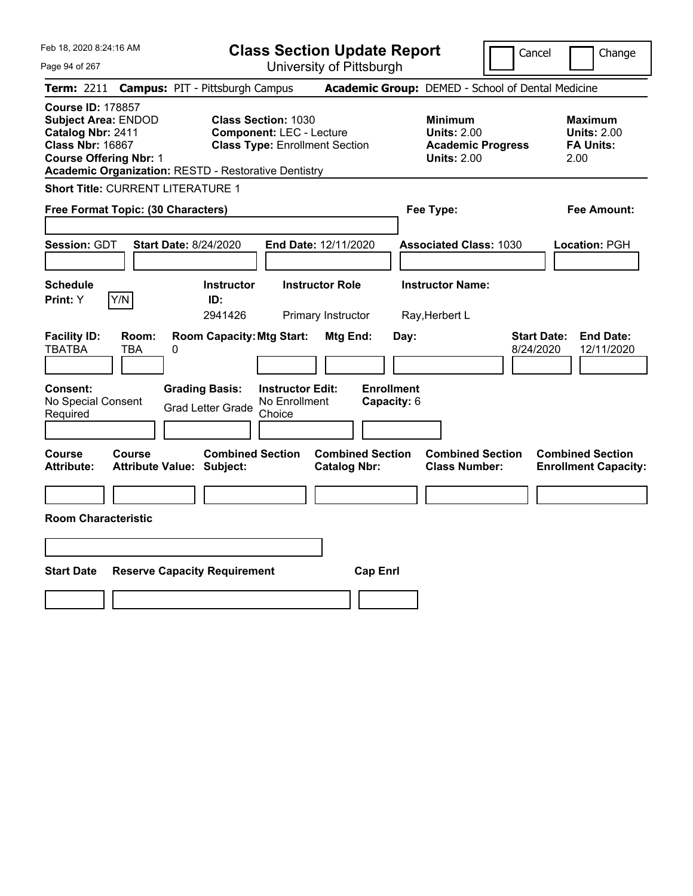Feb 18, 2020 8:24:16 AM

# Class Section Update Report

University of Pittsburgh

Cancel | Change

**Term:** 2211 **Campus:** PIT - Pittsburgh Campus **Academic Group:** DEMED - School of Dental Medicine

**Course ID:** 178857
**Subject Area:** ENDOD
**Catalog Nbr:** 2411
**Class Nbr:** 16867
**Course Offering Nbr:** 1
**Academic Organization:** RESTD - Restorative Dentistry

**Class Section:** 1030
**Component:** LEC - Lecture
**Class Type:** Enrollment Section

**Minimum Units:** 2.00
**Academic Progress Units:** 2.00

**Maximum Units:** 2.00
**FA Units:** 2.00

**Short Title:** CURRENT LITERATURE 1

**Free Format Topic: (30 Characters)**

**Fee Type:**

**Fee Amount:**

**Session:** GDT **Start Date:** 8/24/2020 **End Date:** 12/11/2020 **Associated Class:** 1030 **Location:** PGH

| Schedule Print: | Instructor ID: | Instructor Role | Instructor Name: |
|---|---|---|---|
| Y [Y/N] | 2941426 | Primary Instructor | Ray,Herbert L |

| Facility ID: | Room: | Room Capacity: | Mtg Start: | Mtg End: | Day: | Start Date: | End Date: |
|---|---|---|---|---|---|---|---|
| TBATBA | TBA | 0 | | | | 8/24/2020 | 12/11/2020 |

| Consent: | Grading Basis: | Instructor Edit: | Enrollment Capacity: |
|---|---|---|---|
| No Special Consent Required | Grad Letter Grade | No Enrollment Choice | 6 |

| Course Attribute: | Course Attribute Value: | Combined Section Subject: | Combined Section Catalog Nbr: | Combined Section Class Number: | Combined Section Enrollment Capacity: |
|---|---|---|---|---|---|
| | | | | | |

**Room Characteristic**

| Start Date | Reserve Capacity Requirement | Cap Enrl |
|---|---|---|
| | | |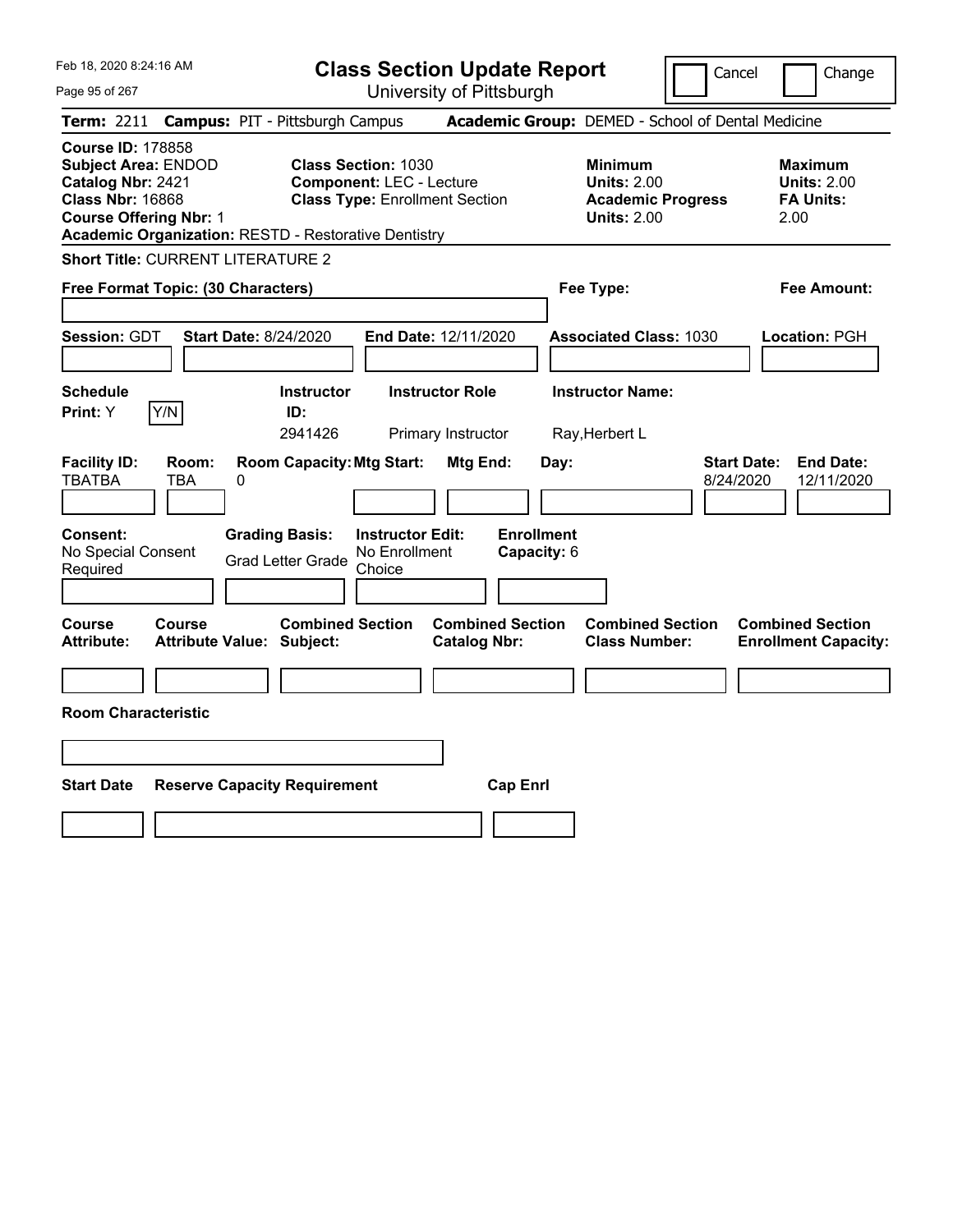Feb 18, 2020 8:24:16 AM

# Class Section Update Report

University of Pittsburgh

Cancel | Change

**Term:** 2211 **Campus:** PIT - Pittsburgh Campus **Academic Group:** DEMED - School of Dental Medicine

**Course ID:** 178858
**Subject Area:** ENDOD
**Catalog Nbr:** 2421
**Class Nbr:** 16868
**Course Offering Nbr:** 1
**Academic Organization:** RESTD - Restorative Dentistry

**Class Section:** 1030
**Component:** LEC - Lecture
**Class Type:** Enrollment Section

**Minimum Units:** 2.00
**Academic Progress Units:** 2.00

**Maximum Units:** 2.00
**FA Units:** 2.00

**Short Title:** CURRENT LITERATURE 2

**Free Format Topic: (30 Characters)**

**Fee Type:**

**Fee Amount:**

**Session:** GDT **Start Date:** 8/24/2020 **End Date:** 12/11/2020 **Associated Class:** 1030 **Location:** PGH

| Schedule Print: | Instructor ID: | Instructor Role | Instructor Name: |
|---|---|---|---|
| Y | 2941426 | Primary Instructor | Ray,Herbert L |

| Facility ID: | Room: | Room Capacity: | Mtg Start: | Mtg End: | Day: | Start Date: | End Date: |
|---|---|---|---|---|---|---|---|
| TBATBA | TBA | 0 | | | | 8/24/2020 | 12/11/2020 |

**Consent:** No Special Consent Required
**Grading Basis:** Grad Letter Grade
**Instructor Edit:** No Enrollment Choice
**Enrollment Capacity:** 6

| Course Attribute: | Course Attribute Value: | Combined Section Subject: | Combined Section Catalog Nbr: | Combined Section Class Number: | Combined Section Enrollment Capacity: |
|---|---|---|---|---|---|
| | | | | | |

**Room Characteristic**

| Start Date | Reserve Capacity Requirement | Cap Enrl |
|---|---|---|
| | | |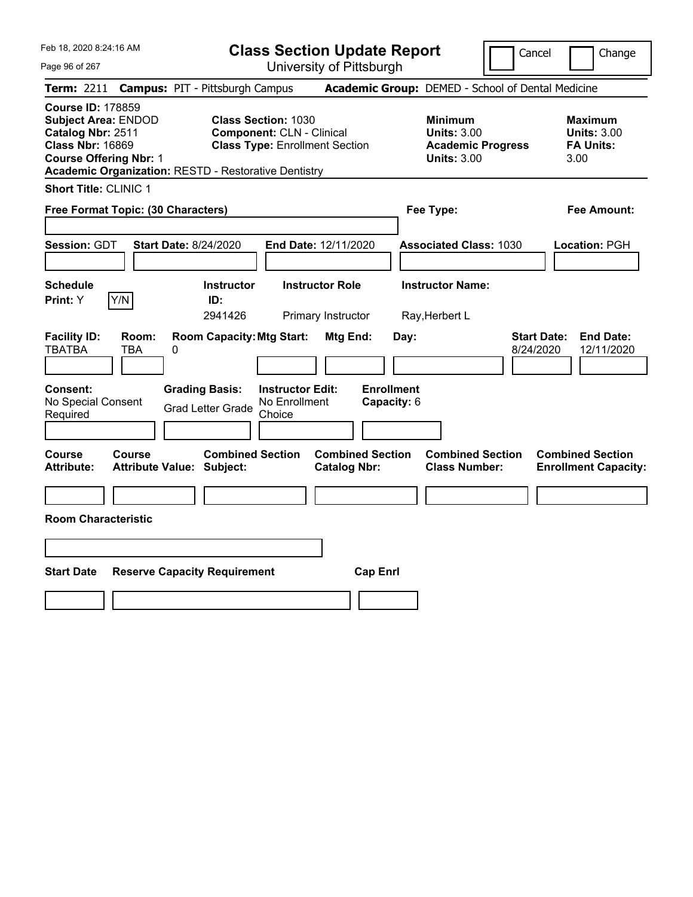Feb 18, 2020 8:24:16 AM

# Class Section Update Report

University of Pittsburgh

Cancel | Change

**Term:** 2211 **Campus:** PIT - Pittsburgh Campus **Academic Group:** DEMED - School of Dental Medicine

**Course ID:** 178859
**Subject Area:** ENDOD
**Catalog Nbr:** 2511
**Class Nbr:** 16869
**Course Offering Nbr:** 1
**Academic Organization:** RESTD - Restorative Dentistry

**Class Section:** 1030
**Component:** CLN - Clinical
**Class Type:** Enrollment Section

**Minimum Units:** 3.00
**Academic Progress Units:** 3.00

**Maximum Units:** 3.00
**FA Units:** 3.00

**Short Title:** CLINIC 1

**Free Format Topic: (30 Characters)**

**Fee Type:**

**Fee Amount:**

**Session:** GDT **Start Date:** 8/24/2020 **End Date:** 12/11/2020 **Associated Class:** 1030 **Location:** PGH

| Schedule Print: | Instructor ID: | Instructor Role | Instructor Name: |
|---|---|---|---|
| Y | 2941426 | Primary Instructor | Ray,Herbert L |

| Facility ID: | Room: | Room Capacity: | Mtg Start: | Mtg End: | Day: | Start Date: | End Date: |
|---|---|---|---|---|---|---|---|
| TBATBA | TBA | 0 | | | | 8/24/2020 | 12/11/2020 |

**Consent:** No Special Consent Required
**Grading Basis:** Grad Letter Grade
**Instructor Edit:** No Enrollment Choice
**Enrollment Capacity:** 6

| Course Attribute: | Course Attribute Value: | Combined Section Subject: | Combined Section Catalog Nbr: | Combined Section Class Number: | Combined Section Enrollment Capacity: |
|---|---|---|---|---|---|
| | | | | | |

**Room Characteristic**

| Start Date | Reserve Capacity Requirement | Cap Enrl |
|---|---|---|
| | | |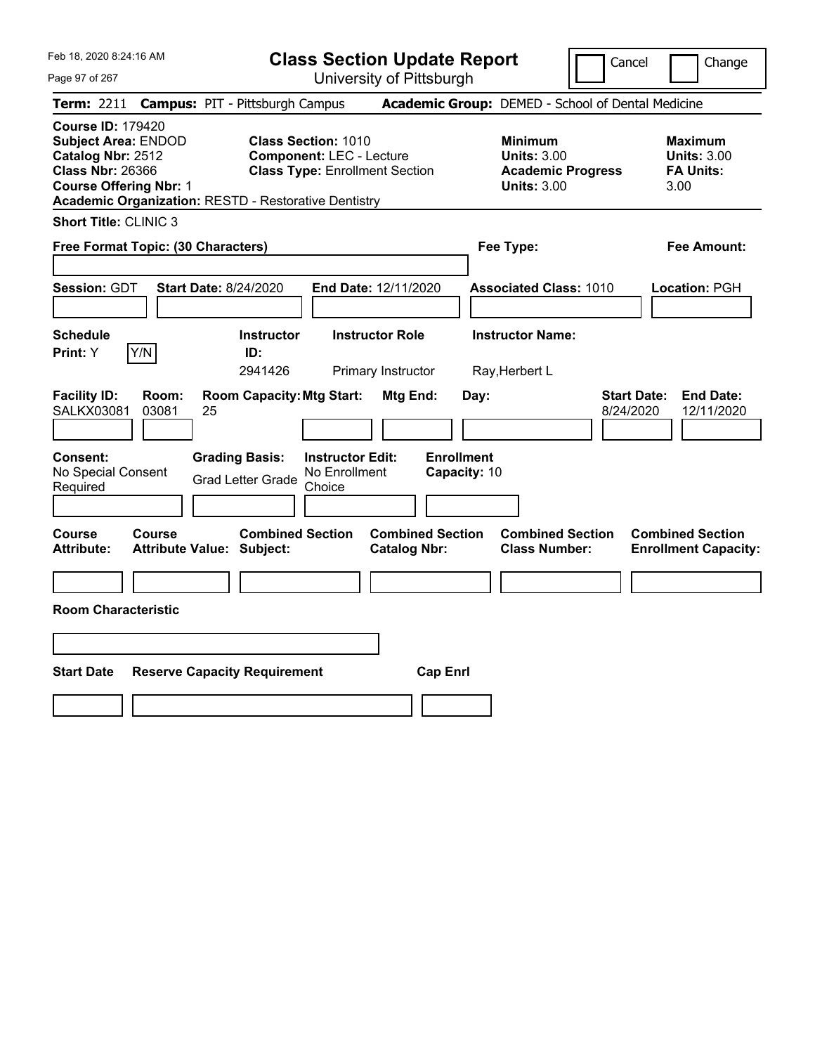Feb 18, 2020 8:24:16 AM

# Class Section Update Report

University of Pittsburgh

Cancel | Change

**Term:** 2211 **Campus:** PIT - Pittsburgh Campus **Academic Group:** DEMED - School of Dental Medicine

**Course ID:** 179420
**Subject Area:** ENDOD
**Catalog Nbr:** 2512
**Class Nbr:** 26366
**Course Offering Nbr:** 1
**Academic Organization:** RESTD - Restorative Dentistry

**Class Section:** 1010
**Component:** LEC - Lecture
**Class Type:** Enrollment Section

**Minimum Units:** 3.00
**Academic Progress Units:** 3.00

**Maximum Units:** 3.00
**FA Units:** 3.00

**Short Title:** CLINIC 3

**Free Format Topic: (30 Characters)**

**Fee Type:**

**Fee Amount:**

**Session:** GDT **Start Date:** 8/24/2020 **End Date:** 12/11/2020 **Associated Class:** 1010 **Location:** PGH

| Schedule Print | Instructor ID | Instructor Role | Instructor Name |
|---|---|---|---|
| Y (Y/N) | 2941426 | Primary Instructor | Ray,Herbert L |

| Facility ID | Room | Room Capacity | Mtg Start | Mtg End | Day | Start Date | End Date |
|---|---|---|---|---|---|---|---|
| SALKX03081 | 03081 | 25 | | | | 8/24/2020 | 12/11/2020 |

**Consent:** No Special Consent Required
**Grading Basis:** Grad Letter Grade
**Instructor Edit:** No Enrollment Choice
**Enrollment Capacity:** 10

| Course Attribute | Course Attribute Value | Combined Section Subject | Combined Section Catalog Nbr | Combined Section Class Number | Combined Section Enrollment Capacity |
|---|---|---|---|---|---|
| | | | | | |

**Room Characteristic**

| Start Date | Reserve Capacity Requirement | Cap Enrl |
|---|---|---|
| | | |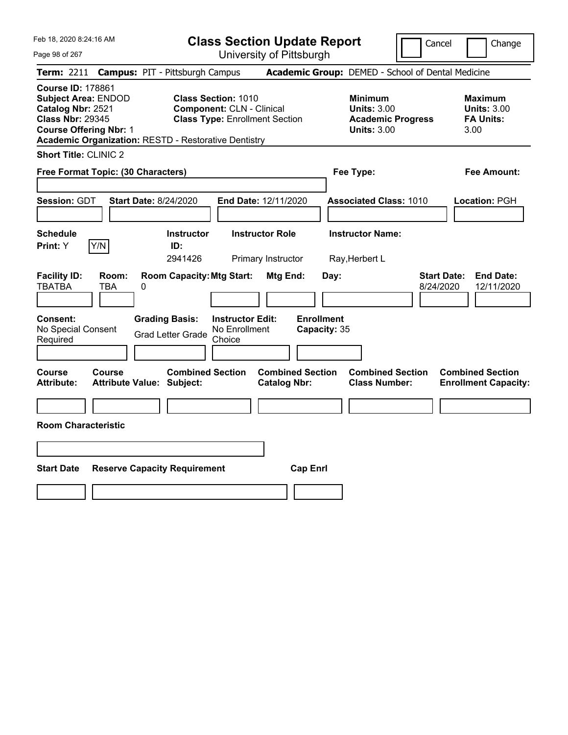Feb 18, 2020 8:24:16 AM

# Class Section Update Report

University of Pittsburgh

Cancel | Change

**Term:** 2211 **Campus:** PIT - Pittsburgh Campus **Academic Group:** DEMED - School of Dental Medicine

**Course ID:** 178861
**Subject Area:** ENDOD
**Catalog Nbr:** 2521
**Class Nbr:** 29345
**Course Offering Nbr:** 1
**Academic Organization:** RESTD - Restorative Dentistry

**Class Section:** 1010
**Component:** CLN - Clinical
**Class Type:** Enrollment Section

**Minimum Units:** 3.00
**Academic Progress Units:** 3.00

**Maximum Units:** 3.00
**FA Units:** 3.00

**Short Title:** CLINIC 2

**Free Format Topic: (30 Characters)**

**Fee Type:**

**Fee Amount:**

**Session:** GDT **Start Date:** 8/24/2020 **End Date:** 12/11/2020 **Associated Class:** 1010 **Location:** PGH

| Schedule Print: | Instructor ID: | Instructor Role | Instructor Name: |
|---|---|---|---|
| Y (Y/N) | 2941426 | Primary Instructor | Ray,Herbert L |

| Facility ID: | Room: | Room Capacity: | Mtg Start: | Mtg End: | Day: | Start Date: | End Date: |
|---|---|---|---|---|---|---|---|
| TBATBA | TBA | 0 | | | | 8/24/2020 | 12/11/2020 |

| Consent: | Grading Basis: | Instructor Edit: | Enrollment Capacity: |
|---|---|---|---|
| No Special Consent Required | Grad Letter Grade | No Enrollment Choice | 35 |

| Course Attribute: | Course Attribute Value: | Combined Section Subject: | Combined Section Catalog Nbr: | Combined Section Class Number: | Combined Section Enrollment Capacity: |
|---|---|---|---|---|---|
| | | | | | |

**Room Characteristic**

| Start Date | Reserve Capacity Requirement | Cap Enrl |
|---|---|---|
| | | |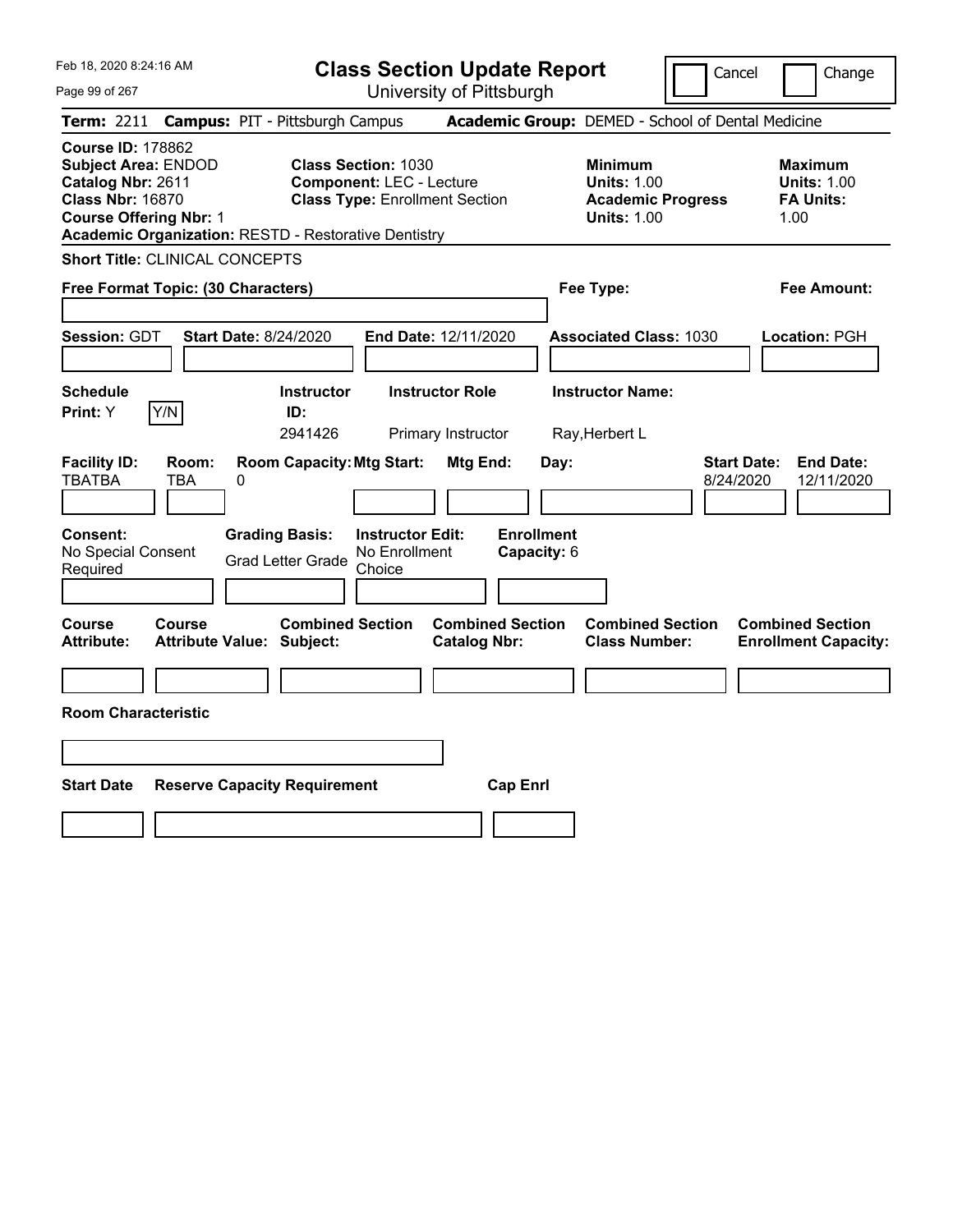Feb 18, 2020 8:24:16 AM

# Class Section Update Report

University of Pittsburgh

Cancel | Change

**Term:** 2211 **Campus:** PIT - Pittsburgh Campus **Academic Group:** DEMED - School of Dental Medicine

**Course ID:** 178862
**Subject Area:** ENDOD
**Catalog Nbr:** 2611
**Class Nbr:** 16870
**Course Offering Nbr:** 1
**Academic Organization:** RESTD - Restorative Dentistry

**Class Section:** 1030
**Component:** LEC - Lecture
**Class Type:** Enrollment Section

**Minimum**
**Units:** 1.00
**Academic Progress Units:** 1.00

**Maximum**
**Units:** 1.00
**FA Units:** 1.00

**Short Title:** CLINICAL CONCEPTS

**Free Format Topic: (30 Characters)**

**Fee Type:**

**Fee Amount:**

**Session:** GDT **Start Date:** 8/24/2020 **End Date:** 12/11/2020 **Associated Class:** 1030 **Location:** PGH

| Schedule Print: | Instructor ID: | Instructor Role | Instructor Name: |
|---|---|---|---|
| Y (Y/N) | 2941426 | Primary Instructor | Ray,Herbert L |

| Facility ID: | Room: | Room Capacity: | Mtg Start: | Mtg End: | Day: | Start Date: | End Date: |
|---|---|---|---|---|---|---|---|
| TBATBA | TBA | 0 | | | | 8/24/2020 | 12/11/2020 |

| Consent: | Grading Basis: | Instructor Edit: | Enrollment Capacity: |
|---|---|---|---|
| No Special Consent Required | Grad Letter Grade | No Enrollment Choice | 6 |

| Course Attribute: | Course Attribute Value: | Combined Section Subject: | Combined Section Catalog Nbr: | Combined Section Class Number: | Combined Section Enrollment Capacity: |
|---|---|---|---|---|---|
| | | | | | |

**Room Characteristic**

| Start Date | Reserve Capacity Requirement | Cap Enrl |
|---|---|---|
| | | |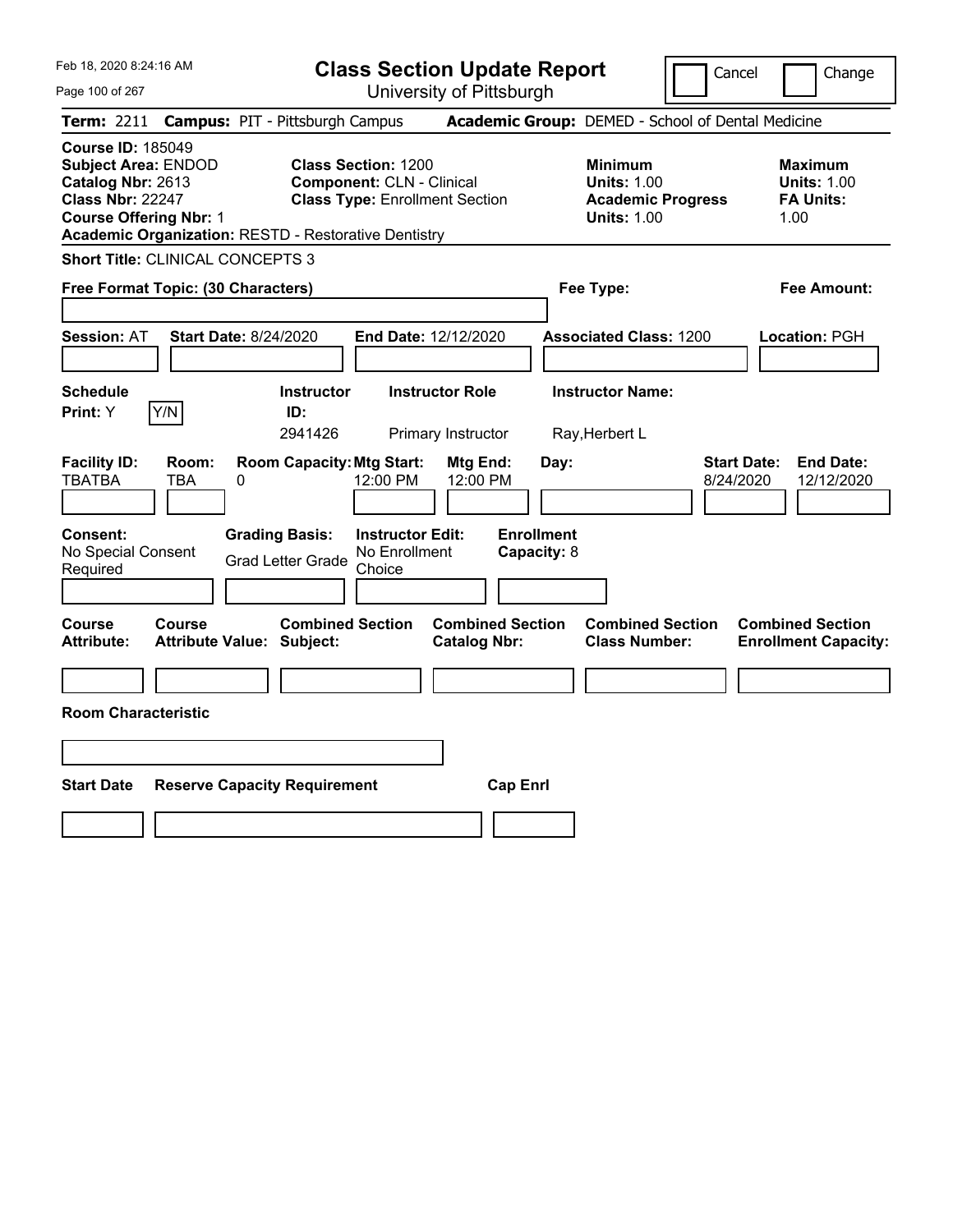# Class Section Update Report

University of Pittsburgh

Cancel | Change

**Term:** 2211 **Campus:** PIT - Pittsburgh Campus **Academic Group:** DEMED - School of Dental Medicine

**Course ID:** 185049
**Subject Area:** ENDOD
**Catalog Nbr:** 2613
**Class Nbr:** 22247
**Course Offering Nbr:** 1
**Academic Organization:** RESTD - Restorative Dentistry

**Class Section:** 1200
**Component:** CLN - Clinical
**Class Type:** Enrollment Section

**Minimum Units:** 1.00
**Academic Progress Units:** 1.00

**Maximum Units:** 1.00
**FA Units:** 1.00

**Short Title:** CLINICAL CONCEPTS 3

**Free Format Topic: (30 Characters)**

**Fee Type:**

**Fee Amount:**

**Session:** AT **Start Date:** 8/24/2020 **End Date:** 12/12/2020 **Associated Class:** 1200 **Location:** PGH

| Schedule Print | Instructor ID | Instructor Role | Instructor Name |
|---|---|---|---|
| Y (Y/N) | 2941426 | Primary Instructor | Ray,Herbert L |

| Facility ID | Room | Room Capacity | Mtg Start | Mtg End | Day | Start Date | End Date |
|---|---|---|---|---|---|---|---|
| TBATBA | TBA | 0 | 12:00 PM | 12:00 PM | | 8/24/2020 | 12/12/2020 |

**Consent:** No Special Consent Required
**Grading Basis:** Grad Letter Grade
**Instructor Edit:** No Enrollment Choice
**Enrollment Capacity:** 8

| Course Attribute | Course Attribute Value | Combined Section Subject | Combined Section Catalog Nbr | Combined Section Class Number | Combined Section Enrollment Capacity |
|---|---|---|---|---|---|
| | | | | | |

**Room Characteristic**

| Start Date | Reserve Capacity Requirement | Cap Enrl |
|---|---|---|
| | | |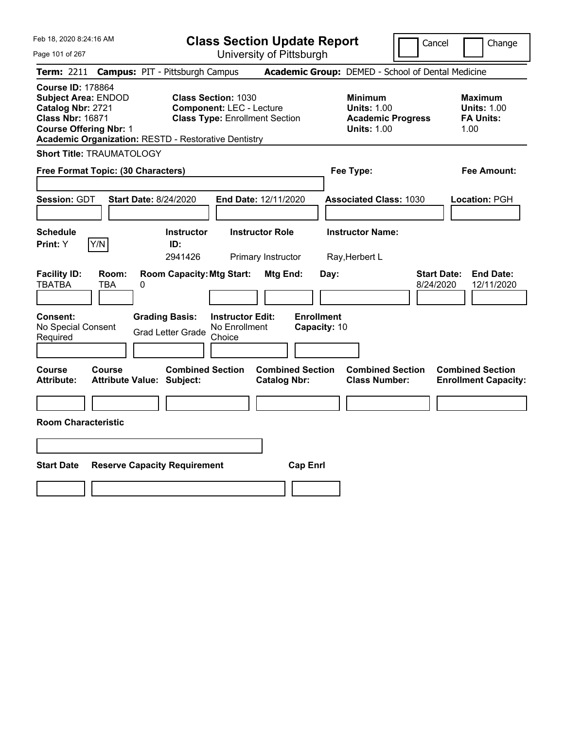# Class Section Update Report

University of Pittsburgh

Cancel | Change

**Term:** 2211 **Campus:** PIT - Pittsburgh Campus **Academic Group:** DEMED - School of Dental Medicine

**Course ID:** 178864
**Subject Area:** ENDOD
**Catalog Nbr:** 2721
**Class Nbr:** 16871
**Course Offering Nbr:** 1
**Academic Organization:** RESTD - Restorative Dentistry

**Class Section:** 1030
**Component:** LEC - Lecture
**Class Type:** Enrollment Section

**Minimum**
**Units:** 1.00
**Academic Progress Units:** 1.00

**Maximum**
**Units:** 1.00
**FA Units:** 1.00

**Short Title:** TRAUMATOLOGY

**Free Format Topic: (30 Characters)**

**Fee Type:**

**Fee Amount:**

**Session:** GDT **Start Date:** 8/24/2020 **End Date:** 12/11/2020 **Associated Class:** 1030 **Location:** PGH

| Schedule Print: | Instructor ID: | Instructor Role | Instructor Name: |
|---|---|---|---|
| Y [Y/N] | 2941426 | Primary Instructor | Ray,Herbert L |

| Facility ID: | Room: | Room Capacity: | Mtg Start: | Mtg End: | Day: | Start Date: | End Date: |
|---|---|---|---|---|---|---|---|
| TBATBA | TBA | 0 | | | | 8/24/2020 | 12/11/2020 |

| Consent: | Grading Basis: | Instructor Edit: | Enrollment Capacity: |
|---|---|---|---|
| No Special Consent Required | Grad Letter Grade | No Enrollment Choice | 10 |

| Course Attribute: | Course Attribute Value: | Combined Section Subject: | Combined Section Catalog Nbr: | Combined Section Class Number: | Combined Section Enrollment Capacity: |
|---|---|---|---|---|---|
| | | | | | |

**Room Characteristic**

| Start Date | Reserve Capacity Requirement | Cap Enrl |
|---|---|---|
| | | |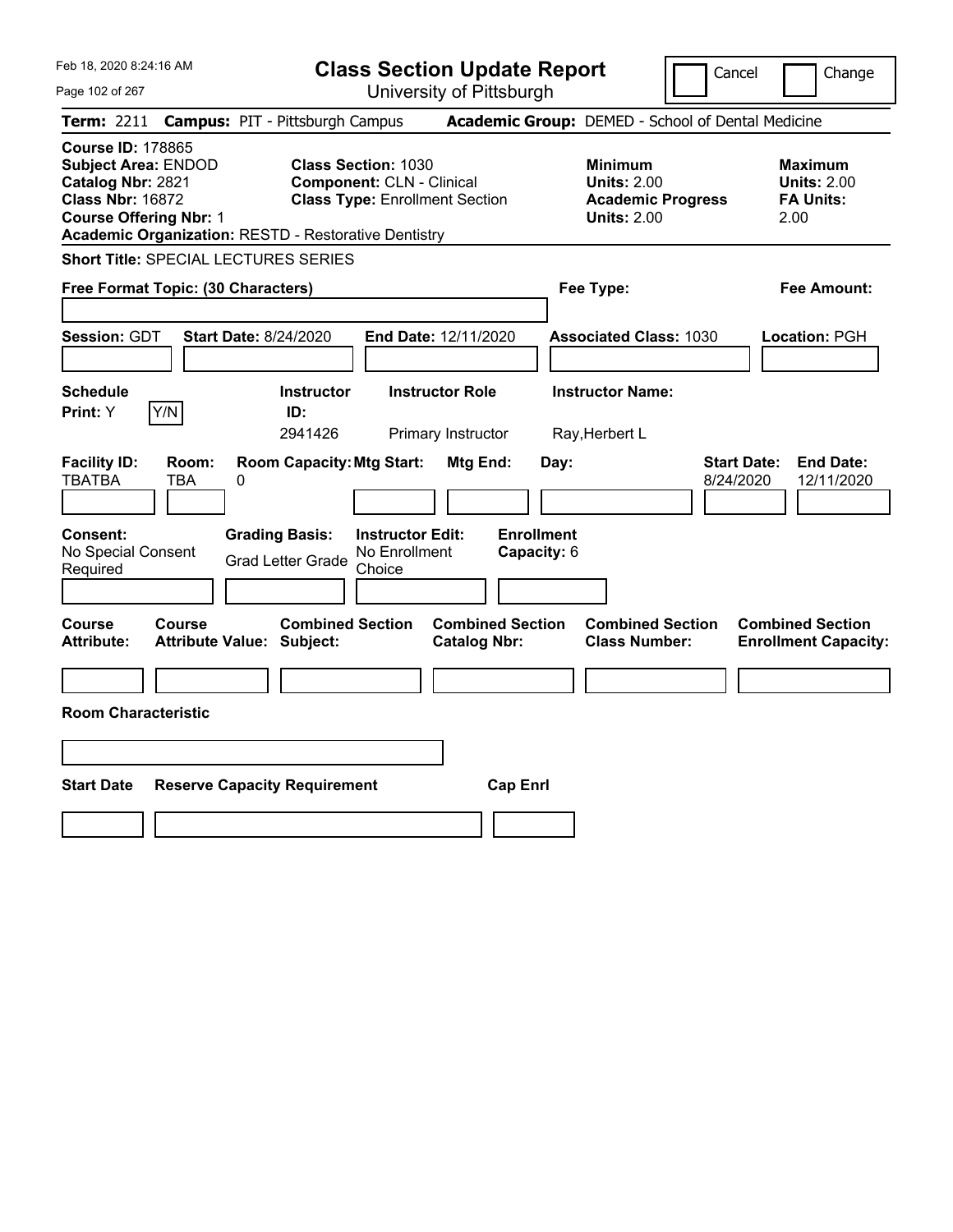Feb 18, 2020 8:24:16 AM

# Class Section Update Report

University of Pittsburgh

Cancel | Change

**Term:** 2211 **Campus:** PIT - Pittsburgh Campus **Academic Group:** DEMED - School of Dental Medicine

**Course ID:** 178865
**Subject Area:** ENDOD
**Catalog Nbr:** 2821
**Class Nbr:** 16872
**Course Offering Nbr:** 1
**Academic Organization:** RESTD - Restorative Dentistry

**Class Section:** 1030
**Component:** CLN - Clinical
**Class Type:** Enrollment Section

**Minimum Units:** 2.00
**Academic Progress Units:** 2.00

**Maximum Units:** 2.00
**FA Units:** 2.00

**Short Title:** SPECIAL LECTURES SERIES

**Free Format Topic: (30 Characters)**

**Fee Type:**

**Fee Amount:**

**Session:** GDT **Start Date:** 8/24/2020 **End Date:** 12/11/2020 **Associated Class:** 1030 **Location:** PGH

| Schedule Print | Instructor ID | Instructor Role | Instructor Name |
|---|---|---|---|
| Y (Y/N) | 2941426 | Primary Instructor | Ray,Herbert L |

| Facility ID | Room | Room Capacity | Mtg Start | Mtg End | Day | Start Date | End Date |
|---|---|---|---|---|---|---|---|
| TBATBA | TBA | 0 | | | | 8/24/2020 | 12/11/2020 |

**Consent:** No Special Consent Required
**Grading Basis:** Grad Letter Grade
**Instructor Edit:** No Enrollment Choice
**Enrollment Capacity:** 6

| Course Attribute | Course Attribute Value | Combined Section Subject | Combined Section Catalog Nbr | Combined Section Class Number | Combined Section Enrollment Capacity |
|---|---|---|---|---|---|
| | | | | | |

**Room Characteristic**

| Start Date | Reserve Capacity Requirement | Cap Enrl |
|---|---|---|
| | | |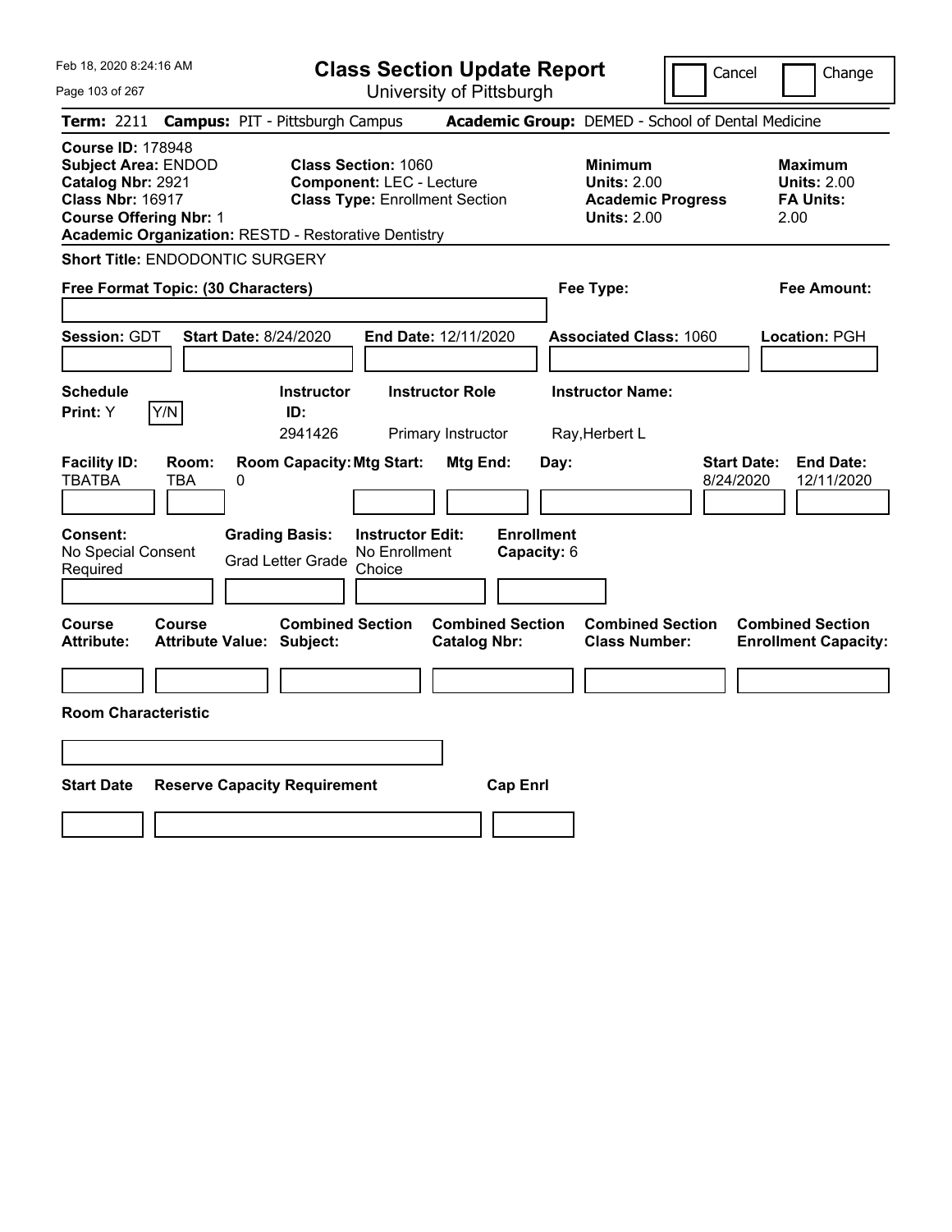Feb 18, 2020 8:24:16 AM

# Class Section Update Report

University of Pittsburgh

Cancel | Change

**Term:** 2211 **Campus:** PIT - Pittsburgh Campus **Academic Group:** DEMED - School of Dental Medicine

**Course ID:** 178948
**Subject Area:** ENDOD
**Catalog Nbr:** 2921
**Class Nbr:** 16917
**Course Offering Nbr:** 1
**Academic Organization:** RESTD - Restorative Dentistry

**Class Section:** 1060
**Component:** LEC - Lecture
**Class Type:** Enrollment Section

**Minimum**
**Units:** 2.00
**Academic Progress Units:** 2.00

**Maximum**
**Units:** 2.00
**FA Units:** 2.00

**Short Title:** ENDODONTIC SURGERY

**Free Format Topic: (30 Characters)**

**Fee Type:**

**Fee Amount:**

**Session:** GDT **Start Date:** 8/24/2020 **End Date:** 12/11/2020 **Associated Class:** 1060 **Location:** PGH

| Schedule Print: | Instructor ID: | Instructor Role | Instructor Name: |
|---|---|---|---|
| Y (Y/N) | 2941426 | Primary Instructor | Ray,Herbert L |

| Facility ID: | Room: | Room Capacity: | Mtg Start: | Mtg End: | Day: | Start Date: | End Date: |
|---|---|---|---|---|---|---|---|
| TBATBA | TBA | 0 | | | | 8/24/2020 | 12/11/2020 |

| Consent: | Grading Basis: | Instructor Edit: | Enrollment Capacity: |
|---|---|---|---|
| No Special Consent Required | Grad Letter Grade | No Enrollment Choice | 6 |

| Course Attribute: | Course Attribute Value: | Combined Section Subject: | Combined Section Catalog Nbr: | Combined Section Class Number: | Combined Section Enrollment Capacity: |
|---|---|---|---|---|---|
| | | | | | |

**Room Characteristic**

| Start Date | Reserve Capacity Requirement | Cap Enrl |
|---|---|---|
| | | |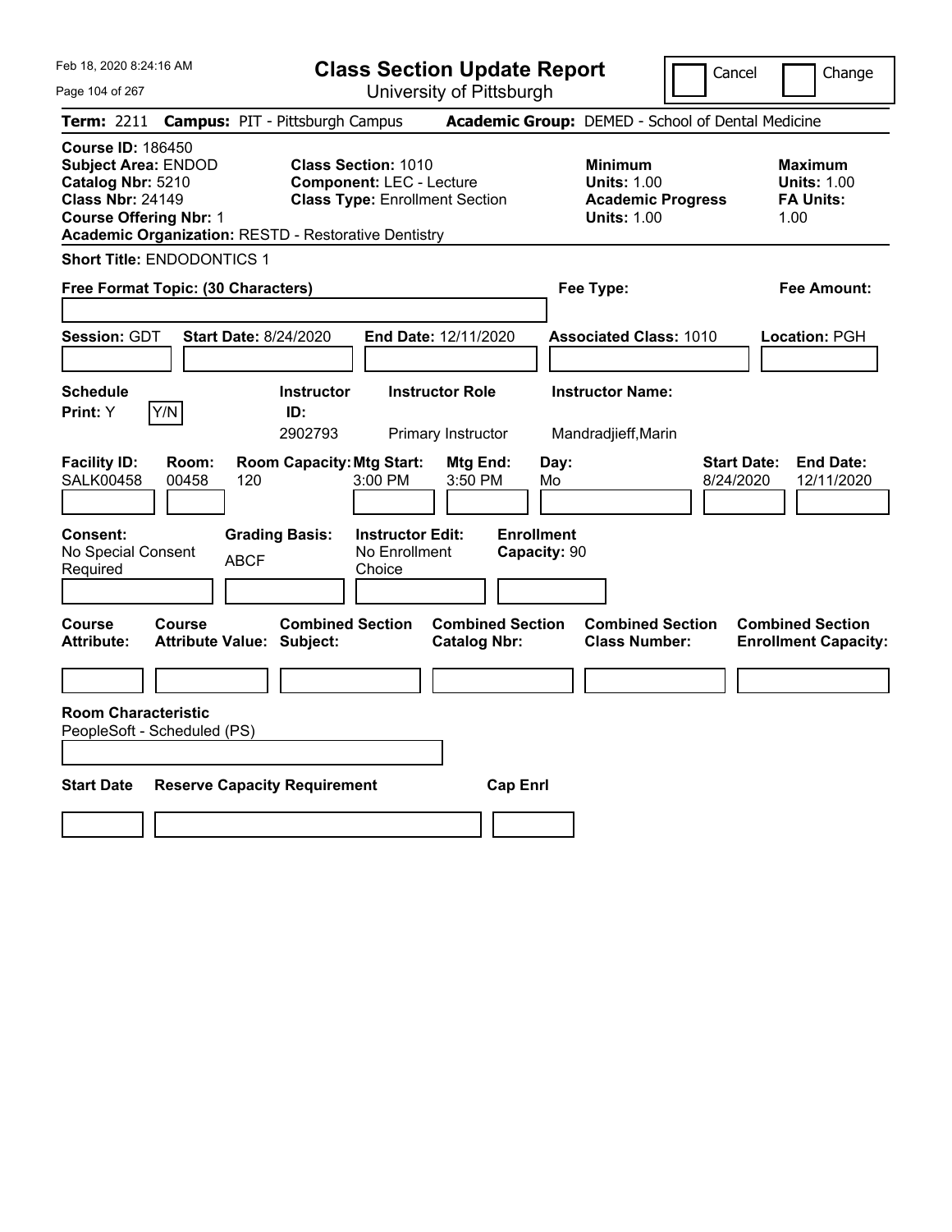# Class Section Update Report

University of Pittsburgh

Feb 18, 2020 8:24:16 AM

Cancel | Change

**Term:** 2211 **Campus:** PIT - Pittsburgh Campus **Academic Group:** DEMED - School of Dental Medicine

**Course ID:** 186450
**Subject Area:** ENDOD
**Catalog Nbr:** 5210
**Class Nbr:** 24149
**Course Offering Nbr:** 1
**Academic Organization:** RESTD - Restorative Dentistry

**Class Section:** 1010
**Component:** LEC - Lecture
**Class Type:** Enrollment Section

**Minimum Units:** 1.00
**Academic Progress Units:** 1.00

**Maximum Units:** 1.00
**FA Units:** 1.00

**Short Title:** ENDODONTICS 1

**Free Format Topic: (30 Characters)**

**Fee Type:**

**Fee Amount:**

**Session:** GDT **Start Date:** 8/24/2020 **End Date:** 12/11/2020 **Associated Class:** 1010 **Location:** PGH

| Schedule Print | Instructor ID | Instructor Role | Instructor Name |
|---|---|---|---|
| Y | 2902793 | Primary Instructor | Mandradjieff,Marin |

| Facility ID | Room | Room Capacity | Mtg Start | Mtg End | Day | Start Date | End Date |
|---|---|---|---|---|---|---|---|
| SALK00458 | 00458 | 120 | 3:00 PM | 3:50 PM | Mo | 8/24/2020 | 12/11/2020 |

| Consent | Grading Basis | Instructor Edit | Enrollment Capacity |
|---|---|---|---|
| No Special Consent Required | ABCF | No Enrollment Choice | 90 |

| Course Attribute | Course Attribute Value | Combined Section Subject | Combined Section Catalog Nbr | Combined Section Class Number | Combined Section Enrollment Capacity |
|---|---|---|---|---|---|
| | | | | | |

**Room Characteristic**
PeopleSoft - Scheduled (PS)

| Start Date | Reserve Capacity Requirement | Cap Enrl |
|---|---|---|
| | | |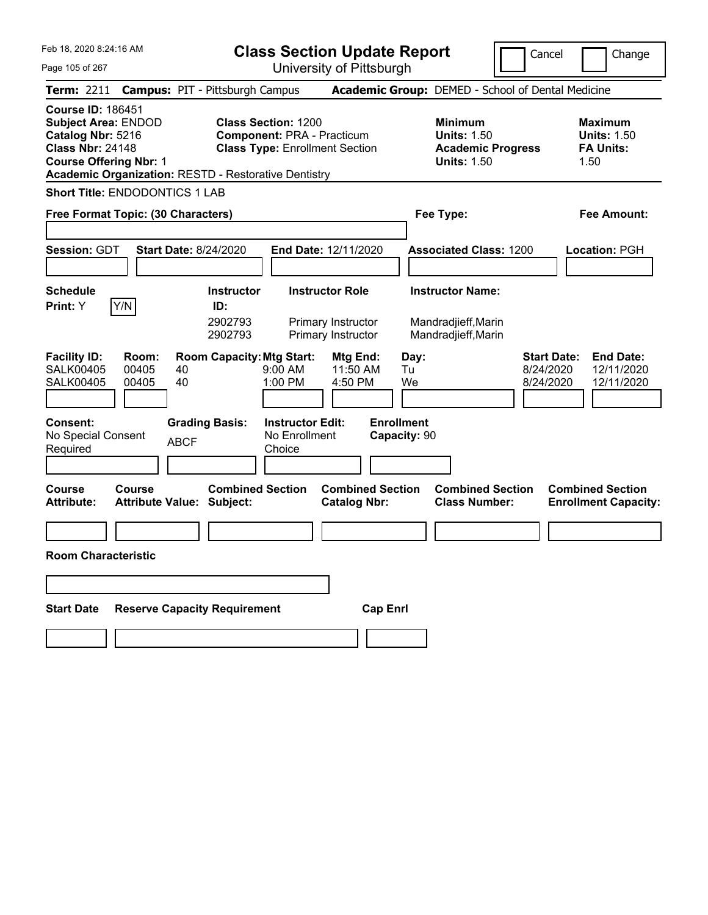Feb 18, 2020 8:24:16 AM

# Class Section Update Report

University of Pittsburgh

Cancel | Change

**Term:** 2211 **Campus:** PIT - Pittsburgh Campus **Academic Group:** DEMED - School of Dental Medicine

**Course ID:** 186451
**Subject Area:** ENDOD
**Catalog Nbr:** 5216
**Class Nbr:** 24148
**Course Offering Nbr:** 1
**Academic Organization:** RESTD - Restorative Dentistry

**Class Section:** 1200
**Component:** PRA - Practicum
**Class Type:** Enrollment Section

**Minimum Units:** 1.50
**Academic Progress Units:** 1.50

**Maximum Units:** 1.50
**FA Units:** 1.50

**Short Title:** ENDODONTICS 1 LAB

**Free Format Topic: (30 Characters)**

**Fee Type:**

**Fee Amount:**

**Session:** GDT **Start Date:** 8/24/2020 **End Date:** 12/11/2020 **Associated Class:** 1200 **Location:** PGH

**Schedule Print:** Y Y/N

| Instructor ID: | Instructor Role | Instructor Name: |
|---|---|---|
| 2902793 | Primary Instructor | Mandradjieff,Marin |
| 2902793 | Primary Instructor | Mandradjieff,Marin |

| Facility ID: | Room: | Room Capacity: | Mtg Start: | Mtg End: | Day: | Start Date: | End Date: |
|---|---|---|---|---|---|---|---|
| SALK00405 | 00405 | 40 | 9:00 AM | 11:50 AM | Tu | 8/24/2020 | 12/11/2020 |
| SALK00405 | 00405 | 40 | 1:00 PM | 4:50 PM | We | 8/24/2020 | 12/11/2020 |

**Consent:** No Special Consent Required

**Grading Basis:** ABCF

**Instructor Edit:** No Enrollment Choice

**Enrollment Capacity:** 90

| Course Attribute: | Course Attribute Value: | Combined Section Subject: | Combined Section Catalog Nbr: | Combined Section Class Number: | Combined Section Enrollment Capacity: |
|---|---|---|---|---|---|
| | | | | | |

**Room Characteristic**

| Start Date | Reserve Capacity Requirement | Cap Enrl |
|---|---|---|
| | | |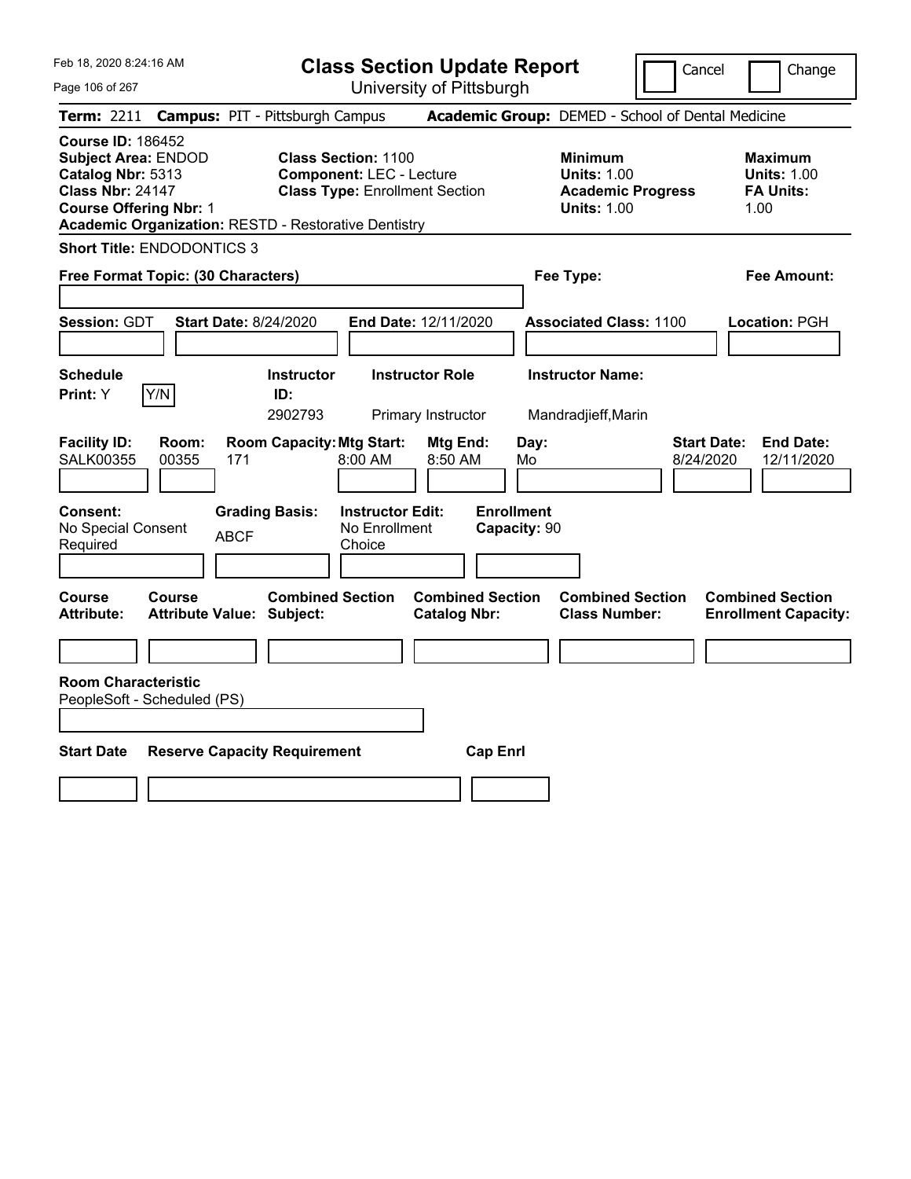Feb 18, 2020 8:24:16 AM

# Class Section Update Report

University of Pittsburgh

Cancel | Change

**Term:** 2211 **Campus:** PIT - Pittsburgh Campus **Academic Group:** DEMED - School of Dental Medicine

**Course ID:** 186452
**Subject Area:** ENDOD
**Catalog Nbr:** 5313
**Class Nbr:** 24147
**Course Offering Nbr:** 1
**Academic Organization:** RESTD - Restorative Dentistry

**Class Section:** 1100
**Component:** LEC - Lecture
**Class Type:** Enrollment Section

**Minimum Units:** 1.00
**Academic Progress Units:** 1.00

**Maximum Units:** 1.00
**FA Units:** 1.00

**Short Title:** ENDODONTICS 3

**Free Format Topic: (30 Characters)**

**Fee Type:**

**Fee Amount:**

**Session:** GDT **Start Date:** 8/24/2020 **End Date:** 12/11/2020 **Associated Class:** 1100 **Location:** PGH

| Schedule Print | Instructor ID | Instructor Role | Instructor Name |
|---|---|---|---|
| Y (Y/N) | 2902793 | Primary Instructor | Mandradjieff,Marin |

| Facility ID | Room | Room Capacity | Mtg Start | Mtg End | Day | Start Date | End Date |
|---|---|---|---|---|---|---|---|
| SALK00355 | 00355 | 171 | 8:00 AM | 8:50 AM | Mo | 8/24/2020 | 12/11/2020 |

| Consent | Grading Basis | Instructor Edit | Enrollment Capacity |
|---|---|---|---|
| No Special Consent Required | ABCF | No Enrollment Choice | 90 |

| Course Attribute | Course Attribute Value | Combined Section Subject | Combined Section Catalog Nbr | Combined Section Class Number | Combined Section Enrollment Capacity |
|---|---|---|---|---|---|
| | | | | | |

**Room Characteristic**
PeopleSoft - Scheduled (PS)

| Start Date | Reserve Capacity Requirement | Cap Enrl |
|---|---|---|
| | | |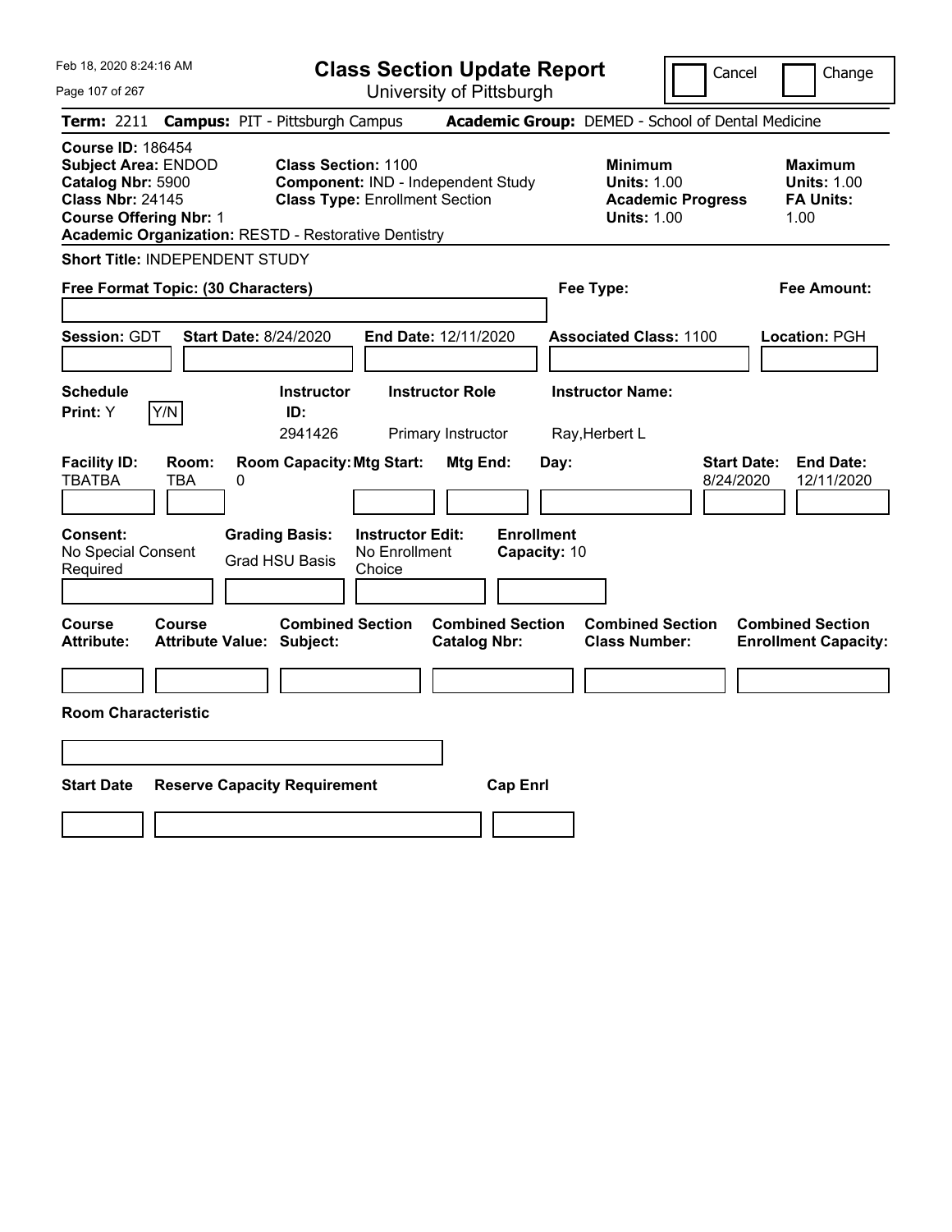Feb 18, 2020 8:24:16 AM

# Class Section Update Report

University of Pittsburgh

Cancel | Change

**Term:** 2211 **Campus:** PIT - Pittsburgh Campus **Academic Group:** DEMED - School of Dental Medicine

**Course ID:** 186454
**Subject Area:** ENDOD
**Catalog Nbr:** 5900
**Class Nbr:** 24145
**Course Offering Nbr:** 1
**Academic Organization:** RESTD - Restorative Dentistry

**Class Section:** 1100
**Component:** IND - Independent Study
**Class Type:** Enrollment Section

| | Minimum | Maximum |
|---|---|---|
| Units | 1.00 | 1.00 |
| Academic Progress Units / FA Units | 1.00 | 1.00 |

**Short Title:** INDEPENDENT STUDY

**Free Format Topic: (30 Characters)**

**Fee Type:**

**Fee Amount:**

**Session:** GDT **Start Date:** 8/24/2020 **End Date:** 12/11/2020 **Associated Class:** 1100 **Location:** PGH

| Schedule Print | Instructor ID | Instructor Role | Instructor Name |
|---|---|---|---|
| Y | 2941426 | Primary Instructor | Ray,Herbert L |

| Facility ID | Room | Room Capacity | Mtg Start | Mtg End | Day | Start Date | End Date |
|---|---|---|---|---|---|---|---|
| TBATBA | TBA | 0 | | | | 8/24/2020 | 12/11/2020 |

**Consent:** No Special Consent Required
**Grading Basis:** Grad HSU Basis
**Instructor Edit:** No Enrollment Choice
**Enrollment Capacity:** 10

| Course Attribute | Course Attribute Value | Combined Section Subject | Combined Section Catalog Nbr | Combined Section Class Number | Combined Section Enrollment Capacity |
|---|---|---|---|---|---|
| | | | | | |

**Room Characteristic**

| Start Date | Reserve Capacity Requirement | Cap Enrl |
|---|---|---|
| | | |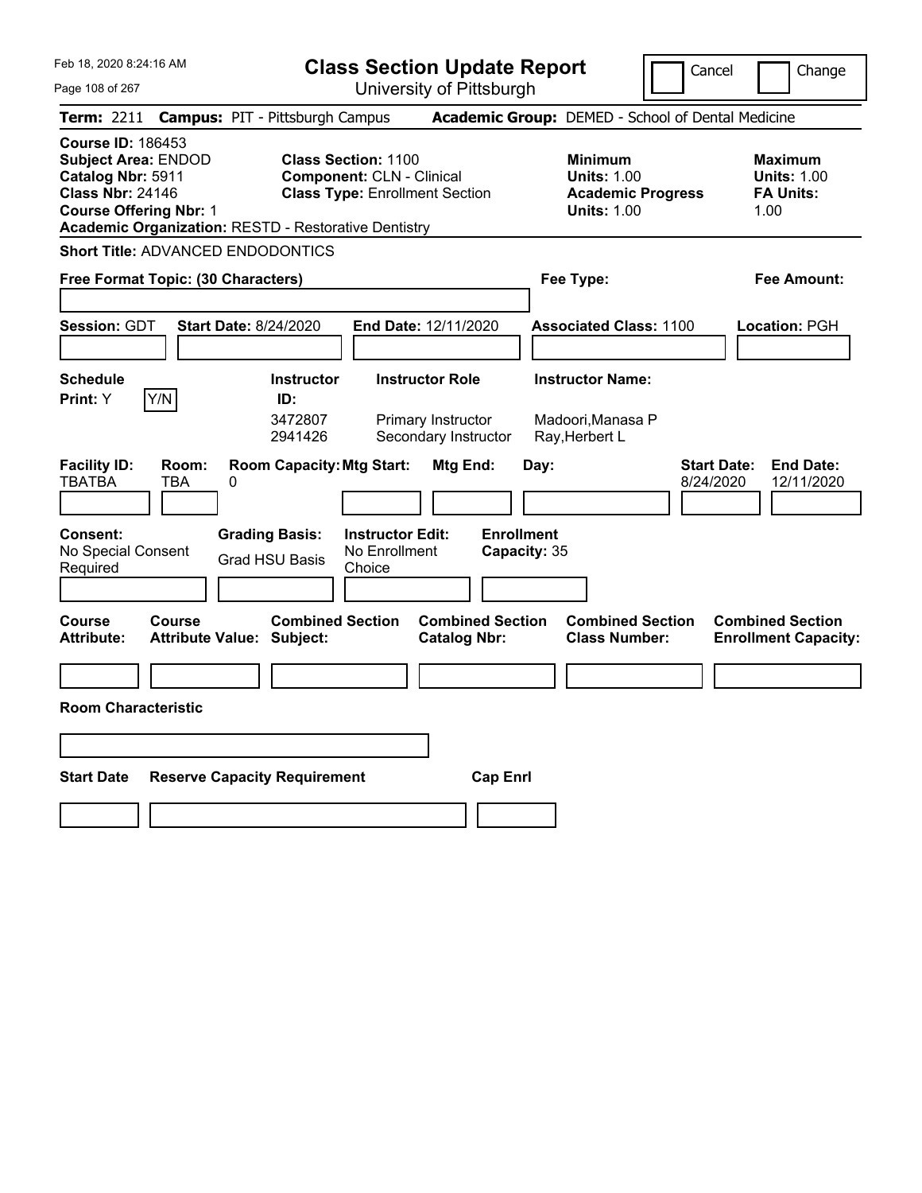Feb 18, 2020 8:24:16 AM

# Class Section Update Report

University of Pittsburgh

Cancel | Change

**Term:** 2211 **Campus:** PIT - Pittsburgh Campus **Academic Group:** DEMED - School of Dental Medicine

**Course ID:** 186453
**Subject Area:** ENDOD
**Catalog Nbr:** 5911
**Class Nbr:** 24146
**Course Offering Nbr:** 1
**Academic Organization:** RESTD - Restorative Dentistry

**Class Section:** 1100
**Component:** CLN - Clinical
**Class Type:** Enrollment Section

**Minimum**
**Units:** 1.00
**Academic Progress Units:** 1.00

**Maximum**
**Units:** 1.00
**FA Units:** 1.00

**Short Title:** ADVANCED ENDODONTICS

**Free Format Topic: (30 Characters)** | **Fee Type:** | **Fee Amount:**

**Session:** GDT **Start Date:** 8/24/2020 **End Date:** 12/11/2020 **Associated Class:** 1100 **Location:** PGH

**Schedule Print:** Y [Y/N]

| Instructor ID: | Instructor Role | Instructor Name: |
|---|---|---|
| 3472807 | Primary Instructor | Madoori,Manasa P |
| 2941426 | Secondary Instructor | Ray,Herbert L |

| Facility ID: | Room: | Room Capacity: | Mtg Start: | Mtg End: | Day: | Start Date: | End Date: |
|---|---|---|---|---|---|---|---|
| TBATBA | TBA | 0 | | | | 8/24/2020 | 12/11/2020 |

**Consent:** No Special Consent Required
**Grading Basis:** Grad HSU Basis
**Instructor Edit:** No Enrollment Choice
**Enrollment Capacity:** 35

| Course Attribute: | Course Attribute Value: | Combined Section Subject: | Combined Section Catalog Nbr: | Combined Section Class Number: | Combined Section Enrollment Capacity: |
|---|---|---|---|---|---|
| | | | | | |

**Room Characteristic**

| Start Date | Reserve Capacity Requirement | Cap Enrl |
|---|---|---|
| | | |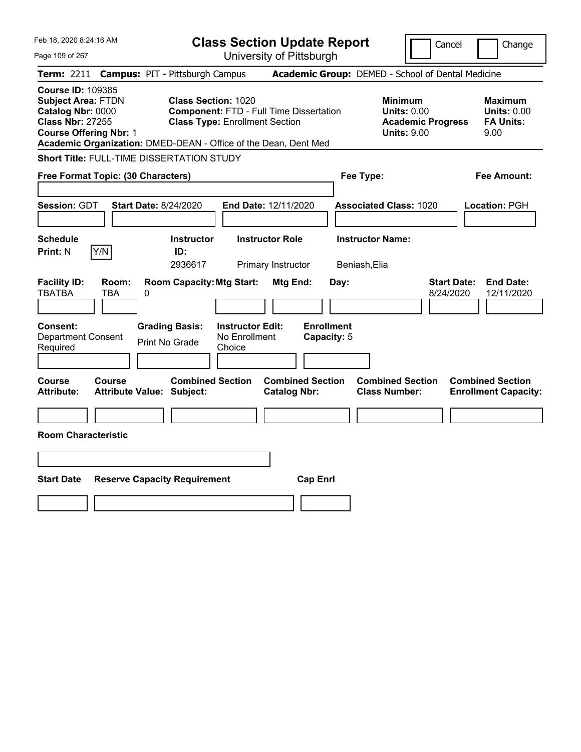Feb 18, 2020 8:24:16 AM

# Class Section Update Report

University of Pittsburgh

Cancel | Change

**Term:** 2211 **Campus:** PIT - Pittsburgh Campus **Academic Group:** DEMED - School of Dental Medicine

**Course ID:** 109385
**Subject Area:** FTDN
**Catalog Nbr:** 0000
**Class Nbr:** 27255
**Course Offering Nbr:** 1

**Class Section:** 1020
**Component:** FTD - Full Time Dissertation
**Class Type:** Enrollment Section

**Minimum Units:** 0.00
**Academic Progress Units:** 9.00

**Maximum Units:** 0.00
**FA Units:** 9.00

**Academic Organization:** DMED-DEAN - Office of the Dean, Dent Med

**Short Title:** FULL-TIME DISSERTATION STUDY

**Free Format Topic: (30 Characters)**

**Fee Type:**

**Fee Amount:**

**Session:** GDT **Start Date:** 8/24/2020 **End Date:** 12/11/2020 **Associated Class:** 1020 **Location:** PGH

| Schedule Print | Instructor ID | Instructor Role | Instructor Name |
|---|---|---|---|
| N (Y/N) | 2936617 | Primary Instructor | Beniash,Elia |

| Facility ID | Room | Room Capacity | Mtg Start | Mtg End | Day | Start Date | End Date |
|---|---|---|---|---|---|---|---|
| TBATBA | TBA | 0 | | | | 8/24/2020 | 12/11/2020 |

**Consent:** Department Consent Required
**Grading Basis:** Print No Grade
**Instructor Edit:** No Enrollment Choice
**Enrollment Capacity:** 5

| Course Attribute | Course Attribute Value | Combined Section Subject | Combined Section Catalog Nbr | Combined Section Class Number | Combined Section Enrollment Capacity |
|---|---|---|---|---|---|
| | | | | | |

**Room Characteristic**

| Start Date | Reserve Capacity Requirement | Cap Enrl |
|---|---|---|
| | | |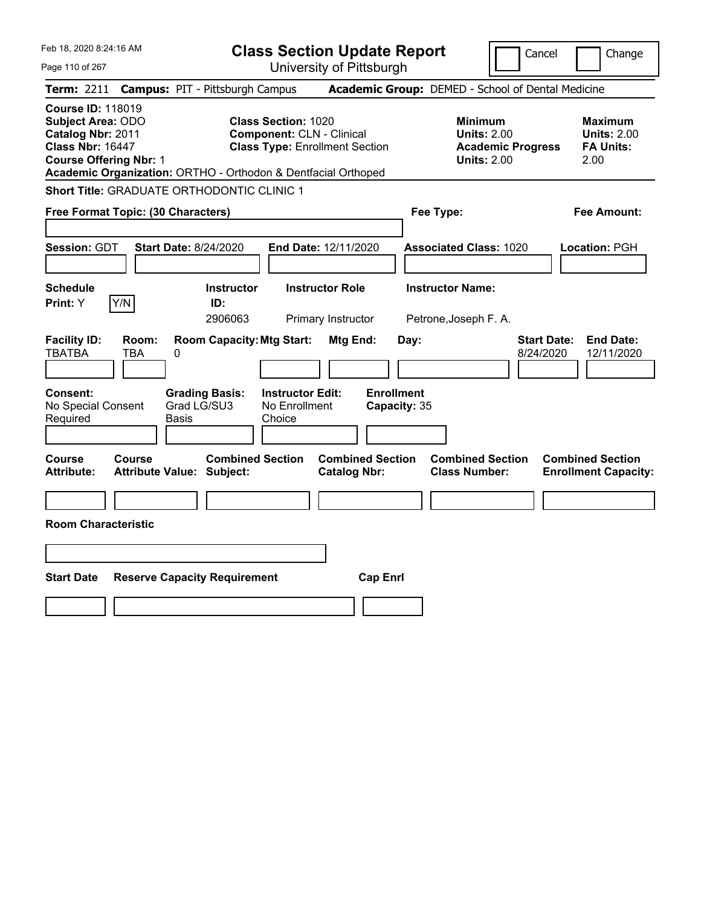# Class Section Update Report

University of Pittsburgh

Cancel | Change

**Term:** 2211 **Campus:** PIT - Pittsburgh Campus **Academic Group:** DEMED - School of Dental Medicine

**Course ID:** 118019
**Subject Area:** ODO
**Catalog Nbr:** 2011
**Class Nbr:** 16447
**Course Offering Nbr:** 1
**Academic Organization:** ORTHO - Orthodon & Dentfacial Orthoped

**Class Section:** 1020
**Component:** CLN - Clinical
**Class Type:** Enrollment Section

**Minimum Units:** 2.00
**Academic Progress Units:** 2.00

**Maximum Units:** 2.00
**FA Units:** 2.00

**Short Title:** GRADUATE ORTHODONTIC CLINIC 1

**Free Format Topic: (30 Characters)**

**Fee Type:**

**Fee Amount:**

**Session:** GDT **Start Date:** 8/24/2020 **End Date:** 12/11/2020 **Associated Class:** 1020 **Location:** PGH

| Schedule Print: | Y/N | Instructor ID: | Instructor Role | Instructor Name: |
|---|---|---|---|---|
| Y | | 2906063 | Primary Instructor | Petrone,Joseph F. A. |

| Facility ID: | Room: | Room Capacity: | Mtg Start: | Mtg End: | Day: | Start Date: | End Date: |
|---|---|---|---|---|---|---|---|
| TBATBA | TBA | 0 | | | | 8/24/2020 | 12/11/2020 |

| Consent: | Grading Basis: | Instructor Edit: | Enrollment Capacity: |
|---|---|---|---|
| No Special Consent Required | Grad LG/SU3 Basis | No Enrollment Choice | 35 |

| Course Attribute: | Course Attribute Value: | Combined Section Subject: | Combined Section Catalog Nbr: | Combined Section Class Number: | Combined Section Enrollment Capacity: |
|---|---|---|---|---|---|
| | | | | | |

**Room Characteristic**

| Start Date | Reserve Capacity Requirement | Cap Enrl |
|---|---|---|
| | | |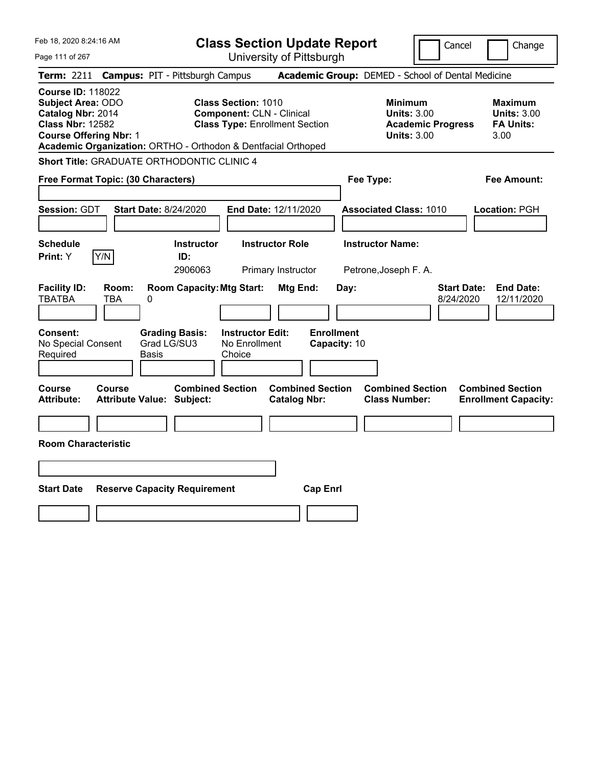# Class Section Update Report

University of Pittsburgh

Cancel | Change

**Term:** 2211 **Campus:** PIT - Pittsburgh Campus **Academic Group:** DEMED - School of Dental Medicine

**Course ID:** 118022
**Subject Area:** ODO
**Catalog Nbr:** 2014
**Class Nbr:** 12582
**Course Offering Nbr:** 1
**Academic Organization:** ORTHO - Orthodon & Dentfacial Orthoped

**Class Section:** 1010
**Component:** CLN - Clinical
**Class Type:** Enrollment Section

**Minimum Units:** 3.00
**Academic Progress Units:** 3.00

**Maximum Units:** 3.00
**FA Units:** 3.00

**Short Title:** GRADUATE ORTHODONTIC CLINIC 4

**Free Format Topic: (30 Characters)**

**Fee Type:**

**Fee Amount:**

**Session:** GDT **Start Date:** 8/24/2020 **End Date:** 12/11/2020 **Associated Class:** 1010 **Location:** PGH

| Schedule Print | Instructor ID | Instructor Role | Instructor Name |
|---|---|---|---|
| Y (Y/N) | 2906063 | Primary Instructor | Petrone,Joseph F. A. |

| Facility ID | Room | Room Capacity | Mtg Start | Mtg End | Day | Start Date | End Date |
|---|---|---|---|---|---|---|---|
| TBATBA | TBA | 0 | | | | 8/24/2020 | 12/11/2020 |

| Consent | Grading Basis | Instructor Edit | Enrollment Capacity |
|---|---|---|---|
| No Special Consent Required | Grad LG/SU3 Basis | No Enrollment Choice | 10 |

| Course Attribute | Course Attribute Value | Combined Section Subject | Combined Section Catalog Nbr | Combined Section Class Number | Combined Section Enrollment Capacity |
|---|---|---|---|---|---|
| | | | | | |

**Room Characteristic**

| Start Date | Reserve Capacity Requirement | Cap Enrl |
|---|---|---|
| | | |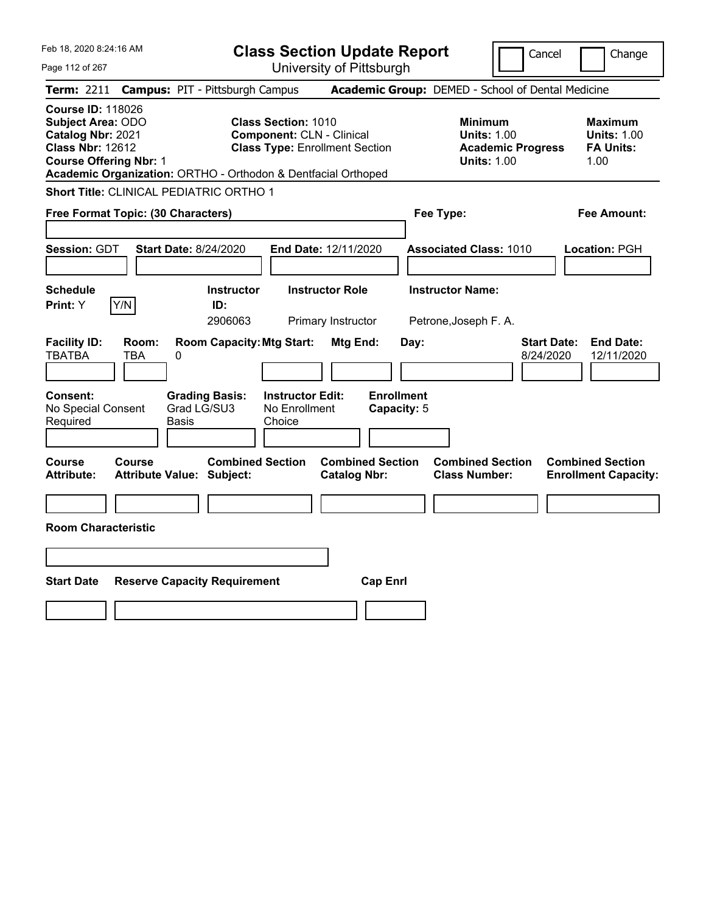# Class Section Update Report

University of Pittsburgh

Feb 18, 2020 8:24:16 AM

Cancel | Change

**Term:** 2211 **Campus:** PIT - Pittsburgh Campus **Academic Group:** DEMED - School of Dental Medicine

**Course ID:** 118026
**Subject Area:** ODO
**Catalog Nbr:** 2021
**Class Nbr:** 12612
**Course Offering Nbr:** 1
**Academic Organization:** ORTHO - Orthodon & Dentfacial Orthoped

**Class Section:** 1010
**Component:** CLN - Clinical
**Class Type:** Enrollment Section

**Minimum Units:** 1.00
**Academic Progress Units:** 1.00

**Maximum Units:** 1.00
**FA Units:** 1.00

**Short Title:** CLINICAL PEDIATRIC ORTHO 1

**Free Format Topic: (30 Characters)**

**Fee Type:**

**Fee Amount:**

**Session:** GDT **Start Date:** 8/24/2020 **End Date:** 12/11/2020 **Associated Class:** 1010 **Location:** PGH

| Schedule Print | Instructor ID | Instructor Role | Instructor Name |
|---|---|---|---|
| Y (Y/N) | 2906063 | Primary Instructor | Petrone,Joseph F. A. |

| Facility ID | Room | Room Capacity | Mtg Start | Mtg End | Day | Start Date | End Date |
|---|---|---|---|---|---|---|---|
| TBATBA | TBA | 0 | | | | 8/24/2020 | 12/11/2020 |

**Consent:** No Special Consent Required
**Grading Basis:** Grad LG/SU3 Basis
**Instructor Edit:** No Enrollment Choice
**Enrollment Capacity:** 5

| Course Attribute | Course Attribute Value | Combined Section Subject | Combined Section Catalog Nbr | Combined Section Class Number | Combined Section Enrollment Capacity |
|---|---|---|---|---|---|
| | | | | | |

**Room Characteristic**

| Start Date | Reserve Capacity Requirement | Cap Enrl |
|---|---|---|
| | | |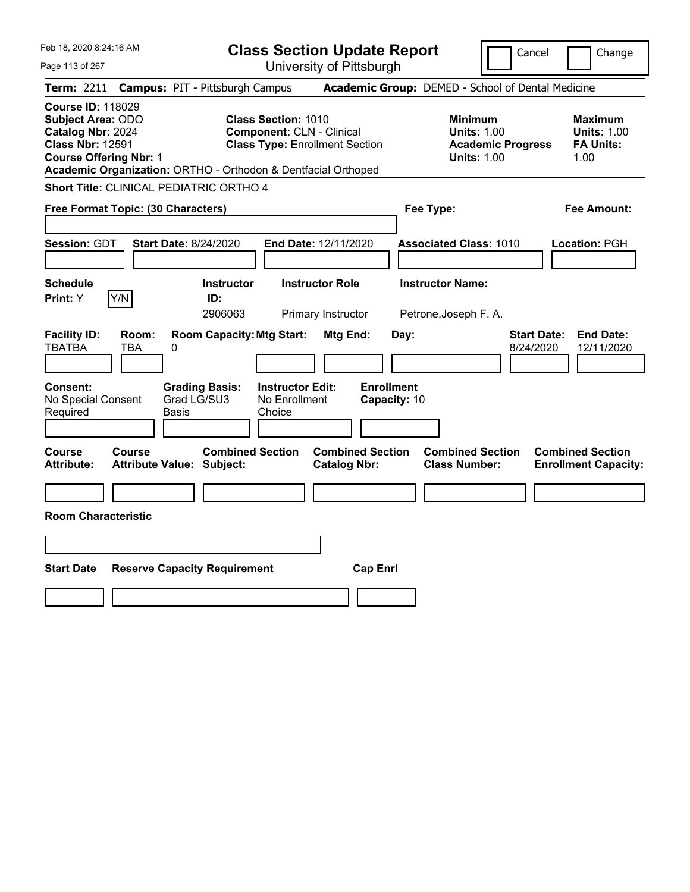# Class Section Update Report

University of Pittsburgh

Feb 18, 2020 8:24:16 AM

Cancel | Change

**Term:** 2211 **Campus:** PIT - Pittsburgh Campus **Academic Group:** DEMED - School of Dental Medicine

**Course ID:** 118029
**Subject Area:** ODO
**Catalog Nbr:** 2024
**Class Nbr:** 12591
**Course Offering Nbr:** 1

**Class Section:** 1010
**Component:** CLN - Clinical
**Class Type:** Enrollment Section

**Minimum Units:** 1.00
**Academic Progress Units:** 1.00

**Maximum Units:** 1.00
**FA Units:** 1.00

**Academic Organization:** ORTHO - Orthodon & Dentfacial Orthoped

**Short Title:** CLINICAL PEDIATRIC ORTHO 4

**Free Format Topic: (30 Characters)**

**Fee Type:**

**Fee Amount:**

**Session:** GDT **Start Date:** 8/24/2020 **End Date:** 12/11/2020 **Associated Class:** 1010 **Location:** PGH

| Schedule Print | Instructor ID | Instructor Role | Instructor Name |
|---|---|---|---|
| Y | 2906063 | Primary Instructor | Petrone,Joseph F. A. |

| Facility ID | Room | Room Capacity | Mtg Start | Mtg End | Day | Start Date | End Date |
|---|---|---|---|---|---|---|---|
| TBATBA | TBA | 0 | | | | 8/24/2020 | 12/11/2020 |

**Consent:** No Special Consent Required
**Grading Basis:** Grad LG/SU3 Basis
**Instructor Edit:** No Enrollment Choice
**Enrollment Capacity:** 10

| Course Attribute | Course Attribute Value | Combined Section Subject | Combined Section Catalog Nbr | Combined Section Class Number | Combined Section Enrollment Capacity |
|---|---|---|---|---|---|
| | | | | | |

**Room Characteristic**

| Start Date | Reserve Capacity Requirement | Cap Enrl |
|---|---|---|
| | | |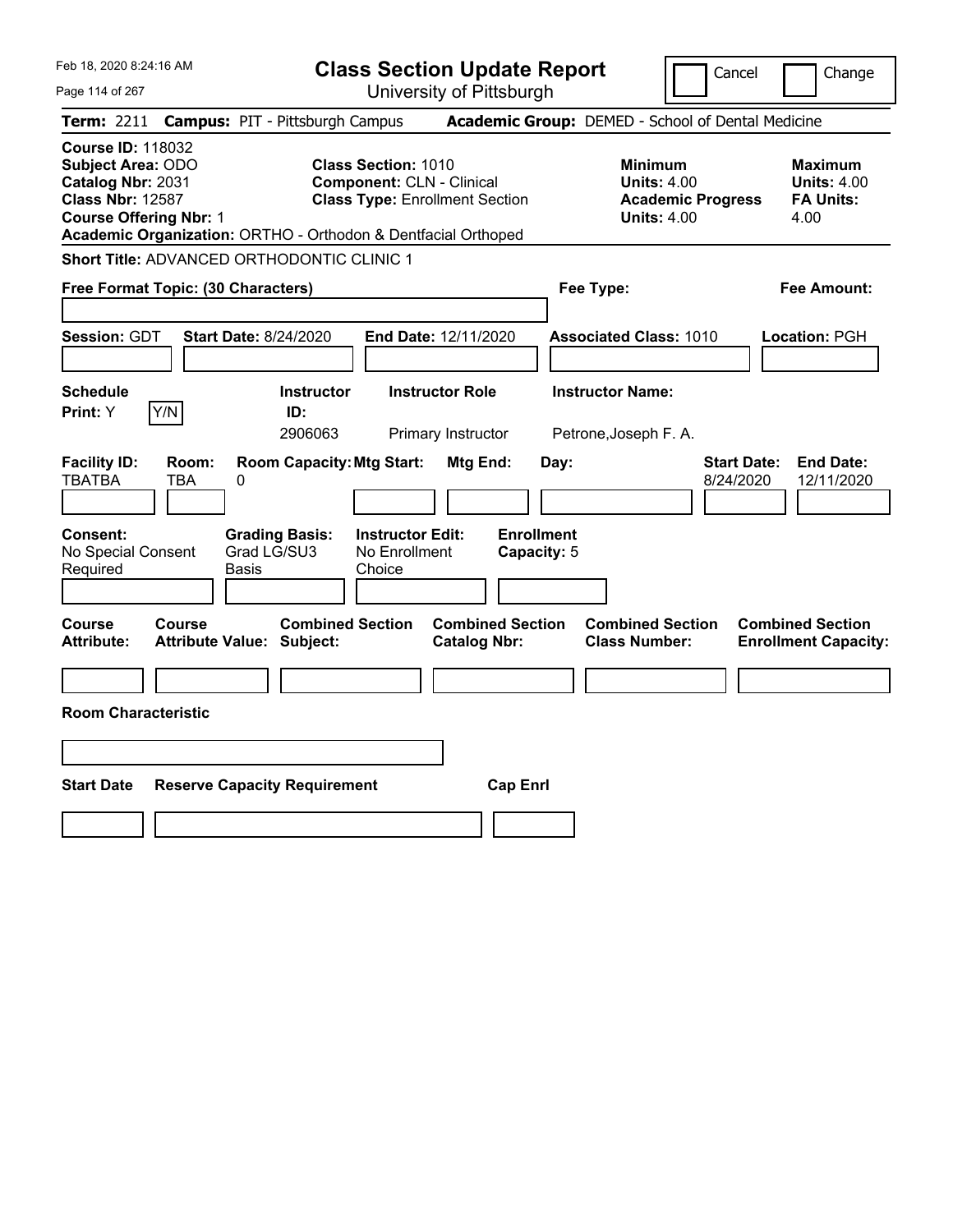# Class Section Update Report

University of Pittsburgh

Feb 18, 2020 8:24:16 AM

Cancel | Change

**Term:** 2211 **Campus:** PIT - Pittsburgh Campus **Academic Group:** DEMED - School of Dental Medicine

**Course ID:** 118032
**Subject Area:** ODO
**Catalog Nbr:** 2031
**Class Nbr:** 12587
**Course Offering Nbr:** 1
**Academic Organization:** ORTHO - Orthodon & Dentfacial Orthoped

**Class Section:** 1010
**Component:** CLN - Clinical
**Class Type:** Enrollment Section

**Minimum Units:** 4.00
**Academic Progress Units:** 4.00

**Maximum Units:** 4.00
**FA Units:** 4.00

**Short Title:** ADVANCED ORTHODONTIC CLINIC 1

**Free Format Topic: (30 Characters)**

**Fee Type:**

**Fee Amount:**

**Session:** GDT **Start Date:** 8/24/2020 **End Date:** 12/11/2020 **Associated Class:** 1010 **Location:** PGH

| Schedule Print | Instructor ID | Instructor Role | Instructor Name |
|---|---|---|---|
| Y | 2906063 | Primary Instructor | Petrone,Joseph F. A. |

| Facility ID | Room | Room Capacity | Mtg Start | Mtg End | Day | Start Date | End Date |
|---|---|---|---|---|---|---|---|
| TBATBA | TBA | 0 | | | | 8/24/2020 | 12/11/2020 |

**Consent:** No Special Consent Required
**Grading Basis:** Grad LG/SU3 Basis
**Instructor Edit:** No Enrollment Choice
**Enrollment Capacity:** 5

| Course Attribute | Course Attribute Value | Combined Section Subject | Combined Section Catalog Nbr | Combined Section Class Number | Combined Section Enrollment Capacity |
|---|---|---|---|---|---|
| | | | | | |

**Room Characteristic**

| Start Date | Reserve Capacity Requirement | Cap Enrl |
|---|---|---|
| | | |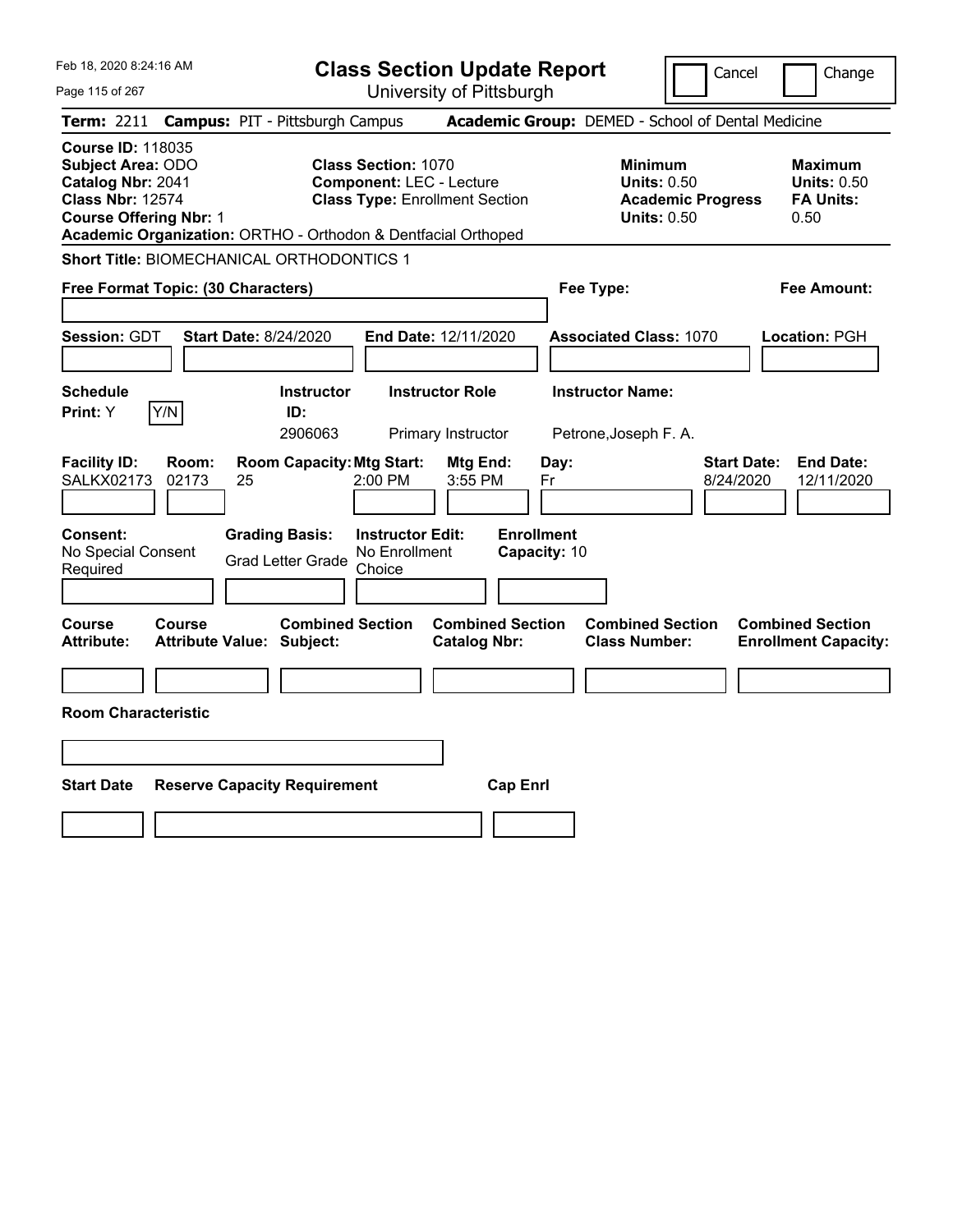Feb 18, 2020 8:24:16 AM

# Class Section Update Report

University of Pittsburgh

Cancel | Change

**Term:** 2211 **Campus:** PIT - Pittsburgh Campus **Academic Group:** DEMED - School of Dental Medicine

**Course ID:** 118035
**Subject Area:** ODO
**Catalog Nbr:** 2041
**Class Nbr:** 12574
**Course Offering Nbr:** 1
**Academic Organization:** ORTHO - Orthodon & Dentfacial Orthoped

**Class Section:** 1070
**Component:** LEC - Lecture
**Class Type:** Enrollment Section

**Minimum Units:** 0.50
**Academic Progress Units:** 0.50

**Maximum Units:** 0.50
**FA Units:** 0.50

**Short Title:** BIOMECHANICAL ORTHODONTICS 1

**Free Format Topic: (30 Characters)**

**Fee Type:**

**Fee Amount:**

**Session:** GDT **Start Date:** 8/24/2020 **End Date:** 12/11/2020 **Associated Class:** 1070 **Location:** PGH

| Schedule Print | Instructor ID | Instructor Role | Instructor Name |
|---|---|---|---|
| Y | 2906063 | Primary Instructor | Petrone,Joseph F. A. |

| Facility ID | Room | Room Capacity | Mtg Start | Mtg End | Day | Start Date | End Date |
|---|---|---|---|---|---|---|---|
| SALKX02173 | 02173 | 25 | 2:00 PM | 3:55 PM | Fr | 8/24/2020 | 12/11/2020 |

**Consent:** No Special Consent Required
**Grading Basis:** Grad Letter Grade
**Instructor Edit:** No Enrollment Choice
**Enrollment Capacity:** 10

| Course Attribute | Course Attribute Value | Combined Section Subject | Combined Section Catalog Nbr | Combined Section Class Number | Combined Section Enrollment Capacity |
|---|---|---|---|---|---|
| | | | | | |

**Room Characteristic**

| Start Date | Reserve Capacity Requirement | Cap Enrl |
|---|---|---|
| | | |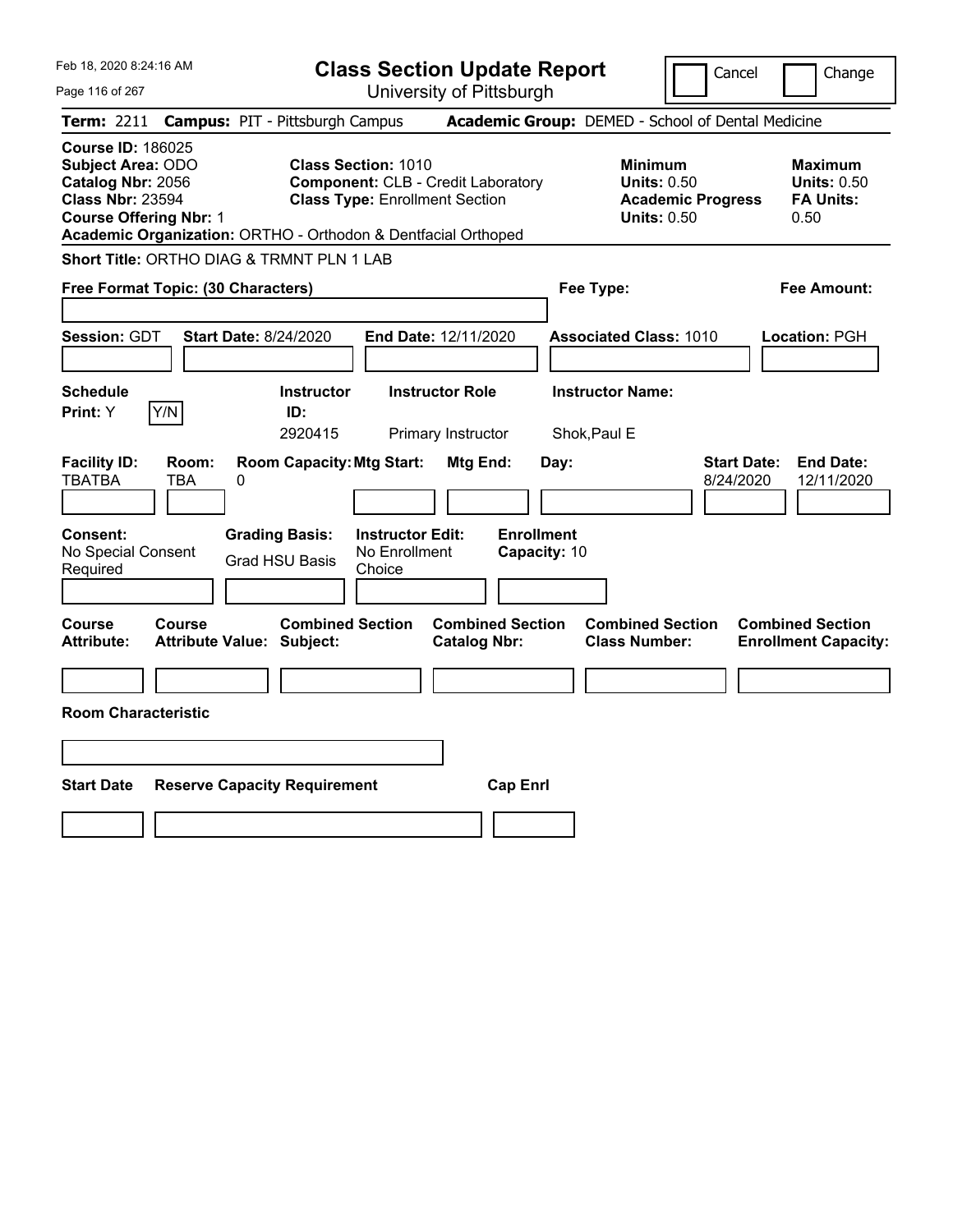# Class Section Update Report

University of Pittsburgh

Feb 18, 2020 8:24:16 AM

Cancel | Change

**Term:** 2211 **Campus:** PIT - Pittsburgh Campus **Academic Group:** DEMED - School of Dental Medicine

**Course ID:** 186025
**Subject Area:** ODO
**Catalog Nbr:** 2056
**Class Nbr:** 23594
**Course Offering Nbr:** 1
**Academic Organization:** ORTHO - Orthodon & Dentfacial Orthoped

**Class Section:** 1010
**Component:** CLB - Credit Laboratory
**Class Type:** Enrollment Section

| | Minimum | Maximum |
|---|---|---|
| Units | 0.50 | 0.50 |
| Academic Progress Units / FA Units | 0.50 | 0.50 |

**Short Title:** ORTHO DIAG & TRMNT PLN 1 LAB

**Free Format Topic: (30 Characters)**

**Fee Type:**

**Fee Amount:**

**Session:** GDT **Start Date:** 8/24/2020 **End Date:** 12/11/2020 **Associated Class:** 1010 **Location:** PGH

| Schedule Print | Instructor ID | Instructor Role | Instructor Name |
|---|---|---|---|
| Y | 2920415 | Primary Instructor | Shok,Paul E |

| Facility ID | Room | Room Capacity | Mtg Start | Mtg End | Day | Start Date | End Date |
|---|---|---|---|---|---|---|---|
| TBATBA | TBA | 0 | | | | 8/24/2020 | 12/11/2020 |

**Consent:** No Special Consent Required
**Grading Basis:** Grad HSU Basis
**Instructor Edit:** No Enrollment Choice
**Enrollment Capacity:** 10

| Course Attribute | Course Attribute Value | Combined Section Subject | Combined Section Catalog Nbr | Combined Section Class Number | Combined Section Enrollment Capacity |
|---|---|---|---|---|---|
| | | | | | |

**Room Characteristic**

| Start Date | Reserve Capacity Requirement | Cap Enrl |
|---|---|---|
| | | |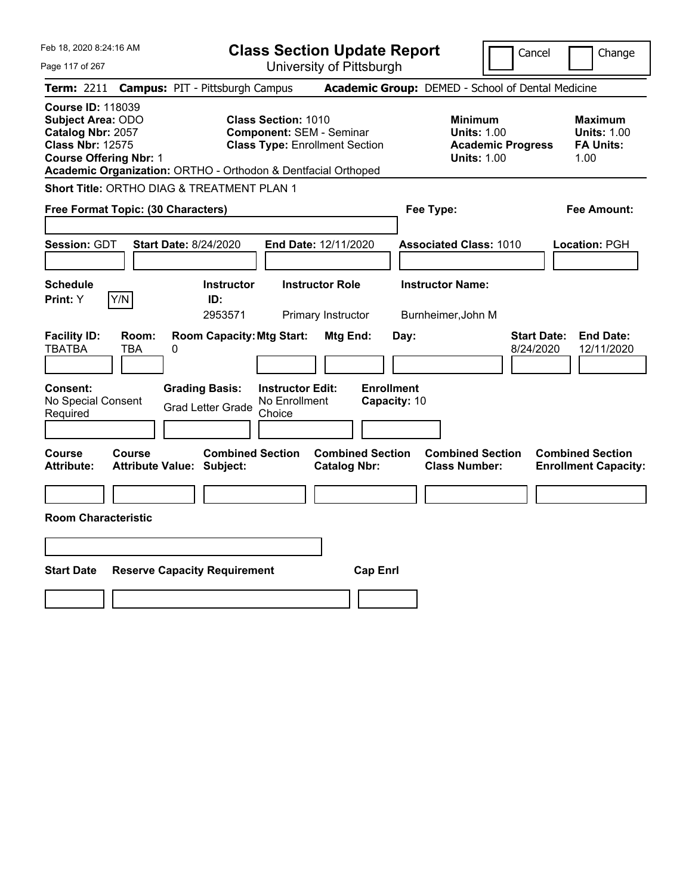Feb 18, 2020 8:24:16 AM

# Class Section Update Report

University of Pittsburgh

Cancel | Change

**Term:** 2211 **Campus:** PIT - Pittsburgh Campus **Academic Group:** DEMED - School of Dental Medicine

**Course ID:** 118039
**Subject Area:** ODO
**Catalog Nbr:** 2057
**Class Nbr:** 12575
**Course Offering Nbr:** 1
**Academic Organization:** ORTHO - Orthodon & Dentfacial Orthoped

**Class Section:** 1010
**Component:** SEM - Seminar
**Class Type:** Enrollment Section

**Minimum Units:** 1.00
**Academic Progress Units:** 1.00

**Maximum Units:** 1.00
**FA Units:** 1.00

**Short Title:** ORTHO DIAG & TREATMENT PLAN 1

**Free Format Topic: (30 Characters)**

**Fee Type:**

**Fee Amount:**

**Session:** GDT **Start Date:** 8/24/2020 **End Date:** 12/11/2020 **Associated Class:** 1010 **Location:** PGH

| Schedule Print | Instructor ID | Instructor Role | Instructor Name |
|---|---|---|---|
| Y | 2953571 | Primary Instructor | Burnheimer,John M |

| Facility ID | Room | Room Capacity | Mtg Start | Mtg End | Day | Start Date | End Date |
|---|---|---|---|---|---|---|---|
| TBATBA | TBA | 0 | | | | 8/24/2020 | 12/11/2020 |

**Consent:** No Special Consent Required
**Grading Basis:** Grad Letter Grade
**Instructor Edit:** No Enrollment Choice
**Enrollment Capacity:** 10

| Course Attribute | Course Attribute Value | Combined Section Subject | Combined Section Catalog Nbr | Combined Section Class Number | Combined Section Enrollment Capacity |
|---|---|---|---|---|---|
| | | | | | |

**Room Characteristic**

| Start Date | Reserve Capacity Requirement | Cap Enrl |
|---|---|---|
| | | |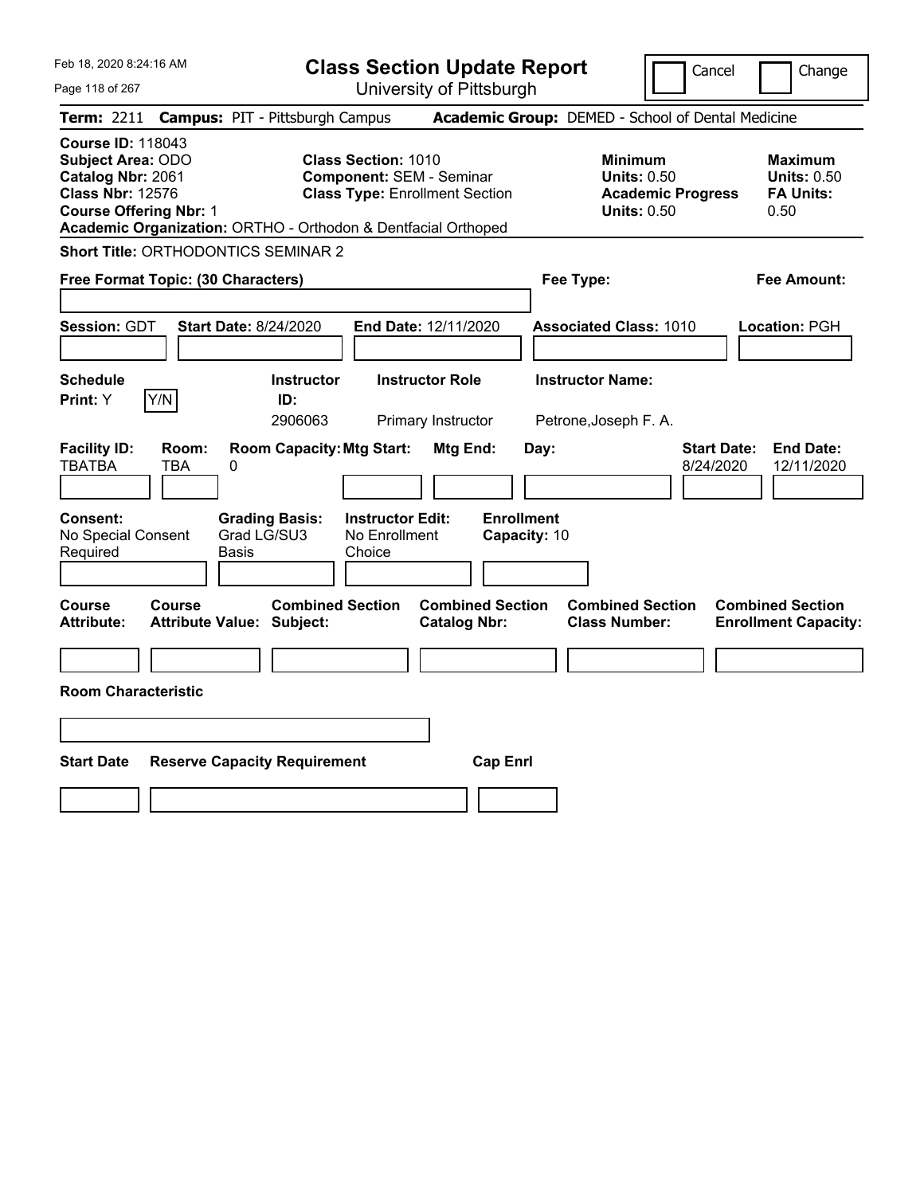Feb 18, 2020 8:24:16 AM

# Class Section Update Report

University of Pittsburgh

Cancel | Change

**Term:** 2211 **Campus:** PIT - Pittsburgh Campus **Academic Group:** DEMED - School of Dental Medicine

**Course ID:** 118043
**Subject Area:** ODO
**Catalog Nbr:** 2061
**Class Nbr:** 12576
**Course Offering Nbr:** 1
**Academic Organization:** ORTHO - Orthodon & Dentfacial Orthoped

**Class Section:** 1010
**Component:** SEM - Seminar
**Class Type:** Enrollment Section

**Minimum Units:** 0.50
**Academic Progress Units:** 0.50

**Maximum Units:** 0.50
**FA Units:** 0.50

**Short Title:** ORTHODONTICS SEMINAR 2

**Free Format Topic: (30 Characters)**

**Fee Type:**

**Fee Amount:**

**Session:** GDT **Start Date:** 8/24/2020 **End Date:** 12/11/2020 **Associated Class:** 1010 **Location:** PGH

| Schedule Print | Instructor ID | Instructor Role | Instructor Name |
|---|---|---|---|
| Y | 2906063 | Primary Instructor | Petrone,Joseph F. A. |

| Facility ID | Room | Room Capacity | Mtg Start | Mtg End | Day | Start Date | End Date |
|---|---|---|---|---|---|---|---|
| TBATBA | TBA | 0 | | | | 8/24/2020 | 12/11/2020 |

**Consent:** No Special Consent Required
**Grading Basis:** Grad LG/SU3 Basis
**Instructor Edit:** No Enrollment Choice
**Enrollment Capacity:** 10

| Course Attribute | Course Attribute Value | Combined Section Subject | Combined Section Catalog Nbr | Combined Section Class Number | Combined Section Enrollment Capacity |
|---|---|---|---|---|---|
| | | | | | |

**Room Characteristic**

| Start Date | Reserve Capacity Requirement | Cap Enrl |
|---|---|---|
| | | |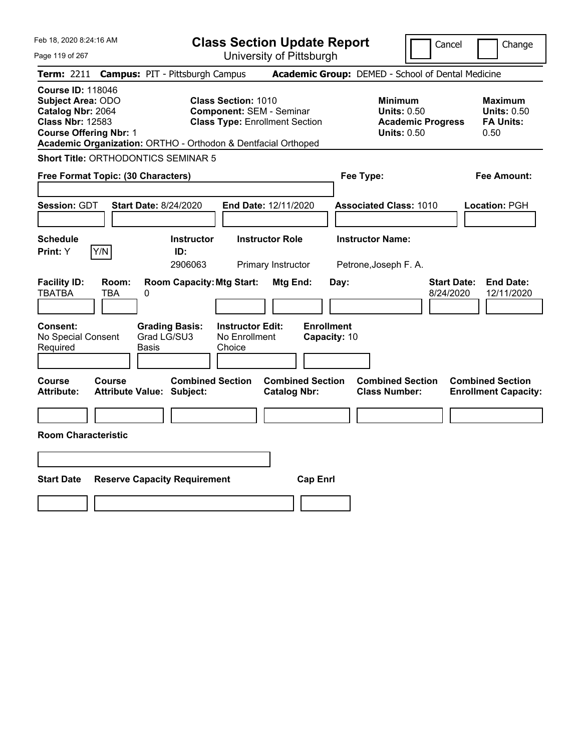Feb 18, 2020 8:24:16 AM

# Class Section Update Report

University of Pittsburgh

Cancel | Change

**Term:** 2211 **Campus:** PIT - Pittsburgh Campus **Academic Group:** DEMED - School of Dental Medicine

**Course ID:** 118046
**Subject Area:** ODO
**Catalog Nbr:** 2064
**Class Nbr:** 12583
**Course Offering Nbr:** 1
**Academic Organization:** ORTHO - Orthodon & Dentfacial Orthoped

**Class Section:** 1010
**Component:** SEM - Seminar
**Class Type:** Enrollment Section

**Minimum**
**Units:** 0.50
**Academic Progress Units:** 0.50

**Maximum**
**Units:** 0.50
**FA Units:** 0.50

**Short Title:** ORTHODONTICS SEMINAR 5

**Free Format Topic: (30 Characters)**

**Fee Type:**

**Fee Amount:**

**Session:** GDT **Start Date:** 8/24/2020 **End Date:** 12/11/2020 **Associated Class:** 1010 **Location:** PGH

| Schedule Print: | Instructor ID: | Instructor Role | Instructor Name: |
|---|---|---|---|
| Y (Y/N) | 2906063 | Primary Instructor | Petrone,Joseph F. A. |

| Facility ID: | Room: | Room Capacity: | Mtg Start: | Mtg End: | Day: | Start Date: | End Date: |
|---|---|---|---|---|---|---|---|
| TBATBA | TBA | 0 | | | | 8/24/2020 | 12/11/2020 |

| Consent: | Grading Basis: | Instructor Edit: | Enrollment Capacity: |
|---|---|---|---|
| No Special Consent Required | Grad LG/SU3 Basis | No Enrollment Choice | 10 |

| Course Attribute: | Course Attribute Value: | Combined Section Subject: | Combined Section Catalog Nbr: | Combined Section Class Number: | Combined Section Enrollment Capacity: |
|---|---|---|---|---|---|
| | | | | | |

**Room Characteristic**

| Start Date | Reserve Capacity Requirement | Cap Enrl |
|---|---|---|
| | | |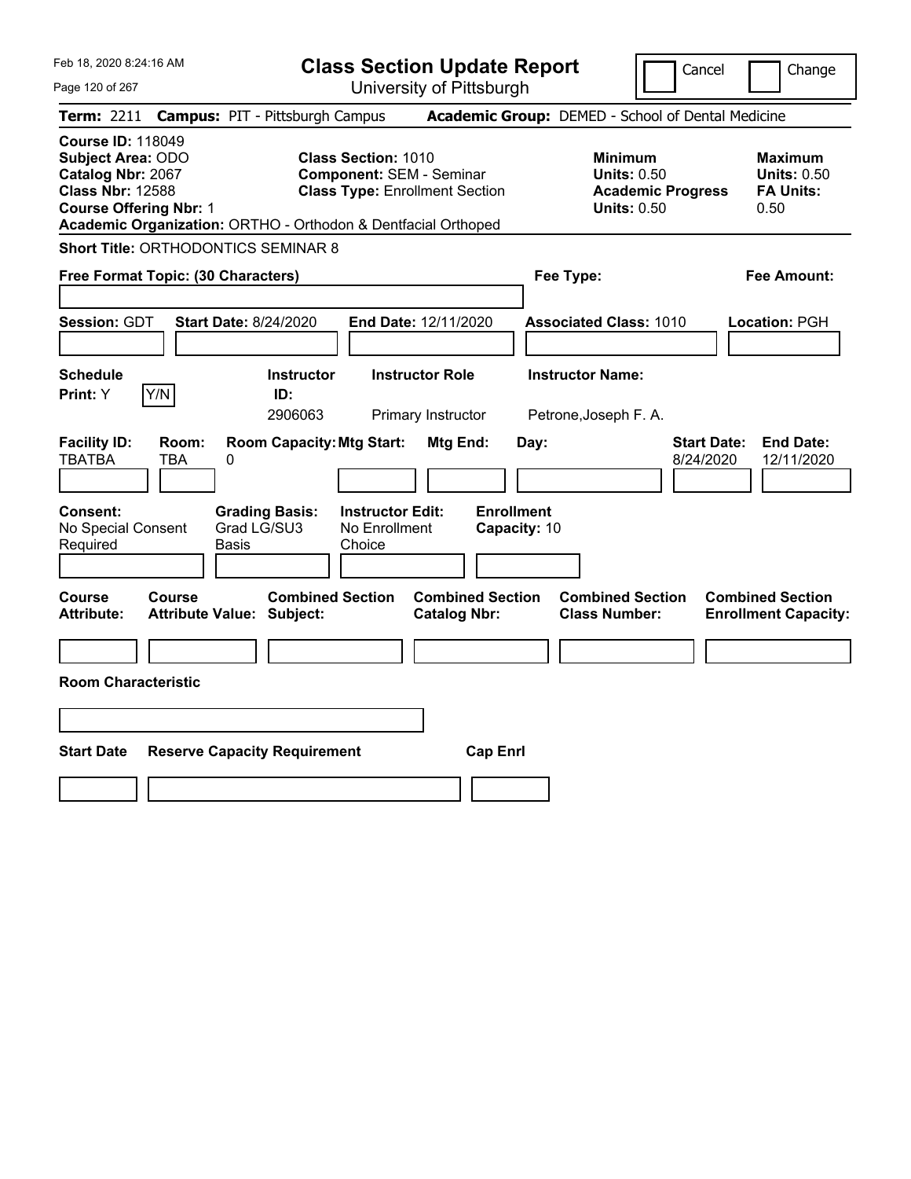Feb 18, 2020 8:24:16 AM

# Class Section Update Report

University of Pittsburgh

Cancel | Change

**Term:** 2211 **Campus:** PIT - Pittsburgh Campus **Academic Group:** DEMED - School of Dental Medicine

**Course ID:** 118049
**Subject Area:** ODO
**Catalog Nbr:** 2067
**Class Nbr:** 12588
**Course Offering Nbr:** 1
**Academic Organization:** ORTHO - Orthodon & Dentfacial Orthoped

**Class Section:** 1010
**Component:** SEM - Seminar
**Class Type:** Enrollment Section

**Minimum**
**Units:** 0.50
**Academic Progress Units:** 0.50

**Maximum**
**Units:** 0.50
**FA Units:** 0.50

**Short Title:** ORTHODONTICS SEMINAR 8

**Free Format Topic: (30 Characters)**

**Fee Type:**

**Fee Amount:**

**Session:** GDT **Start Date:** 8/24/2020 **End Date:** 12/11/2020 **Associated Class:** 1010 **Location:** PGH

| Schedule Print | Instructor ID | Instructor Role | Instructor Name |
|---|---|---|---|
| Y (Y/N) | 2906063 | Primary Instructor | Petrone,Joseph F. A. |

| Facility ID | Room | Room Capacity | Mtg Start | Mtg End | Day | Start Date | End Date |
|---|---|---|---|---|---|---|---|
| TBATBA | TBA | 0 | | | | 8/24/2020 | 12/11/2020 |

**Consent:** No Special Consent Required
**Grading Basis:** Grad LG/SU3 Basis
**Instructor Edit:** No Enrollment Choice
**Enrollment Capacity:** 10

| Course Attribute | Course Attribute Value | Combined Section Subject | Combined Section Catalog Nbr | Combined Section Class Number | Combined Section Enrollment Capacity |
|---|---|---|---|---|---|
| | | | | | |

**Room Characteristic**

| Start Date | Reserve Capacity Requirement | Cap Enrl |
|---|---|---|
| | | |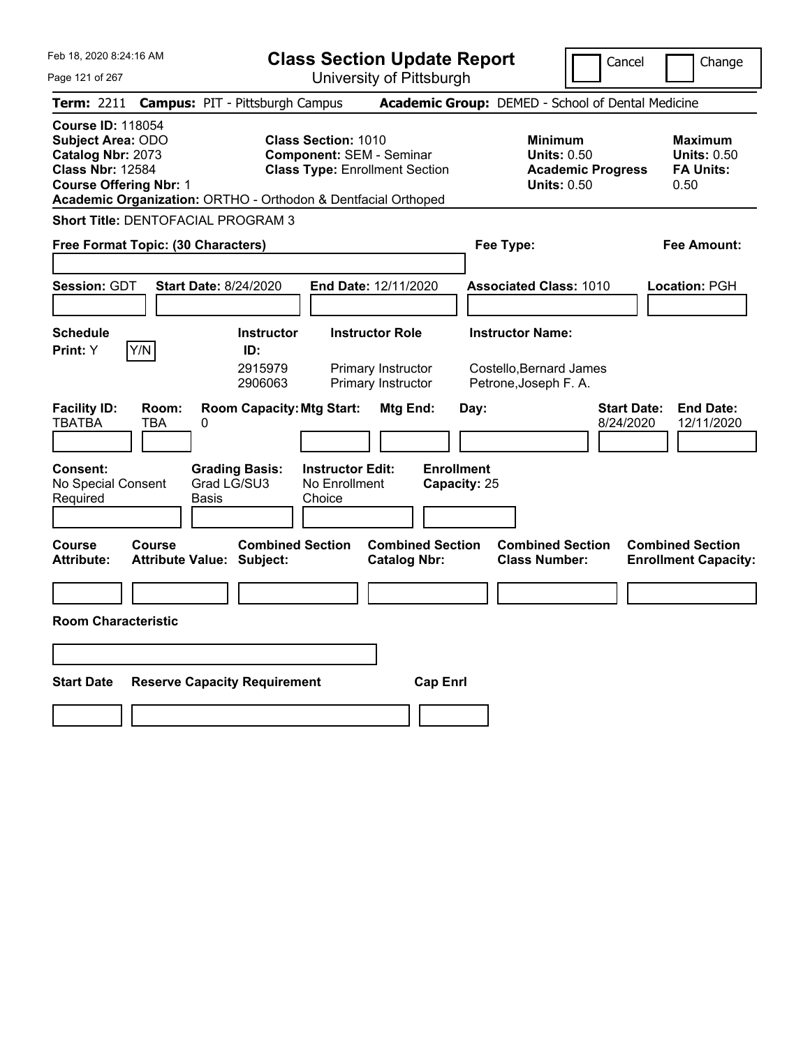Feb 18, 2020 8:24:16 AM

# Class Section Update Report

University of Pittsburgh

Cancel | Change

**Term:** 2211 **Campus:** PIT - Pittsburgh Campus **Academic Group:** DEMED - School of Dental Medicine

**Course ID:** 118054
**Subject Area:** ODO
**Catalog Nbr:** 2073
**Class Nbr:** 12584
**Course Offering Nbr:** 1
**Academic Organization:** ORTHO - Orthodon & Dentfacial Orthoped

**Class Section:** 1010
**Component:** SEM - Seminar
**Class Type:** Enrollment Section

**Minimum Units:** 0.50
**Academic Progress Units:** 0.50

**Maximum Units:** 0.50
**FA Units:** 0.50

**Short Title:** DENTOFACIAL PROGRAM 3

**Free Format Topic: (30 Characters)**

**Fee Type:**

**Fee Amount:**

**Session:** GDT **Start Date:** 8/24/2020 **End Date:** 12/11/2020 **Associated Class:** 1010 **Location:** PGH

**Schedule Print:** Y

| Instructor ID | Instructor Role | Instructor Name |
| --- | --- | --- |
| 2915979 | Primary Instructor | Costello,Bernard James |
| 2906063 | Primary Instructor | Petrone,Joseph F. A. |

| Facility ID | Room | Room Capacity | Mtg Start | Mtg End | Day | Start Date | End Date |
| --- | --- | --- | --- | --- | --- | --- | --- |
| TBATBA | TBA | 0 | | | | 8/24/2020 | 12/11/2020 |

**Consent:** No Special Consent Required
**Grading Basis:** Grad LG/SU3 Basis
**Instructor Edit:** No Enrollment Choice
**Enrollment Capacity:** 25

| Course Attribute | Course Attribute Value | Combined Section Subject | Combined Section Catalog Nbr | Combined Section Class Number | Combined Section Enrollment Capacity |
| --- | --- | --- | --- | --- | --- |
| | | | | | |

**Room Characteristic**

| Start Date | Reserve Capacity Requirement | Cap Enrl |
| --- | --- | --- |
| | | |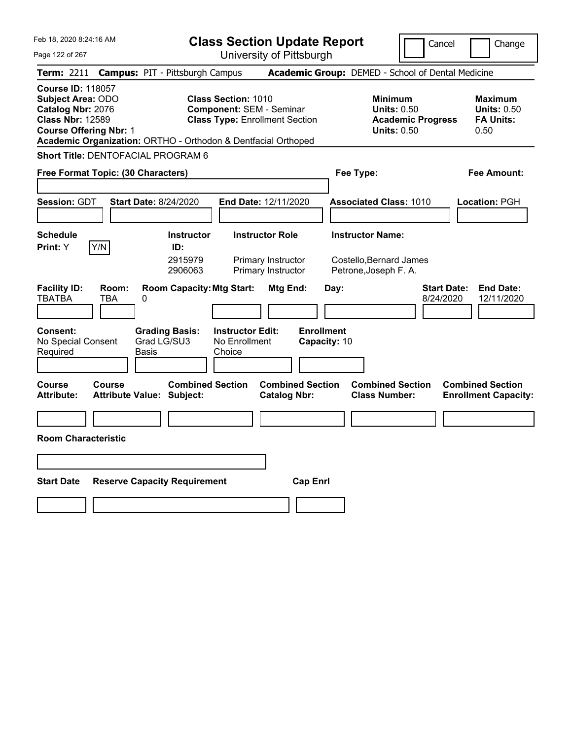# Class Section Update Report

University of Pittsburgh

Cancel | Change

**Term:** 2211 **Campus:** PIT - Pittsburgh Campus **Academic Group:** DEMED - School of Dental Medicine

**Course ID:** 118057
**Subject Area:** ODO
**Catalog Nbr:** 2076
**Class Nbr:** 12589
**Course Offering Nbr:** 1
**Academic Organization:** ORTHO - Orthodon & Dentfacial Orthoped

**Class Section:** 1010
**Component:** SEM - Seminar
**Class Type:** Enrollment Section

**Minimum Units:** 0.50
**Academic Progress Units:** 0.50

**Maximum Units:** 0.50
**FA Units:** 0.50

**Short Title:** DENTOFACIAL PROGRAM 6

**Free Format Topic: (30 Characters)**

**Fee Type:**

**Fee Amount:**

**Session:** GDT **Start Date:** 8/24/2020 **End Date:** 12/11/2020 **Associated Class:** 1010 **Location:** PGH

**Schedule Print:** Y [Y/N]

| Instructor ID: | Instructor Role | Instructor Name: |
|---|---|---|
| 2915979 | Primary Instructor | Costello,Bernard James |
| 2906063 | Primary Instructor | Petrone,Joseph F. A. |

| Facility ID: | Room: | Room Capacity: | Mtg Start: | Mtg End: | Day: | Start Date: | End Date: |
|---|---|---|---|---|---|---|---|
| TBATBA | TBA | 0 | | | | 8/24/2020 | 12/11/2020 |

**Consent:** No Special Consent Required
**Grading Basis:** Grad LG/SU3 Basis
**Instructor Edit:** No Enrollment Choice
**Enrollment Capacity:** 10

| Course Attribute: | Course Attribute Value: | Combined Section Subject: | Combined Section Catalog Nbr: | Combined Section Class Number: | Combined Section Enrollment Capacity: |
|---|---|---|---|---|---|
| | | | | | |

**Room Characteristic**

| Start Date | Reserve Capacity Requirement | Cap Enrl |
|---|---|---|
| | | |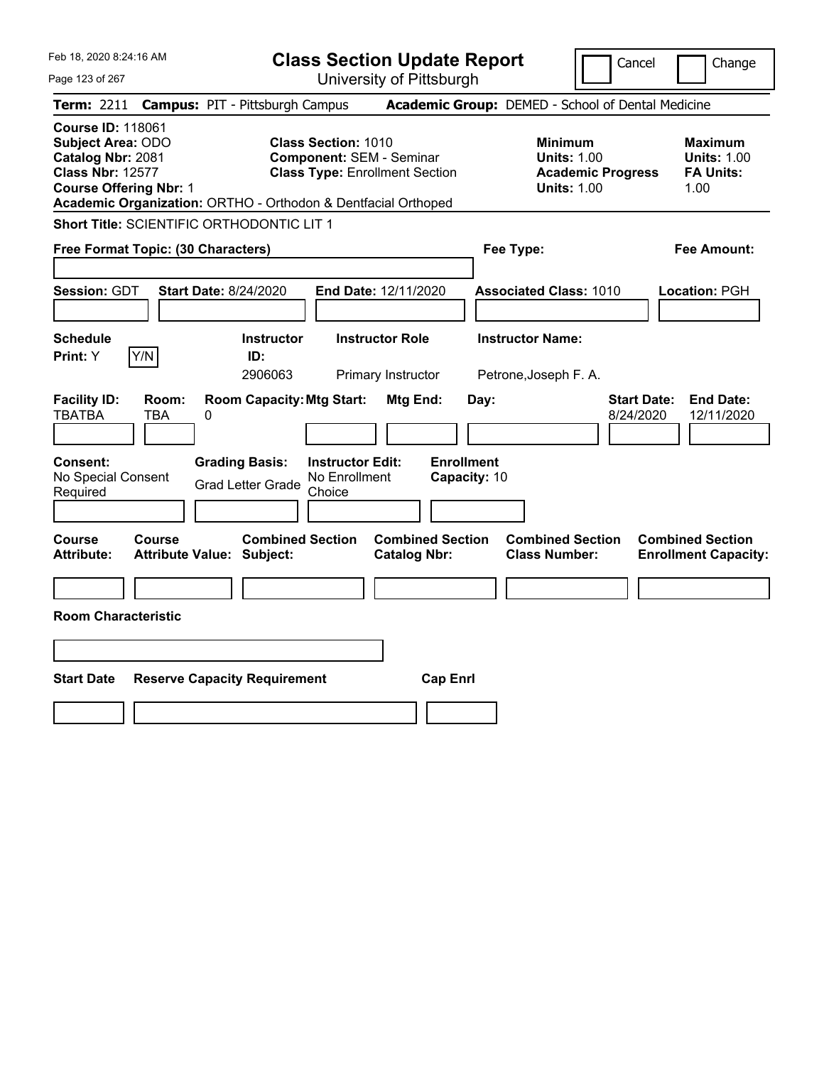Feb 18, 2020 8:24:16 AM

# Class Section Update Report

University of Pittsburgh

Cancel | Change

**Term:** 2211 **Campus:** PIT - Pittsburgh Campus **Academic Group:** DEMED - School of Dental Medicine

**Course ID:** 118061
**Subject Area:** ODO
**Catalog Nbr:** 2081
**Class Nbr:** 12577
**Course Offering Nbr:** 1
**Academic Organization:** ORTHO - Orthodon & Dentfacial Orthoped

**Class Section:** 1010
**Component:** SEM - Seminar
**Class Type:** Enrollment Section

**Minimum Units:** 1.00
**Academic Progress Units:** 1.00

**Maximum Units:** 1.00
**FA Units:** 1.00

**Short Title:** SCIENTIFIC ORTHODONTIC LIT 1

**Free Format Topic: (30 Characters)**

**Fee Type:**

**Fee Amount:**

**Session:** GDT **Start Date:** 8/24/2020 **End Date:** 12/11/2020 **Associated Class:** 1010 **Location:** PGH

| Schedule Print: | Instructor ID: | Instructor Role | Instructor Name: |
|---|---|---|---|
| Y | 2906063 | Primary Instructor | Petrone,Joseph F. A. |

| Facility ID: | Room: | Room Capacity: | Mtg Start: | Mtg End: | Day: | Start Date: | End Date: |
|---|---|---|---|---|---|---|---|
| TBATBA | TBA | 0 | | | | 8/24/2020 | 12/11/2020 |

**Consent:** No Special Consent Required
**Grading Basis:** Grad Letter Grade
**Instructor Edit:** No Enrollment Choice
**Enrollment Capacity:** 10

| Course Attribute: | Course Attribute Value: | Combined Section Subject: | Combined Section Catalog Nbr: | Combined Section Class Number: | Combined Section Enrollment Capacity: |
|---|---|---|---|---|---|
| | | | | | |

**Room Characteristic**

| Start Date | Reserve Capacity Requirement | Cap Enrl |
|---|---|---|
| | | |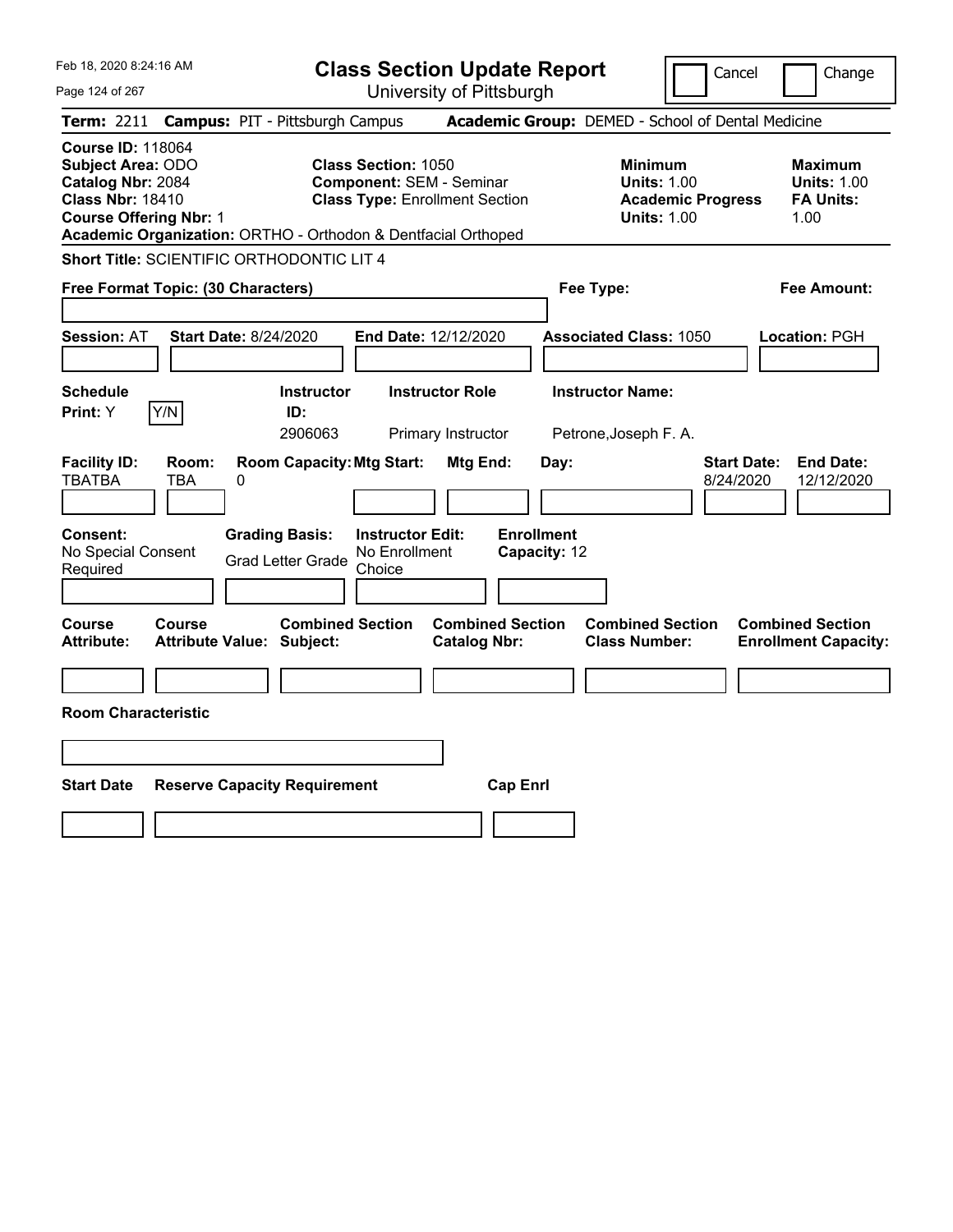Feb 18, 2020 8:24:16 AM

# Class Section Update Report

University of Pittsburgh

Cancel | Change

**Term:** 2211 **Campus:** PIT - Pittsburgh Campus **Academic Group:** DEMED - School of Dental Medicine

**Course ID:** 118064
**Subject Area:** ODO
**Catalog Nbr:** 2084
**Class Nbr:** 18410
**Course Offering Nbr:** 1
**Academic Organization:** ORTHO - Orthodon & Dentfacial Orthoped

**Class Section:** 1050
**Component:** SEM - Seminar
**Class Type:** Enrollment Section

**Minimum**
**Units:** 1.00
**Academic Progress Units:** 1.00

**Maximum**
**Units:** 1.00
**FA Units:** 1.00

**Short Title:** SCIENTIFIC ORTHODONTIC LIT 4

**Free Format Topic: (30 Characters)**

**Fee Type:**

**Fee Amount:**

**Session:** AT **Start Date:** 8/24/2020 **End Date:** 12/12/2020 **Associated Class:** 1050 **Location:** PGH

| Schedule Print: | Instructor ID: | Instructor Role | Instructor Name: |
|---|---|---|---|
| Y | 2906063 | Primary Instructor | Petrone,Joseph F. A. |

| Facility ID: | Room: | Room Capacity: | Mtg Start: | Mtg End: | Day: | Start Date: | End Date: |
|---|---|---|---|---|---|---|---|
| TBATBA | TBA | 0 | | | | 8/24/2020 | 12/12/2020 |

| Consent: | Grading Basis: | Instructor Edit: | Enrollment Capacity: |
|---|---|---|---|
| No Special Consent Required | Grad Letter Grade | No Enrollment Choice | 12 |

| Course Attribute: | Course Attribute Value: | Combined Section Subject: | Combined Section Catalog Nbr: | Combined Section Class Number: | Combined Section Enrollment Capacity: |
|---|---|---|---|---|---|
| | | | | | |

**Room Characteristic**

| Start Date | Reserve Capacity Requirement | Cap Enrl |
|---|---|---|
| | | |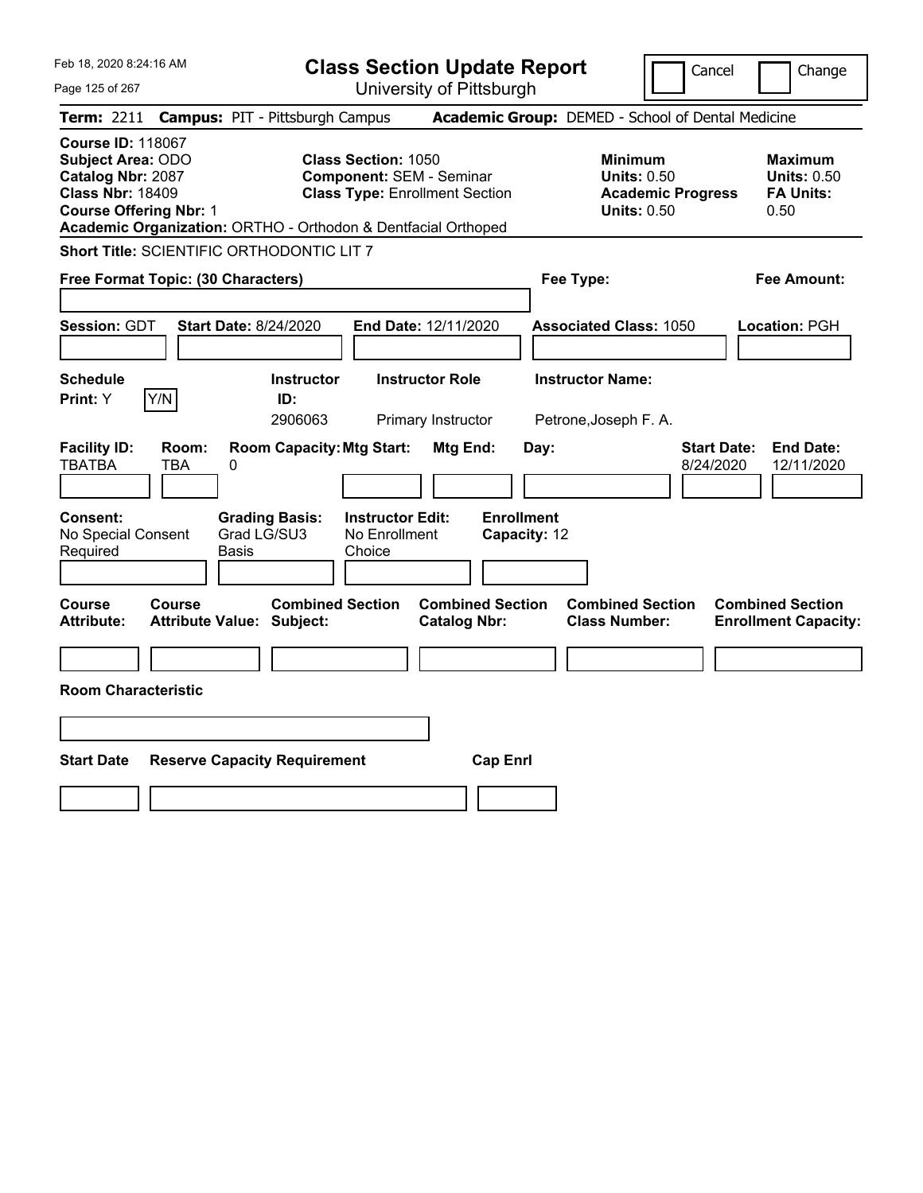# Class Section Update Report

University of Pittsburgh

Cancel | Change

**Term:** 2211 **Campus:** PIT - Pittsburgh Campus **Academic Group:** DEMED - School of Dental Medicine

**Course ID:** 118067
**Subject Area:** ODO
**Catalog Nbr:** 2087
**Class Nbr:** 18409
**Course Offering Nbr:** 1
**Academic Organization:** ORTHO - Orthodon & Dentfacial Orthoped

**Class Section:** 1050
**Component:** SEM - Seminar
**Class Type:** Enrollment Section

**Minimum**
**Units:** 0.50
**Academic Progress Units:** 0.50

**Maximum**
**Units:** 0.50
**FA Units:** 0.50

**Short Title:** SCIENTIFIC ORTHODONTIC LIT 7

**Free Format Topic: (30 Characters)**

**Fee Type:**

**Fee Amount:**

**Session:** GDT **Start Date:** 8/24/2020 **End Date:** 12/11/2020 **Associated Class:** 1050 **Location:** PGH

| Schedule Print: | Instructor ID: | Instructor Role | Instructor Name: |
|---|---|---|---|
| Y (Y/N) | 2906063 | Primary Instructor | Petrone,Joseph F. A. |

| Facility ID: | Room: | Room Capacity: | Mtg Start: | Mtg End: | Day: | Start Date: | End Date: |
|---|---|---|---|---|---|---|---|
| TBATBA | TBA | 0 | | | | 8/24/2020 | 12/11/2020 |

| Consent: | Grading Basis: | Instructor Edit: | Enrollment Capacity: |
|---|---|---|---|
| No Special Consent Required | Grad LG/SU3 Basis | No Enrollment Choice | 12 |

| Course Attribute: | Course Attribute Value: | Combined Section Subject: | Combined Section Catalog Nbr: | Combined Section Class Number: | Combined Section Enrollment Capacity: |
|---|---|---|---|---|---|
| | | | | | |

**Room Characteristic**

| Start Date | Reserve Capacity Requirement | Cap Enrl |
|---|---|---|
| | | |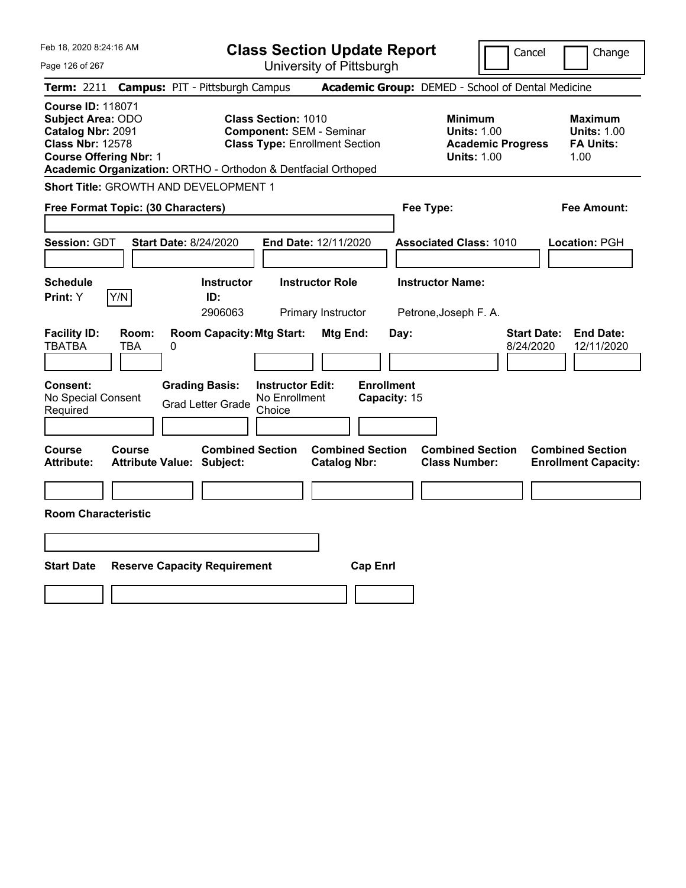# Class Section Update Report

University of Pittsburgh

Cancel | Change

**Term:** 2211 **Campus:** PIT - Pittsburgh Campus **Academic Group:** DEMED - School of Dental Medicine

**Course ID:** 118071
**Subject Area:** ODO
**Catalog Nbr:** 2091
**Class Nbr:** 12578
**Course Offering Nbr:** 1
**Academic Organization:** ORTHO - Orthodon & Dentfacial Orthoped

**Class Section:** 1010
**Component:** SEM - Seminar
**Class Type:** Enrollment Section

**Minimum Units:** 1.00
**Academic Progress Units:** 1.00

**Maximum Units:** 1.00
**FA Units:** 1.00

**Short Title:** GROWTH AND DEVELOPMENT 1

**Free Format Topic: (30 Characters)**

**Fee Type:**

**Fee Amount:**

**Session:** GDT **Start Date:** 8/24/2020 **End Date:** 12/11/2020 **Associated Class:** 1010 **Location:** PGH

| Schedule Print | Instructor ID | Instructor Role | Instructor Name |
|---|---|---|---|
| Y | 2906063 | Primary Instructor | Petrone,Joseph F. A. |

| Facility ID | Room | Room Capacity | Mtg Start | Mtg End | Day | Start Date | End Date |
|---|---|---|---|---|---|---|---|
| TBATBA | TBA | 0 | | | | 8/24/2020 | 12/11/2020 |

**Consent:** No Special Consent Required
**Grading Basis:** Grad Letter Grade
**Instructor Edit:** No Enrollment Choice
**Enrollment Capacity:** 15

| Course Attribute | Course Attribute Value | Combined Section Subject | Combined Section Catalog Nbr | Combined Section Class Number | Combined Section Enrollment Capacity |
|---|---|---|---|---|---|
| | | | | | |

**Room Characteristic**

| Start Date | Reserve Capacity Requirement | Cap Enrl |
|---|---|---|
| | | |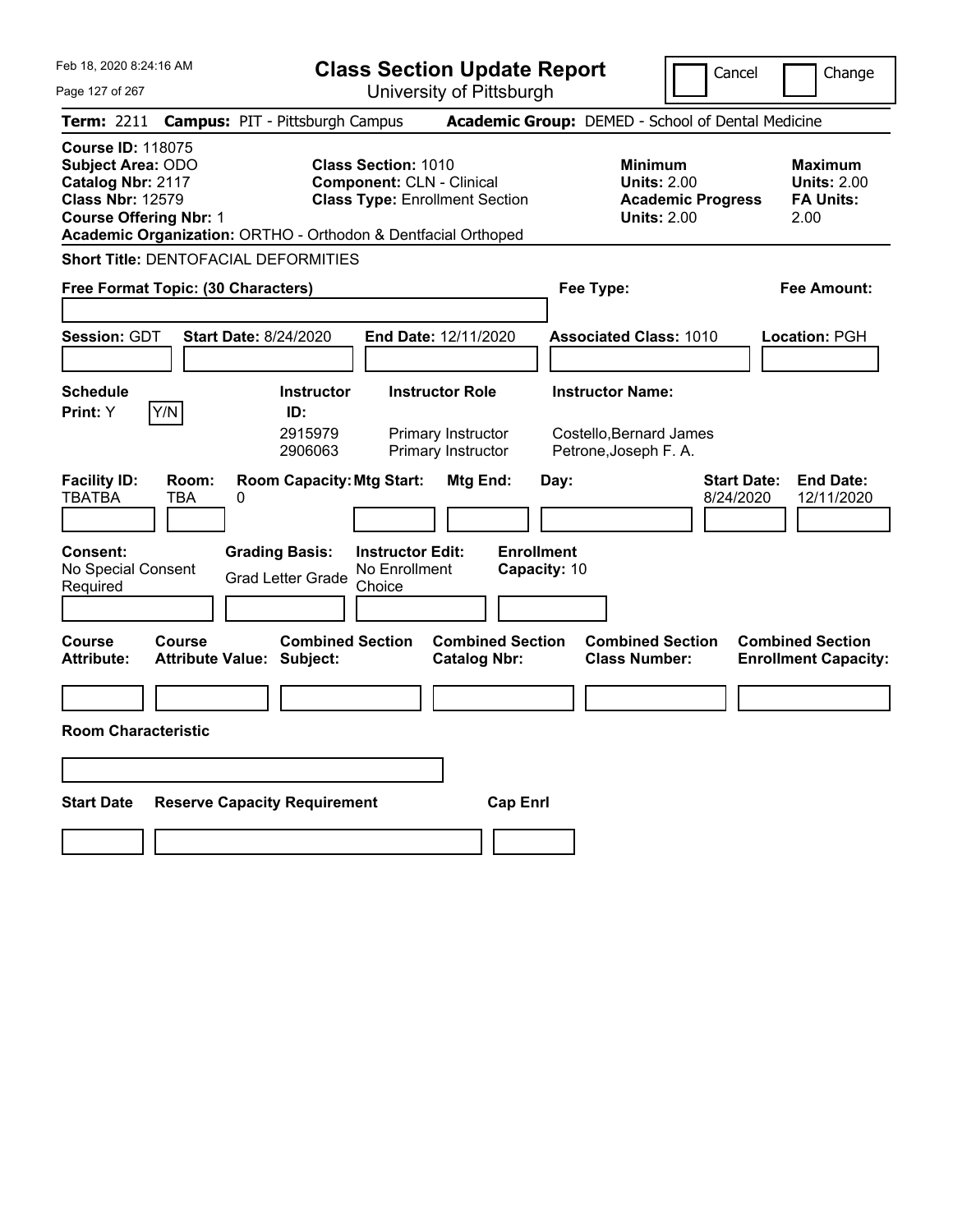# Class Section Update Report

University of Pittsburgh

Feb 18, 2020 8:24:16 AM

Cancel | Change

**Term:** 2211 **Campus:** PIT - Pittsburgh Campus **Academic Group:** DEMED - School of Dental Medicine

**Course ID:** 118075
**Subject Area:** ODO
**Catalog Nbr:** 2117
**Class Nbr:** 12579
**Course Offering Nbr:** 1
**Academic Organization:** ORTHO - Orthodon & Dentfacial Orthoped

**Class Section:** 1010
**Component:** CLN - Clinical
**Class Type:** Enrollment Section

**Minimum Units:** 2.00
**Academic Progress Units:** 2.00

**Maximum Units:** 2.00
**FA Units:** 2.00

**Short Title:** DENTOFACIAL DEFORMITIES

**Free Format Topic: (30 Characters)**

**Fee Type:**

**Fee Amount:**

**Session:** GDT **Start Date:** 8/24/2020 **End Date:** 12/11/2020 **Associated Class:** 1010 **Location:** PGH

**Schedule Print:** Y [Y/N]

| Instructor ID | Instructor Role | Instructor Name |
|---|---|---|
| 2915979 | Primary Instructor | Costello,Bernard James |
| 2906063 | Primary Instructor | Petrone,Joseph F. A. |

| Facility ID | Room | Room Capacity | Mtg Start | Mtg End | Day | Start Date | End Date |
|---|---|---|---|---|---|---|---|
| TBATBA | TBA | 0 | | | | 8/24/2020 | 12/11/2020 |

**Consent:** No Special Consent Required
**Grading Basis:** Grad Letter Grade
**Instructor Edit:** No Enrollment Choice
**Enrollment Capacity:** 10

| Course Attribute | Course Attribute Value | Combined Section Subject | Combined Section Catalog Nbr | Combined Section Class Number | Combined Section Enrollment Capacity |
|---|---|---|---|---|---|
| | | | | | |

**Room Characteristic**

| Start Date | Reserve Capacity Requirement | Cap Enrl |
|---|---|---|
| | | |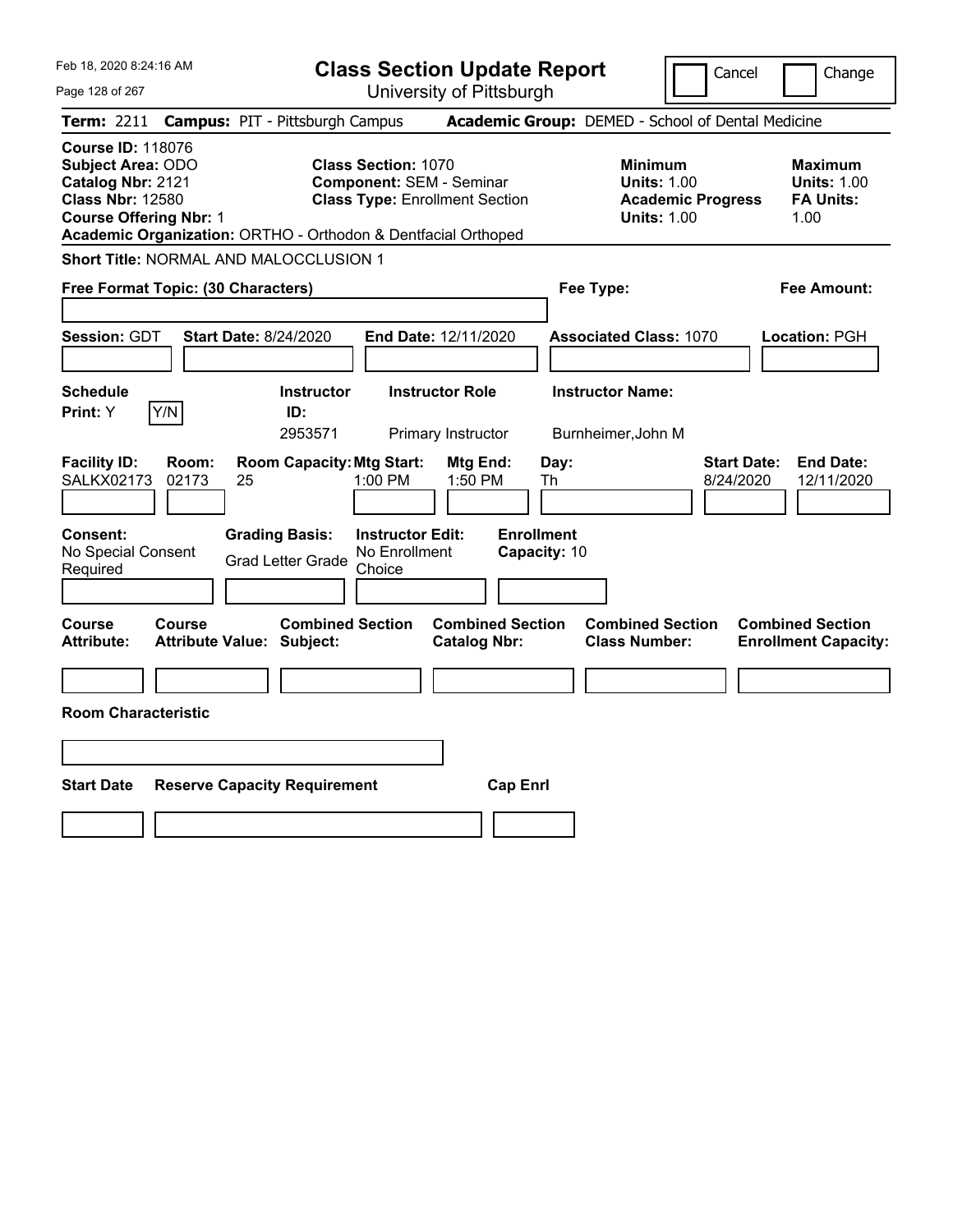Feb 18, 2020 8:24:16 AM

# Class Section Update Report

University of Pittsburgh

Cancel | Change

**Term:** 2211 **Campus:** PIT - Pittsburgh Campus **Academic Group:** DEMED - School of Dental Medicine

**Course ID:** 118076
**Subject Area:** ODO
**Catalog Nbr:** 2121
**Class Nbr:** 12580
**Course Offering Nbr:** 1
**Academic Organization:** ORTHO - Orthodon & Dentfacial Orthoped

**Class Section:** 1070
**Component:** SEM - Seminar
**Class Type:** Enrollment Section

**Minimum Units:** 1.00
**Academic Progress Units:** 1.00

**Maximum Units:** 1.00
**FA Units:** 1.00

**Short Title:** NORMAL AND MALOCCLUSION 1

**Free Format Topic: (30 Characters)**

**Fee Type:**

**Fee Amount:**

**Session:** GDT **Start Date:** 8/24/2020 **End Date:** 12/11/2020 **Associated Class:** 1070 **Location:** PGH

| Schedule Print: | Instructor ID: | Instructor Role | Instructor Name: |
|---|---|---|---|
| Y (Y/N) | 2953571 | Primary Instructor | Burnheimer,John M |

| Facility ID: | Room: | Room Capacity: | Mtg Start: | Mtg End: | Day: | Start Date: | End Date: |
|---|---|---|---|---|---|---|---|
| SALKX02173 | 02173 | 25 | 1:00 PM | 1:50 PM | Th | 8/24/2020 | 12/11/2020 |

| Consent: | Grading Basis: | Instructor Edit: | Enrollment Capacity: |
|---|---|---|---|
| No Special Consent Required | Grad Letter Grade | No Enrollment Choice | 10 |

| Course Attribute: | Course Attribute Value: | Combined Section Subject: | Combined Section Catalog Nbr: | Combined Section Class Number: | Combined Section Enrollment Capacity: |
|---|---|---|---|---|---|
| | | | | | |

**Room Characteristic**

| Start Date | Reserve Capacity Requirement | Cap Enrl |
|---|---|---|
| | | |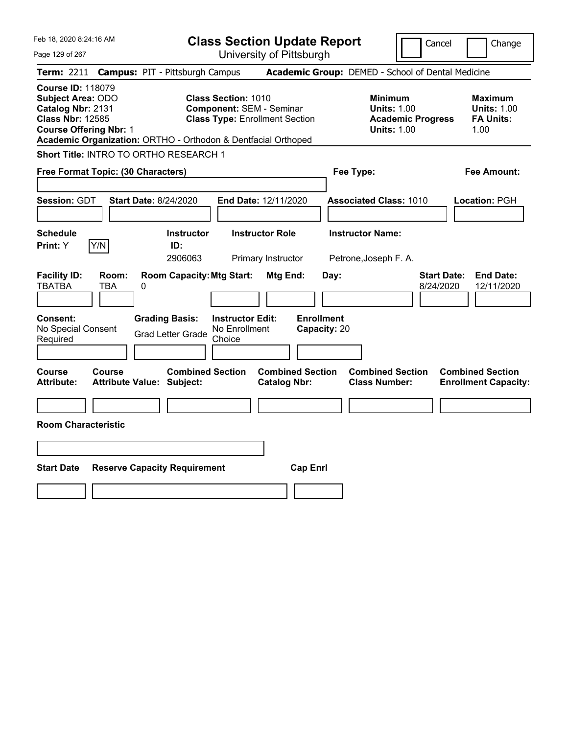Feb 18, 2020 8:24:16 AM

# Class Section Update Report

University of Pittsburgh

Cancel | Change

**Term:** 2211 **Campus:** PIT - Pittsburgh Campus **Academic Group:** DEMED - School of Dental Medicine

**Course ID:** 118079
**Subject Area:** ODO
**Catalog Nbr:** 2131
**Class Nbr:** 12585
**Course Offering Nbr:** 1

**Class Section:** 1010
**Component:** SEM - Seminar
**Class Type:** Enrollment Section

**Minimum Units:** 1.00
**Academic Progress Units:** 1.00

**Maximum Units:** 1.00
**FA Units:** 1.00

**Academic Organization:** ORTHO - Orthodon & Dentfacial Orthoped

**Short Title:** INTRO TO ORTHO RESEARCH 1

**Free Format Topic: (30 Characters)**

**Fee Type:**

**Fee Amount:**

**Session:** GDT **Start Date:** 8/24/2020 **End Date:** 12/11/2020 **Associated Class:** 1010 **Location:** PGH

| Schedule Print | Instructor ID | Instructor Role | Instructor Name |
|---|---|---|---|
| Y | 2906063 | Primary Instructor | Petrone,Joseph F. A. |

| Facility ID | Room | Room Capacity | Mtg Start | Mtg End | Day | Start Date | End Date |
|---|---|---|---|---|---|---|---|
| TBATBA | TBA | 0 | | | | 8/24/2020 | 12/11/2020 |

**Consent:** No Special Consent Required
**Grading Basis:** Grad Letter Grade
**Instructor Edit:** No Enrollment Choice
**Enrollment Capacity:** 20

| Course Attribute | Course Attribute Value | Combined Section Subject | Combined Section Catalog Nbr | Combined Section Class Number | Combined Section Enrollment Capacity |
|---|---|---|---|---|---|
| | | | | | |

**Room Characteristic**

| Start Date | Reserve Capacity Requirement | Cap Enrl |
|---|---|---|
| | | |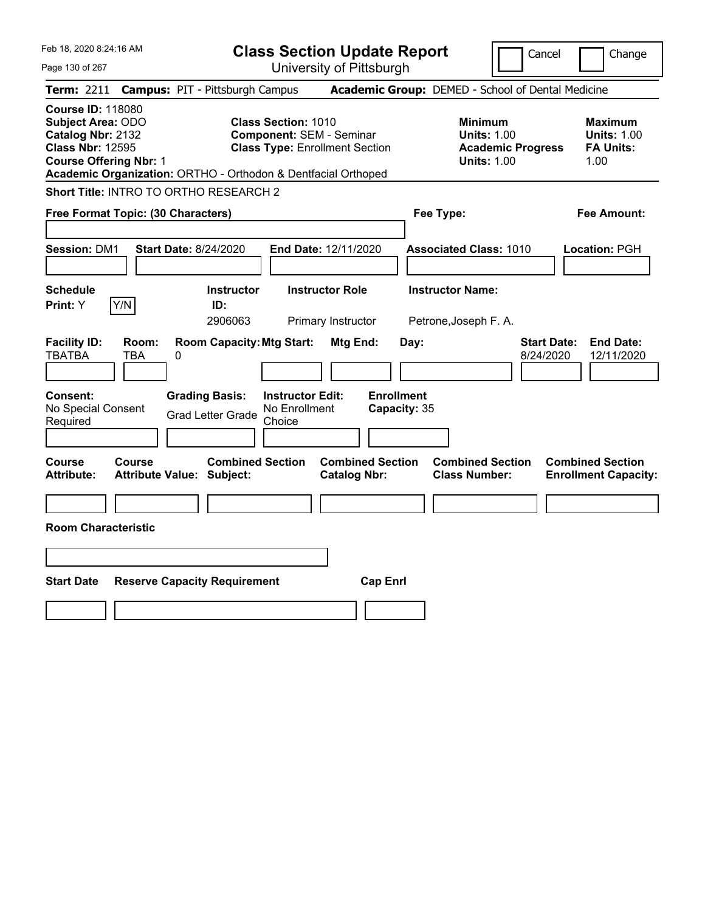# Class Section Update Report

University of Pittsburgh

Feb 18, 2020 8:24:16 AM

Cancel | Change

**Term:** 2211 **Campus:** PIT - Pittsburgh Campus **Academic Group:** DEMED - School of Dental Medicine

**Course ID:** 118080
**Subject Area:** ODO
**Catalog Nbr:** 2132
**Class Nbr:** 12595
**Course Offering Nbr:** 1
**Academic Organization:** ORTHO - Orthodon & Dentfacial Orthoped

**Class Section:** 1010
**Component:** SEM - Seminar
**Class Type:** Enrollment Section

**Minimum Units:** 1.00
**Academic Progress Units:** 1.00

**Maximum Units:** 1.00
**FA Units:** 1.00

**Short Title:** INTRO TO ORTHO RESEARCH 2

**Free Format Topic: (30 Characters)**

**Fee Type:**

**Fee Amount:**

**Session:** DM1 **Start Date:** 8/24/2020 **End Date:** 12/11/2020 **Associated Class:** 1010 **Location:** PGH

| Schedule Print | Instructor ID | Instructor Role | Instructor Name |
|---|---|---|---|
| Y (Y/N) | 2906063 | Primary Instructor | Petrone,Joseph F. A. |

| Facility ID | Room | Room Capacity | Mtg Start | Mtg End | Day | Start Date | End Date |
|---|---|---|---|---|---|---|---|
| TBATBA | TBA | 0 | | | | 8/24/2020 | 12/11/2020 |

**Consent:** No Special Consent Required
**Grading Basis:** Grad Letter Grade
**Instructor Edit:** No Enrollment Choice
**Enrollment Capacity:** 35

| Course Attribute | Course Attribute Value | Combined Section Subject | Combined Section Catalog Nbr | Combined Section Class Number | Combined Section Enrollment Capacity |
|---|---|---|---|---|---|
| | | | | | |

**Room Characteristic**

| Start Date | Reserve Capacity Requirement | Cap Enrl |
|---|---|---|
| | | |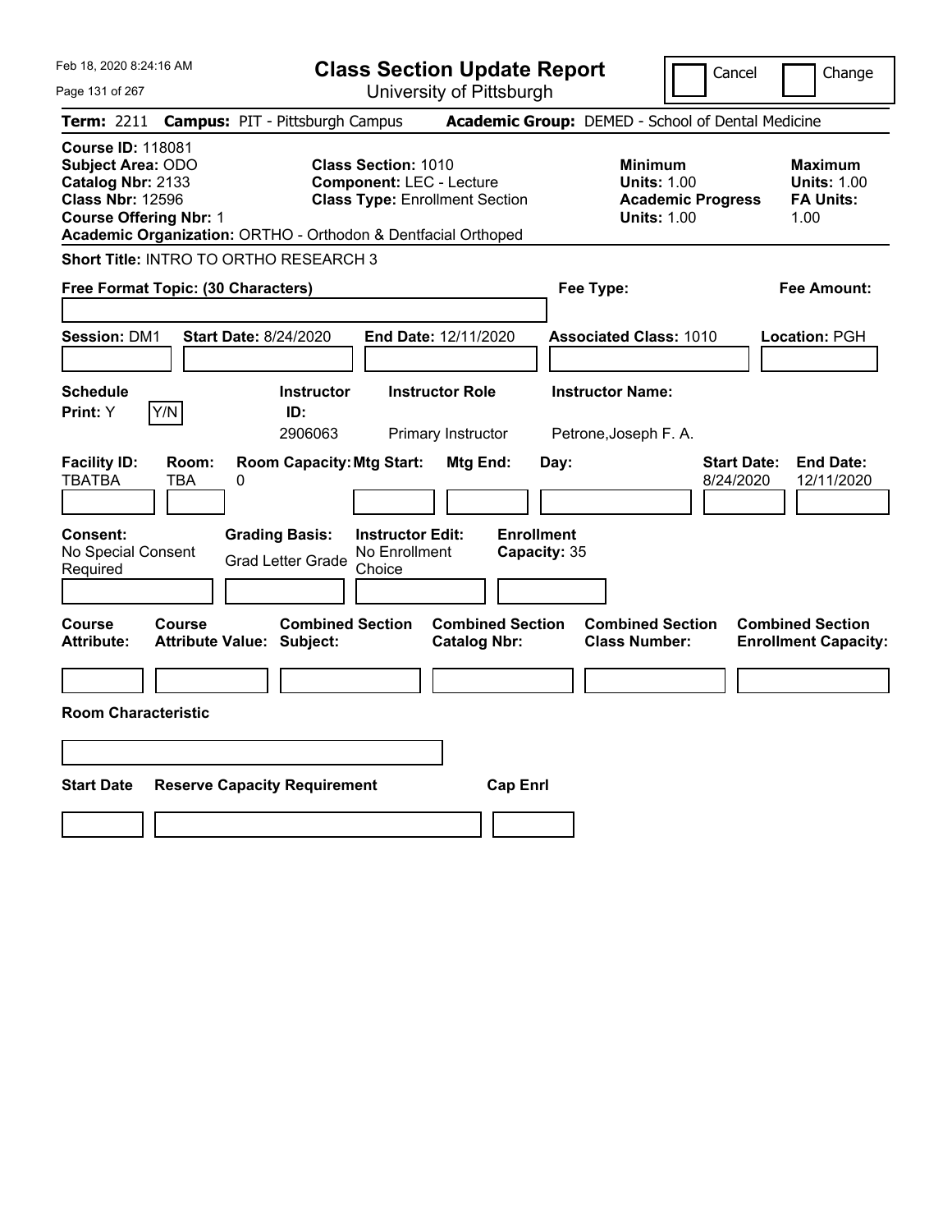Feb 18, 2020 8:24:16 AM

# Class Section Update Report

University of Pittsburgh

Cancel | Change

**Term:** 2211 **Campus:** PIT - Pittsburgh Campus **Academic Group:** DEMED - School of Dental Medicine

**Course ID:** 118081
**Subject Area:** ODO
**Catalog Nbr:** 2133
**Class Nbr:** 12596
**Course Offering Nbr:** 1
**Academic Organization:** ORTHO - Orthodon & Dentfacial Orthoped

**Class Section:** 1010
**Component:** LEC - Lecture
**Class Type:** Enrollment Section

**Minimum Units:** 1.00
**Academic Progress Units:** 1.00

**Maximum Units:** 1.00
**FA Units:** 1.00

**Short Title:** INTRO TO ORTHO RESEARCH 3

**Free Format Topic: (30 Characters)**

**Fee Type:**

**Fee Amount:**

**Session:** DM1 **Start Date:** 8/24/2020 **End Date:** 12/11/2020 **Associated Class:** 1010 **Location:** PGH

| Schedule Print | Instructor ID | Instructor Role | Instructor Name |
|---|---|---|---|
| Y | 2906063 | Primary Instructor | Petrone,Joseph F. A. |

| Facility ID | Room | Room Capacity | Mtg Start | Mtg End | Day | Start Date | End Date |
|---|---|---|---|---|---|---|---|
| TBATBA | TBA | 0 | | | | 8/24/2020 | 12/11/2020 |

**Consent:** No Special Consent Required
**Grading Basis:** Grad Letter Grade
**Instructor Edit:** No Enrollment Choice
**Enrollment Capacity:** 35

| Course Attribute | Course Attribute Value | Combined Section Subject | Combined Section Catalog Nbr | Combined Section Class Number | Combined Section Enrollment Capacity |
|---|---|---|---|---|---|
| | | | | | |

**Room Characteristic**

| Start Date | Reserve Capacity Requirement | Cap Enrl |
|---|---|---|
| | | |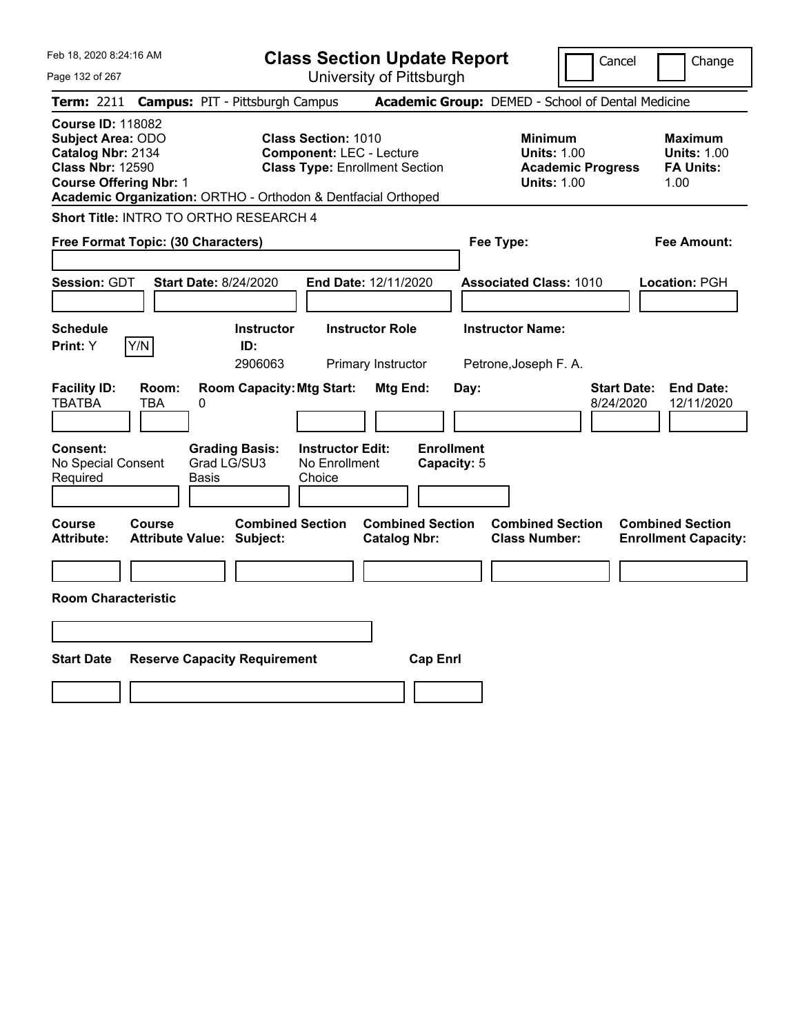# Class Section Update Report

University of Pittsburgh

Feb 18, 2020 8:24:16 AM

Cancel | Change

**Term:** 2211 **Campus:** PIT - Pittsburgh Campus **Academic Group:** DEMED - School of Dental Medicine

**Course ID:** 118082
**Subject Area:** ODO
**Catalog Nbr:** 2134
**Class Nbr:** 12590
**Course Offering Nbr:** 1
**Academic Organization:** ORTHO - Orthodon & Dentfacial Orthoped

**Class Section:** 1010
**Component:** LEC - Lecture
**Class Type:** Enrollment Section

**Minimum**
**Units:** 1.00
**Academic Progress Units:** 1.00

**Maximum**
**Units:** 1.00
**FA Units:** 1.00

**Short Title:** INTRO TO ORTHO RESEARCH 4

**Free Format Topic: (30 Characters)**

**Fee Type:**

**Fee Amount:**

**Session:** GDT **Start Date:** 8/24/2020 **End Date:** 12/11/2020 **Associated Class:** 1010 **Location:** PGH

| Schedule Print | Instructor ID | Instructor Role | Instructor Name |
|---|---|---|---|
| Y | 2906063 | Primary Instructor | Petrone,Joseph F. A. |

| Facility ID | Room | Room Capacity | Mtg Start | Mtg End | Day | Start Date | End Date |
|---|---|---|---|---|---|---|---|
| TBATBA | TBA | 0 | | | | 8/24/2020 | 12/11/2020 |

**Consent:** No Special Consent Required
**Grading Basis:** Grad LG/SU3 Basis
**Instructor Edit:** No Enrollment Choice
**Enrollment Capacity:** 5

| Course Attribute | Course Attribute Value | Combined Section Subject | Combined Section Catalog Nbr | Combined Section Class Number | Combined Section Enrollment Capacity |
|---|---|---|---|---|---|
| | | | | | |

**Room Characteristic**

| Start Date | Reserve Capacity Requirement | Cap Enrl |
|---|---|---|
| | | |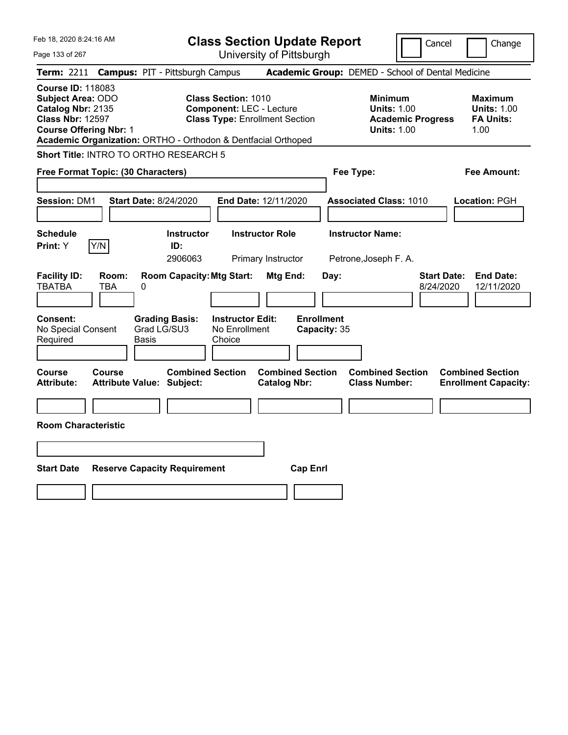# Class Section Update Report

University of Pittsburgh

Feb 18, 2020 8:24:16 AM

Cancel | Change

**Term:** 2211 **Campus:** PIT - Pittsburgh Campus **Academic Group:** DEMED - School of Dental Medicine

**Course ID:** 118083
**Subject Area:** ODO
**Catalog Nbr:** 2135
**Class Nbr:** 12597
**Course Offering Nbr:** 1
**Academic Organization:** ORTHO - Orthodon & Dentfacial Orthoped

**Class Section:** 1010
**Component:** LEC - Lecture
**Class Type:** Enrollment Section

**Minimum Units:** 1.00
**Academic Progress Units:** 1.00

**Maximum Units:** 1.00
**FA Units:** 1.00

**Short Title:** INTRO TO ORTHO RESEARCH 5

**Free Format Topic: (30 Characters)**

**Fee Type:**

**Fee Amount:**

**Session:** DM1 **Start Date:** 8/24/2020 **End Date:** 12/11/2020 **Associated Class:** 1010 **Location:** PGH

| Schedule Print | Instructor ID | Instructor Role | Instructor Name |
|---|---|---|---|
| Y | 2906063 | Primary Instructor | Petrone,Joseph F. A. |

| Facility ID | Room | Room Capacity | Mtg Start | Mtg End | Day | Start Date | End Date |
|---|---|---|---|---|---|---|---|
| TBATBA | TBA | 0 | | | | 8/24/2020 | 12/11/2020 |

**Consent:** No Special Consent Required
**Grading Basis:** Grad LG/SU3 Basis
**Instructor Edit:** No Enrollment Choice
**Enrollment Capacity:** 35

| Course Attribute | Course Attribute Value | Combined Section Subject | Combined Section Catalog Nbr | Combined Section Class Number | Combined Section Enrollment Capacity |
|---|---|---|---|---|---|
| | | | | | |

**Room Characteristic**

| Start Date | Reserve Capacity Requirement | Cap Enrl |
|---|---|---|
| | | |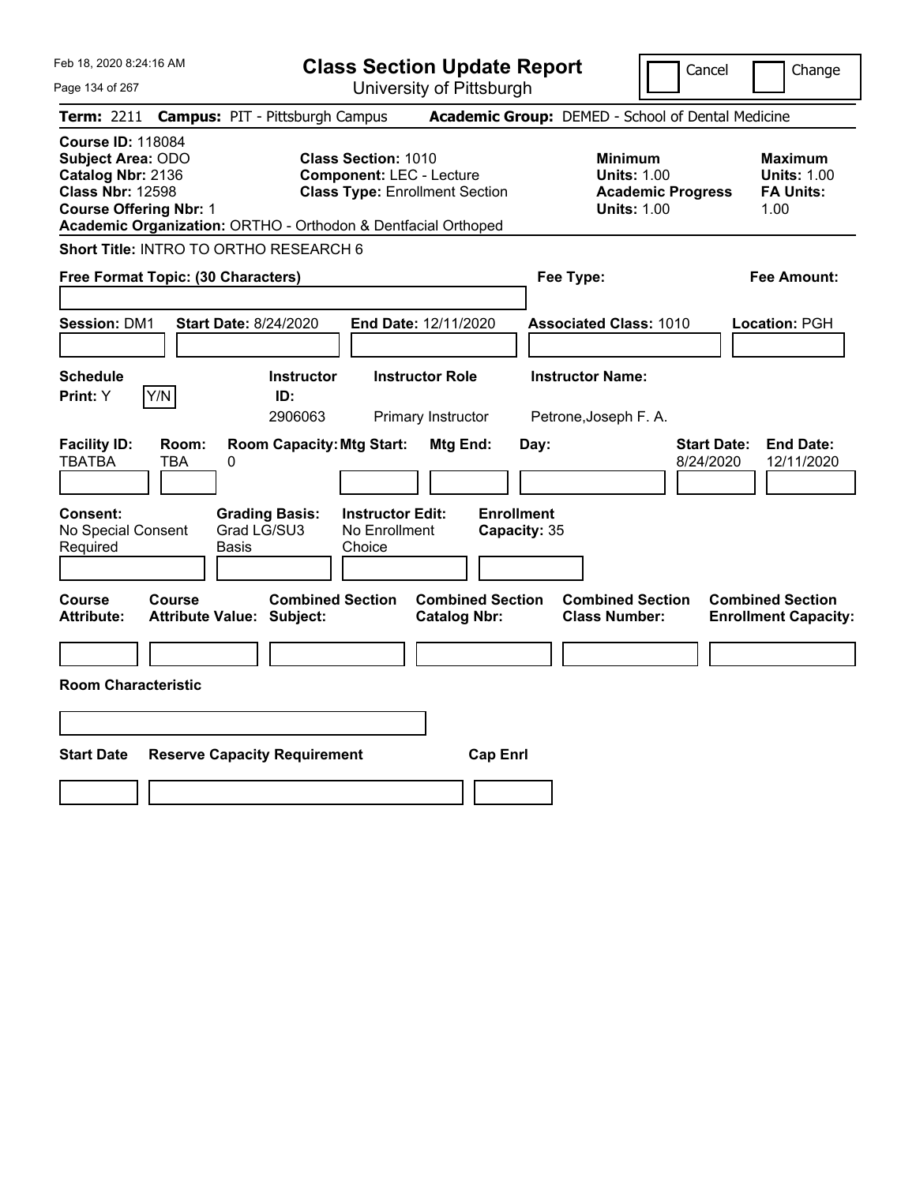Feb 18, 2020 8:24:16 AM

# Class Section Update Report

University of Pittsburgh

Cancel | Change

**Term:** 2211 **Campus:** PIT - Pittsburgh Campus **Academic Group:** DEMED - School of Dental Medicine

**Course ID:** 118084
**Subject Area:** ODO
**Catalog Nbr:** 2136
**Class Nbr:** 12598
**Course Offering Nbr:** 1
**Academic Organization:** ORTHO - Orthodon & Dentfacial Orthoped

**Class Section:** 1010
**Component:** LEC - Lecture
**Class Type:** Enrollment Section

**Minimum**
**Units:** 1.00
**Academic Progress Units:** 1.00

**Maximum**
**Units:** 1.00
**FA Units:** 1.00

**Short Title:** INTRO TO ORTHO RESEARCH 6

**Free Format Topic: (30 Characters)**

**Fee Type:**

**Fee Amount:**

**Session:** DM1 **Start Date:** 8/24/2020 **End Date:** 12/11/2020 **Associated Class:** 1010 **Location:** PGH

| Schedule Print | Instructor ID | Instructor Role | Instructor Name |
|---|---|---|---|
| Y (Y/N) | 2906063 | Primary Instructor | Petrone,Joseph F. A. |

| Facility ID | Room | Room Capacity | Mtg Start | Mtg End | Day | Start Date | End Date |
|---|---|---|---|---|---|---|---|
| TBATBA | TBA | 0 | | | | 8/24/2020 | 12/11/2020 |

| Consent | Grading Basis | Instructor Edit | Enrollment Capacity |
|---|---|---|---|
| No Special Consent Required | Grad LG/SU3 Basis | No Enrollment Choice | 35 |

| Course Attribute | Course Attribute Value | Combined Section Subject | Combined Section Catalog Nbr | Combined Section Class Number | Combined Section Enrollment Capacity |
|---|---|---|---|---|---|
| | | | | | |

**Room Characteristic**

| Start Date | Reserve Capacity Requirement | Cap Enrl |
|---|---|---|
| | | |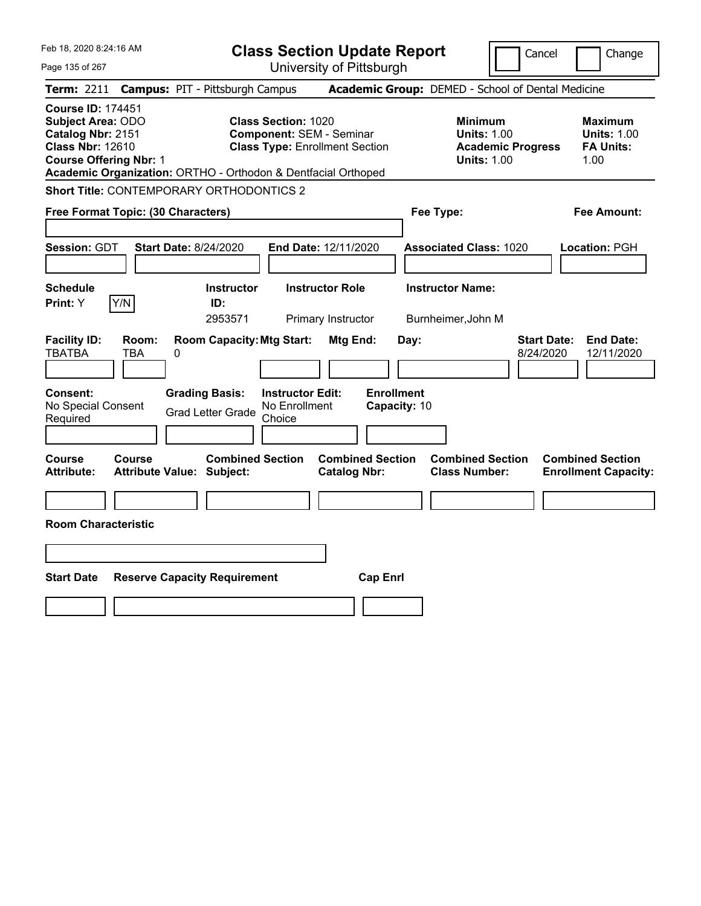Feb 18, 2020 8:24:16 AM

# Class Section Update Report

University of Pittsburgh

Cancel | Change

**Term:** 2211 **Campus:** PIT - Pittsburgh Campus **Academic Group:** DEMED - School of Dental Medicine

**Course ID:** 174451
**Subject Area:** ODO
**Catalog Nbr:** 2151
**Class Nbr:** 12610
**Course Offering Nbr:** 1

**Class Section:** 1020
**Component:** SEM - Seminar
**Class Type:** Enrollment Section

**Minimum Units:** 1.00
**Academic Progress Units:** 1.00

**Maximum Units:** 1.00
**FA Units:** 1.00

**Academic Organization:** ORTHO - Orthodon & Dentfacial Orthoped

**Short Title:** CONTEMPORARY ORTHODONTICS 2

**Free Format Topic: (30 Characters)**

**Fee Type:**

**Fee Amount:**

**Session:** GDT **Start Date:** 8/24/2020 **End Date:** 12/11/2020 **Associated Class:** 1020 **Location:** PGH

| Schedule Print: | Instructor ID: | Instructor Role | Instructor Name: |
|---|---|---|---|
| Y (Y/N) | 2953571 | Primary Instructor | Burnheimer,John M |

| Facility ID: | Room: | Room Capacity: | Mtg Start: | Mtg End: | Day: | Start Date: | End Date: |
|---|---|---|---|---|---|---|---|
| TBATBA | TBA | 0 | | | | 8/24/2020 | 12/11/2020 |

| Consent: | Grading Basis: | Instructor Edit: | Enrollment Capacity: |
|---|---|---|---|
| No Special Consent Required | Grad Letter Grade | No Enrollment Choice | 10 |

| Course Attribute: | Course Attribute Value: | Combined Section Subject: | Combined Section Catalog Nbr: | Combined Section Class Number: | Combined Section Enrollment Capacity: |
|---|---|---|---|---|---|
| | | | | | |

**Room Characteristic**

| Start Date | Reserve Capacity Requirement | Cap Enrl |
|---|---|---|
| | | |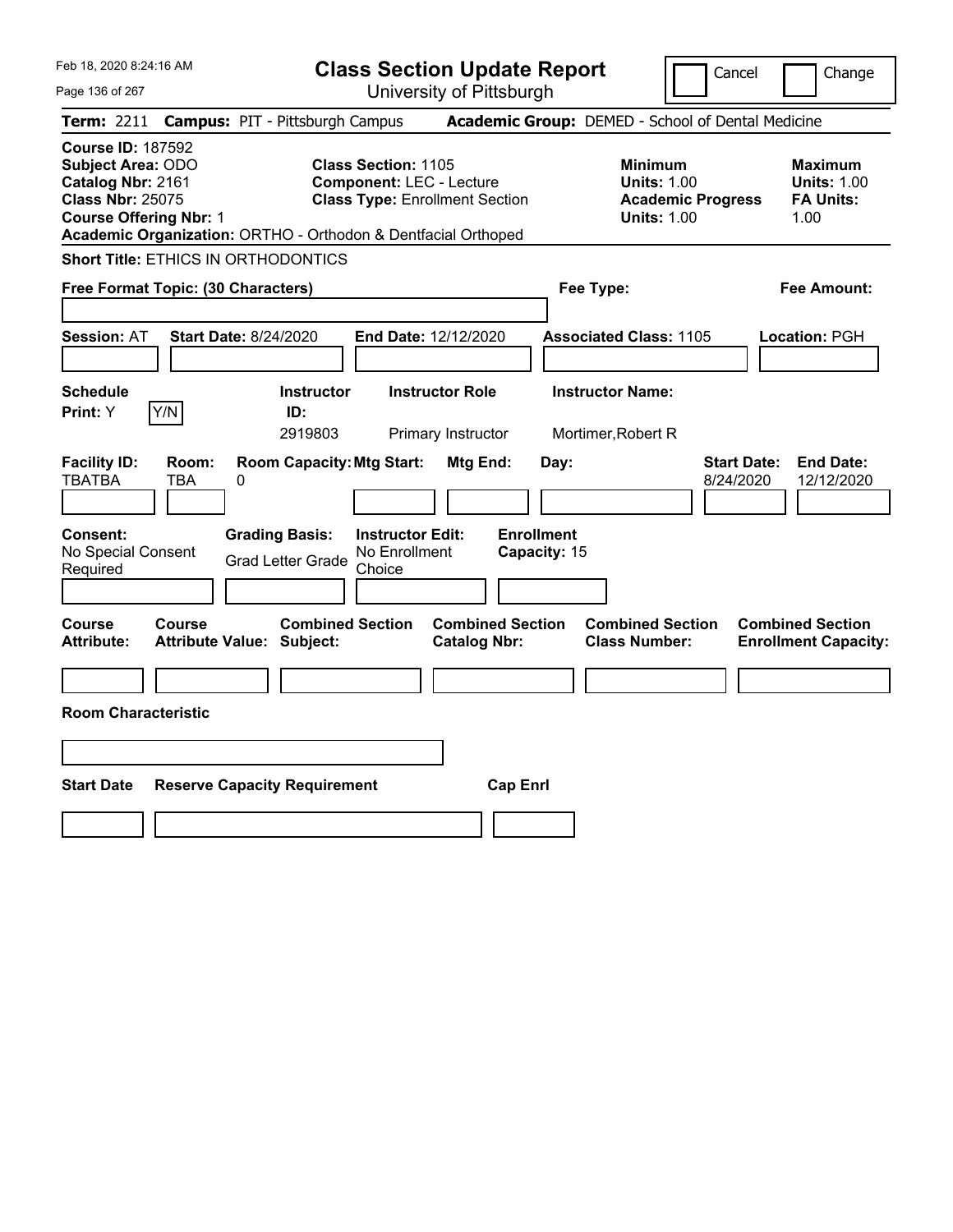# Class Section Update Report

University of Pittsburgh

Feb 18, 2020 8:24:16 AM

Cancel | Change

**Term:** 2211 **Campus:** PIT - Pittsburgh Campus **Academic Group:** DEMED - School of Dental Medicine

**Course ID:** 187592
**Subject Area:** ODO
**Catalog Nbr:** 2161
**Class Nbr:** 25075
**Course Offering Nbr:** 1
**Academic Organization:** ORTHO - Orthodon & Dentfacial Orthoped

**Class Section:** 1105
**Component:** LEC - Lecture
**Class Type:** Enrollment Section

**Minimum Units:** 1.00
**Academic Progress Units:** 1.00

**Maximum Units:** 1.00
**FA Units:** 1.00

**Short Title:** ETHICS IN ORTHODONTICS

**Free Format Topic: (30 Characters)**

**Fee Type:**

**Fee Amount:**

**Session:** AT **Start Date:** 8/24/2020 **End Date:** 12/12/2020 **Associated Class:** 1105 **Location:** PGH

| Schedule Print | Instructor ID | Instructor Role | Instructor Name |
|---|---|---|---|
| Y (Y/N) | 2919803 | Primary Instructor | Mortimer,Robert R |

| Facility ID | Room | Room Capacity | Mtg Start | Mtg End | Day | Start Date | End Date |
|---|---|---|---|---|---|---|---|
| TBATBA | TBA | 0 | | | | 8/24/2020 | 12/12/2020 |

**Consent:** No Special Consent Required
**Grading Basis:** Grad Letter Grade
**Instructor Edit:** No Enrollment Choice
**Enrollment Capacity:** 15

| Course Attribute | Course Attribute Value | Combined Section Subject | Combined Section Catalog Nbr | Combined Section Class Number | Combined Section Enrollment Capacity |
|---|---|---|---|---|---|
| | | | | | |

**Room Characteristic**

| Start Date | Reserve Capacity Requirement | Cap Enrl |
|---|---|---|
| | | |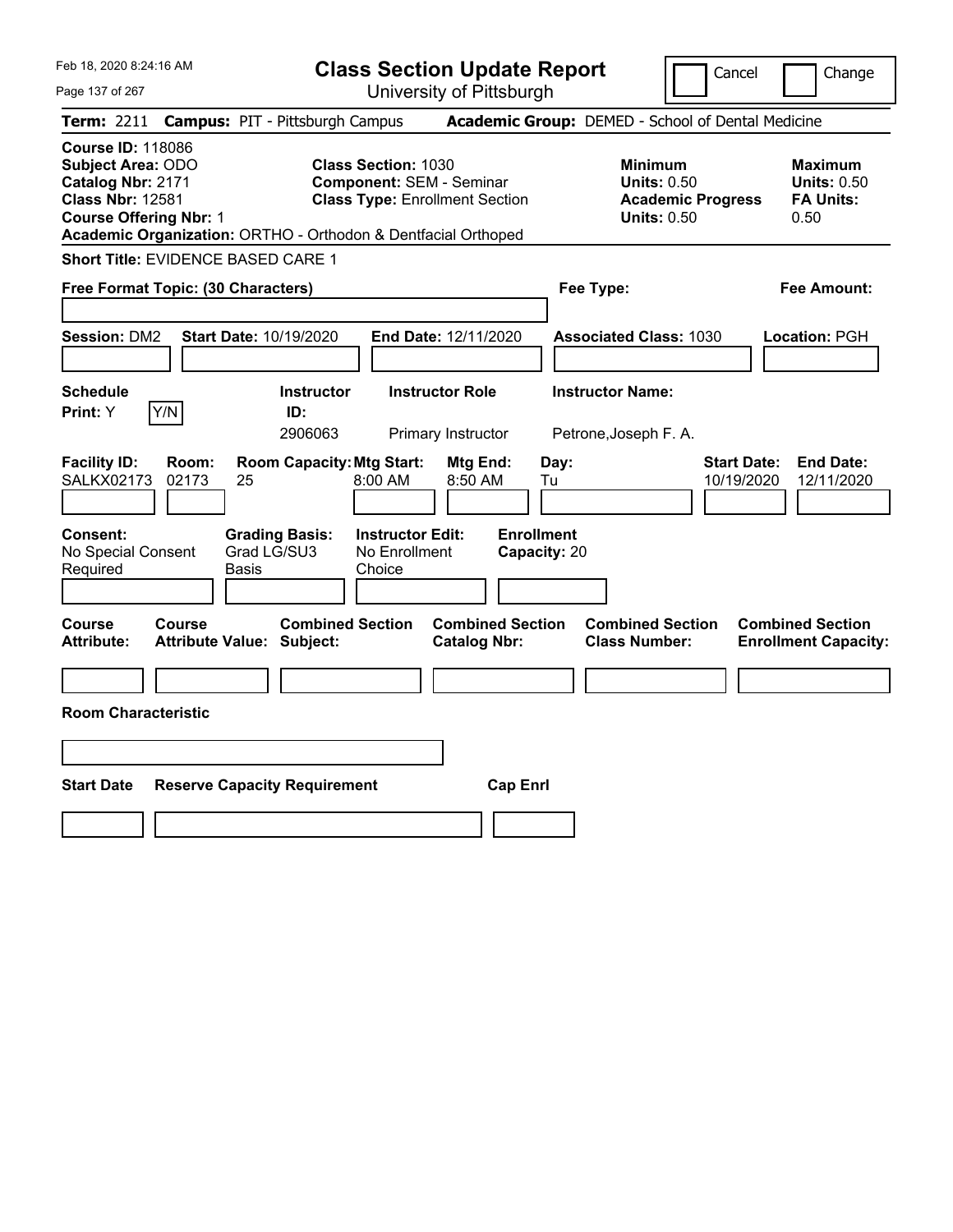# Class Section Update Report

University of Pittsburgh

Feb 18, 2020 8:24:16 AM

Cancel | Change

**Term:** 2211 **Campus:** PIT - Pittsburgh Campus **Academic Group:** DEMED - School of Dental Medicine

**Course ID:** 118086
**Subject Area:** ODO
**Catalog Nbr:** 2171
**Class Nbr:** 12581
**Course Offering Nbr:** 1

**Class Section:** 1030
**Component:** SEM - Seminar
**Class Type:** Enrollment Section

**Minimum Units:** 0.50
**Academic Progress Units:** 0.50

**Maximum Units:** 0.50
**FA Units:** 0.50

**Academic Organization:** ORTHO - Orthodon & Dentfacial Orthoped

**Short Title:** EVIDENCE BASED CARE 1

**Free Format Topic: (30 Characters)**

**Fee Type:**

**Fee Amount:**

**Session:** DM2 **Start Date:** 10/19/2020 **End Date:** 12/11/2020 **Associated Class:** 1030 **Location:** PGH

| Schedule Print | Instructor ID | Instructor Role | Instructor Name |
|---|---|---|---|
| Y | 2906063 | Primary Instructor | Petrone,Joseph F. A. |

| Facility ID | Room | Room Capacity | Mtg Start | Mtg End | Day | Start Date | End Date |
|---|---|---|---|---|---|---|---|
| SALKX02173 | 02173 | 25 | 8:00 AM | 8:50 AM | Tu | 10/19/2020 | 12/11/2020 |

**Consent:** No Special Consent Required
**Grading Basis:** Grad LG/SU3 Basis
**Instructor Edit:** No Enrollment Choice
**Enrollment Capacity:** 20

| Course Attribute | Course Attribute Value | Combined Section Subject | Combined Section Catalog Nbr | Combined Section Class Number | Combined Section Enrollment Capacity |
|---|---|---|---|---|---|
| | | | | | |

**Room Characteristic**

| Start Date | Reserve Capacity Requirement | Cap Enrl |
|---|---|---|
| | | |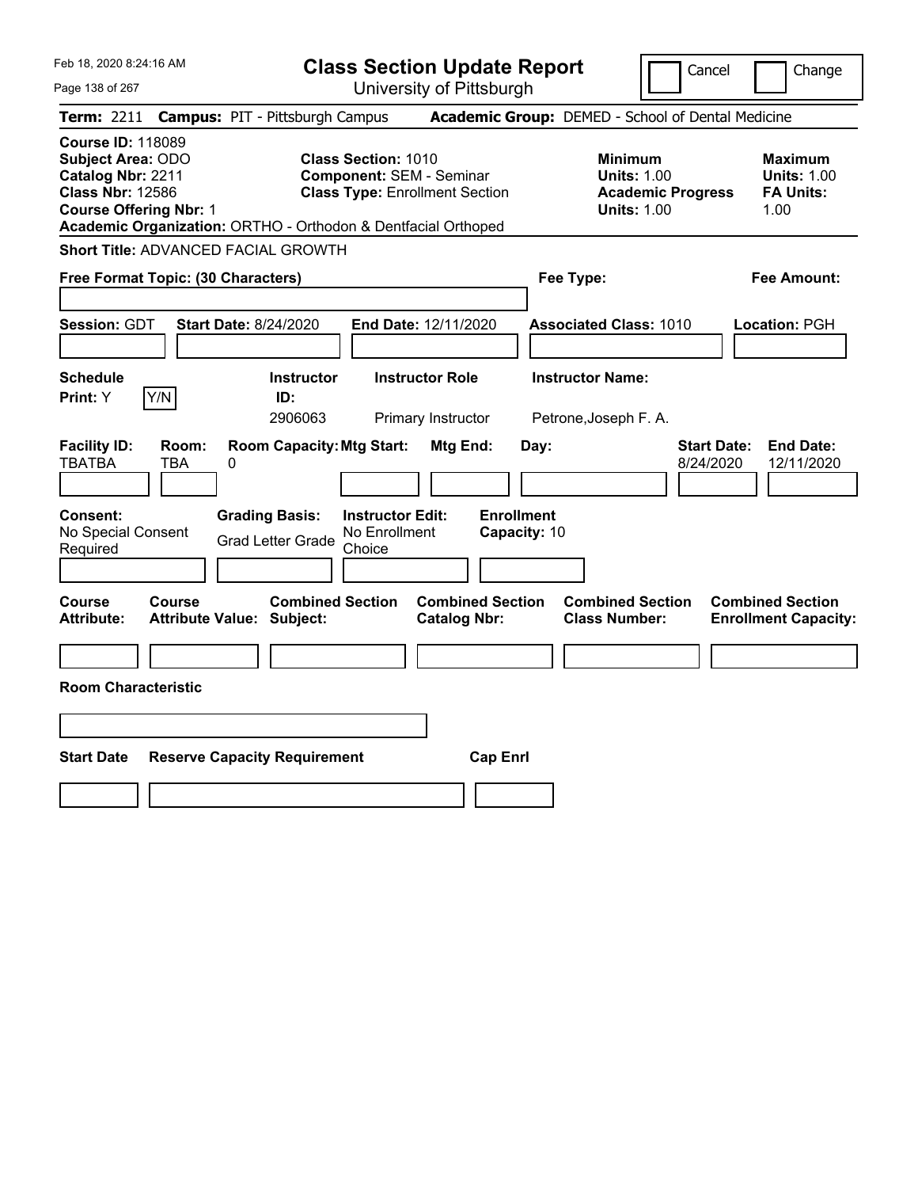Feb 18, 2020 8:24:16 AM

# Class Section Update Report

University of Pittsburgh

Cancel | Change

**Term:** 2211 **Campus:** PIT - Pittsburgh Campus **Academic Group:** DEMED - School of Dental Medicine

**Course ID:** 118089
**Subject Area:** ODO
**Catalog Nbr:** 2211
**Class Nbr:** 12586
**Course Offering Nbr:** 1
**Academic Organization:** ORTHO - Orthodon & Dentfacial Orthoped

**Class Section:** 1010
**Component:** SEM - Seminar
**Class Type:** Enrollment Section

**Minimum**
**Units:** 1.00
**Academic Progress Units:** 1.00

**Maximum**
**Units:** 1.00
**FA Units:** 1.00

**Short Title:** ADVANCED FACIAL GROWTH

**Free Format Topic: (30 Characters)**

**Fee Type:**

**Fee Amount:**

**Session:** GDT **Start Date:** 8/24/2020 **End Date:** 12/11/2020 **Associated Class:** 1010 **Location:** PGH

| Schedule Print: | Instructor ID: | Instructor Role | Instructor Name: |
|---|---|---|---|
| Y | 2906063 | Primary Instructor | Petrone,Joseph F. A. |

| Facility ID: | Room: | Room Capacity: | Mtg Start: | Mtg End: | Day: | Start Date: | End Date: |
|---|---|---|---|---|---|---|---|
| TBATBA | TBA | 0 | | | | 8/24/2020 | 12/11/2020 |

**Consent:** No Special Consent Required
**Grading Basis:** Grad Letter Grade
**Instructor Edit:** No Enrollment Choice
**Enrollment Capacity:** 10

| Course Attribute: | Course Attribute Value: | Combined Section Subject: | Combined Section Catalog Nbr: | Combined Section Class Number: | Combined Section Enrollment Capacity: |
|---|---|---|---|---|---|
| | | | | | |

**Room Characteristic**

| Start Date | Reserve Capacity Requirement | Cap Enrl |
|---|---|---|
| | | |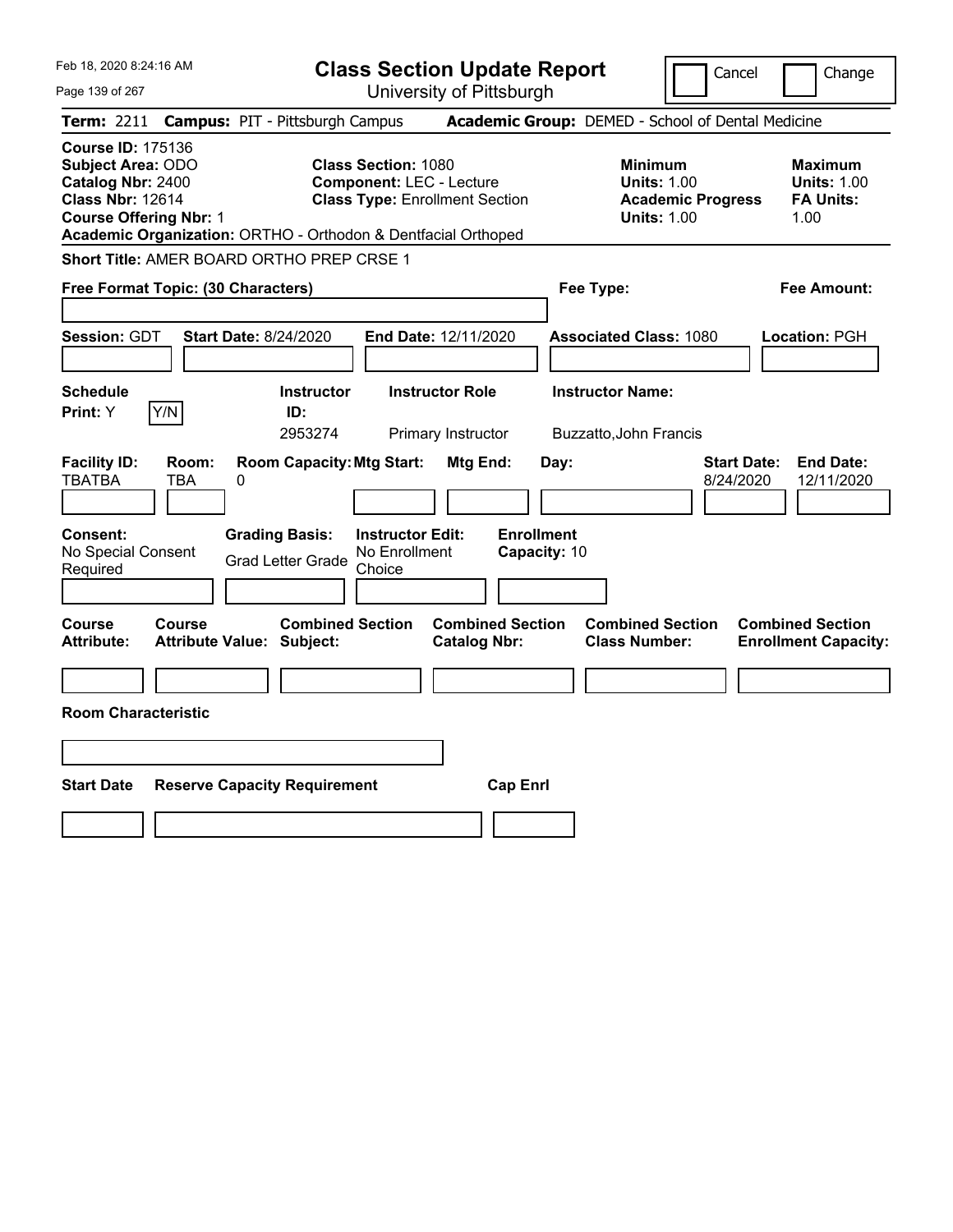Feb 18, 2020 8:24:16 AM

# Class Section Update Report

University of Pittsburgh

Cancel | Change

**Term:** 2211 **Campus:** PIT - Pittsburgh Campus **Academic Group:** DEMED - School of Dental Medicine

**Course ID:** 175136
**Subject Area:** ODO
**Catalog Nbr:** 2400
**Class Nbr:** 12614
**Course Offering Nbr:** 1
**Academic Organization:** ORTHO - Orthodon & Dentfacial Orthoped

**Class Section:** 1080
**Component:** LEC - Lecture
**Class Type:** Enrollment Section

**Minimum Units:** 1.00
**Academic Progress Units:** 1.00

**Maximum Units:** 1.00
**FA Units:** 1.00

**Short Title:** AMER BOARD ORTHO PREP CRSE 1

**Free Format Topic: (30 Characters)**

**Fee Type:**

**Fee Amount:**

**Session:** GDT **Start Date:** 8/24/2020 **End Date:** 12/11/2020 **Associated Class:** 1080 **Location:** PGH

| Schedule Print | Instructor ID | Instructor Role | Instructor Name |
|---|---|---|---|
| Y | 2953274 | Primary Instructor | Buzzatto,John Francis |

| Facility ID | Room | Room Capacity | Mtg Start | Mtg End | Day | Start Date | End Date |
|---|---|---|---|---|---|---|---|
| TBATBA | TBA | 0 | | | | 8/24/2020 | 12/11/2020 |

**Consent:** No Special Consent Required
**Grading Basis:** Grad Letter Grade
**Instructor Edit:** No Enrollment Choice
**Enrollment Capacity:** 10

| Course Attribute | Course Attribute Value | Combined Section Subject | Combined Section Catalog Nbr | Combined Section Class Number | Combined Section Enrollment Capacity |
|---|---|---|---|---|---|
| | | | | | |

**Room Characteristic**

| Start Date | Reserve Capacity Requirement | Cap Enrl |
|---|---|---|
| | | |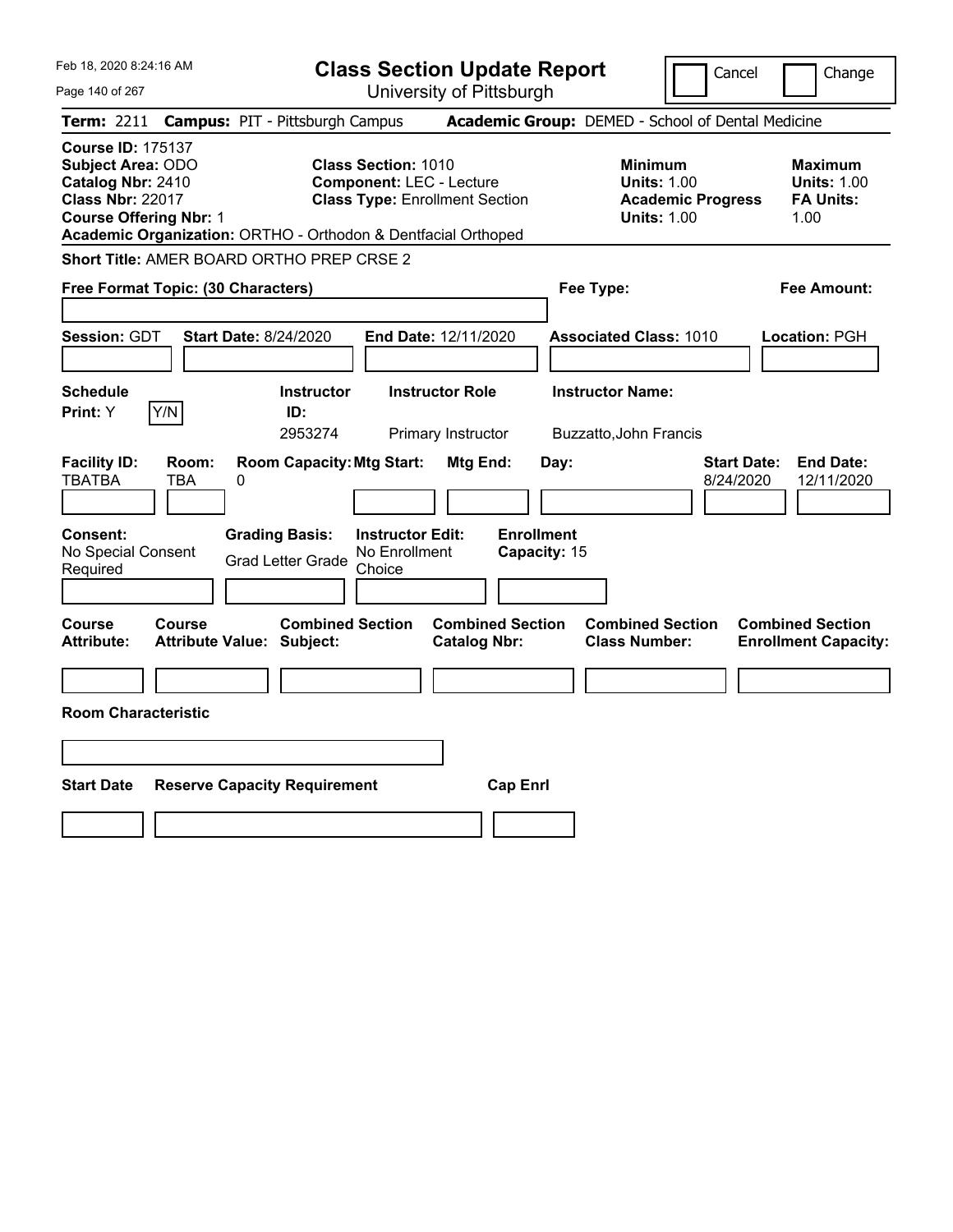Feb 18, 2020 8:24:16 AM

# Class Section Update Report

University of Pittsburgh

Cancel | Change

**Term:** 2211 **Campus:** PIT - Pittsburgh Campus **Academic Group:** DEMED - School of Dental Medicine

**Course ID:** 175137
**Subject Area:** ODO
**Catalog Nbr:** 2410
**Class Nbr:** 22017
**Course Offering Nbr:** 1
**Academic Organization:** ORTHO - Orthodon & Dentfacial Orthoped

**Class Section:** 1010
**Component:** LEC - Lecture
**Class Type:** Enrollment Section

**Minimum Units:** 1.00
**Academic Progress Units:** 1.00

**Maximum Units:** 1.00
**FA Units:** 1.00

**Short Title:** AMER BOARD ORTHO PREP CRSE 2

**Free Format Topic: (30 Characters)**

**Fee Type:**

**Fee Amount:**

**Session:** GDT **Start Date:** 8/24/2020 **End Date:** 12/11/2020 **Associated Class:** 1010 **Location:** PGH

| Schedule Print: | Instructor ID: | Instructor Role | Instructor Name: |
|---|---|---|---|
| Y | 2953274 | Primary Instructor | Buzzatto,John Francis |

| Facility ID: | Room: | Room Capacity: | Mtg Start: | Mtg End: | Day: | Start Date: | End Date: |
|---|---|---|---|---|---|---|---|
| TBATBA | TBA | 0 | | | | 8/24/2020 | 12/11/2020 |

**Consent:** No Special Consent Required

**Grading Basis:** Grad Letter Grade

**Instructor Edit:** No Enrollment Choice

**Enrollment Capacity:** 15

| Course Attribute: | Course Attribute Value: | Combined Section Subject: | Combined Section Catalog Nbr: | Combined Section Class Number: | Combined Section Enrollment Capacity: |
|---|---|---|---|---|---|
| | | | | | |

**Room Characteristic**

| Start Date | Reserve Capacity Requirement | Cap Enrl |
|---|---|---|
| | | |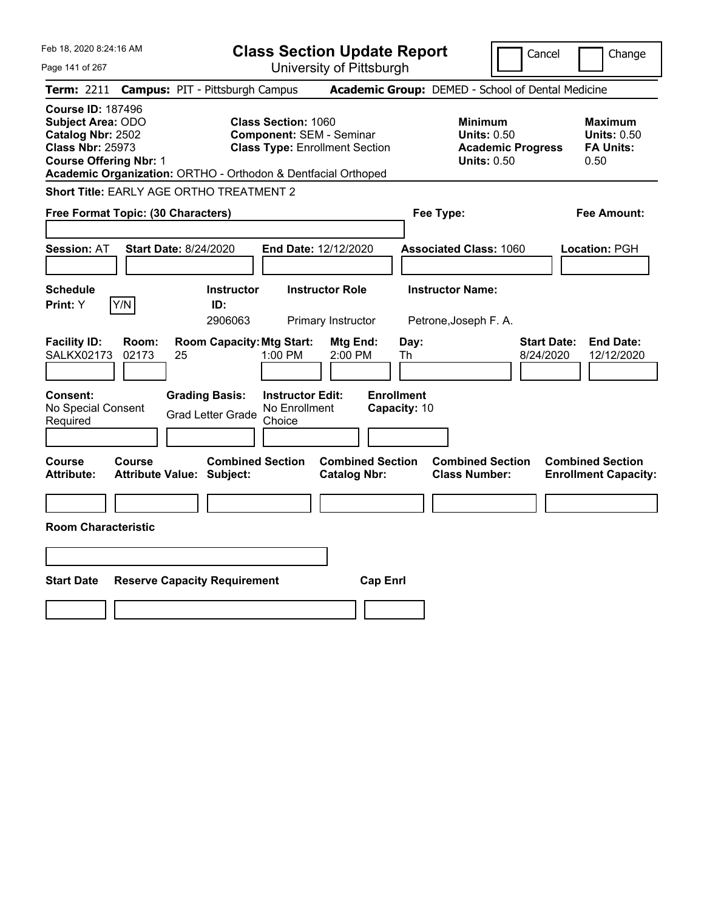# Class Section Update Report

University of Pittsburgh

Cancel | Change

**Term:** 2211 **Campus:** PIT - Pittsburgh Campus **Academic Group:** DEMED - School of Dental Medicine

**Course ID:** 187496
**Subject Area:** ODO
**Catalog Nbr:** 2502
**Class Nbr:** 25973
**Course Offering Nbr:** 1

**Class Section:** 1060
**Component:** SEM - Seminar
**Class Type:** Enrollment Section

**Minimum Units:** 0.50
**Academic Progress Units:** 0.50

**Maximum Units:** 0.50
**FA Units:** 0.50

**Academic Organization:** ORTHO - Orthodon & Dentfacial Orthoped

**Short Title:** EARLY AGE ORTHO TREATMENT 2

**Free Format Topic: (30 Characters)**

**Fee Type:**

**Fee Amount:**

**Session:** AT **Start Date:** 8/24/2020 **End Date:** 12/12/2020 **Associated Class:** 1060 **Location:** PGH

| Schedule Print | Instructor ID | Instructor Role | Instructor Name |
|---|---|---|---|
| Y (Y/N) | 2906063 | Primary Instructor | Petrone,Joseph F. A. |

| Facility ID | Room | Room Capacity | Mtg Start | Mtg End | Day | Start Date | End Date |
|---|---|---|---|---|---|---|---|
| SALKX02173 | 02173 | 25 | 1:00 PM | 2:00 PM | Th | 8/24/2020 | 12/12/2020 |

**Consent:** No Special Consent Required
**Grading Basis:** Grad Letter Grade
**Instructor Edit:** No Enrollment Choice
**Enrollment Capacity:** 10

| Course Attribute | Course Attribute Value | Combined Section Subject | Combined Section Catalog Nbr | Combined Section Class Number | Combined Section Enrollment Capacity |
|---|---|---|---|---|---|
| | | | | | |

**Room Characteristic**

| Start Date | Reserve Capacity Requirement | Cap Enrl |
|---|---|---|
| | | |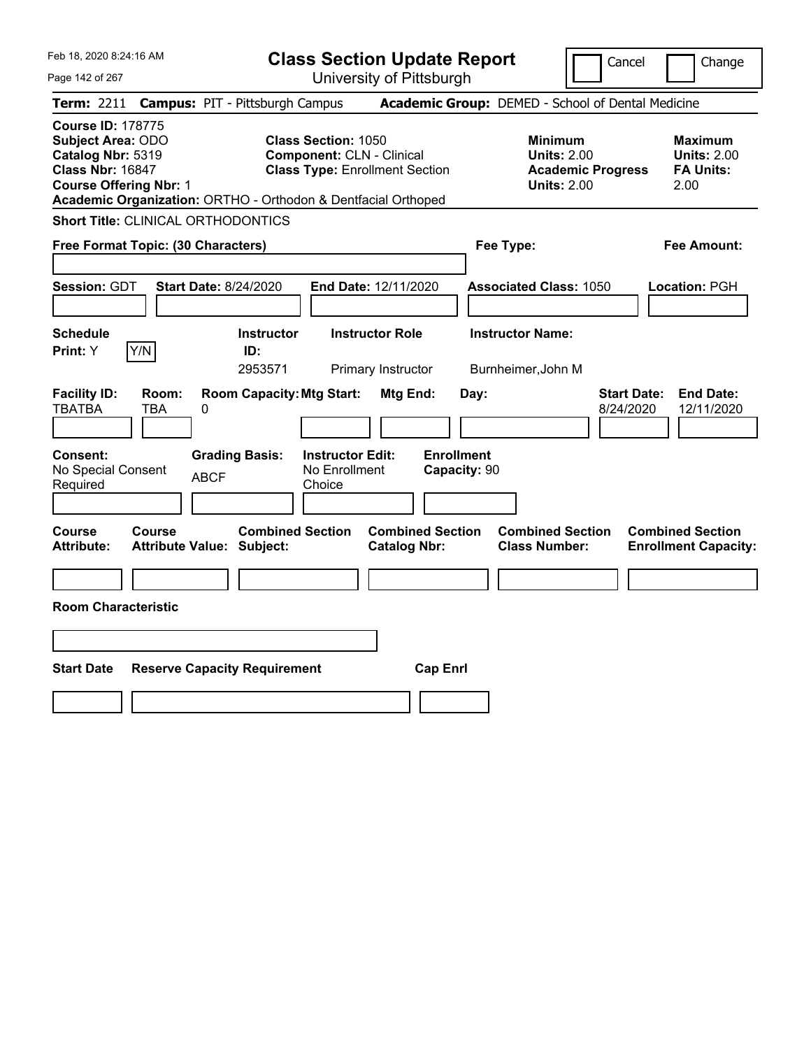Feb 18, 2020 8:24:16 AM

# Class Section Update Report

University of Pittsburgh

Cancel | Change

**Term:** 2211 **Campus:** PIT - Pittsburgh Campus **Academic Group:** DEMED - School of Dental Medicine

**Course ID:** 178775
**Subject Area:** ODO
**Catalog Nbr:** 5319
**Class Nbr:** 16847
**Course Offering Nbr:** 1
**Academic Organization:** ORTHO - Orthodon & Dentfacial Orthoped

**Class Section:** 1050
**Component:** CLN - Clinical
**Class Type:** Enrollment Section

**Minimum**
**Units:** 2.00
**Academic Progress Units:** 2.00

**Maximum**
**Units:** 2.00
**FA Units:** 2.00

**Short Title:** CLINICAL ORTHODONTICS

**Free Format Topic: (30 Characters)**

**Fee Type:**

**Fee Amount:**

**Session:** GDT **Start Date:** 8/24/2020 **End Date:** 12/11/2020 **Associated Class:** 1050 **Location:** PGH

| Schedule Print: | Instructor ID: | Instructor Role | Instructor Name: |
|---|---|---|---|
| Y (Y/N) | 2953571 | Primary Instructor | Burnheimer,John M |

| Facility ID: | Room: | Room Capacity: | Mtg Start: | Mtg End: | Day: | Start Date: | End Date: |
|---|---|---|---|---|---|---|---|
| TBATBA | TBA | 0 | | | | 8/24/2020 | 12/11/2020 |

| Consent: | Grading Basis: | Instructor Edit: | Enrollment Capacity: |
|---|---|---|---|
| No Special Consent Required | ABCF | No Enrollment Choice | 90 |

| Course Attribute: | Course Attribute Value: | Combined Section Subject: | Combined Section Catalog Nbr: | Combined Section Class Number: | Combined Section Enrollment Capacity: |
|---|---|---|---|---|---|
| | | | | | |

**Room Characteristic**

| Start Date | Reserve Capacity Requirement | Cap Enrl |
|---|---|---|
| | | |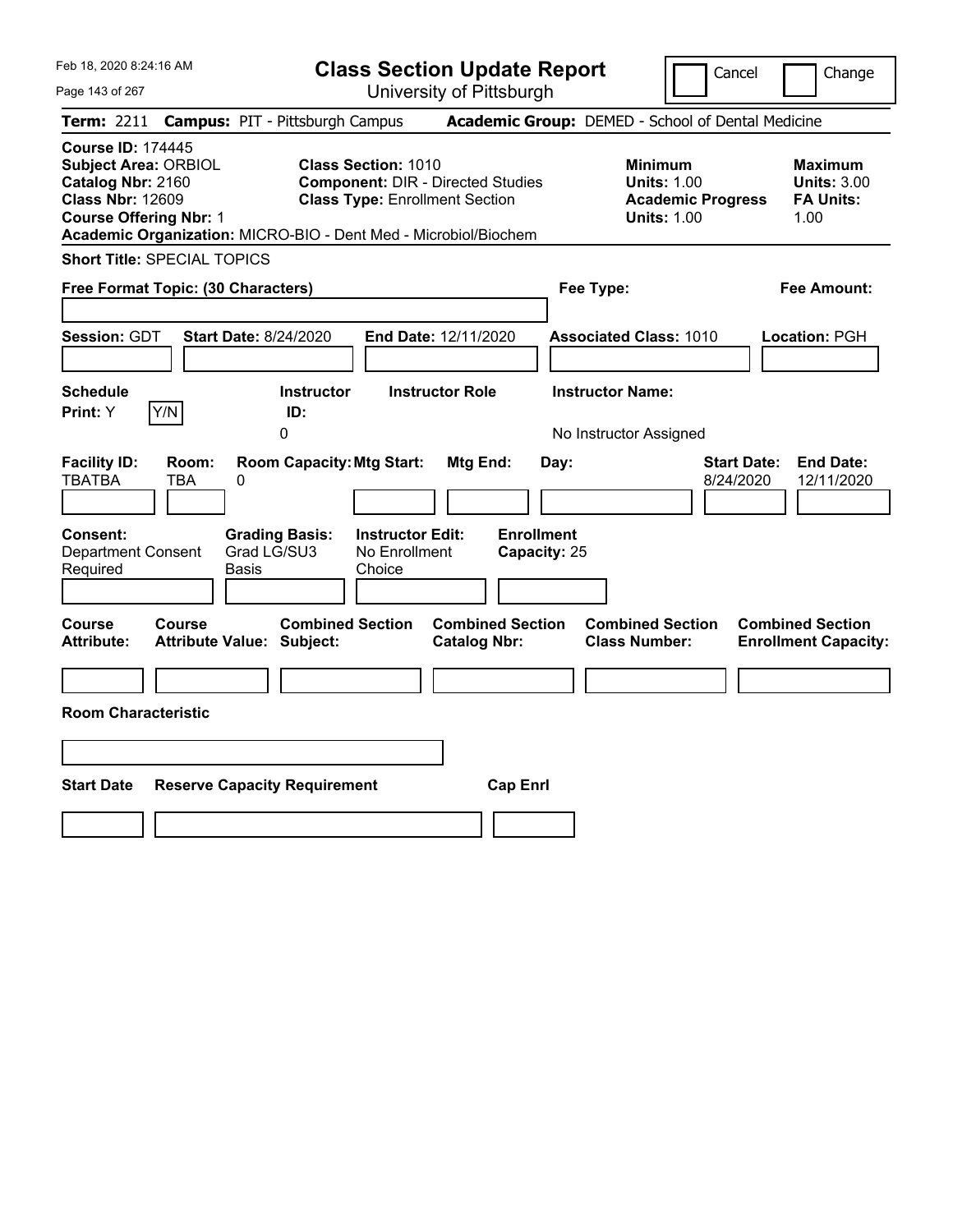# Class Section Update Report

University of Pittsburgh

Feb 18, 2020 8:24:16 AM

Cancel | Change

**Term:** 2211 **Campus:** PIT - Pittsburgh Campus **Academic Group:** DEMED - School of Dental Medicine

**Course ID:** 174445
**Subject Area:** ORBIOL
**Catalog Nbr:** 2160
**Class Nbr:** 12609
**Course Offering Nbr:** 1
**Academic Organization:** MICRO-BIO - Dent Med - Microbiol/Biochem

**Class Section:** 1010
**Component:** DIR - Directed Studies
**Class Type:** Enrollment Section

**Minimum Units:** 1.00
**Academic Progress Units:** 1.00

**Maximum Units:** 3.00
**FA Units:** 1.00

**Short Title:** SPECIAL TOPICS

**Free Format Topic: (30 Characters)**

**Fee Type:**

**Fee Amount:**

**Session:** GDT **Start Date:** 8/24/2020 **End Date:** 12/11/2020 **Associated Class:** 1010 **Location:** PGH

| Schedule Print | | Instructor ID | Instructor Role | Instructor Name |
|---|---|---|---|---|
| Y | Y/N | 0 | | No Instructor Assigned |

| Facility ID | Room | Room Capacity | Mtg Start | Mtg End | Day | Start Date | End Date |
|---|---|---|---|---|---|---|---|
| TBATBA | TBA | 0 | | | | 8/24/2020 | 12/11/2020 |

| Consent | Grading Basis | Instructor Edit | Enrollment Capacity |
|---|---|---|---|
| Department Consent Required | Grad LG/SU3 Basis | No Enrollment Choice | 25 |

| Course Attribute | Course Attribute Value | Combined Section Subject | Combined Section Catalog Nbr | Combined Section Class Number | Combined Section Enrollment Capacity |
|---|---|---|---|---|---|
| | | | | | |

**Room Characteristic**

| Start Date | Reserve Capacity Requirement | Cap Enrl |
|---|---|---|
| | | |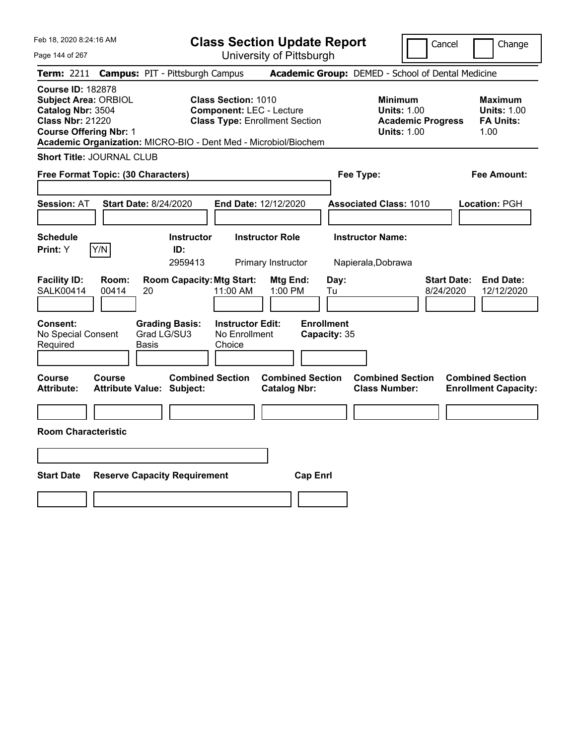Feb 18, 2020 8:24:16 AM

# Class Section Update Report

University of Pittsburgh

Cancel | Change

**Term:** 2211 **Campus:** PIT - Pittsburgh Campus **Academic Group:** DEMED - School of Dental Medicine

**Course ID:** 182878
**Subject Area:** ORBIOL
**Catalog Nbr:** 3504
**Class Nbr:** 21220
**Course Offering Nbr:** 1

**Class Section:** 1010
**Component:** LEC - Lecture
**Class Type:** Enrollment Section

| | Minimum | Maximum |
|---|---|---|
| Units | 1.00 | 1.00 |
| Academic Progress Units / FA Units | 1.00 | 1.00 |

**Academic Organization:** MICRO-BIO - Dent Med - Microbiol/Biochem

**Short Title:** JOURNAL CLUB

**Free Format Topic: (30 Characters)**

**Fee Type:**

**Fee Amount:**

**Session:** AT **Start Date:** 8/24/2020 **End Date:** 12/12/2020 **Associated Class:** 1010 **Location:** PGH

**Schedule Print:** Y [Y/N]

| Instructor ID | Instructor Role | Instructor Name |
|---|---|---|
| 2959413 | Primary Instructor | Napierala,Dobrawa |

| Facility ID | Room | Room Capacity | Mtg Start | Mtg End | Day | Start Date | End Date |
|---|---|---|---|---|---|---|---|
| SALK00414 | 00414 | 20 | 11:00 AM | 1:00 PM | Tu | 8/24/2020 | 12/12/2020 |

**Consent:** No Special Consent Required
**Grading Basis:** Grad LG/SU3 Basis
**Instructor Edit:** No Enrollment Choice
**Enrollment Capacity:** 35

| Course Attribute | Course Attribute Value | Combined Section Subject | Combined Section Catalog Nbr | Combined Section Class Number | Combined Section Enrollment Capacity |
|---|---|---|---|---|---|
| | | | | | |

**Room Characteristic**

| Start Date | Reserve Capacity Requirement | Cap Enrl |
|---|---|---|
| | | |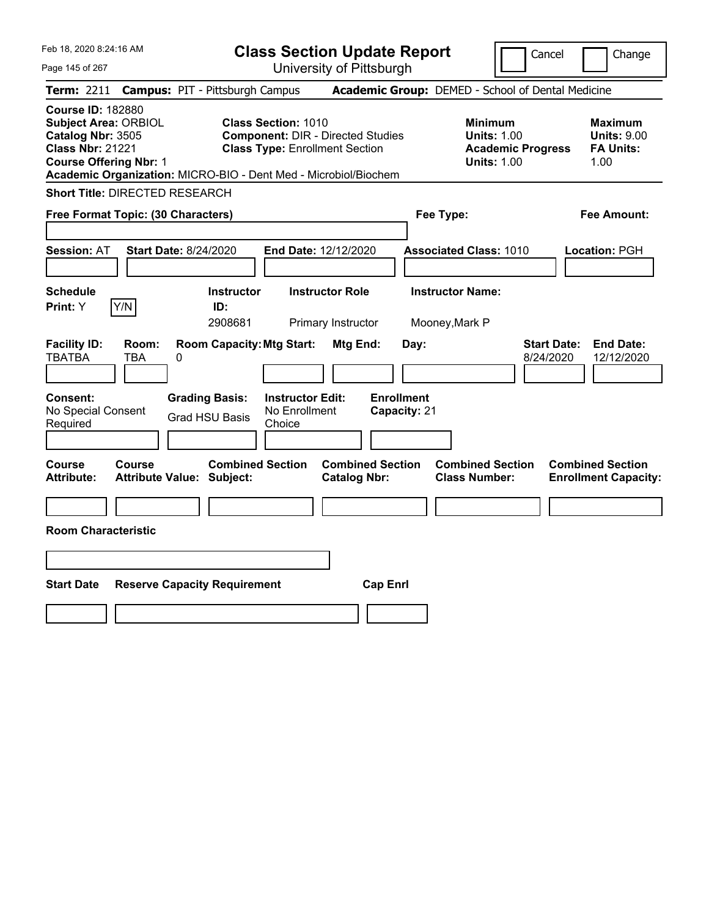Feb 18, 2020 8:24:16 AM

# Class Section Update Report

University of Pittsburgh

Cancel | Change

**Term:** 2211 **Campus:** PIT - Pittsburgh Campus **Academic Group:** DEMED - School of Dental Medicine

**Course ID:** 182880
**Subject Area:** ORBIOL
**Catalog Nbr:** 3505
**Class Nbr:** 21221
**Course Offering Nbr:** 1
**Academic Organization:** MICRO-BIO - Dent Med - Microbiol/Biochem

**Class Section:** 1010
**Component:** DIR - Directed Studies
**Class Type:** Enrollment Section

**Minimum**
**Units:** 1.00
**Academic Progress Units:** 1.00

**Maximum**
**Units:** 9.00
**FA Units:** 1.00

**Short Title:** DIRECTED RESEARCH

**Free Format Topic: (30 Characters)**

**Fee Type:**

**Fee Amount:**

**Session:** AT **Start Date:** 8/24/2020 **End Date:** 12/12/2020 **Associated Class:** 1010 **Location:** PGH

| Schedule Print | Instructor ID | Instructor Role | Instructor Name |
|---|---|---|---|
| Y (Y/N) | 2908681 | Primary Instructor | Mooney,Mark P |

| Facility ID | Room | Room Capacity | Mtg Start | Mtg End | Day | Start Date | End Date |
|---|---|---|---|---|---|---|---|
| TBATBA | TBA | 0 | | | | 8/24/2020 | 12/12/2020 |

| Consent | Grading Basis | Instructor Edit | Enrollment Capacity |
|---|---|---|---|
| No Special Consent Required | Grad HSU Basis | No Enrollment Choice | 21 |

| Course Attribute | Course Attribute Value | Combined Section Subject | Combined Section Catalog Nbr | Combined Section Class Number | Combined Section Enrollment Capacity |
|---|---|---|---|---|---|
| | | | | | |

**Room Characteristic**

| Start Date | Reserve Capacity Requirement | Cap Enrl |
|---|---|---|
| | | |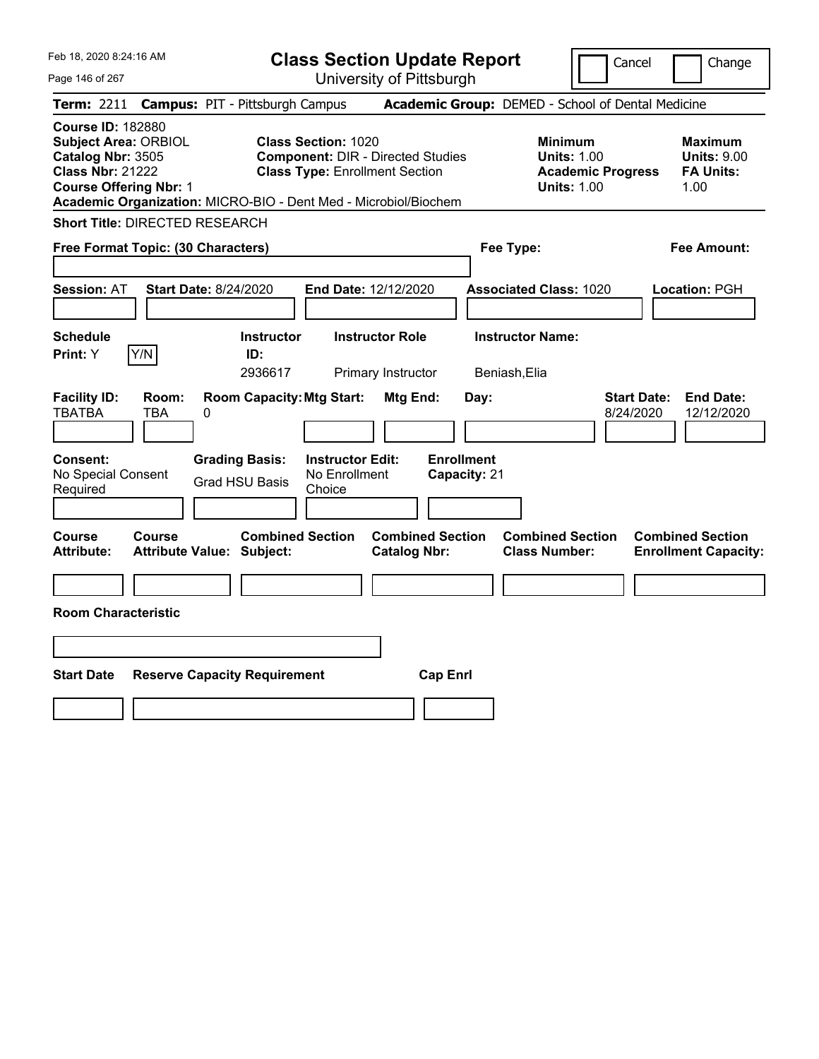Feb 18, 2020 8:24:16 AM

# Class Section Update Report

University of Pittsburgh

Cancel | Change

**Term:** 2211 **Campus:** PIT - Pittsburgh Campus **Academic Group:** DEMED - School of Dental Medicine

**Course ID:** 182880
**Subject Area:** ORBIOL
**Catalog Nbr:** 3505
**Class Nbr:** 21222
**Course Offering Nbr:** 1
**Academic Organization:** MICRO-BIO - Dent Med - Microbiol/Biochem

**Class Section:** 1020
**Component:** DIR - Directed Studies
**Class Type:** Enrollment Section

**Minimum**
**Units:** 1.00
**Academic Progress Units:** 1.00

**Maximum**
**Units:** 9.00
**FA Units:** 1.00

**Short Title:** DIRECTED RESEARCH

**Free Format Topic: (30 Characters)**

**Fee Type:**

**Fee Amount:**

**Session:** AT **Start Date:** 8/24/2020 **End Date:** 12/12/2020 **Associated Class:** 1020 **Location:** PGH

| Schedule Print: | Y/N | Instructor ID: | Instructor Role | Instructor Name: |
|---|---|---|---|---|
| Y | | 2936617 | Primary Instructor | Beniash,Elia |

| Facility ID: | Room: | Room Capacity: | Mtg Start: | Mtg End: | Day: | Start Date: | End Date: |
|---|---|---|---|---|---|---|---|
| TBATBA | TBA | 0 | | | | 8/24/2020 | 12/12/2020 |

**Consent:** No Special Consent Required

**Grading Basis:** Grad HSU Basis

**Instructor Edit:** No Enrollment Choice

**Enrollment Capacity:** 21

| Course Attribute: | Course Attribute Value: | Combined Section Subject: | Combined Section Catalog Nbr: | Combined Section Class Number: | Combined Section Enrollment Capacity: |
|---|---|---|---|---|---|
| | | | | | |

**Room Characteristic**

| Start Date | Reserve Capacity Requirement | Cap Enrl |
|---|---|---|
| | | |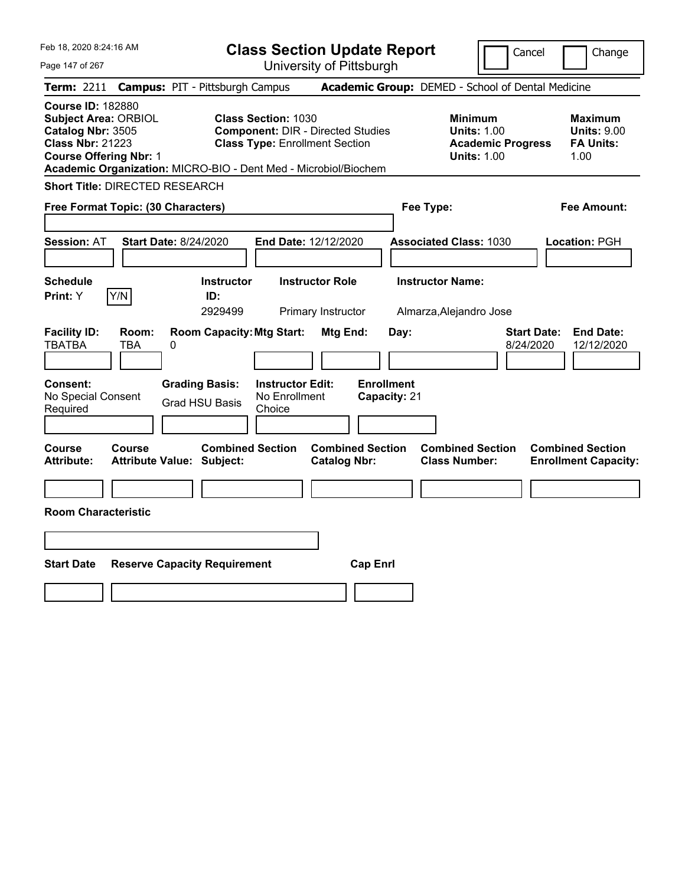# Class Section Update Report

University of Pittsburgh

Cancel | Change

**Term:** 2211 **Campus:** PIT - Pittsburgh Campus **Academic Group:** DEMED - School of Dental Medicine

**Course ID:** 182880
**Subject Area:** ORBIOL
**Catalog Nbr:** 3505
**Class Nbr:** 21223
**Course Offering Nbr:** 1
**Academic Organization:** MICRO-BIO - Dent Med - Microbiol/Biochem

**Class Section:** 1030
**Component:** DIR - Directed Studies
**Class Type:** Enrollment Section

**Minimum Units:** 1.00
**Academic Progress Units:** 1.00

**Maximum Units:** 9.00
**FA Units:** 1.00

**Short Title:** DIRECTED RESEARCH

**Free Format Topic: (30 Characters)**

**Fee Type:**

**Fee Amount:**

**Session:** AT **Start Date:** 8/24/2020 **End Date:** 12/12/2020 **Associated Class:** 1030 **Location:** PGH

| Schedule Print | Instructor ID | Instructor Role | Instructor Name |
|---|---|---|---|
| Y | 2929499 | Primary Instructor | Almarza,Alejandro Jose |

| Facility ID | Room | Room Capacity | Mtg Start | Mtg End | Day | Start Date | End Date |
|---|---|---|---|---|---|---|---|
| TBATBA | TBA | 0 | | | | 8/24/2020 | 12/12/2020 |

**Consent:** No Special Consent Required
**Grading Basis:** Grad HSU Basis
**Instructor Edit:** No Enrollment Choice
**Enrollment Capacity:** 21

| Course Attribute | Course Attribute Value | Combined Section Subject | Combined Section Catalog Nbr | Combined Section Class Number | Combined Section Enrollment Capacity |
|---|---|---|---|---|---|
| | | | | | |

**Room Characteristic**

| Start Date | Reserve Capacity Requirement | Cap Enrl |
|---|---|---|
| | | |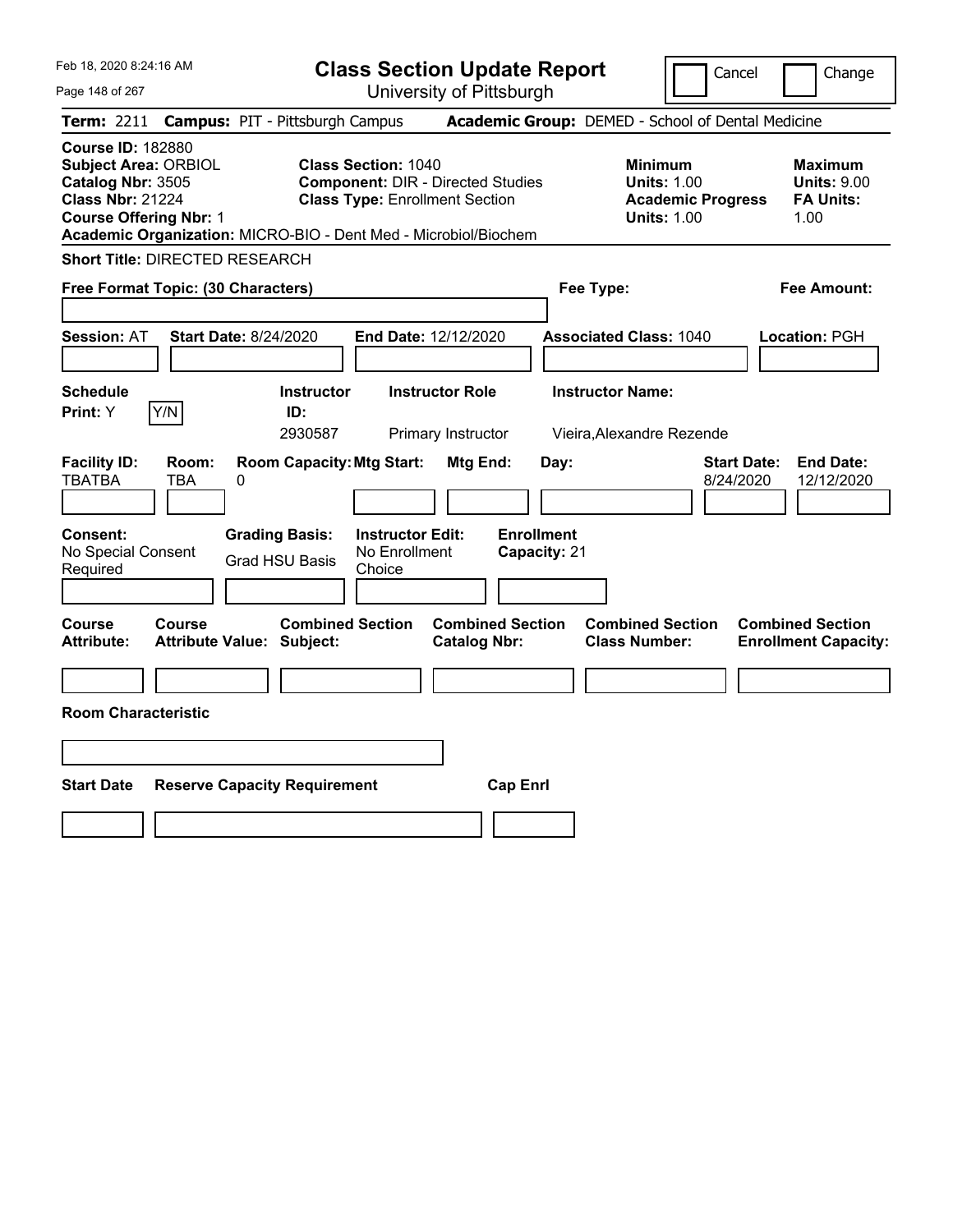Feb 18, 2020 8:24:16 AM

# Class Section Update Report

University of Pittsburgh

Cancel | Change

**Term:** 2211 **Campus:** PIT - Pittsburgh Campus **Academic Group:** DEMED - School of Dental Medicine

**Course ID:** 182880
**Subject Area:** ORBIOL
**Catalog Nbr:** 3505
**Class Nbr:** 21224
**Course Offering Nbr:** 1
**Academic Organization:** MICRO-BIO - Dent Med - Microbiol/Biochem

**Class Section:** 1040
**Component:** DIR - Directed Studies
**Class Type:** Enrollment Section

**Minimum**
**Units:** 1.00
**Academic Progress Units:** 1.00

**Maximum**
**Units:** 9.00
**FA Units:** 1.00

**Short Title:** DIRECTED RESEARCH

**Free Format Topic: (30 Characters)**

**Fee Type:**

**Fee Amount:**

**Session:** AT **Start Date:** 8/24/2020 **End Date:** 12/12/2020 **Associated Class:** 1040 **Location:** PGH

| Schedule Print: | | Instructor ID: | Instructor Role | Instructor Name: |
|---|---|---|---|---|
| Y | Y/N | 2930587 | Primary Instructor | Vieira,Alexandre Rezende |

| Facility ID: | Room: | Room Capacity: | Mtg Start: | Mtg End: | Day: | Start Date: | End Date: |
|---|---|---|---|---|---|---|---|
| TBATBA | TBA | 0 | | | | 8/24/2020 | 12/12/2020 |

| Consent: | Grading Basis: | Instructor Edit: | Enrollment Capacity: |
|---|---|---|---|
| No Special Consent Required | Grad HSU Basis | No Enrollment Choice | 21 |

| Course Attribute: | Course Attribute Value: | Combined Section Subject: | Combined Section Catalog Nbr: | Combined Section Class Number: | Combined Section Enrollment Capacity: |
|---|---|---|---|---|---|
| | | | | | |

**Room Characteristic**

| Start Date | Reserve Capacity Requirement | Cap Enrl |
|---|---|---|
| | | |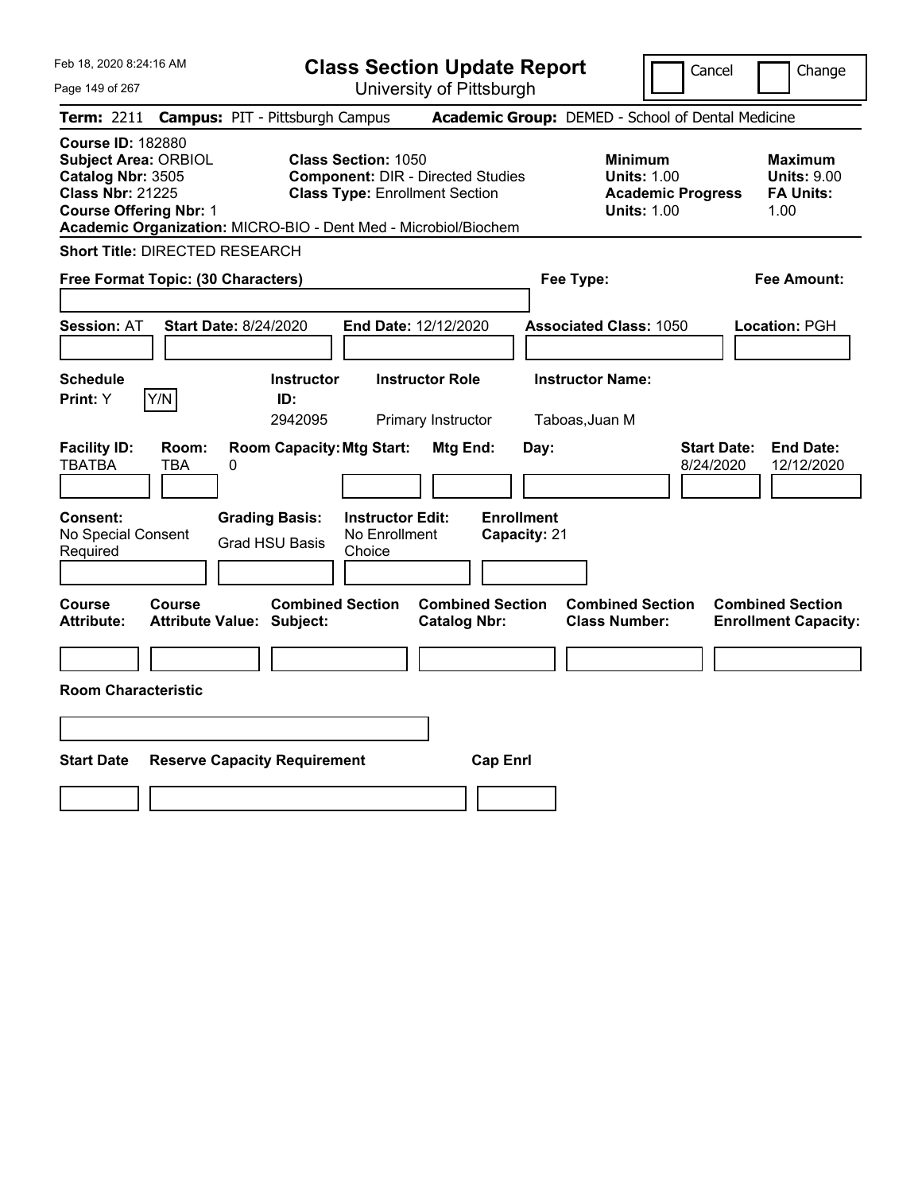Feb 18, 2020 8:24:16 AM

# Class Section Update Report

University of Pittsburgh

Cancel | Change

**Term:** 2211 **Campus:** PIT - Pittsburgh Campus **Academic Group:** DEMED - School of Dental Medicine

**Course ID:** 182880
**Subject Area:** ORBIOL
**Catalog Nbr:** 3505
**Class Nbr:** 21225
**Course Offering Nbr:** 1

**Class Section:** 1050
**Component:** DIR - Directed Studies
**Class Type:** Enrollment Section

**Minimum Units:** 1.00
**Academic Progress Units:** 1.00

**Maximum Units:** 9.00
**FA Units:** 1.00

**Academic Organization:** MICRO-BIO - Dent Med - Microbiol/Biochem

**Short Title:** DIRECTED RESEARCH

**Free Format Topic: (30 Characters)**

**Fee Type:**

**Fee Amount:**

**Session:** AT **Start Date:** 8/24/2020 **End Date:** 12/12/2020 **Associated Class:** 1050 **Location:** PGH

| Schedule Print | Instructor ID | Instructor Role | Instructor Name |
|---|---|---|---|
| Y (Y/N) | 2942095 | Primary Instructor | Taboas,Juan M |

| Facility ID | Room | Room Capacity | Mtg Start | Mtg End | Day | Start Date | End Date |
|---|---|---|---|---|---|---|---|
| TBATBA | TBA | 0 | | | | 8/24/2020 | 12/12/2020 |

| Consent | Grading Basis | Instructor Edit | Enrollment Capacity |
|---|---|---|---|
| No Special Consent Required | Grad HSU Basis | No Enrollment Choice | 21 |

| Course Attribute | Course Attribute Value | Combined Section Subject | Combined Section Catalog Nbr | Combined Section Class Number | Combined Section Enrollment Capacity |
|---|---|---|---|---|---|
| | | | | | |

**Room Characteristic**

| Start Date | Reserve Capacity Requirement | Cap Enrl |
|---|---|---|
| | | |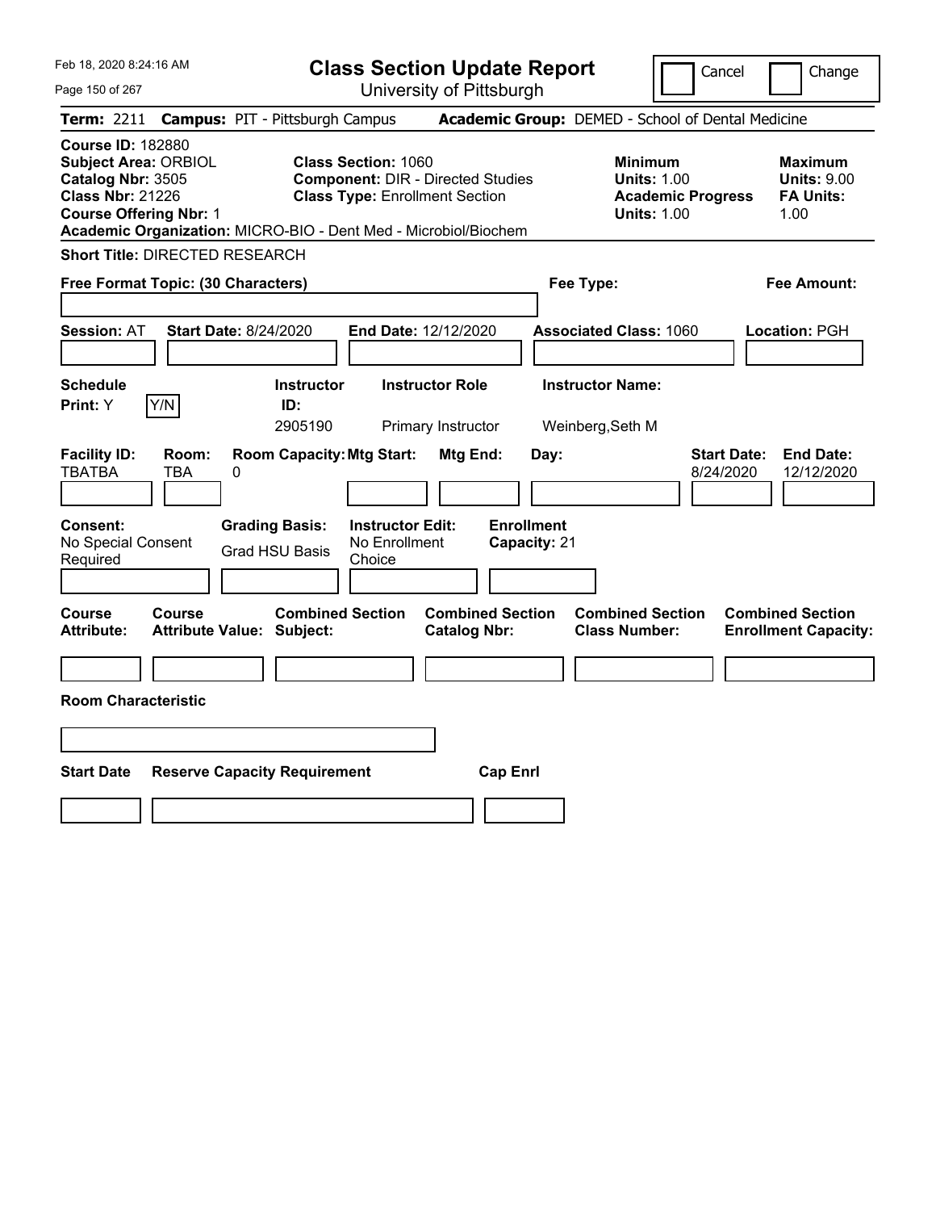# Class Section Update Report

University of Pittsburgh

Cancel | Change

**Term:** 2211 **Campus:** PIT - Pittsburgh Campus **Academic Group:** DEMED - School of Dental Medicine

**Course ID:** 182880
**Subject Area:** ORBIOL
**Catalog Nbr:** 3505
**Class Nbr:** 21226
**Course Offering Nbr:** 1
**Academic Organization:** MICRO-BIO - Dent Med - Microbiol/Biochem

**Class Section:** 1060
**Component:** DIR - Directed Studies
**Class Type:** Enrollment Section

**Minimum**
**Units:** 1.00
**Academic Progress Units:** 1.00

**Maximum**
**Units:** 9.00
**FA Units:** 1.00

**Short Title:** DIRECTED RESEARCH

**Free Format Topic: (30 Characters)**

**Fee Type:**

**Fee Amount:**

**Session:** AT **Start Date:** 8/24/2020 **End Date:** 12/12/2020 **Associated Class:** 1060 **Location:** PGH

| Schedule Print: | Instructor ID: | Instructor Role | Instructor Name: |
|---|---|---|---|
| Y | 2905190 | Primary Instructor | Weinberg,Seth M |

| Facility ID: | Room: | Room Capacity: | Mtg Start: | Mtg End: | Day: | Start Date: | End Date: |
|---|---|---|---|---|---|---|---|
| TBATBA | TBA | 0 | | | | 8/24/2020 | 12/12/2020 |

| Consent: | Grading Basis: | Instructor Edit: | Enrollment Capacity: |
|---|---|---|---|
| No Special Consent Required | Grad HSU Basis | No Enrollment Choice | 21 |

| Course Attribute: | Course Attribute Value: | Combined Section Subject: | Combined Section Catalog Nbr: | Combined Section Class Number: | Combined Section Enrollment Capacity: |
|---|---|---|---|---|---|
| | | | | | |

**Room Characteristic**

| Start Date | Reserve Capacity Requirement | Cap Enrl |
|---|---|---|
| | | |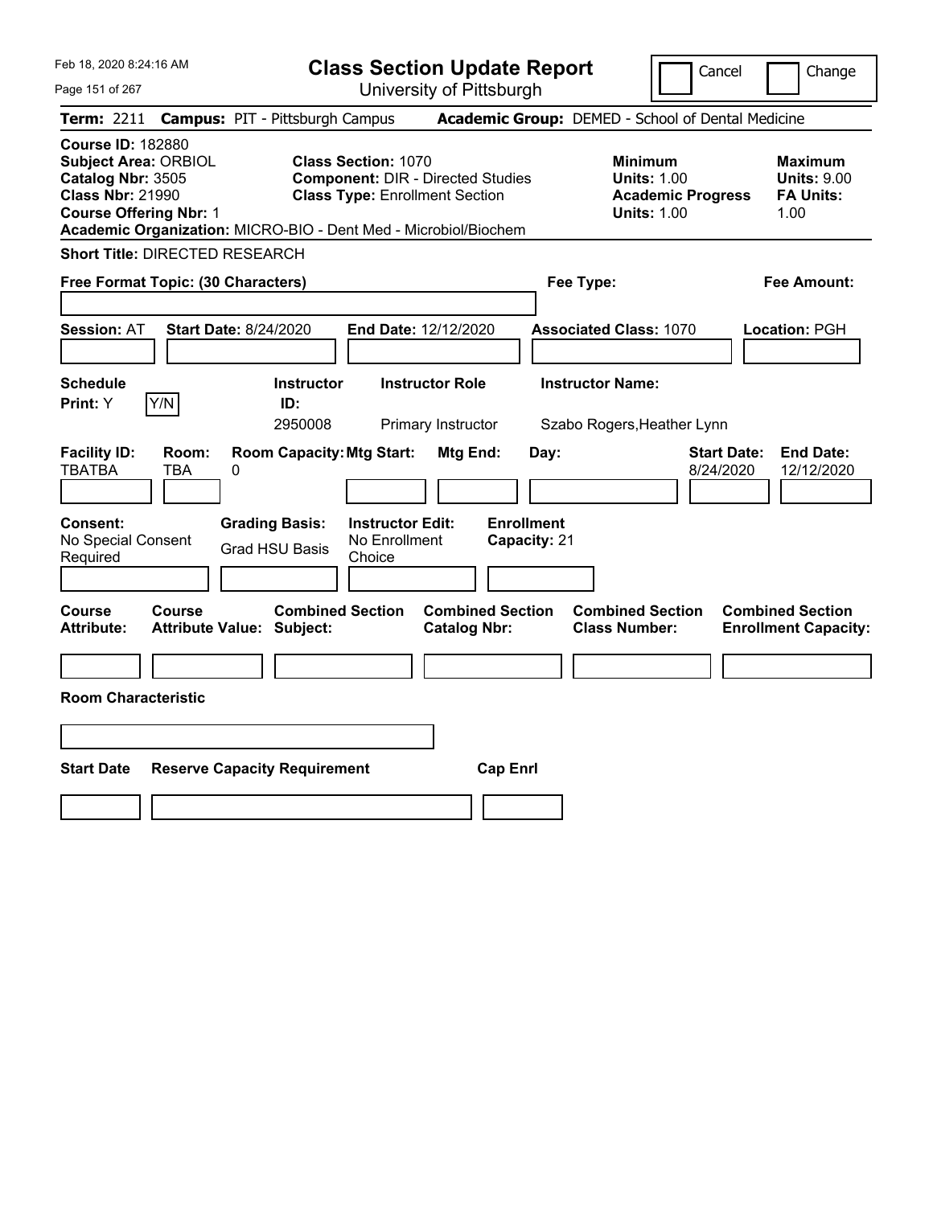Feb 18, 2020 8:24:16 AM

# Class Section Update Report

University of Pittsburgh

Cancel | Change

**Term:** 2211 **Campus:** PIT - Pittsburgh Campus **Academic Group:** DEMED - School of Dental Medicine

**Course ID:** 182880
**Subject Area:** ORBIOL
**Catalog Nbr:** 3505
**Class Nbr:** 21990
**Course Offering Nbr:** 1
**Academic Organization:** MICRO-BIO - Dent Med - Microbiol/Biochem

**Class Section:** 1070
**Component:** DIR - Directed Studies
**Class Type:** Enrollment Section

**Minimum Units:** 1.00
**Academic Progress Units:** 1.00

**Maximum Units:** 9.00
**FA Units:** 1.00

**Short Title:** DIRECTED RESEARCH

**Free Format Topic: (30 Characters)**

**Fee Type:**

**Fee Amount:**

**Session:** AT **Start Date:** 8/24/2020 **End Date:** 12/12/2020 **Associated Class:** 1070 **Location:** PGH

| Schedule Print: | Instructor ID: | Instructor Role | Instructor Name: |
|---|---|---|---|
| Y (Y/N) | 2950008 | Primary Instructor | Szabo Rogers,Heather Lynn |

| Facility ID: | Room: | Room Capacity: | Mtg Start: | Mtg End: | Day: | Start Date: | End Date: |
|---|---|---|---|---|---|---|---|
| TBATBA | TBA | 0 | | | | 8/24/2020 | 12/12/2020 |

| Consent: | Grading Basis: | Instructor Edit: | Enrollment Capacity: |
|---|---|---|---|
| No Special Consent Required | Grad HSU Basis | No Enrollment Choice | 21 |

| Course Attribute: | Course Attribute Value: | Combined Section Subject: | Combined Section Catalog Nbr: | Combined Section Class Number: | Combined Section Enrollment Capacity: |
|---|---|---|---|---|---|
| | | | | | |

**Room Characteristic**

| Start Date | Reserve Capacity Requirement | Cap Enrl |
|---|---|---|
| | | |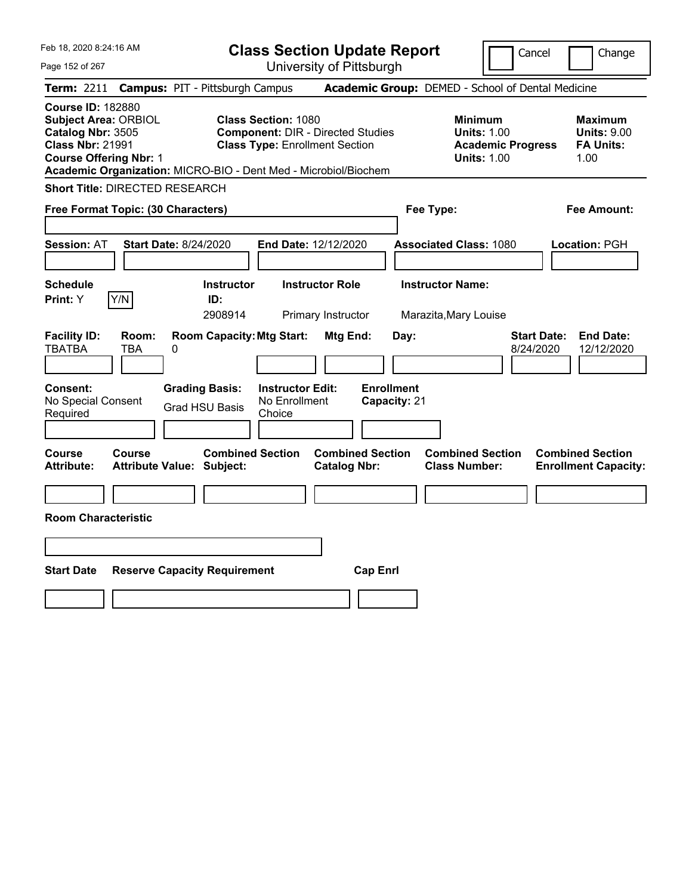Feb 18, 2020 8:24:16 AM

# Class Section Update Report

University of Pittsburgh

Cancel | Change

**Term:** 2211 **Campus:** PIT - Pittsburgh Campus **Academic Group:** DEMED - School of Dental Medicine

**Course ID:** 182880
**Subject Area:** ORBIOL
**Catalog Nbr:** 3505
**Class Nbr:** 21991
**Course Offering Nbr:** 1
**Academic Organization:** MICRO-BIO - Dent Med - Microbiol/Biochem

**Class Section:** 1080
**Component:** DIR - Directed Studies
**Class Type:** Enrollment Section

**Minimum**
**Units:** 1.00
**Academic Progress Units:** 1.00

**Maximum**
**Units:** 9.00
**FA Units:** 1.00

**Short Title:** DIRECTED RESEARCH

**Free Format Topic: (30 Characters)**

**Fee Type:**

**Fee Amount:**

**Session:** AT **Start Date:** 8/24/2020 **End Date:** 12/12/2020 **Associated Class:** 1080 **Location:** PGH

| Schedule Print: | Instructor ID: | Instructor Role | Instructor Name: |
|---|---|---|---|
| Y Y/N | 2908914 | Primary Instructor | Marazita,Mary Louise |

| Facility ID: | Room: | Room Capacity: | Mtg Start: | Mtg End: | Day: | Start Date: | End Date: |
|---|---|---|---|---|---|---|---|
| TBATBA | TBA | 0 | | | | 8/24/2020 | 12/12/2020 |

| Consent: | Grading Basis: | Instructor Edit: | Enrollment Capacity: |
|---|---|---|---|
| No Special Consent Required | Grad HSU Basis | No Enrollment Choice | 21 |

| Course Attribute: | Course Attribute Value: | Combined Section Subject: | Combined Section Catalog Nbr: | Combined Section Class Number: | Combined Section Enrollment Capacity: |
|---|---|---|---|---|---|
| | | | | | |

**Room Characteristic**

| Start Date | Reserve Capacity Requirement | Cap Enrl |
|---|---|---|
| | | |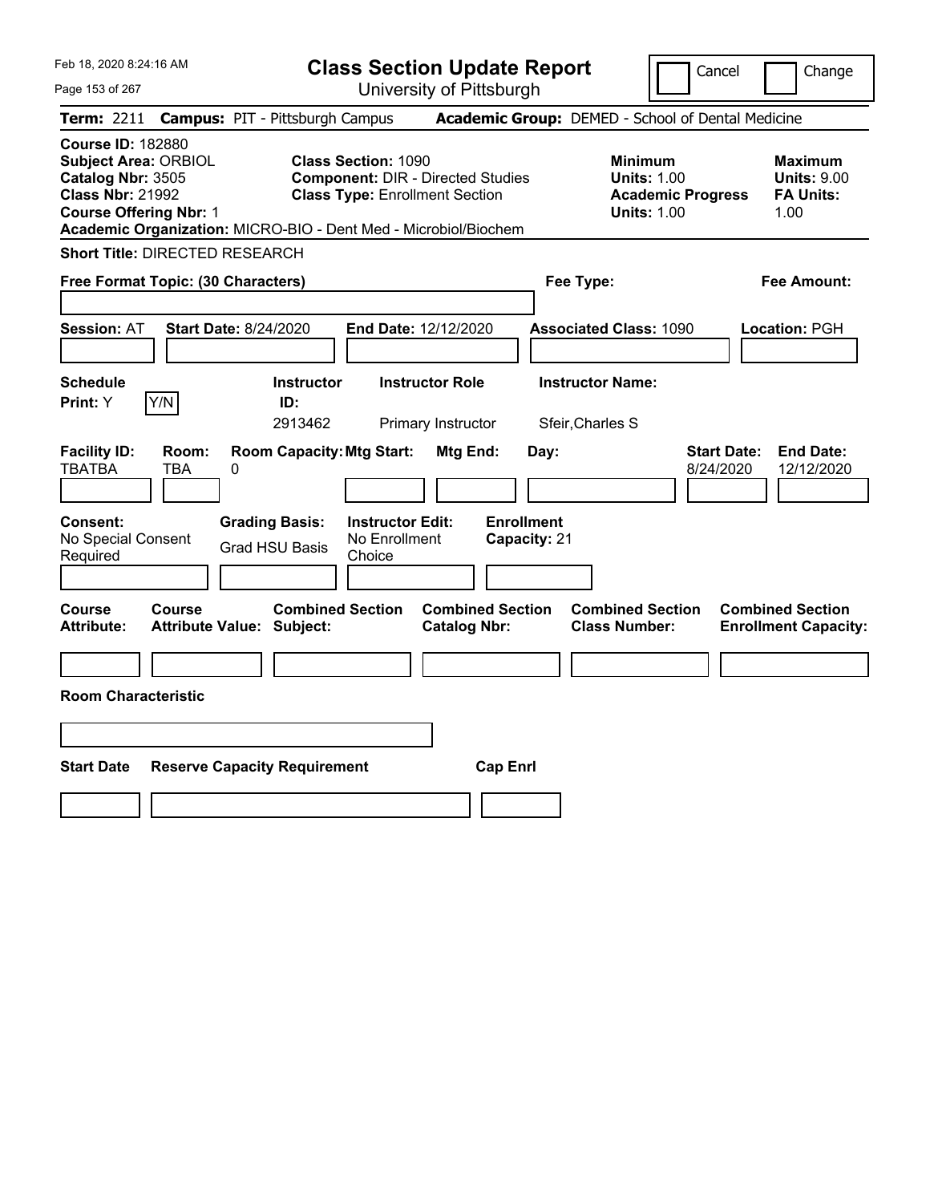# Class Section Update Report

University of Pittsburgh

Cancel | Change

**Term:** 2211 **Campus:** PIT - Pittsburgh Campus **Academic Group:** DEMED - School of Dental Medicine

**Course ID:** 182880
**Subject Area:** ORBIOL
**Catalog Nbr:** 3505
**Class Nbr:** 21992
**Course Offering Nbr:** 1

**Class Section:** 1090
**Component:** DIR - Directed Studies
**Class Type:** Enrollment Section

**Minimum**
**Units:** 1.00
**Academic Progress**
**Units:** 1.00

**Maximum**
**Units:** 9.00
**FA Units:** 1.00

**Academic Organization:** MICRO-BIO - Dent Med - Microbiol/Biochem

**Short Title:** DIRECTED RESEARCH

**Free Format Topic: (30 Characters)**

**Fee Type:**

**Fee Amount:**

**Session:** AT **Start Date:** 8/24/2020 **End Date:** 12/12/2020 **Associated Class:** 1090 **Location:** PGH

| Schedule Print | Instructor ID | Instructor Role | Instructor Name |
|---|---|---|---|
| Y (Y/N) | 2913462 | Primary Instructor | Sfeir,Charles S |

| Facility ID | Room | Room Capacity | Mtg Start | Mtg End | Day | Start Date | End Date |
|---|---|---|---|---|---|---|---|
| TBATBA | TBA | 0 | | | | 8/24/2020 | 12/12/2020 |

**Consent:** No Special Consent Required
**Grading Basis:** Grad HSU Basis
**Instructor Edit:** No Enrollment Choice
**Enrollment Capacity:** 21

| Course Attribute | Course Attribute Value | Combined Section Subject | Combined Section Catalog Nbr | Combined Section Class Number | Combined Section Enrollment Capacity |
|---|---|---|---|---|---|
| | | | | | |

**Room Characteristic**

| Start Date | Reserve Capacity Requirement | Cap Enrl |
|---|---|---|
| | | |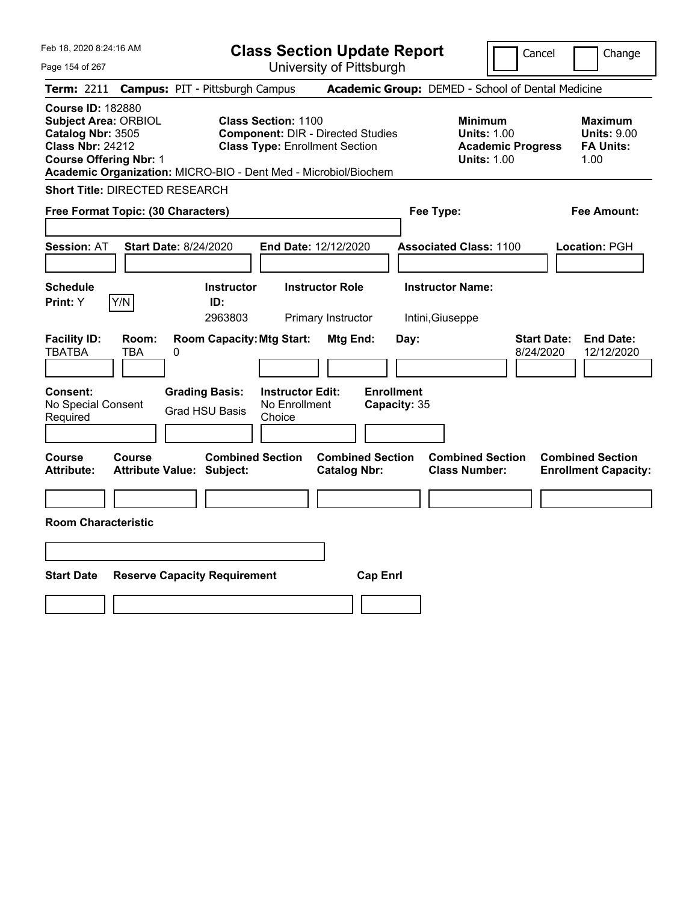# Class Section Update Report

University of Pittsburgh

Cancel | Change

Feb 18, 2020 8:24:16 AM

**Term:** 2211 **Campus:** PIT - Pittsburgh Campus **Academic Group:** DEMED - School of Dental Medicine

**Course ID:** 182880
**Subject Area:** ORBIOL
**Catalog Nbr:** 3505
**Class Nbr:** 24212
**Course Offering Nbr:** 1

**Class Section:** 1100
**Component:** DIR - Directed Studies
**Class Type:** Enrollment Section

**Minimum Units:** 1.00
**Academic Progress Units:** 1.00

**Maximum Units:** 9.00
**FA Units:** 1.00

**Academic Organization:** MICRO-BIO - Dent Med - Microbiol/Biochem

**Short Title:** DIRECTED RESEARCH

**Free Format Topic: (30 Characters)**

**Fee Type:**

**Fee Amount:**

**Session:** AT **Start Date:** 8/24/2020 **End Date:** 12/12/2020 **Associated Class:** 1100 **Location:** PGH

| Schedule Print | | Instructor ID | Instructor Role | Instructor Name |
|---|---|---|---|---|
| Y | Y/N | 2963803 | Primary Instructor | Intini,Giuseppe |

| Facility ID | Room | Room Capacity | Mtg Start | Mtg End | Day | Start Date | End Date |
|---|---|---|---|---|---|---|---|
| TBATBA | TBA | 0 | | | | 8/24/2020 | 12/12/2020 |

**Consent:** No Special Consent Required
**Grading Basis:** Grad HSU Basis
**Instructor Edit:** No Enrollment Choice
**Enrollment Capacity:** 35

| Course Attribute | Course Attribute Value | Combined Section Subject | Combined Section Catalog Nbr | Combined Section Class Number | Combined Section Enrollment Capacity |
|---|---|---|---|---|---|
| | | | | | |

**Room Characteristic**

| Start Date | Reserve Capacity Requirement | Cap Enrl |
|---|---|---|
| | | |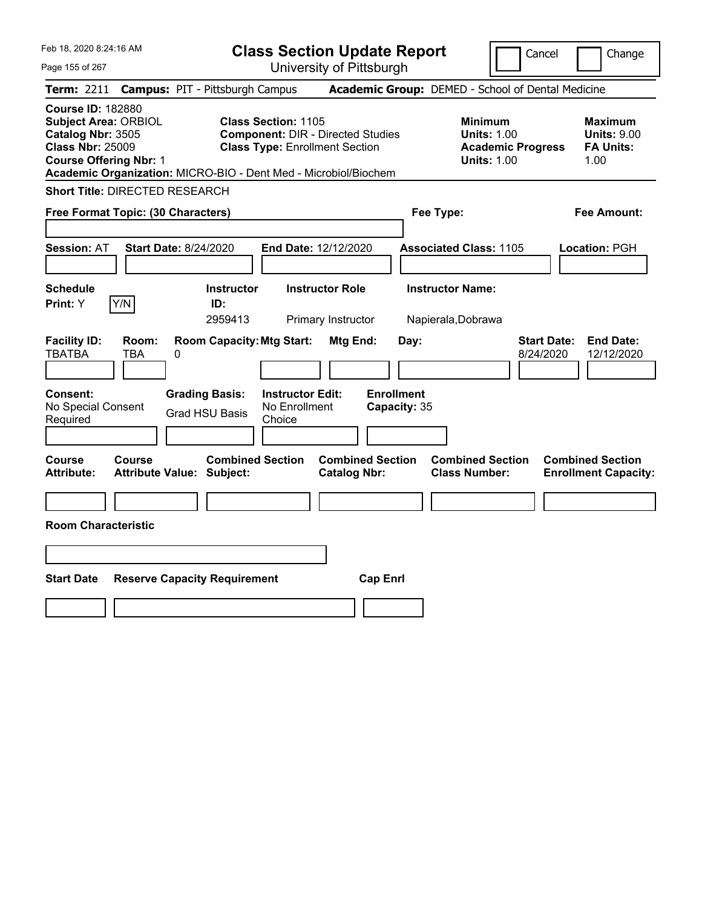# Class Section Update Report

University of Pittsburgh

Cancel | Change

**Term:** 2211 **Campus:** PIT - Pittsburgh Campus **Academic Group:** DEMED - School of Dental Medicine

**Course ID:** 182880
**Subject Area:** ORBIOL
**Catalog Nbr:** 3505
**Class Nbr:** 25009
**Course Offering Nbr:** 1
**Academic Organization:** MICRO-BIO - Dent Med - Microbiol/Biochem

**Class Section:** 1105
**Component:** DIR - Directed Studies
**Class Type:** Enrollment Section

**Minimum Units:** 1.00
**Academic Progress Units:** 1.00

**Maximum Units:** 9.00
**FA Units:** 1.00

**Short Title:** DIRECTED RESEARCH

**Free Format Topic: (30 Characters)**

**Fee Type:**

**Fee Amount:**

**Session:** AT **Start Date:** 8/24/2020 **End Date:** 12/12/2020 **Associated Class:** 1105 **Location:** PGH

| Schedule Print: | Y/N | Instructor ID: | Instructor Role | Instructor Name: |
|---|---|---|---|---|
| Y | | 2959413 | Primary Instructor | Napierala,Dobrawa |

| Facility ID: | Room: | Room Capacity: | Mtg Start: | Mtg End: | Day: | Start Date: | End Date: |
|---|---|---|---|---|---|---|---|
| TBATBA | TBA | 0 | | | | 8/24/2020 | 12/12/2020 |

| Consent: | Grading Basis: | Instructor Edit: | Enrollment Capacity: |
|---|---|---|---|
| No Special Consent Required | Grad HSU Basis | No Enrollment Choice | 35 |

| Course Attribute: | Course Attribute Value: | Combined Section Subject: | Combined Section Catalog Nbr: | Combined Section Class Number: | Combined Section Enrollment Capacity: |
|---|---|---|---|---|---|
| | | | | | |

**Room Characteristic**

| Start Date | Reserve Capacity Requirement | Cap Enrl |
|---|---|---|
| | | |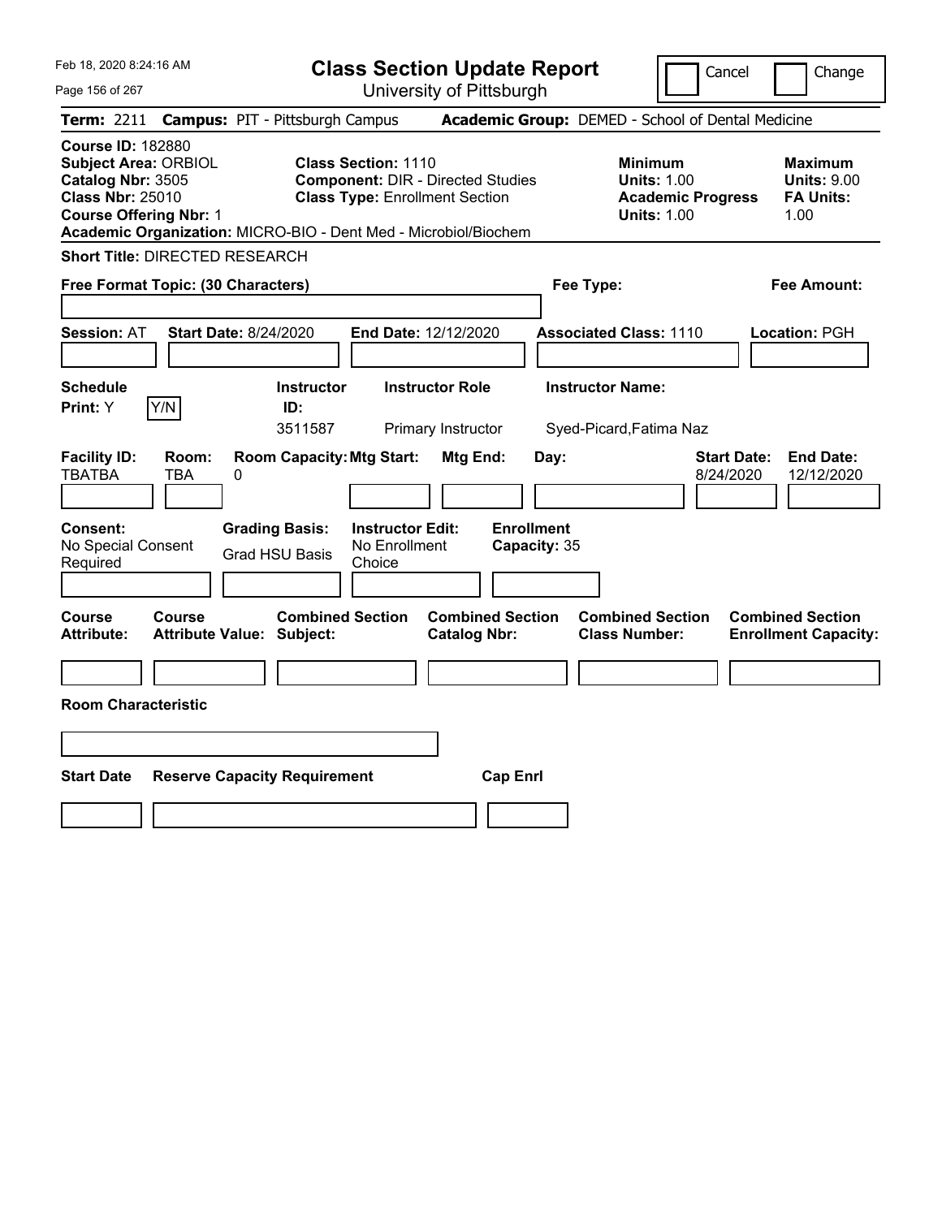Feb 18, 2020 8:24:16 AM

# Class Section Update Report

University of Pittsburgh

Cancel | Change

**Term:** 2211 **Campus:** PIT - Pittsburgh Campus **Academic Group:** DEMED - School of Dental Medicine

**Course ID:** 182880
**Subject Area:** ORBIOL
**Catalog Nbr:** 3505
**Class Nbr:** 25010
**Course Offering Nbr:** 1
**Academic Organization:** MICRO-BIO - Dent Med - Microbiol/Biochem

**Class Section:** 1110
**Component:** DIR - Directed Studies
**Class Type:** Enrollment Section

**Minimum Units:** 1.00
**Academic Progress Units:** 1.00

**Maximum Units:** 9.00
**FA Units:** 1.00

**Short Title:** DIRECTED RESEARCH

**Free Format Topic: (30 Characters)**

**Fee Type:**

**Fee Amount:**

**Session:** AT **Start Date:** 8/24/2020 **End Date:** 12/12/2020 **Associated Class:** 1110 **Location:** PGH

| Schedule Print | Instructor ID | Instructor Role | Instructor Name |
|---|---|---|---|
| Y (Y/N) | 3511587 | Primary Instructor | Syed-Picard,Fatima Naz |

| Facility ID | Room | Room Capacity | Mtg Start | Mtg End | Day | Start Date | End Date |
|---|---|---|---|---|---|---|---|
| TBATBA | TBA | 0 | | | | 8/24/2020 | 12/12/2020 |

| Consent | Grading Basis | Instructor Edit | Enrollment Capacity |
|---|---|---|---|
| No Special Consent Required | Grad HSU Basis | No Enrollment Choice | 35 |

| Course Attribute | Course Attribute Value | Combined Section Subject | Combined Section Catalog Nbr | Combined Section Class Number | Combined Section Enrollment Capacity |
|---|---|---|---|---|---|
| | | | | | |

**Room Characteristic**

| Start Date | Reserve Capacity Requirement | Cap Enrl |
|---|---|---|
| | | |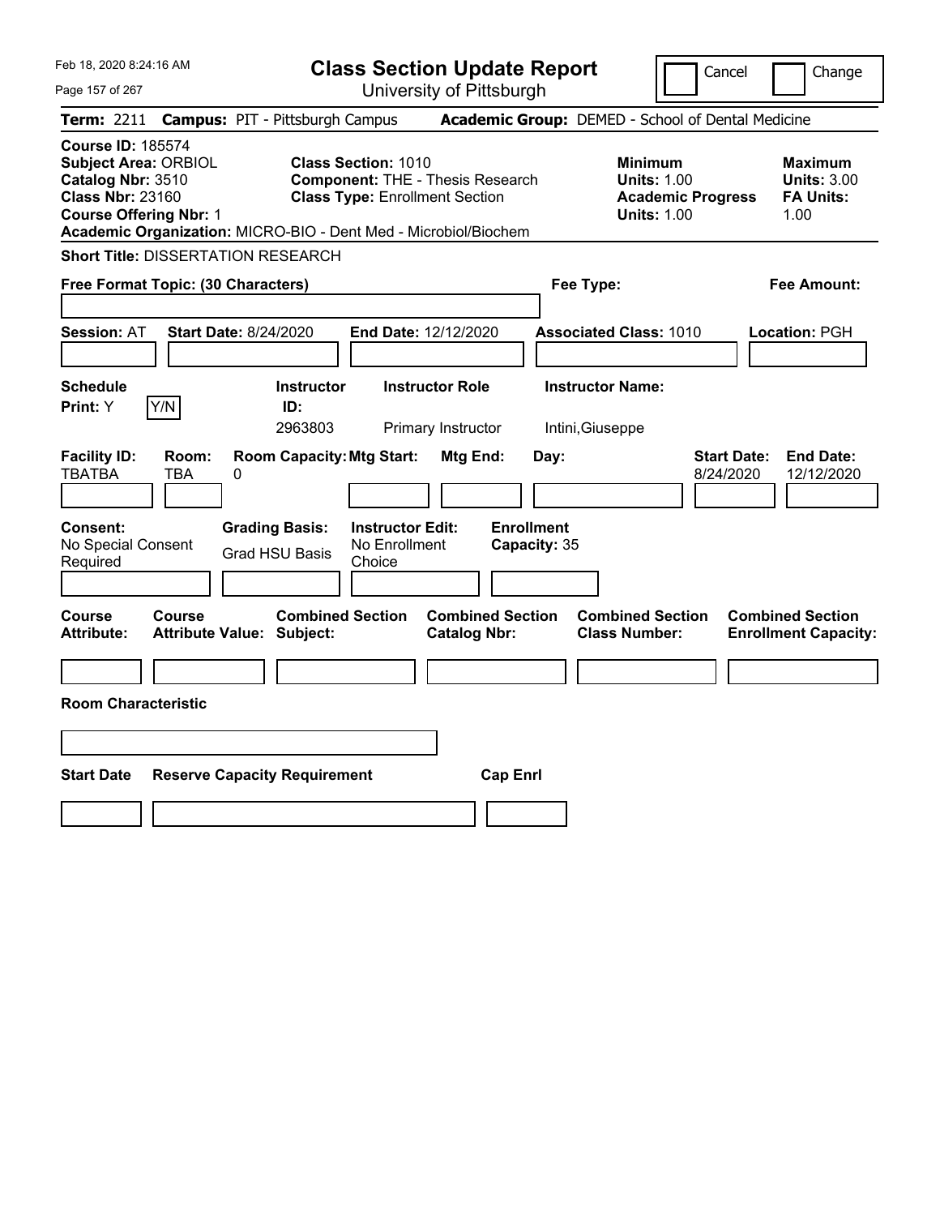# Class Section Update Report

University of Pittsburgh

Feb 18, 2020 8:24:16 AM

Cancel | Change

**Term:** 2211 **Campus:** PIT - Pittsburgh Campus **Academic Group:** DEMED - School of Dental Medicine

**Course ID:** 185574
**Subject Area:** ORBIOL
**Catalog Nbr:** 3510
**Class Nbr:** 23160
**Course Offering Nbr:** 1

**Class Section:** 1010
**Component:** THE - Thesis Research
**Class Type:** Enrollment Section

**Minimum Units:** 1.00
**Academic Progress Units:** 1.00

**Maximum Units:** 3.00
**FA Units:** 1.00

**Academic Organization:** MICRO-BIO - Dent Med - Microbiol/Biochem

**Short Title:** DISSERTATION RESEARCH

**Free Format Topic: (30 Characters)**

**Fee Type:**

**Fee Amount:**

**Session:** AT **Start Date:** 8/24/2020 **End Date:** 12/12/2020 **Associated Class:** 1010 **Location:** PGH

| Schedule Print | Instructor ID | Instructor Role | Instructor Name |
|---|---|---|---|
| Y (Y/N) | 2963803 | Primary Instructor | Intini,Giuseppe |

| Facility ID | Room | Room Capacity | Mtg Start | Mtg End | Day | Start Date | End Date |
|---|---|---|---|---|---|---|---|
| TBATBA | TBA | 0 | | | | 8/24/2020 | 12/12/2020 |

| Consent | Grading Basis | Instructor Edit | Enrollment Capacity |
|---|---|---|---|
| No Special Consent Required | Grad HSU Basis | No Enrollment Choice | 35 |

| Course Attribute | Course Attribute Value | Combined Section Subject | Combined Section Catalog Nbr | Combined Section Class Number | Combined Section Enrollment Capacity |
|---|---|---|---|---|---|
| | | | | | |

**Room Characteristic**

| Start Date | Reserve Capacity Requirement | Cap Enrl |
|---|---|---|
| | | |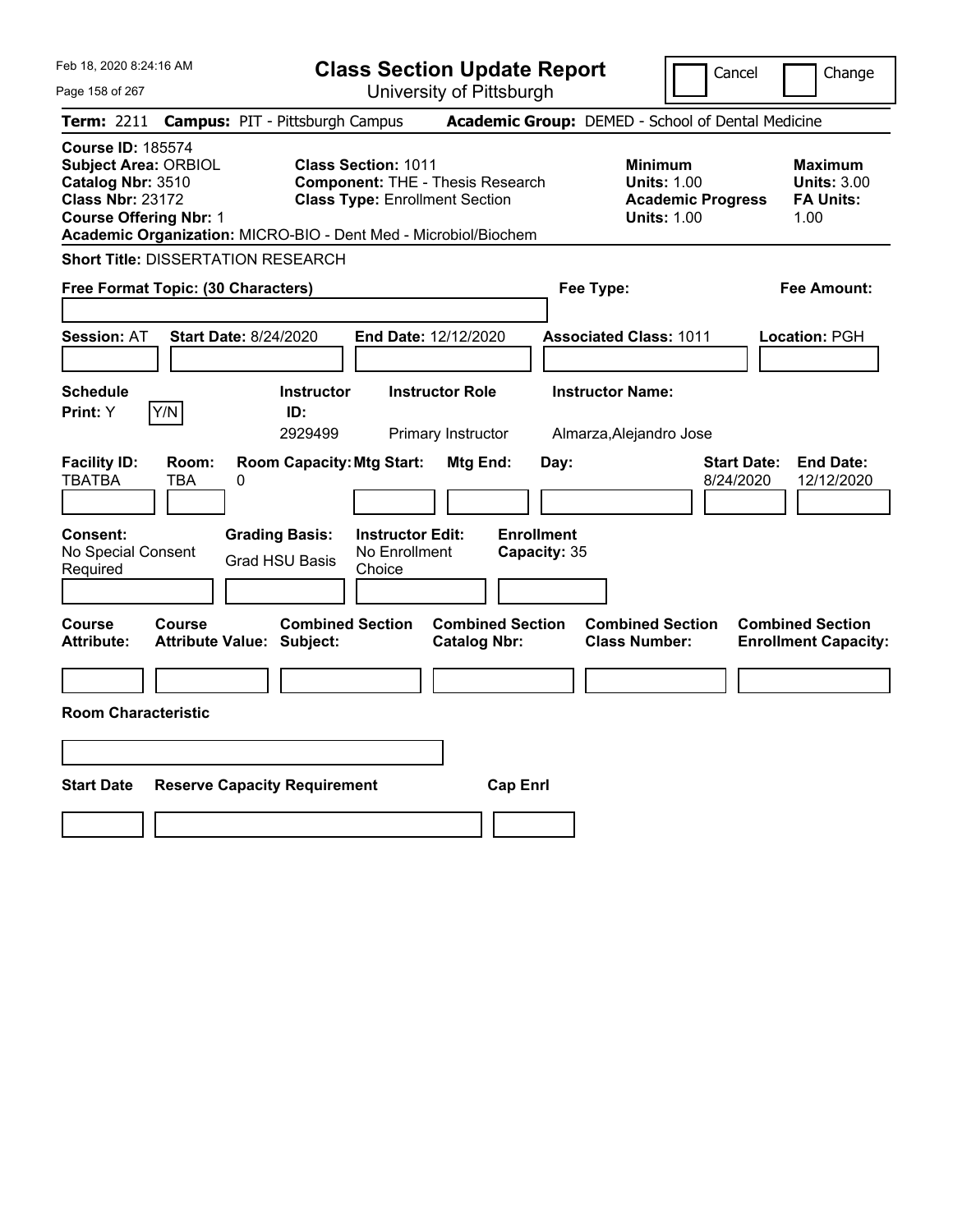# Class Section Update Report

University of Pittsburgh

Feb 18, 2020 8:24:16 AM

Cancel / Change

**Term:** 2211 **Campus:** PIT - Pittsburgh Campus **Academic Group:** DEMED - School of Dental Medicine

**Course ID:** 185574
**Subject Area:** ORBIOL
**Catalog Nbr:** 3510
**Class Nbr:** 23172
**Course Offering Nbr:** 1
**Academic Organization:** MICRO-BIO - Dent Med - Microbiol/Biochem

**Class Section:** 1011
**Component:** THE - Thesis Research
**Class Type:** Enrollment Section

**Minimum Units:** 1.00
**Academic Progress Units:** 1.00

**Maximum Units:** 3.00
**FA Units:** 1.00

**Short Title:** DISSERTATION RESEARCH

**Free Format Topic: (30 Characters)**

**Fee Type:**

**Fee Amount:**

**Session:** AT **Start Date:** 8/24/2020 **End Date:** 12/12/2020 **Associated Class:** 1011 **Location:** PGH

| Schedule Print | Instructor ID | Instructor Role | Instructor Name |
|---|---|---|---|
| Y | 2929499 | Primary Instructor | Almarza,Alejandro Jose |

| Facility ID | Room | Room Capacity | Mtg Start | Mtg End | Day | Start Date | End Date |
|---|---|---|---|---|---|---|---|
| TBATBA | TBA | 0 | | | | 8/24/2020 | 12/12/2020 |

**Consent:** No Special Consent Required
**Grading Basis:** Grad HSU Basis
**Instructor Edit:** No Enrollment Choice
**Enrollment Capacity:** 35

| Course Attribute | Course Attribute Value | Combined Section Subject | Combined Section Catalog Nbr | Combined Section Class Number | Combined Section Enrollment Capacity |
|---|---|---|---|---|---|
| | | | | | |

**Room Characteristic**

| Start Date | Reserve Capacity Requirement | Cap Enrl |
|---|---|---|
| | | |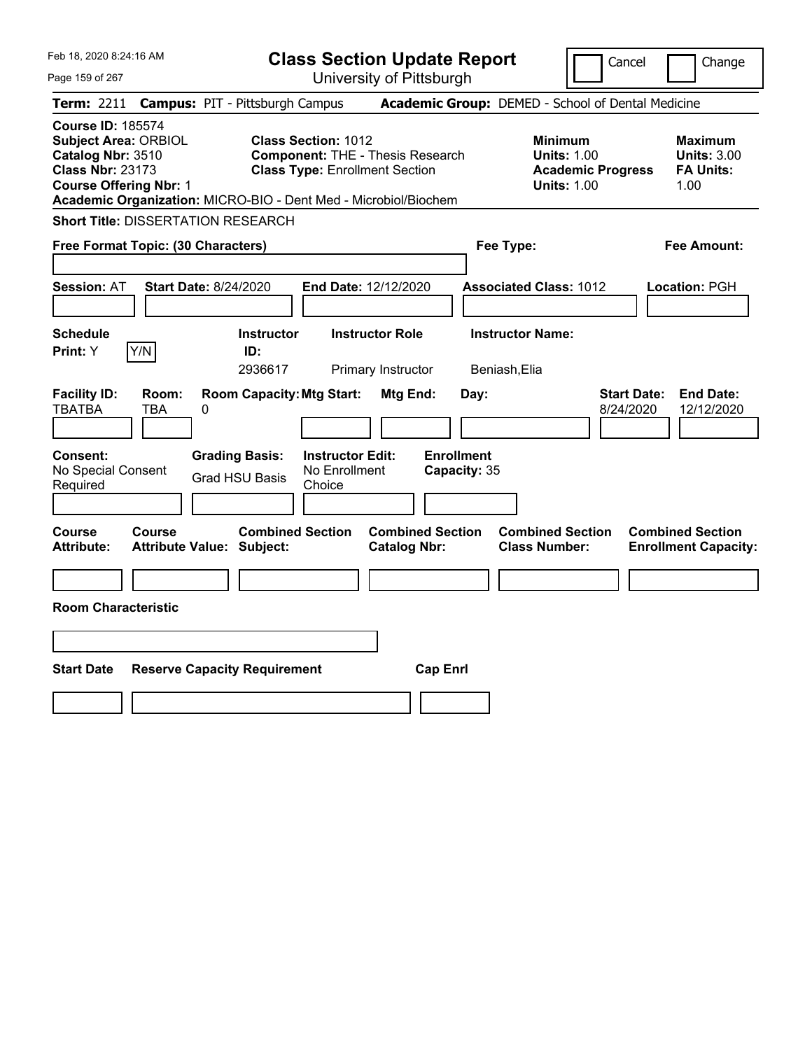Feb 18, 2020 8:24:16 AM

# Class Section Update Report

University of Pittsburgh

Cancel | Change

**Term:** 2211 **Campus:** PIT - Pittsburgh Campus **Academic Group:** DEMED - School of Dental Medicine

**Course ID:** 185574
**Subject Area:** ORBIOL
**Catalog Nbr:** 3510
**Class Nbr:** 23173
**Course Offering Nbr:** 1
**Academic Organization:** MICRO-BIO - Dent Med - Microbiol/Biochem

**Class Section:** 1012
**Component:** THE - Thesis Research
**Class Type:** Enrollment Section

**Minimum Units:** 1.00
**Academic Progress Units:** 1.00

**Maximum Units:** 3.00
**FA Units:** 1.00

**Short Title:** DISSERTATION RESEARCH

**Free Format Topic: (30 Characters)**

**Fee Type:**

**Fee Amount:**

**Session:** AT **Start Date:** 8/24/2020 **End Date:** 12/12/2020 **Associated Class:** 1012 **Location:** PGH

| Schedule Print: | Instructor ID: | Instructor Role | Instructor Name: |
|---|---|---|---|
| Y Y/N | 2936617 | Primary Instructor | Beniash,Elia |

| Facility ID: | Room: | Room Capacity: | Mtg Start: | Mtg End: | Day: | Start Date: | End Date: |
|---|---|---|---|---|---|---|---|
| TBATBA | TBA | 0 | | | | 8/24/2020 | 12/12/2020 |

| Consent: | Grading Basis: | Instructor Edit: | Enrollment Capacity: |
|---|---|---|---|
| No Special Consent Required | Grad HSU Basis | No Enrollment Choice | 35 |

| Course Attribute: | Course Attribute Value: | Combined Section Subject: | Combined Section Catalog Nbr: | Combined Section Class Number: | Combined Section Enrollment Capacity: |
|---|---|---|---|---|---|
| | | | | | |

**Room Characteristic**

| Start Date | Reserve Capacity Requirement | Cap Enrl |
|---|---|---|
| | | |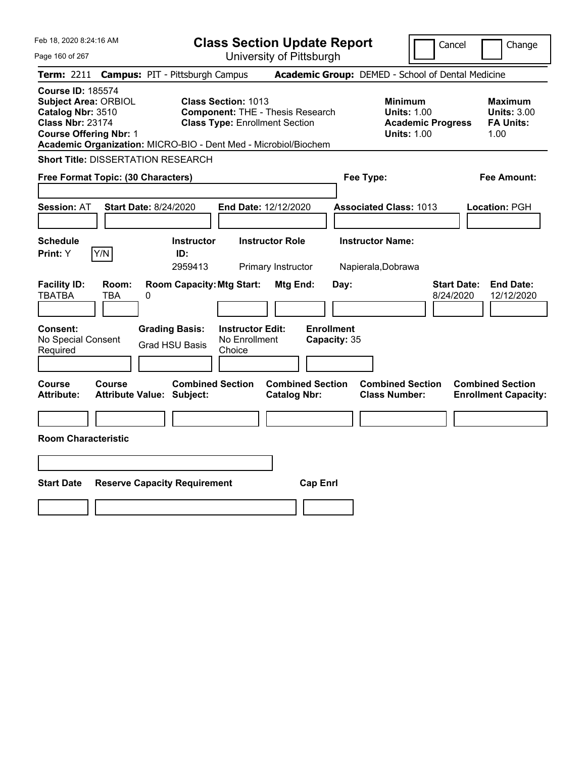Feb 18, 2020 8:24:16 AM

# Class Section Update Report

University of Pittsburgh

Cancel | Change

**Term:** 2211 **Campus:** PIT - Pittsburgh Campus **Academic Group:** DEMED - School of Dental Medicine

**Course ID:** 185574
**Subject Area:** ORBIOL
**Catalog Nbr:** 3510
**Class Nbr:** 23174
**Course Offering Nbr:** 1
**Academic Organization:** MICRO-BIO - Dent Med - Microbiol/Biochem

**Class Section:** 1013
**Component:** THE - Thesis Research
**Class Type:** Enrollment Section

**Minimum Units:** 1.00
**Academic Progress Units:** 1.00

**Maximum Units:** 3.00
**FA Units:** 1.00

**Short Title:** DISSERTATION RESEARCH

**Free Format Topic: (30 Characters)**

**Fee Type:**

**Fee Amount:**

**Session:** AT **Start Date:** 8/24/2020 **End Date:** 12/12/2020 **Associated Class:** 1013 **Location:** PGH

| Schedule Print: | Instructor ID: | Instructor Role | Instructor Name: |
|---|---|---|---|
| Y [Y/N] | 2959413 | Primary Instructor | Napierala,Dobrawa |

| Facility ID: | Room: | Room Capacity: | Mtg Start: | Mtg End: | Day: | Start Date: | End Date: |
|---|---|---|---|---|---|---|---|
| TBATBA | TBA | 0 | | | | 8/24/2020 | 12/12/2020 |

| Consent: | Grading Basis: | Instructor Edit: | Enrollment Capacity: |
|---|---|---|---|
| No Special Consent Required | Grad HSU Basis | No Enrollment Choice | 35 |

| Course Attribute: | Course Attribute Value: | Combined Section Subject: | Combined Section Catalog Nbr: | Combined Section Class Number: | Combined Section Enrollment Capacity: |
|---|---|---|---|---|---|
| | | | | | |

**Room Characteristic**

| Start Date | Reserve Capacity Requirement | Cap Enrl |
|---|---|---|
| | | |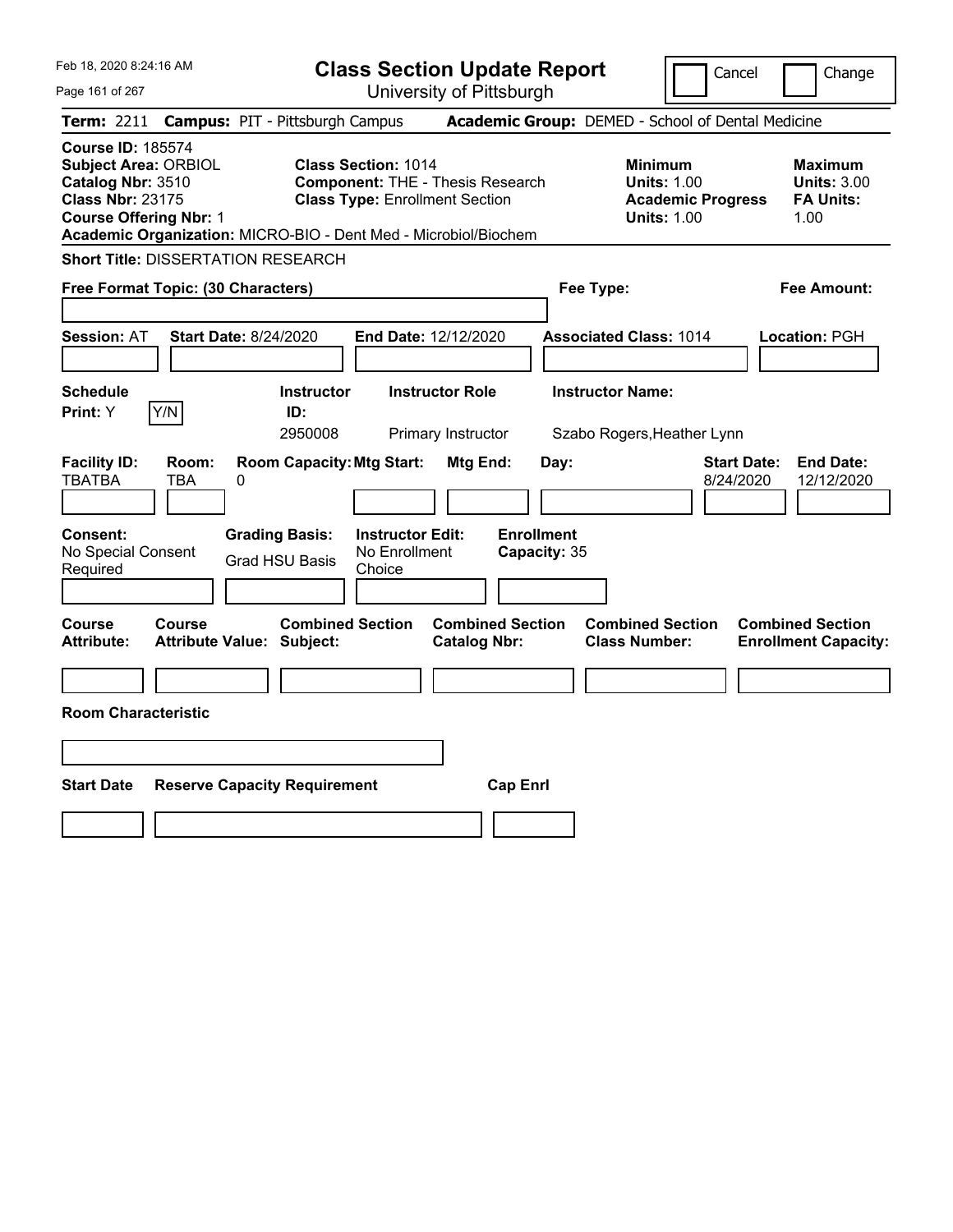Feb 18, 2020 8:24:16 AM

# Class Section Update Report

University of Pittsburgh

Cancel | Change

**Term:** 2211 **Campus:** PIT - Pittsburgh Campus **Academic Group:** DEMED - School of Dental Medicine

**Course ID:** 185574
**Subject Area:** ORBIOL
**Catalog Nbr:** 3510
**Class Nbr:** 23175
**Course Offering Nbr:** 1

**Class Section:** 1014
**Component:** THE - Thesis Research
**Class Type:** Enrollment Section

**Minimum Units:** 1.00
**Academic Progress Units:** 1.00

**Maximum Units:** 3.00
**FA Units:** 1.00

**Academic Organization:** MICRO-BIO - Dent Med - Microbiol/Biochem

**Short Title:** DISSERTATION RESEARCH

**Free Format Topic: (30 Characters)**

**Fee Type:**

**Fee Amount:**

**Session:** AT **Start Date:** 8/24/2020 **End Date:** 12/12/2020 **Associated Class:** 1014 **Location:** PGH

| Schedule Print | Instructor ID | Instructor Role | Instructor Name |
|---|---|---|---|
| Y (Y/N) | 2950008 | Primary Instructor | Szabo Rogers,Heather Lynn |

| Facility ID | Room | Room Capacity | Mtg Start | Mtg End | Day | Start Date | End Date |
|---|---|---|---|---|---|---|---|
| TBATBA | TBA | 0 | | | | 8/24/2020 | 12/12/2020 |

| Consent | Grading Basis | Instructor Edit | Enrollment Capacity |
|---|---|---|---|
| No Special Consent Required | Grad HSU Basis | No Enrollment Choice | 35 |

| Course Attribute | Course Attribute Value | Combined Section Subject | Combined Section Catalog Nbr | Combined Section Class Number | Combined Section Enrollment Capacity |
|---|---|---|---|---|---|
| | | | | | |

**Room Characteristic**

| Start Date | Reserve Capacity Requirement | Cap Enrl |
|---|---|---|
| | | |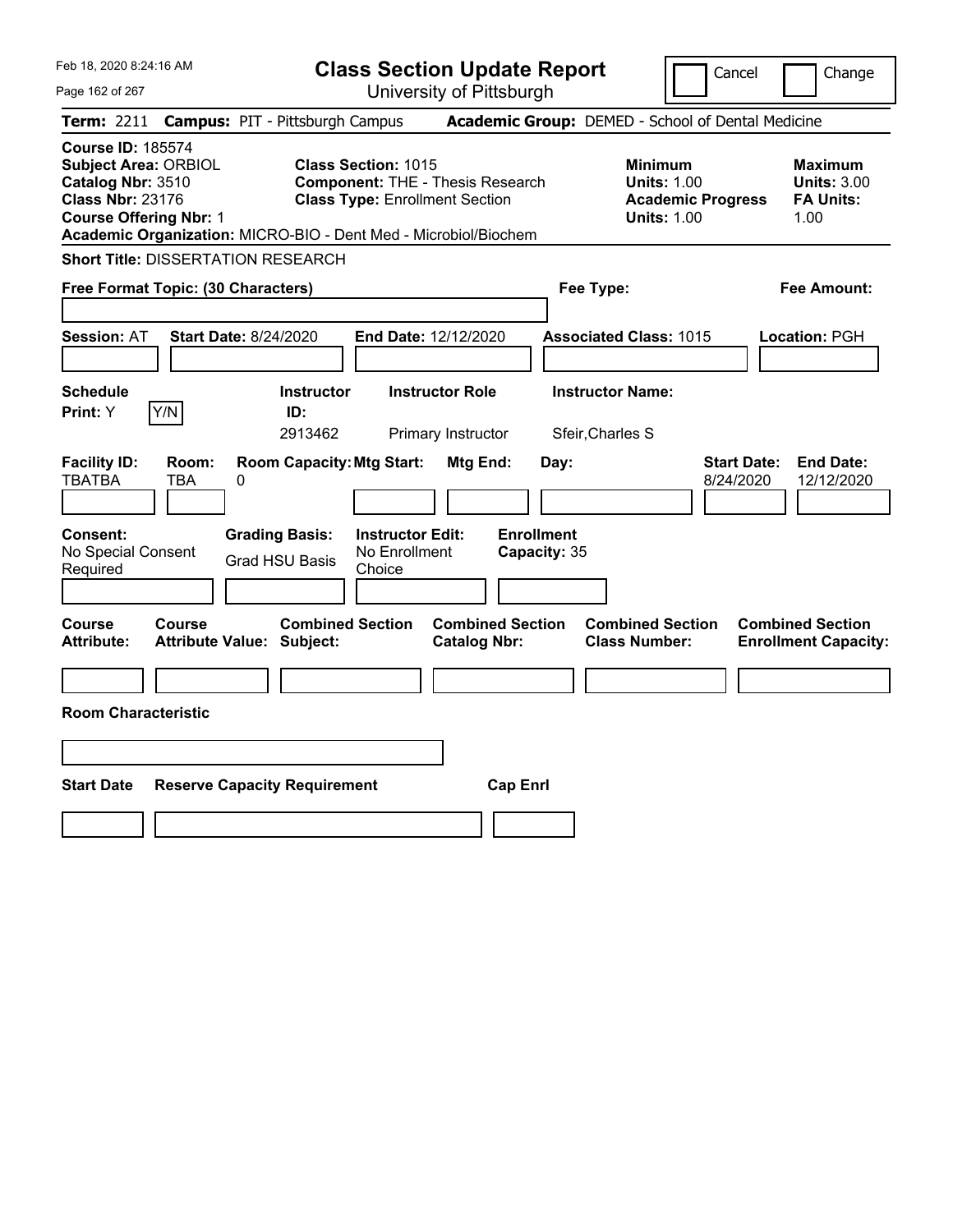Feb 18, 2020 8:24:16 AM

# Class Section Update Report

University of Pittsburgh

Cancel | Change

**Term:** 2211 **Campus:** PIT - Pittsburgh Campus **Academic Group:** DEMED - School of Dental Medicine

**Course ID:** 185574
**Subject Area:** ORBIOL
**Catalog Nbr:** 3510
**Class Nbr:** 23176
**Course Offering Nbr:** 1
**Academic Organization:** MICRO-BIO - Dent Med - Microbiol/Biochem

**Class Section:** 1015
**Component:** THE - Thesis Research
**Class Type:** Enrollment Section

**Minimum**
**Units:** 1.00
**Academic Progress Units:** 1.00

**Maximum**
**Units:** 3.00
**FA Units:** 1.00

**Short Title:** DISSERTATION RESEARCH

**Free Format Topic: (30 Characters)**

**Fee Type:**

**Fee Amount:**

**Session:** AT **Start Date:** 8/24/2020 **End Date:** 12/12/2020 **Associated Class:** 1015 **Location:** PGH

| Schedule Print: | | Instructor ID: | Instructor Role | Instructor Name: |
|---|---|---|---|---|
| Y | Y/N | 2913462 | Primary Instructor | Sfeir,Charles S |

| Facility ID: | Room: | Room Capacity: | Mtg Start: | Mtg End: | Day: | Start Date: | End Date: |
|---|---|---|---|---|---|---|---|
| TBATBA | TBA | 0 | | | | 8/24/2020 | 12/12/2020 |

| Consent: | Grading Basis: | Instructor Edit: | Enrollment Capacity: |
|---|---|---|---|
| No Special Consent Required | Grad HSU Basis | No Enrollment Choice | 35 |

| Course Attribute: | Course Attribute Value: | Combined Section Subject: | Combined Section Catalog Nbr: | Combined Section Class Number: | Combined Section Enrollment Capacity: |
|---|---|---|---|---|---|
| | | | | | |

**Room Characteristic**

| Start Date | Reserve Capacity Requirement | Cap Enrl |
|---|---|---|
| | | |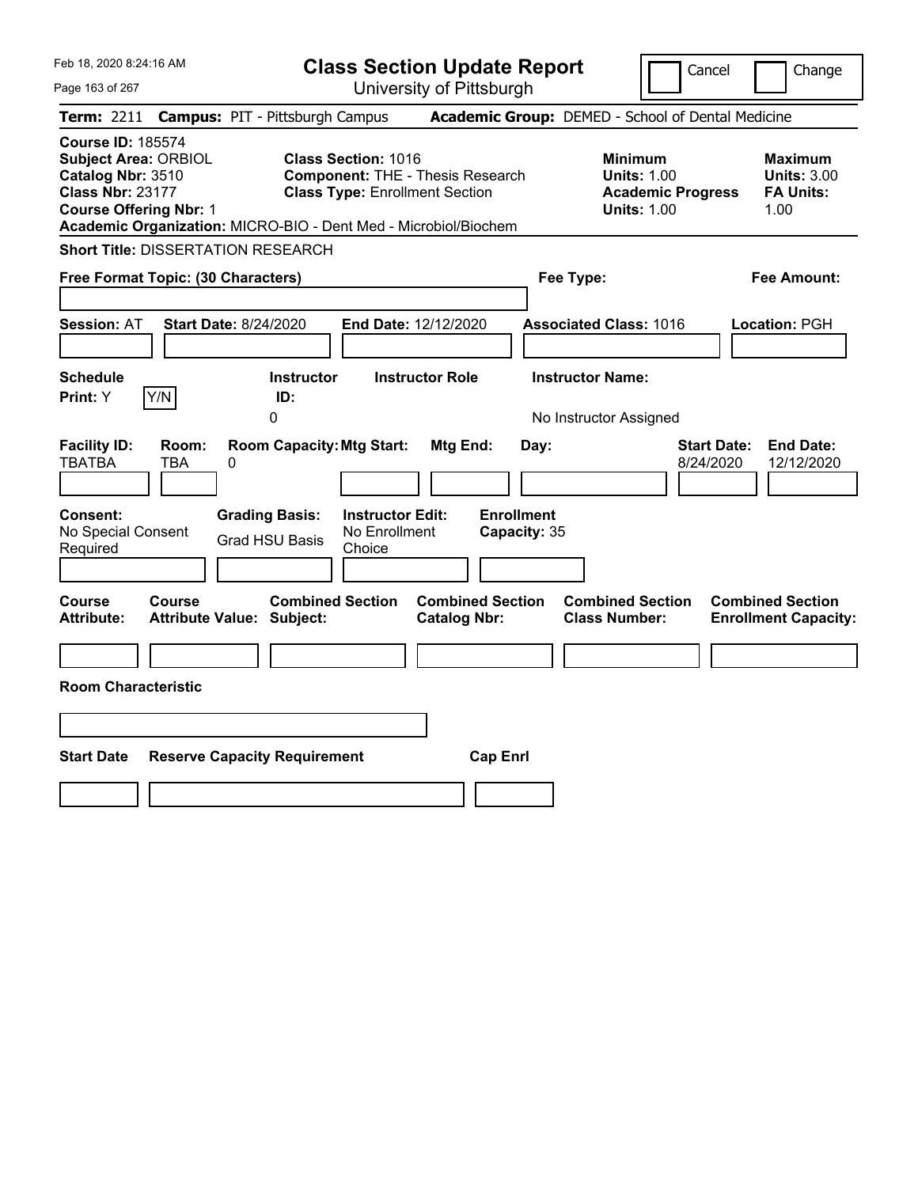Feb 18, 2020 8:24:16 AM

# Class Section Update Report

University of Pittsburgh

Cancel | Change

**Term:** 2211 **Campus:** PIT - Pittsburgh Campus **Academic Group:** DEMED - School of Dental Medicine

**Course ID:** 185574
**Subject Area:** ORBIOL
**Catalog Nbr:** 3510
**Class Nbr:** 23177
**Course Offering Nbr:** 1
**Academic Organization:** MICRO-BIO - Dent Med - Microbiol/Biochem

**Class Section:** 1016
**Component:** THE - Thesis Research
**Class Type:** Enrollment Section

**Minimum**
**Units:** 1.00
**Academic Progress Units:** 1.00

**Maximum**
**Units:** 3.00
**FA Units:** 1.00

**Short Title:** DISSERTATION RESEARCH

**Free Format Topic: (30 Characters)**

**Fee Type:**

**Fee Amount:**

**Session:** AT **Start Date:** 8/24/2020 **End Date:** 12/12/2020 **Associated Class:** 1016 **Location:** PGH

| Schedule Print: | | Instructor ID: | Instructor Role | Instructor Name: |
|---|---|---|---|---|
| Y | Y/N | 0 | | No Instructor Assigned |

| Facility ID: | Room: | Room Capacity: | Mtg Start: | Mtg End: | Day: | Start Date: | End Date: |
|---|---|---|---|---|---|---|---|
| TBATBA | TBA | 0 | | | | 8/24/2020 | 12/12/2020 |

| Consent: | Grading Basis: | Instructor Edit: | Enrollment Capacity: |
|---|---|---|---|
| No Special Consent Required | Grad HSU Basis | No Enrollment Choice | 35 |

| Course Attribute: | Course Attribute Value: | Combined Section Subject: | Combined Section Catalog Nbr: | Combined Section Class Number: | Combined Section Enrollment Capacity: |
|---|---|---|---|---|---|
| | | | | | |

**Room Characteristic**

| Start Date | Reserve Capacity Requirement | Cap Enrl |
|---|---|---|
| | | |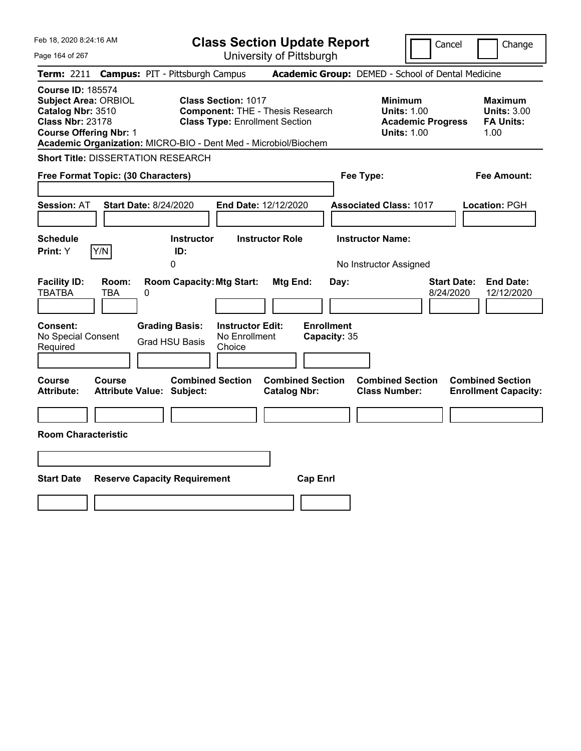# Class Section Update Report

University of Pittsburgh

Feb 18, 2020 8:24:16 AM

Cancel | Change

**Term:** 2211 **Campus:** PIT - Pittsburgh Campus **Academic Group:** DEMED - School of Dental Medicine

**Course ID:** 185574
**Subject Area:** ORBIOL
**Catalog Nbr:** 3510
**Class Nbr:** 23178
**Course Offering Nbr:** 1
**Academic Organization:** MICRO-BIO - Dent Med - Microbiol/Biochem

**Class Section:** 1017
**Component:** THE - Thesis Research
**Class Type:** Enrollment Section

**Minimum Units:** 1.00
**Academic Progress Units:** 1.00

**Maximum Units:** 3.00
**FA Units:** 1.00

**Short Title:** DISSERTATION RESEARCH

**Free Format Topic: (30 Characters)**

**Fee Type:**

**Fee Amount:**

**Session:** AT **Start Date:** 8/24/2020 **End Date:** 12/12/2020 **Associated Class:** 1017 **Location:** PGH

| Schedule Print | | Instructor ID | Instructor Role | Instructor Name |
|---|---|---|---|---|
| Y | Y/N | 0 | | No Instructor Assigned |

| Facility ID | Room | Room Capacity | Mtg Start | Mtg End | Day | Start Date | End Date |
|---|---|---|---|---|---|---|---|
| TBATBA | TBA | 0 | | | | 8/24/2020 | 12/12/2020 |

| Consent | Grading Basis | Instructor Edit | Enrollment Capacity |
|---|---|---|---|
| No Special Consent Required | Grad HSU Basis | No Enrollment Choice | 35 |

| Course Attribute | Course Attribute Value | Combined Section Subject | Combined Section Catalog Nbr | Combined Section Class Number | Combined Section Enrollment Capacity |
|---|---|---|---|---|---|
| | | | | | |

**Room Characteristic**

| Start Date | Reserve Capacity Requirement | Cap Enrl |
|---|---|---|
| | | |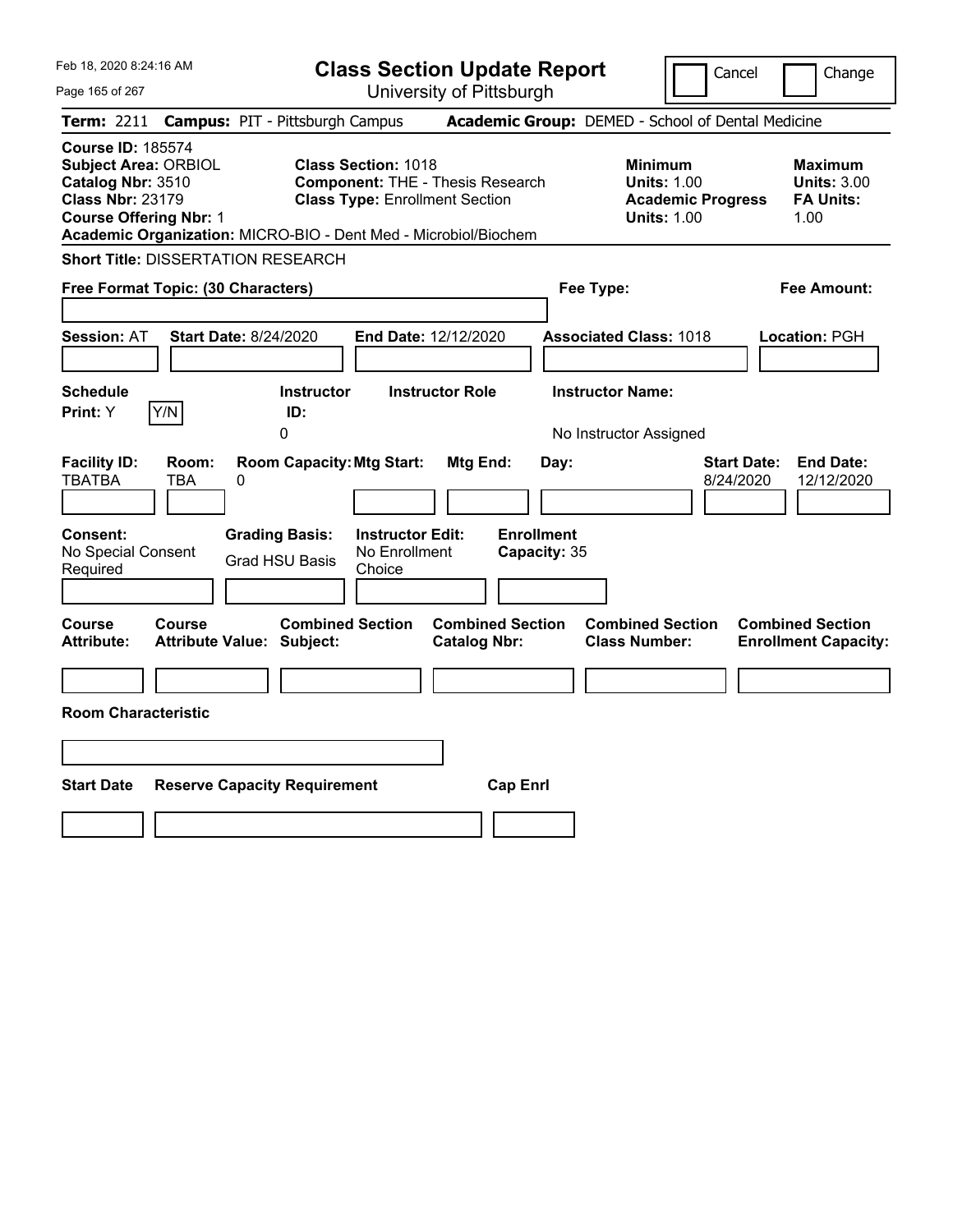# Class Section Update Report

University of Pittsburgh

Feb 18, 2020 8:24:16 AM

Cancel | Change

**Term:** 2211 **Campus:** PIT - Pittsburgh Campus **Academic Group:** DEMED - School of Dental Medicine

**Course ID:** 185574
**Subject Area:** ORBIOL
**Catalog Nbr:** 3510
**Class Nbr:** 23179
**Course Offering Nbr:** 1

**Class Section:** 1018
**Component:** THE - Thesis Research
**Class Type:** Enrollment Section

**Minimum Units:** 1.00
**Academic Progress Units:** 1.00

**Maximum Units:** 3.00
**FA Units:** 1.00

**Academic Organization:** MICRO-BIO - Dent Med - Microbiol/Biochem

**Short Title:** DISSERTATION RESEARCH

**Free Format Topic: (30 Characters)**

**Fee Type:**

**Fee Amount:**

**Session:** AT **Start Date:** 8/24/2020 **End Date:** 12/12/2020 **Associated Class:** 1018 **Location:** PGH

| Schedule Print: | Instructor ID: | Instructor Role | Instructor Name: |
|---|---|---|---|
| Y | 0 | | No Instructor Assigned |

| Facility ID: | Room: | Room Capacity: | Mtg Start: | Mtg End: | Day: | Start Date: | End Date: |
|---|---|---|---|---|---|---|---|
| TBATBA | TBA | 0 | | | | 8/24/2020 | 12/12/2020 |

| Consent: | Grading Basis: | Instructor Edit: | Enrollment Capacity: |
|---|---|---|---|
| No Special Consent Required | Grad HSU Basis | No Enrollment Choice | 35 |

| Course Attribute: | Course Attribute Value: | Combined Section Subject: | Combined Section Catalog Nbr: | Combined Section Class Number: | Combined Section Enrollment Capacity: |
|---|---|---|---|---|---|
| | | | | | |

**Room Characteristic**

| Start Date | Reserve Capacity Requirement | Cap Enrl |
|---|---|---|
| | | |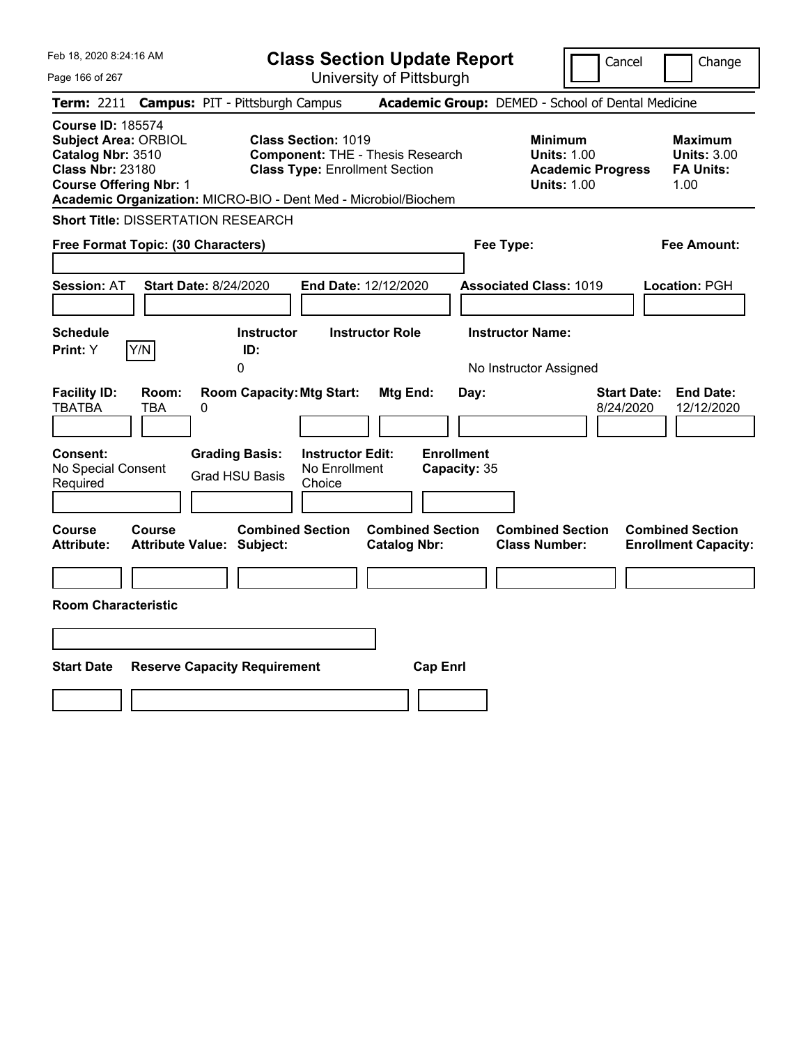# Class Section Update Report

University of Pittsburgh

Feb 18, 2020 8:24:16 AM

Cancel | Change

**Term:** 2211 **Campus:** PIT - Pittsburgh Campus **Academic Group:** DEMED - School of Dental Medicine

**Course ID:** 185574
**Subject Area:** ORBIOL
**Catalog Nbr:** 3510
**Class Nbr:** 23180
**Course Offering Nbr:** 1
**Academic Organization:** MICRO-BIO - Dent Med - Microbiol/Biochem

**Class Section:** 1019
**Component:** THE - Thesis Research
**Class Type:** Enrollment Section

**Minimum Units:** 1.00
**Academic Progress Units:** 1.00

**Maximum Units:** 3.00
**FA Units:** 1.00

**Short Title:** DISSERTATION RESEARCH

**Free Format Topic: (30 Characters)**

**Fee Type:**

**Fee Amount:**

**Session:** AT **Start Date:** 8/24/2020 **End Date:** 12/12/2020 **Associated Class:** 1019 **Location:** PGH

| Schedule Print | Instructor ID | Instructor Role | Instructor Name |
|---|---|---|---|
| Y (Y/N) | 0 | | No Instructor Assigned |

| Facility ID | Room | Room Capacity | Mtg Start | Mtg End | Day | Start Date | End Date |
|---|---|---|---|---|---|---|---|
| TBATBA | TBA | 0 | | | | 8/24/2020 | 12/12/2020 |

| Consent | Grading Basis | Instructor Edit | Enrollment Capacity |
|---|---|---|---|
| No Special Consent Required | Grad HSU Basis | No Enrollment Choice | 35 |

| Course Attribute | Course Attribute Value | Combined Section Subject | Combined Section Catalog Nbr | Combined Section Class Number | Combined Section Enrollment Capacity |
|---|---|---|---|---|---|
| | | | | | |

**Room Characteristic**

| Start Date | Reserve Capacity Requirement | Cap Enrl |
|---|---|---|
| | | |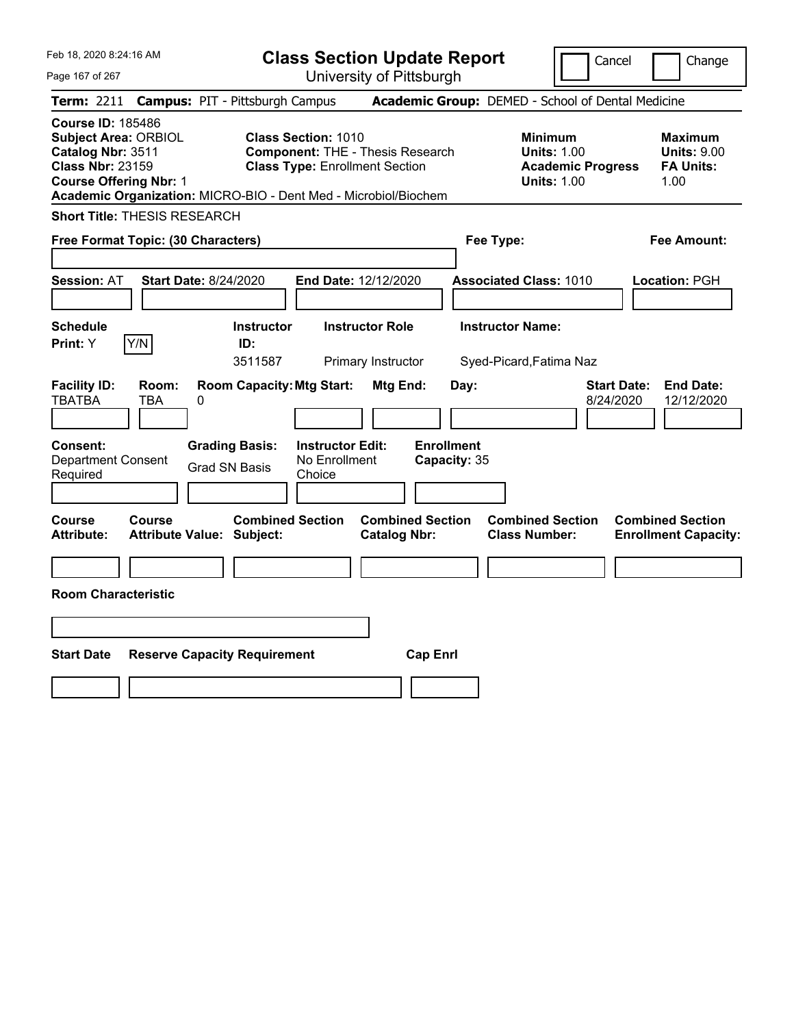# Class Section Update Report

University of Pittsburgh

Cancel | Change

**Term:** 2211 **Campus:** PIT - Pittsburgh Campus **Academic Group:** DEMED - School of Dental Medicine

**Course ID:** 185486
**Subject Area:** ORBIOL
**Catalog Nbr:** 3511
**Class Nbr:** 23159
**Course Offering Nbr:** 1
**Academic Organization:** MICRO-BIO - Dent Med - Microbiol/Biochem

**Class Section:** 1010
**Component:** THE - Thesis Research
**Class Type:** Enrollment Section

**Minimum**
**Units:** 1.00
**Academic Progress Units:** 1.00

**Maximum**
**Units:** 9.00
**FA Units:** 1.00

**Short Title:** THESIS RESEARCH

**Free Format Topic: (30 Characters)**

**Fee Type:**

**Fee Amount:**

**Session:** AT **Start Date:** 8/24/2020 **End Date:** 12/12/2020 **Associated Class:** 1010 **Location:** PGH

| Schedule Print: | Instructor ID: | Instructor Role | Instructor Name: |
|---|---|---|---|
| Y | 3511587 | Primary Instructor | Syed-Picard,Fatima Naz |

| Facility ID: | Room: | Room Capacity: | Mtg Start: | Mtg End: | Day: | Start Date: | End Date: |
|---|---|---|---|---|---|---|---|
| TBATBA | TBA | 0 | | | | 8/24/2020 | 12/12/2020 |

| Consent: | Grading Basis: | Instructor Edit: | Enrollment Capacity: |
|---|---|---|---|
| Department Consent Required | Grad SN Basis | No Enrollment Choice | 35 |

| Course Attribute: | Course Attribute Value: | Combined Section Subject: | Combined Section Catalog Nbr: | Combined Section Class Number: | Combined Section Enrollment Capacity: |
|---|---|---|---|---|---|
| | | | | | |

**Room Characteristic**

| Start Date | Reserve Capacity Requirement | Cap Enrl |
|---|---|---|
| | | |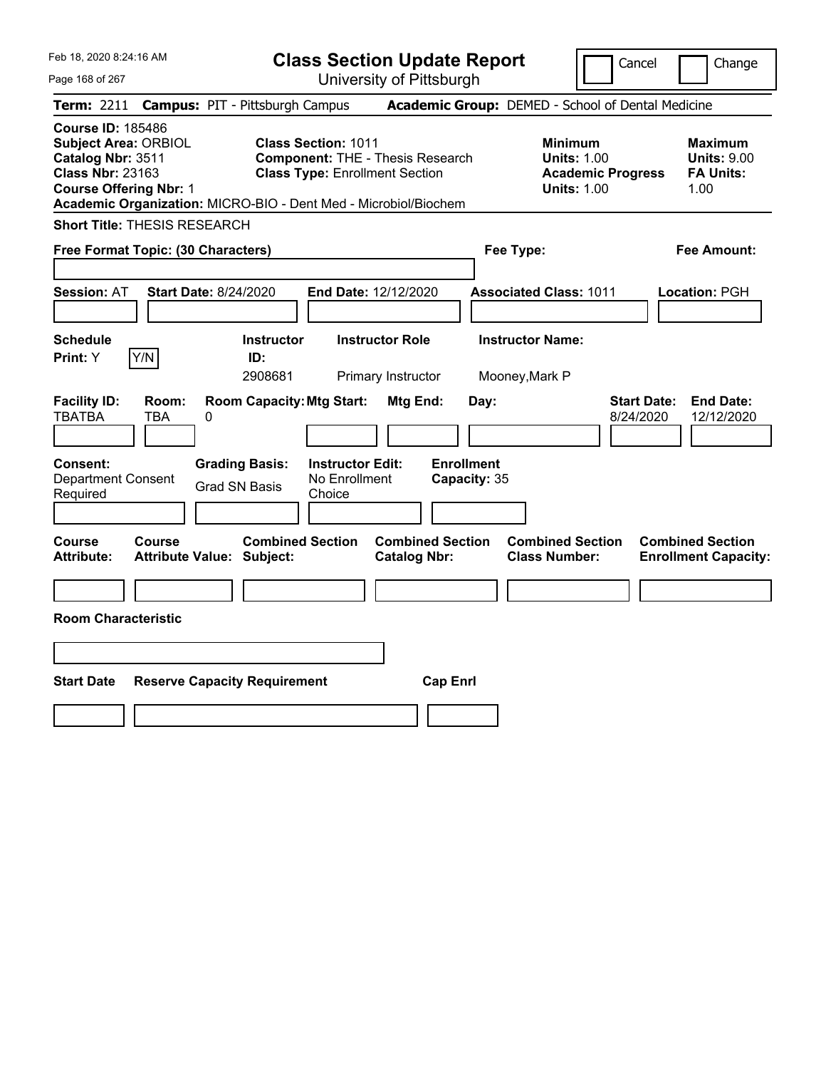# Class Section Update Report

University of Pittsburgh

Feb 18, 2020 8:24:16 AM

Cancel | Change

**Term:** 2211 **Campus:** PIT - Pittsburgh Campus **Academic Group:** DEMED - School of Dental Medicine

**Course ID:** 185486
**Subject Area:** ORBIOL
**Catalog Nbr:** 3511
**Class Nbr:** 23163
**Course Offering Nbr:** 1
**Academic Organization:** MICRO-BIO - Dent Med - Microbiol/Biochem

**Class Section:** 1011
**Component:** THE - Thesis Research
**Class Type:** Enrollment Section

**Minimum Units:** 1.00
**Academic Progress Units:** 1.00

**Maximum Units:** 9.00
**FA Units:** 1.00

**Short Title:** THESIS RESEARCH

**Free Format Topic: (30 Characters)**

**Fee Type:**

**Fee Amount:**

**Session:** AT **Start Date:** 8/24/2020 **End Date:** 12/12/2020 **Associated Class:** 1011 **Location:** PGH

| Schedule Print | Instructor ID | Instructor Role | Instructor Name |
|---|---|---|---|
| Y (Y/N) | 2908681 | Primary Instructor | Mooney,Mark P |

| Facility ID | Room | Room Capacity | Mtg Start | Mtg End | Day | Start Date | End Date |
|---|---|---|---|---|---|---|---|
| TBATBA | TBA | 0 | | | | 8/24/2020 | 12/12/2020 |

**Consent:** Department Consent Required
**Grading Basis:** Grad SN Basis
**Instructor Edit:** No Enrollment Choice
**Enrollment Capacity:** 35

| Course Attribute | Course Attribute Value | Combined Section Subject | Combined Section Catalog Nbr | Combined Section Class Number | Combined Section Enrollment Capacity |
|---|---|---|---|---|---|
| | | | | | |

**Room Characteristic**

| Start Date | Reserve Capacity Requirement | Cap Enrl |
|---|---|---|
| | | |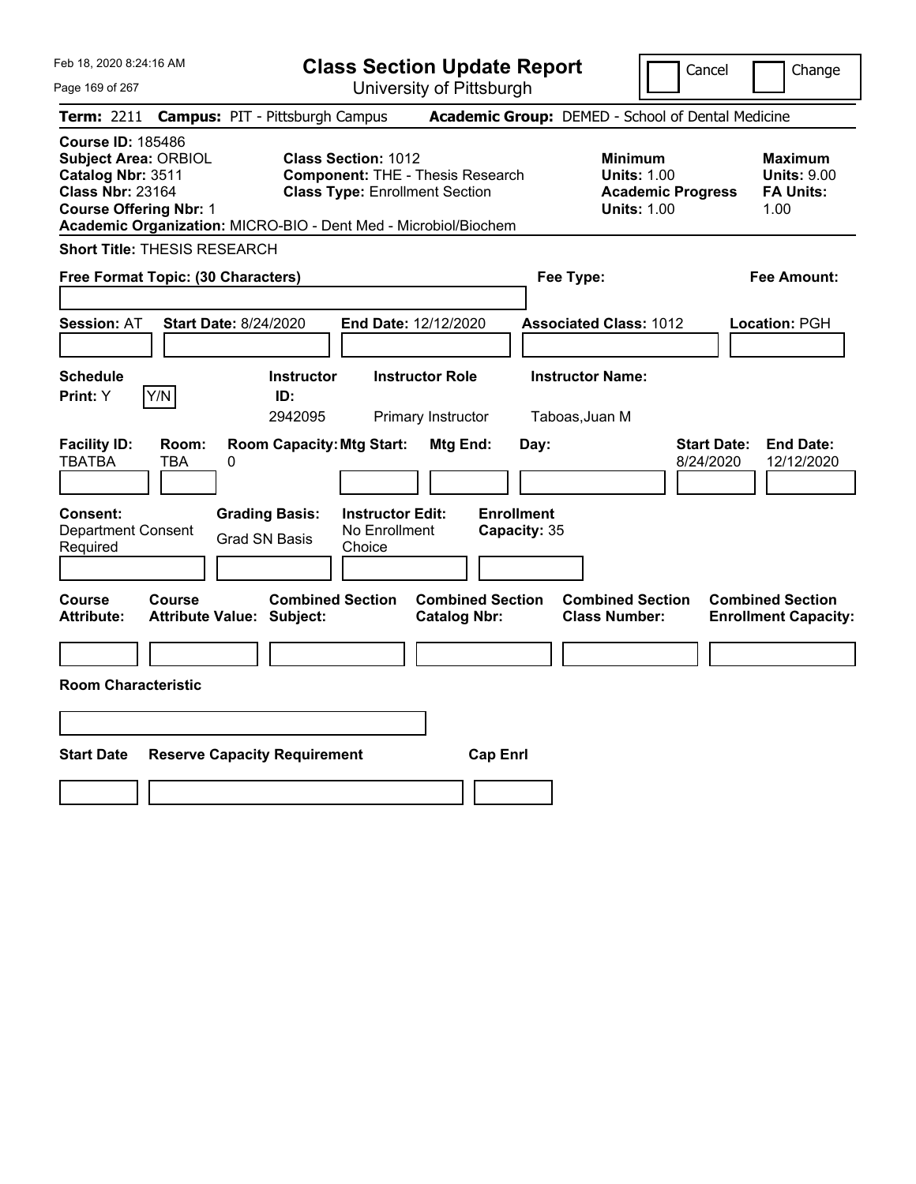# Class Section Update Report

University of Pittsburgh

Feb 18, 2020 8:24:16 AM

Cancel | Change

**Term:** 2211 **Campus:** PIT - Pittsburgh Campus **Academic Group:** DEMED - School of Dental Medicine

**Course ID:** 185486
**Subject Area:** ORBIOL
**Catalog Nbr:** 3511
**Class Nbr:** 23164
**Course Offering Nbr:** 1
**Academic Organization:** MICRO-BIO - Dent Med - Microbiol/Biochem

**Class Section:** 1012
**Component:** THE - Thesis Research
**Class Type:** Enrollment Section

**Minimum Units:** 1.00
**Academic Progress Units:** 1.00

**Maximum Units:** 9.00
**FA Units:** 1.00

**Short Title:** THESIS RESEARCH

**Free Format Topic: (30 Characters)**

**Fee Type:**

**Fee Amount:**

**Session:** AT **Start Date:** 8/24/2020 **End Date:** 12/12/2020 **Associated Class:** 1012 **Location:** PGH

| Schedule Print | | Instructor ID | Instructor Role | Instructor Name |
|---|---|---|---|---|
| Y | Y/N | 2942095 | Primary Instructor | Taboas,Juan M |

| Facility ID | Room | Room Capacity | Mtg Start | Mtg End | Day | Start Date | End Date |
|---|---|---|---|---|---|---|---|
| TBATBA | TBA | 0 | | | | 8/24/2020 | 12/12/2020 |

**Consent:** Department Consent Required
**Grading Basis:** Grad SN Basis
**Instructor Edit:** No Enrollment Choice
**Enrollment Capacity:** 35

| Course Attribute | Course Attribute Value | Combined Section Subject | Combined Section Catalog Nbr | Combined Section Class Number | Combined Section Enrollment Capacity |
|---|---|---|---|---|---|
| | | | | | |

**Room Characteristic**

| Start Date | Reserve Capacity Requirement | Cap Enrl |
|---|---|---|
| | | |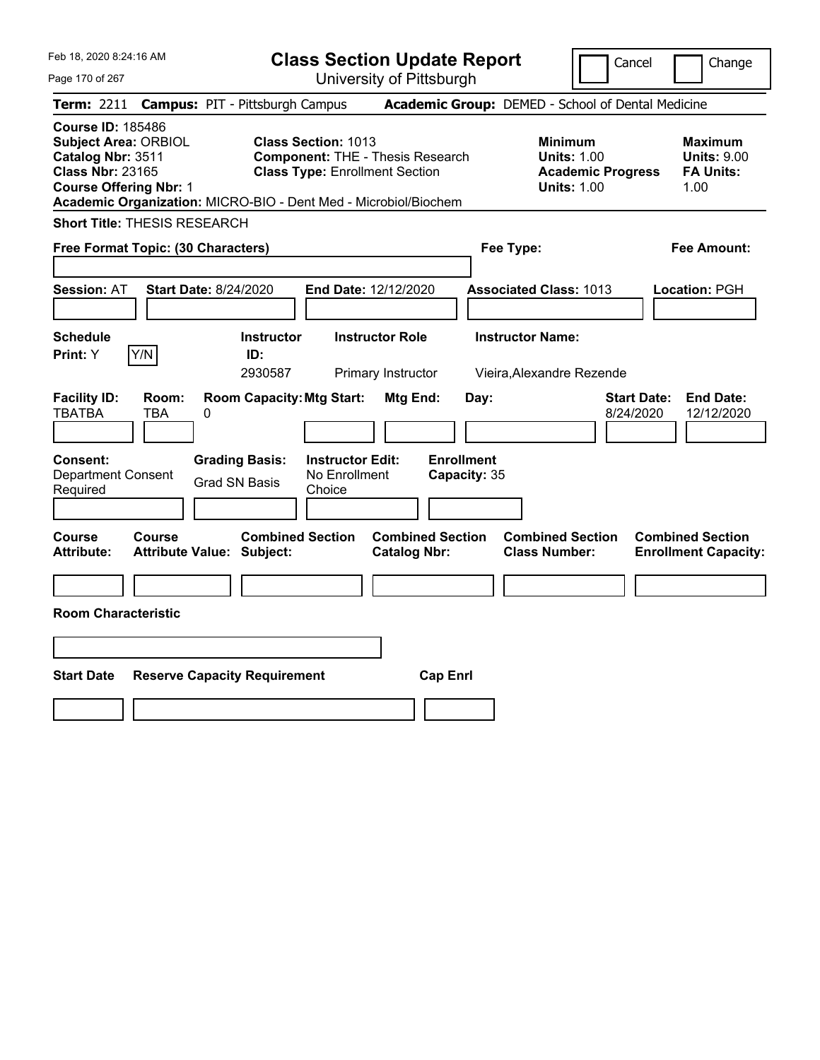Feb 18, 2020 8:24:16 AM

# Class Section Update Report

University of Pittsburgh

Cancel | Change

**Term:** 2211 **Campus:** PIT - Pittsburgh Campus **Academic Group:** DEMED - School of Dental Medicine

**Course ID:** 185486
**Subject Area:** ORBIOL
**Catalog Nbr:** 3511
**Class Nbr:** 23165
**Course Offering Nbr:** 1
**Academic Organization:** MICRO-BIO - Dent Med - Microbiol/Biochem

**Class Section:** 1013
**Component:** THE - Thesis Research
**Class Type:** Enrollment Section

**Minimum Units:** 1.00
**Academic Progress Units:** 1.00

**Maximum Units:** 9.00
**FA Units:** 1.00

**Short Title:** THESIS RESEARCH

**Free Format Topic: (30 Characters)**

**Fee Type:**

**Fee Amount:**

**Session:** AT **Start Date:** 8/24/2020 **End Date:** 12/12/2020 **Associated Class:** 1013 **Location:** PGH

| Schedule Print | | Instructor ID | Instructor Role | Instructor Name |
|---|---|---|---|---|
| Y | Y/N | 2930587 | Primary Instructor | Vieira,Alexandre Rezende |

| Facility ID | Room | Room Capacity | Mtg Start | Mtg End | Day | Start Date | End Date |
|---|---|---|---|---|---|---|---|
| TBATBA | TBA | 0 | | | | 8/24/2020 | 12/12/2020 |

**Consent:** Department Consent Required
**Grading Basis:** Grad SN Basis
**Instructor Edit:** No Enrollment Choice
**Enrollment Capacity:** 35

| Course Attribute: | Course Attribute Value: | Combined Section Subject: | Combined Section Catalog Nbr: | Combined Section Class Number: | Combined Section Enrollment Capacity: |
|---|---|---|---|---|---|
| | | | | | |

**Room Characteristic**

| Start Date | Reserve Capacity Requirement | Cap Enrl |
|---|---|---|
| | | |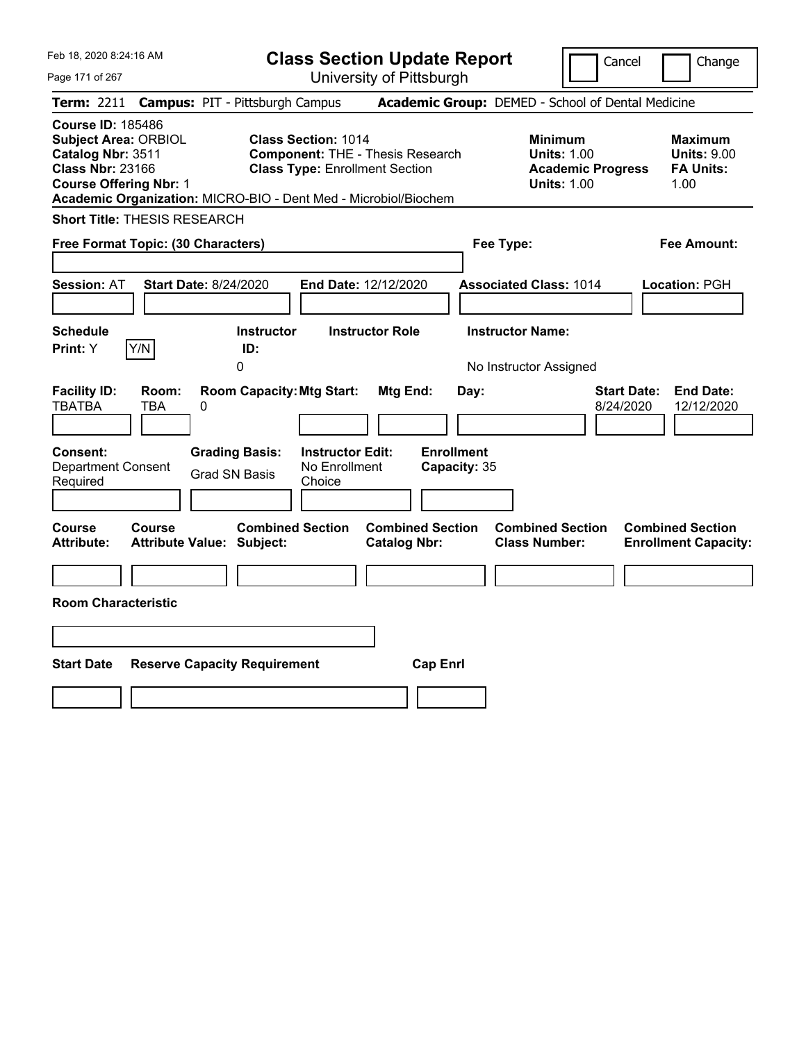# Class Section Update Report

University of Pittsburgh

Feb 18, 2020 8:24:16 AM

Cancel | Change

**Term:** 2211 **Campus:** PIT - Pittsburgh Campus **Academic Group:** DEMED - School of Dental Medicine

**Course ID:** 185486
**Subject Area:** ORBIOL
**Catalog Nbr:** 3511
**Class Nbr:** 23166
**Course Offering Nbr:** 1
**Academic Organization:** MICRO-BIO - Dent Med - Microbiol/Biochem

**Class Section:** 1014
**Component:** THE - Thesis Research
**Class Type:** Enrollment Section

**Minimum**
**Units:** 1.00
**Academic Progress Units:** 1.00

**Maximum**
**Units:** 9.00
**FA Units:** 1.00

**Short Title:** THESIS RESEARCH

**Free Format Topic: (30 Characters)**

**Fee Type:**

**Fee Amount:**

**Session:** AT **Start Date:** 8/24/2020 **End Date:** 12/12/2020 **Associated Class:** 1014 **Location:** PGH

**Schedule Print:** Y [Y/N]

**Instructor ID:** 0

**Instructor Role:**

**Instructor Name:** No Instructor Assigned

| Facility ID: | Room: | Room Capacity: | Mtg Start: | Mtg End: | Day: | Start Date: | End Date: |
|---|---|---|---|---|---|---|---|
| TBATBA | TBA | 0 | | | | 8/24/2020 | 12/12/2020 |

**Consent:** Department Consent Required
**Grading Basis:** Grad SN Basis
**Instructor Edit:** No Enrollment Choice
**Enrollment Capacity:** 35

| Course Attribute: | Course Attribute Value: | Combined Section Subject: | Combined Section Catalog Nbr: | Combined Section Class Number: | Combined Section Enrollment Capacity: |
|---|---|---|---|---|---|
| | | | | | |

**Room Characteristic**

| Start Date | Reserve Capacity Requirement | Cap Enrl |
|---|---|---|
| | | |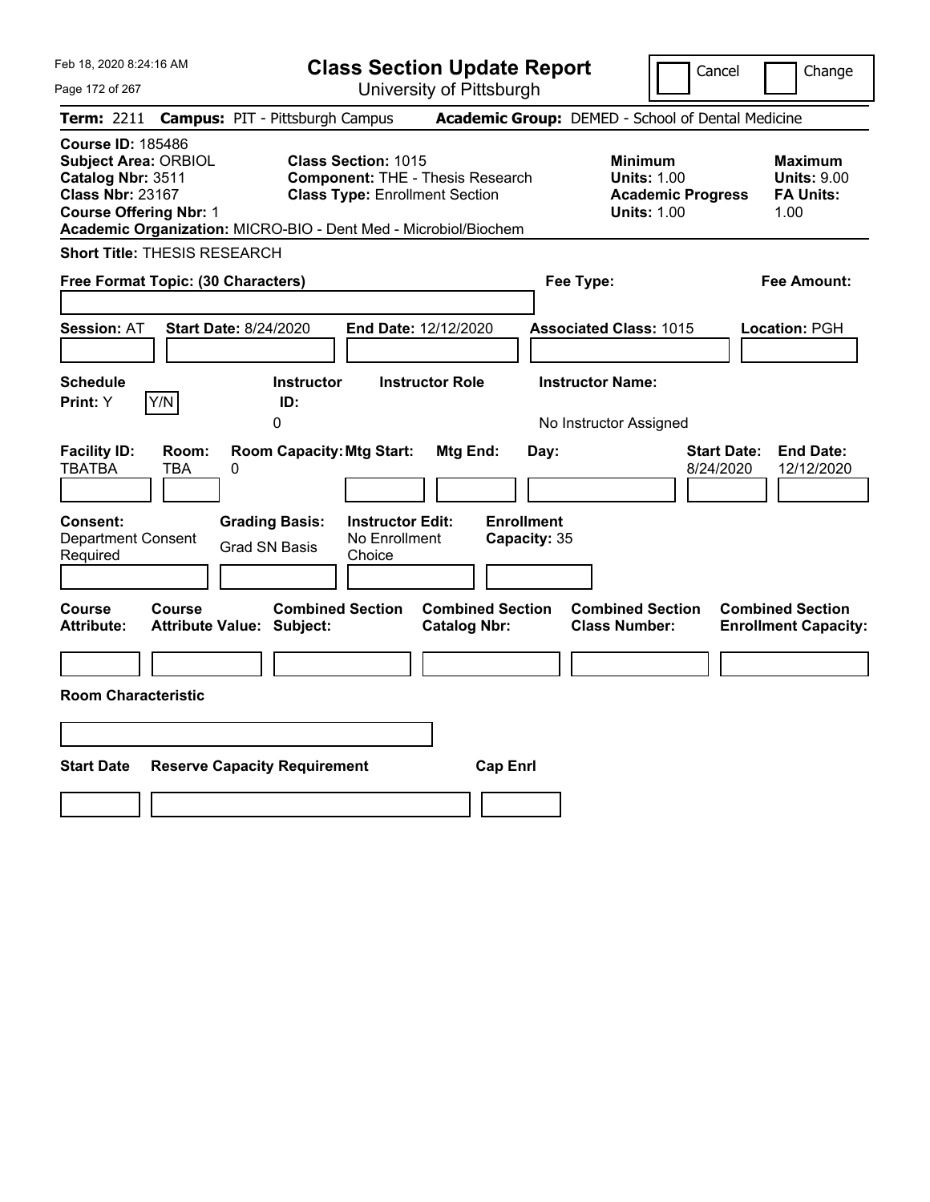# Class Section Update Report

University of Pittsburgh

Feb 18, 2020 8:24:16 AM

Cancel | Change

**Term:** 2211 **Campus:** PIT - Pittsburgh Campus **Academic Group:** DEMED - School of Dental Medicine

**Course ID:** 185486
**Subject Area:** ORBIOL
**Catalog Nbr:** 3511
**Class Nbr:** 23167
**Course Offering Nbr:** 1
**Academic Organization:** MICRO-BIO - Dent Med - Microbiol/Biochem

**Class Section:** 1015
**Component:** THE - Thesis Research
**Class Type:** Enrollment Section

**Minimum**
**Units:** 1.00
**Academic Progress Units:** 1.00

**Maximum**
**Units:** 9.00
**FA Units:** 1.00

**Short Title:** THESIS RESEARCH

**Free Format Topic: (30 Characters)**

**Fee Type:**

**Fee Amount:**

**Session:** AT **Start Date:** 8/24/2020 **End Date:** 12/12/2020 **Associated Class:** 1015 **Location:** PGH

| Schedule Print: | | Instructor ID: | Instructor Role | Instructor Name: |
|---|---|---|---|---|
| Y | Y/N | 0 | | No Instructor Assigned |

| Facility ID: | Room: | Room Capacity: | Mtg Start: | Mtg End: | Day: | Start Date: | End Date: |
|---|---|---|---|---|---|---|---|
| TBATBA | TBA | 0 | | | | 8/24/2020 | 12/12/2020 |

| Consent: | Grading Basis: | Instructor Edit: | Enrollment Capacity: |
|---|---|---|---|
| Department Consent Required | Grad SN Basis | No Enrollment Choice | 35 |

| Course Attribute: | Course Attribute Value: | Combined Section Subject: | Combined Section Catalog Nbr: | Combined Section Class Number: | Combined Section Enrollment Capacity: |
|---|---|---|---|---|---|
| | | | | | |

**Room Characteristic**

| Start Date | Reserve Capacity Requirement | Cap Enrl |
|---|---|---|
| | | |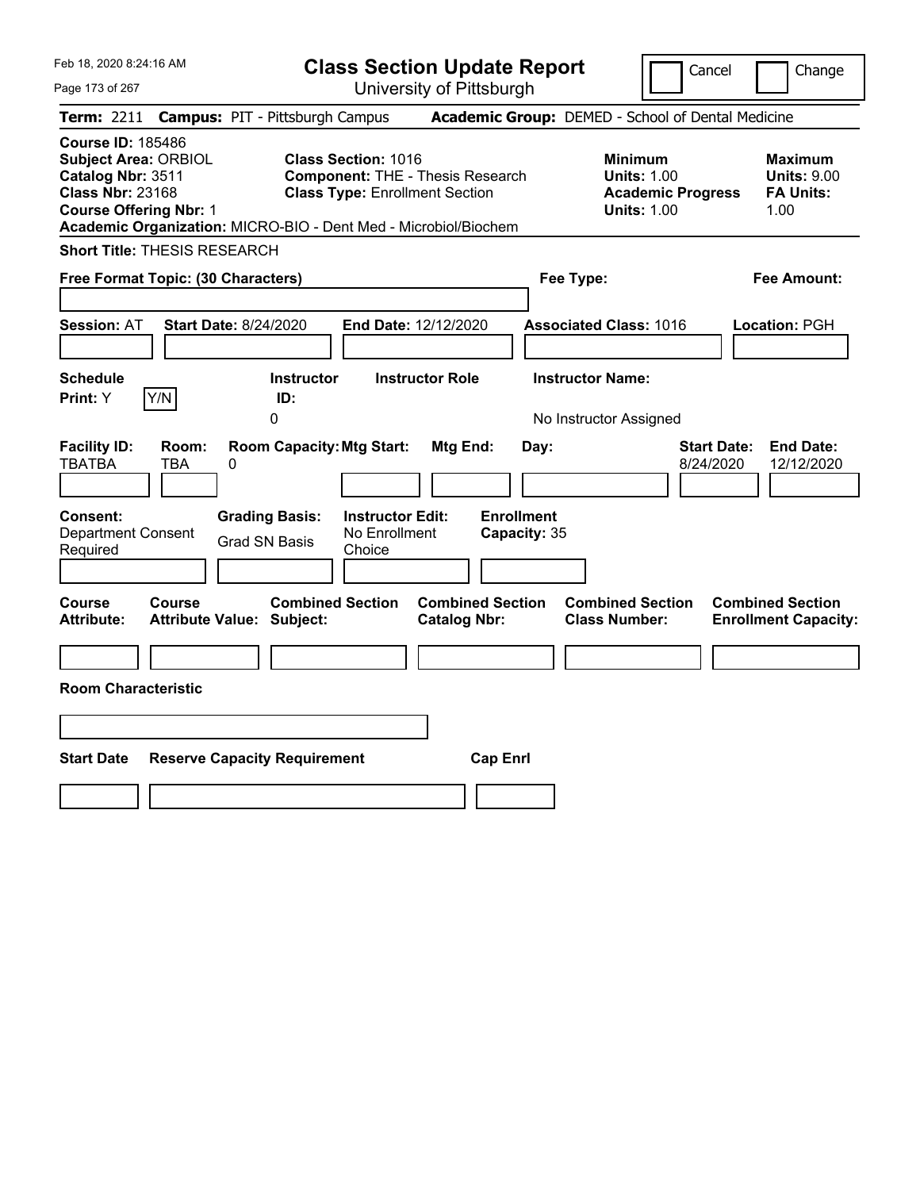# Class Section Update Report

University of Pittsburgh

Cancel | Change

**Term:** 2211 **Campus:** PIT - Pittsburgh Campus **Academic Group:** DEMED - School of Dental Medicine

**Course ID:** 185486
**Subject Area:** ORBIOL
**Catalog Nbr:** 3511
**Class Nbr:** 23168
**Course Offering Nbr:** 1
**Academic Organization:** MICRO-BIO - Dent Med - Microbiol/Biochem

**Class Section:** 1016
**Component:** THE - Thesis Research
**Class Type:** Enrollment Section

**Minimum Units:** 1.00
**Academic Progress Units:** 1.00

**Maximum Units:** 9.00
**FA Units:** 1.00

**Short Title:** THESIS RESEARCH

**Free Format Topic: (30 Characters)**

**Fee Type:**

**Fee Amount:**

**Session:** AT **Start Date:** 8/24/2020 **End Date:** 12/12/2020 **Associated Class:** 1016 **Location:** PGH

**Schedule Print:** Y Y/N

**Instructor ID:** 0

**Instructor Role:**

**Instructor Name:** No Instructor Assigned

| Facility ID: | Room: | Room Capacity: | Mtg Start: | Mtg End: | Day: | Start Date: | End Date: |
|---|---|---|---|---|---|---|---|
| TBATBA | TBA | 0 | | | | 8/24/2020 | 12/12/2020 |

**Consent:** Department Consent Required

**Grading Basis:** Grad SN Basis

**Instructor Edit:** No Enrollment Choice

**Enrollment Capacity:** 35

| Course Attribute: | Course Attribute Value: | Combined Section Subject: | Combined Section Catalog Nbr: | Combined Section Class Number: | Combined Section Enrollment Capacity: |
|---|---|---|---|---|---|
| | | | | | |

**Room Characteristic**

| Start Date | Reserve Capacity Requirement | Cap Enrl |
|---|---|---|
| | | |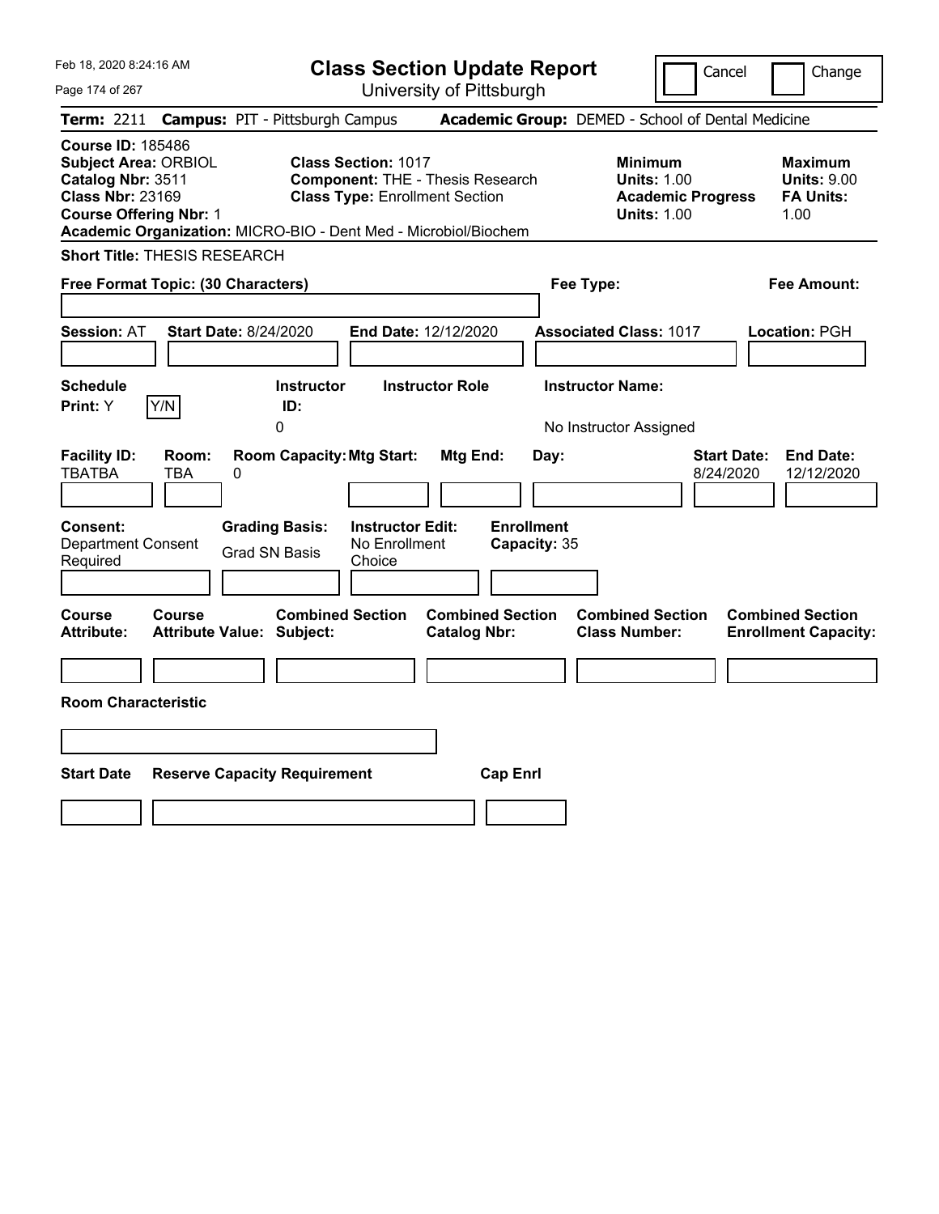# Class Section Update Report

University of Pittsburgh

Cancel / Change

**Term:** 2211 **Campus:** PIT - Pittsburgh Campus **Academic Group:** DEMED - School of Dental Medicine

**Course ID:** 185486
**Subject Area:** ORBIOL
**Catalog Nbr:** 3511
**Class Nbr:** 23169
**Course Offering Nbr:** 1
**Academic Organization:** MICRO-BIO - Dent Med - Microbiol/Biochem

**Class Section:** 1017
**Component:** THE - Thesis Research
**Class Type:** Enrollment Section

**Minimum Units:** 1.00
**Academic Progress Units:** 1.00

**Maximum Units:** 9.00
**FA Units:** 1.00

**Short Title:** THESIS RESEARCH

**Free Format Topic: (30 Characters)**

**Fee Type:**

**Fee Amount:**

**Session:** AT **Start Date:** 8/24/2020 **End Date:** 12/12/2020 **Associated Class:** 1017 **Location:** PGH

| Schedule Print | Instructor ID | Instructor Role | Instructor Name |
|---|---|---|---|
| Y | 0 | | No Instructor Assigned |

| Facility ID | Room | Room Capacity | Mtg Start | Mtg End | Day | Start Date | End Date |
|---|---|---|---|---|---|---|---|
| TBATBA | TBA | 0 | | | | 8/24/2020 | 12/12/2020 |

**Consent:** Department Consent Required
**Grading Basis:** Grad SN Basis
**Instructor Edit:** No Enrollment Choice
**Enrollment Capacity:** 35

| Course Attribute | Course Attribute Value | Combined Section Subject | Combined Section Catalog Nbr | Combined Section Class Number | Combined Section Enrollment Capacity |
|---|---|---|---|---|---|
| | | | | | |

**Room Characteristic**

| Start Date | Reserve Capacity Requirement | Cap Enrl |
|---|---|---|
| | | |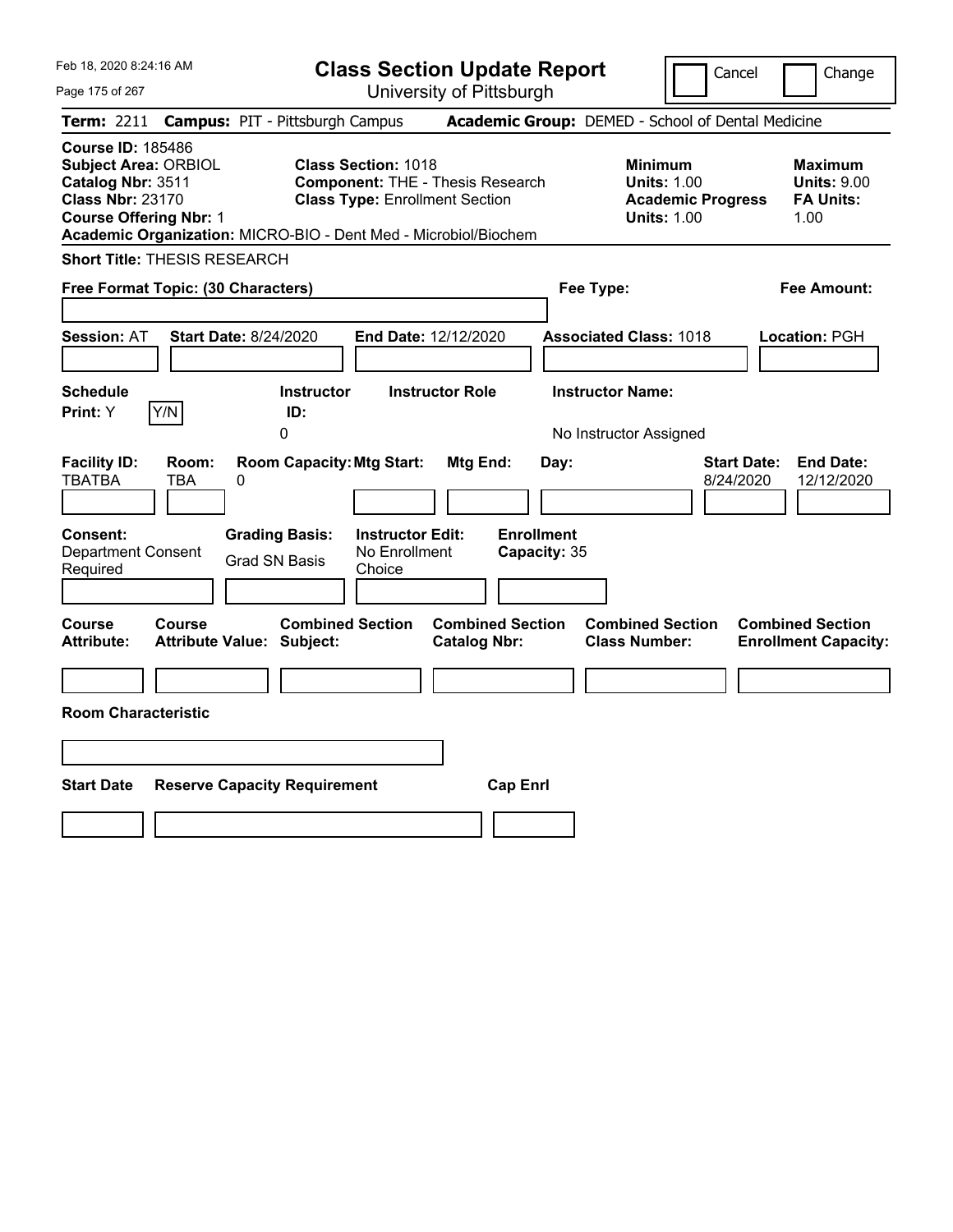Feb 18, 2020 8:24:16 AM

# Class Section Update Report

University of Pittsburgh

Cancel | Change

**Term:** 2211 **Campus:** PIT - Pittsburgh Campus **Academic Group:** DEMED - School of Dental Medicine

**Course ID:** 185486
**Subject Area:** ORBIOL
**Catalog Nbr:** 3511
**Class Nbr:** 23170
**Course Offering Nbr:** 1
**Academic Organization:** MICRO-BIO - Dent Med - Microbiol/Biochem

**Class Section:** 1018
**Component:** THE - Thesis Research
**Class Type:** Enrollment Section

**Minimum Units:** 1.00
**Academic Progress Units:** 1.00

**Maximum Units:** 9.00
**FA Units:** 1.00

**Short Title:** THESIS RESEARCH

**Free Format Topic: (30 Characters)**

**Fee Type:**

**Fee Amount:**

**Session:** AT **Start Date:** 8/24/2020 **End Date:** 12/12/2020 **Associated Class:** 1018 **Location:** PGH

| Schedule Print: | Instructor ID: | Instructor Role | Instructor Name: |
|---|---|---|---|
| Y | 0 | | No Instructor Assigned |

| Facility ID: | Room: | Room Capacity: | Mtg Start: | Mtg End: | Day: | Start Date: | End Date: |
|---|---|---|---|---|---|---|---|
| TBATBA | TBA | 0 | | | | 8/24/2020 | 12/12/2020 |

| Consent: | Grading Basis: | Instructor Edit: | Enrollment Capacity: |
|---|---|---|---|
| Department Consent Required | Grad SN Basis | No Enrollment Choice | 35 |

| Course Attribute: | Course Attribute Value: | Combined Section Subject: | Combined Section Catalog Nbr: | Combined Section Class Number: | Combined Section Enrollment Capacity: |
|---|---|---|---|---|---|
| | | | | | |

**Room Characteristic**

| Start Date | Reserve Capacity Requirement | Cap Enrl |
|---|---|---|
| | | |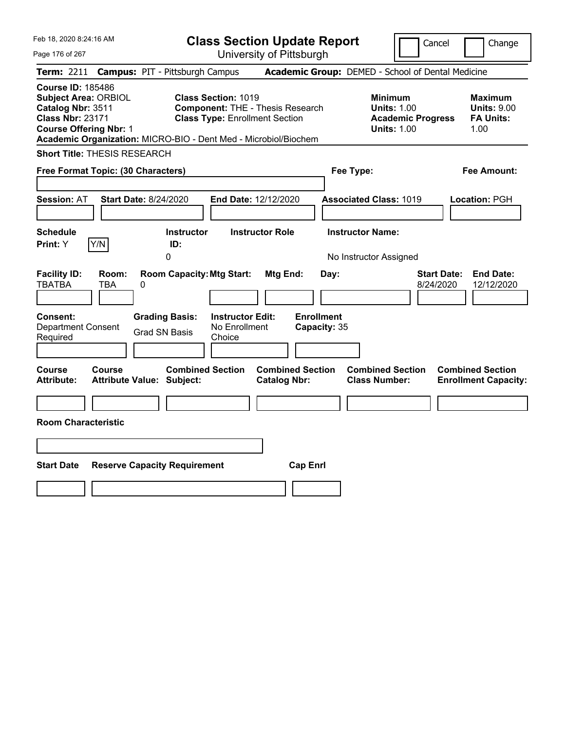Feb 18, 2020 8:24:16 AM

# Class Section Update Report

University of Pittsburgh

Cancel | Change

**Term:** 2211 **Campus:** PIT - Pittsburgh Campus **Academic Group:** DEMED - School of Dental Medicine

**Course ID:** 185486
**Subject Area:** ORBIOL
**Catalog Nbr:** 3511
**Class Nbr:** 23171
**Course Offering Nbr:** 1

**Class Section:** 1019
**Component:** THE - Thesis Research
**Class Type:** Enrollment Section

**Minimum**
**Units:** 1.00
**Academic Progress Units:** 1.00

**Maximum**
**Units:** 9.00
**FA Units:** 1.00

**Academic Organization:** MICRO-BIO - Dent Med - Microbiol/Biochem

**Short Title:** THESIS RESEARCH

**Free Format Topic: (30 Characters)** **Fee Type:** **Fee Amount:**

**Session:** AT **Start Date:** 8/24/2020 **End Date:** 12/12/2020 **Associated Class:** 1019 **Location:** PGH

**Schedule Print:** Y [Y/N]

**Instructor ID:** 0

**Instructor Role**

**Instructor Name:** No Instructor Assigned

| Facility ID: | Room: | Room Capacity: | Mtg Start: | Mtg End: | Day: | Start Date: | End Date: |
|---|---|---|---|---|---|---|---|
| TBATBA | TBA | 0 | | | | 8/24/2020 | 12/12/2020 |

**Consent:** Department Consent Required

**Grading Basis:** Grad SN Basis

**Instructor Edit:** No Enrollment Choice

**Enrollment Capacity:** 35

| Course Attribute: | Course Attribute Value: | Combined Section Subject: | Combined Section Catalog Nbr: | Combined Section Class Number: | Combined Section Enrollment Capacity: |
|---|---|---|---|---|---|
| | | | | | |

**Room Characteristic**

| Start Date | Reserve Capacity Requirement | Cap Enrl |
|---|---|---|
| | | |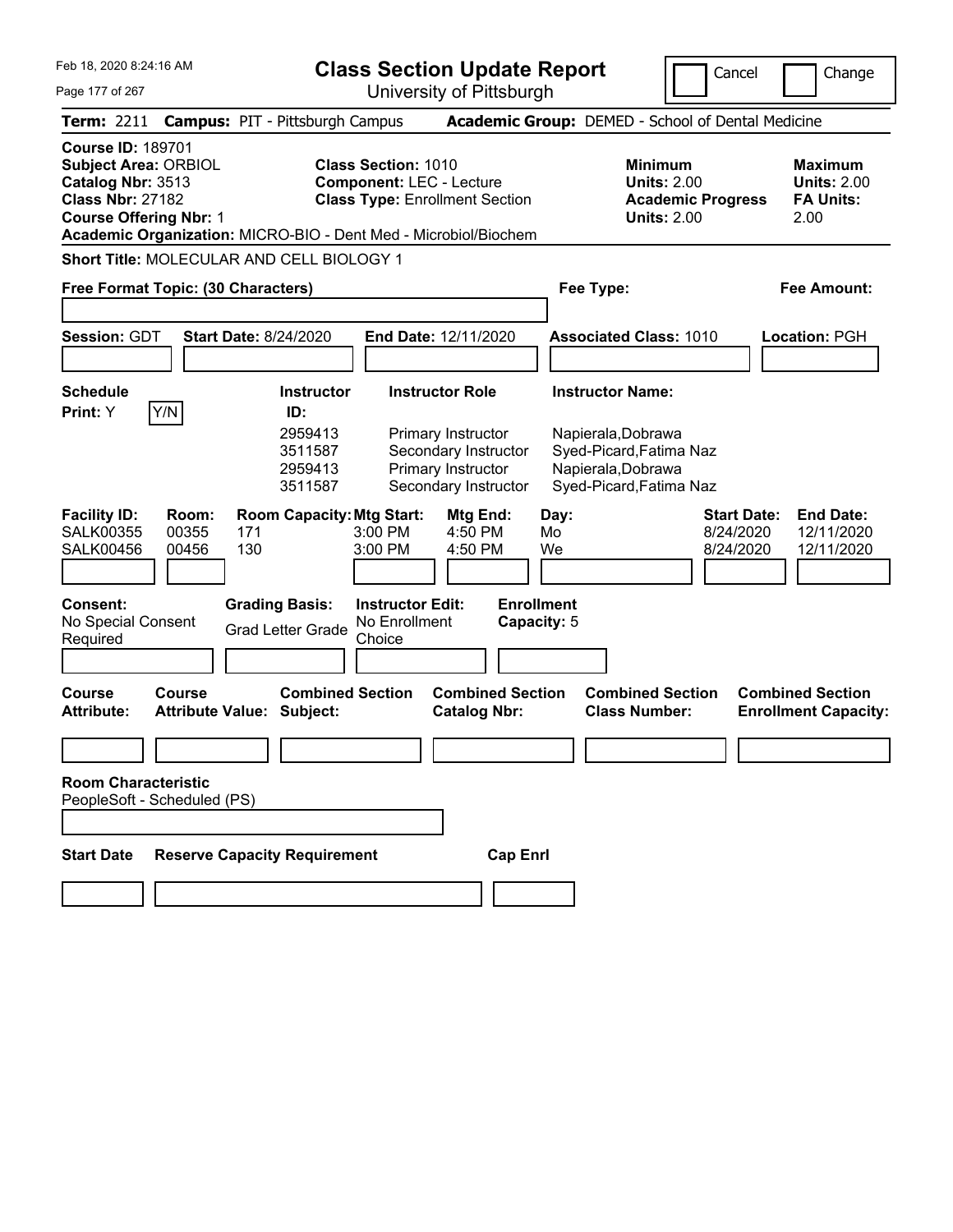# Class Section Update Report

University of Pittsburgh

Feb 18, 2020 8:24:16 AM

Cancel | Change

**Term:** 2211 **Campus:** PIT - Pittsburgh Campus **Academic Group:** DEMED - School of Dental Medicine

**Course ID:** 189701
**Subject Area:** ORBIOL
**Catalog Nbr:** 3513
**Class Nbr:** 27182
**Course Offering Nbr:** 1

**Class Section:** 1010
**Component:** LEC - Lecture
**Class Type:** Enrollment Section

**Minimum Units:** 2.00
**Academic Progress Units:** 2.00

**Maximum Units:** 2.00
**FA Units:** 2.00

**Academic Organization:** MICRO-BIO - Dent Med - Microbiol/Biochem

**Short Title:** MOLECULAR AND CELL BIOLOGY 1

**Free Format Topic: (30 Characters)**

**Fee Type:**

**Fee Amount:**

**Session:** GDT **Start Date:** 8/24/2020 **End Date:** 12/11/2020 **Associated Class:** 1010 **Location:** PGH

**Schedule Print:** Y (Y/N)

| Instructor ID | Instructor Role | Instructor Name |
|---|---|---|
| 2959413 | Primary Instructor | Napierala,Dobrawa |
| 3511587 | Secondary Instructor | Syed-Picard,Fatima Naz |
| 2959413 | Primary Instructor | Napierala,Dobrawa |
| 3511587 | Secondary Instructor | Syed-Picard,Fatima Naz |

| Facility ID | Room | Room Capacity | Mtg Start | Mtg End | Day | Start Date | End Date |
|---|---|---|---|---|---|---|---|
| SALK00355 | 00355 | 171 | 3:00 PM | 4:50 PM | Mo | 8/24/2020 | 12/11/2020 |
| SALK00456 | 00456 | 130 | 3:00 PM | 4:50 PM | We | 8/24/2020 | 12/11/2020 |

**Consent:** No Special Consent Required

**Grading Basis:** Grad Letter Grade

**Instructor Edit:** No Enrollment Choice

**Enrollment Capacity:** 5

| Course Attribute: | Course Attribute Value: | Combined Section Subject: | Combined Section Catalog Nbr: | Combined Section Class Number: | Combined Section Enrollment Capacity: |
|---|---|---|---|---|---|
| | | | | | |

**Room Characteristic**
PeopleSoft - Scheduled (PS)

| Start Date | Reserve Capacity Requirement | Cap Enrl |
|---|---|---|
| | | |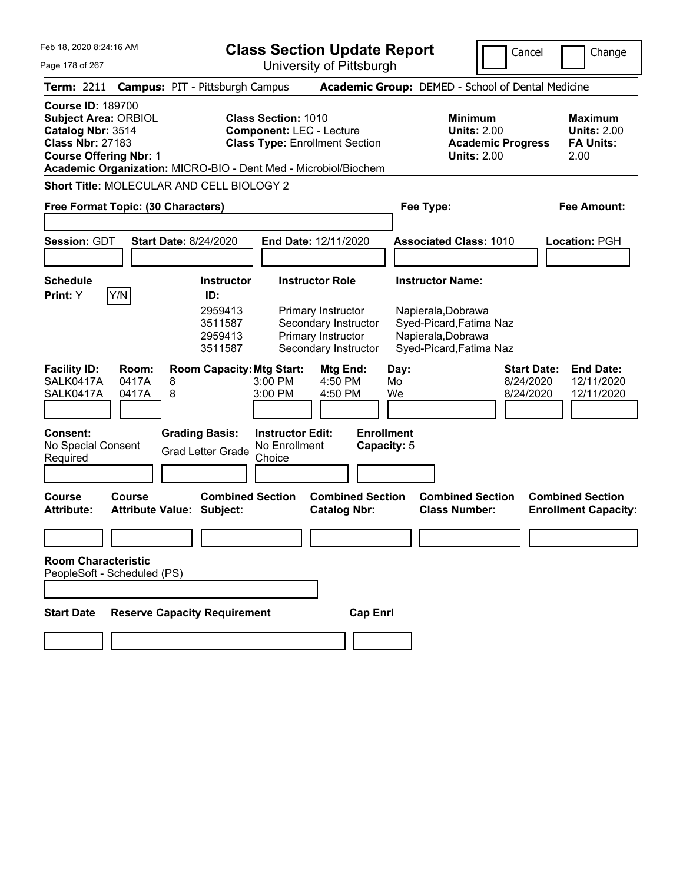# Class Section Update Report

University of Pittsburgh

Feb 18, 2020 8:24:16 AM

Cancel | Change

**Term:** 2211 **Campus:** PIT - Pittsburgh Campus **Academic Group:** DEMED - School of Dental Medicine

**Course ID:** 189700
**Subject Area:** ORBIOL
**Catalog Nbr:** 3514
**Class Nbr:** 27183
**Course Offering Nbr:** 1

**Class Section:** 1010
**Component:** LEC - Lecture
**Class Type:** Enrollment Section

**Minimum Units:** 2.00
**Academic Progress Units:** 2.00

**Maximum Units:** 2.00
**FA Units:** 2.00

**Academic Organization:** MICRO-BIO - Dent Med - Microbiol/Biochem

**Short Title:** MOLECULAR AND CELL BIOLOGY 2

**Free Format Topic: (30 Characters)**

**Fee Type:**

**Fee Amount:**

**Session:** GDT **Start Date:** 8/24/2020 **End Date:** 12/11/2020 **Associated Class:** 1010 **Location:** PGH

**Schedule Print:** Y [Y/N]

| Instructor ID: | Instructor Role | Instructor Name: |
|---|---|---|
| 2959413 | Primary Instructor | Napierala,Dobrawa |
| 3511587 | Secondary Instructor | Syed-Picard,Fatima Naz |
| 2959413 | Primary Instructor | Napierala,Dobrawa |
| 3511587 | Secondary Instructor | Syed-Picard,Fatima Naz |

| Facility ID: | Room: | Room Capacity: | Mtg Start: | Mtg End: | Day: | Start Date: | End Date: |
|---|---|---|---|---|---|---|---|
| SALK0417A | 0417A | 8 | 3:00 PM | 4:50 PM | Mo | 8/24/2020 | 12/11/2020 |
| SALK0417A | 0417A | 8 | 3:00 PM | 4:50 PM | We | 8/24/2020 | 12/11/2020 |

**Consent:** No Special Consent Required

**Grading Basis:** Grad Letter Grade

**Instructor Edit:** No Enrollment Choice

**Enrollment Capacity:** 5

| Course Attribute: | Course Attribute Value: | Combined Section Subject: | Combined Section Catalog Nbr: | Combined Section Class Number: | Combined Section Enrollment Capacity: |
|---|---|---|---|---|---|
| | | | | | |

**Room Characteristic**
PeopleSoft - Scheduled (PS)

| Start Date | Reserve Capacity Requirement | Cap Enrl |
|---|---|---|
| | | |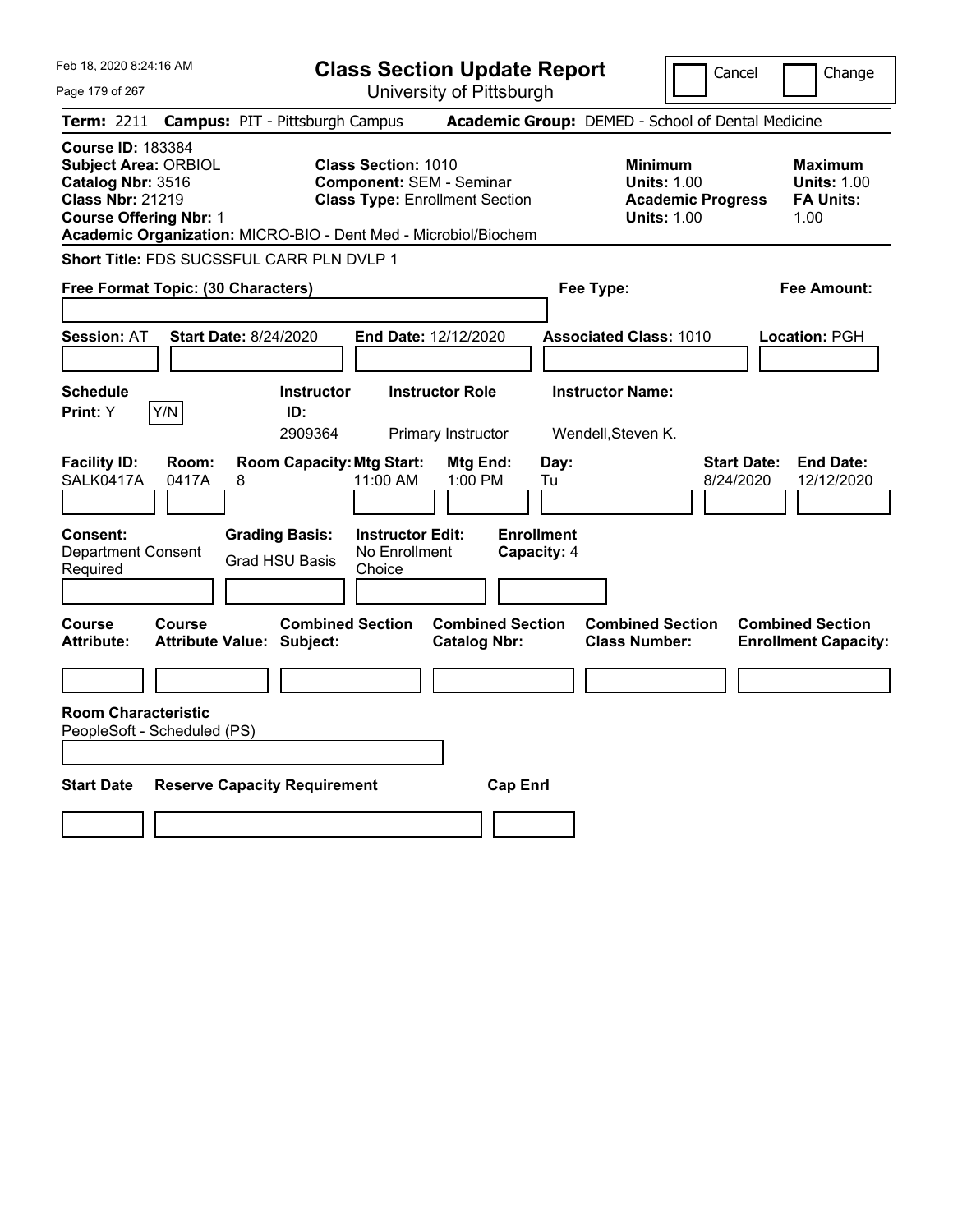Feb 18, 2020 8:24:16 AM

# Class Section Update Report

University of Pittsburgh

Cancel | Change

**Term:** 2211 **Campus:** PIT - Pittsburgh Campus **Academic Group:** DEMED - School of Dental Medicine

**Course ID:** 183384
**Subject Area:** ORBIOL
**Catalog Nbr:** 3516
**Class Nbr:** 21219
**Course Offering Nbr:** 1

**Class Section:** 1010
**Component:** SEM - Seminar
**Class Type:** Enrollment Section

**Minimum Units:** 1.00
**Academic Progress Units:** 1.00

**Maximum Units:** 1.00
**FA Units:** 1.00

**Academic Organization:** MICRO-BIO - Dent Med - Microbiol/Biochem

**Short Title:** FDS SUCSSFUL CARR PLN DVLP 1

**Free Format Topic: (30 Characters)**

**Fee Type:**

**Fee Amount:**

**Session:** AT **Start Date:** 8/24/2020 **End Date:** 12/12/2020 **Associated Class:** 1010 **Location:** PGH

| Schedule Print | Instructor ID | Instructor Role | Instructor Name |
|---|---|---|---|
| Y (Y/N) | 2909364 | Primary Instructor | Wendell,Steven K. |

| Facility ID | Room | Room Capacity | Mtg Start | Mtg End | Day | Start Date | End Date |
|---|---|---|---|---|---|---|---|
| SALK0417A | 0417A | 8 | 11:00 AM | 1:00 PM | Tu | 8/24/2020 | 12/12/2020 |

**Consent:** Department Consent Required
**Grading Basis:** Grad HSU Basis
**Instructor Edit:** No Enrollment Choice
**Enrollment Capacity:** 4

| Course Attribute | Course Attribute Value | Combined Section Subject | Combined Section Catalog Nbr | Combined Section Class Number | Combined Section Enrollment Capacity |
|---|---|---|---|---|---|
| | | | | | |

**Room Characteristic**
PeopleSoft - Scheduled (PS)

| Start Date | Reserve Capacity Requirement | Cap Enrl |
|---|---|---|
| | | |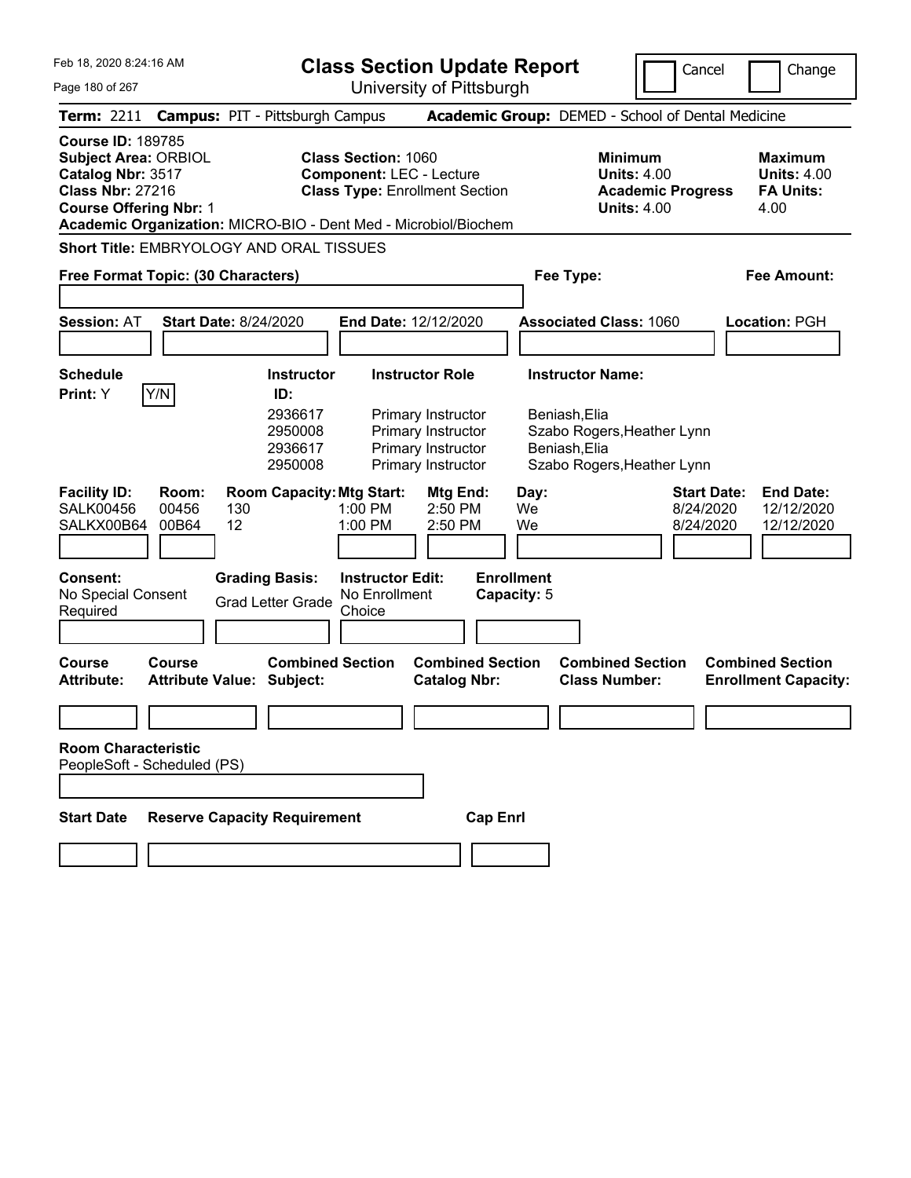Feb 18, 2020 8:24:16 AM

# Class Section Update Report

University of Pittsburgh

Cancel | Change

**Term:** 2211 **Campus:** PIT - Pittsburgh Campus **Academic Group:** DEMED - School of Dental Medicine

**Course ID:** 189785
**Subject Area:** ORBIOL
**Catalog Nbr:** 3517
**Class Nbr:** 27216
**Course Offering Nbr:** 1
**Academic Organization:** MICRO-BIO - Dent Med - Microbiol/Biochem

**Class Section:** 1060
**Component:** LEC - Lecture
**Class Type:** Enrollment Section

**Minimum Units:** 4.00
**Academic Progress Units:** 4.00

**Maximum Units:** 4.00
**FA Units:** 4.00

**Short Title:** EMBRYOLOGY AND ORAL TISSUES

**Free Format Topic: (30 Characters)**

**Fee Type:**

**Fee Amount:**

**Session:** AT **Start Date:** 8/24/2020 **End Date:** 12/12/2020 **Associated Class:** 1060 **Location:** PGH

**Schedule Print:** Y [Y/N]

| Instructor ID: | Instructor Role | Instructor Name: |
|---|---|---|
| 2936617 | Primary Instructor | Beniash,Elia |
| 2950008 | Primary Instructor | Szabo Rogers,Heather Lynn |
| 2936617 | Primary Instructor | Beniash,Elia |
| 2950008 | Primary Instructor | Szabo Rogers,Heather Lynn |

| Facility ID: | Room: | Room Capacity: | Mtg Start: | Mtg End: | Day: | Start Date: | End Date: |
|---|---|---|---|---|---|---|---|
| SALK00456 | 00456 | 130 | 1:00 PM | 2:50 PM | We | 8/24/2020 | 12/12/2020 |
| SALKX00B64 | 00B64 | 12 | 1:00 PM | 2:50 PM | We | 8/24/2020 | 12/12/2020 |

**Consent:** No Special Consent Required
**Grading Basis:** Grad Letter Grade
**Instructor Edit:** No Enrollment Choice
**Enrollment Capacity:** 5

| Course Attribute: | Course Attribute Value: | Combined Section Subject: | Combined Section Catalog Nbr: | Combined Section Class Number: | Combined Section Enrollment Capacity: |
|---|---|---|---|---|---|
| | | | | | |

**Room Characteristic**
PeopleSoft - Scheduled (PS)

| Start Date | Reserve Capacity Requirement | Cap Enrl |
|---|---|---|
| | | |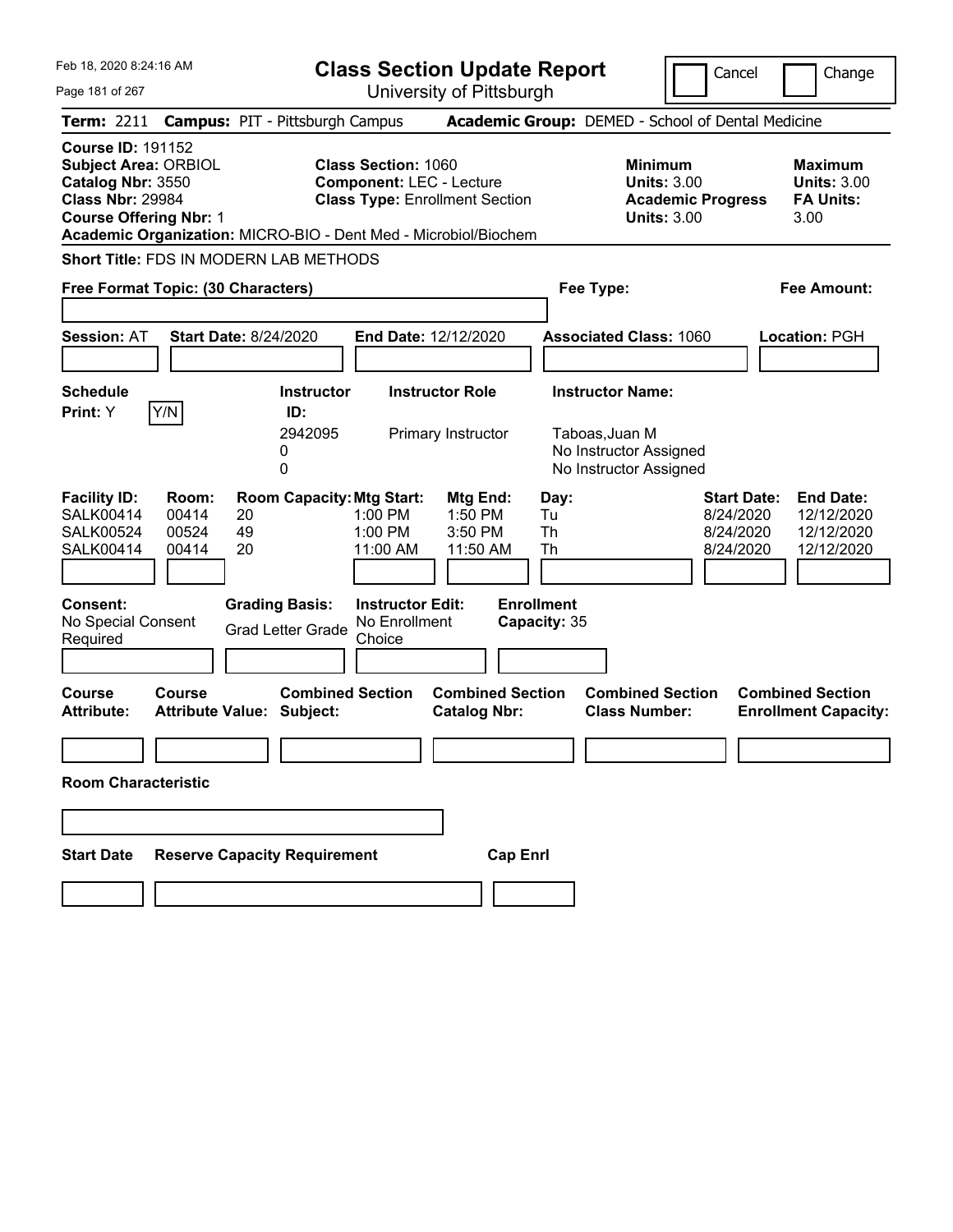# Class Section Update Report

University of Pittsburgh

Cancel | Change

**Term:** 2211 **Campus:** PIT - Pittsburgh Campus **Academic Group:** DEMED - School of Dental Medicine

**Course ID:** 191152
**Subject Area:** ORBIOL
**Catalog Nbr:** 3550
**Class Nbr:** 29984
**Course Offering Nbr:** 1
**Academic Organization:** MICRO-BIO - Dent Med - Microbiol/Biochem

**Class Section:** 1060
**Component:** LEC - Lecture
**Class Type:** Enrollment Section

**Minimum Units:** 3.00
**Academic Progress Units:** 3.00

**Maximum Units:** 3.00
**FA Units:** 3.00

**Short Title:** FDS IN MODERN LAB METHODS

**Free Format Topic: (30 Characters)**

**Fee Type:**

**Fee Amount:**

**Session:** AT **Start Date:** 8/24/2020 **End Date:** 12/12/2020 **Associated Class:** 1060 **Location:** PGH

**Schedule Print:** Y

| Instructor ID | Instructor Role | Instructor Name |
|---|---|---|
| 2942095 | Primary Instructor | Taboas,Juan M |
| 0 | | No Instructor Assigned |
| 0 | | No Instructor Assigned |

| Facility ID | Room | Room Capacity | Mtg Start | Mtg End | Day | Start Date | End Date |
|---|---|---|---|---|---|---|---|
| SALK00414 | 00414 | 20 | 1:00 PM | 1:50 PM | Tu | 8/24/2020 | 12/12/2020 |
| SALK00524 | 00524 | 49 | 1:00 PM | 3:50 PM | Th | 8/24/2020 | 12/12/2020 |
| SALK00414 | 00414 | 20 | 11:00 AM | 11:50 AM | Th | 8/24/2020 | 12/12/2020 |

**Consent:** No Special Consent Required
**Grading Basis:** Grad Letter Grade
**Instructor Edit:** No Enrollment Choice
**Enrollment Capacity:** 35

| Course Attribute | Course Attribute Value | Combined Section Subject | Combined Section Catalog Nbr | Combined Section Class Number | Combined Section Enrollment Capacity |
|---|---|---|---|---|---|
| | | | | | |

**Room Characteristic**

| Start Date | Reserve Capacity Requirement | Cap Enrl |
|---|---|---|
| | | |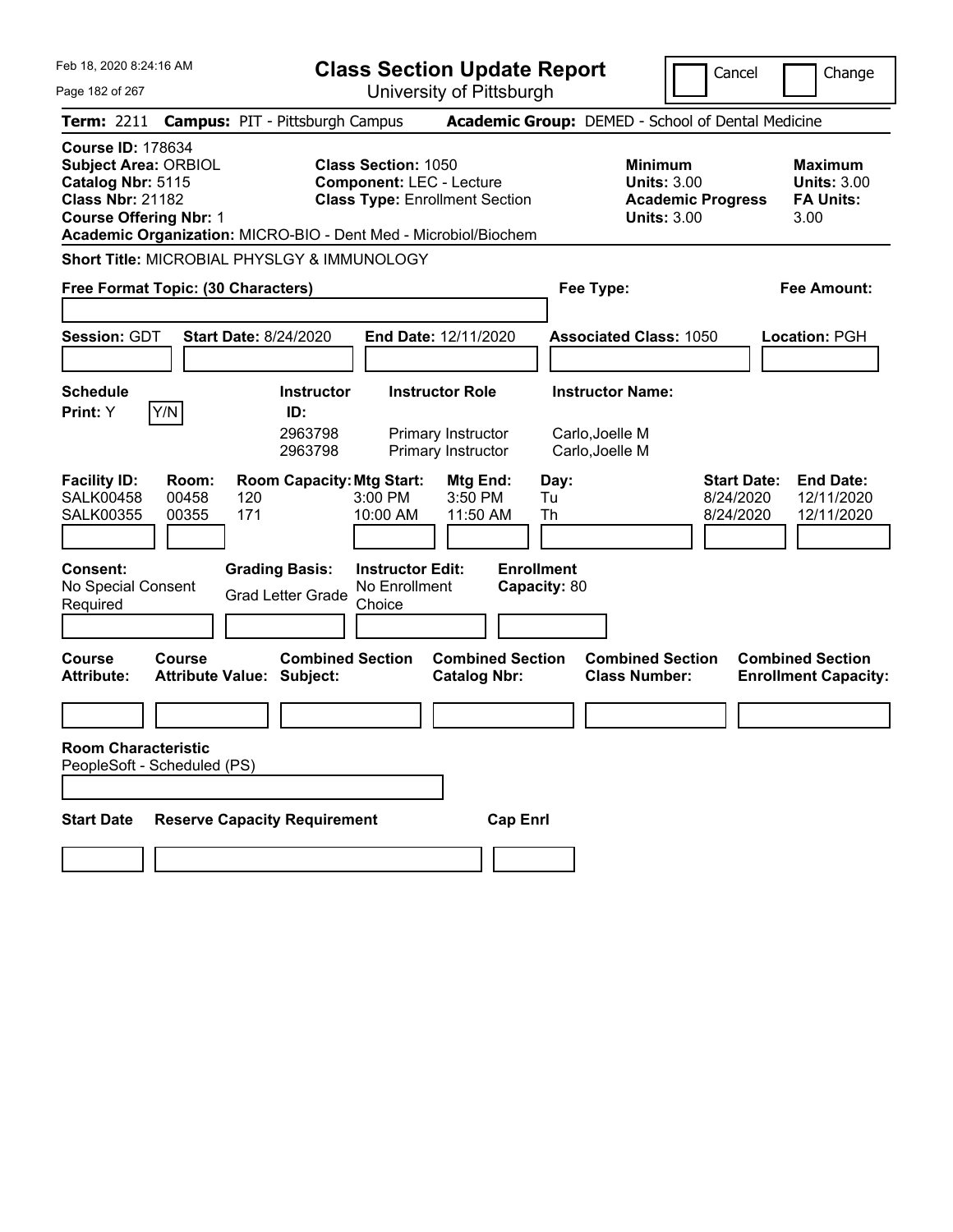Feb 18, 2020 8:24:16 AM

# Class Section Update Report

University of Pittsburgh

Cancel | Change

**Term:** 2211 **Campus:** PIT - Pittsburgh Campus **Academic Group:** DEMED - School of Dental Medicine

**Course ID:** 178634
**Subject Area:** ORBIOL
**Catalog Nbr:** 5115
**Class Nbr:** 21182
**Course Offering Nbr:** 1

**Class Section:** 1050
**Component:** LEC - Lecture
**Class Type:** Enrollment Section

**Minimum Units:** 3.00
**Academic Progress Units:** 3.00

**Maximum Units:** 3.00
**FA Units:** 3.00

**Academic Organization:** MICRO-BIO - Dent Med - Microbiol/Biochem

**Short Title:** MICROBIAL PHYSLGY & IMMUNOLOGY

**Free Format Topic: (30 Characters)** | **Fee Type:** | **Fee Amount:**

**Session:** GDT **Start Date:** 8/24/2020 **End Date:** 12/11/2020 **Associated Class:** 1050 **Location:** PGH

**Schedule Print:** Y [Y/N]

| Instructor ID | Instructor Role | Instructor Name |
|---|---|---|
| 2963798 | Primary Instructor | Carlo,Joelle M |
| 2963798 | Primary Instructor | Carlo,Joelle M |

| Facility ID | Room | Room Capacity | Mtg Start | Mtg End | Day | Start Date | End Date |
|---|---|---|---|---|---|---|---|
| SALK00458 | 00458 | 120 | 3:00 PM | 3:50 PM | Tu | 8/24/2020 | 12/11/2020 |
| SALK00355 | 00355 | 171 | 10:00 AM | 11:50 AM | Th | 8/24/2020 | 12/11/2020 |

**Consent:** No Special Consent Required
**Grading Basis:** Grad Letter Grade
**Instructor Edit:** No Enrollment Choice
**Enrollment Capacity:** 80

| Course Attribute | Course Attribute Value | Combined Section Subject | Combined Section Catalog Nbr | Combined Section Class Number | Combined Section Enrollment Capacity |
|---|---|---|---|---|---|
| | | | | | |

**Room Characteristic**
PeopleSoft - Scheduled (PS)

| Start Date | Reserve Capacity Requirement | Cap Enrl |
|---|---|---|
| | | |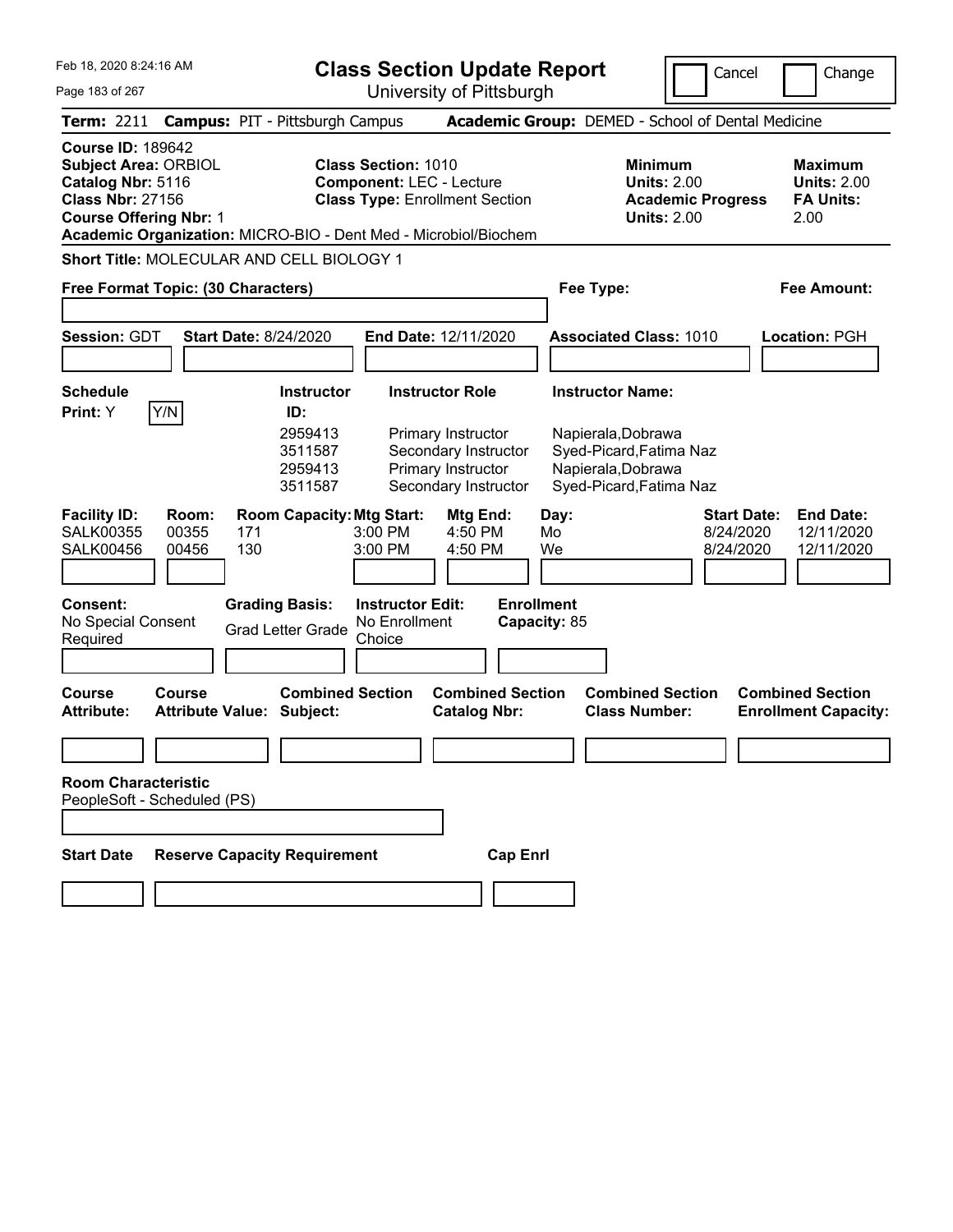Feb 18, 2020 8:24:16 AM

# Class Section Update Report

University of Pittsburgh

Cancel | Change

**Term:** 2211 **Campus:** PIT - Pittsburgh Campus **Academic Group:** DEMED - School of Dental Medicine

**Course ID:** 189642
**Subject Area:** ORBIOL
**Catalog Nbr:** 5116
**Class Nbr:** 27156
**Course Offering Nbr:** 1

**Class Section:** 1010
**Component:** LEC - Lecture
**Class Type:** Enrollment Section

**Minimum Units:** 2.00
**Academic Progress Units:** 2.00

**Maximum Units:** 2.00
**FA Units:** 2.00

**Academic Organization:** MICRO-BIO - Dent Med - Microbiol/Biochem

**Short Title:** MOLECULAR AND CELL BIOLOGY 1

**Free Format Topic: (30 Characters)**

**Fee Type:**

**Fee Amount:**

**Session:** GDT **Start Date:** 8/24/2020 **End Date:** 12/11/2020 **Associated Class:** 1010 **Location:** PGH

**Schedule Print:** Y [Y/N]

| Instructor ID | Instructor Role | Instructor Name |
|---|---|---|
| 2959413 | Primary Instructor | Napierala,Dobrawa |
| 3511587 | Secondary Instructor | Syed-Picard,Fatima Naz |
| 2959413 | Primary Instructor | Napierala,Dobrawa |
| 3511587 | Secondary Instructor | Syed-Picard,Fatima Naz |

| Facility ID: | Room: | Room Capacity: | Mtg Start: | Mtg End: | Day: | Start Date: | End Date: |
|---|---|---|---|---|---|---|---|
| SALK00355 | 00355 | 171 | 3:00 PM | 4:50 PM | Mo | 8/24/2020 | 12/11/2020 |
| SALK00456 | 00456 | 130 | 3:00 PM | 4:50 PM | We | 8/24/2020 | 12/11/2020 |

**Consent:** No Special Consent Required
**Grading Basis:** Grad Letter Grade
**Instructor Edit:** No Enrollment Choice
**Enrollment Capacity:** 85

| Course Attribute: | Course Attribute Value: | Combined Section Subject: | Combined Section Catalog Nbr: | Combined Section Class Number: | Combined Section Enrollment Capacity: |
|---|---|---|---|---|---|
| | | | | | |

**Room Characteristic**
PeopleSoft - Scheduled (PS)

| Start Date | Reserve Capacity Requirement | Cap Enrl |
|---|---|---|
| | | |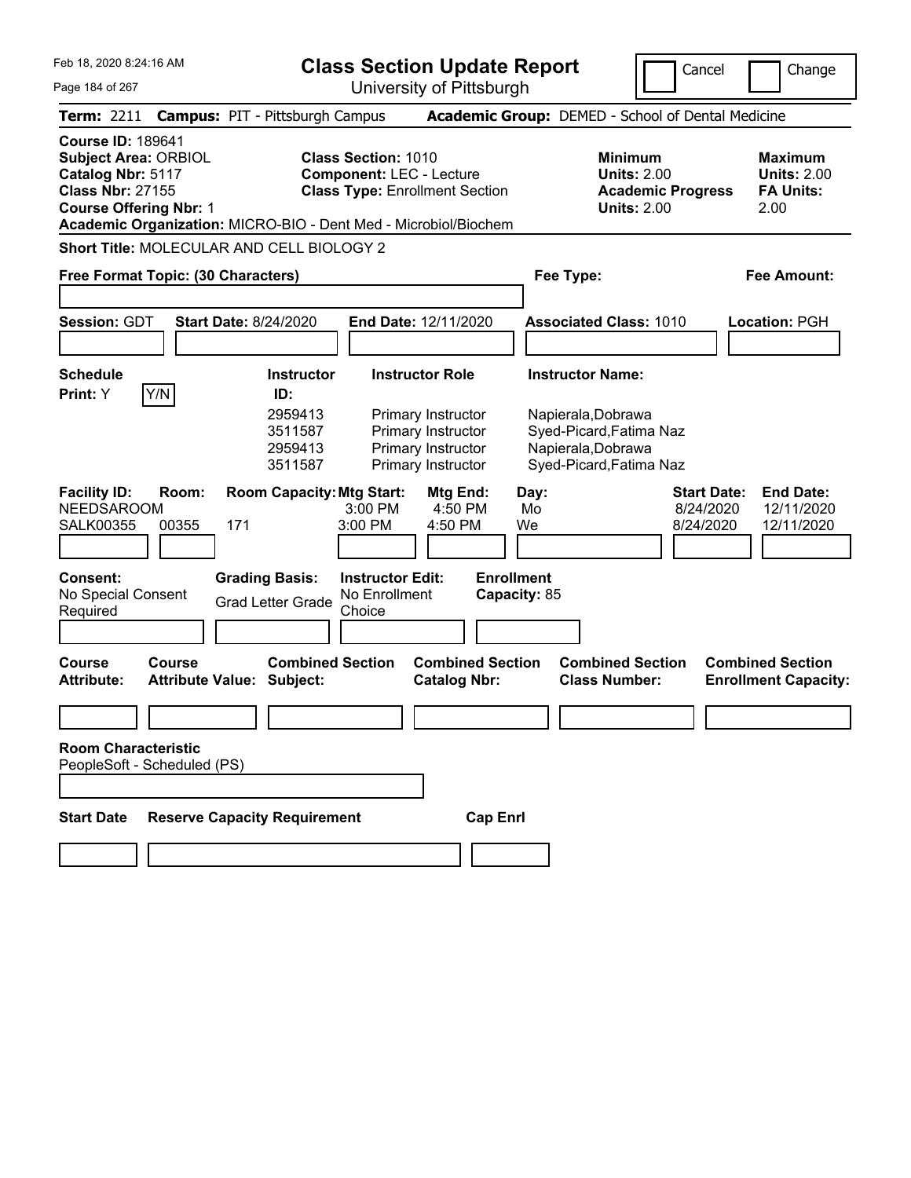Feb 18, 2020 8:24:16 AM

# Class Section Update Report

University of Pittsburgh

Cancel | Change

**Term:** 2211 **Campus:** PIT - Pittsburgh Campus **Academic Group:** DEMED - School of Dental Medicine

**Course ID:** 189641
**Subject Area:** ORBIOL
**Catalog Nbr:** 5117
**Class Nbr:** 27155
**Course Offering Nbr:** 1

**Class Section:** 1010
**Component:** LEC - Lecture
**Class Type:** Enrollment Section

**Minimum Units:** 2.00
**Academic Progress Units:** 2.00

**Maximum Units:** 2.00
**FA Units:** 2.00

**Academic Organization:** MICRO-BIO - Dent Med - Microbiol/Biochem

**Short Title:** MOLECULAR AND CELL BIOLOGY 2

**Free Format Topic: (30 Characters)**

**Fee Type:**

**Fee Amount:**

**Session:** GDT **Start Date:** 8/24/2020 **End Date:** 12/11/2020 **Associated Class:** 1010 **Location:** PGH

**Schedule Print:** Y [Y/N]

| Instructor ID | Instructor Role | Instructor Name |
|---|---|---|
| 2959413 | Primary Instructor | Napierala,Dobrawa |
| 3511587 | Primary Instructor | Syed-Picard,Fatima Naz |
| 2959413 | Primary Instructor | Napierala,Dobrawa |
| 3511587 | Primary Instructor | Syed-Picard,Fatima Naz |

| Facility ID | Room | Room Capacity | Mtg Start | Mtg End | Day | Start Date | End Date |
|---|---|---|---|---|---|---|---|
| NEEDSAROOM | | | 3:00 PM | 4:50 PM | Mo | 8/24/2020 | 12/11/2020 |
| SALK00355 | 00355 | 171 | 3:00 PM | 4:50 PM | We | 8/24/2020 | 12/11/2020 |

**Consent:** No Special Consent Required
**Grading Basis:** Grad Letter Grade
**Instructor Edit:** No Enrollment Choice
**Enrollment Capacity:** 85

| Course Attribute: | Course Attribute Value: | Combined Section Subject: | Combined Section Catalog Nbr: | Combined Section Class Number: | Combined Section Enrollment Capacity: |
|---|---|---|---|---|---|
| | | | | | |

**Room Characteristic**
PeopleSoft - Scheduled (PS)

| Start Date | Reserve Capacity Requirement | Cap Enrl |
|---|---|---|
| | | |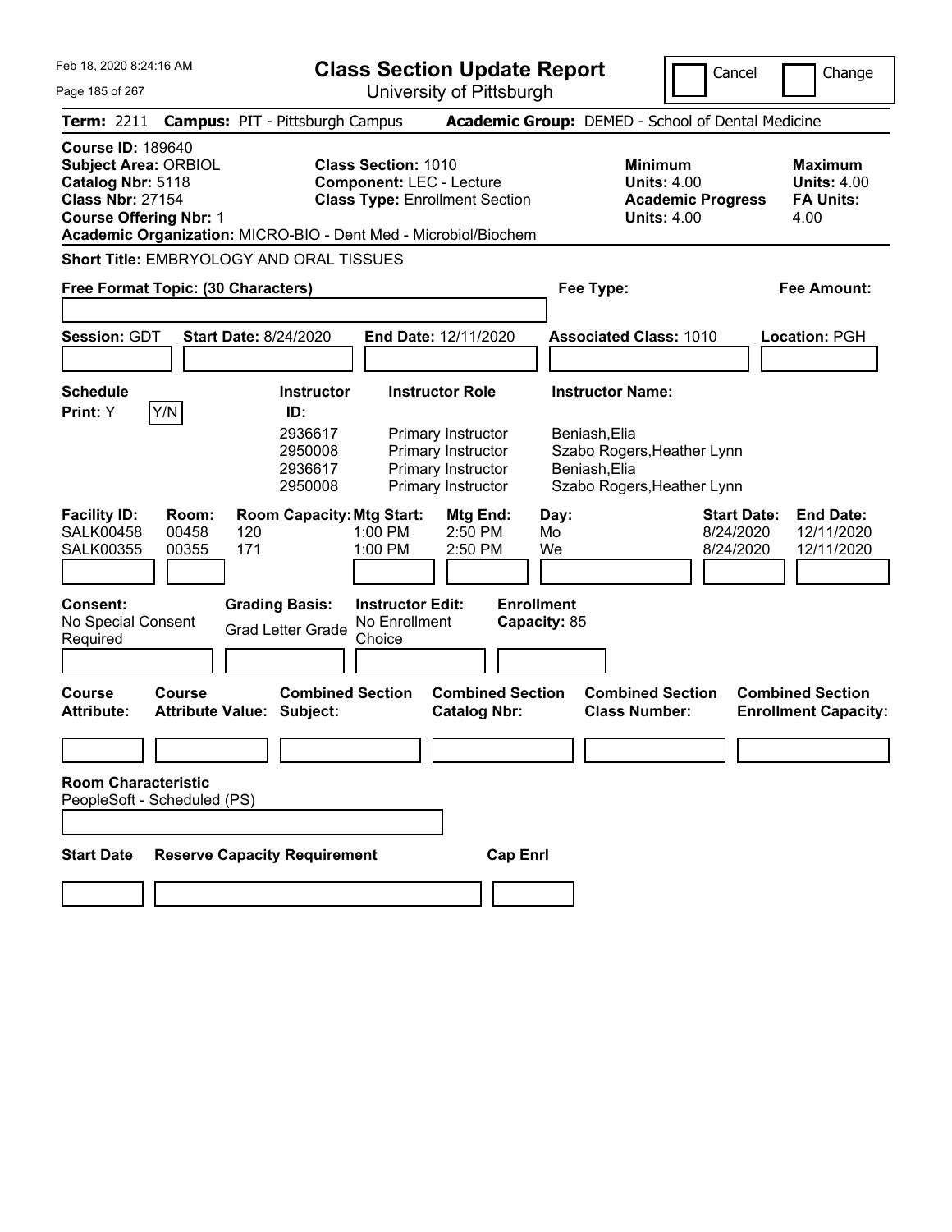Feb 18, 2020 8:24:16 AM

# Class Section Update Report

University of Pittsburgh

Cancel | Change

**Term:** 2211 **Campus:** PIT - Pittsburgh Campus **Academic Group:** DEMED - School of Dental Medicine

**Course ID:** 189640
**Subject Area:** ORBIOL
**Catalog Nbr:** 5118
**Class Nbr:** 27154
**Course Offering Nbr:** 1
**Academic Organization:** MICRO-BIO - Dent Med - Microbiol/Biochem

**Class Section:** 1010
**Component:** LEC - Lecture
**Class Type:** Enrollment Section

**Minimum Units:** 4.00
**Academic Progress Units:** 4.00

**Maximum Units:** 4.00
**FA Units:** 4.00

**Short Title:** EMBRYOLOGY AND ORAL TISSUES

**Free Format Topic: (30 Characters)**

**Fee Type:**

**Fee Amount:**

**Session:** GDT **Start Date:** 8/24/2020 **End Date:** 12/11/2020 **Associated Class:** 1010 **Location:** PGH

**Schedule Print:** Y Y/N

| Instructor ID: | Instructor Role | Instructor Name: |
|---|---|---|
| 2936617 | Primary Instructor | Beniash,Elia |
| 2950008 | Primary Instructor | Szabo Rogers,Heather Lynn |
| 2936617 | Primary Instructor | Beniash,Elia |
| 2950008 | Primary Instructor | Szabo Rogers,Heather Lynn |

| Facility ID: | Room: | Room Capacity: | Mtg Start: | Mtg End: | Day: | Start Date: | End Date: |
|---|---|---|---|---|---|---|---|
| SALK00458 | 00458 | 120 | 1:00 PM | 2:50 PM | Mo | 8/24/2020 | 12/11/2020 |
| SALK00355 | 00355 | 171 | 1:00 PM | 2:50 PM | We | 8/24/2020 | 12/11/2020 |

**Consent:** No Special Consent Required

**Grading Basis:** Grad Letter Grade

**Instructor Edit:** No Enrollment Choice

**Enrollment Capacity:** 85

| Course Attribute: | Course Attribute Value: | Combined Section Subject: | Combined Section Catalog Nbr: | Combined Section Class Number: | Combined Section Enrollment Capacity: |
|---|---|---|---|---|---|
| | | | | | |

**Room Characteristic**
PeopleSoft - Scheduled (PS)

| Start Date | Reserve Capacity Requirement | Cap Enrl |
|---|---|---|
| | | |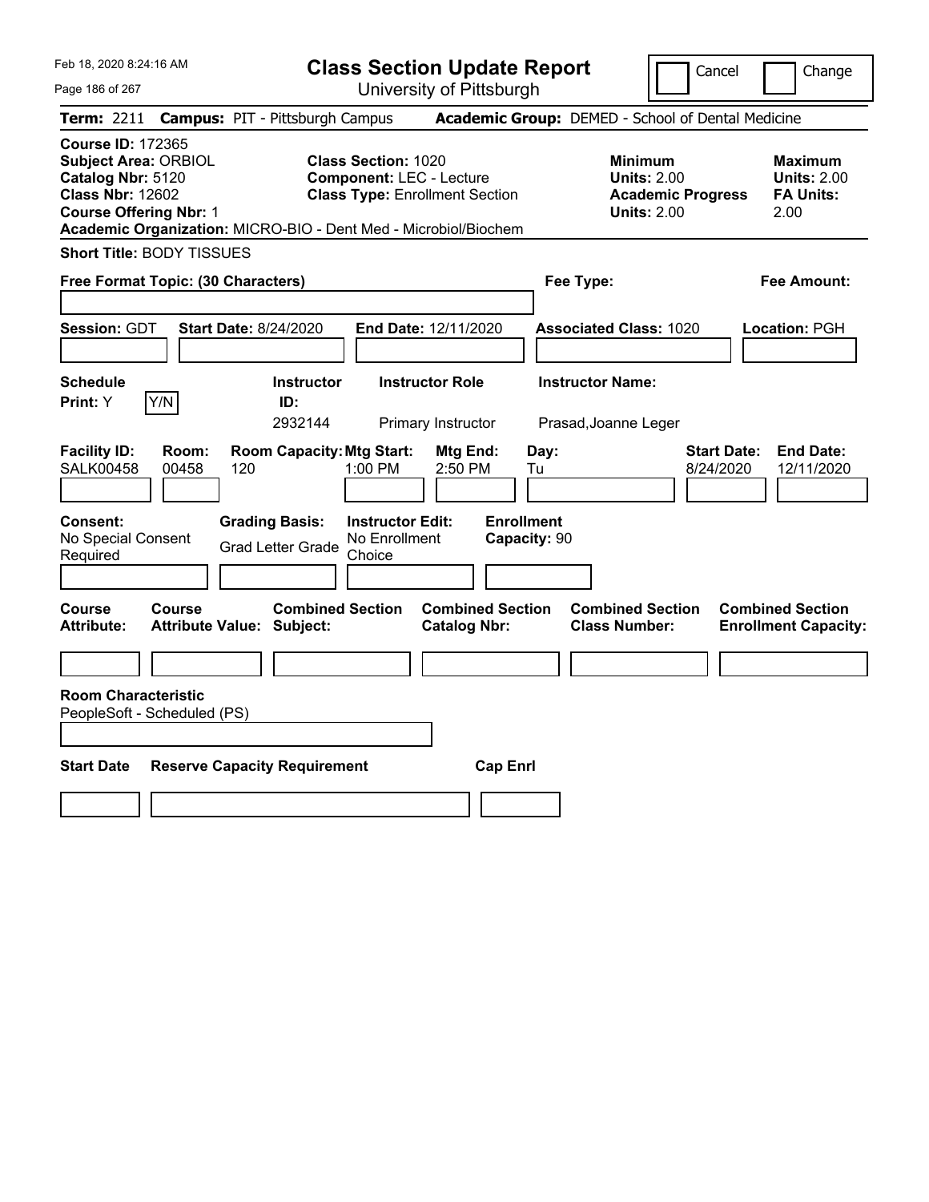# Class Section Update Report

University of Pittsburgh

Feb 18, 2020 8:24:16 AM

Cancel | Change

**Term:** 2211 **Campus:** PIT - Pittsburgh Campus **Academic Group:** DEMED - School of Dental Medicine

**Course ID:** 172365
**Subject Area:** ORBIOL
**Catalog Nbr:** 5120
**Class Nbr:** 12602
**Course Offering Nbr:** 1
**Academic Organization:** MICRO-BIO - Dent Med - Microbiol/Biochem

**Class Section:** 1020
**Component:** LEC - Lecture
**Class Type:** Enrollment Section

**Minimum Units:** 2.00
**Academic Progress Units:** 2.00

**Maximum Units:** 2.00
**FA Units:** 2.00

**Short Title:** BODY TISSUES

**Free Format Topic: (30 Characters)**

**Fee Type:**

**Fee Amount:**

**Session:** GDT **Start Date:** 8/24/2020 **End Date:** 12/11/2020 **Associated Class:** 1020 **Location:** PGH

| Schedule Print | Instructor ID | Instructor Role | Instructor Name |
|---|---|---|---|
| Y (Y/N) | 2932144 | Primary Instructor | Prasad,Joanne Leger |

| Facility ID | Room | Room Capacity | Mtg Start | Mtg End | Day | Start Date | End Date |
|---|---|---|---|---|---|---|---|
| SALK00458 | 00458 | 120 | 1:00 PM | 2:50 PM | Tu | 8/24/2020 | 12/11/2020 |

| Consent | Grading Basis | Instructor Edit | Enrollment Capacity |
|---|---|---|---|
| No Special Consent Required | Grad Letter Grade | No Enrollment Choice | 90 |

| Course Attribute | Course Attribute Value | Combined Section Subject | Combined Section Catalog Nbr | Combined Section Class Number | Combined Section Enrollment Capacity |
|---|---|---|---|---|---|
| | | | | | |

**Room Characteristic**
PeopleSoft - Scheduled (PS)

| Start Date | Reserve Capacity Requirement | Cap Enrl |
|---|---|---|
| | | |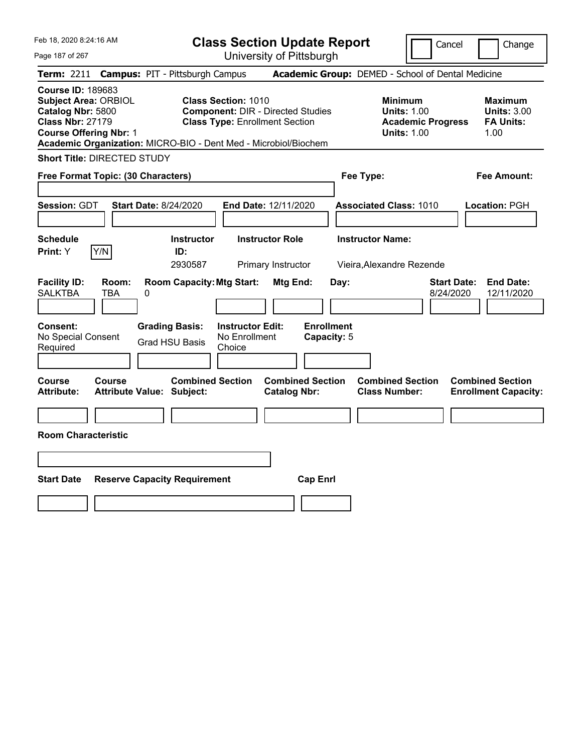Feb 18, 2020 8:24:16 AM

# Class Section Update Report

University of Pittsburgh

Cancel | Change

**Term:** 2211 **Campus:** PIT - Pittsburgh Campus **Academic Group:** DEMED - School of Dental Medicine

**Course ID:** 189683
**Subject Area:** ORBIOL
**Catalog Nbr:** 5800
**Class Nbr:** 27179
**Course Offering Nbr:** 1
**Academic Organization:** MICRO-BIO - Dent Med - Microbiol/Biochem

**Class Section:** 1010
**Component:** DIR - Directed Studies
**Class Type:** Enrollment Section

**Minimum**
**Units:** 1.00
**Academic Progress Units:** 1.00

**Maximum**
**Units:** 3.00
**FA Units:** 1.00

**Short Title:** DIRECTED STUDY

**Free Format Topic: (30 Characters)**

**Fee Type:**

**Fee Amount:**

**Session:** GDT **Start Date:** 8/24/2020 **End Date:** 12/11/2020 **Associated Class:** 1010 **Location:** PGH

| Schedule Print: | Instructor ID: | Instructor Role | Instructor Name: |
|---|---|---|---|
| Y Y/N | 2930587 | Primary Instructor | Vieira,Alexandre Rezende |

| Facility ID: | Room: | Room Capacity: | Mtg Start: | Mtg End: | Day: | Start Date: | End Date: |
|---|---|---|---|---|---|---|---|
| SALKTBA | TBA | 0 | | | | 8/24/2020 | 12/11/2020 |

| Consent: | Grading Basis: | Instructor Edit: | Enrollment Capacity: |
|---|---|---|---|
| No Special Consent Required | Grad HSU Basis | No Enrollment Choice | 5 |

| Course Attribute: | Course Attribute Value: | Combined Section Subject: | Combined Section Catalog Nbr: | Combined Section Class Number: | Combined Section Enrollment Capacity: |
|---|---|---|---|---|---|
| | | | | | |

**Room Characteristic**

| Start Date | Reserve Capacity Requirement | Cap Enrl |
|---|---|---|
| | | |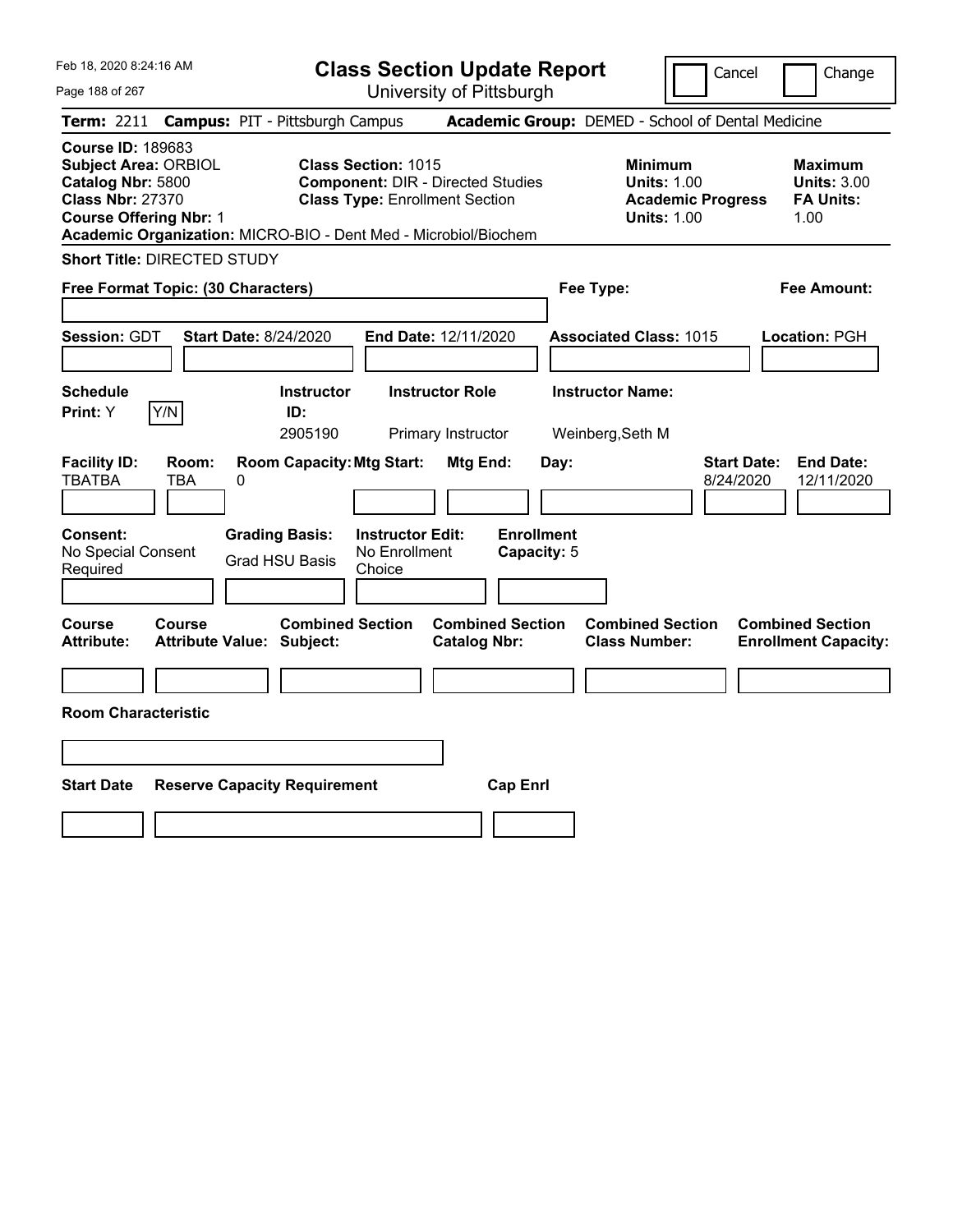Feb 18, 2020 8:24:16 AM

# Class Section Update Report

University of Pittsburgh

Cancel | Change

**Term:** 2211 **Campus:** PIT - Pittsburgh Campus **Academic Group:** DEMED - School of Dental Medicine

**Course ID:** 189683
**Subject Area:** ORBIOL
**Catalog Nbr:** 5800
**Class Nbr:** 27370
**Course Offering Nbr:** 1

**Class Section:** 1015
**Component:** DIR - Directed Studies
**Class Type:** Enrollment Section

**Minimum**
**Units:** 1.00
**Academic Progress Units:** 1.00

**Maximum**
**Units:** 3.00
**FA Units:** 1.00

**Academic Organization:** MICRO-BIO - Dent Med - Microbiol/Biochem

**Short Title:** DIRECTED STUDY

**Free Format Topic: (30 Characters)**

**Fee Type:**

**Fee Amount:**

**Session:** GDT **Start Date:** 8/24/2020 **End Date:** 12/11/2020 **Associated Class:** 1015 **Location:** PGH

| Schedule Print: | Instructor ID: | Instructor Role | Instructor Name: |
|---|---|---|---|
| Y (Y/N) | 2905190 | Primary Instructor | Weinberg,Seth M |

| Facility ID: | Room: | Room Capacity: | Mtg Start: | Mtg End: | Day: | Start Date: | End Date: |
|---|---|---|---|---|---|---|---|
| TBATBA | TBA | 0 | | | | 8/24/2020 | 12/11/2020 |

| Consent: | Grading Basis: | Instructor Edit: | Enrollment Capacity: |
|---|---|---|---|
| No Special Consent Required | Grad HSU Basis | No Enrollment Choice | 5 |

| Course Attribute: | Course Attribute Value: | Combined Section Subject: | Combined Section Catalog Nbr: | Combined Section Class Number: | Combined Section Enrollment Capacity: |
|---|---|---|---|---|---|
| | | | | | |

**Room Characteristic**

| Start Date | Reserve Capacity Requirement | Cap Enrl |
|---|---|---|
| | | |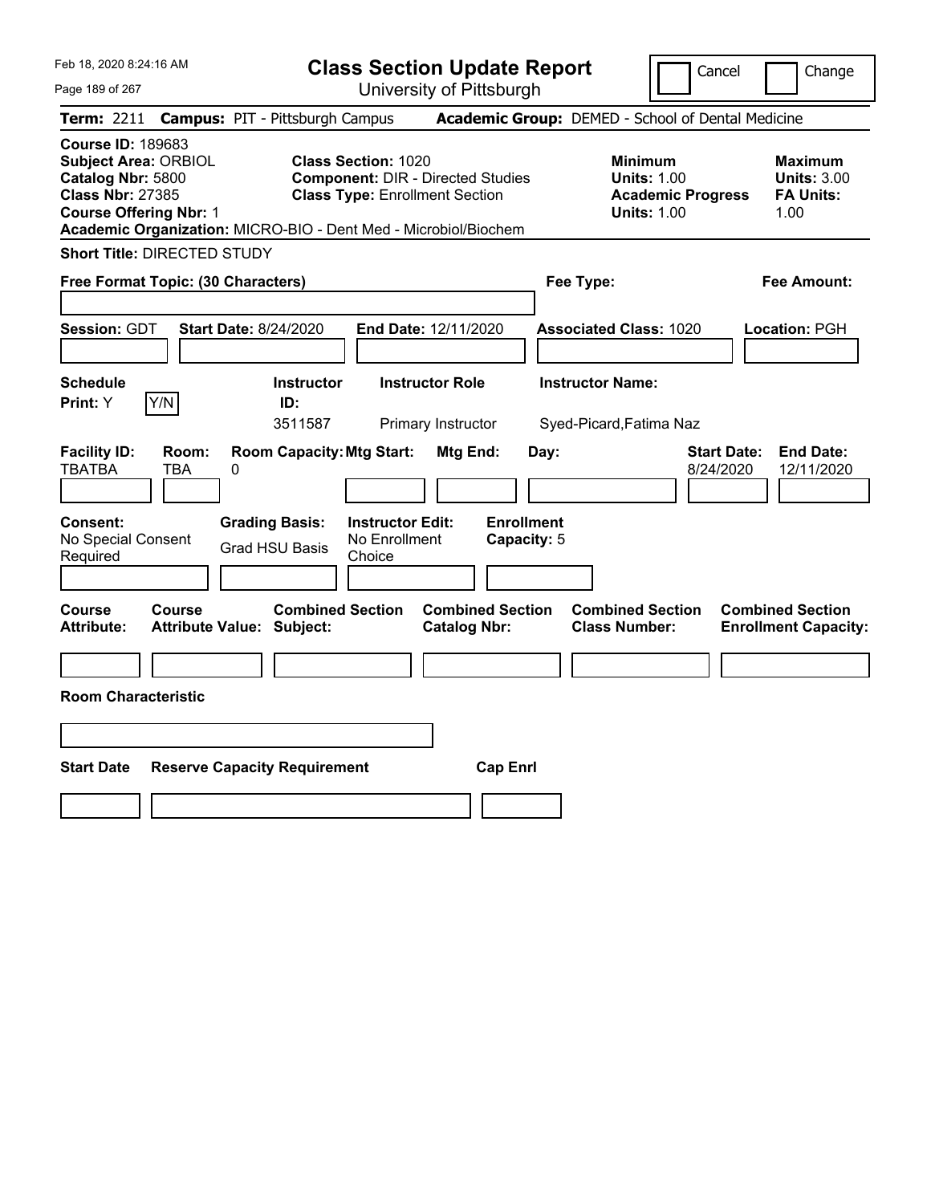Feb 18, 2020 8:24:16 AM

# Class Section Update Report

University of Pittsburgh

Cancel | Change

**Term:** 2211 **Campus:** PIT - Pittsburgh Campus **Academic Group:** DEMED - School of Dental Medicine

**Course ID:** 189683
**Subject Area:** ORBIOL
**Catalog Nbr:** 5800
**Class Nbr:** 27385
**Course Offering Nbr:** 1

**Class Section:** 1020
**Component:** DIR - Directed Studies
**Class Type:** Enrollment Section

| | Minimum | Maximum |
|---|---|---|
| Units | 1.00 | 3.00 |
| Academic Progress Units / FA Units | 1.00 | 1.00 |

**Academic Organization:** MICRO-BIO - Dent Med - Microbiol/Biochem

**Short Title:** DIRECTED STUDY

**Free Format Topic: (30 Characters)**

**Fee Type:**

**Fee Amount:**

**Session:** GDT **Start Date:** 8/24/2020 **End Date:** 12/11/2020 **Associated Class:** 1020 **Location:** PGH

**Schedule Print:** Y [Y/N]

| Instructor ID | Instructor Role | Instructor Name |
|---|---|---|
| 3511587 | Primary Instructor | Syed-Picard,Fatima Naz |

| Facility ID | Room | Room Capacity | Mtg Start | Mtg End | Day | Start Date | End Date |
|---|---|---|---|---|---|---|---|
| TBATBA | TBA | 0 | | | | 8/24/2020 | 12/11/2020 |

| Consent | Grading Basis | Instructor Edit | Enrollment Capacity |
|---|---|---|---|
| No Special Consent Required | Grad HSU Basis | No Enrollment Choice | 5 |

| Course Attribute | Course Attribute Value | Combined Section Subject | Combined Section Catalog Nbr | Combined Section Class Number | Combined Section Enrollment Capacity |
|---|---|---|---|---|---|
| | | | | | |

**Room Characteristic**

| Start Date | Reserve Capacity Requirement | Cap Enrl |
|---|---|---|
| | | |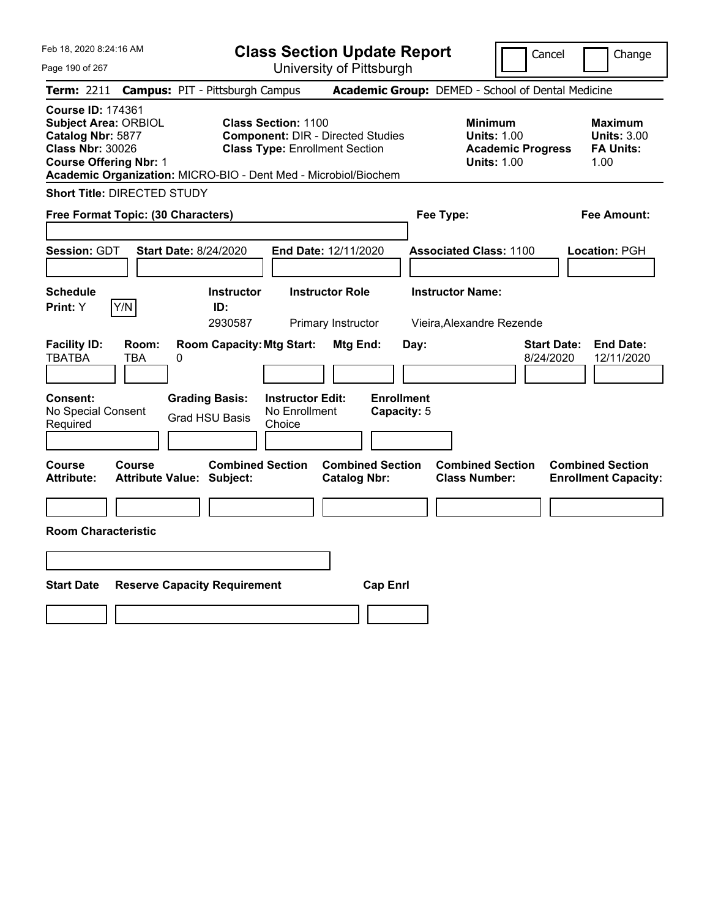Feb 18, 2020 8:24:16 AM

# Class Section Update Report

University of Pittsburgh

Cancel | Change

**Term:** 2211 **Campus:** PIT - Pittsburgh Campus **Academic Group:** DEMED - School of Dental Medicine

**Course ID:** 174361
**Subject Area:** ORBIOL
**Catalog Nbr:** 5877
**Class Nbr:** 30026
**Course Offering Nbr:** 1
**Academic Organization:** MICRO-BIO - Dent Med - Microbiol/Biochem

**Class Section:** 1100
**Component:** DIR - Directed Studies
**Class Type:** Enrollment Section

**Minimum Units:** 1.00
**Academic Progress Units:** 1.00

**Maximum Units:** 3.00
**FA Units:** 1.00

**Short Title:** DIRECTED STUDY

**Free Format Topic: (30 Characters)**

**Fee Type:**

**Fee Amount:**

**Session:** GDT **Start Date:** 8/24/2020 **End Date:** 12/11/2020 **Associated Class:** 1100 **Location:** PGH

| Schedule Print: | Instructor ID: | Instructor Role | Instructor Name: |
|---|---|---|---|
| Y (Y/N) | 2930587 | Primary Instructor | Vieira,Alexandre Rezende |

| Facility ID: | Room: | Room Capacity: | Mtg Start: | Mtg End: | Day: | Start Date: | End Date: |
|---|---|---|---|---|---|---|---|
| TBATBA | TBA | 0 | | | | 8/24/2020 | 12/11/2020 |

| Consent: | Grading Basis: | Instructor Edit: | Enrollment Capacity: |
|---|---|---|---|
| No Special Consent Required | Grad HSU Basis | No Enrollment Choice | 5 |

| Course Attribute: | Course Attribute Value: | Combined Section Subject: | Combined Section Catalog Nbr: | Combined Section Class Number: | Combined Section Enrollment Capacity: |
|---|---|---|---|---|---|
| | | | | | |

**Room Characteristic**

| Start Date | Reserve Capacity Requirement | Cap Enrl |
|---|---|---|
| | | |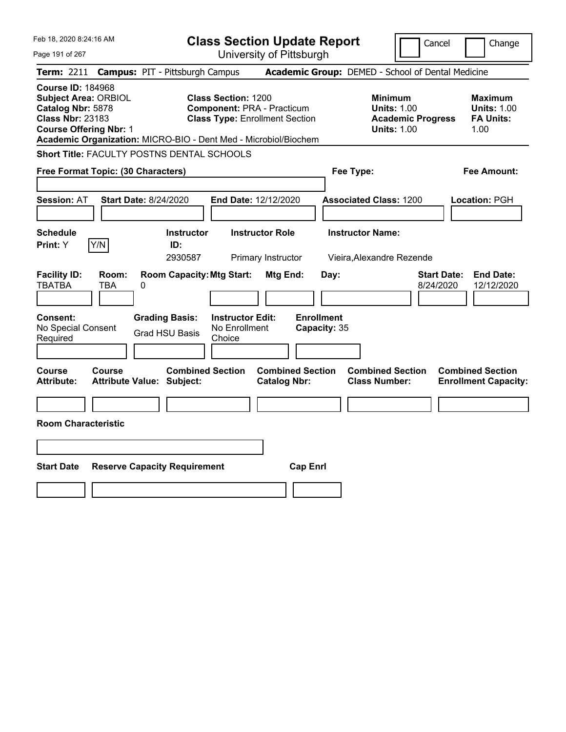Feb 18, 2020 8:24:16 AM

# Class Section Update Report

University of Pittsburgh

Cancel | Change

**Term:** 2211 **Campus:** PIT - Pittsburgh Campus **Academic Group:** DEMED - School of Dental Medicine

**Course ID:** 184968
**Subject Area:** ORBIOL
**Catalog Nbr:** 5878
**Class Nbr:** 23183
**Course Offering Nbr:** 1
**Academic Organization:** MICRO-BIO - Dent Med - Microbiol/Biochem

**Class Section:** 1200
**Component:** PRA - Practicum
**Class Type:** Enrollment Section

**Minimum**
**Units:** 1.00
**Academic Progress Units:** 1.00

**Maximum**
**Units:** 1.00
**FA Units:** 1.00

**Short Title:** FACULTY POSTNS DENTAL SCHOOLS

**Free Format Topic: (30 Characters)**

**Fee Type:**

**Fee Amount:**

**Session:** AT **Start Date:** 8/24/2020 **End Date:** 12/12/2020 **Associated Class:** 1200 **Location:** PGH

| Schedule Print: | Instructor ID: | Instructor Role | Instructor Name: |
|---|---|---|---|
| Y Y/N | 2930587 | Primary Instructor | Vieira,Alexandre Rezende |

| Facility ID: | Room: | Room Capacity: | Mtg Start: | Mtg End: | Day: | Start Date: | End Date: |
|---|---|---|---|---|---|---|---|
| TBATBA | TBA | 0 | | | | 8/24/2020 | 12/12/2020 |

| Consent: | Grading Basis: | Instructor Edit: | Enrollment Capacity: |
|---|---|---|---|
| No Special Consent Required | Grad HSU Basis | No Enrollment Choice | 35 |

| Course Attribute: | Course Attribute Value: | Combined Section Subject: | Combined Section Catalog Nbr: | Combined Section Class Number: | Combined Section Enrollment Capacity: |
|---|---|---|---|---|---|
| | | | | | |

**Room Characteristic**

| Start Date | Reserve Capacity Requirement | Cap Enrl |
|---|---|---|
| | | |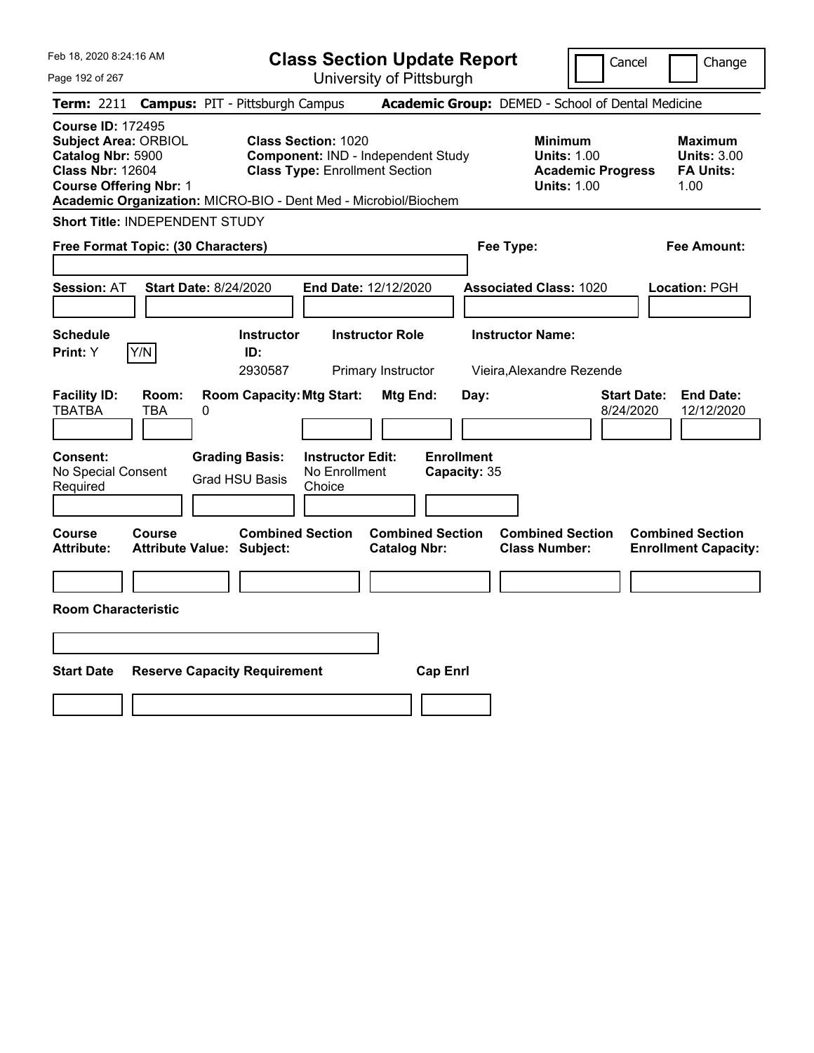Feb 18, 2020 8:24:16 AM

# Class Section Update Report

University of Pittsburgh

Cancel | Change

**Term:** 2211 **Campus:** PIT - Pittsburgh Campus **Academic Group:** DEMED - School of Dental Medicine

**Course ID:** 172495
**Subject Area:** ORBIOL
**Catalog Nbr:** 5900
**Class Nbr:** 12604
**Course Offering Nbr:** 1
**Academic Organization:** MICRO-BIO - Dent Med - Microbiol/Biochem

**Class Section:** 1020
**Component:** IND - Independent Study
**Class Type:** Enrollment Section

**Minimum Units:** 1.00
**Academic Progress Units:** 1.00

**Maximum Units:** 3.00
**FA Units:** 1.00

**Short Title:** INDEPENDENT STUDY

**Free Format Topic: (30 Characters)**

**Fee Type:**

**Fee Amount:**

**Session:** AT **Start Date:** 8/24/2020 **End Date:** 12/12/2020 **Associated Class:** 1020 **Location:** PGH

| Schedule Print: | Instructor ID: | Instructor Role | Instructor Name: |
|---|---|---|---|
| Y (Y/N) | 2930587 | Primary Instructor | Vieira,Alexandre Rezende |

| Facility ID: | Room: | Room Capacity: | Mtg Start: | Mtg End: | Day: | Start Date: | End Date: |
|---|---|---|---|---|---|---|---|
| TBATBA | TBA | 0 | | | | 8/24/2020 | 12/12/2020 |

| Consent: | Grading Basis: | Instructor Edit: | Enrollment Capacity: |
|---|---|---|---|
| No Special Consent Required | Grad HSU Basis | No Enrollment Choice | 35 |

| Course Attribute: | Course Attribute Value: | Combined Section Subject: | Combined Section Catalog Nbr: | Combined Section Class Number: | Combined Section Enrollment Capacity: |
|---|---|---|---|---|---|
| | | | | | |

**Room Characteristic**

| Start Date | Reserve Capacity Requirement | Cap Enrl |
|---|---|---|
| | | |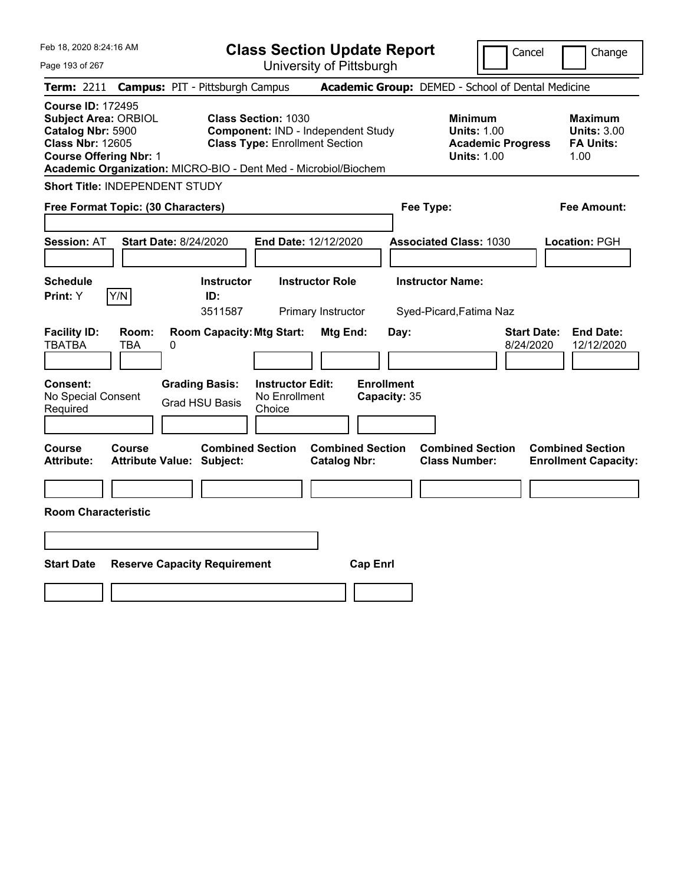# Class Section Update Report

University of Pittsburgh

Feb 18, 2020 8:24:16 AM

Cancel | Change

**Term:** 2211 **Campus:** PIT - Pittsburgh Campus **Academic Group:** DEMED - School of Dental Medicine

**Course ID:** 172495
**Subject Area:** ORBIOL
**Catalog Nbr:** 5900
**Class Nbr:** 12605
**Course Offering Nbr:** 1

**Class Section:** 1030
**Component:** IND - Independent Study
**Class Type:** Enrollment Section

**Minimum Units:** 1.00
**Academic Progress Units:** 1.00

**Maximum Units:** 3.00
**FA Units:** 1.00

**Academic Organization:** MICRO-BIO - Dent Med - Microbiol/Biochem

**Short Title:** INDEPENDENT STUDY

**Free Format Topic: (30 Characters)**

**Fee Type:**

**Fee Amount:**

**Session:** AT **Start Date:** 8/24/2020 **End Date:** 12/12/2020 **Associated Class:** 1030 **Location:** PGH

| Schedule Print | Instructor ID | Instructor Role | Instructor Name |
|---|---|---|---|
| Y (Y/N) | 3511587 | Primary Instructor | Syed-Picard,Fatima Naz |

| Facility ID | Room | Room Capacity | Mtg Start | Mtg End | Day | Start Date | End Date |
|---|---|---|---|---|---|---|---|
| TBATBA | TBA | 0 | | | | 8/24/2020 | 12/12/2020 |

| Consent | Grading Basis | Instructor Edit | Enrollment Capacity |
|---|---|---|---|
| No Special Consent Required | Grad HSU Basis | No Enrollment Choice | 35 |

| Course Attribute | Course Attribute Value | Combined Section Subject | Combined Section Catalog Nbr | Combined Section Class Number | Combined Section Enrollment Capacity |
|---|---|---|---|---|---|
| | | | | | |

**Room Characteristic**

| Start Date | Reserve Capacity Requirement | Cap Enrl |
|---|---|---|
| | | |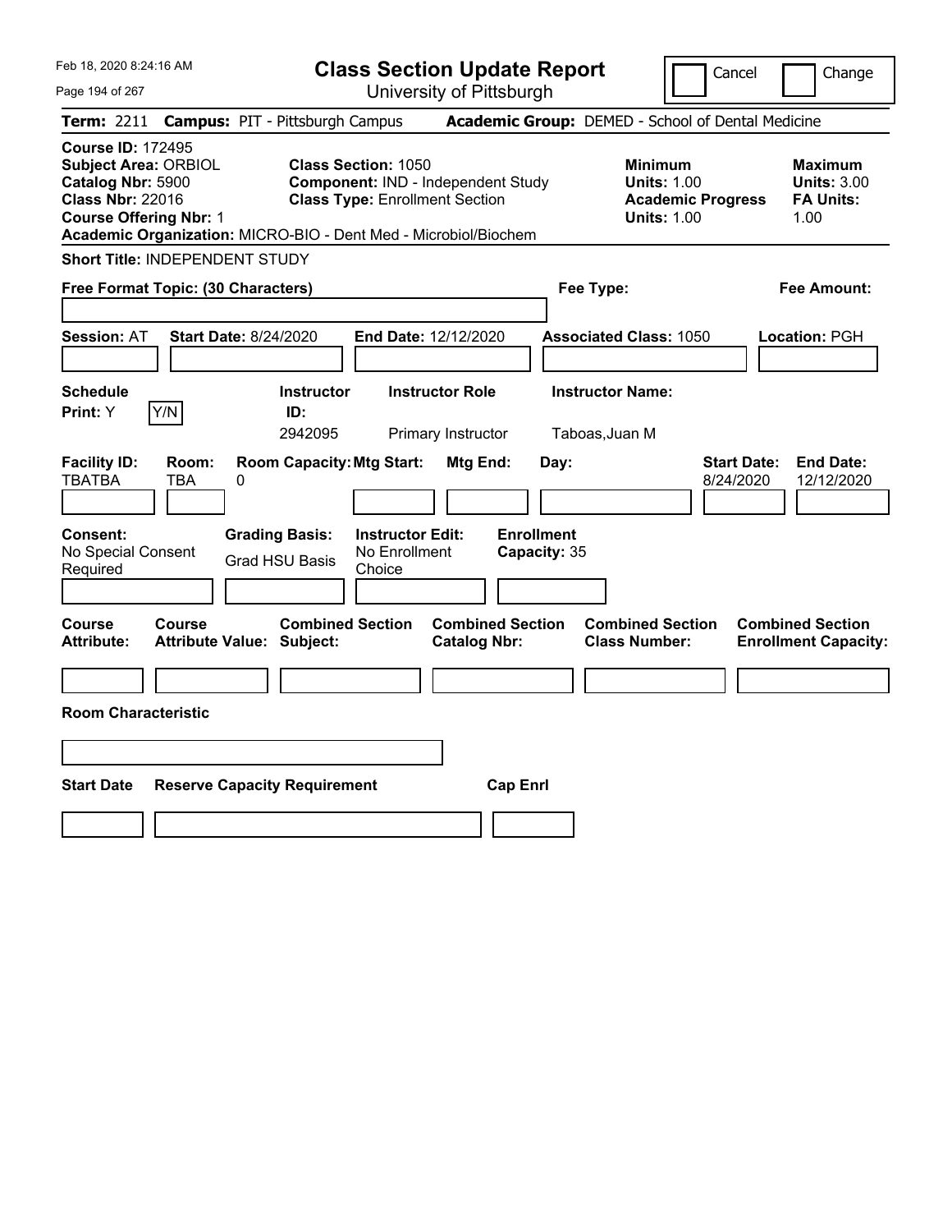Feb 18, 2020 8:24:16 AM

# Class Section Update Report

University of Pittsburgh

Cancel | Change

**Term:** 2211 **Campus:** PIT - Pittsburgh Campus **Academic Group:** DEMED - School of Dental Medicine

**Course ID:** 172495
**Subject Area:** ORBIOL
**Catalog Nbr:** 5900
**Class Nbr:** 22016
**Course Offering Nbr:** 1
**Academic Organization:** MICRO-BIO - Dent Med - Microbiol/Biochem

**Class Section:** 1050
**Component:** IND - Independent Study
**Class Type:** Enrollment Section

**Minimum Units:** 1.00
**Academic Progress Units:** 1.00

**Maximum Units:** 3.00
**FA Units:** 1.00

**Short Title:** INDEPENDENT STUDY

**Free Format Topic: (30 Characters)**

**Fee Type:**

**Fee Amount:**

**Session:** AT **Start Date:** 8/24/2020 **End Date:** 12/12/2020 **Associated Class:** 1050 **Location:** PGH

| Schedule Print | Instructor ID | Instructor Role | Instructor Name |
|---|---|---|---|
| Y (Y/N) | 2942095 | Primary Instructor | Taboas,Juan M |

| Facility ID | Room | Room Capacity | Mtg Start | Mtg End | Day | Start Date | End Date |
|---|---|---|---|---|---|---|---|
| TBATBA | TBA | 0 | | | | 8/24/2020 | 12/12/2020 |

| Consent | Grading Basis | Instructor Edit | Enrollment Capacity |
|---|---|---|---|
| No Special Consent Required | Grad HSU Basis | No Enrollment Choice | 35 |

| Course Attribute | Course Attribute Value | Combined Section Subject | Combined Section Catalog Nbr | Combined Section Class Number | Combined Section Enrollment Capacity |
|---|---|---|---|---|---|
| | | | | | |

**Room Characteristic**

| Start Date | Reserve Capacity Requirement | Cap Enrl |
|---|---|---|
| | | |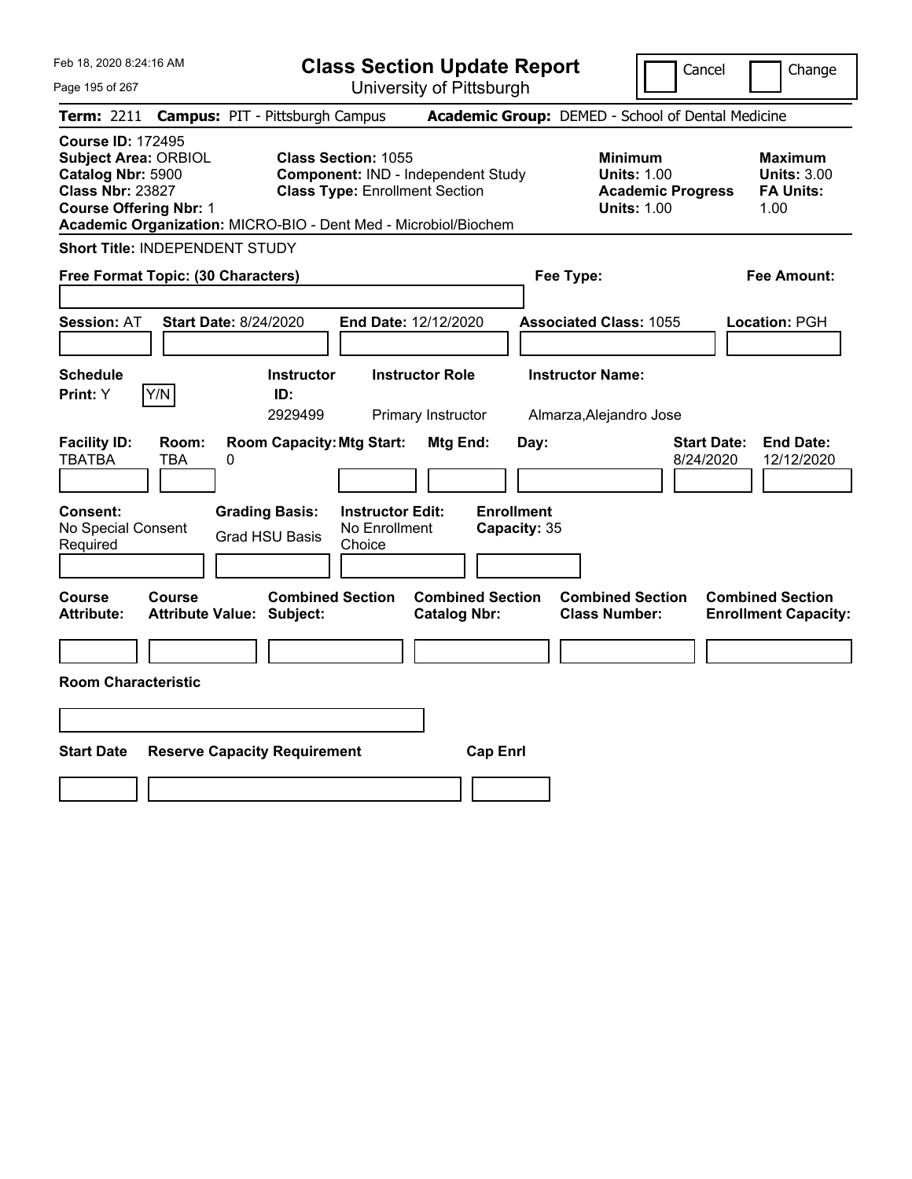Feb 18, 2020 8:24:16 AM

# Class Section Update Report

University of Pittsburgh

Cancel Change

**Term:** 2211 **Campus:** PIT - Pittsburgh Campus **Academic Group:** DEMED - School of Dental Medicine

**Course ID:** 172495
**Subject Area:** ORBIOL
**Catalog Nbr:** 5900
**Class Nbr:** 23827
**Course Offering Nbr:** 1

**Class Section:** 1055
**Component:** IND - Independent Study
**Class Type:** Enrollment Section

**Minimum Units:** 1.00
**Academic Progress Units:** 1.00

**Maximum Units:** 3.00
**FA Units:** 1.00

**Academic Organization:** MICRO-BIO - Dent Med - Microbiol/Biochem

**Short Title:** INDEPENDENT STUDY

**Free Format Topic: (30 Characters)**

**Fee Type:**

**Fee Amount:**

**Session:** AT **Start Date:** 8/24/2020 **End Date:** 12/12/2020 **Associated Class:** 1055 **Location:** PGH

| Schedule Print: | Instructor ID: | Instructor Role | Instructor Name: |
|---|---|---|---|
| Y (Y/N) | 2929499 | Primary Instructor | Almarza,Alejandro Jose |

| Facility ID: | Room: | Room Capacity: | Mtg Start: | Mtg End: | Day: | Start Date: | End Date: |
|---|---|---|---|---|---|---|---|
| TBATBA | TBA | 0 | | | | 8/24/2020 | 12/12/2020 |

**Consent:** No Special Consent Required
**Grading Basis:** Grad HSU Basis
**Instructor Edit:** No Enrollment Choice
**Enrollment Capacity:** 35

| Course Attribute: | Course Attribute Value: | Combined Section Subject: | Combined Section Catalog Nbr: | Combined Section Class Number: | Combined Section Enrollment Capacity: |
|---|---|---|---|---|---|
| | | | | | |

**Room Characteristic**

| Start Date | Reserve Capacity Requirement | Cap Enrl |
|---|---|---|
| | | |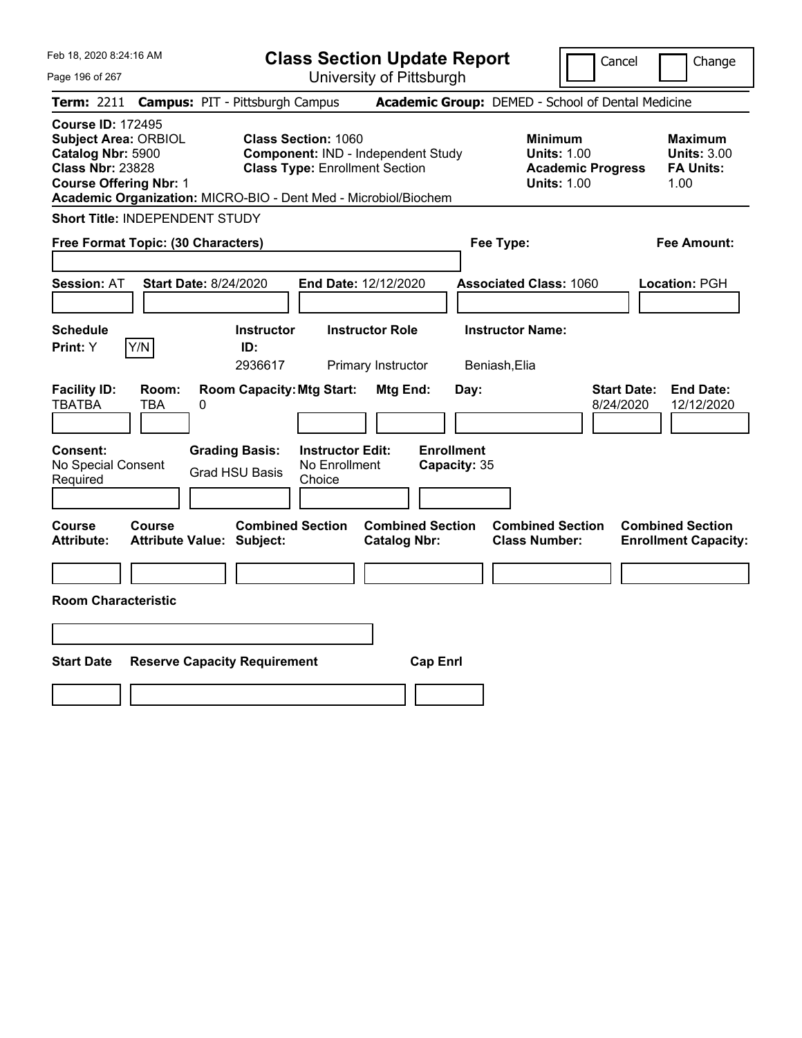# Class Section Update Report

University of Pittsburgh

Cancel | Change

**Term:** 2211 **Campus:** PIT - Pittsburgh Campus **Academic Group:** DEMED - School of Dental Medicine

**Course ID:** 172495
**Subject Area:** ORBIOL
**Catalog Nbr:** 5900
**Class Nbr:** 23828
**Course Offering Nbr:** 1
**Academic Organization:** MICRO-BIO - Dent Med - Microbiol/Biochem

**Class Section:** 1060
**Component:** IND - Independent Study
**Class Type:** Enrollment Section

**Minimum**
**Units:** 1.00
**Academic Progress Units:** 1.00

**Maximum**
**Units:** 3.00
**FA Units:** 1.00

**Short Title:** INDEPENDENT STUDY

**Free Format Topic: (30 Characters)**

**Fee Type:**

**Fee Amount:**

**Session:** AT **Start Date:** 8/24/2020 **End Date:** 12/12/2020 **Associated Class:** 1060 **Location:** PGH

| Schedule Print: | Instructor ID: | Instructor Role | Instructor Name: |
|---|---|---|---|
| Y (Y/N) | 2936617 | Primary Instructor | Beniash,Elia |

| Facility ID: | Room: | Room Capacity: | Mtg Start: | Mtg End: | Day: | Start Date: | End Date: |
|---|---|---|---|---|---|---|---|
| TBATBA | TBA | 0 | | | | 8/24/2020 | 12/12/2020 |

| Consent: | Grading Basis: | Instructor Edit: | Enrollment Capacity: |
|---|---|---|---|
| No Special Consent Required | Grad HSU Basis | No Enrollment Choice | 35 |

| Course Attribute: | Course Attribute Value: | Combined Section Subject: | Combined Section Catalog Nbr: | Combined Section Class Number: | Combined Section Enrollment Capacity: |
|---|---|---|---|---|---|
| | | | | | |

**Room Characteristic**

| Start Date | Reserve Capacity Requirement | Cap Enrl |
|---|---|---|
| | | |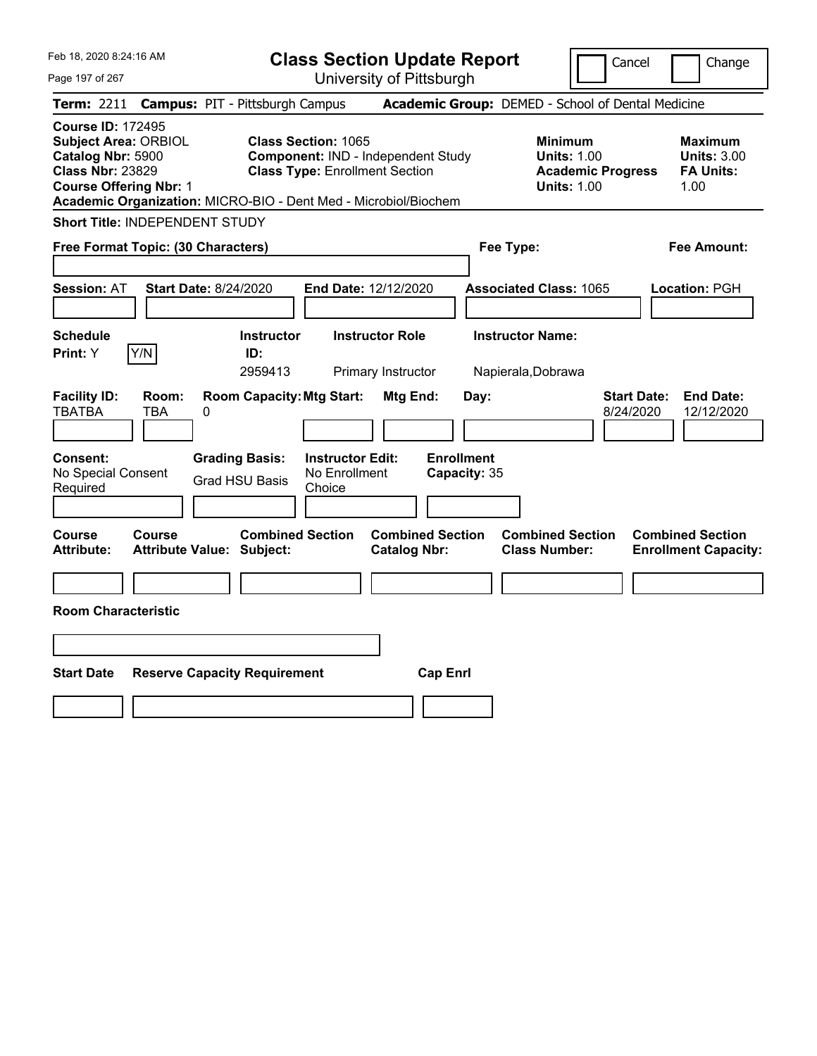Feb 18, 2020 8:24:16 AM

# Class Section Update Report

University of Pittsburgh

Cancel | Change

**Term:** 2211 **Campus:** PIT - Pittsburgh Campus **Academic Group:** DEMED - School of Dental Medicine

**Course ID:** 172495
**Subject Area:** ORBIOL
**Catalog Nbr:** 5900
**Class Nbr:** 23829
**Course Offering Nbr:** 1
**Academic Organization:** MICRO-BIO - Dent Med - Microbiol/Biochem

**Class Section:** 1065
**Component:** IND - Independent Study
**Class Type:** Enrollment Section

**Minimum Units:** 1.00
**Academic Progress Units:** 1.00

**Maximum Units:** 3.00
**FA Units:** 1.00

**Short Title:** INDEPENDENT STUDY

**Free Format Topic: (30 Characters)**

**Fee Type:**

**Fee Amount:**

**Session:** AT **Start Date:** 8/24/2020 **End Date:** 12/12/2020 **Associated Class:** 1065 **Location:** PGH

| Schedule Print: | Instructor ID: | Instructor Role | Instructor Name: |
|---|---|---|---|
| Y (Y/N) | 2959413 | Primary Instructor | Napierala,Dobrawa |

| Facility ID: | Room: | Room Capacity: | Mtg Start: | Mtg End: | Day: | Start Date: | End Date: |
|---|---|---|---|---|---|---|---|
| TBATBA | TBA | 0 | | | | 8/24/2020 | 12/12/2020 |

| Consent: | Grading Basis: | Instructor Edit: | Enrollment Capacity: |
|---|---|---|---|
| No Special Consent Required | Grad HSU Basis | No Enrollment Choice | 35 |

| Course Attribute: | Course Attribute Value: | Combined Section Subject: | Combined Section Catalog Nbr: | Combined Section Class Number: | Combined Section Enrollment Capacity: |
|---|---|---|---|---|---|
| | | | | | |

**Room Characteristic**

| Start Date | Reserve Capacity Requirement | Cap Enrl |
|---|---|---|
| | | |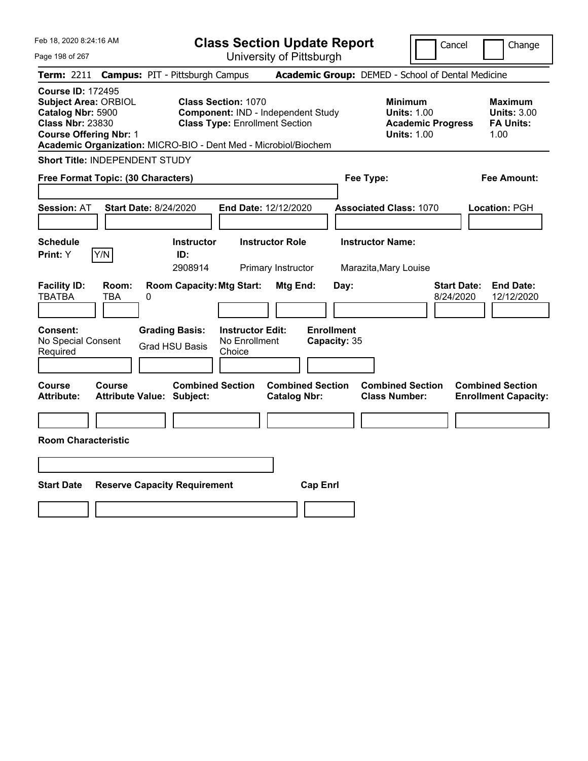Feb 18, 2020 8:24:16 AM

# Class Section Update Report

University of Pittsburgh

Cancel | Change

**Term:** 2211 **Campus:** PIT - Pittsburgh Campus **Academic Group:** DEMED - School of Dental Medicine

**Course ID:** 172495
**Subject Area:** ORBIOL
**Catalog Nbr:** 5900
**Class Nbr:** 23830
**Course Offering Nbr:** 1
**Academic Organization:** MICRO-BIO - Dent Med - Microbiol/Biochem

**Class Section:** 1070
**Component:** IND - Independent Study
**Class Type:** Enrollment Section

**Minimum Units:** 1.00
**Academic Progress Units:** 1.00

**Maximum Units:** 3.00
**FA Units:** 1.00

**Short Title:** INDEPENDENT STUDY

**Free Format Topic: (30 Characters)**

**Fee Type:**

**Fee Amount:**

**Session:** AT **Start Date:** 8/24/2020 **End Date:** 12/12/2020 **Associated Class:** 1070 **Location:** PGH

| Schedule Print | Instructor ID | Instructor Role | Instructor Name |
|---|---|---|---|
| Y | 2908914 | Primary Instructor | Marazita,Mary Louise |

| Facility ID | Room | Room Capacity | Mtg Start | Mtg End | Day | Start Date | End Date |
|---|---|---|---|---|---|---|---|
| TBATBA | TBA | 0 | | | | 8/24/2020 | 12/12/2020 |

| Consent | Grading Basis | Instructor Edit | Enrollment Capacity |
|---|---|---|---|
| No Special Consent Required | Grad HSU Basis | No Enrollment Choice | 35 |

| Course Attribute | Course Attribute Value | Combined Section Subject | Combined Section Catalog Nbr | Combined Section Class Number | Combined Section Enrollment Capacity |
|---|---|---|---|---|---|
| | | | | | |

**Room Characteristic**

| Start Date | Reserve Capacity Requirement | Cap Enrl |
|---|---|---|
| | | |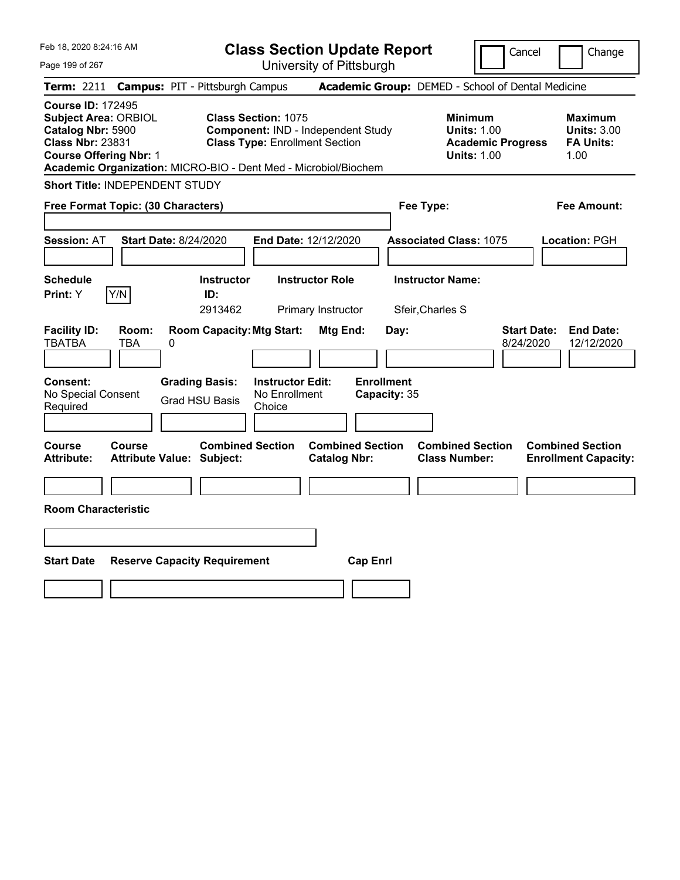Feb 18, 2020 8:24:16 AM

# Class Section Update Report

University of Pittsburgh

Cancel | Change

**Term:** 2211 **Campus:** PIT - Pittsburgh Campus **Academic Group:** DEMED - School of Dental Medicine

**Course ID:** 172495
**Subject Area:** ORBIOL
**Catalog Nbr:** 5900
**Class Nbr:** 23831
**Course Offering Nbr:** 1
**Academic Organization:** MICRO-BIO - Dent Med - Microbiol/Biochem

**Class Section:** 1075
**Component:** IND - Independent Study
**Class Type:** Enrollment Section

**Minimum Units:** 1.00
**Academic Progress Units:** 1.00

**Maximum Units:** 3.00
**FA Units:** 1.00

**Short Title:** INDEPENDENT STUDY

**Free Format Topic: (30 Characters)**

**Fee Type:**

**Fee Amount:**

**Session:** AT **Start Date:** 8/24/2020 **End Date:** 12/12/2020 **Associated Class:** 1075 **Location:** PGH

| Schedule Print | Instructor ID | Instructor Role | Instructor Name |
|---|---|---|---|
| Y | 2913462 | Primary Instructor | Sfeir,Charles S |

| Facility ID | Room | Room Capacity | Mtg Start | Mtg End | Day | Start Date | End Date |
|---|---|---|---|---|---|---|---|
| TBATBA | TBA | 0 | | | | 8/24/2020 | 12/12/2020 |

**Consent:** No Special Consent Required
**Grading Basis:** Grad HSU Basis
**Instructor Edit:** No Enrollment Choice
**Enrollment Capacity:** 35

| Course Attribute | Course Attribute Value | Combined Section Subject | Combined Section Catalog Nbr | Combined Section Class Number | Combined Section Enrollment Capacity |
|---|---|---|---|---|---|
| | | | | | |

**Room Characteristic**

| Start Date | Reserve Capacity Requirement | Cap Enrl |
|---|---|---|
| | | |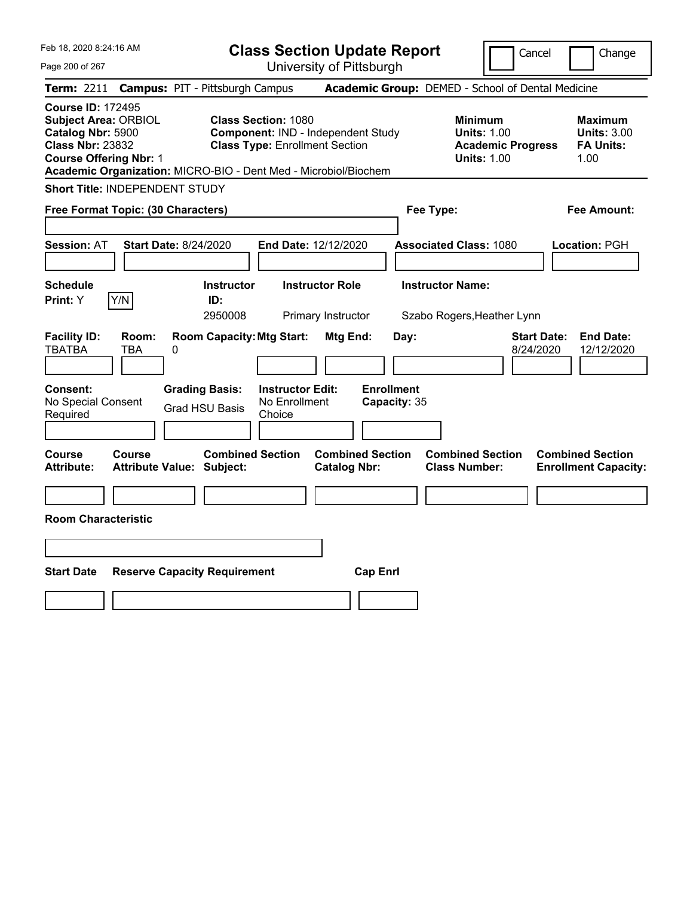Feb 18, 2020 8:24:16 AM

# Class Section Update Report

University of Pittsburgh

Cancel | Change

**Term:** 2211 **Campus:** PIT - Pittsburgh Campus **Academic Group:** DEMED - School of Dental Medicine

**Course ID:** 172495
**Subject Area:** ORBIOL
**Catalog Nbr:** 5900
**Class Nbr:** 23832
**Course Offering Nbr:** 1
**Academic Organization:** MICRO-BIO - Dent Med - Microbiol/Biochem

**Class Section:** 1080
**Component:** IND - Independent Study
**Class Type:** Enrollment Section

**Minimum Units:** 1.00
**Academic Progress Units:** 1.00

**Maximum Units:** 3.00
**FA Units:** 1.00

**Short Title:** INDEPENDENT STUDY

**Free Format Topic: (30 Characters)**

**Fee Type:**

**Fee Amount:**

**Session:** AT **Start Date:** 8/24/2020 **End Date:** 12/12/2020 **Associated Class:** 1080 **Location:** PGH

| Schedule Print: | Instructor ID: | Instructor Role | Instructor Name: |
|---|---|---|---|
| Y [Y/N] | 2950008 | Primary Instructor | Szabo Rogers,Heather Lynn |

| Facility ID: | Room: | Room Capacity: | Mtg Start: | Mtg End: | Day: | Start Date: | End Date: |
|---|---|---|---|---|---|---|---|
| TBATBA | TBA | 0 | | | | 8/24/2020 | 12/12/2020 |

| Consent: | Grading Basis: | Instructor Edit: | Enrollment Capacity: |
|---|---|---|---|
| No Special Consent Required | Grad HSU Basis | No Enrollment Choice | 35 |

| Course Attribute: | Course Attribute Value: | Combined Section Subject: | Combined Section Catalog Nbr: | Combined Section Class Number: | Combined Section Enrollment Capacity: |
|---|---|---|---|---|---|
| | | | | | |

**Room Characteristic**

| Start Date | Reserve Capacity Requirement | Cap Enrl |
|---|---|---|
| | | |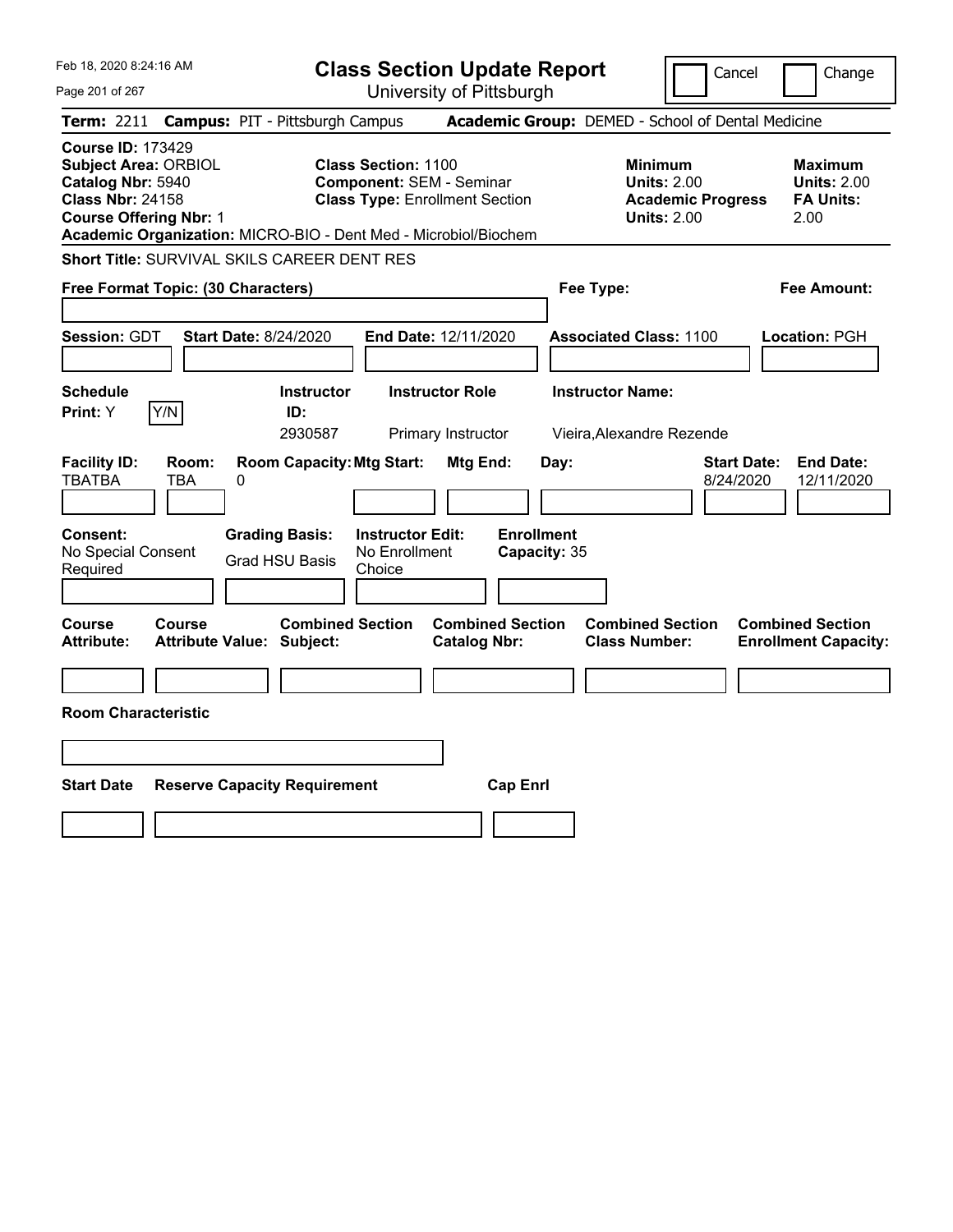Feb 18, 2020 8:24:16 AM

# Class Section Update Report

University of Pittsburgh

Cancel | Change

**Term:** 2211 **Campus:** PIT - Pittsburgh Campus **Academic Group:** DEMED - School of Dental Medicine

**Course ID:** 173429
**Subject Area:** ORBIOL
**Catalog Nbr:** 5940
**Class Nbr:** 24158
**Course Offering Nbr:** 1
**Academic Organization:** MICRO-BIO - Dent Med - Microbiol/Biochem

**Class Section:** 1100
**Component:** SEM - Seminar
**Class Type:** Enrollment Section

**Minimum Units:** 2.00
**Academic Progress Units:** 2.00

**Maximum Units:** 2.00
**FA Units:** 2.00

**Short Title:** SURVIVAL SKILS CAREER DENT RES

**Free Format Topic: (30 Characters)**

**Fee Type:**

**Fee Amount:**

**Session:** GDT **Start Date:** 8/24/2020 **End Date:** 12/11/2020 **Associated Class:** 1100 **Location:** PGH

| Schedule Print | Instructor ID | Instructor Role | Instructor Name |
|---|---|---|---|
| Y (Y/N) | 2930587 | Primary Instructor | Vieira,Alexandre Rezende |

| Facility ID | Room | Room Capacity | Mtg Start | Mtg End | Day | Start Date | End Date |
|---|---|---|---|---|---|---|---|
| TBATBA | TBA | 0 | | | | 8/24/2020 | 12/11/2020 |

| Consent | Grading Basis | Instructor Edit | Enrollment Capacity |
|---|---|---|---|
| No Special Consent Required | Grad HSU Basis | No Enrollment Choice | 35 |

| Course Attribute | Course Attribute Value | Combined Section Subject | Combined Section Catalog Nbr | Combined Section Class Number | Combined Section Enrollment Capacity |
|---|---|---|---|---|---|
| | | | | | |

**Room Characteristic**

| Start Date | Reserve Capacity Requirement | Cap Enrl |
|---|---|---|
| | | |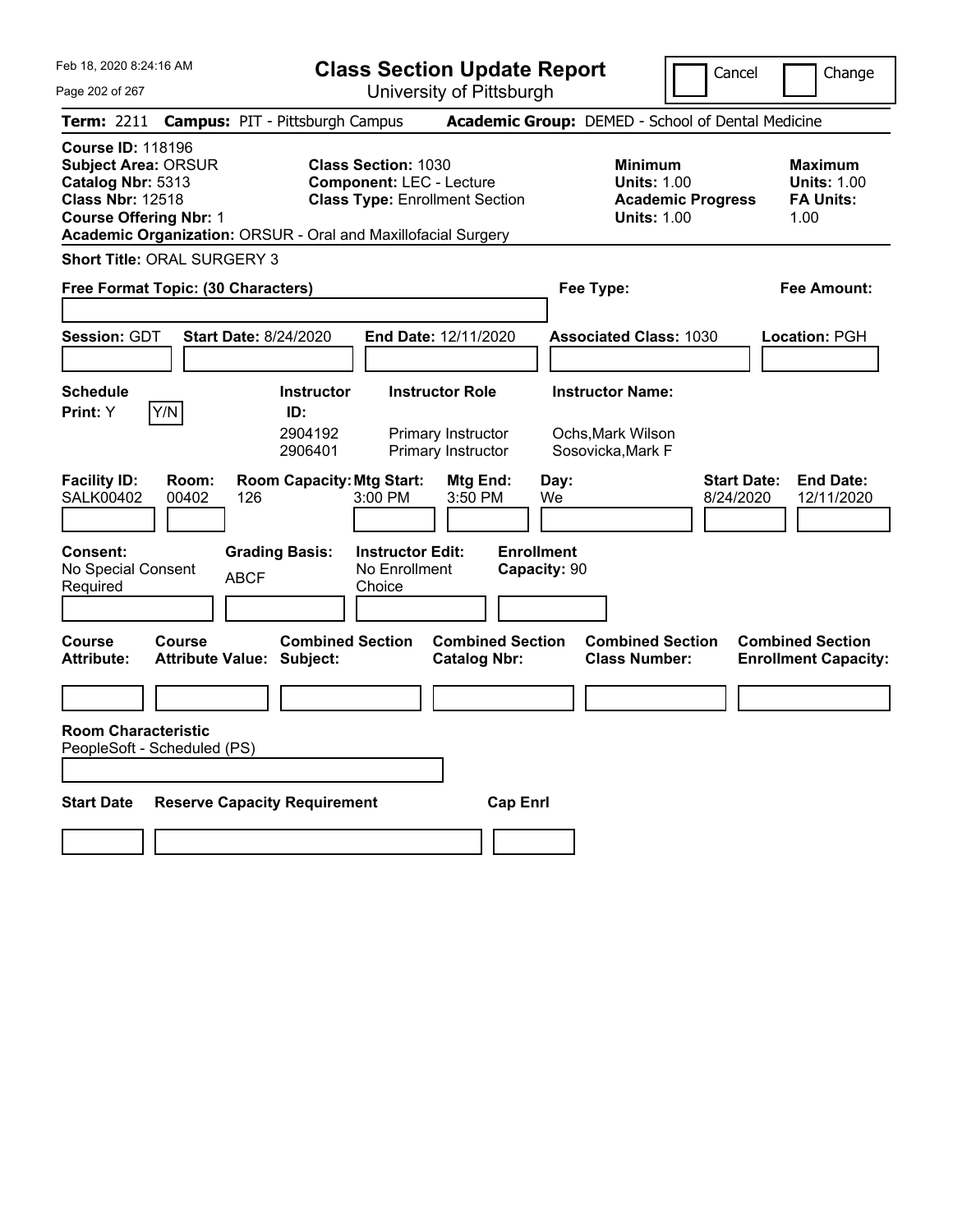Feb 18, 2020 8:24:16 AM

# Class Section Update Report

University of Pittsburgh

Cancel | Change

**Term:** 2211 **Campus:** PIT - Pittsburgh Campus **Academic Group:** DEMED - School of Dental Medicine

**Course ID:** 118196
**Subject Area:** ORSUR
**Catalog Nbr:** 5313
**Class Nbr:** 12518
**Course Offering Nbr:** 1

**Class Section:** 1030
**Component:** LEC - Lecture
**Class Type:** Enrollment Section

**Minimum Units:** 1.00
**Academic Progress Units:** 1.00

**Maximum Units:** 1.00
**FA Units:** 1.00

**Academic Organization:** ORSUR - Oral and Maxillofacial Surgery

**Short Title:** ORAL SURGERY 3

**Free Format Topic: (30 Characters)** **Fee Type:** **Fee Amount:**

**Session:** GDT **Start Date:** 8/24/2020 **End Date:** 12/11/2020 **Associated Class:** 1030 **Location:** PGH

**Schedule Print:** Y Y/N

| Instructor ID | Instructor Role | Instructor Name |
|---|---|---|
| 2904192 | Primary Instructor | Ochs,Mark Wilson |
| 2906401 | Primary Instructor | Sosovicka,Mark F |

| Facility ID | Room | Room Capacity | Mtg Start | Mtg End | Day | Start Date | End Date |
|---|---|---|---|---|---|---|---|
| SALK00402 | 00402 | 126 | 3:00 PM | 3:50 PM | We | 8/24/2020 | 12/11/2020 |

**Consent:** No Special Consent Required
**Grading Basis:** ABCF
**Instructor Edit:** No Enrollment Choice
**Enrollment Capacity:** 90

| Course Attribute | Course Attribute Value | Combined Section Subject | Combined Section Catalog Nbr | Combined Section Class Number | Combined Section Enrollment Capacity |
|---|---|---|---|---|---|
| | | | | | |

**Room Characteristic**
PeopleSoft - Scheduled (PS)

| Start Date | Reserve Capacity Requirement | Cap Enrl |
|---|---|---|
| | | |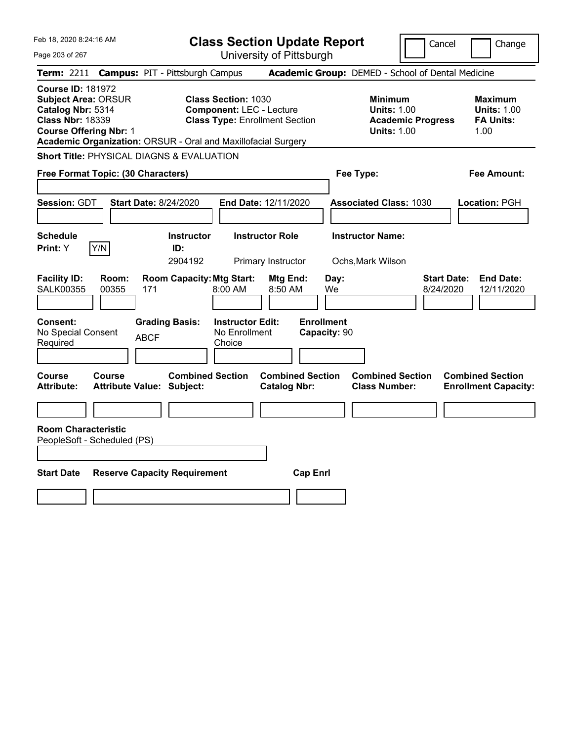Feb 18, 2020 8:24:16 AM

# Class Section Update Report

University of Pittsburgh

Cancel | Change

**Term:** 2211 **Campus:** PIT - Pittsburgh Campus **Academic Group:** DEMED - School of Dental Medicine

**Course ID:** 181972
**Subject Area:** ORSUR
**Catalog Nbr:** 5314
**Class Nbr:** 18339
**Course Offering Nbr:** 1
**Academic Organization:** ORSUR - Oral and Maxillofacial Surgery

**Class Section:** 1030
**Component:** LEC - Lecture
**Class Type:** Enrollment Section

**Minimum**
**Units:** 1.00
**Academic Progress Units:** 1.00

**Maximum**
**Units:** 1.00
**FA Units:** 1.00

**Short Title:** PHYSICAL DIAGNS & EVALUATION

**Free Format Topic: (30 Characters)**

**Fee Type:**

**Fee Amount:**

**Session:** GDT **Start Date:** 8/24/2020 **End Date:** 12/11/2020 **Associated Class:** 1030 **Location:** PGH

| Schedule Print: | Instructor ID: | Instructor Role | Instructor Name: |
|---|---|---|---|
| Y (Y/N) | 2904192 | Primary Instructor | Ochs,Mark Wilson |

| Facility ID: | Room: | Room Capacity: | Mtg Start: | Mtg End: | Day: | Start Date: | End Date: |
|---|---|---|---|---|---|---|---|
| SALK00355 | 00355 | 171 | 8:00 AM | 8:50 AM | We | 8/24/2020 | 12/11/2020 |

| Consent: | Grading Basis: | Instructor Edit: | Enrollment Capacity: |
|---|---|---|---|
| No Special Consent Required | ABCF | No Enrollment Choice | 90 |

| Course Attribute: | Course Attribute Value: | Combined Section Subject: | Combined Section Catalog Nbr: | Combined Section Class Number: | Combined Section Enrollment Capacity: |
|---|---|---|---|---|---|
| | | | | | |

**Room Characteristic**
PeopleSoft - Scheduled (PS)

| Start Date | Reserve Capacity Requirement | Cap Enrl |
|---|---|---|
| | | |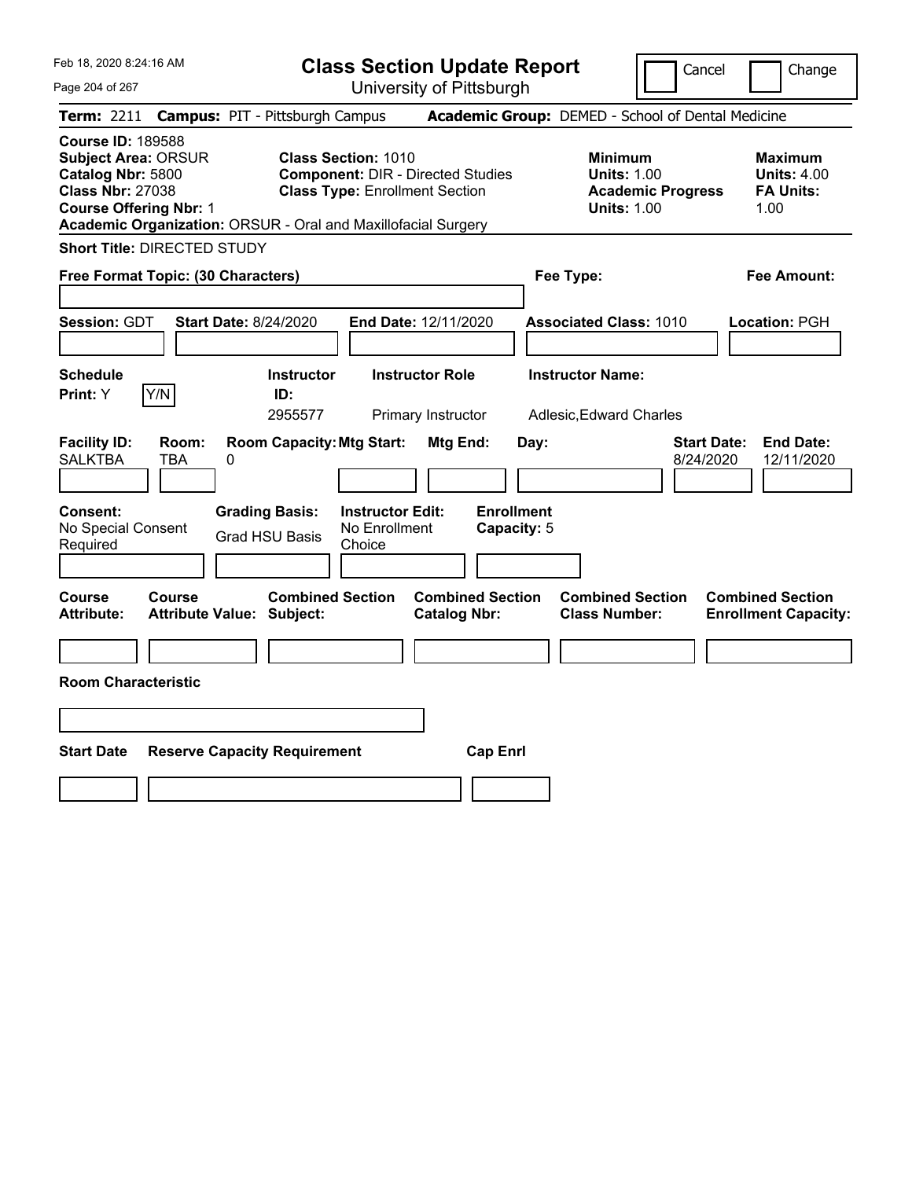Feb 18, 2020 8:24:16 AM

# Class Section Update Report

University of Pittsburgh

Cancel | Change

**Term:** 2211 **Campus:** PIT - Pittsburgh Campus **Academic Group:** DEMED - School of Dental Medicine

**Course ID:** 189588
**Subject Area:** ORSUR
**Catalog Nbr:** 5800
**Class Nbr:** 27038
**Course Offering Nbr:** 1
**Academic Organization:** ORSUR - Oral and Maxillofacial Surgery

**Class Section:** 1010
**Component:** DIR - Directed Studies
**Class Type:** Enrollment Section

**Minimum Units:** 1.00
**Academic Progress Units:** 1.00

**Maximum Units:** 4.00
**FA Units:** 1.00

**Short Title:** DIRECTED STUDY

**Free Format Topic: (30 Characters)**

**Fee Type:**

**Fee Amount:**

**Session:** GDT **Start Date:** 8/24/2020 **End Date:** 12/11/2020 **Associated Class:** 1010 **Location:** PGH

| Schedule Print: | Y/N | Instructor ID: | Instructor Role | Instructor Name: |
|---|---|---|---|---|
| Y | | 2955577 | Primary Instructor | Adlesic,Edward Charles |

| Facility ID: | Room: | Room Capacity: | Mtg Start: | Mtg End: | Day: | Start Date: | End Date: |
|---|---|---|---|---|---|---|---|
| SALKTBA | TBA | 0 | | | | 8/24/2020 | 12/11/2020 |

| Consent: | Grading Basis: | Instructor Edit: | Enrollment Capacity: |
|---|---|---|---|
| No Special Consent Required | Grad HSU Basis | No Enrollment Choice | 5 |

| Course Attribute: | Course Attribute Value: | Combined Section Subject: | Combined Section Catalog Nbr: | Combined Section Class Number: | Combined Section Enrollment Capacity: |
|---|---|---|---|---|---|
| | | | | | |

**Room Characteristic**

| Start Date | Reserve Capacity Requirement | Cap Enrl |
|---|---|---|
| | | |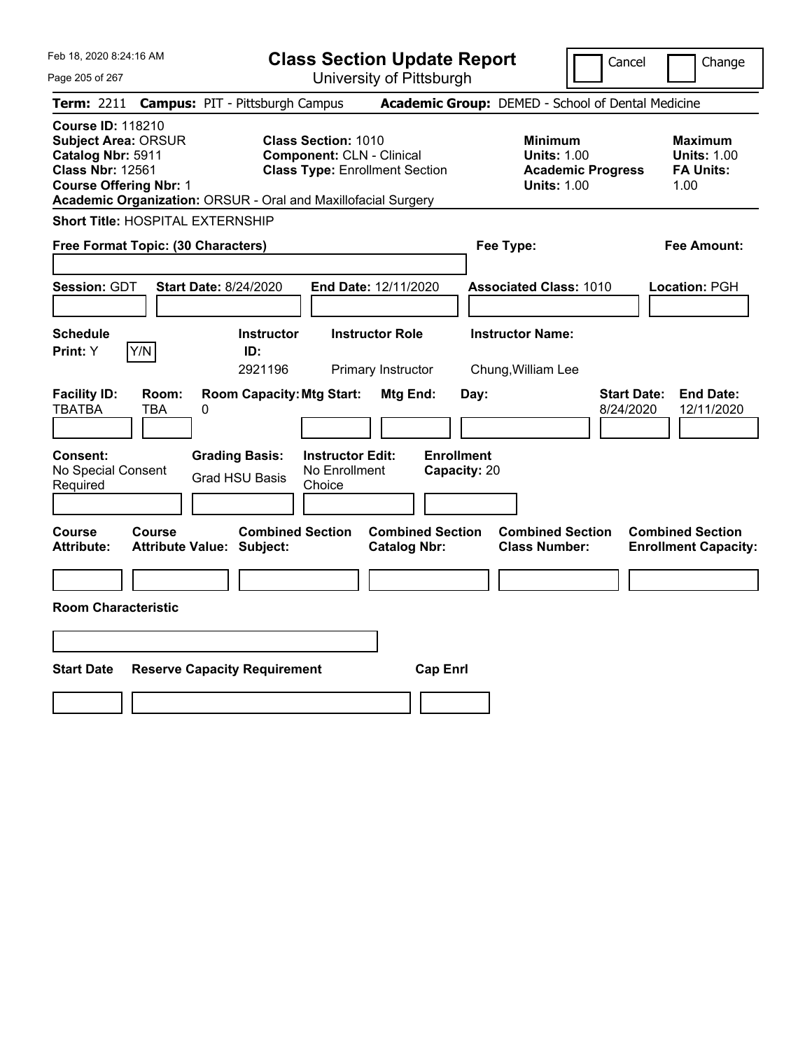Feb 18, 2020 8:24:16 AM

# Class Section Update Report

University of Pittsburgh

Cancel | Change

**Term:** 2211 **Campus:** PIT - Pittsburgh Campus **Academic Group:** DEMED - School of Dental Medicine

**Course ID:** 118210
**Subject Area:** ORSUR
**Catalog Nbr:** 5911
**Class Nbr:** 12561
**Course Offering Nbr:** 1
**Academic Organization:** ORSUR - Oral and Maxillofacial Surgery

**Class Section:** 1010
**Component:** CLN - Clinical
**Class Type:** Enrollment Section

**Minimum**
**Units:** 1.00
**Academic Progress Units:** 1.00

**Maximum**
**Units:** 1.00
**FA Units:** 1.00

**Short Title:** HOSPITAL EXTERNSHIP

**Free Format Topic: (30 Characters)**

**Fee Type:**

**Fee Amount:**

**Session:** GDT **Start Date:** 8/24/2020 **End Date:** 12/11/2020 **Associated Class:** 1010 **Location:** PGH

| Schedule Print | Instructor ID | Instructor Role | Instructor Name |
|---|---|---|---|
| Y | 2921196 | Primary Instructor | Chung,William Lee |

| Facility ID | Room | Room Capacity | Mtg Start | Mtg End | Day | Start Date | End Date |
|---|---|---|---|---|---|---|---|
| TBATBA | TBA | 0 | | | | 8/24/2020 | 12/11/2020 |

**Consent:** No Special Consent Required
**Grading Basis:** Grad HSU Basis
**Instructor Edit:** No Enrollment Choice
**Enrollment Capacity:** 20

| Course Attribute | Course Attribute Value | Combined Section Subject | Combined Section Catalog Nbr | Combined Section Class Number | Combined Section Enrollment Capacity |
|---|---|---|---|---|---|
| | | | | | |

**Room Characteristic**

| Start Date | Reserve Capacity Requirement | Cap Enrl |
|---|---|---|
| | | |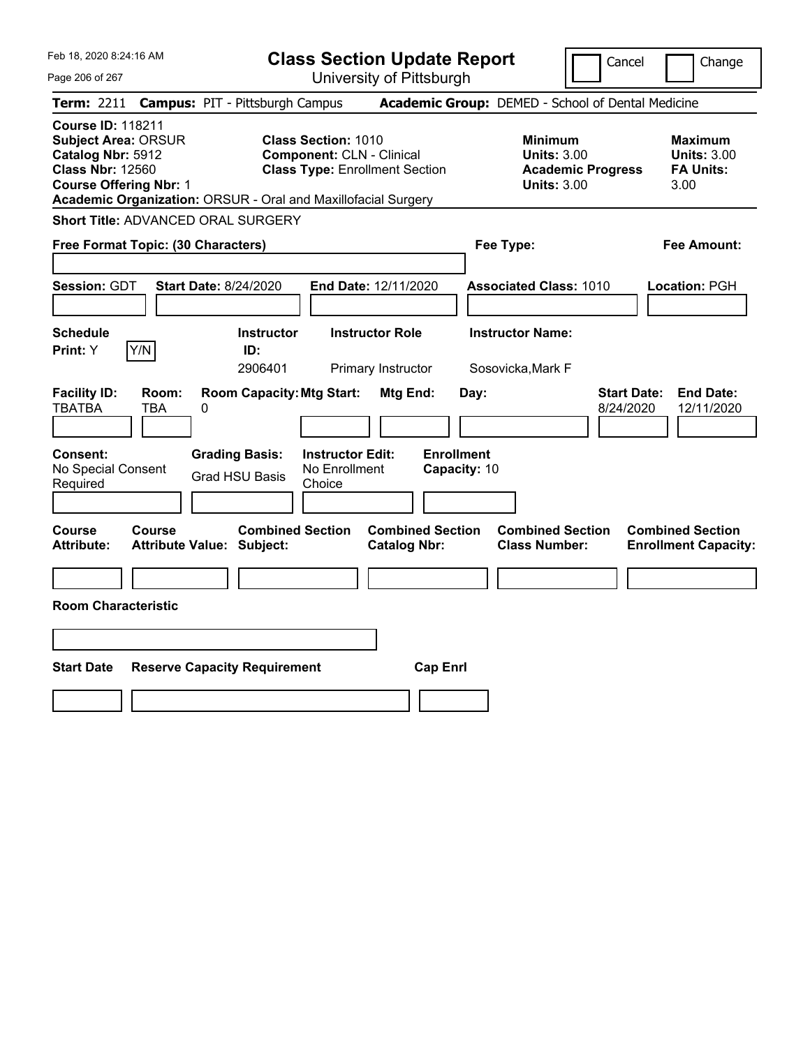Feb 18, 2020 8:24:16 AM

# Class Section Update Report

University of Pittsburgh

Cancel | Change

**Term:** 2211 **Campus:** PIT - Pittsburgh Campus **Academic Group:** DEMED - School of Dental Medicine

**Course ID:** 118211
**Subject Area:** ORSUR
**Catalog Nbr:** 5912
**Class Nbr:** 12560
**Course Offering Nbr:** 1
**Academic Organization:** ORSUR - Oral and Maxillofacial Surgery

**Class Section:** 1010
**Component:** CLN - Clinical
**Class Type:** Enrollment Section

**Minimum Units:** 3.00
**Academic Progress Units:** 3.00

**Maximum Units:** 3.00
**FA Units:** 3.00

**Short Title:** ADVANCED ORAL SURGERY

**Free Format Topic: (30 Characters)**

**Fee Type:**

**Fee Amount:**

**Session:** GDT **Start Date:** 8/24/2020 **End Date:** 12/11/2020 **Associated Class:** 1010 **Location:** PGH

| Schedule Print | Instructor ID | Instructor Role | Instructor Name |
|---|---|---|---|
| Y (Y/N) | 2906401 | Primary Instructor | Sosovicka,Mark F |

| Facility ID | Room | Room Capacity | Mtg Start | Mtg End | Day | Start Date | End Date |
|---|---|---|---|---|---|---|---|
| TBATBA | TBA | 0 | | | | 8/24/2020 | 12/11/2020 |

**Consent:** No Special Consent Required
**Grading Basis:** Grad HSU Basis
**Instructor Edit:** No Enrollment Choice
**Enrollment Capacity:** 10

| Course Attribute | Course Attribute Value | Combined Section Subject | Combined Section Catalog Nbr | Combined Section Class Number | Combined Section Enrollment Capacity |
|---|---|---|---|---|---|
| | | | | | |

**Room Characteristic**

| Start Date | Reserve Capacity Requirement | Cap Enrl |
|---|---|---|
| | | |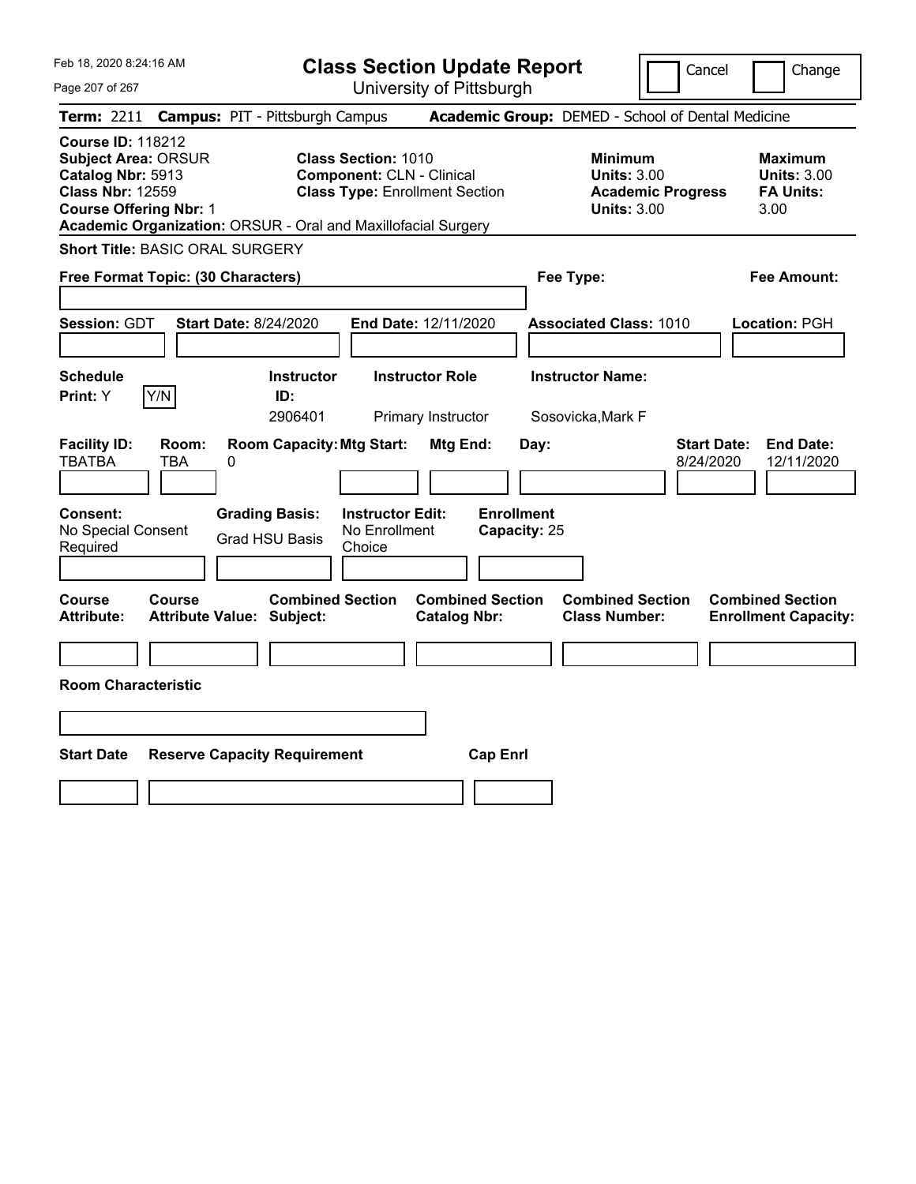# Class Section Update Report

University of Pittsburgh

Cancel | Change

**Term:** 2211 **Campus:** PIT - Pittsburgh Campus **Academic Group:** DEMED - School of Dental Medicine

**Course ID:** 118212
**Subject Area:** ORSUR
**Catalog Nbr:** 5913
**Class Nbr:** 12559
**Course Offering Nbr:** 1
**Academic Organization:** ORSUR - Oral and Maxillofacial Surgery

**Class Section:** 1010
**Component:** CLN - Clinical
**Class Type:** Enrollment Section

**Minimum**
**Units:** 3.00
**Academic Progress Units:** 3.00

**Maximum**
**Units:** 3.00
**FA Units:** 3.00

**Short Title:** BASIC ORAL SURGERY

**Free Format Topic: (30 Characters)**

**Fee Type:**

**Fee Amount:**

**Session:** GDT **Start Date:** 8/24/2020 **End Date:** 12/11/2020 **Associated Class:** 1010 **Location:** PGH

| Schedule Print: | Instructor ID: | Instructor Role | Instructor Name: |
|---|---|---|---|
| Y (Y/N) | 2906401 | Primary Instructor | Sosovicka,Mark F |

| Facility ID: | Room: | Room Capacity: | Mtg Start: | Mtg End: | Day: | Start Date: | End Date: |
|---|---|---|---|---|---|---|---|
| TBATBA | TBA | 0 | | | | 8/24/2020 | 12/11/2020 |

| Consent: | Grading Basis: | Instructor Edit: | Enrollment Capacity: |
|---|---|---|---|
| No Special Consent Required | Grad HSU Basis | No Enrollment Choice | 25 |

| Course Attribute: | Course Attribute Value: | Combined Section Subject: | Combined Section Catalog Nbr: | Combined Section Class Number: | Combined Section Enrollment Capacity: |
|---|---|---|---|---|---|
| | | | | | |

**Room Characteristic**

| Start Date | Reserve Capacity Requirement | Cap Enrl |
|---|---|---|
| | | |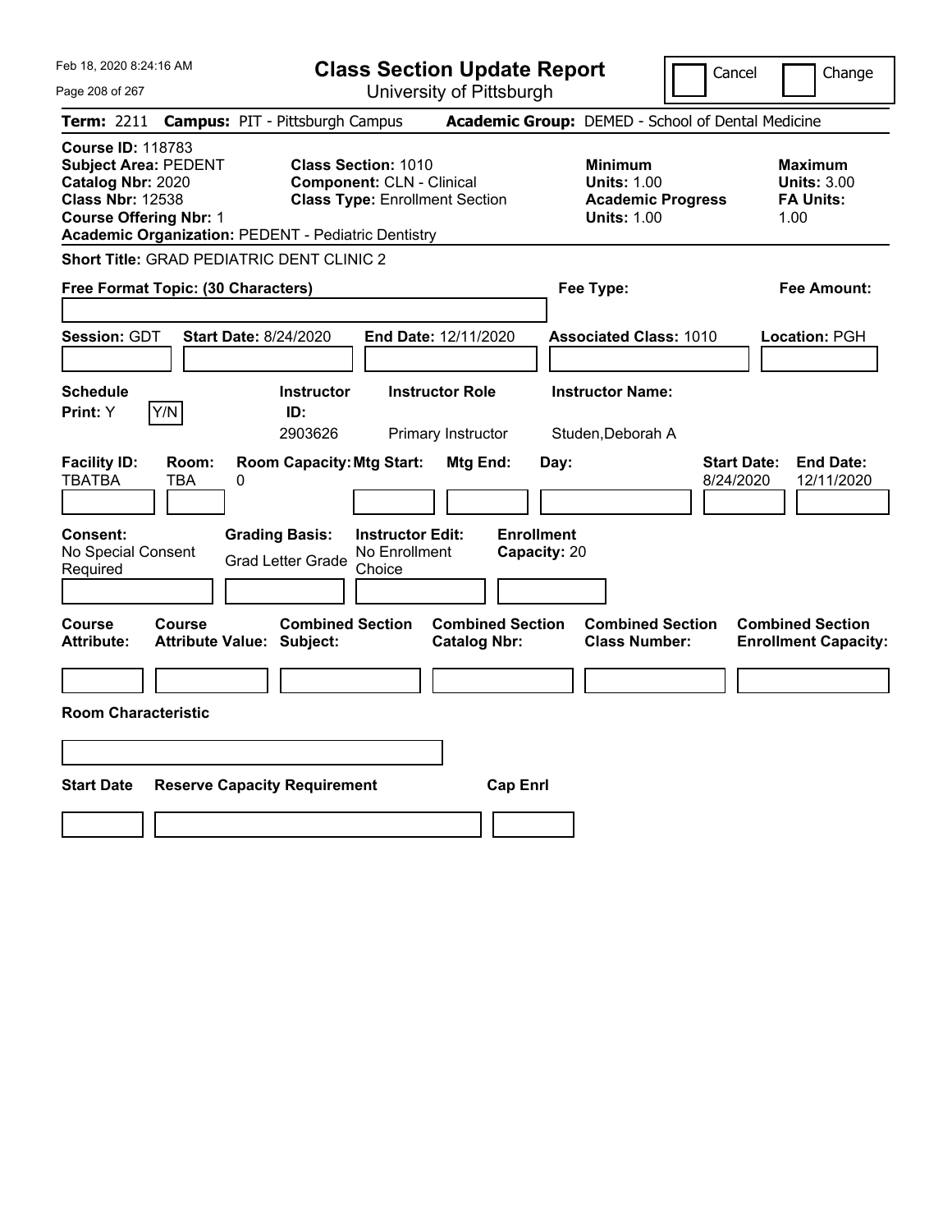Feb 18, 2020 8:24:16 AM

# Class Section Update Report

University of Pittsburgh

Cancel | Change

**Term:** 2211 **Campus:** PIT - Pittsburgh Campus **Academic Group:** DEMED - School of Dental Medicine

**Course ID:** 118783
**Subject Area:** PEDENT
**Catalog Nbr:** 2020
**Class Nbr:** 12538
**Course Offering Nbr:** 1
**Academic Organization:** PEDENT - Pediatric Dentistry

**Class Section:** 1010
**Component:** CLN - Clinical
**Class Type:** Enrollment Section

**Minimum Units:** 1.00
**Academic Progress Units:** 1.00

**Maximum Units:** 3.00
**FA Units:** 1.00

**Short Title:** GRAD PEDIATRIC DENT CLINIC 2

**Free Format Topic: (30 Characters)**

**Fee Type:**

**Fee Amount:**

**Session:** GDT **Start Date:** 8/24/2020 **End Date:** 12/11/2020 **Associated Class:** 1010 **Location:** PGH

| Schedule Print: | Instructor ID: | Instructor Role | Instructor Name: |
|---|---|---|---|
| Y (Y/N) | 2903626 | Primary Instructor | Studen,Deborah A |

| Facility ID: | Room: | Room Capacity: | Mtg Start: | Mtg End: | Day: | Start Date: | End Date: |
|---|---|---|---|---|---|---|---|
| TBATBA | TBA | 0 | | | | 8/24/2020 | 12/11/2020 |

| Consent: | Grading Basis: | Instructor Edit: | Enrollment Capacity: |
|---|---|---|---|
| No Special Consent Required | Grad Letter Grade | No Enrollment Choice | 20 |

| Course Attribute: | Course Attribute Value: | Combined Section Subject: | Combined Section Catalog Nbr: | Combined Section Class Number: | Combined Section Enrollment Capacity: |
|---|---|---|---|---|---|
| | | | | | |

**Room Characteristic**

| Start Date | Reserve Capacity Requirement | Cap Enrl |
|---|---|---|
| | | |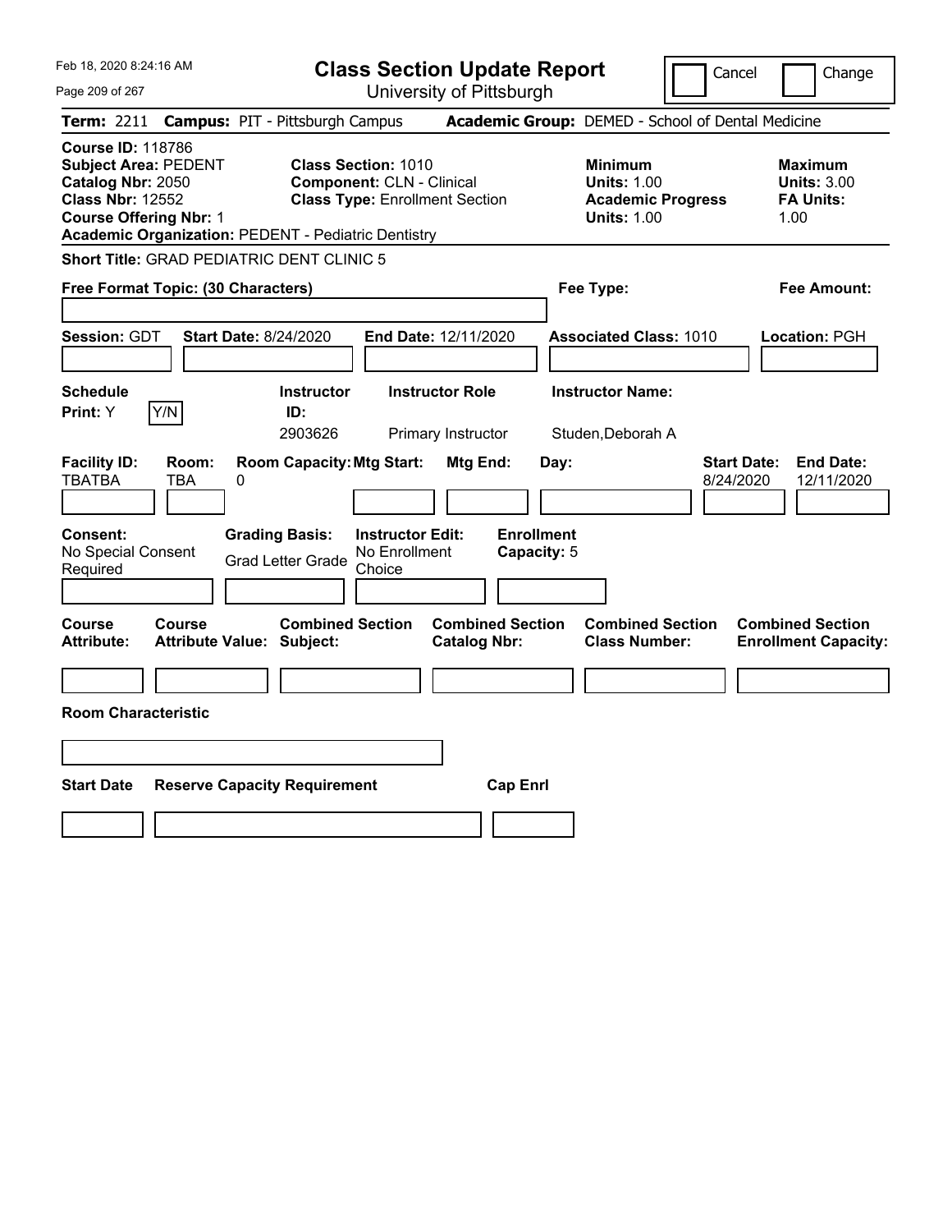# Class Section Update Report

University of Pittsburgh

Cancel | Change

**Term:** 2211 **Campus:** PIT - Pittsburgh Campus **Academic Group:** DEMED - School of Dental Medicine

**Course ID:** 118786
**Subject Area:** PEDENT
**Catalog Nbr:** 2050
**Class Nbr:** 12552
**Course Offering Nbr:** 1
**Academic Organization:** PEDENT - Pediatric Dentistry

**Class Section:** 1010
**Component:** CLN - Clinical
**Class Type:** Enrollment Section

**Minimum Units:** 1.00
**Academic Progress Units:** 1.00

**Maximum Units:** 3.00
**FA Units:** 1.00

**Short Title:** GRAD PEDIATRIC DENT CLINIC 5

**Free Format Topic: (30 Characters)**

**Fee Type:**

**Fee Amount:**

**Session:** GDT **Start Date:** 8/24/2020 **End Date:** 12/11/2020 **Associated Class:** 1010 **Location:** PGH

| Schedule Print | Instructor ID | Instructor Role | Instructor Name |
|---|---|---|---|
| Y (Y/N) | 2903626 | Primary Instructor | Studen,Deborah A |

| Facility ID | Room | Room Capacity | Mtg Start | Mtg End | Day | Start Date | End Date |
|---|---|---|---|---|---|---|---|
| TBATBA | TBA | 0 | | | | 8/24/2020 | 12/11/2020 |

| Consent | Grading Basis | Instructor Edit | Enrollment Capacity |
|---|---|---|---|
| No Special Consent Required | Grad Letter Grade | No Enrollment Choice | 5 |

| Course Attribute | Course Attribute Value | Combined Section Subject | Combined Section Catalog Nbr | Combined Section Class Number | Combined Section Enrollment Capacity |
|---|---|---|---|---|---|
| | | | | | |

**Room Characteristic**

| Start Date | Reserve Capacity Requirement | Cap Enrl |
|---|---|---|
| | | |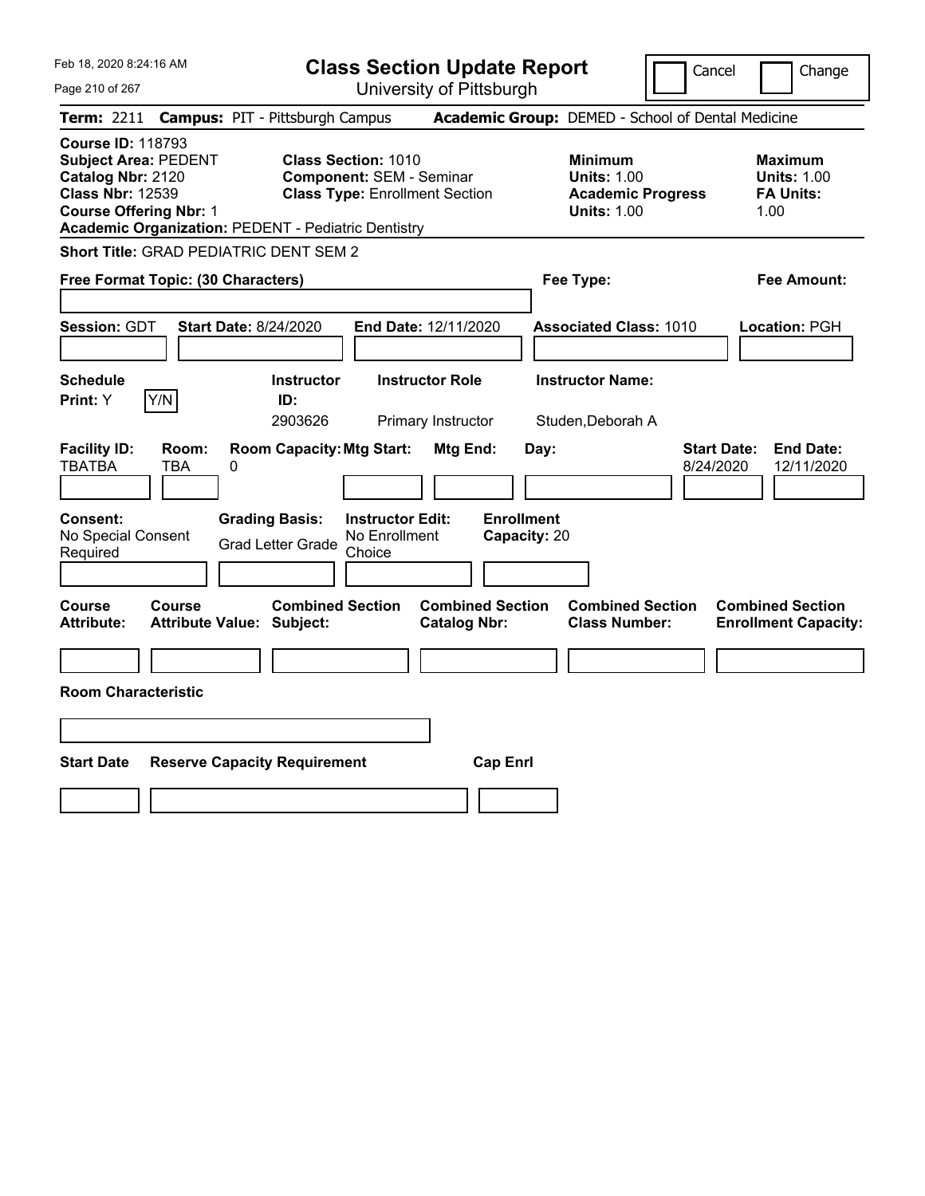Feb 18, 2020 8:24:16 AM

# Class Section Update Report

University of Pittsburgh

Cancel | Change

**Term:** 2211 **Campus:** PIT - Pittsburgh Campus **Academic Group:** DEMED - School of Dental Medicine

**Course ID:** 118793
**Subject Area:** PEDENT
**Catalog Nbr:** 2120
**Class Nbr:** 12539
**Course Offering Nbr:** 1
**Academic Organization:** PEDENT - Pediatric Dentistry

**Class Section:** 1010
**Component:** SEM - Seminar
**Class Type:** Enrollment Section

**Minimum Units:** 1.00
**Academic Progress Units:** 1.00

**Maximum Units:** 1.00
**FA Units:** 1.00

**Short Title:** GRAD PEDIATRIC DENT SEM 2

**Free Format Topic: (30 Characters)**

**Fee Type:**

**Fee Amount:**

**Session:** GDT **Start Date:** 8/24/2020 **End Date:** 12/11/2020 **Associated Class:** 1010 **Location:** PGH

| Schedule Print: | Instructor ID: | Instructor Role | Instructor Name: |
|---|---|---|---|
| Y (Y/N) | 2903626 | Primary Instructor | Studen,Deborah A |

| Facility ID: | Room: | Room Capacity: | Mtg Start: | Mtg End: | Day: | Start Date: | End Date: |
|---|---|---|---|---|---|---|---|
| TBATBA | TBA | 0 | | | | 8/24/2020 | 12/11/2020 |

| Consent: | Grading Basis: | Instructor Edit: | Enrollment Capacity: |
|---|---|---|---|
| No Special Consent Required | Grad Letter Grade | No Enrollment Choice | 20 |

| Course Attribute: | Course Attribute Value: | Combined Section Subject: | Combined Section Catalog Nbr: | Combined Section Class Number: | Combined Section Enrollment Capacity: |
|---|---|---|---|---|---|
| | | | | | |

**Room Characteristic**

| Start Date | Reserve Capacity Requirement | Cap Enrl |
|---|---|---|
| | | |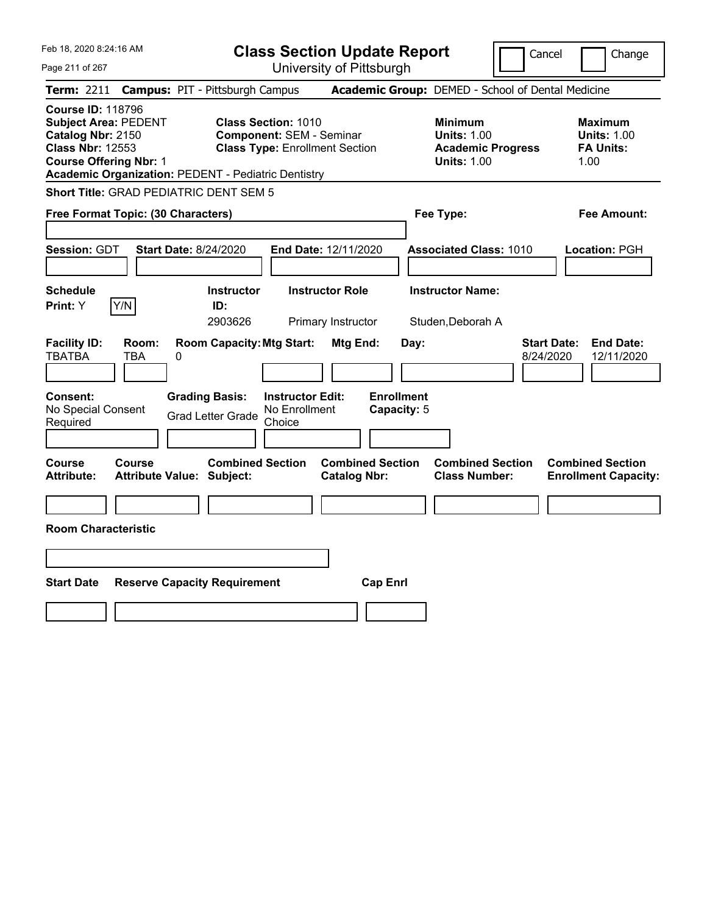# Class Section Update Report

University of Pittsburgh

Cancel | Change

**Term:** 2211 **Campus:** PIT - Pittsburgh Campus **Academic Group:** DEMED - School of Dental Medicine

**Course ID:** 118796
**Subject Area:** PEDENT
**Catalog Nbr:** 2150
**Class Nbr:** 12553
**Course Offering Nbr:** 1
**Academic Organization:** PEDENT - Pediatric Dentistry

**Class Section:** 1010
**Component:** SEM - Seminar
**Class Type:** Enrollment Section

**Minimum Units:** 1.00
**Academic Progress Units:** 1.00

**Maximum Units:** 1.00
**FA Units:** 1.00

**Short Title:** GRAD PEDIATRIC DENT SEM 5

**Free Format Topic: (30 Characters)**

**Fee Type:**

**Fee Amount:**

**Session:** GDT **Start Date:** 8/24/2020 **End Date:** 12/11/2020 **Associated Class:** 1010 **Location:** PGH

| Schedule Print | Instructor ID | Instructor Role | Instructor Name |
|---|---|---|---|
| Y (Y/N) | 2903626 | Primary Instructor | Studen,Deborah A |

| Facility ID | Room | Room Capacity | Mtg Start | Mtg End | Day | Start Date | End Date |
|---|---|---|---|---|---|---|---|
| TBATBA | TBA | 0 | | | | 8/24/2020 | 12/11/2020 |

**Consent:** No Special Consent Required
**Grading Basis:** Grad Letter Grade
**Instructor Edit:** No Enrollment Choice
**Enrollment Capacity:** 5

| Course Attribute | Course Attribute Value | Combined Section Subject | Combined Section Catalog Nbr | Combined Section Class Number | Combined Section Enrollment Capacity |
|---|---|---|---|---|---|
| | | | | | |

**Room Characteristic**

| Start Date | Reserve Capacity Requirement | Cap Enrl |
|---|---|---|
| | | |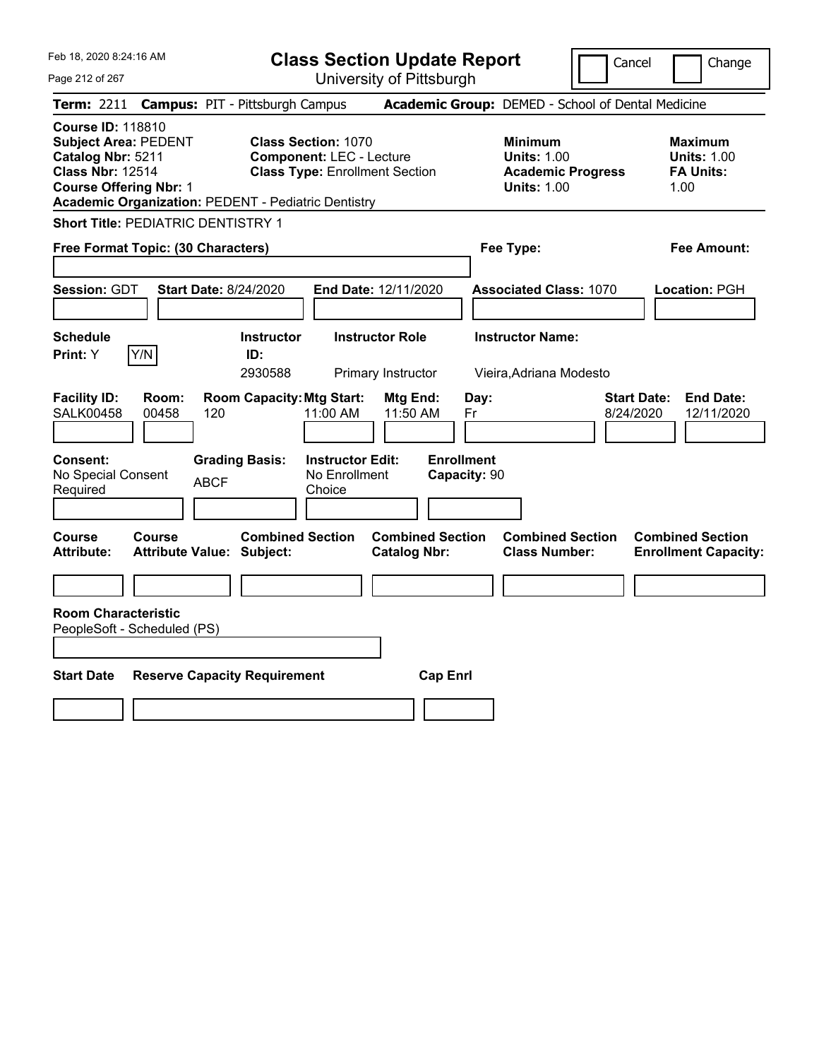# Class Section Update Report

University of Pittsburgh

Cancel | Change

**Term:** 2211 **Campus:** PIT - Pittsburgh Campus **Academic Group:** DEMED - School of Dental Medicine

**Course ID:** 118810
**Subject Area:** PEDENT
**Catalog Nbr:** 5211
**Class Nbr:** 12514
**Course Offering Nbr:** 1
**Academic Organization:** PEDENT - Pediatric Dentistry

**Class Section:** 1070
**Component:** LEC - Lecture
**Class Type:** Enrollment Section

**Minimum Units:** 1.00
**Academic Progress Units:** 1.00

**Maximum Units:** 1.00
**FA Units:** 1.00

**Short Title:** PEDIATRIC DENTISTRY 1

**Free Format Topic: (30 Characters)**

**Fee Type:**

**Fee Amount:**

**Session:** GDT **Start Date:** 8/24/2020 **End Date:** 12/11/2020 **Associated Class:** 1070 **Location:** PGH

| Schedule Print | Instructor ID | Instructor Role | Instructor Name |
|---|---|---|---|
| Y (Y/N) | 2930588 | Primary Instructor | Vieira,Adriana Modesto |

| Facility ID | Room | Room Capacity | Mtg Start | Mtg End | Day | Start Date | End Date |
|---|---|---|---|---|---|---|---|
| SALK00458 | 00458 | 120 | 11:00 AM | 11:50 AM | Fr | 8/24/2020 | 12/11/2020 |

**Consent:** No Special Consent Required
**Grading Basis:** ABCF
**Instructor Edit:** No Enrollment Choice
**Enrollment Capacity:** 90

| Course Attribute | Course Attribute Value | Combined Section Subject | Combined Section Catalog Nbr | Combined Section Class Number | Combined Section Enrollment Capacity |
|---|---|---|---|---|---|
| | | | | | |

**Room Characteristic**
PeopleSoft - Scheduled (PS)

| Start Date | Reserve Capacity Requirement | Cap Enrl |
|---|---|---|
| | | |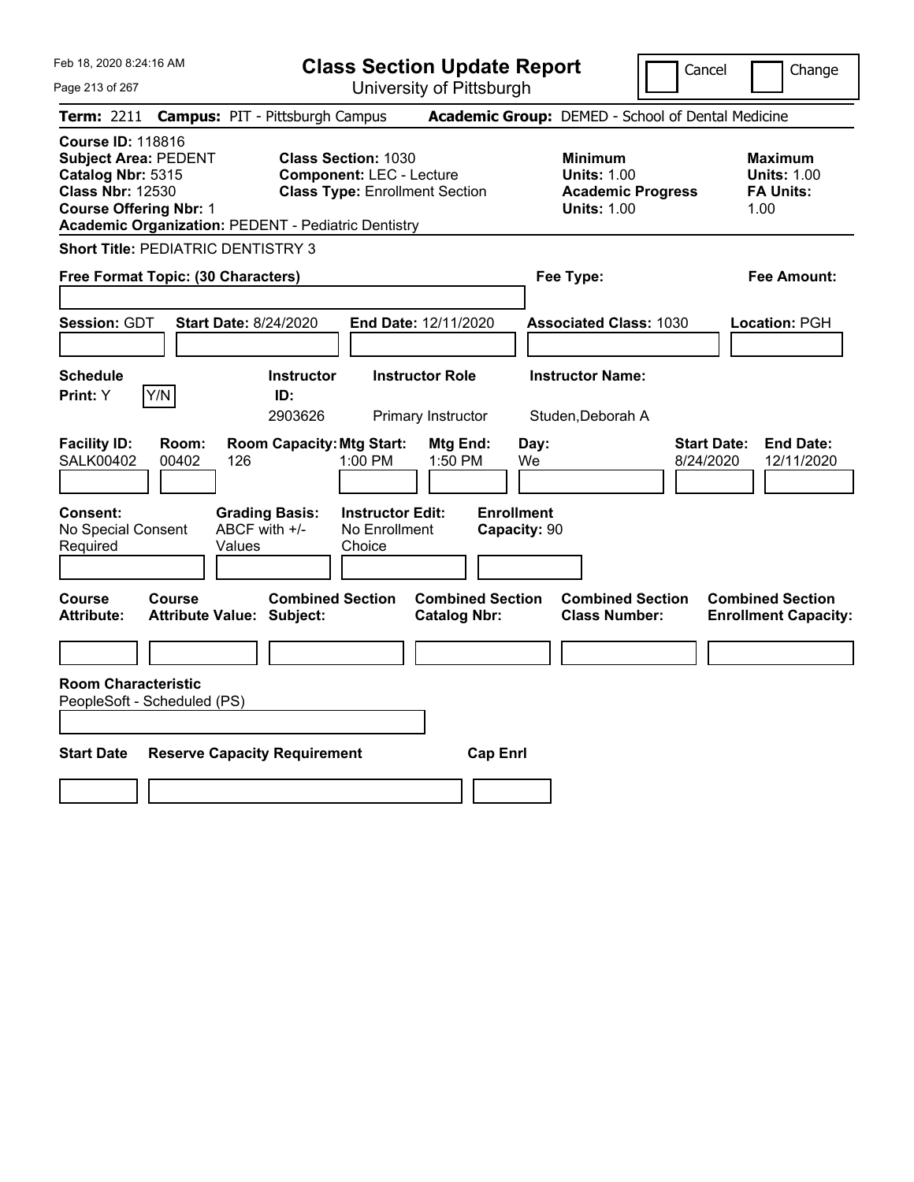Feb 18, 2020 8:24:16 AM

# Class Section Update Report

University of Pittsburgh

Cancel | Change

**Term:** 2211 **Campus:** PIT - Pittsburgh Campus **Academic Group:** DEMED - School of Dental Medicine

**Course ID:** 118816
**Subject Area:** PEDENT
**Catalog Nbr:** 5315
**Class Nbr:** 12530
**Course Offering Nbr:** 1
**Academic Organization:** PEDENT - Pediatric Dentistry

**Class Section:** 1030
**Component:** LEC - Lecture
**Class Type:** Enrollment Section

**Minimum Units:** 1.00
**Academic Progress Units:** 1.00

**Maximum Units:** 1.00
**FA Units:** 1.00

**Short Title:** PEDIATRIC DENTISTRY 3

**Free Format Topic: (30 Characters)**

**Fee Type:**

**Fee Amount:**

**Session:** GDT **Start Date:** 8/24/2020 **End Date:** 12/11/2020 **Associated Class:** 1030 **Location:** PGH

| Schedule Print | Instructor ID | Instructor Role | Instructor Name |
|---|---|---|---|
| Y (Y/N) | 2903626 | Primary Instructor | Studen,Deborah A |

| Facility ID | Room | Room Capacity | Mtg Start | Mtg End | Day | Start Date | End Date |
|---|---|---|---|---|---|---|---|
| SALK00402 | 00402 | 126 | 1:00 PM | 1:50 PM | We | 8/24/2020 | 12/11/2020 |

**Consent:** No Special Consent Required
**Grading Basis:** ABCF with +/- Values
**Instructor Edit:** No Enrollment Choice
**Enrollment Capacity:** 90

| Course Attribute | Course Attribute Value | Combined Section Subject | Combined Section Catalog Nbr | Combined Section Class Number | Combined Section Enrollment Capacity |
|---|---|---|---|---|---|
| | | | | | |

**Room Characteristic**
PeopleSoft - Scheduled (PS)

| Start Date | Reserve Capacity Requirement | Cap Enrl |
|---|---|---|
| | | |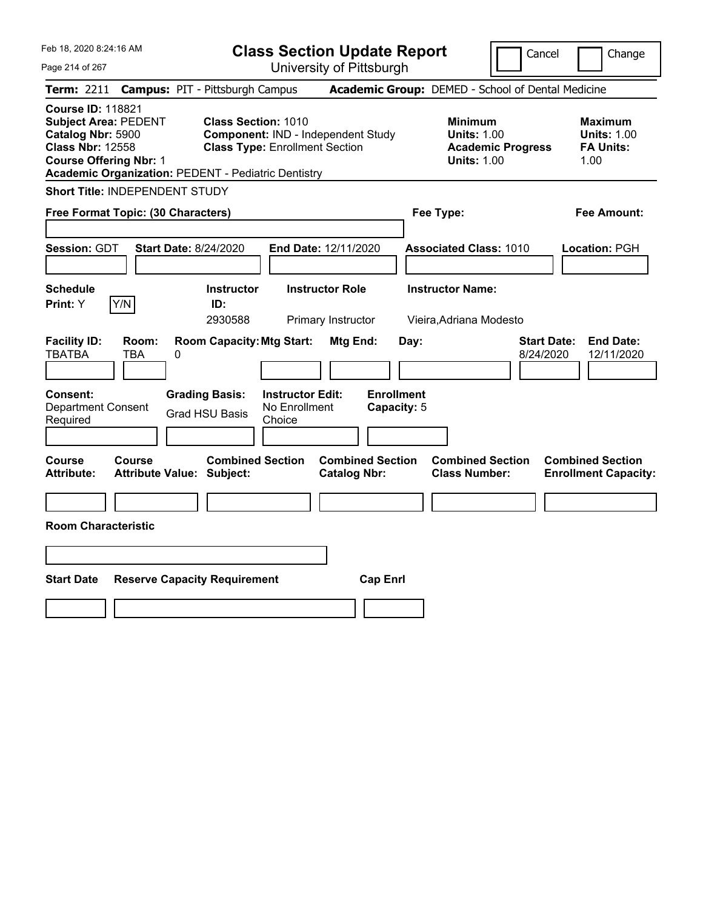# Class Section Update Report

University of Pittsburgh

Cancel | Change

**Term:** 2211 **Campus:** PIT - Pittsburgh Campus **Academic Group:** DEMED - School of Dental Medicine

**Course ID:** 118821
**Subject Area:** PEDENT
**Catalog Nbr:** 5900
**Class Nbr:** 12558
**Course Offering Nbr:** 1
**Academic Organization:** PEDENT - Pediatric Dentistry

**Class Section:** 1010
**Component:** IND - Independent Study
**Class Type:** Enrollment Section

**Minimum**
**Units:** 1.00
**Academic Progress Units:** 1.00

**Maximum**
**Units:** 1.00
**FA Units:** 1.00

**Short Title:** INDEPENDENT STUDY

**Free Format Topic: (30 Characters)**

**Fee Type:**

**Fee Amount:**

**Session:** GDT **Start Date:** 8/24/2020 **End Date:** 12/11/2020 **Associated Class:** 1010 **Location:** PGH

| Schedule Print: | Instructor ID: | Instructor Role | Instructor Name: |
|---|---|---|---|
| Y | 2930588 | Primary Instructor | Vieira,Adriana Modesto |

| Facility ID: | Room: | Room Capacity: | Mtg Start: | Mtg End: | Day: | Start Date: | End Date: |
|---|---|---|---|---|---|---|---|
| TBATBA | TBA | 0 | | | | 8/24/2020 | 12/11/2020 |

| Consent: | Grading Basis: | Instructor Edit: | Enrollment Capacity: |
|---|---|---|---|
| Department Consent Required | Grad HSU Basis | No Enrollment Choice | 5 |

| Course Attribute: | Course Attribute Value: | Combined Section Subject: | Combined Section Catalog Nbr: | Combined Section Class Number: | Combined Section Enrollment Capacity: |
|---|---|---|---|---|---|
| | | | | | |

**Room Characteristic**

| Start Date | Reserve Capacity Requirement | Cap Enrl |
|---|---|---|
| | | |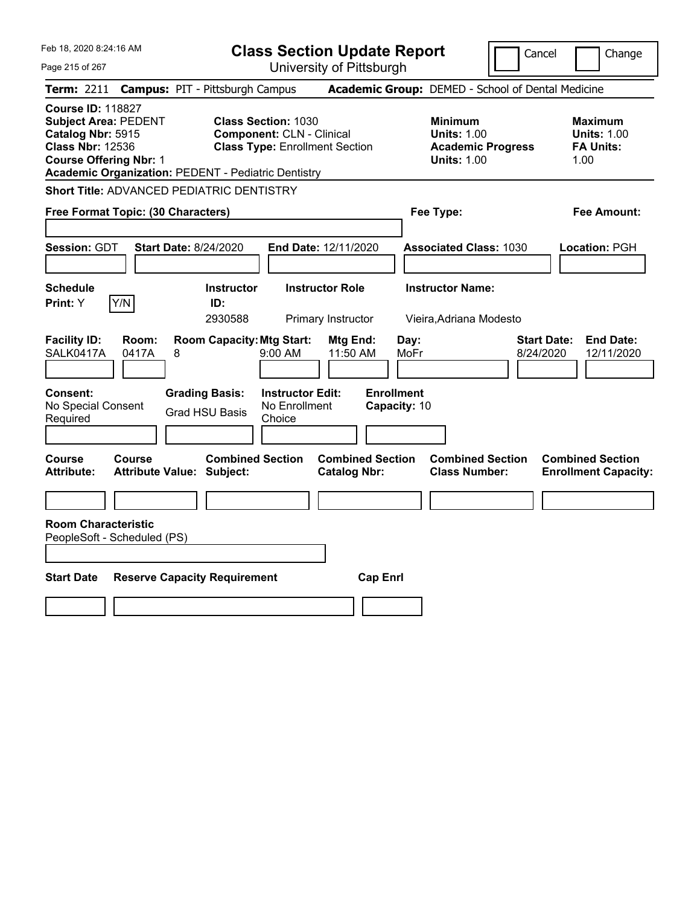Feb 18, 2020 8:24:16 AM

# Class Section Update Report

University of Pittsburgh

Cancel | Change

**Term:** 2211 **Campus:** PIT - Pittsburgh Campus **Academic Group:** DEMED - School of Dental Medicine

**Course ID:** 118827
**Subject Area:** PEDENT
**Catalog Nbr:** 5915
**Class Nbr:** 12536
**Course Offering Nbr:** 1
**Academic Organization:** PEDENT - Pediatric Dentistry

**Class Section:** 1030
**Component:** CLN - Clinical
**Class Type:** Enrollment Section

**Minimum Units:** 1.00
**Academic Progress Units:** 1.00

**Maximum Units:** 1.00
**FA Units:** 1.00

**Short Title:** ADVANCED PEDIATRIC DENTISTRY

**Free Format Topic: (30 Characters)** **Fee Type:** **Fee Amount:**

**Session:** GDT **Start Date:** 8/24/2020 **End Date:** 12/11/2020 **Associated Class:** 1030 **Location:** PGH

| Schedule Print | Instructor ID | Instructor Role | Instructor Name |
|---|---|---|---|
| Y | 2930588 | Primary Instructor | Vieira,Adriana Modesto |

| Facility ID | Room | Room Capacity | Mtg Start | Mtg End | Day | Start Date | End Date |
|---|---|---|---|---|---|---|---|
| SALK0417A | 0417A | 8 | 9:00 AM | 11:50 AM | MoFr | 8/24/2020 | 12/11/2020 |

**Consent:** No Special Consent Required
**Grading Basis:** Grad HSU Basis
**Instructor Edit:** No Enrollment Choice
**Enrollment Capacity:** 10

| Course Attribute | Course Attribute Value | Combined Section Subject | Combined Section Catalog Nbr | Combined Section Class Number | Combined Section Enrollment Capacity |
|---|---|---|---|---|---|
| | | | | | |

**Room Characteristic**
PeopleSoft - Scheduled (PS)

| Start Date | Reserve Capacity Requirement | Cap Enrl |
|---|---|---|
| | | |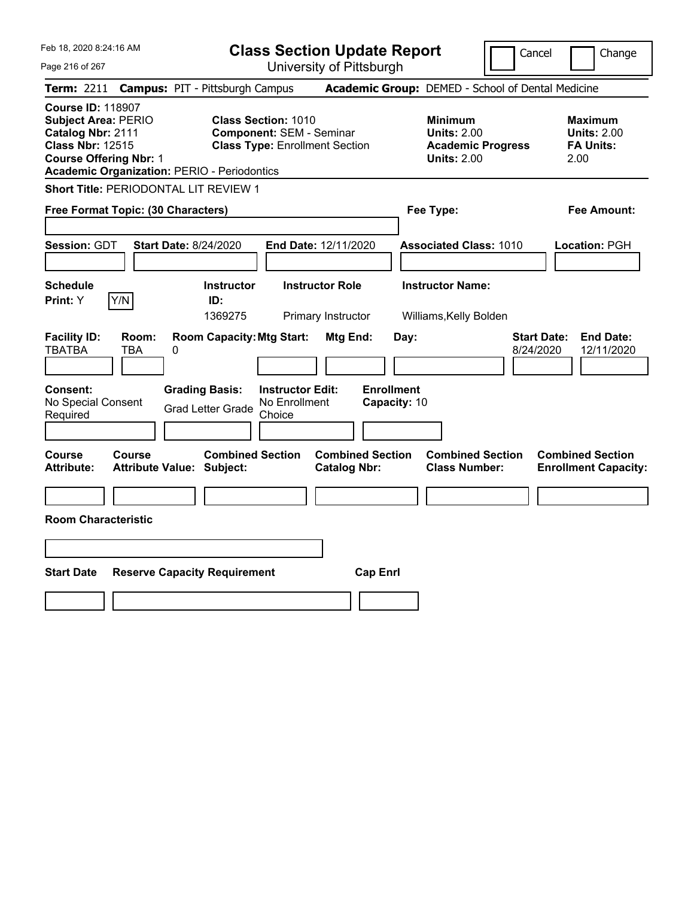# Class Section Update Report

University of Pittsburgh

Feb 18, 2020 8:24:16 AM

Cancel | Change

**Term:** 2211 **Campus:** PIT - Pittsburgh Campus **Academic Group:** DEMED - School of Dental Medicine

**Course ID:** 118907
**Subject Area:** PERIO
**Catalog Nbr:** 2111
**Class Nbr:** 12515
**Course Offering Nbr:** 1
**Academic Organization:** PERIO - Periodontics

**Class Section:** 1010
**Component:** SEM - Seminar
**Class Type:** Enrollment Section

**Minimum Units:** 2.00
**Academic Progress Units:** 2.00

**Maximum Units:** 2.00
**FA Units:** 2.00

**Short Title:** PERIODONTAL LIT REVIEW 1

**Free Format Topic: (30 Characters)**

**Fee Type:**

**Fee Amount:**

**Session:** GDT **Start Date:** 8/24/2020 **End Date:** 12/11/2020 **Associated Class:** 1010 **Location:** PGH

| Schedule Print | Instructor ID | Instructor Role | Instructor Name |
|---|---|---|---|
| Y | 1369275 | Primary Instructor | Williams,Kelly Bolden |

| Facility ID | Room | Room Capacity | Mtg Start | Mtg End | Day | Start Date | End Date |
|---|---|---|---|---|---|---|---|
| TBATBA | TBA | 0 | | | | 8/24/2020 | 12/11/2020 |

**Consent:** No Special Consent Required
**Grading Basis:** Grad Letter Grade
**Instructor Edit:** No Enrollment Choice
**Enrollment Capacity:** 10

| Course Attribute | Course Attribute Value | Combined Section Subject | Combined Section Catalog Nbr | Combined Section Class Number | Combined Section Enrollment Capacity |
|---|---|---|---|---|---|
| | | | | | |

**Room Characteristic**

| Start Date | Reserve Capacity Requirement | Cap Enrl |
|---|---|---|
| | | |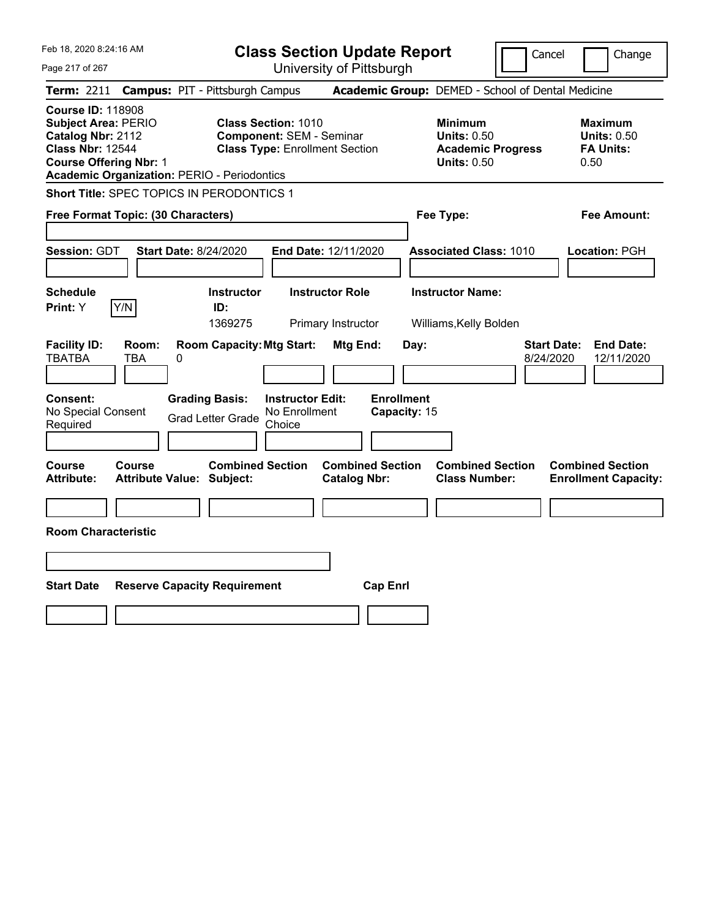# Class Section Update Report

University of Pittsburgh

Feb 18, 2020 8:24:16 AM

Cancel | Change

**Term:** 2211 **Campus:** PIT - Pittsburgh Campus **Academic Group:** DEMED - School of Dental Medicine

**Course ID:** 118908
**Subject Area:** PERIO
**Catalog Nbr:** 2112
**Class Nbr:** 12544
**Course Offering Nbr:** 1
**Academic Organization:** PERIO - Periodontics

**Class Section:** 1010
**Component:** SEM - Seminar
**Class Type:** Enrollment Section

**Minimum Units:** 0.50
**Academic Progress Units:** 0.50

**Maximum Units:** 0.50
**FA Units:** 0.50

**Short Title:** SPEC TOPICS IN PERODONTICS 1

**Free Format Topic: (30 Characters)**

**Fee Type:**

**Fee Amount:**

**Session:** GDT **Start Date:** 8/24/2020 **End Date:** 12/11/2020 **Associated Class:** 1010 **Location:** PGH

| Schedule Print | Instructor ID | Instructor Role | Instructor Name |
|---|---|---|---|
| Y | 1369275 | Primary Instructor | Williams,Kelly Bolden |

| Facility ID | Room | Room Capacity | Mtg Start | Mtg End | Day | Start Date | End Date |
|---|---|---|---|---|---|---|---|
| TBATBA | TBA | 0 | | | | 8/24/2020 | 12/11/2020 |

**Consent:** No Special Consent Required
**Grading Basis:** Grad Letter Grade
**Instructor Edit:** No Enrollment Choice
**Enrollment Capacity:** 15

| Course Attribute | Course Attribute Value | Combined Section Subject | Combined Section Catalog Nbr | Combined Section Class Number | Combined Section Enrollment Capacity |
|---|---|---|---|---|---|
| | | | | | |

**Room Characteristic**

| Start Date | Reserve Capacity Requirement | Cap Enrl |
|---|---|---|
| | | |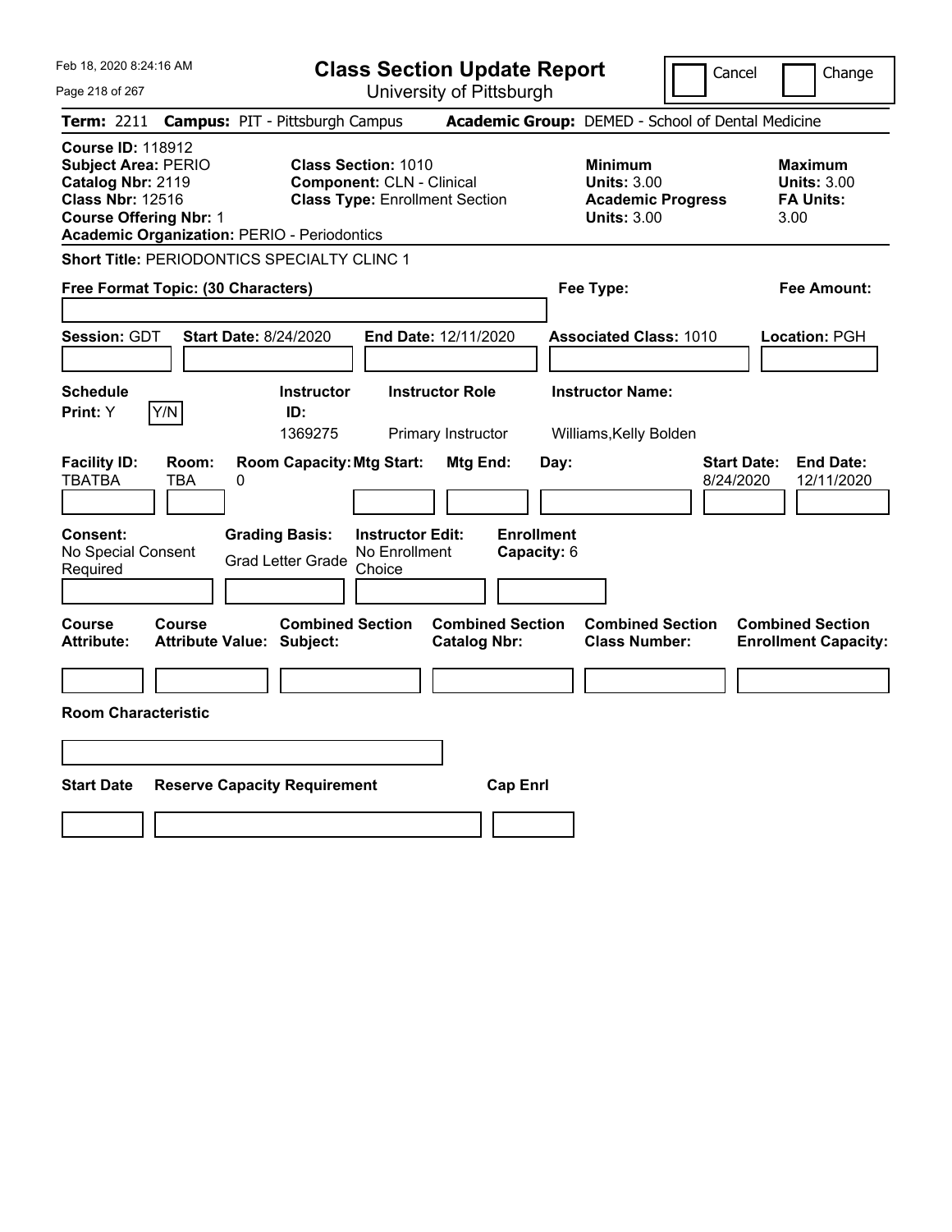# Class Section Update Report

University of Pittsburgh

Cancel | Change

**Term:** 2211 **Campus:** PIT - Pittsburgh Campus **Academic Group:** DEMED - School of Dental Medicine

**Course ID:** 118912
**Subject Area:** PERIO
**Catalog Nbr:** 2119
**Class Nbr:** 12516
**Course Offering Nbr:** 1
**Academic Organization:** PERIO - Periodontics

**Class Section:** 1010
**Component:** CLN - Clinical
**Class Type:** Enrollment Section

**Minimum**
**Units:** 3.00
**Academic Progress Units:** 3.00

**Maximum**
**Units:** 3.00
**FA Units:** 3.00

**Short Title:** PERIODONTICS SPECIALTY CLINC 1

**Free Format Topic: (30 Characters)**

**Fee Type:**

**Fee Amount:**

**Session:** GDT **Start Date:** 8/24/2020 **End Date:** 12/11/2020 **Associated Class:** 1010 **Location:** PGH

**Schedule Print:** Y Y/N

| Instructor ID | Instructor Role | Instructor Name |
|---|---|---|
| 1369275 | Primary Instructor | Williams,Kelly Bolden |

| Facility ID | Room | Room Capacity | Mtg Start | Mtg End | Day | Start Date | End Date |
|---|---|---|---|---|---|---|---|
| TBATBA | TBA | 0 | | | | 8/24/2020 | 12/11/2020 |

**Consent:** No Special Consent Required
**Grading Basis:** Grad Letter Grade
**Instructor Edit:** No Enrollment Choice
**Enrollment Capacity:** 6

| Course Attribute | Course Attribute Value | Combined Section Subject | Combined Section Catalog Nbr | Combined Section Class Number | Combined Section Enrollment Capacity |
|---|---|---|---|---|---|
| | | | | | |

**Room Characteristic**

| Start Date | Reserve Capacity Requirement | Cap Enrl |
|---|---|---|
| | | |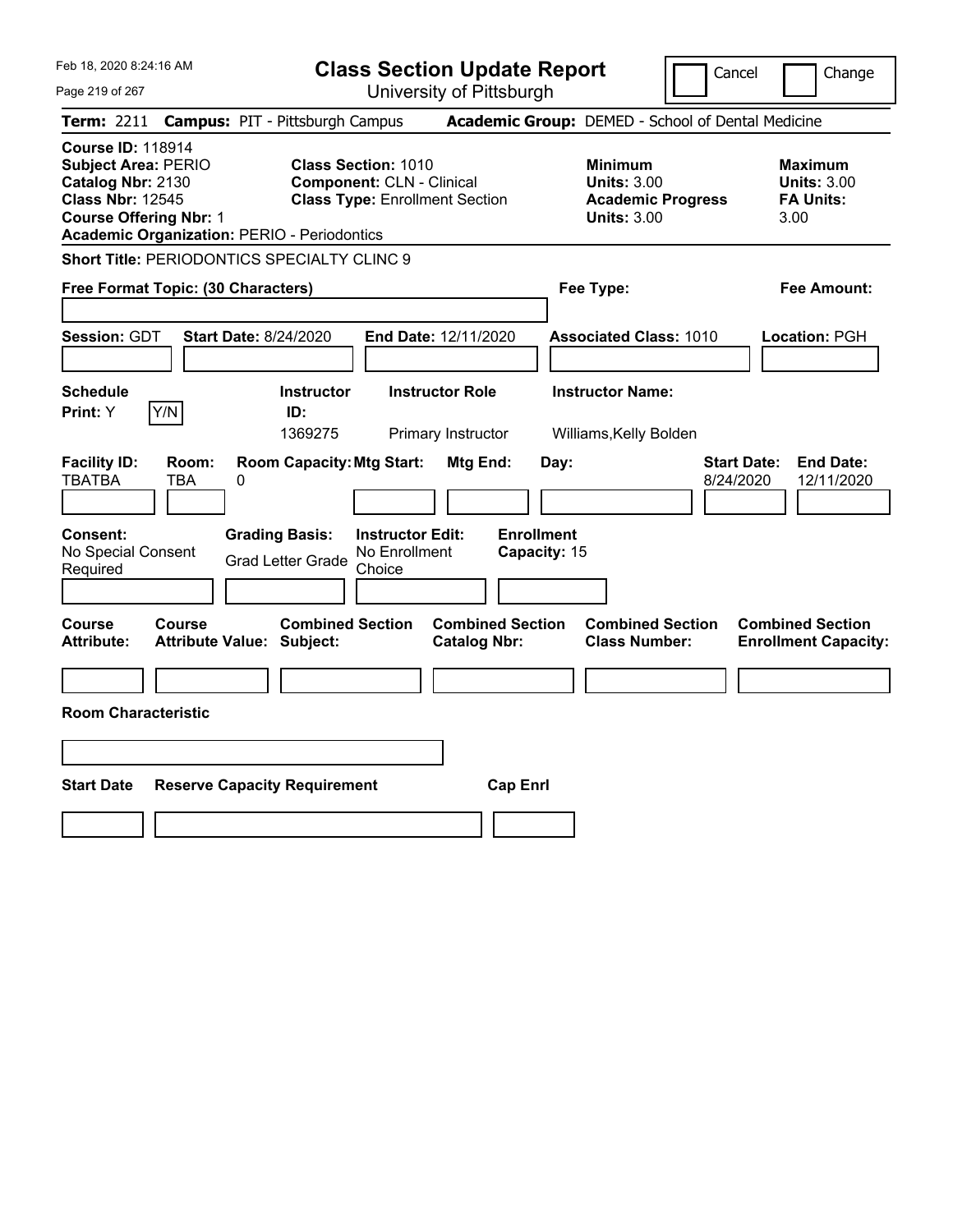Feb 18, 2020 8:24:16 AM

# Class Section Update Report

University of Pittsburgh

Cancel | Change

**Term:** 2211 **Campus:** PIT - Pittsburgh Campus **Academic Group:** DEMED - School of Dental Medicine

**Course ID:** 118914
**Subject Area:** PERIO
**Catalog Nbr:** 2130
**Class Nbr:** 12545
**Course Offering Nbr:** 1
**Academic Organization:** PERIO - Periodontics

**Class Section:** 1010
**Component:** CLN - Clinical
**Class Type:** Enrollment Section

**Minimum Units:** 3.00
**Academic Progress Units:** 3.00

**Maximum Units:** 3.00
**FA Units:** 3.00

**Short Title:** PERIODONTICS SPECIALTY CLINC 9

**Free Format Topic: (30 Characters)**

**Fee Type:**

**Fee Amount:**

**Session:** GDT **Start Date:** 8/24/2020 **End Date:** 12/11/2020 **Associated Class:** 1010 **Location:** PGH

| Schedule Print | Instructor ID | Instructor Role | Instructor Name |
|---|---|---|---|
| Y | 1369275 | Primary Instructor | Williams,Kelly Bolden |

| Facility ID | Room | Room Capacity | Mtg Start | Mtg End | Day | Start Date | End Date |
|---|---|---|---|---|---|---|---|
| TBATBA | TBA | 0 | | | | 8/24/2020 | 12/11/2020 |

| Consent | Grading Basis | Instructor Edit | Enrollment Capacity |
|---|---|---|---|
| No Special Consent Required | Grad Letter Grade | No Enrollment Choice | 15 |

| Course Attribute | Course Attribute Value | Combined Section Subject | Combined Section Catalog Nbr | Combined Section Class Number | Combined Section Enrollment Capacity |
|---|---|---|---|---|---|
| | | | | | |

**Room Characteristic**

| Start Date | Reserve Capacity Requirement | Cap Enrl |
|---|---|---|
| | | |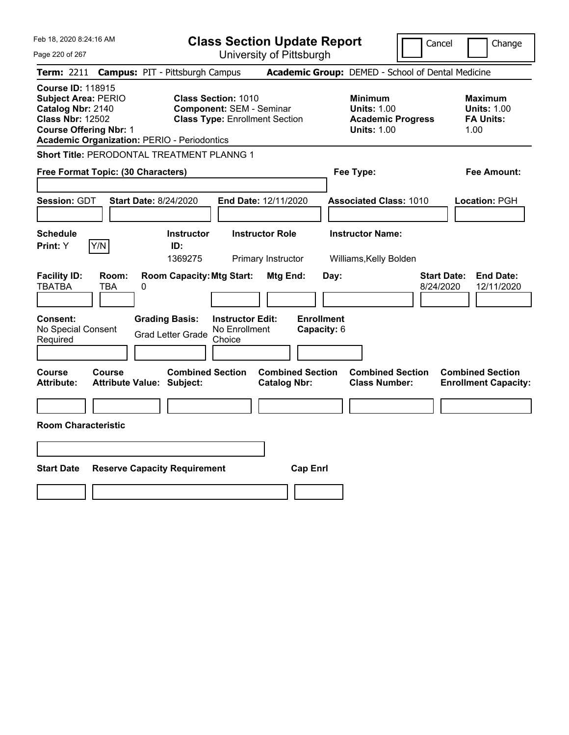# Class Section Update Report

University of Pittsburgh

Feb 18, 2020 8:24:16 AM

Cancel | Change

**Term:** 2211 **Campus:** PIT - Pittsburgh Campus **Academic Group:** DEMED - School of Dental Medicine

**Course ID:** 118915
**Subject Area:** PERIO
**Catalog Nbr:** 2140
**Class Nbr:** 12502
**Course Offering Nbr:** 1
**Academic Organization:** PERIO - Periodontics

**Class Section:** 1010
**Component:** SEM - Seminar
**Class Type:** Enrollment Section

**Minimum Units:** 1.00
**Academic Progress Units:** 1.00

**Maximum Units:** 1.00
**FA Units:** 1.00

**Short Title:** PERODONTAL TREATMENT PLANNG 1

**Free Format Topic: (30 Characters)**

**Fee Type:**

**Fee Amount:**

**Session:** GDT **Start Date:** 8/24/2020 **End Date:** 12/11/2020 **Associated Class:** 1010 **Location:** PGH

| Schedule Print | Instructor ID | Instructor Role | Instructor Name |
|---|---|---|---|
| Y | 1369275 | Primary Instructor | Williams,Kelly Bolden |

| Facility ID | Room | Room Capacity | Mtg Start | Mtg End | Day | Start Date | End Date |
|---|---|---|---|---|---|---|---|
| TBATBA | TBA | 0 | | | | 8/24/2020 | 12/11/2020 |

**Consent:** No Special Consent Required
**Grading Basis:** Grad Letter Grade
**Instructor Edit:** No Enrollment Choice
**Enrollment Capacity:** 6

| Course Attribute | Course Attribute Value | Combined Section Subject | Combined Section Catalog Nbr | Combined Section Class Number | Combined Section Enrollment Capacity |
|---|---|---|---|---|---|
| | | | | | |

**Room Characteristic**

| Start Date | Reserve Capacity Requirement | Cap Enrl |
|---|---|---|
| | | |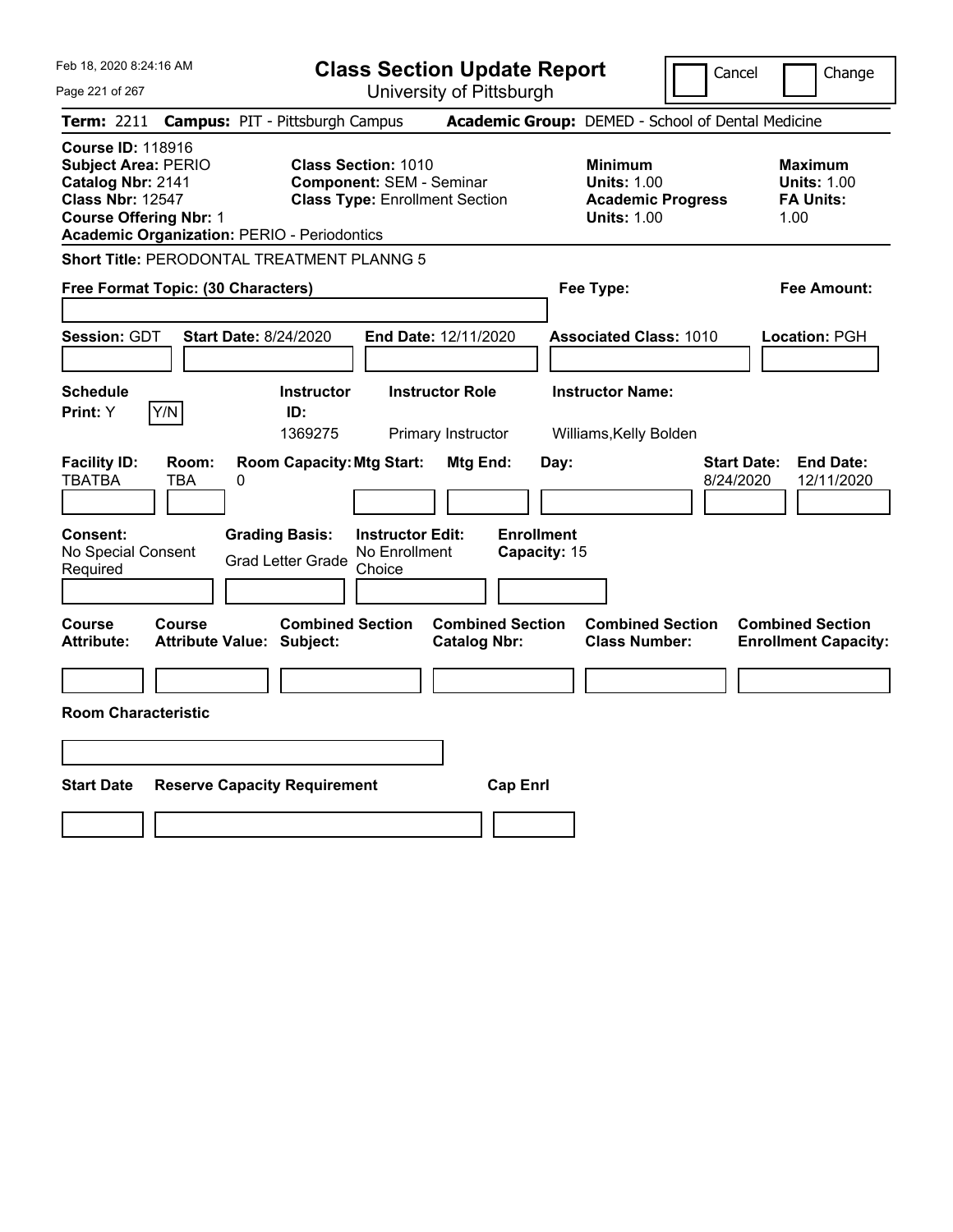Feb 18, 2020 8:24:16 AM

# Class Section Update Report

University of Pittsburgh

Cancel | Change

**Term:** 2211 **Campus:** PIT - Pittsburgh Campus **Academic Group:** DEMED - School of Dental Medicine

**Course ID:** 118916
**Subject Area:** PERIO
**Catalog Nbr:** 2141
**Class Nbr:** 12547
**Course Offering Nbr:** 1
**Academic Organization:** PERIO - Periodontics

**Class Section:** 1010
**Component:** SEM - Seminar
**Class Type:** Enrollment Section

**Minimum Units:** 1.00
**Academic Progress Units:** 1.00

**Maximum Units:** 1.00
**FA Units:** 1.00

**Short Title:** PERODONTAL TREATMENT PLANNG 5

**Free Format Topic: (30 Characters)**

**Fee Type:**

**Fee Amount:**

**Session:** GDT **Start Date:** 8/24/2020 **End Date:** 12/11/2020 **Associated Class:** 1010 **Location:** PGH

**Schedule Print:** Y [Y/N]

| Instructor ID | Instructor Role | Instructor Name |
|---|---|---|
| 1369275 | Primary Instructor | Williams,Kelly Bolden |

| Facility ID | Room | Room Capacity | Mtg Start | Mtg End | Day | Start Date | End Date |
|---|---|---|---|---|---|---|---|
| TBATBA | TBA | 0 | | | | 8/24/2020 | 12/11/2020 |

**Consent:** No Special Consent Required
**Grading Basis:** Grad Letter Grade
**Instructor Edit:** No Enrollment Choice
**Enrollment Capacity:** 15

| Course Attribute | Course Attribute Value | Combined Section Subject | Combined Section Catalog Nbr | Combined Section Class Number | Combined Section Enrollment Capacity |
|---|---|---|---|---|---|
| | | | | | |

**Room Characteristic**

| Start Date | Reserve Capacity Requirement | Cap Enrl |
|---|---|---|
| | | |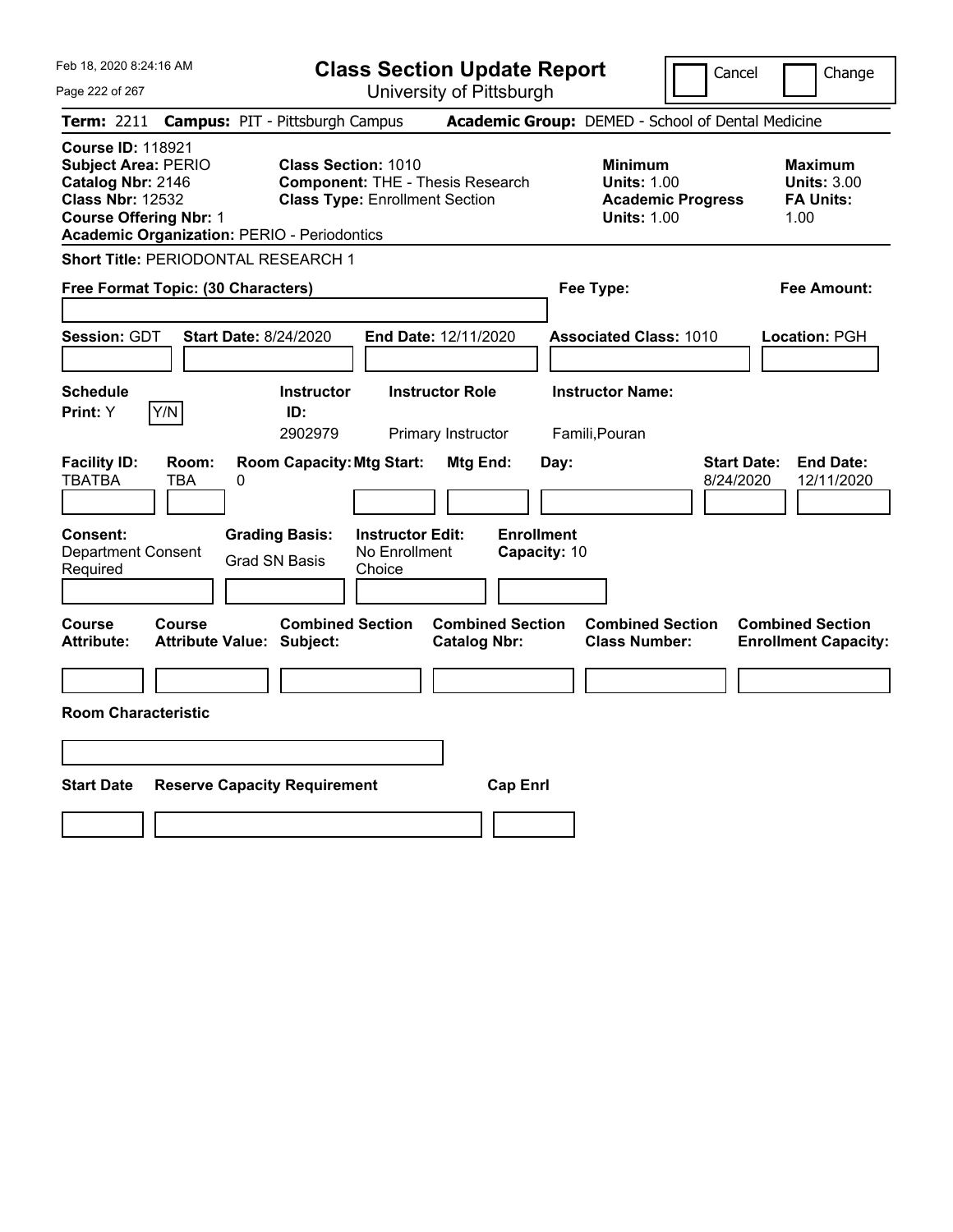Feb 18, 2020 8:24:16 AM

# Class Section Update Report

University of Pittsburgh

Cancel | Change

**Term:** 2211 **Campus:** PIT - Pittsburgh Campus **Academic Group:** DEMED - School of Dental Medicine

**Course ID:** 118921
**Subject Area:** PERIO
**Catalog Nbr:** 2146
**Class Nbr:** 12532
**Course Offering Nbr:** 1
**Academic Organization:** PERIO - Periodontics

**Class Section:** 1010
**Component:** THE - Thesis Research
**Class Type:** Enrollment Section

**Minimum**
**Units:** 1.00
**Academic Progress Units:** 1.00

**Maximum**
**Units:** 3.00
**FA Units:** 1.00

**Short Title:** PERIODONTAL RESEARCH 1

**Free Format Topic: (30 Characters)**

**Fee Type:**

**Fee Amount:**

**Session:** GDT **Start Date:** 8/24/2020 **End Date:** 12/11/2020 **Associated Class:** 1010 **Location:** PGH

| Schedule Print | Instructor ID | Instructor Role | Instructor Name |
|---|---|---|---|
| Y (Y/N) | 2902979 | Primary Instructor | Famili,Pouran |

| Facility ID | Room | Room Capacity | Mtg Start | Mtg End | Day | Start Date | End Date |
|---|---|---|---|---|---|---|---|
| TBATBA | TBA | 0 | | | | 8/24/2020 | 12/11/2020 |

**Consent:** Department Consent Required
**Grading Basis:** Grad SN Basis
**Instructor Edit:** No Enrollment Choice
**Enrollment Capacity:** 10

| Course Attribute | Course Attribute Value | Combined Section Subject | Combined Section Catalog Nbr | Combined Section Class Number | Combined Section Enrollment Capacity |
|---|---|---|---|---|---|
| | | | | | |

**Room Characteristic**

| Start Date | Reserve Capacity Requirement | Cap Enrl |
|---|---|---|
| | | |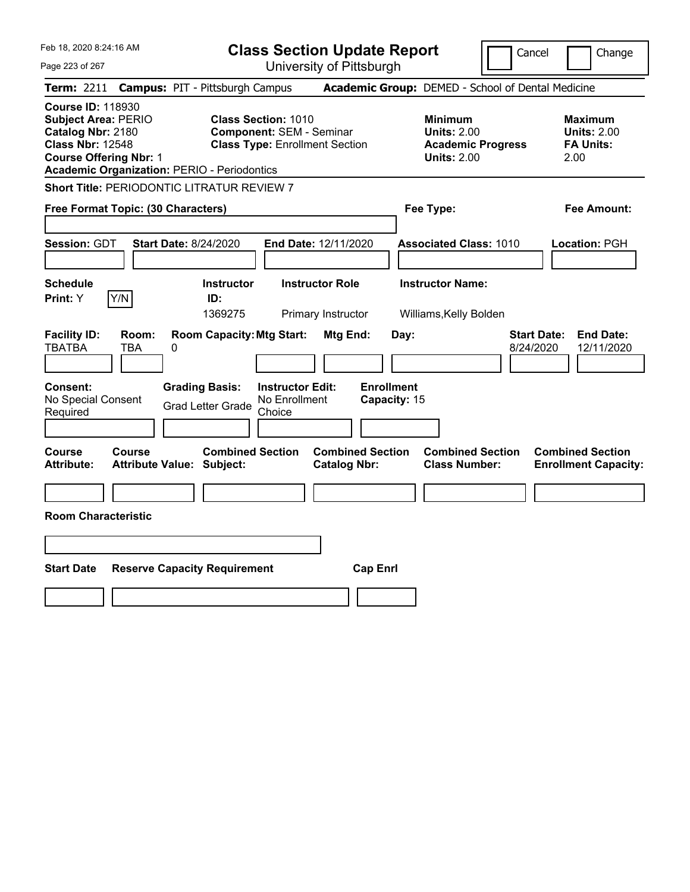# Class Section Update Report

University of Pittsburgh

Cancel | Change

**Term:** 2211 **Campus:** PIT - Pittsburgh Campus **Academic Group:** DEMED - School of Dental Medicine

**Course ID:** 118930
**Subject Area:** PERIO
**Catalog Nbr:** 2180
**Class Nbr:** 12548
**Course Offering Nbr:** 1
**Academic Organization:** PERIO - Periodontics

**Class Section:** 1010
**Component:** SEM - Seminar
**Class Type:** Enrollment Section

**Minimum Units:** 2.00
**Academic Progress Units:** 2.00

**Maximum Units:** 2.00
**FA Units:** 2.00

**Short Title:** PERIODONTIC LITRATUR REVIEW 7

**Free Format Topic: (30 Characters)**

**Fee Type:**

**Fee Amount:**

**Session:** GDT **Start Date:** 8/24/2020 **End Date:** 12/11/2020 **Associated Class:** 1010 **Location:** PGH

**Schedule Print:** Y

| Instructor ID | Instructor Role | Instructor Name |
| --- | --- | --- |
| 1369275 | Primary Instructor | Williams,Kelly Bolden |

| Facility ID | Room | Room Capacity | Mtg Start | Mtg End | Day | Start Date | End Date |
| --- | --- | --- | --- | --- | --- | --- | --- |
| TBATBA | TBA | 0 | | | | 8/24/2020 | 12/11/2020 |

**Consent:** No Special Consent Required
**Grading Basis:** Grad Letter Grade
**Instructor Edit:** No Enrollment Choice
**Enrollment Capacity:** 15

| Course Attribute | Course Attribute Value | Combined Section Subject | Combined Section Catalog Nbr | Combined Section Class Number | Combined Section Enrollment Capacity |
| --- | --- | --- | --- | --- | --- |
| | | | | | |

**Room Characteristic**

| Start Date | Reserve Capacity Requirement | Cap Enrl |
| --- | --- | --- |
| | | |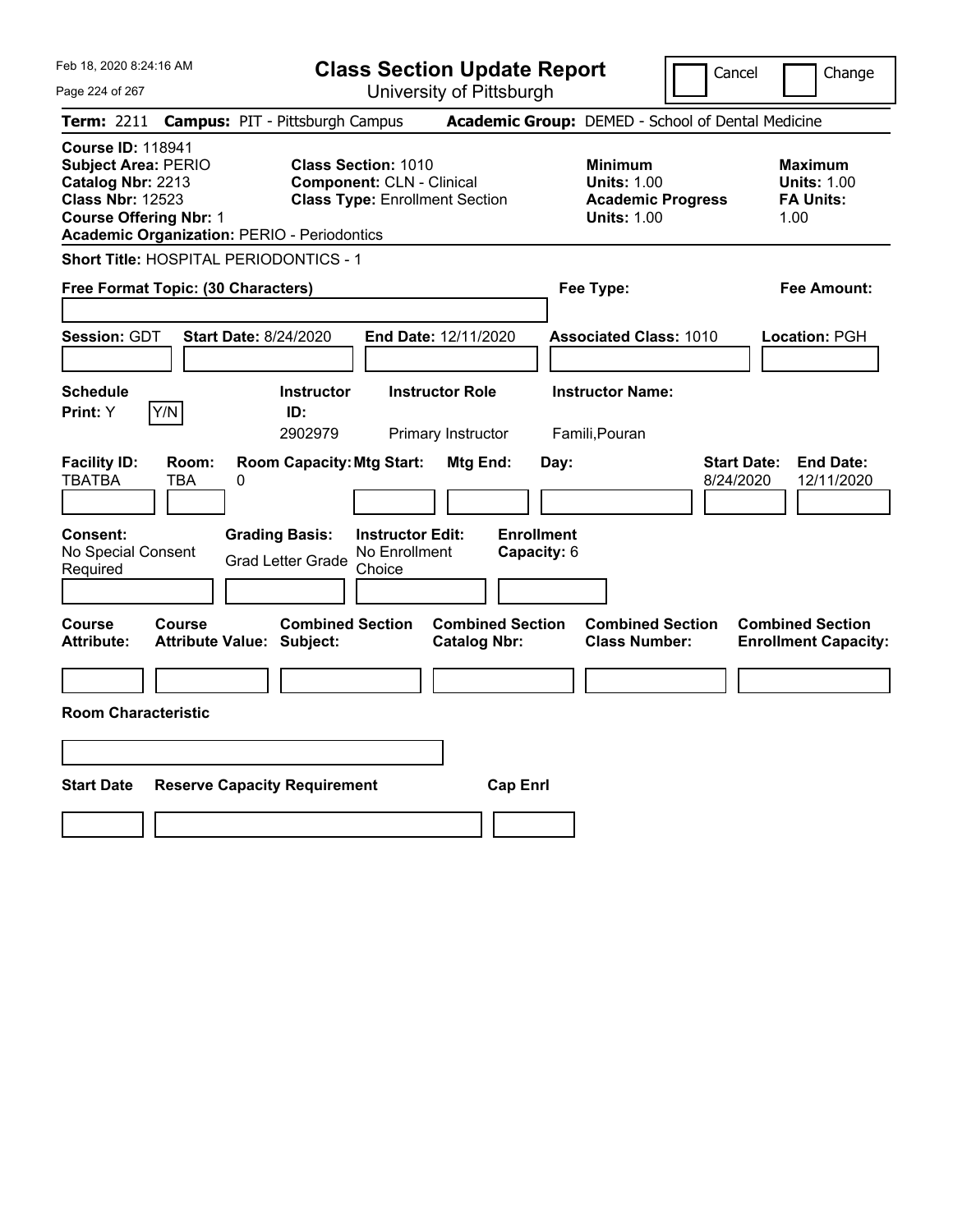# Class Section Update Report

University of Pittsburgh

Feb 18, 2020 8:24:16 AM

Cancel | Change

**Term:** 2211 **Campus:** PIT - Pittsburgh Campus **Academic Group:** DEMED - School of Dental Medicine

**Course ID:** 118941
**Subject Area:** PERIO
**Catalog Nbr:** 2213
**Class Nbr:** 12523
**Course Offering Nbr:** 1
**Academic Organization:** PERIO - Periodontics

**Class Section:** 1010
**Component:** CLN - Clinical
**Class Type:** Enrollment Section

**Minimum Units:** 1.00
**Academic Progress Units:** 1.00

**Maximum Units:** 1.00
**FA Units:** 1.00

**Short Title:** HOSPITAL PERIODONTICS - 1

**Free Format Topic: (30 Characters)**

**Fee Type:**

**Fee Amount:**

**Session:** GDT **Start Date:** 8/24/2020 **End Date:** 12/11/2020 **Associated Class:** 1010 **Location:** PGH

| Schedule Print | Instructor ID | Instructor Role | Instructor Name |
|---|---|---|---|
| Y | 2902979 | Primary Instructor | Famili,Pouran |

| Facility ID | Room | Room Capacity | Mtg Start | Mtg End | Day | Start Date | End Date |
|---|---|---|---|---|---|---|---|
| TBATBA | TBA | 0 | | | | 8/24/2020 | 12/11/2020 |

**Consent:** No Special Consent Required
**Grading Basis:** Grad Letter Grade
**Instructor Edit:** No Enrollment Choice
**Enrollment Capacity:** 6

| Course Attribute | Course Attribute Value | Combined Section Subject | Combined Section Catalog Nbr | Combined Section Class Number | Combined Section Enrollment Capacity |
|---|---|---|---|---|---|
| | | | | | |

**Room Characteristic**

| Start Date | Reserve Capacity Requirement | Cap Enrl |
|---|---|---|
| | | |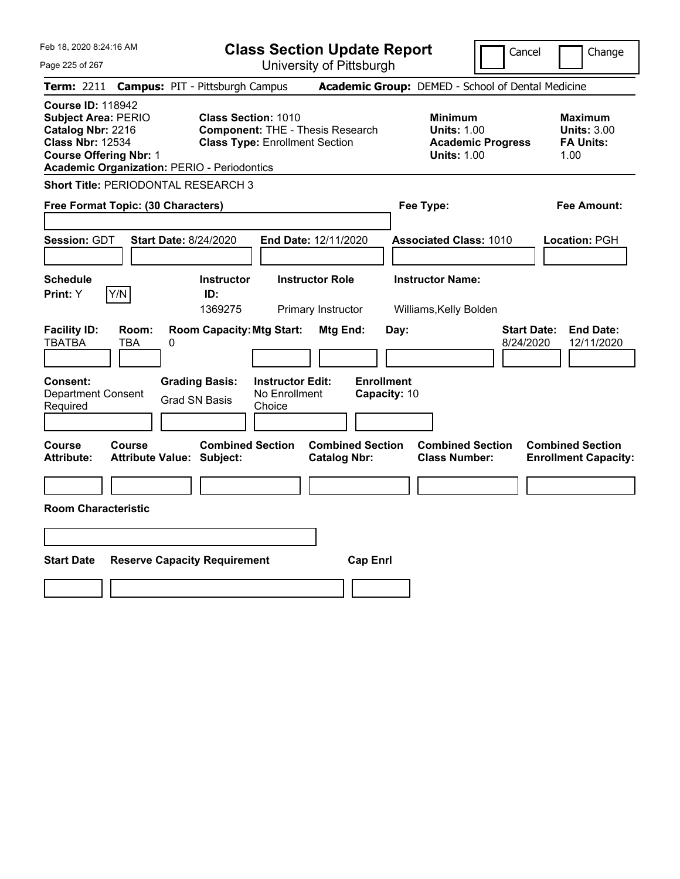# Class Section Update Report

University of Pittsburgh

Cancel | Change

**Term:** 2211 **Campus:** PIT - Pittsburgh Campus **Academic Group:** DEMED - School of Dental Medicine

**Course ID:** 118942
**Subject Area:** PERIO
**Catalog Nbr:** 2216
**Class Nbr:** 12534
**Course Offering Nbr:** 1
**Academic Organization:** PERIO - Periodontics

**Class Section:** 1010
**Component:** THE - Thesis Research
**Class Type:** Enrollment Section

**Minimum**
**Units:** 1.00
**Academic Progress Units:** 1.00

**Maximum**
**Units:** 3.00
**FA Units:** 1.00

**Short Title:** PERIODONTAL RESEARCH 3

**Free Format Topic: (30 Characters)**

**Fee Type:**

**Fee Amount:**

**Session:** GDT **Start Date:** 8/24/2020 **End Date:** 12/11/2020 **Associated Class:** 1010 **Location:** PGH

| Schedule Print | Instructor ID | Instructor Role | Instructor Name |
|---|---|---|---|
| Y | 1369275 | Primary Instructor | Williams,Kelly Bolden |

| Facility ID | Room | Room Capacity | Mtg Start | Mtg End | Day | Start Date | End Date |
|---|---|---|---|---|---|---|---|
| TBATBA | TBA | 0 | | | | 8/24/2020 | 12/11/2020 |

**Consent:** Department Consent Required
**Grading Basis:** Grad SN Basis
**Instructor Edit:** No Enrollment Choice
**Enrollment Capacity:** 10

| Course Attribute | Course Attribute Value | Combined Section Subject | Combined Section Catalog Nbr | Combined Section Class Number | Combined Section Enrollment Capacity |
|---|---|---|---|---|---|
| | | | | | |

**Room Characteristic**

| Start Date | Reserve Capacity Requirement | Cap Enrl |
|---|---|---|
| | | |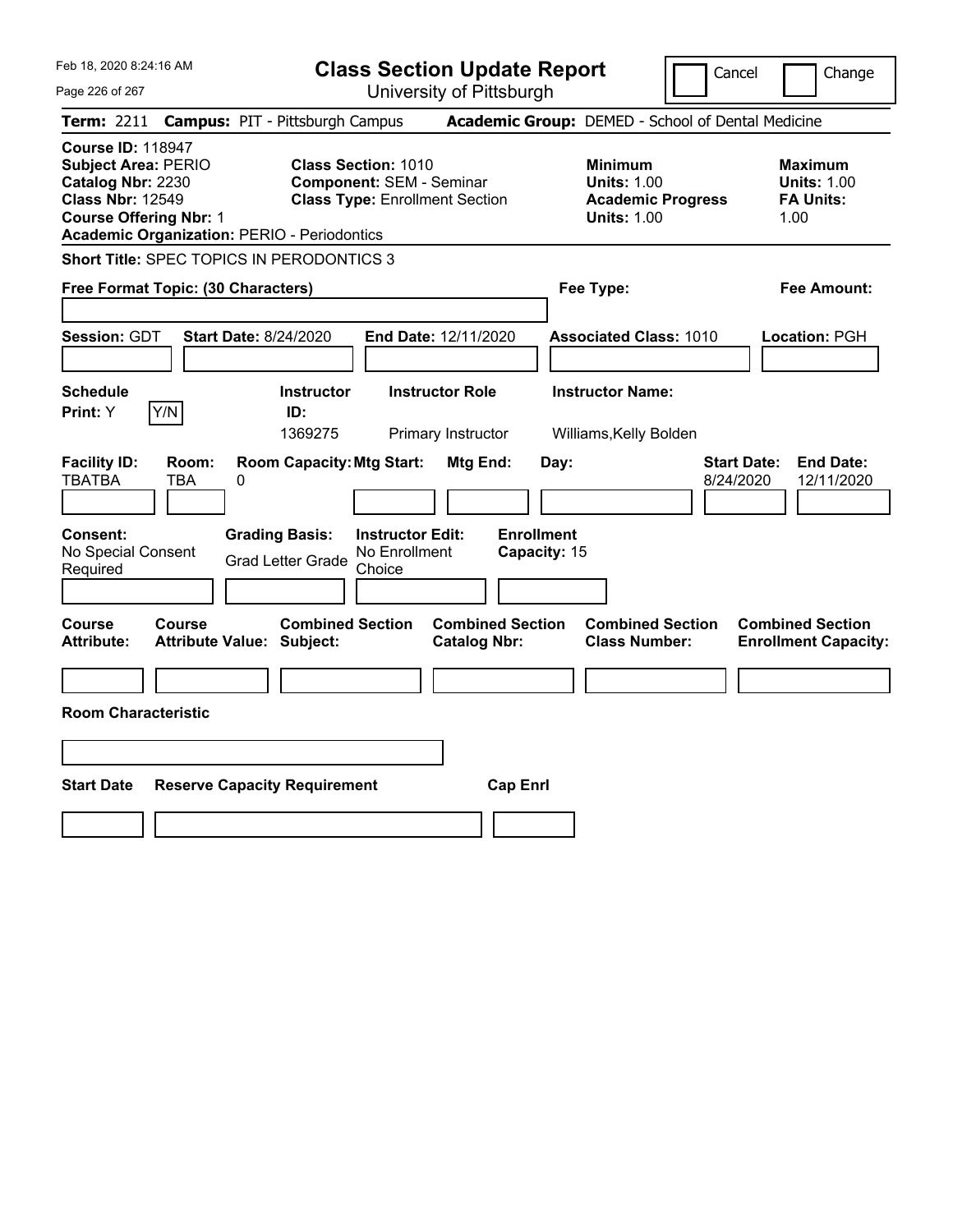Feb 18, 2020 8:24:16 AM

# Class Section Update Report

University of Pittsburgh

Cancel | Change

**Term:** 2211 **Campus:** PIT - Pittsburgh Campus **Academic Group:** DEMED - School of Dental Medicine

**Course ID:** 118947
**Subject Area:** PERIO
**Catalog Nbr:** 2230
**Class Nbr:** 12549
**Course Offering Nbr:** 1
**Academic Organization:** PERIO - Periodontics

**Class Section:** 1010
**Component:** SEM - Seminar
**Class Type:** Enrollment Section

**Minimum Units:** 1.00
**Academic Progress Units:** 1.00

**Maximum Units:** 1.00
**FA Units:** 1.00

**Short Title:** SPEC TOPICS IN PERODONTICS 3

**Free Format Topic: (30 Characters)**

**Fee Type:**

**Fee Amount:**

**Session:** GDT **Start Date:** 8/24/2020 **End Date:** 12/11/2020 **Associated Class:** 1010 **Location:** PGH

| Schedule Print: | Instructor ID: | Instructor Role | Instructor Name: |
|---|---|---|---|
| Y [Y/N] | 1369275 | Primary Instructor | Williams,Kelly Bolden |

| Facility ID: | Room: | Room Capacity: | Mtg Start: | Mtg End: | Day: | Start Date: | End Date: |
|---|---|---|---|---|---|---|---|
| TBATBA | TBA | 0 | | | | 8/24/2020 | 12/11/2020 |

| Consent: | Grading Basis: | Instructor Edit: | Enrollment Capacity: |
|---|---|---|---|
| No Special Consent Required | Grad Letter Grade | No Enrollment Choice | 15 |

| Course Attribute: | Course Attribute Value: | Combined Section Subject: | Combined Section Catalog Nbr: | Combined Section Class Number: | Combined Section Enrollment Capacity: |
|---|---|---|---|---|---|
| | | | | | |

**Room Characteristic**

| Start Date | Reserve Capacity Requirement | Cap Enrl |
|---|---|---|
| | | |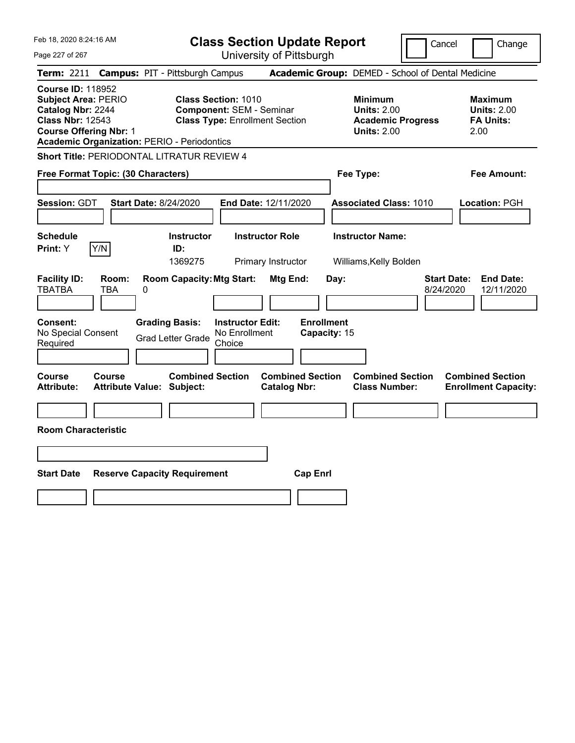Feb 18, 2020 8:24:16 AM

# Class Section Update Report

University of Pittsburgh

Cancel | Change

**Term:** 2211 **Campus:** PIT - Pittsburgh Campus **Academic Group:** DEMED - School of Dental Medicine

**Course ID:** 118952
**Subject Area:** PERIO
**Catalog Nbr:** 2244
**Class Nbr:** 12543
**Course Offering Nbr:** 1
**Academic Organization:** PERIO - Periodontics

**Class Section:** 1010
**Component:** SEM - Seminar
**Class Type:** Enrollment Section

**Minimum Units:** 2.00
**Academic Progress Units:** 2.00

**Maximum Units:** 2.00
**FA Units:** 2.00

**Short Title:** PERIODONTAL LITRATUR REVIEW 4

**Free Format Topic: (30 Characters)**

**Fee Type:**

**Fee Amount:**

**Session:** GDT **Start Date:** 8/24/2020 **End Date:** 12/11/2020 **Associated Class:** 1010 **Location:** PGH

| Schedule Print | Instructor ID | Instructor Role | Instructor Name |
|---|---|---|---|
| Y (Y/N) | 1369275 | Primary Instructor | Williams,Kelly Bolden |

| Facility ID | Room | Room Capacity | Mtg Start | Mtg End | Day | Start Date | End Date |
|---|---|---|---|---|---|---|---|
| TBATBA | TBA | 0 | | | | 8/24/2020 | 12/11/2020 |

| Consent | Grading Basis | Instructor Edit | Enrollment Capacity |
|---|---|---|---|
| No Special Consent Required | Grad Letter Grade | No Enrollment Choice | 15 |

| Course Attribute | Course Attribute Value | Combined Section Subject | Combined Section Catalog Nbr | Combined Section Class Number | Combined Section Enrollment Capacity |
|---|---|---|---|---|---|
| | | | | | |

**Room Characteristic**

| Start Date | Reserve Capacity Requirement | Cap Enrl |
|---|---|---|
| | | |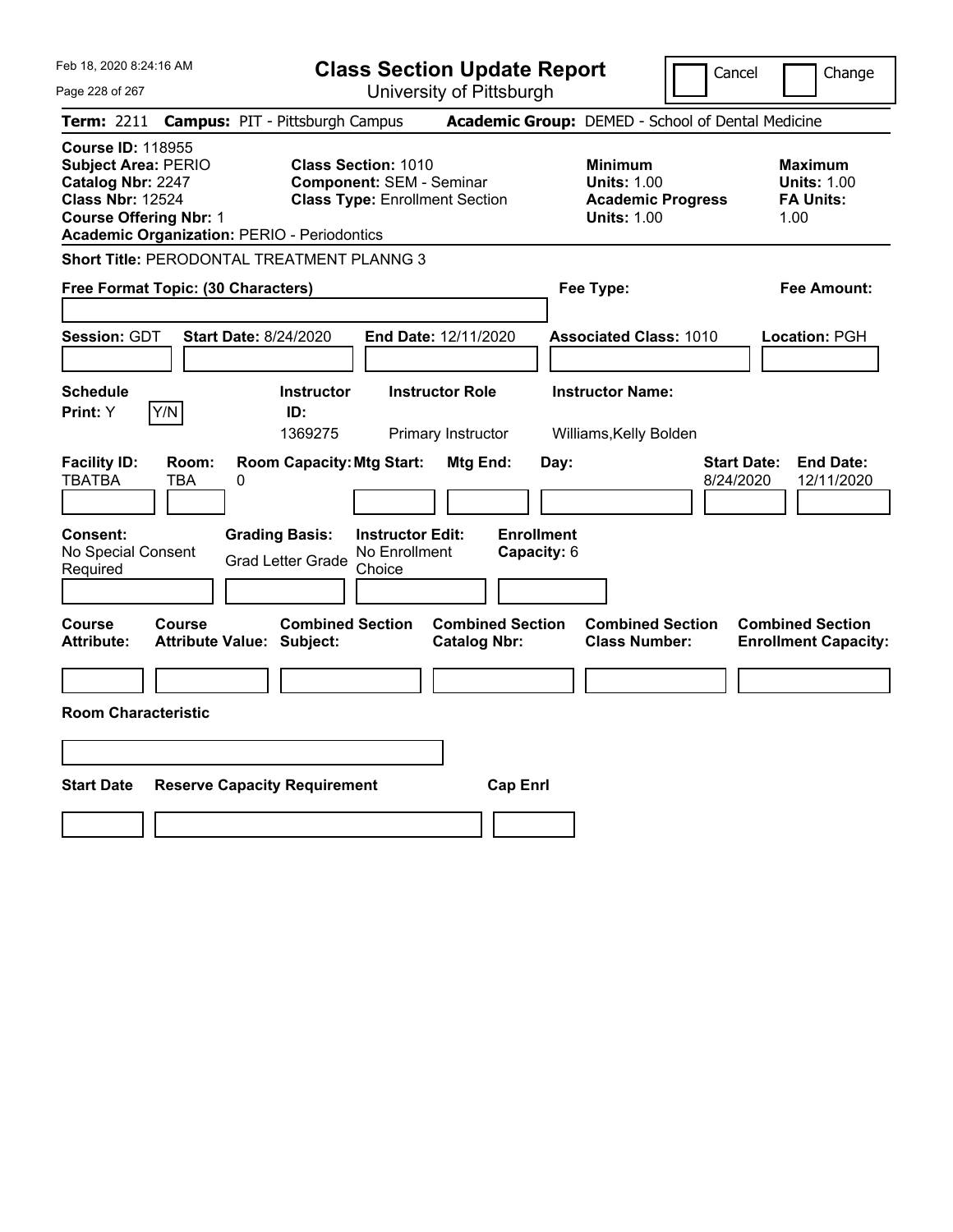Feb 18, 2020 8:24:16 AM

# Class Section Update Report

University of Pittsburgh

Cancel | Change

**Term:** 2211 **Campus:** PIT - Pittsburgh Campus **Academic Group:** DEMED - School of Dental Medicine

**Course ID:** 118955
**Subject Area:** PERIO
**Catalog Nbr:** 2247
**Class Nbr:** 12524
**Course Offering Nbr:** 1
**Academic Organization:** PERIO - Periodontics

**Class Section:** 1010
**Component:** SEM - Seminar
**Class Type:** Enrollment Section

**Minimum Units:** 1.00
**Academic Progress Units:** 1.00

**Maximum Units:** 1.00
**FA Units:** 1.00

**Short Title:** PERODONTAL TREATMENT PLANNG 3

**Free Format Topic: (30 Characters)**

**Fee Type:**

**Fee Amount:**

**Session:** GDT **Start Date:** 8/24/2020 **End Date:** 12/11/2020 **Associated Class:** 1010 **Location:** PGH

| Schedule Print | Instructor ID | Instructor Role | Instructor Name |
|---|---|---|---|
| Y | 1369275 | Primary Instructor | Williams,Kelly Bolden |

| Facility ID | Room | Room Capacity | Mtg Start | Mtg End | Day | Start Date | End Date |
|---|---|---|---|---|---|---|---|
| TBATBA | TBA | 0 | | | | 8/24/2020 | 12/11/2020 |

**Consent:** No Special Consent Required
**Grading Basis:** Grad Letter Grade
**Instructor Edit:** No Enrollment Choice
**Enrollment Capacity:** 6

| Course Attribute | Course Attribute Value | Combined Section Subject | Combined Section Catalog Nbr | Combined Section Class Number | Combined Section Enrollment Capacity |
|---|---|---|---|---|---|
| | | | | | |

**Room Characteristic**

| Start Date | Reserve Capacity Requirement | Cap Enrl |
|---|---|---|
| | | |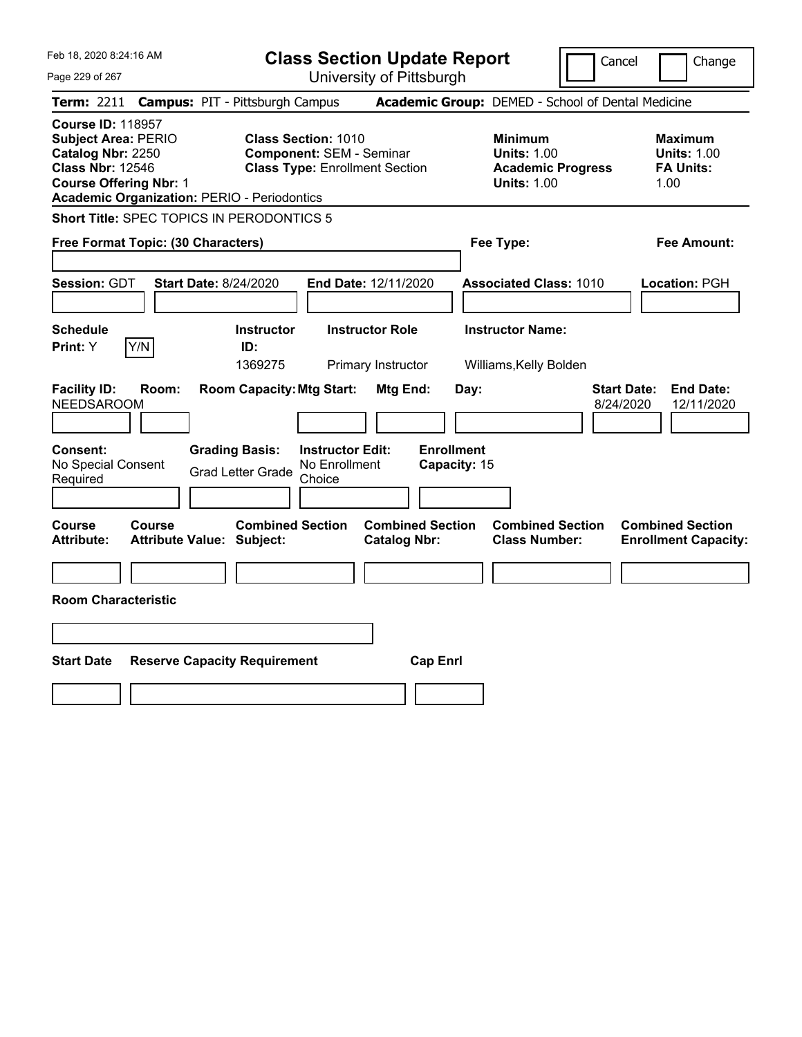# Class Section Update Report

University of Pittsburgh

Feb 18, 2020 8:24:16 AM

Cancel | Change

**Term:** 2211 **Campus:** PIT - Pittsburgh Campus **Academic Group:** DEMED - School of Dental Medicine

**Course ID:** 118957
**Subject Area:** PERIO
**Catalog Nbr:** 2250
**Class Nbr:** 12546
**Course Offering Nbr:** 1
**Academic Organization:** PERIO - Periodontics

**Class Section:** 1010
**Component:** SEM - Seminar
**Class Type:** Enrollment Section

**Minimum**
**Units:** 1.00
**Academic Progress Units:** 1.00

**Maximum**
**Units:** 1.00
**FA Units:** 1.00

**Short Title:** SPEC TOPICS IN PERODONTICS 5

**Free Format Topic: (30 Characters)**

**Fee Type:**

**Fee Amount:**

**Session:** GDT **Start Date:** 8/24/2020 **End Date:** 12/11/2020 **Associated Class:** 1010 **Location:** PGH

| Schedule Print | Instructor ID | Instructor Role | Instructor Name |
|---|---|---|---|
| Y | 1369275 | Primary Instructor | Williams,Kelly Bolden |

| Facility ID | Room | Room Capacity | Mtg Start | Mtg End | Day | Start Date | End Date |
|---|---|---|---|---|---|---|---|
| NEEDSAROOM | | | | | | 8/24/2020 | 12/11/2020 |

**Consent:** No Special Consent Required
**Grading Basis:** Grad Letter Grade
**Instructor Edit:** No Enrollment Choice
**Enrollment Capacity:** 15

| Course Attribute | Course Attribute Value | Combined Section Subject | Combined Section Catalog Nbr | Combined Section Class Number | Combined Section Enrollment Capacity |
|---|---|---|---|---|---|
| | | | | | |

**Room Characteristic**

| Start Date | Reserve Capacity Requirement | Cap Enrl |
|---|---|---|
| | | |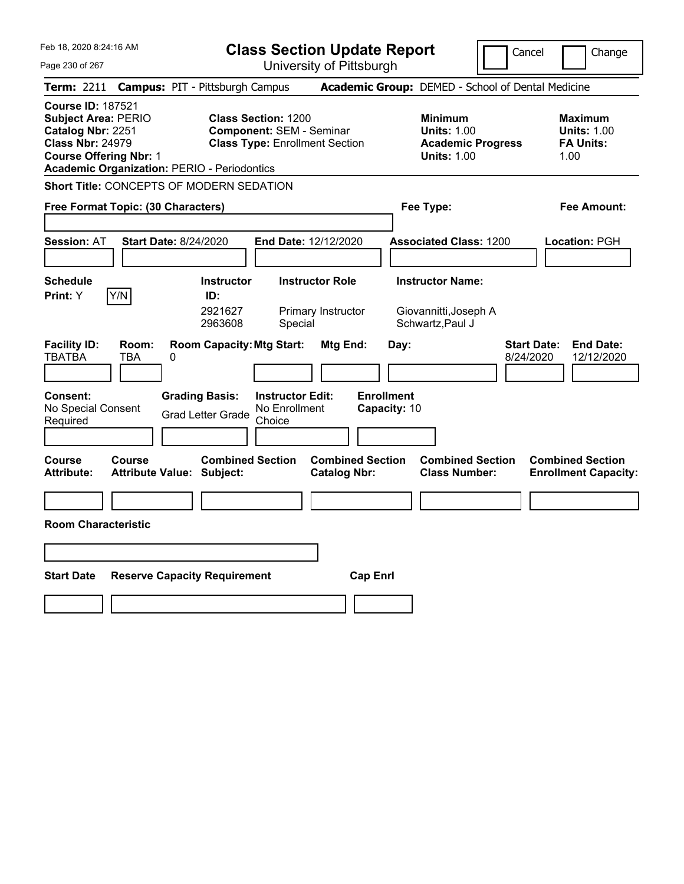Feb 18, 2020 8:24:16 AM

# Class Section Update Report

University of Pittsburgh

Cancel | Change

**Term:** 2211 **Campus:** PIT - Pittsburgh Campus **Academic Group:** DEMED - School of Dental Medicine

**Course ID:** 187521
**Subject Area:** PERIO
**Catalog Nbr:** 2251
**Class Nbr:** 24979
**Course Offering Nbr:** 1
**Academic Organization:** PERIO - Periodontics

**Class Section:** 1200
**Component:** SEM - Seminar
**Class Type:** Enrollment Section

**Minimum Units:** 1.00
**Academic Progress Units:** 1.00

**Maximum Units:** 1.00
**FA Units:** 1.00

**Short Title:** CONCEPTS OF MODERN SEDATION

**Free Format Topic: (30 Characters)**

**Fee Type:**

**Fee Amount:**

**Session:** AT **Start Date:** 8/24/2020 **End Date:** 12/12/2020 **Associated Class:** 1200 **Location:** PGH

**Schedule Print:** Y Y/N

| Instructor ID: | Instructor Role | Instructor Name: |
|---|---|---|
| 2921627 | Primary Instructor | Giovannitti,Joseph A |
| 2963608 | Special | Schwartz,Paul J |

| Facility ID: | Room: | Room Capacity: | Mtg Start: | Mtg End: | Day: | Start Date: | End Date: |
|---|---|---|---|---|---|---|---|
| TBATBA | TBA | 0 | | | | 8/24/2020 | 12/12/2020 |

**Consent:** No Special Consent Required
**Grading Basis:** Grad Letter Grade
**Instructor Edit:** No Enrollment Choice
**Enrollment Capacity:** 10

| Course Attribute: | Course Attribute Value: | Combined Section Subject: | Combined Section Catalog Nbr: | Combined Section Class Number: | Combined Section Enrollment Capacity: |
|---|---|---|---|---|---|
| | | | | | |

**Room Characteristic**

| Start Date | Reserve Capacity Requirement | Cap Enrl |
|---|---|---|
| | | |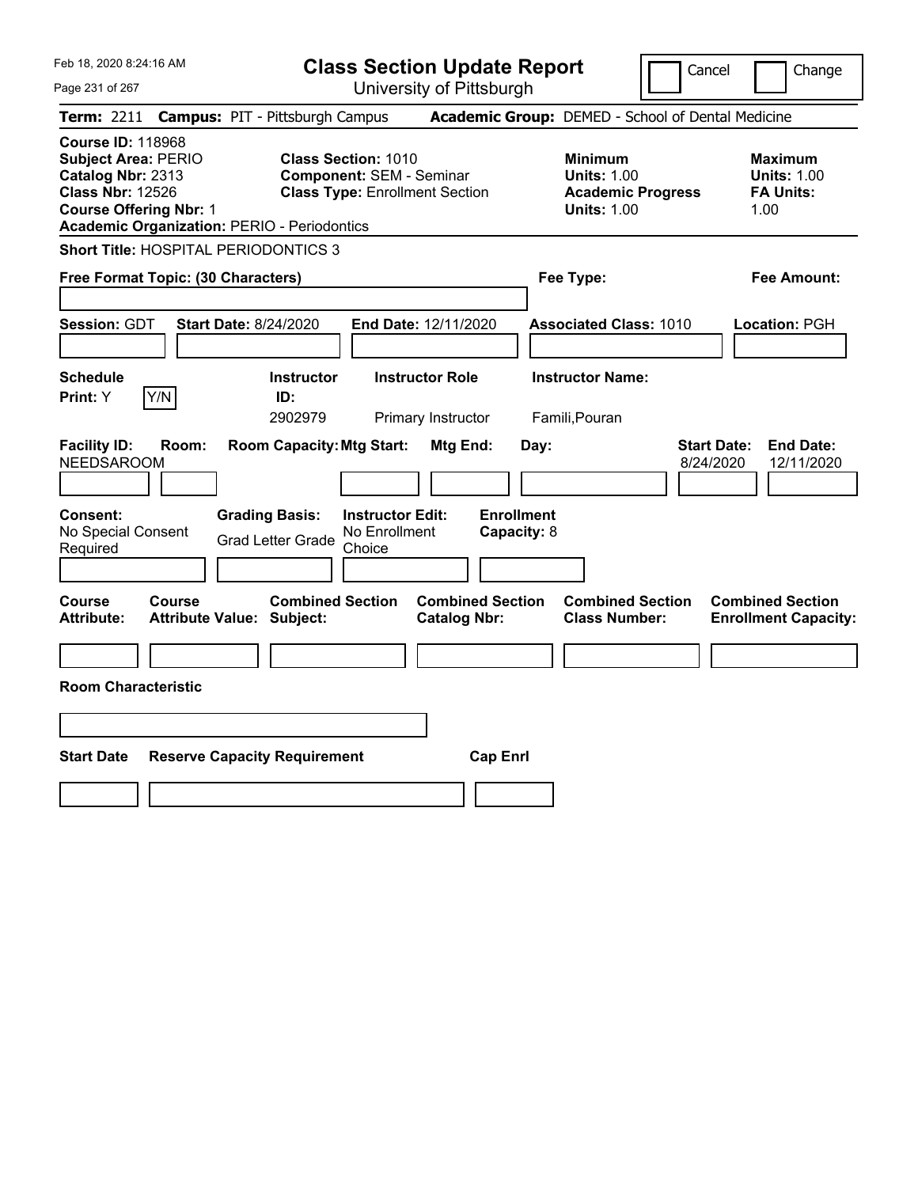Feb 18, 2020 8:24:16 AM

# Class Section Update Report

University of Pittsburgh

Cancel | Change

**Term:** 2211 **Campus:** PIT - Pittsburgh Campus **Academic Group:** DEMED - School of Dental Medicine

**Course ID:** 118968
**Subject Area:** PERIO
**Catalog Nbr:** 2313
**Class Nbr:** 12526
**Course Offering Nbr:** 1
**Academic Organization:** PERIO - Periodontics

**Class Section:** 1010
**Component:** SEM - Seminar
**Class Type:** Enrollment Section

**Minimum Units:** 1.00
**Academic Progress Units:** 1.00

**Maximum Units:** 1.00
**FA Units:** 1.00

**Short Title:** HOSPITAL PERIODONTICS 3

**Free Format Topic: (30 Characters)**

**Fee Type:**

**Fee Amount:**

**Session:** GDT **Start Date:** 8/24/2020 **End Date:** 12/11/2020 **Associated Class:** 1010 **Location:** PGH

| Schedule Print | Instructor ID | Instructor Role | Instructor Name |
|---|---|---|---|
| Y | 2902979 | Primary Instructor | Famili,Pouran |

| Facility ID | Room | Room Capacity | Mtg Start | Mtg End | Day | Start Date | End Date |
|---|---|---|---|---|---|---|---|
| NEEDSAROOM | | | | | | 8/24/2020 | 12/11/2020 |

| Consent | Grading Basis | Instructor Edit | Enrollment Capacity |
|---|---|---|---|
| No Special Consent Required | Grad Letter Grade | No Enrollment Choice | 8 |

| Course Attribute | Course Attribute Value | Combined Section Subject | Combined Section Catalog Nbr | Combined Section Class Number | Combined Section Enrollment Capacity |
|---|---|---|---|---|---|
| | | | | | |

**Room Characteristic**

| Start Date | Reserve Capacity Requirement | Cap Enrl |
|---|---|---|
| | | |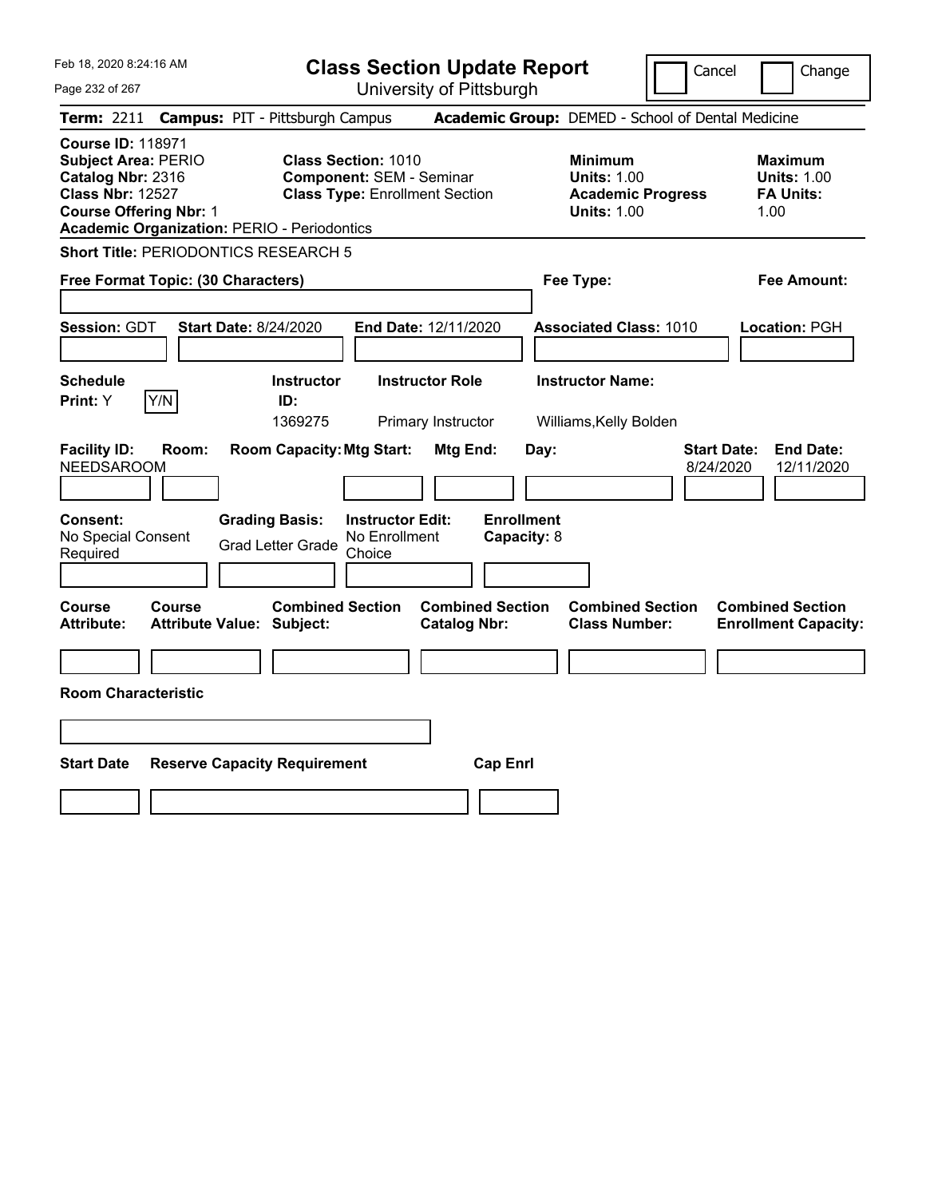Feb 18, 2020 8:24:16 AM

# Class Section Update Report

University of Pittsburgh

Cancel | Change

**Term:** 2211 **Campus:** PIT - Pittsburgh Campus **Academic Group:** DEMED - School of Dental Medicine

**Course ID:** 118971
**Subject Area:** PERIO
**Catalog Nbr:** 2316
**Class Nbr:** 12527
**Course Offering Nbr:** 1
**Academic Organization:** PERIO - Periodontics

**Class Section:** 1010
**Component:** SEM - Seminar
**Class Type:** Enrollment Section

**Minimum Units:** 1.00
**Academic Progress Units:** 1.00

**Maximum Units:** 1.00
**FA Units:** 1.00

**Short Title:** PERIODONTICS RESEARCH 5

**Free Format Topic: (30 Characters)** | **Fee Type:** | **Fee Amount:**

**Session:** GDT **Start Date:** 8/24/2020 **End Date:** 12/11/2020 **Associated Class:** 1010 **Location:** PGH

| Schedule Print | Instructor ID | Instructor Role | Instructor Name |
|---|---|---|---|
| Y [Y/N] | 1369275 | Primary Instructor | Williams,Kelly Bolden |

| Facility ID | Room | Room Capacity | Mtg Start | Mtg End | Day | Start Date | End Date |
|---|---|---|---|---|---|---|---|
| NEEDSAROOM | | | | | | 8/24/2020 | 12/11/2020 |

| Consent | Grading Basis | Instructor Edit | Enrollment Capacity |
|---|---|---|---|
| No Special Consent Required | Grad Letter Grade | No Enrollment Choice | 8 |

| Course Attribute | Course Attribute Value | Combined Section Subject | Combined Section Catalog Nbr | Combined Section Class Number | Combined Section Enrollment Capacity |
|---|---|---|---|---|---|
| | | | | | |

**Room Characteristic**

| Start Date | Reserve Capacity Requirement | Cap Enrl |
|---|---|---|
| | | |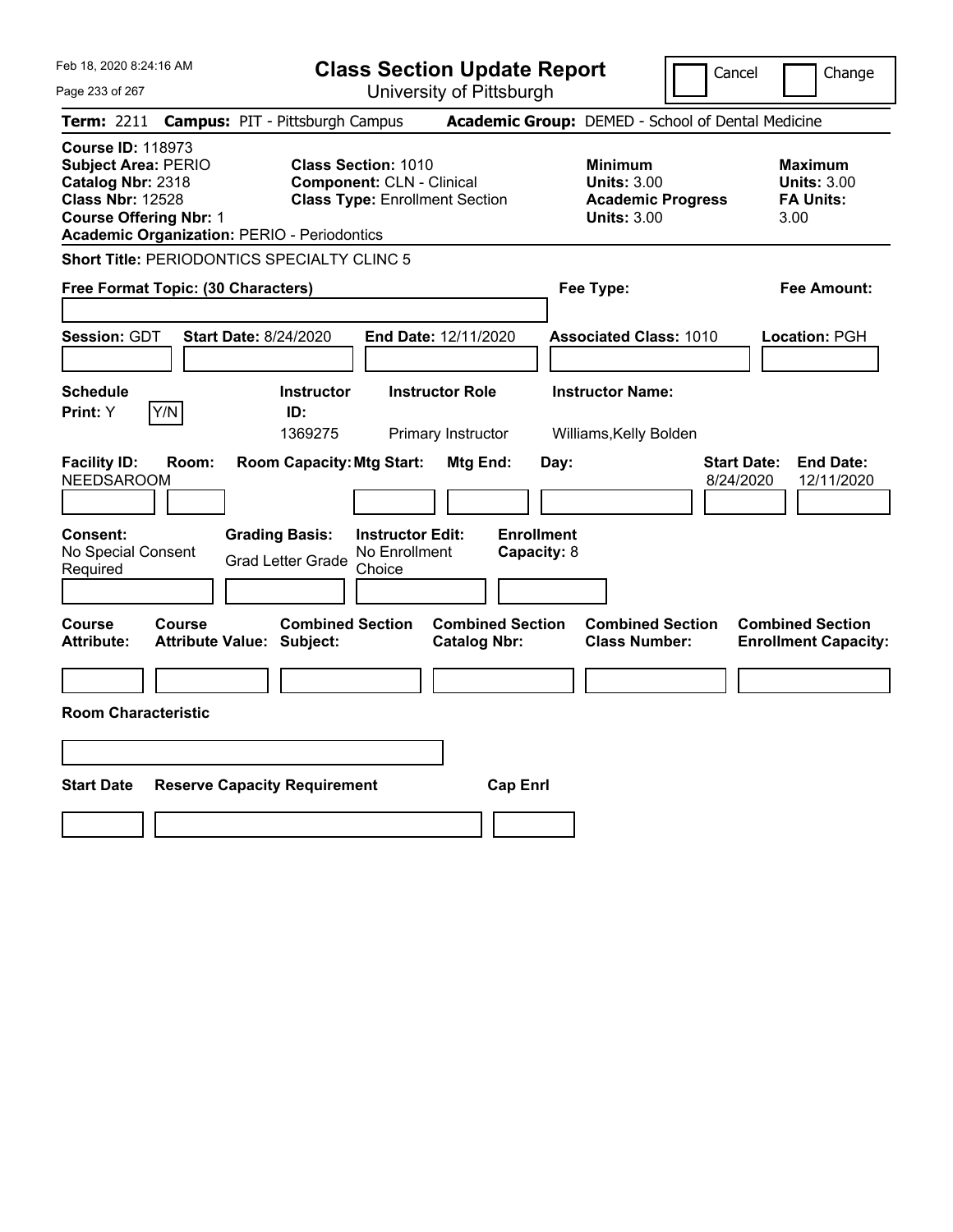# Class Section Update Report

University of Pittsburgh

Cancel | Change

**Term:** 2211 **Campus:** PIT - Pittsburgh Campus **Academic Group:** DEMED - School of Dental Medicine

**Course ID:** 118973
**Subject Area:** PERIO
**Catalog Nbr:** 2318
**Class Nbr:** 12528
**Course Offering Nbr:** 1
**Academic Organization:** PERIO - Periodontics

**Class Section:** 1010
**Component:** CLN - Clinical
**Class Type:** Enrollment Section

**Minimum Units:** 3.00
**Academic Progress Units:** 3.00

**Maximum Units:** 3.00
**FA Units:** 3.00

**Short Title:** PERIODONTICS SPECIALTY CLINC 5

**Free Format Topic: (30 Characters)**

**Fee Type:**

**Fee Amount:**

**Session:** GDT **Start Date:** 8/24/2020 **End Date:** 12/11/2020 **Associated Class:** 1010 **Location:** PGH

| Schedule Print | Instructor ID | Instructor Role | Instructor Name |
|---|---|---|---|
| Y | 1369275 | Primary Instructor | Williams,Kelly Bolden |

| Facility ID | Room | Room Capacity | Mtg Start | Mtg End | Day | Start Date | End Date |
|---|---|---|---|---|---|---|---|
| NEEDSAROOM | | | | | | 8/24/2020 | 12/11/2020 |

**Consent:** No Special Consent Required
**Grading Basis:** Grad Letter Grade
**Instructor Edit:** No Enrollment Choice
**Enrollment Capacity:** 8

| Course Attribute | Course Attribute Value | Combined Section Subject | Combined Section Catalog Nbr | Combined Section Class Number | Combined Section Enrollment Capacity |
|---|---|---|---|---|---|
| | | | | | |

**Room Characteristic**

| Start Date | Reserve Capacity Requirement | Cap Enrl |
|---|---|---|
| | | |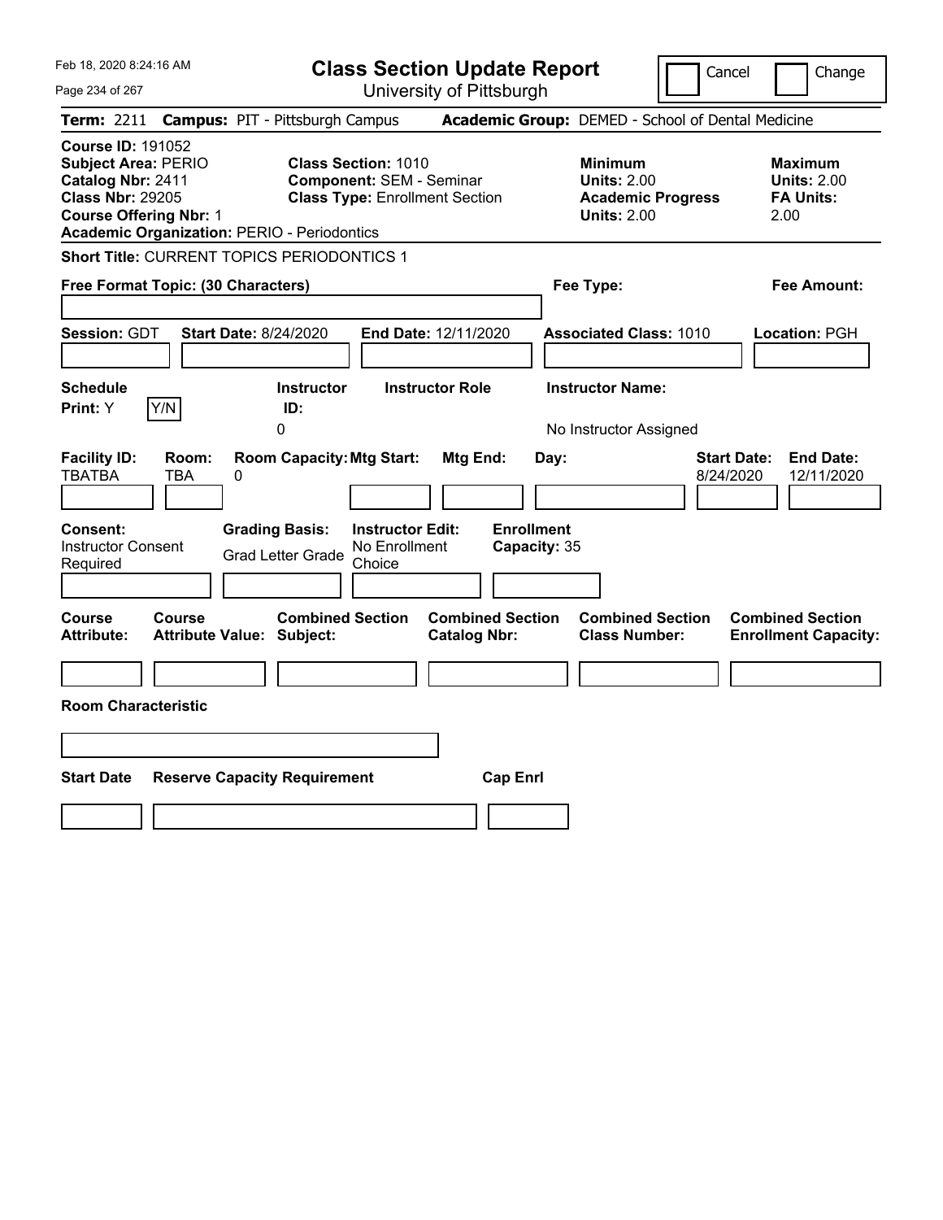Feb 18, 2020 8:24:16 AM

# Class Section Update Report

University of Pittsburgh

Cancel | Change

**Term:** 2211 **Campus:** PIT - Pittsburgh Campus **Academic Group:** DEMED - School of Dental Medicine

**Course ID:** 191052
**Subject Area:** PERIO
**Catalog Nbr:** 2411
**Class Nbr:** 29205
**Course Offering Nbr:** 1
**Academic Organization:** PERIO - Periodontics

**Class Section:** 1010
**Component:** SEM - Seminar
**Class Type:** Enrollment Section

**Minimum Units:** 2.00
**Academic Progress Units:** 2.00

**Maximum Units:** 2.00
**FA Units:** 2.00

**Short Title:** CURRENT TOPICS PERIODONTICS 1

**Free Format Topic: (30 Characters)**

**Fee Type:**

**Fee Amount:**

**Session:** GDT **Start Date:** 8/24/2020 **End Date:** 12/11/2020 **Associated Class:** 1010 **Location:** PGH

| Schedule Print: | Instructor ID: | Instructor Role | Instructor Name: |
|---|---|---|---|
| Y | 0 | | No Instructor Assigned |

| Facility ID: | Room: | Room Capacity: | Mtg Start: | Mtg End: | Day: | Start Date: | End Date: |
|---|---|---|---|---|---|---|---|
| TBATBA | TBA | 0 | | | | 8/24/2020 | 12/11/2020 |

| Consent: | Grading Basis: | Instructor Edit: | Enrollment Capacity: |
|---|---|---|---|
| Instructor Consent Required | Grad Letter Grade | No Enrollment Choice | 35 |

| Course Attribute: | Course Attribute Value: | Combined Section Subject: | Combined Section Catalog Nbr: | Combined Section Class Number: | Combined Section Enrollment Capacity: |
|---|---|---|---|---|---|
| | | | | | |

**Room Characteristic**

| Start Date | Reserve Capacity Requirement | Cap Enrl |
|---|---|---|
| | | |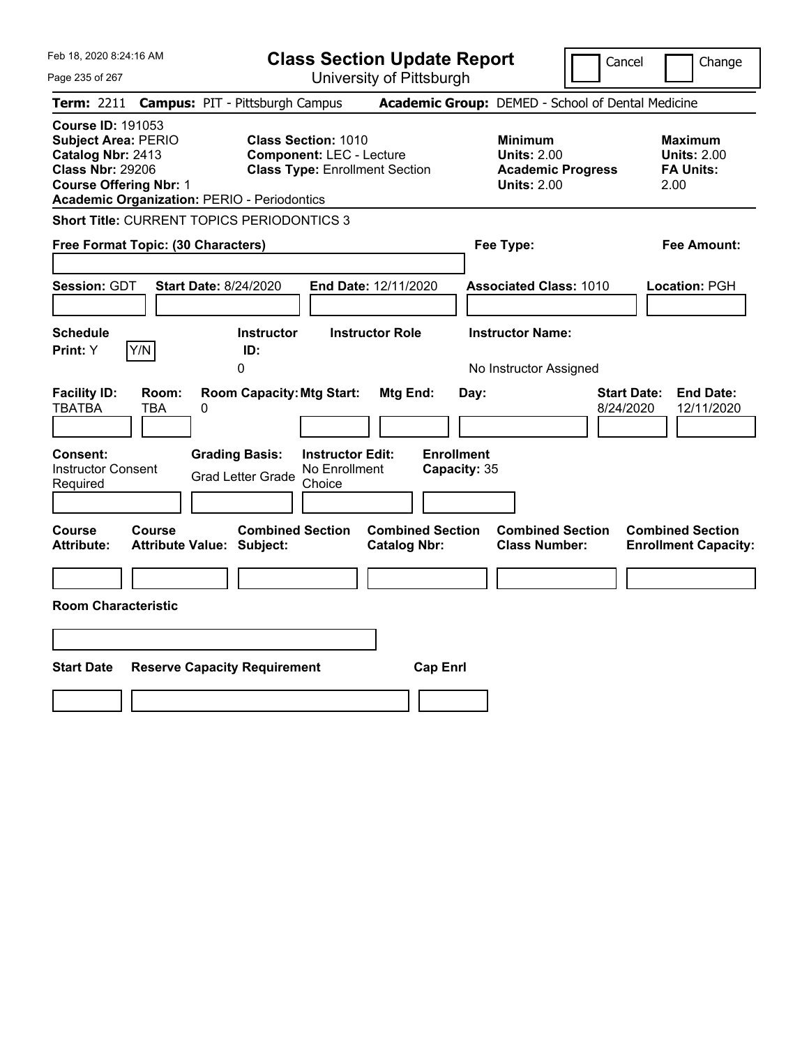Feb 18, 2020 8:24:16 AM

# Class Section Update Report

University of Pittsburgh

Cancel | Change

**Term:** 2211 **Campus:** PIT - Pittsburgh Campus **Academic Group:** DEMED - School of Dental Medicine

**Course ID:** 191053
**Subject Area:** PERIO
**Catalog Nbr:** 2413
**Class Nbr:** 29206
**Course Offering Nbr:** 1
**Academic Organization:** PERIO - Periodontics

**Class Section:** 1010
**Component:** LEC - Lecture
**Class Type:** Enrollment Section

**Minimum Units:** 2.00
**Academic Progress Units:** 2.00

**Maximum Units:** 2.00
**FA Units:** 2.00

**Short Title:** CURRENT TOPICS PERIODONTICS 3

**Free Format Topic: (30 Characters)**

**Fee Type:**

**Fee Amount:**

**Session:** GDT **Start Date:** 8/24/2020 **End Date:** 12/11/2020 **Associated Class:** 1010 **Location:** PGH

| Schedule Print | Instructor ID | Instructor Role | Instructor Name |
|---|---|---|---|
| Y (Y/N) | 0 | | No Instructor Assigned |

| Facility ID | Room | Room Capacity | Mtg Start | Mtg End | Day | Start Date | End Date |
|---|---|---|---|---|---|---|---|
| TBATBA | TBA | 0 | | | | 8/24/2020 | 12/11/2020 |

**Consent:** Instructor Consent Required
**Grading Basis:** Grad Letter Grade
**Instructor Edit:** No Enrollment Choice
**Enrollment Capacity:** 35

| Course Attribute | Course Attribute Value | Combined Section Subject | Combined Section Catalog Nbr | Combined Section Class Number | Combined Section Enrollment Capacity |
|---|---|---|---|---|---|
| | | | | | |

**Room Characteristic**

| Start Date | Reserve Capacity Requirement | Cap Enrl |
|---|---|---|
| | | |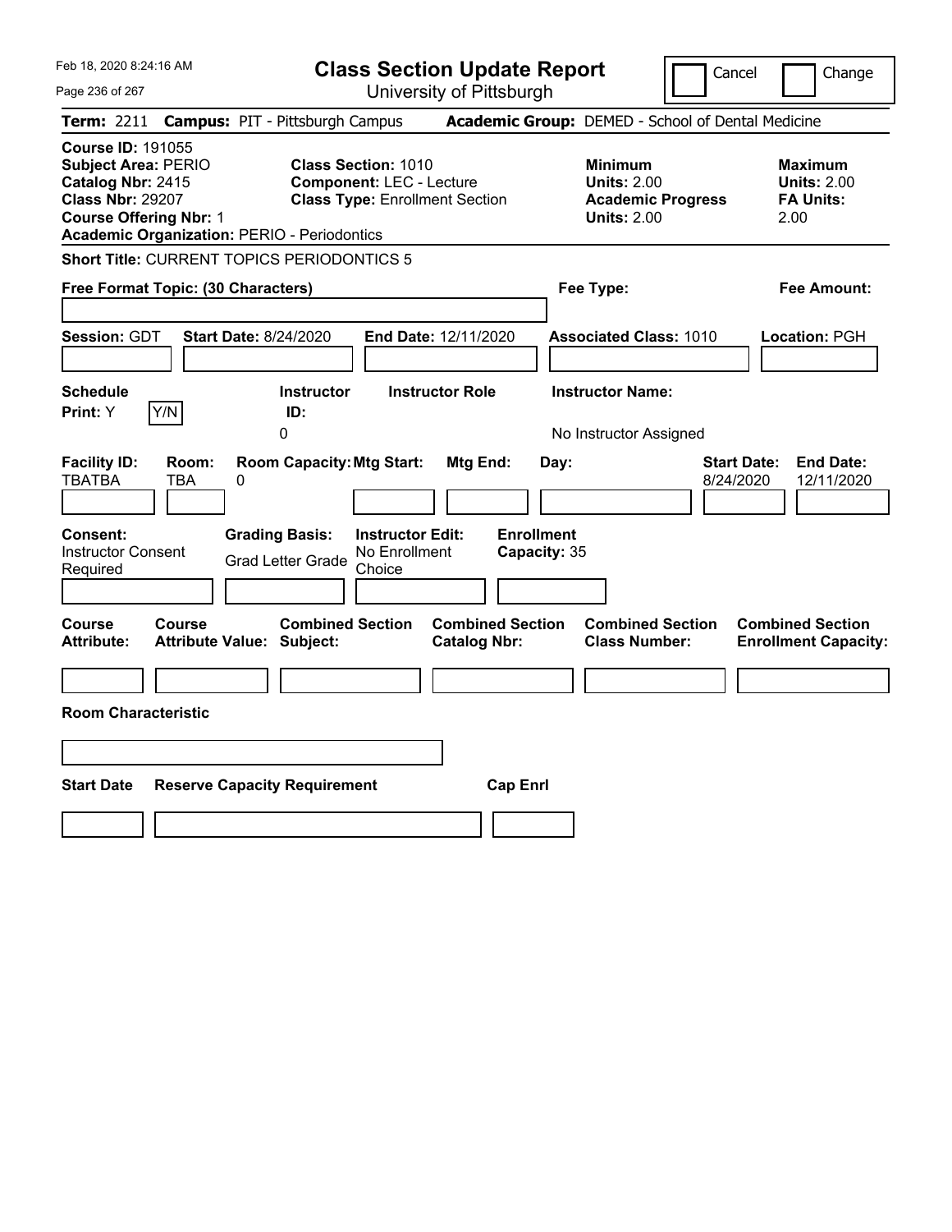Feb 18, 2020 8:24:16 AM

# Class Section Update Report

University of Pittsburgh

Cancel | Change

**Term:** 2211 **Campus:** PIT - Pittsburgh Campus **Academic Group:** DEMED - School of Dental Medicine

**Course ID:** 191055
**Subject Area:** PERIO
**Catalog Nbr:** 2415
**Class Nbr:** 29207
**Course Offering Nbr:** 1
**Academic Organization:** PERIO - Periodontics

**Class Section:** 1010
**Component:** LEC - Lecture
**Class Type:** Enrollment Section

**Minimum Units:** 2.00
**Academic Progress Units:** 2.00

**Maximum Units:** 2.00
**FA Units:** 2.00

**Short Title:** CURRENT TOPICS PERIODONTICS 5

**Free Format Topic: (30 Characters)**

**Fee Type:**

**Fee Amount:**

**Session:** GDT **Start Date:** 8/24/2020 **End Date:** 12/11/2020 **Associated Class:** 1010 **Location:** PGH

| Schedule Print: | Instructor ID: | Instructor Role | Instructor Name: |
|---|---|---|---|
| Y | 0 | | No Instructor Assigned |

| Facility ID: | Room: | Room Capacity: | Mtg Start: | Mtg End: | Day: | Start Date: | End Date: |
|---|---|---|---|---|---|---|---|
| TBATBA | TBA | 0 | | | | 8/24/2020 | 12/11/2020 |

| Consent: | Grading Basis: | Instructor Edit: | Enrollment Capacity: |
|---|---|---|---|
| Instructor Consent Required | Grad Letter Grade | No Enrollment Choice | 35 |

| Course Attribute: | Course Attribute Value: | Combined Section Subject: | Combined Section Catalog Nbr: | Combined Section Class Number: | Combined Section Enrollment Capacity: |
|---|---|---|---|---|---|
| | | | | | |

**Room Characteristic**

| Start Date | Reserve Capacity Requirement | Cap Enrl |
|---|---|---|
| | | |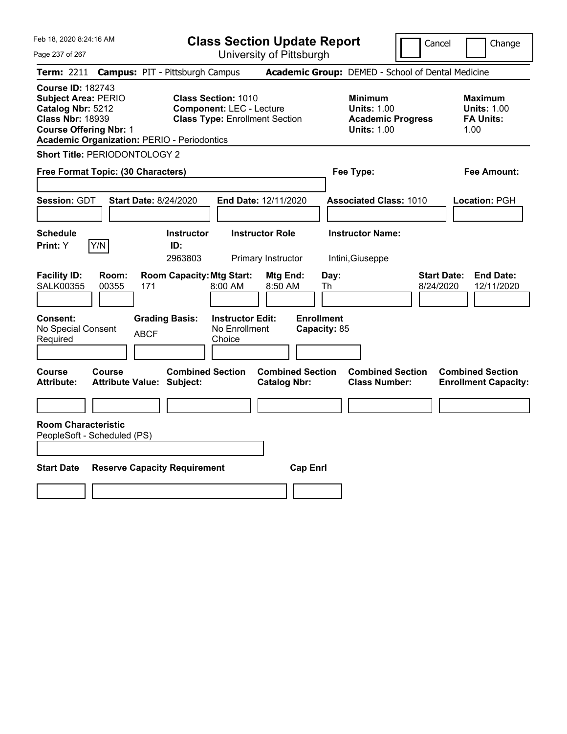# Class Section Update Report

University of Pittsburgh

Feb 18, 2020 8:24:16 AM

Cancel | Change

**Term:** 2211 **Campus:** PIT - Pittsburgh Campus **Academic Group:** DEMED - School of Dental Medicine

**Course ID:** 182743
**Subject Area:** PERIO
**Catalog Nbr:** 5212
**Class Nbr:** 18939
**Course Offering Nbr:** 1
**Academic Organization:** PERIO - Periodontics

**Class Section:** 1010
**Component:** LEC - Lecture
**Class Type:** Enrollment Section

**Minimum Units:** 1.00
**Academic Progress Units:** 1.00

**Maximum Units:** 1.00
**FA Units:** 1.00

**Short Title:** PERIODONTOLOGY 2

**Free Format Topic: (30 Characters)**

**Fee Type:**

**Fee Amount:**

**Session:** GDT **Start Date:** 8/24/2020 **End Date:** 12/11/2020 **Associated Class:** 1010 **Location:** PGH

| Schedule Print | Instructor ID | Instructor Role | Instructor Name |
|---|---|---|---|
| Y (Y/N) | 2963803 | Primary Instructor | Intini,Giuseppe |

| Facility ID | Room | Room Capacity | Mtg Start | Mtg End | Day | Start Date | End Date |
|---|---|---|---|---|---|---|---|
| SALK00355 | 00355 | 171 | 8:00 AM | 8:50 AM | Th | 8/24/2020 | 12/11/2020 |

**Consent:** No Special Consent Required
**Grading Basis:** ABCF
**Instructor Edit:** No Enrollment Choice
**Enrollment Capacity:** 85

| Course Attribute | Course Attribute Value | Combined Section Subject | Combined Section Catalog Nbr | Combined Section Class Number | Combined Section Enrollment Capacity |
|---|---|---|---|---|---|
| | | | | | |

**Room Characteristic**
PeopleSoft - Scheduled (PS)

| Start Date | Reserve Capacity Requirement | Cap Enrl |
|---|---|---|
| | | |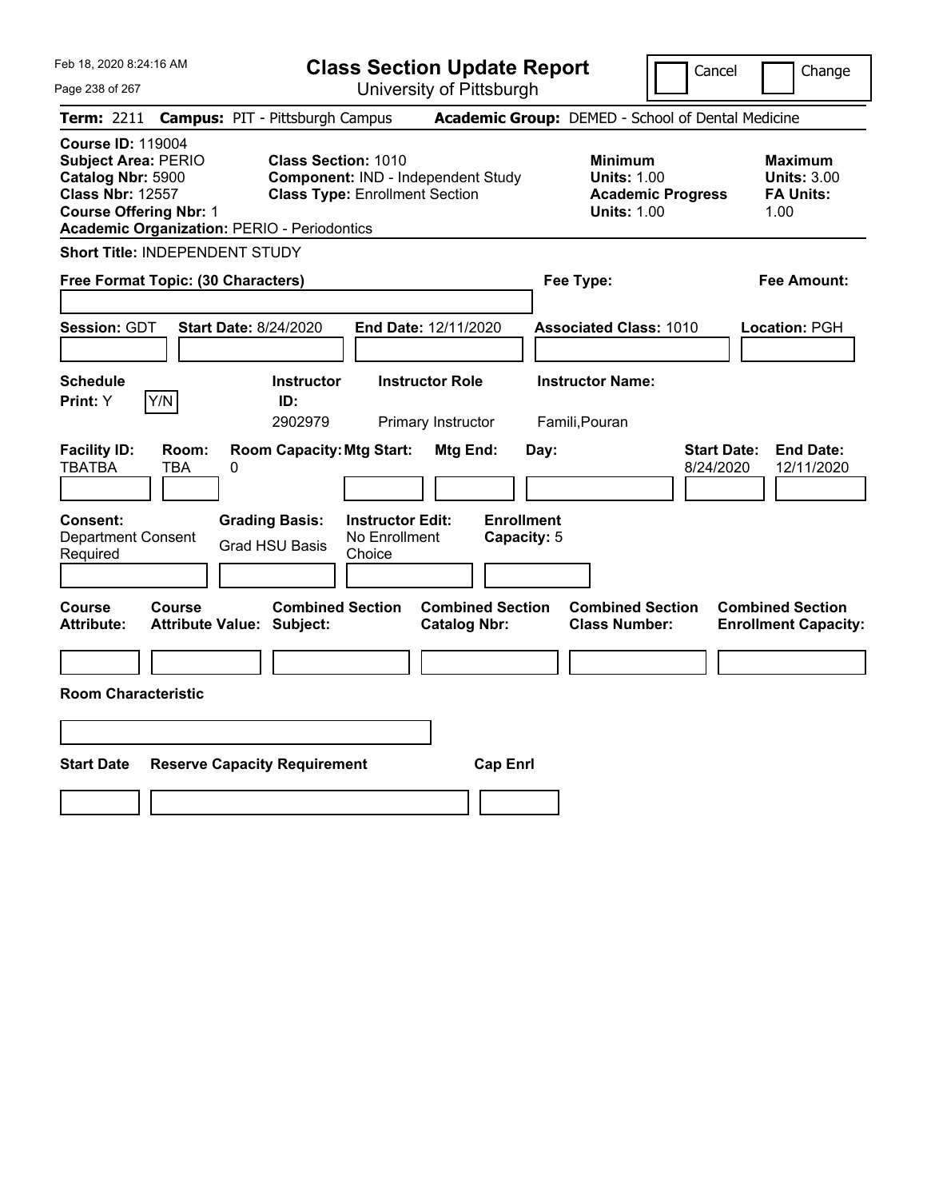Feb 18, 2020 8:24:16 AM

# Class Section Update Report

University of Pittsburgh

Cancel | Change

**Term:** 2211 **Campus:** PIT - Pittsburgh Campus **Academic Group:** DEMED - School of Dental Medicine

**Course ID:** 119004
**Subject Area:** PERIO
**Catalog Nbr:** 5900
**Class Nbr:** 12557
**Course Offering Nbr:** 1
**Academic Organization:** PERIO - Periodontics

**Class Section:** 1010
**Component:** IND - Independent Study
**Class Type:** Enrollment Section

**Minimum Units:** 1.00
**Academic Progress Units:** 1.00

**Maximum Units:** 3.00
**FA Units:** 1.00

**Short Title:** INDEPENDENT STUDY

**Free Format Topic: (30 Characters)**

**Fee Type:**

**Fee Amount:**

**Session:** GDT **Start Date:** 8/24/2020 **End Date:** 12/11/2020 **Associated Class:** 1010 **Location:** PGH

| Schedule Print: | Y/N | Instructor ID: | Instructor Role | Instructor Name: |
|---|---|---|---|---|
| Y | | 2902979 | Primary Instructor | Famili,Pouran |

| Facility ID: | Room: | Room Capacity: | Mtg Start: | Mtg End: | Day: | Start Date: | End Date: |
|---|---|---|---|---|---|---|---|
| TBATBA | TBA | 0 | | | | 8/24/2020 | 12/11/2020 |

| Consent: | Grading Basis: | Instructor Edit: | Enrollment Capacity: |
|---|---|---|---|
| Department Consent Required | Grad HSU Basis | No Enrollment Choice | 5 |

| Course Attribute: | Course Attribute Value: | Combined Section Subject: | Combined Section Catalog Nbr: | Combined Section Class Number: | Combined Section Enrollment Capacity: |
|---|---|---|---|---|---|
| | | | | | |

**Room Characteristic**

| Start Date | Reserve Capacity Requirement | Cap Enrl |
|---|---|---|
| | | |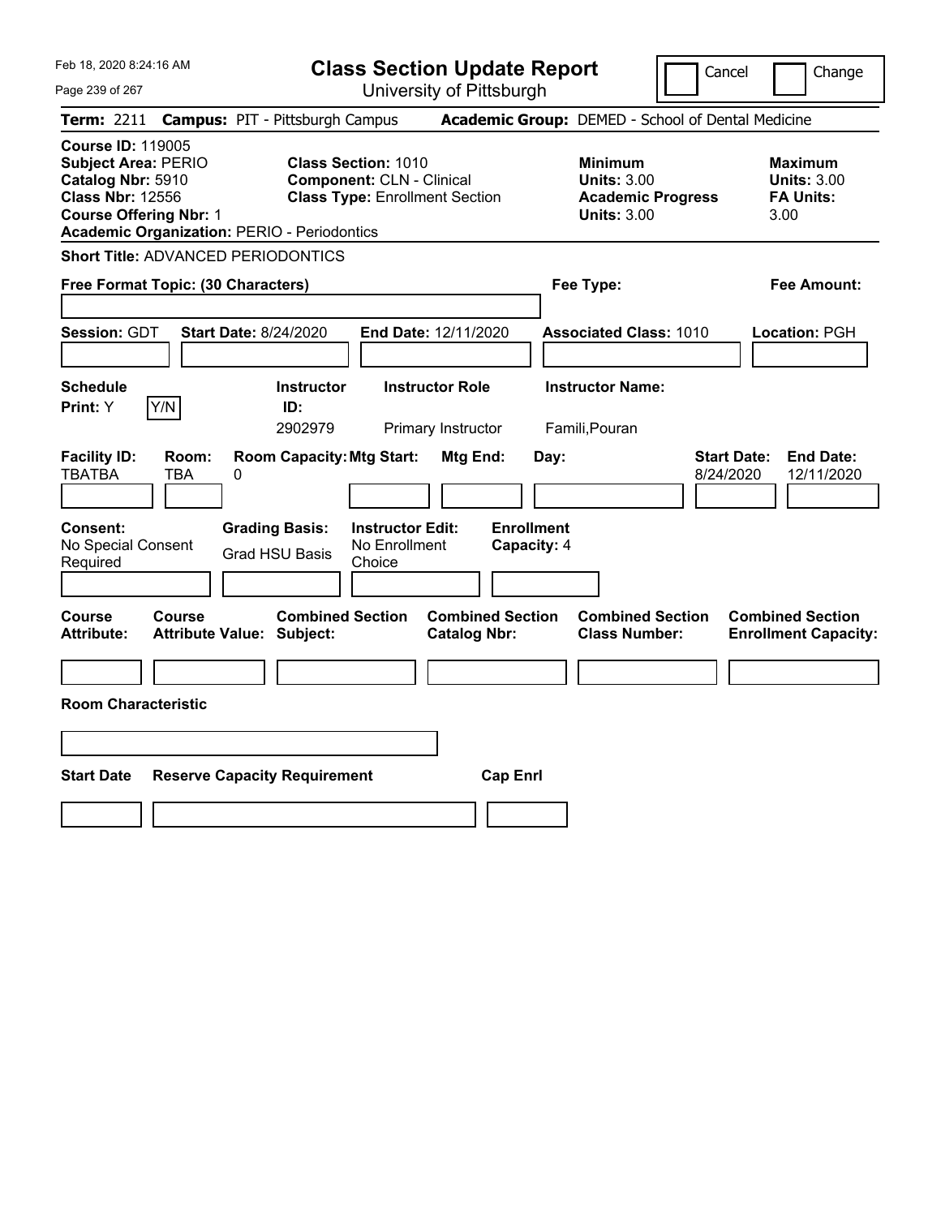Feb 18, 2020 8:24:16 AM

# Class Section Update Report

University of Pittsburgh

Cancel | Change

**Term:** 2211 **Campus:** PIT - Pittsburgh Campus **Academic Group:** DEMED - School of Dental Medicine

**Course ID:** 119005
**Subject Area:** PERIO
**Catalog Nbr:** 5910
**Class Nbr:** 12556
**Course Offering Nbr:** 1
**Academic Organization:** PERIO - Periodontics

**Class Section:** 1010
**Component:** CLN - Clinical
**Class Type:** Enrollment Section

**Minimum Units:** 3.00
**Academic Progress Units:** 3.00

**Maximum Units:** 3.00
**FA Units:** 3.00

**Short Title:** ADVANCED PERIODONTICS

**Free Format Topic: (30 Characters)**

**Fee Type:**

**Fee Amount:**

**Session:** GDT **Start Date:** 8/24/2020 **End Date:** 12/11/2020 **Associated Class:** 1010 **Location:** PGH

| Schedule Print | | Instructor ID | Instructor Role | Instructor Name |
|---|---|---|---|---|
| Y | Y/N | 2902979 | Primary Instructor | Famili,Pouran |

| Facility ID | Room | Room Capacity | Mtg Start | Mtg End | Day | Start Date | End Date |
|---|---|---|---|---|---|---|---|
| TBATBA | TBA | 0 | | | | 8/24/2020 | 12/11/2020 |

**Consent:** No Special Consent Required
**Grading Basis:** Grad HSU Basis
**Instructor Edit:** No Enrollment Choice
**Enrollment Capacity:** 4

| Course Attribute | Course Attribute Value | Combined Section Subject | Combined Section Catalog Nbr | Combined Section Class Number | Combined Section Enrollment Capacity |
|---|---|---|---|---|---|
| | | | | | |

**Room Characteristic**

| Start Date | Reserve Capacity Requirement | Cap Enrl |
|---|---|---|
| | | |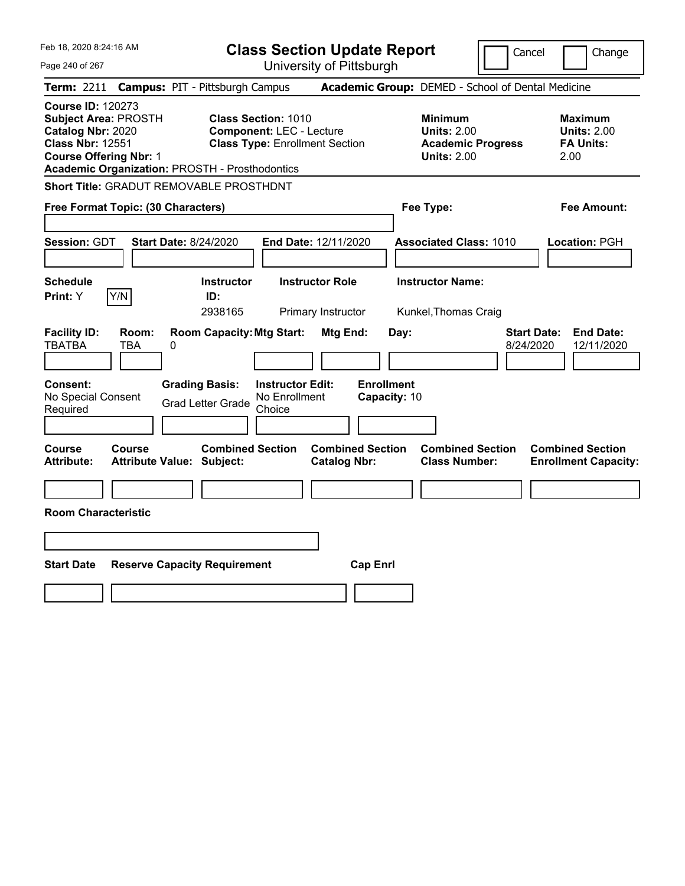# Class Section Update Report

University of Pittsburgh

Cancel | Change

**Term:** 2211 **Campus:** PIT - Pittsburgh Campus **Academic Group:** DEMED - School of Dental Medicine

**Course ID:** 120273
**Subject Area:** PROSTH
**Catalog Nbr:** 2020
**Class Nbr:** 12551
**Course Offering Nbr:** 1
**Academic Organization:** PROSTH - Prosthodontics

**Class Section:** 1010
**Component:** LEC - Lecture
**Class Type:** Enrollment Section

**Minimum Units:** 2.00
**Academic Progress Units:** 2.00

**Maximum Units:** 2.00
**FA Units:** 2.00

**Short Title:** GRADUT REMOVABLE PROSTHDNT

**Free Format Topic: (30 Characters)**

**Fee Type:**

**Fee Amount:**

**Session:** GDT **Start Date:** 8/24/2020 **End Date:** 12/11/2020 **Associated Class:** 1010 **Location:** PGH

| Schedule Print | Instructor ID | Instructor Role | Instructor Name |
|---|---|---|---|
| Y | 2938165 | Primary Instructor | Kunkel,Thomas Craig |

| Facility ID | Room | Room Capacity | Mtg Start | Mtg End | Day | Start Date | End Date |
|---|---|---|---|---|---|---|---|
| TBATBA | TBA | 0 | | | | 8/24/2020 | 12/11/2020 |

**Consent:** No Special Consent Required
**Grading Basis:** Grad Letter Grade
**Instructor Edit:** No Enrollment Choice
**Enrollment Capacity:** 10

| Course Attribute | Course Attribute Value | Combined Section Subject | Combined Section Catalog Nbr | Combined Section Class Number | Combined Section Enrollment Capacity |
|---|---|---|---|---|---|
| | | | | | |

**Room Characteristic**

| Start Date | Reserve Capacity Requirement | Cap Enrl |
|---|---|---|
| | | |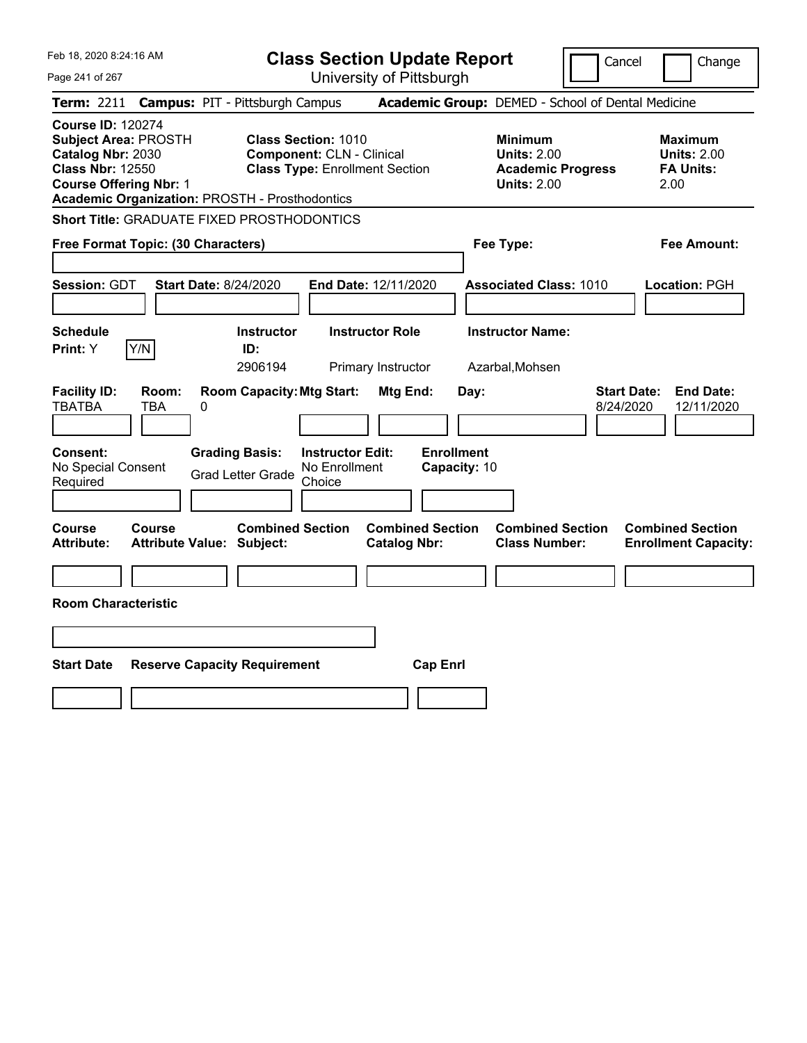# Class Section Update Report

University of Pittsburgh

Cancel | Change

**Term:** 2211 **Campus:** PIT - Pittsburgh Campus **Academic Group:** DEMED - School of Dental Medicine

**Course ID:** 120274
**Subject Area:** PROSTH
**Catalog Nbr:** 2030
**Class Nbr:** 12550
**Course Offering Nbr:** 1
**Academic Organization:** PROSTH - Prosthodontics

**Class Section:** 1010
**Component:** CLN - Clinical
**Class Type:** Enrollment Section

**Minimum Units:** 2.00
**Academic Progress Units:** 2.00

**Maximum Units:** 2.00
**FA Units:** 2.00

**Short Title:** GRADUATE FIXED PROSTHODONTICS

**Free Format Topic: (30 Characters)**

**Fee Type:**

**Fee Amount:**

**Session:** GDT **Start Date:** 8/24/2020 **End Date:** 12/11/2020 **Associated Class:** 1010 **Location:** PGH

| Schedule Print | Instructor ID | Instructor Role | Instructor Name |
|---|---|---|---|
| Y (Y/N) | 2906194 | Primary Instructor | Azarbal,Mohsen |

| Facility ID | Room | Room Capacity | Mtg Start | Mtg End | Day | Start Date | End Date |
|---|---|---|---|---|---|---|---|
| TBATBA | TBA | 0 | | | | 8/24/2020 | 12/11/2020 |

**Consent:** No Special Consent Required
**Grading Basis:** Grad Letter Grade
**Instructor Edit:** No Enrollment Choice
**Enrollment Capacity:** 10

| Course Attribute | Course Attribute Value | Combined Section Subject | Combined Section Catalog Nbr | Combined Section Class Number | Combined Section Enrollment Capacity |
|---|---|---|---|---|---|
| | | | | | |

**Room Characteristic**

| Start Date | Reserve Capacity Requirement | Cap Enrl |
|---|---|---|
| | | |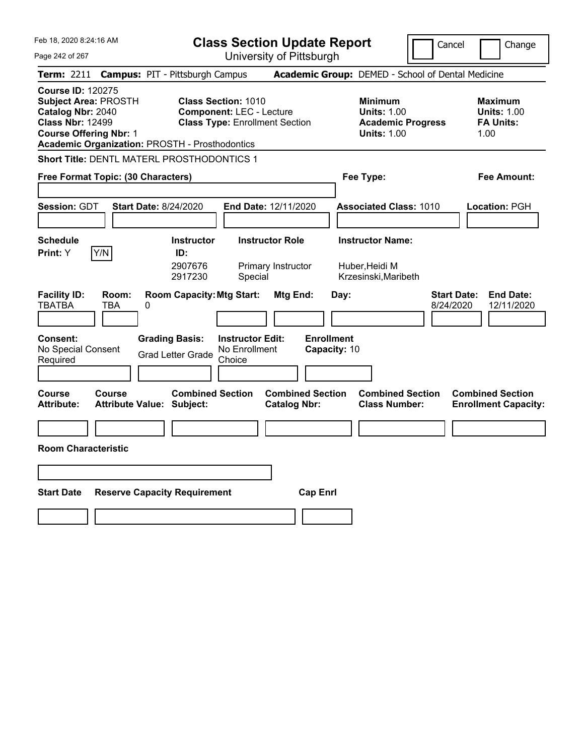# Class Section Update Report

University of Pittsburgh

Feb 18, 2020 8:24:16 AM

Cancel | Change

**Term:** 2211 **Campus:** PIT - Pittsburgh Campus **Academic Group:** DEMED - School of Dental Medicine

**Course ID:** 120275
**Subject Area:** PROSTH
**Catalog Nbr:** 2040
**Class Nbr:** 12499
**Course Offering Nbr:** 1
**Academic Organization:** PROSTH - Prosthodontics

**Class Section:** 1010
**Component:** LEC - Lecture
**Class Type:** Enrollment Section

**Minimum Units:** 1.00
**Academic Progress Units:** 1.00

**Maximum Units:** 1.00
**FA Units:** 1.00

**Short Title:** DENTL MATERL PROSTHODONTICS 1

**Free Format Topic: (30 Characters)**

**Fee Type:**

**Fee Amount:**

**Session:** GDT **Start Date:** 8/24/2020 **End Date:** 12/11/2020 **Associated Class:** 1010 **Location:** PGH

**Schedule Print:** Y [Y/N]

| Instructor ID | Instructor Role | Instructor Name |
|---|---|---|
| 2907676 | Primary Instructor | Huber,Heidi M |
| 2917230 | Special | Krzesinski,Maribeth |

| Facility ID | Room | Room Capacity | Mtg Start | Mtg End | Day | Start Date | End Date |
|---|---|---|---|---|---|---|---|
| TBATBA | TBA | 0 | | | | 8/24/2020 | 12/11/2020 |

**Consent:** No Special Consent Required
**Grading Basis:** Grad Letter Grade
**Instructor Edit:** No Enrollment Choice
**Enrollment Capacity:** 10

| Course Attribute | Course Attribute Value | Combined Section Subject | Combined Section Catalog Nbr | Combined Section Class Number | Combined Section Enrollment Capacity |
|---|---|---|---|---|---|
| | | | | | |

**Room Characteristic**

| Start Date | Reserve Capacity Requirement | Cap Enrl |
|---|---|---|
| | | |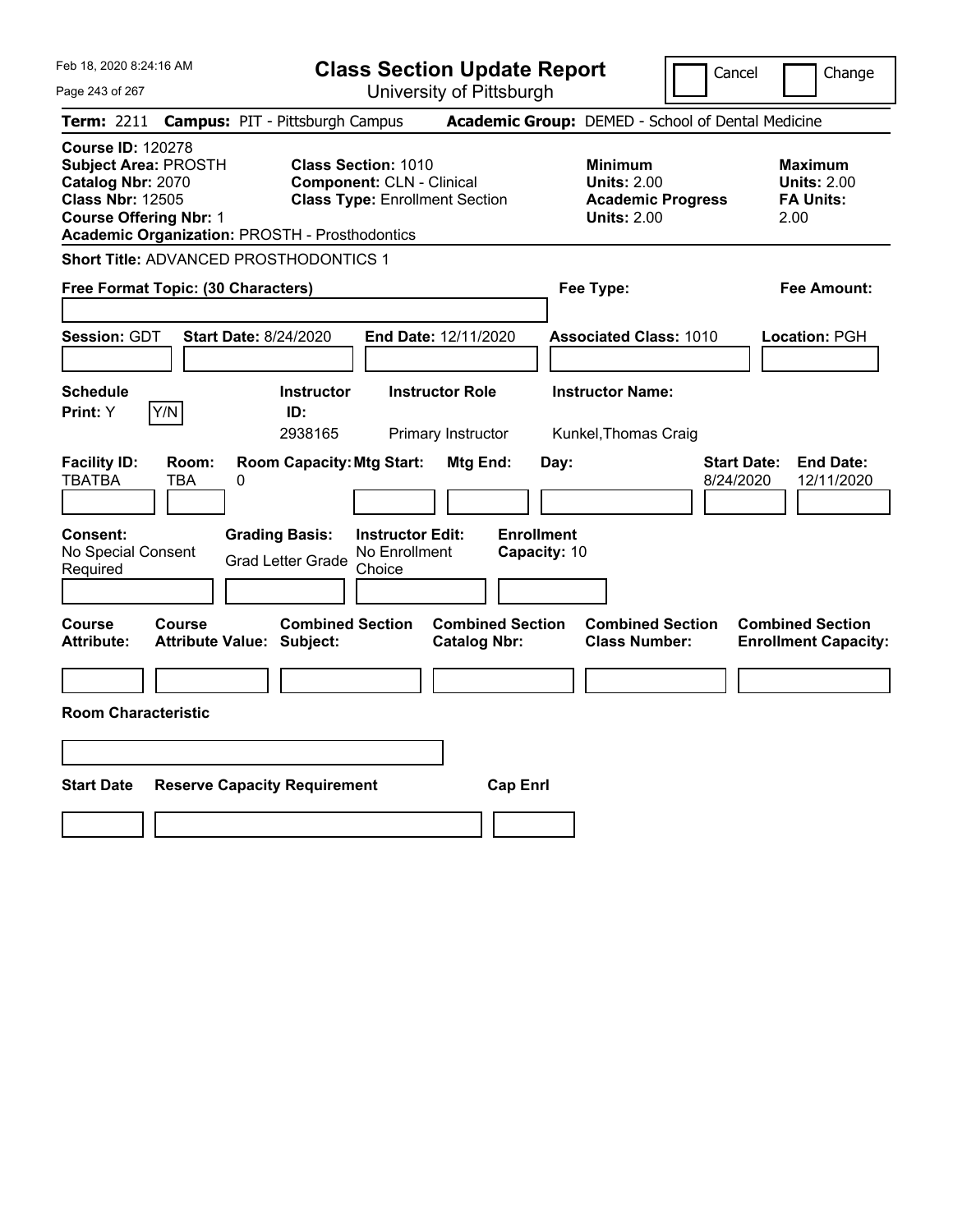Feb 18, 2020 8:24:16 AM

# Class Section Update Report

University of Pittsburgh

Cancel | Change

**Term:** 2211 **Campus:** PIT - Pittsburgh Campus **Academic Group:** DEMED - School of Dental Medicine

**Course ID:** 120278
**Subject Area:** PROSTH
**Catalog Nbr:** 2070
**Class Nbr:** 12505
**Course Offering Nbr:** 1
**Academic Organization:** PROSTH - Prosthodontics

**Class Section:** 1010
**Component:** CLN - Clinical
**Class Type:** Enrollment Section

**Minimum Units:** 2.00
**Academic Progress Units:** 2.00

**Maximum Units:** 2.00
**FA Units:** 2.00

**Short Title:** ADVANCED PROSTHODONTICS 1

**Free Format Topic: (30 Characters)**

**Fee Type:**

**Fee Amount:**

**Session:** GDT **Start Date:** 8/24/2020 **End Date:** 12/11/2020 **Associated Class:** 1010 **Location:** PGH

| Schedule Print | Instructor ID | Instructor Role | Instructor Name |
|---|---|---|---|
| Y | 2938165 | Primary Instructor | Kunkel,Thomas Craig |

| Facility ID | Room | Room Capacity | Mtg Start | Mtg End | Day | Start Date | End Date |
|---|---|---|---|---|---|---|---|
| TBATBA | TBA | 0 | | | | 8/24/2020 | 12/11/2020 |

**Consent:** No Special Consent Required

**Grading Basis:** Grad Letter Grade

**Instructor Edit:** No Enrollment Choice

**Enrollment Capacity:** 10

| Course Attribute | Course Attribute Value | Combined Section Subject | Combined Section Catalog Nbr | Combined Section Class Number | Combined Section Enrollment Capacity |
|---|---|---|---|---|---|
| | | | | | |

**Room Characteristic**

| Start Date | Reserve Capacity Requirement | Cap Enrl |
|---|---|---|
| | | |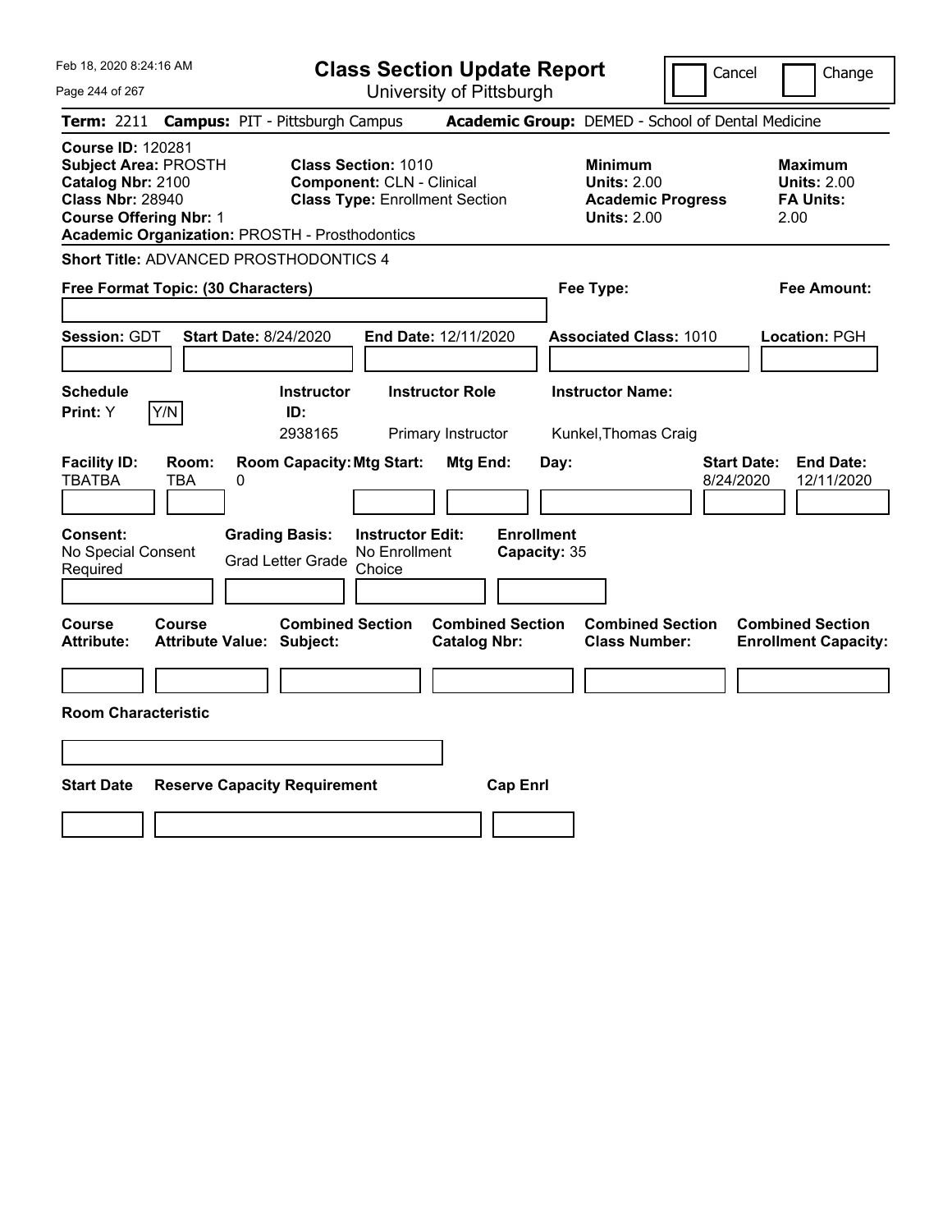# Class Section Update Report

University of Pittsburgh

Cancel | Change

Feb 18, 2020 8:24:16 AM

**Term:** 2211 **Campus:** PIT - Pittsburgh Campus **Academic Group:** DEMED - School of Dental Medicine

**Course ID:** 120281
**Subject Area:** PROSTH
**Catalog Nbr:** 2100
**Class Nbr:** 28940
**Course Offering Nbr:** 1
**Academic Organization:** PROSTH - Prosthodontics

**Class Section:** 1010
**Component:** CLN - Clinical
**Class Type:** Enrollment Section

**Minimum Units:** 2.00
**Academic Progress Units:** 2.00

**Maximum Units:** 2.00
**FA Units:** 2.00

**Short Title:** ADVANCED PROSTHODONTICS 4

**Free Format Topic: (30 Characters)**

**Fee Type:**

**Fee Amount:**

**Session:** GDT **Start Date:** 8/24/2020 **End Date:** 12/11/2020 **Associated Class:** 1010 **Location:** PGH

**Schedule Print:** Y  Y/N

| Instructor ID | Instructor Role | Instructor Name |
|---|---|---|
| 2938165 | Primary Instructor | Kunkel,Thomas Craig |

| Facility ID: | Room: | Room Capacity: | Mtg Start: | Mtg End: | Day: | Start Date: | End Date: |
|---|---|---|---|---|---|---|---|
| TBATBA | TBA | 0 | | | | 8/24/2020 | 12/11/2020 |

**Consent:** No Special Consent Required
**Grading Basis:** Grad Letter Grade
**Instructor Edit:** No Enrollment Choice
**Enrollment Capacity:** 35

| Course Attribute: | Course Attribute Value: | Combined Section Subject: | Combined Section Catalog Nbr: | Combined Section Class Number: | Combined Section Enrollment Capacity: |
|---|---|---|---|---|---|
| | | | | | |

**Room Characteristic**

| Start Date | Reserve Capacity Requirement | Cap Enrl |
|---|---|---|
| | | |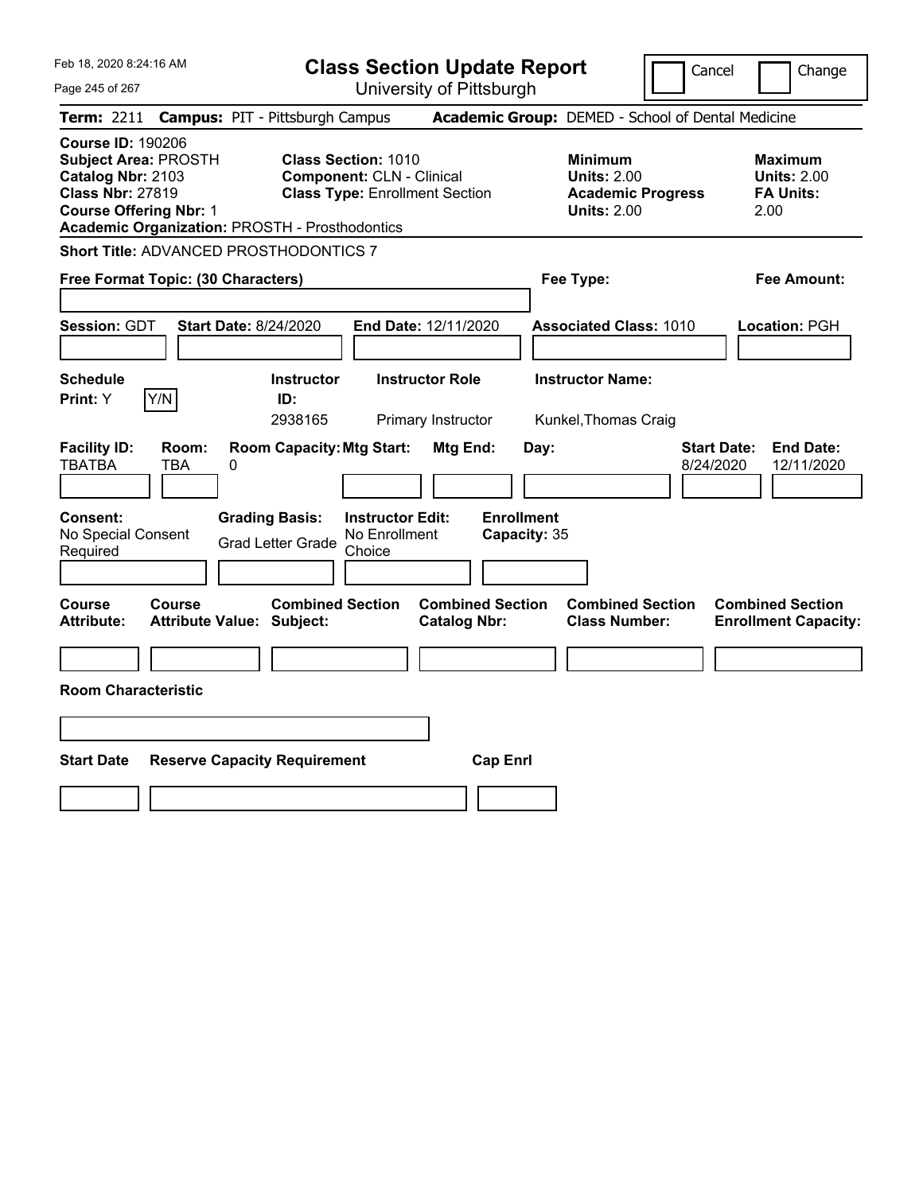# Class Section Update Report

University of Pittsburgh

Cancel ☐ Change ☐

Feb 18, 2020 8:24:16 AM

**Term:** 2211 **Campus:** PIT - Pittsburgh Campus **Academic Group:** DEMED - School of Dental Medicine

**Course ID:** 190206
**Subject Area:** PROSTH
**Catalog Nbr:** 2103
**Class Nbr:** 27819
**Course Offering Nbr:** 1
**Academic Organization:** PROSTH - Prosthodontics

**Class Section:** 1010
**Component:** CLN - Clinical
**Class Type:** Enrollment Section

**Minimum Units:** 2.00
**Academic Progress Units:** 2.00

**Maximum Units:** 2.00
**FA Units:** 2.00

**Short Title:** ADVANCED PROSTHODONTICS 7

**Free Format Topic: (30 Characters)**

**Fee Type:**

**Fee Amount:**

**Session:** GDT **Start Date:** 8/24/2020 **End Date:** 12/11/2020 **Associated Class:** 1010 **Location:** PGH

| Schedule Print | Instructor ID | Instructor Role | Instructor Name |
|---|---|---|---|
| Y | 2938165 | Primary Instructor | Kunkel,Thomas Craig |

| Facility ID | Room | Room Capacity | Mtg Start | Mtg End | Day | Start Date | End Date |
|---|---|---|---|---|---|---|---|
| TBATBA | TBA | 0 | | | | 8/24/2020 | 12/11/2020 |

**Consent:** No Special Consent Required
**Grading Basis:** Grad Letter Grade
**Instructor Edit:** No Enrollment Choice
**Enrollment Capacity:** 35

| Course Attribute | Course Attribute Value | Combined Section Subject | Combined Section Catalog Nbr | Combined Section Class Number | Combined Section Enrollment Capacity |
|---|---|---|---|---|---|
| | | | | | |

**Room Characteristic**

| Start Date | Reserve Capacity Requirement | Cap Enrl |
|---|---|---|
| | | |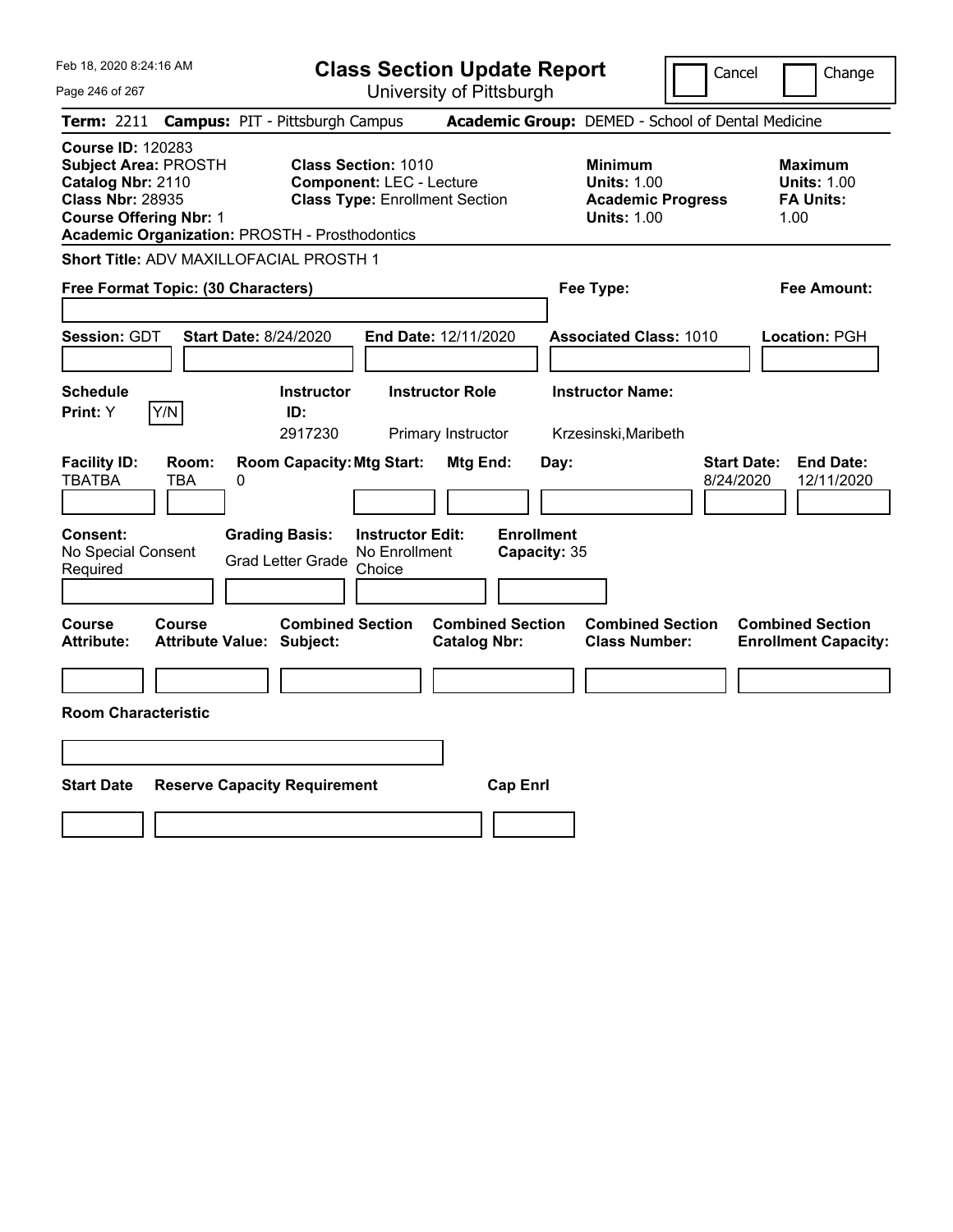# Class Section Update Report

University of Pittsburgh

Cancel | Change

**Term:** 2211 **Campus:** PIT - Pittsburgh Campus **Academic Group:** DEMED - School of Dental Medicine

**Course ID:** 120283
**Subject Area:** PROSTH
**Catalog Nbr:** 2110
**Class Nbr:** 28935
**Course Offering Nbr:** 1
**Academic Organization:** PROSTH - Prosthodontics

**Class Section:** 1010
**Component:** LEC - Lecture
**Class Type:** Enrollment Section

**Minimum Units:** 1.00
**Academic Progress Units:** 1.00

**Maximum Units:** 1.00
**FA Units:** 1.00

**Short Title:** ADV MAXILLOFACIAL PROSTH 1

**Free Format Topic: (30 Characters)**

**Fee Type:**

**Fee Amount:**

**Session:** GDT **Start Date:** 8/24/2020 **End Date:** 12/11/2020 **Associated Class:** 1010 **Location:** PGH

| Schedule Print | Instructor ID | Instructor Role | Instructor Name |
|---|---|---|---|
| Y | 2917230 | Primary Instructor | Krzesinski,Maribeth |

| Facility ID | Room | Room Capacity | Mtg Start | Mtg End | Day | Start Date | End Date |
|---|---|---|---|---|---|---|---|
| TBATBA | TBA | 0 | | | | 8/24/2020 | 12/11/2020 |

| Consent | Grading Basis | Instructor Edit | Enrollment Capacity |
|---|---|---|---|
| No Special Consent Required | Grad Letter Grade | No Enrollment Choice | 35 |

| Course Attribute | Course Attribute Value | Combined Section Subject | Combined Section Catalog Nbr | Combined Section Class Number | Combined Section Enrollment Capacity |
|---|---|---|---|---|---|
| | | | | | |

**Room Characteristic**

| Start Date | Reserve Capacity Requirement | Cap Enrl |
|---|---|---|
| | | |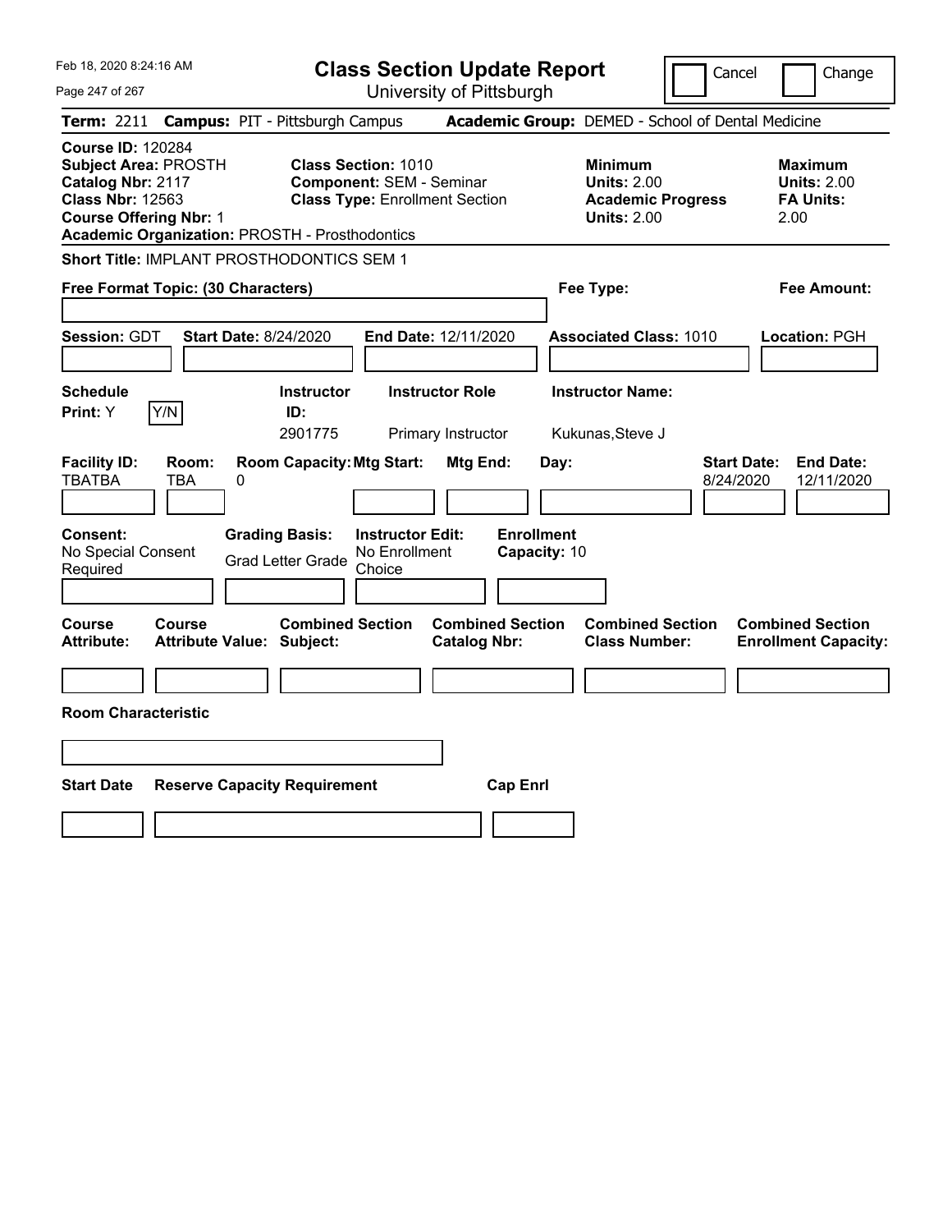Feb 18, 2020 8:24:16 AM

# Class Section Update Report

University of Pittsburgh

Cancel | Change

**Term:** 2211 **Campus:** PIT - Pittsburgh Campus **Academic Group:** DEMED - School of Dental Medicine

**Course ID:** 120284
**Subject Area:** PROSTH
**Catalog Nbr:** 2117
**Class Nbr:** 12563
**Course Offering Nbr:** 1
**Academic Organization:** PROSTH - Prosthodontics

**Class Section:** 1010
**Component:** SEM - Seminar
**Class Type:** Enrollment Section

**Minimum Units:** 2.00
**Academic Progress Units:** 2.00

**Maximum Units:** 2.00
**FA Units:** 2.00

**Short Title:** IMPLANT PROSTHODONTICS SEM 1

**Free Format Topic: (30 Characters)**

**Fee Type:**

**Fee Amount:**

**Session:** GDT **Start Date:** 8/24/2020 **End Date:** 12/11/2020 **Associated Class:** 1010 **Location:** PGH

| Schedule Print | Instructor ID | Instructor Role | Instructor Name |
|---|---|---|---|
| Y | 2901775 | Primary Instructor | Kukunas,Steve J |

| Facility ID | Room | Room Capacity | Mtg Start | Mtg End | Day | Start Date | End Date |
|---|---|---|---|---|---|---|---|
| TBATBA | TBA | 0 | | | | 8/24/2020 | 12/11/2020 |

**Consent:** No Special Consent Required

**Grading Basis:** Grad Letter Grade

**Instructor Edit:** No Enrollment Choice

**Enrollment Capacity:** 10

| Course Attribute | Course Attribute Value | Combined Section Subject | Combined Section Catalog Nbr | Combined Section Class Number | Combined Section Enrollment Capacity |
|---|---|---|---|---|---|
| | | | | | |

**Room Characteristic**

| Start Date | Reserve Capacity Requirement | Cap Enrl |
|---|---|---|
| | | |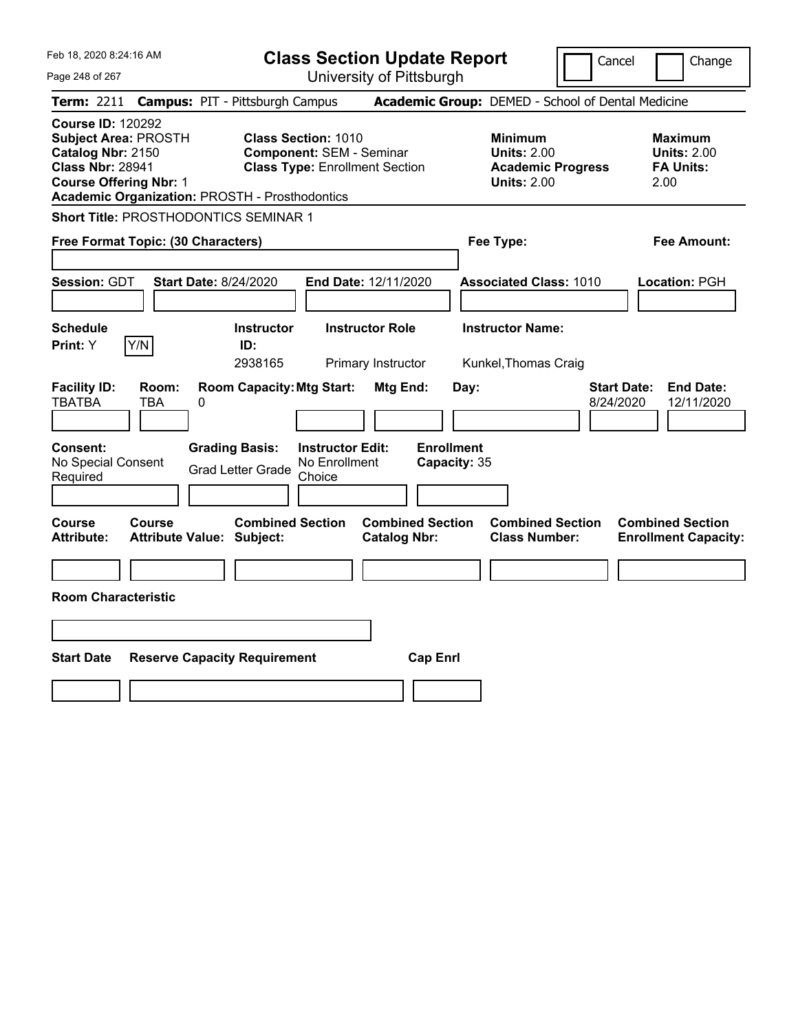# Class Section Update Report

University of Pittsburgh

Cancel | Change

**Term:** 2211 **Campus:** PIT - Pittsburgh Campus **Academic Group:** DEMED - School of Dental Medicine

**Course ID:** 120292
**Subject Area:** PROSTH
**Catalog Nbr:** 2150
**Class Nbr:** 28941
**Course Offering Nbr:** 1
**Academic Organization:** PROSTH - Prosthodontics

**Class Section:** 1010
**Component:** SEM - Seminar
**Class Type:** Enrollment Section

**Minimum Units:** 2.00
**Academic Progress Units:** 2.00

**Maximum Units:** 2.00
**FA Units:** 2.00

**Short Title:** PROSTHODONTICS SEMINAR 1

**Free Format Topic: (30 Characters)**

**Fee Type:**

**Fee Amount:**

**Session:** GDT **Start Date:** 8/24/2020 **End Date:** 12/11/2020 **Associated Class:** 1010 **Location:** PGH

| Schedule Print | Instructor ID | Instructor Role | Instructor Name |
|---|---|---|---|
| Y | 2938165 | Primary Instructor | Kunkel,Thomas Craig |

| Facility ID | Room | Room Capacity | Mtg Start | Mtg End | Day | Start Date | End Date |
|---|---|---|---|---|---|---|---|
| TBATBA | TBA | 0 | | | | 8/24/2020 | 12/11/2020 |

**Consent:** No Special Consent Required
**Grading Basis:** Grad Letter Grade
**Instructor Edit:** No Enrollment Choice
**Enrollment Capacity:** 35

| Course Attribute | Course Attribute Value | Combined Section Subject | Combined Section Catalog Nbr | Combined Section Class Number | Combined Section Enrollment Capacity |
|---|---|---|---|---|---|
| | | | | | |

**Room Characteristic**

| Start Date | Reserve Capacity Requirement | Cap Enrl |
|---|---|---|
| | | |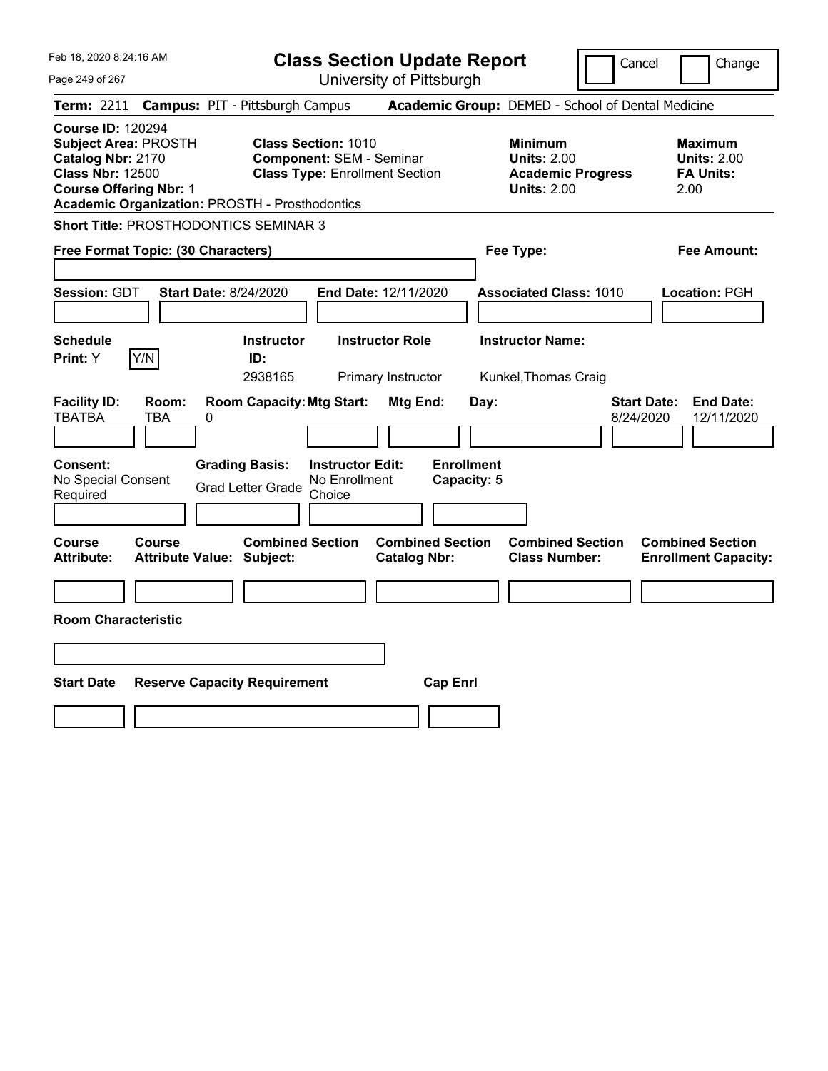# Class Section Update Report

University of Pittsburgh

Cancel | Change

**Term:** 2211 **Campus:** PIT - Pittsburgh Campus **Academic Group:** DEMED - School of Dental Medicine

**Course ID:** 120294
**Subject Area:** PROSTH
**Catalog Nbr:** 2170
**Class Nbr:** 12500
**Course Offering Nbr:** 1
**Academic Organization:** PROSTH - Prosthodontics

**Class Section:** 1010
**Component:** SEM - Seminar
**Class Type:** Enrollment Section

**Minimum**
**Units:** 2.00
**Academic Progress Units:** 2.00

**Maximum**
**Units:** 2.00
**FA Units:** 2.00

**Short Title:** PROSTHODONTICS SEMINAR 3

**Free Format Topic: (30 Characters)**

**Fee Type:**

**Fee Amount:**

**Session:** GDT **Start Date:** 8/24/2020 **End Date:** 12/11/2020 **Associated Class:** 1010 **Location:** PGH

| Schedule Print: | Instructor ID: | Instructor Role | Instructor Name: |
|---|---|---|---|
| Y | 2938165 | Primary Instructor | Kunkel,Thomas Craig |

| Facility ID: | Room: | Room Capacity: | Mtg Start: | Mtg End: | Day: | Start Date: | End Date: |
|---|---|---|---|---|---|---|---|
| TBATBA | TBA | 0 | | | | 8/24/2020 | 12/11/2020 |

| Consent: | Grading Basis: | Instructor Edit: | Enrollment Capacity: |
|---|---|---|---|
| No Special Consent Required | Grad Letter Grade | No Enrollment Choice | 5 |

| Course Attribute: | Course Attribute Value: | Combined Section Subject: | Combined Section Catalog Nbr: | Combined Section Class Number: | Combined Section Enrollment Capacity: |
|---|---|---|---|---|---|
| | | | | | |

**Room Characteristic**

| Start Date | Reserve Capacity Requirement | Cap Enrl |
|---|---|---|
| | | |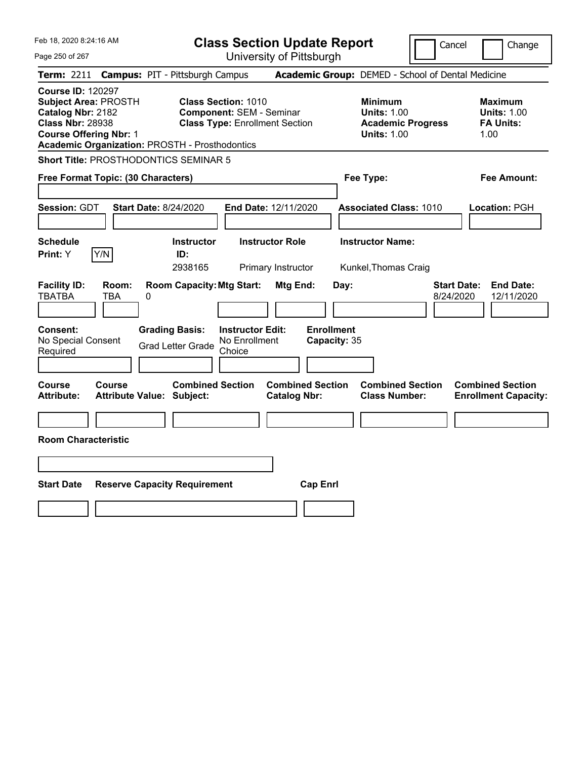# Class Section Update Report

University of Pittsburgh

Feb 18, 2020 8:24:16 AM

Cancel | Change

**Term:** 2211 **Campus:** PIT - Pittsburgh Campus **Academic Group:** DEMED - School of Dental Medicine

**Course ID:** 120297
**Subject Area:** PROSTH
**Catalog Nbr:** 2182
**Class Nbr:** 28938
**Course Offering Nbr:** 1
**Academic Organization:** PROSTH - Prosthodontics

**Class Section:** 1010
**Component:** SEM - Seminar
**Class Type:** Enrollment Section

**Minimum Units:** 1.00
**Academic Progress Units:** 1.00

**Maximum Units:** 1.00
**FA Units:** 1.00

**Short Title:** PROSTHODONTICS SEMINAR 5

**Free Format Topic: (30 Characters)**

**Fee Type:**

**Fee Amount:**

**Session:** GDT **Start Date:** 8/24/2020 **End Date:** 12/11/2020 **Associated Class:** 1010 **Location:** PGH

| Schedule Print | Instructor ID | Instructor Role | Instructor Name |
|---|---|---|---|
| Y | 2938165 | Primary Instructor | Kunkel,Thomas Craig |

| Facility ID | Room | Room Capacity | Mtg Start | Mtg End | Day | Start Date | End Date |
|---|---|---|---|---|---|---|---|
| TBATBA | TBA | 0 | | | | 8/24/2020 | 12/11/2020 |

**Consent:** No Special Consent Required
**Grading Basis:** Grad Letter Grade
**Instructor Edit:** No Enrollment Choice
**Enrollment Capacity:** 35

| Course Attribute | Course Attribute Value | Combined Section Subject | Combined Section Catalog Nbr | Combined Section Class Number | Combined Section Enrollment Capacity |
|---|---|---|---|---|---|
| | | | | | |

**Room Characteristic**

| Start Date | Reserve Capacity Requirement | Cap Enrl |
|---|---|---|
| | | |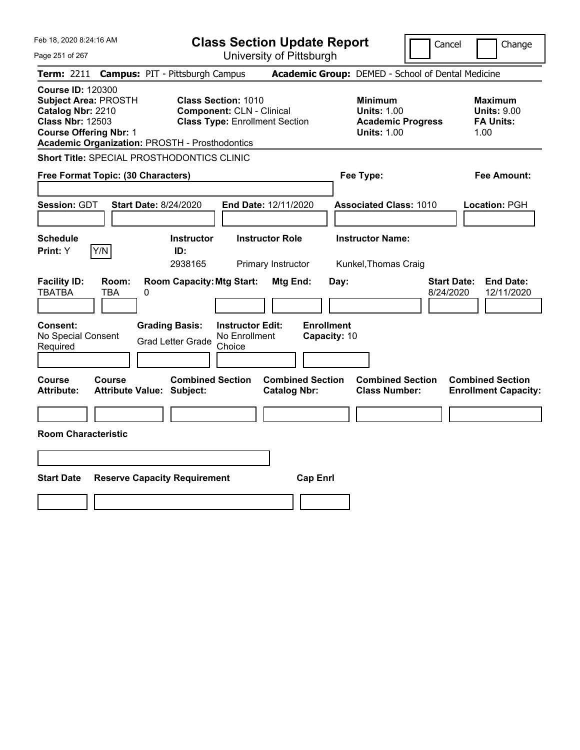# Class Section Update Report

University of Pittsburgh

Cancel | Change

**Term:** 2211 **Campus:** PIT - Pittsburgh Campus **Academic Group:** DEMED - School of Dental Medicine

**Course ID:** 120300
**Subject Area:** PROSTH
**Catalog Nbr:** 2210
**Class Nbr:** 12503
**Course Offering Nbr:** 1
**Academic Organization:** PROSTH - Prosthodontics

**Class Section:** 1010
**Component:** CLN - Clinical
**Class Type:** Enrollment Section

**Minimum Units:** 1.00
**Academic Progress Units:** 1.00

**Maximum Units:** 9.00
**FA Units:** 1.00

**Short Title:** SPECIAL PROSTHODONTICS CLINIC

**Free Format Topic: (30 Characters)**

**Fee Type:**

**Fee Amount:**

**Session:** GDT **Start Date:** 8/24/2020 **End Date:** 12/11/2020 **Associated Class:** 1010 **Location:** PGH

| Schedule Print | Instructor ID | Instructor Role | Instructor Name |
|---|---|---|---|
| Y (Y/N) | 2938165 | Primary Instructor | Kunkel,Thomas Craig |

| Facility ID | Room | Room Capacity | Mtg Start | Mtg End | Day | Start Date | End Date |
|---|---|---|---|---|---|---|---|
| TBATBA | TBA | 0 | | | | 8/24/2020 | 12/11/2020 |

| Consent | Grading Basis | Instructor Edit | Enrollment Capacity |
|---|---|---|---|
| No Special Consent Required | Grad Letter Grade | No Enrollment Choice | 10 |

| Course Attribute | Course Attribute Value | Combined Section Subject | Combined Section Catalog Nbr | Combined Section Class Number | Combined Section Enrollment Capacity |
|---|---|---|---|---|---|
| | | | | | |

**Room Characteristic**

| Start Date | Reserve Capacity Requirement | Cap Enrl |
|---|---|---|
| | | |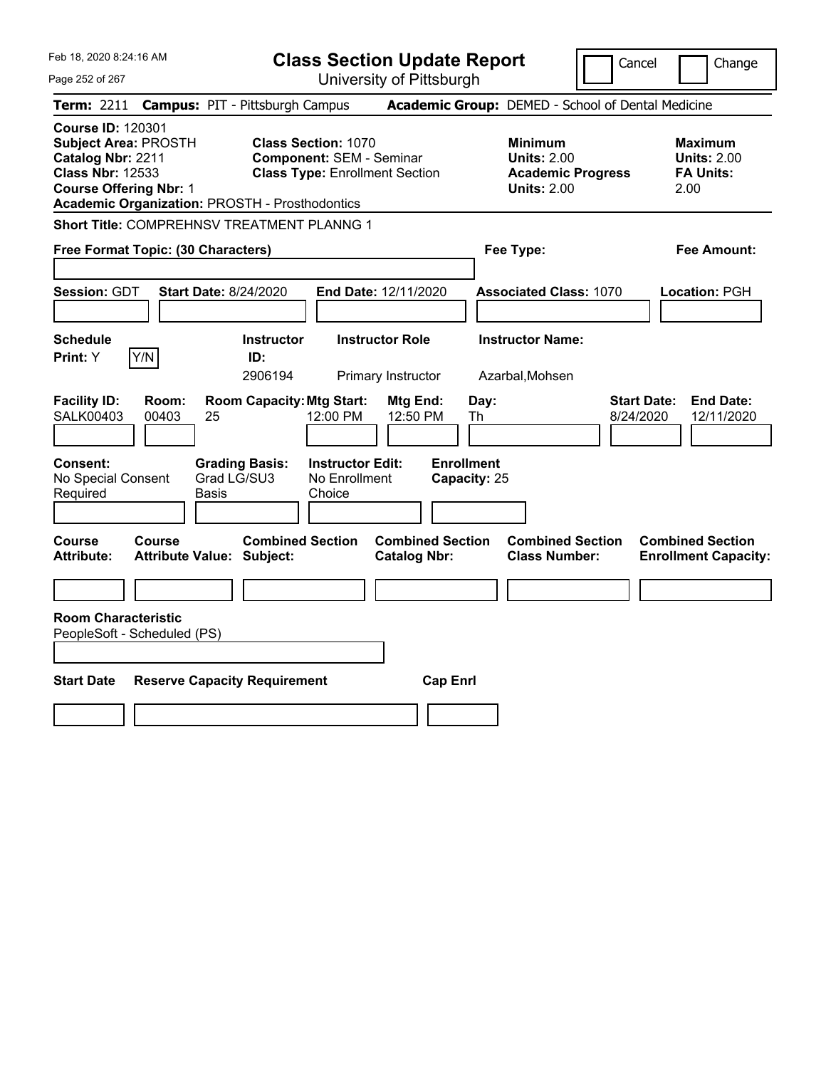# Class Section Update Report

University of Pittsburgh

Cancel / Change

**Term:** 2211 **Campus:** PIT - Pittsburgh Campus **Academic Group:** DEMED - School of Dental Medicine

**Course ID:** 120301
**Subject Area:** PROSTH
**Catalog Nbr:** 2211
**Class Nbr:** 12533
**Course Offering Nbr:** 1
**Academic Organization:** PROSTH - Prosthodontics

**Class Section:** 1070
**Component:** SEM - Seminar
**Class Type:** Enrollment Section

**Minimum Units:** 2.00
**Academic Progress Units:** 2.00

**Maximum Units:** 2.00
**FA Units:** 2.00

**Short Title:** COMPREHNSV TREATMENT PLANNG 1

**Free Format Topic: (30 Characters)**

**Fee Type:**

**Fee Amount:**

**Session:** GDT **Start Date:** 8/24/2020 **End Date:** 12/11/2020 **Associated Class:** 1070 **Location:** PGH

| Schedule Print | Instructor ID | Instructor Role | Instructor Name |
|---|---|---|---|
| Y (Y/N) | 2906194 | Primary Instructor | Azarbal,Mohsen |

| Facility ID | Room | Room Capacity | Mtg Start | Mtg End | Day | Start Date | End Date |
|---|---|---|---|---|---|---|---|
| SALK00403 | 00403 | 25 | 12:00 PM | 12:50 PM | Th | 8/24/2020 | 12/11/2020 |

**Consent:** No Special Consent Required
**Grading Basis:** Grad LG/SU3 Basis
**Instructor Edit:** No Enrollment Choice
**Enrollment Capacity:** 25

| Course Attribute | Course Attribute Value | Combined Section Subject | Combined Section Catalog Nbr | Combined Section Class Number | Combined Section Enrollment Capacity |
|---|---|---|---|---|---|
| | | | | | |

**Room Characteristic**
PeopleSoft - Scheduled (PS)

| Start Date | Reserve Capacity Requirement | Cap Enrl |
|---|---|---|
| | | |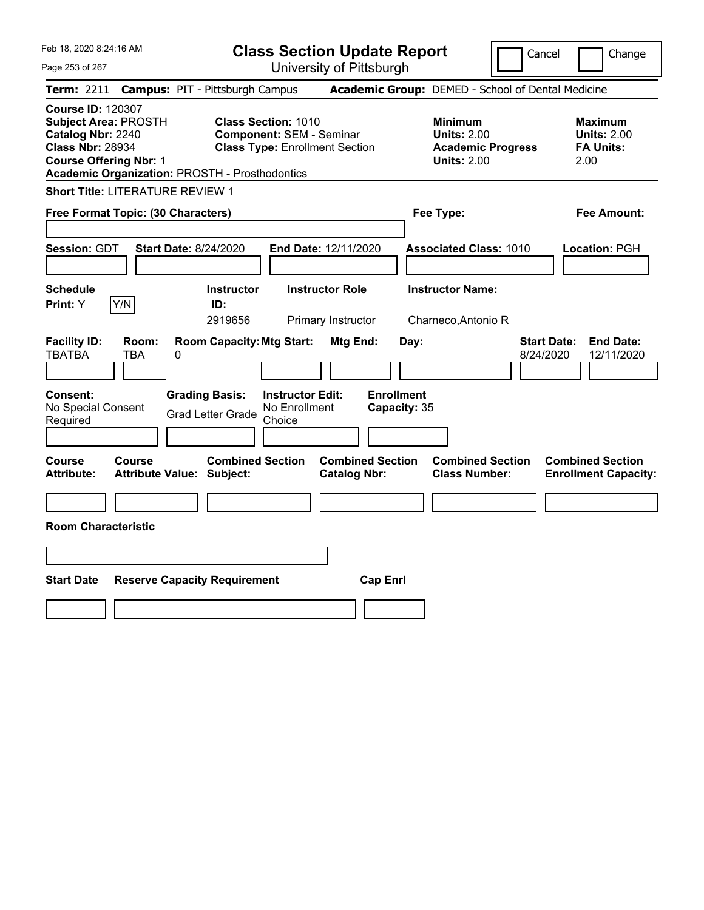# Class Section Update Report

University of Pittsburgh

Cancel | Change

**Term:** 2211 **Campus:** PIT - Pittsburgh Campus **Academic Group:** DEMED - School of Dental Medicine

**Course ID:** 120307
**Subject Area:** PROSTH
**Catalog Nbr:** 2240
**Class Nbr:** 28934
**Course Offering Nbr:** 1
**Academic Organization:** PROSTH - Prosthodontics

**Class Section:** 1010
**Component:** SEM - Seminar
**Class Type:** Enrollment Section

**Minimum Units:** 2.00
**Academic Progress Units:** 2.00

**Maximum Units:** 2.00
**FA Units:** 2.00

**Short Title:** LITERATURE REVIEW 1

**Free Format Topic: (30 Characters)**

**Fee Type:**

**Fee Amount:**

**Session:** GDT **Start Date:** 8/24/2020 **End Date:** 12/11/2020 **Associated Class:** 1010 **Location:** PGH

| Schedule Print | Instructor ID | Instructor Role | Instructor Name |
|---|---|---|---|
| Y (Y/N) | 2919656 | Primary Instructor | Charneco,Antonio R |

| Facility ID | Room | Room Capacity | Mtg Start | Mtg End | Day | Start Date | End Date |
|---|---|---|---|---|---|---|---|
| TBATBA | TBA | 0 | | | | 8/24/2020 | 12/11/2020 |

**Consent:** No Special Consent Required
**Grading Basis:** Grad Letter Grade
**Instructor Edit:** No Enrollment Choice
**Enrollment Capacity:** 35

| Course Attribute | Course Attribute Value | Combined Section Subject | Combined Section Catalog Nbr | Combined Section Class Number | Combined Section Enrollment Capacity |
|---|---|---|---|---|---|
| | | | | | |

**Room Characteristic**

| Start Date | Reserve Capacity Requirement | Cap Enrl |
|---|---|---|
| | | |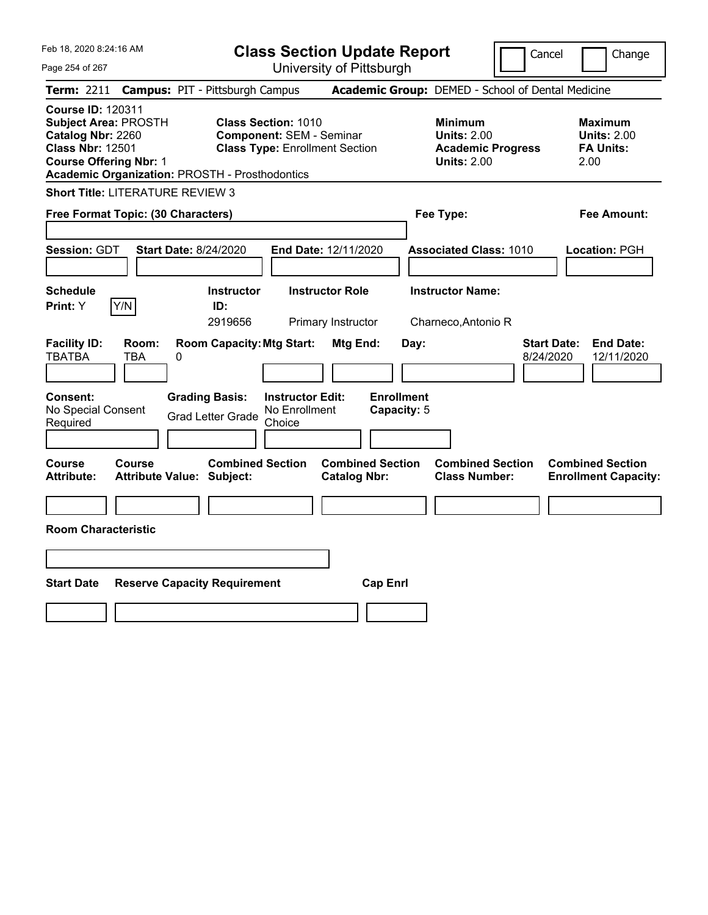Feb 18, 2020 8:24:16 AM

# Class Section Update Report

University of Pittsburgh

Cancel | Change

**Term:** 2211 **Campus:** PIT - Pittsburgh Campus **Academic Group:** DEMED - School of Dental Medicine

**Course ID:** 120311
**Subject Area:** PROSTH
**Catalog Nbr:** 2260
**Class Nbr:** 12501
**Course Offering Nbr:** 1
**Academic Organization:** PROSTH - Prosthodontics

**Class Section:** 1010
**Component:** SEM - Seminar
**Class Type:** Enrollment Section

**Minimum Units:** 2.00
**Academic Progress Units:** 2.00

**Maximum Units:** 2.00
**FA Units:** 2.00

**Short Title:** LITERATURE REVIEW 3

**Free Format Topic: (30 Characters)**

**Fee Type:**

**Fee Amount:**

**Session:** GDT **Start Date:** 8/24/2020 **End Date:** 12/11/2020 **Associated Class:** 1010 **Location:** PGH

| Schedule Print | Instructor ID | Instructor Role | Instructor Name |
|---|---|---|---|
| Y | 2919656 | Primary Instructor | Charneco,Antonio R |

| Facility ID | Room | Room Capacity | Mtg Start | Mtg End | Day | Start Date | End Date |
|---|---|---|---|---|---|---|---|
| TBATBA | TBA | 0 | | | | 8/24/2020 | 12/11/2020 |

| Consent | Grading Basis | Instructor Edit | Enrollment Capacity |
|---|---|---|---|
| No Special Consent Required | Grad Letter Grade | No Enrollment Choice | 5 |

| Course Attribute | Course Attribute Value | Combined Section Subject | Combined Section Catalog Nbr | Combined Section Class Number | Combined Section Enrollment Capacity |
|---|---|---|---|---|---|
| | | | | | |

**Room Characteristic**

| Start Date | Reserve Capacity Requirement | Cap Enrl |
|---|---|---|
| | | |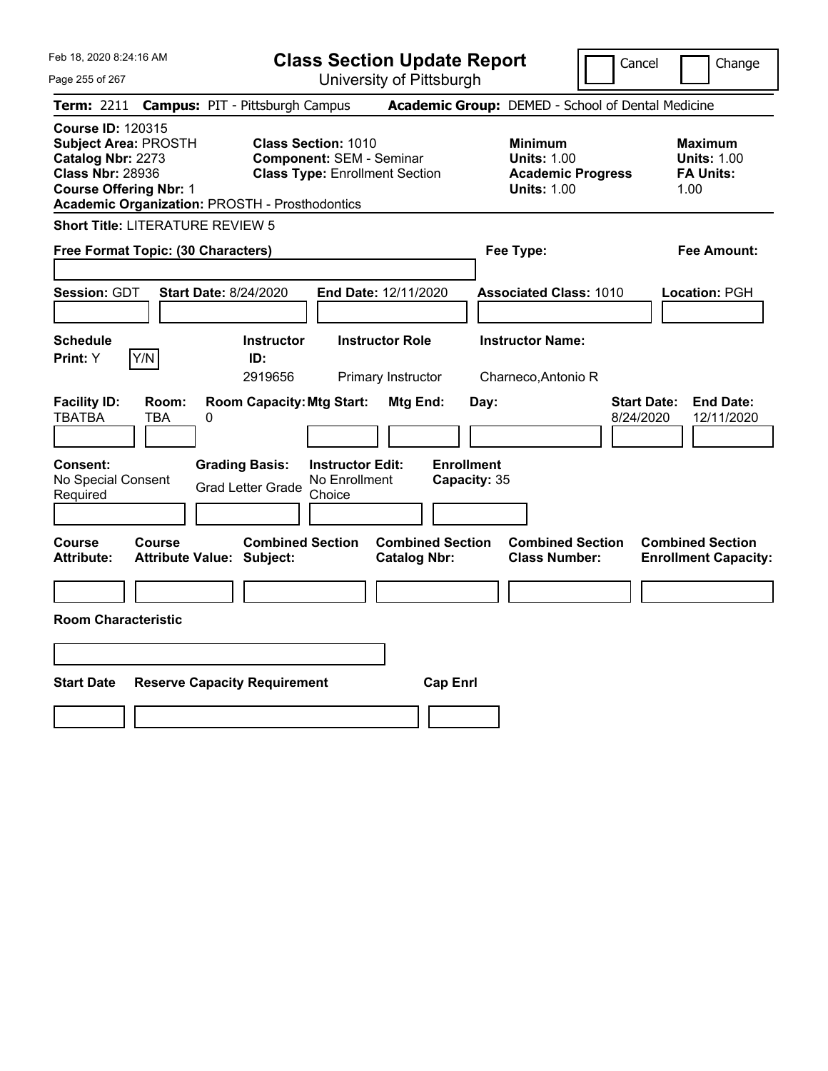Feb 18, 2020 8:24:16 AM

# Class Section Update Report

University of Pittsburgh

Cancel | Change

**Term:** 2211 **Campus:** PIT - Pittsburgh Campus **Academic Group:** DEMED - School of Dental Medicine

**Course ID:** 120315
**Subject Area:** PROSTH
**Catalog Nbr:** 2273
**Class Nbr:** 28936
**Course Offering Nbr:** 1
**Academic Organization:** PROSTH - Prosthodontics

**Class Section:** 1010
**Component:** SEM - Seminar
**Class Type:** Enrollment Section

**Minimum Units:** 1.00
**Academic Progress Units:** 1.00

**Maximum Units:** 1.00
**FA Units:** 1.00

**Short Title:** LITERATURE REVIEW 5

**Free Format Topic: (30 Characters)**

**Fee Type:**

**Fee Amount:**

**Session:** GDT **Start Date:** 8/24/2020 **End Date:** 12/11/2020 **Associated Class:** 1010 **Location:** PGH

| Schedule Print | Instructor ID | Instructor Role | Instructor Name |
|---|---|---|---|
| Y | 2919656 | Primary Instructor | Charneco,Antonio R |

| Facility ID | Room | Room Capacity | Mtg Start | Mtg End | Day | Start Date | End Date |
|---|---|---|---|---|---|---|---|
| TBATBA | TBA | 0 | | | | 8/24/2020 | 12/11/2020 |

| Consent | Grading Basis | Instructor Edit | Enrollment Capacity |
|---|---|---|---|
| No Special Consent Required | Grad Letter Grade | No Enrollment Choice | 35 |

| Course Attribute | Course Attribute Value | Combined Section Subject | Combined Section Catalog Nbr | Combined Section Class Number | Combined Section Enrollment Capacity |
|---|---|---|---|---|---|
| | | | | | |

**Room Characteristic**

| Start Date | Reserve Capacity Requirement | Cap Enrl |
|---|---|---|
| | | |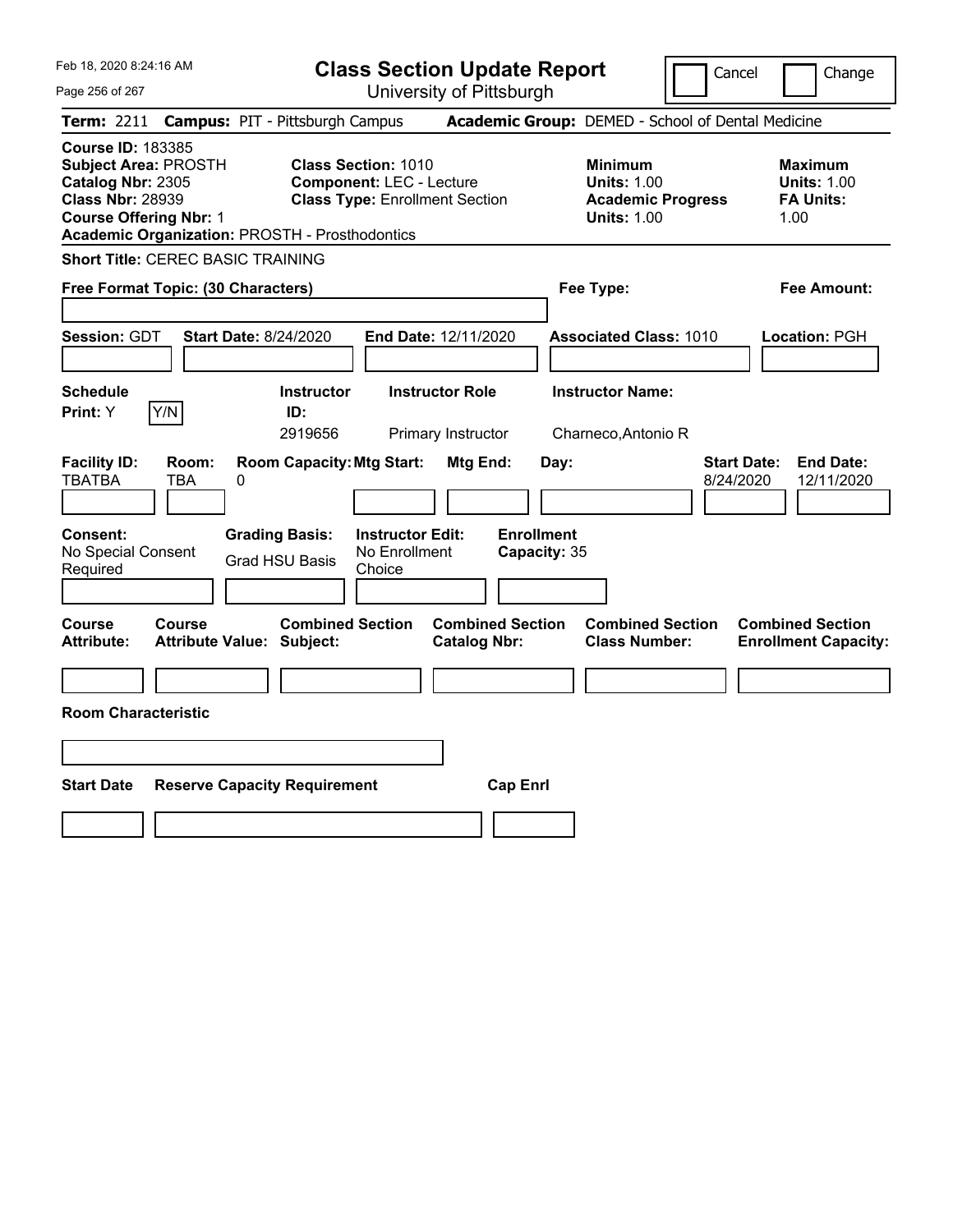# Class Section Update Report

University of Pittsburgh

Cancel | Change

**Term:** 2211 **Campus:** PIT - Pittsburgh Campus **Academic Group:** DEMED - School of Dental Medicine

**Course ID:** 183385
**Subject Area:** PROSTH
**Catalog Nbr:** 2305
**Class Nbr:** 28939
**Course Offering Nbr:** 1
**Academic Organization:** PROSTH - Prosthodontics

**Class Section:** 1010
**Component:** LEC - Lecture
**Class Type:** Enrollment Section

**Minimum Units:** 1.00
**Academic Progress Units:** 1.00

**Maximum Units:** 1.00
**FA Units:** 1.00

**Short Title:** CEREC BASIC TRAINING

**Free Format Topic: (30 Characters)**

**Fee Type:**

**Fee Amount:**

**Session:** GDT **Start Date:** 8/24/2020 **End Date:** 12/11/2020 **Associated Class:** 1010 **Location:** PGH

| Schedule Print | Instructor ID | Instructor Role | Instructor Name |
|---|---|---|---|
| Y | 2919656 | Primary Instructor | Charneco,Antonio R |

| Facility ID | Room | Room Capacity | Mtg Start | Mtg End | Day | Start Date | End Date |
|---|---|---|---|---|---|---|---|
| TBATBA | TBA | 0 | | | | 8/24/2020 | 12/11/2020 |

| Consent | Grading Basis | Instructor Edit | Enrollment Capacity |
|---|---|---|---|
| No Special Consent Required | Grad HSU Basis | No Enrollment Choice | 35 |

| Course Attribute | Course Attribute Value | Combined Section Subject | Combined Section Catalog Nbr | Combined Section Class Number | Combined Section Enrollment Capacity |
|---|---|---|---|---|---|
| | | | | | |

**Room Characteristic**

| Start Date | Reserve Capacity Requirement | Cap Enrl |
|---|---|---|
| | | |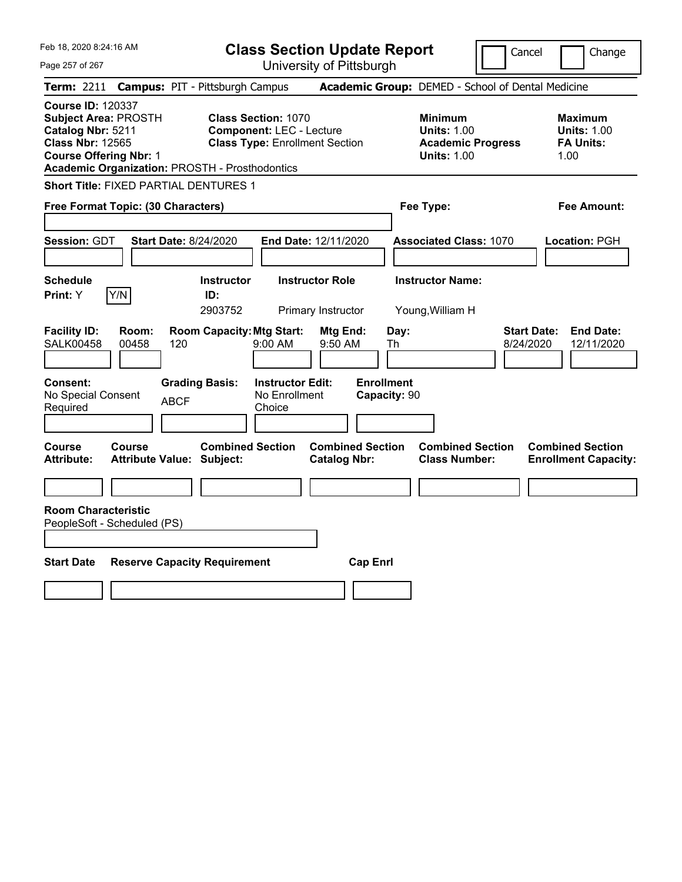Feb 18, 2020 8:24:16 AM

# Class Section Update Report

University of Pittsburgh

Cancel | Change

**Term:** 2211 **Campus:** PIT - Pittsburgh Campus **Academic Group:** DEMED - School of Dental Medicine

**Course ID:** 120337
**Subject Area:** PROSTH
**Catalog Nbr:** 5211
**Class Nbr:** 12565
**Course Offering Nbr:** 1
**Academic Organization:** PROSTH - Prosthodontics

**Class Section:** 1070
**Component:** LEC - Lecture
**Class Type:** Enrollment Section

**Minimum Units:** 1.00
**Academic Progress Units:** 1.00

**Maximum Units:** 1.00
**FA Units:** 1.00

**Short Title:** FIXED PARTIAL DENTURES 1

**Free Format Topic: (30 Characters)**

**Fee Type:**

**Fee Amount:**

**Session:** GDT **Start Date:** 8/24/2020 **End Date:** 12/11/2020 **Associated Class:** 1070 **Location:** PGH

| Schedule Print | Instructor ID | Instructor Role | Instructor Name |
|---|---|---|---|
| Y (Y/N) | 2903752 | Primary Instructor | Young,William H |

| Facility ID | Room | Room Capacity | Mtg Start | Mtg End | Day | Start Date | End Date |
|---|---|---|---|---|---|---|---|
| SALK00458 | 00458 | 120 | 9:00 AM | 9:50 AM | Th | 8/24/2020 | 12/11/2020 |

| Consent | Grading Basis | Instructor Edit | Enrollment Capacity |
|---|---|---|---|
| No Special Consent Required | ABCF | No Enrollment Choice | 90 |

| Course Attribute | Course Attribute Value | Combined Section Subject | Combined Section Catalog Nbr | Combined Section Class Number | Combined Section Enrollment Capacity |
|---|---|---|---|---|---|
| | | | | | |

**Room Characteristic**
PeopleSoft - Scheduled (PS)

| Start Date | Reserve Capacity Requirement | Cap Enrl |
|---|---|---|
| | | |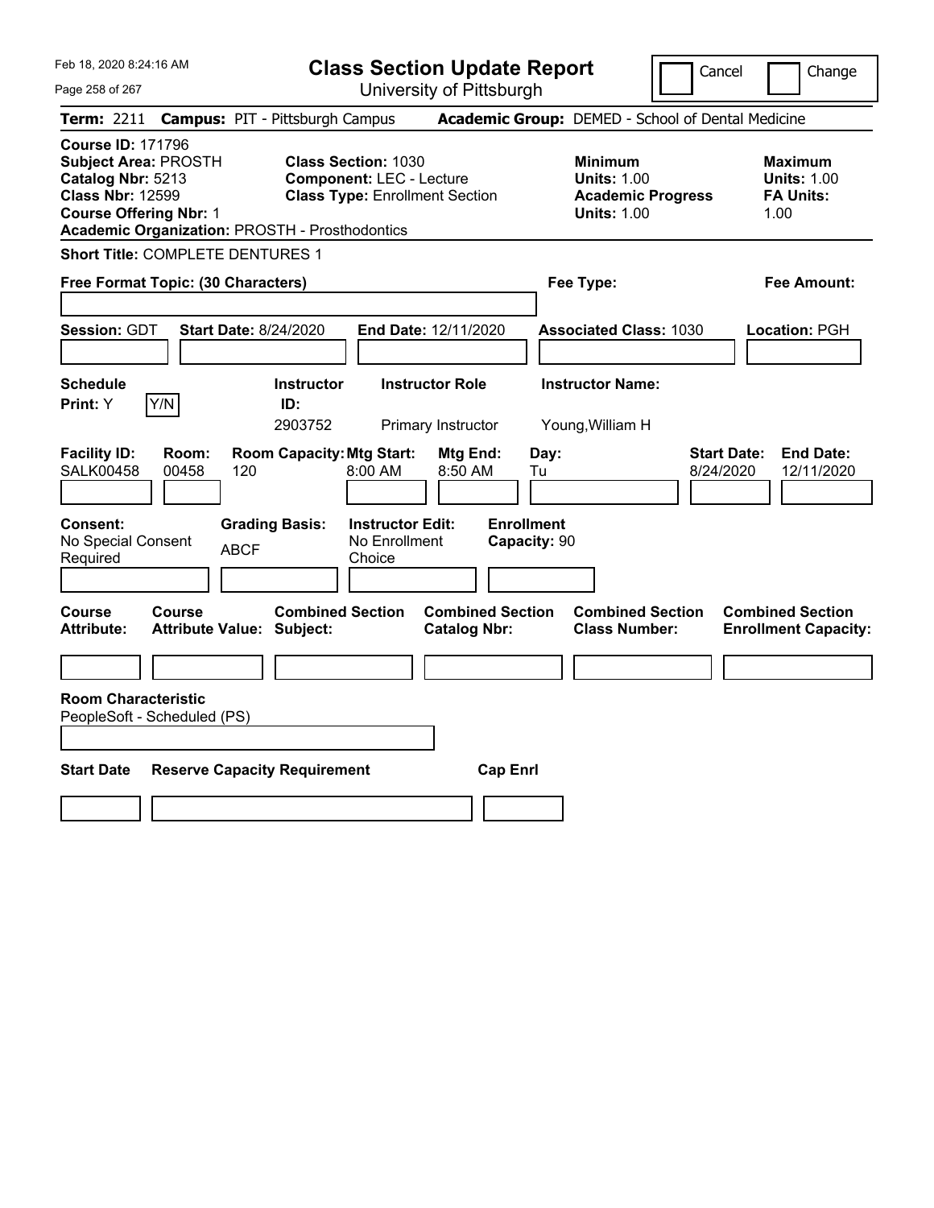# Class Section Update Report

University of Pittsburgh

Cancel | Change

**Term:** 2211 **Campus:** PIT - Pittsburgh Campus **Academic Group:** DEMED - School of Dental Medicine

**Course ID:** 171796
**Subject Area:** PROSTH
**Catalog Nbr:** 5213
**Class Nbr:** 12599
**Course Offering Nbr:** 1
**Academic Organization:** PROSTH - Prosthodontics

**Class Section:** 1030
**Component:** LEC - Lecture
**Class Type:** Enrollment Section

**Minimum Units:** 1.00
**Academic Progress Units:** 1.00

**Maximum Units:** 1.00
**FA Units:** 1.00

**Short Title:** COMPLETE DENTURES 1

**Free Format Topic: (30 Characters)**

**Fee Type:**

**Fee Amount:**

**Session:** GDT **Start Date:** 8/24/2020 **End Date:** 12/11/2020 **Associated Class:** 1030 **Location:** PGH

| Schedule Print | Instructor ID | Instructor Role | Instructor Name |
|---|---|---|---|
| Y (Y/N) | 2903752 | Primary Instructor | Young,William H |

| Facility ID | Room | Room Capacity | Mtg Start | Mtg End | Day | Start Date | End Date |
|---|---|---|---|---|---|---|---|
| SALK00458 | 00458 | 120 | 8:00 AM | 8:50 AM | Tu | 8/24/2020 | 12/11/2020 |

| Consent | Grading Basis | Instructor Edit | Enrollment Capacity |
|---|---|---|---|
| No Special Consent Required | ABCF | No Enrollment Choice | 90 |

| Course Attribute | Course Attribute Value | Combined Section Subject | Combined Section Catalog Nbr | Combined Section Class Number | Combined Section Enrollment Capacity |
|---|---|---|---|---|---|
| | | | | | |

**Room Characteristic**
PeopleSoft - Scheduled (PS)

| Start Date | Reserve Capacity Requirement | Cap Enrl |
|---|---|---|
| | | |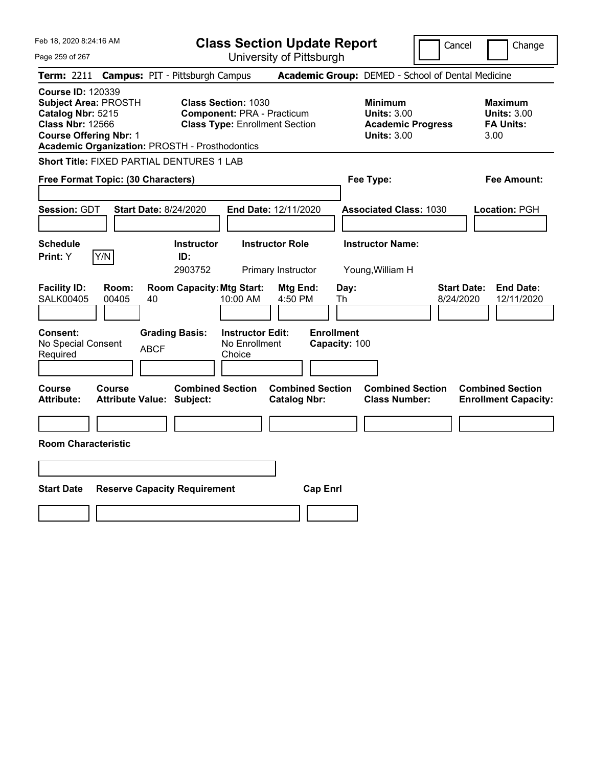# Class Section Update Report

University of Pittsburgh

Cancel | Change

**Term:** 2211 **Campus:** PIT - Pittsburgh Campus **Academic Group:** DEMED - School of Dental Medicine

**Course ID:** 120339
**Subject Area:** PROSTH
**Catalog Nbr:** 5215
**Class Nbr:** 12566
**Course Offering Nbr:** 1
**Academic Organization:** PROSTH - Prosthodontics

**Class Section:** 1030
**Component:** PRA - Practicum
**Class Type:** Enrollment Section

**Minimum Units:** 3.00
**Academic Progress Units:** 3.00

**Maximum Units:** 3.00
**FA Units:** 3.00

**Short Title:** FIXED PARTIAL DENTURES 1 LAB

**Free Format Topic: (30 Characters)**

**Fee Type:**

**Fee Amount:**

**Session:** GDT **Start Date:** 8/24/2020 **End Date:** 12/11/2020 **Associated Class:** 1030 **Location:** PGH

| Schedule Print | Instructor ID | Instructor Role | Instructor Name |
|---|---|---|---|
| Y | 2903752 | Primary Instructor | Young,William H |

| Facility ID | Room | Room Capacity | Mtg Start | Mtg End | Day | Start Date | End Date |
|---|---|---|---|---|---|---|---|
| SALK00405 | 00405 | 40 | 10:00 AM | 4:50 PM | Th | 8/24/2020 | 12/11/2020 |

| Consent | Grading Basis | Instructor Edit | Enrollment Capacity |
|---|---|---|---|
| No Special Consent Required | ABCF | No Enrollment Choice | 100 |

| Course Attribute | Course Attribute Value | Combined Section Subject | Combined Section Catalog Nbr | Combined Section Class Number | Combined Section Enrollment Capacity |
|---|---|---|---|---|---|
| | | | | | |

**Room Characteristic**

| Start Date | Reserve Capacity Requirement | Cap Enrl |
|---|---|---|
| | | |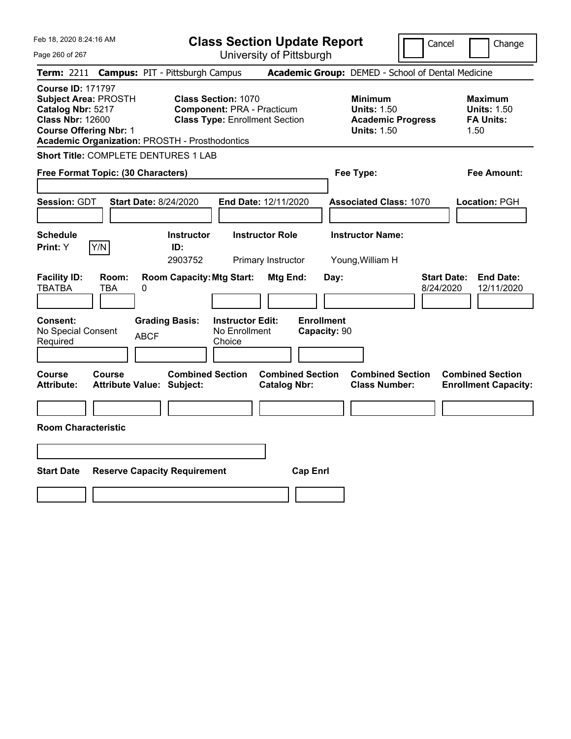# Class Section Update Report

University of Pittsburgh

Cancel | Change

**Term:** 2211 **Campus:** PIT - Pittsburgh Campus **Academic Group:** DEMED - School of Dental Medicine

**Course ID:** 171797
**Subject Area:** PROSTH
**Catalog Nbr:** 5217
**Class Nbr:** 12600
**Course Offering Nbr:** 1
**Academic Organization:** PROSTH - Prosthodontics

**Class Section:** 1070
**Component:** PRA - Practicum
**Class Type:** Enrollment Section

**Minimum Units:** 1.50
**Academic Progress Units:** 1.50

**Maximum Units:** 1.50
**FA Units:** 1.50

**Short Title:** COMPLETE DENTURES 1 LAB

**Free Format Topic: (30 Characters)**

**Fee Type:**

**Fee Amount:**

**Session:** GDT **Start Date:** 8/24/2020 **End Date:** 12/11/2020 **Associated Class:** 1070 **Location:** PGH

| Schedule Print | Instructor ID | Instructor Role | Instructor Name |
|---|---|---|---|
| Y (Y/N) | 2903752 | Primary Instructor | Young,William H |

| Facility ID | Room | Room Capacity | Mtg Start | Mtg End | Day | Start Date | End Date |
|---|---|---|---|---|---|---|---|
| TBATBA | TBA | 0 | | | | 8/24/2020 | 12/11/2020 |

| Consent | Grading Basis | Instructor Edit | Enrollment Capacity |
|---|---|---|---|
| No Special Consent Required | ABCF | No Enrollment Choice | 90 |

| Course Attribute | Course Attribute Value | Combined Section Subject | Combined Section Catalog Nbr | Combined Section Class Number | Combined Section Enrollment Capacity |
|---|---|---|---|---|---|
| | | | | | |

**Room Characteristic**

| Start Date | Reserve Capacity Requirement | Cap Enrl |
|---|---|---|
| | | |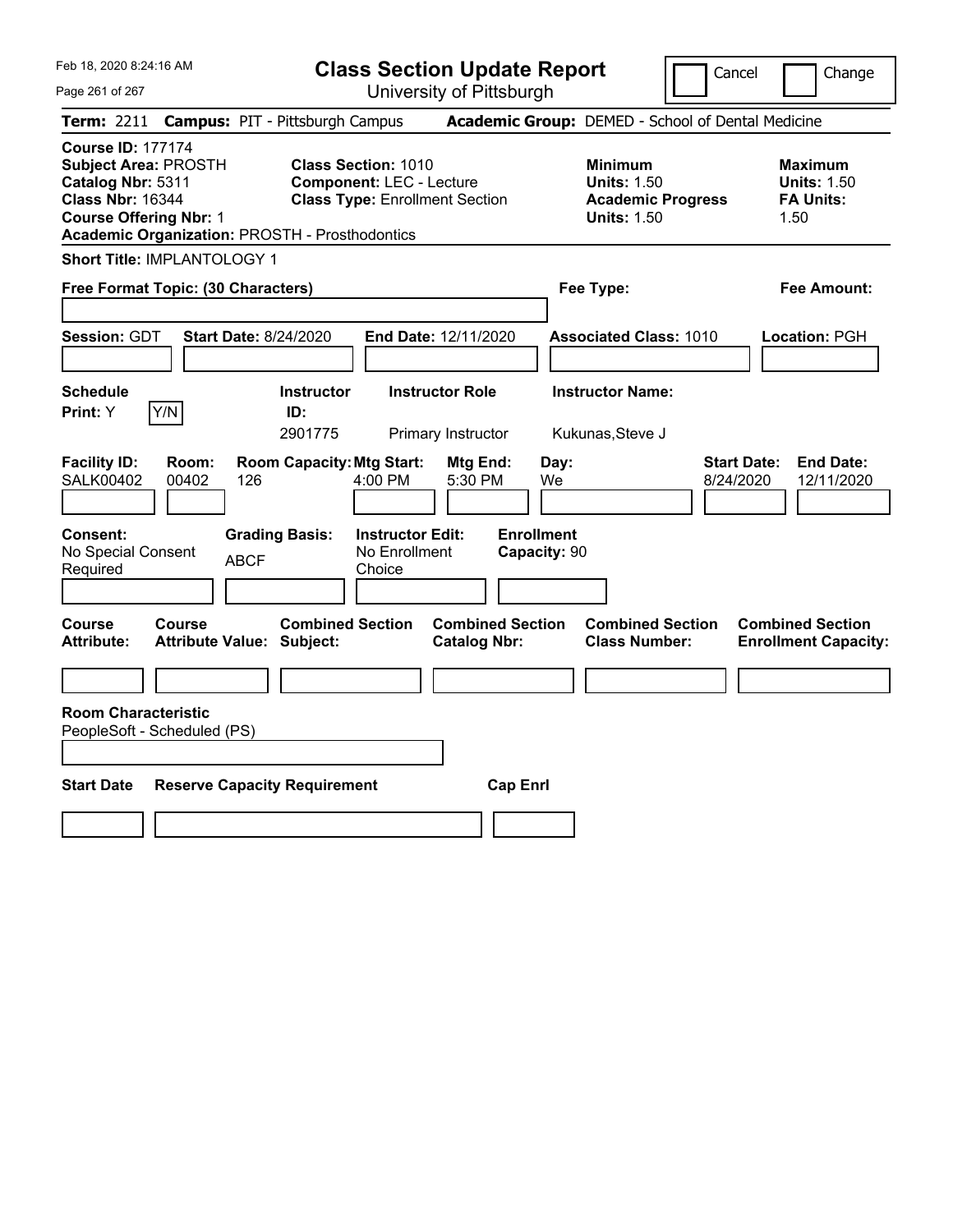Feb 18, 2020 8:24:16 AM

# Class Section Update Report

University of Pittsburgh

Cancel | Change

**Term:** 2211 **Campus:** PIT - Pittsburgh Campus **Academic Group:** DEMED - School of Dental Medicine

**Course ID:** 177174
**Subject Area:** PROSTH
**Catalog Nbr:** 5311
**Class Nbr:** 16344
**Course Offering Nbr:** 1
**Academic Organization:** PROSTH - Prosthodontics

**Class Section:** 1010
**Component:** LEC - Lecture
**Class Type:** Enrollment Section

**Minimum Units:** 1.50
**Academic Progress Units:** 1.50

**Maximum Units:** 1.50
**FA Units:** 1.50

**Short Title:** IMPLANTOLOGY 1

**Free Format Topic: (30 Characters)**

**Fee Type:**

**Fee Amount:**

**Session:** GDT **Start Date:** 8/24/2020 **End Date:** 12/11/2020 **Associated Class:** 1010 **Location:** PGH

| Schedule Print | Y/N | Instructor ID | Instructor Role | Instructor Name |
|---|---|---|---|---|
| Y | | 2901775 | Primary Instructor | Kukunas,Steve J |

| Facility ID | Room | Room Capacity | Mtg Start | Mtg End | Day | Start Date | End Date |
|---|---|---|---|---|---|---|---|
| SALK00402 | 00402 | 126 | 4:00 PM | 5:30 PM | We | 8/24/2020 | 12/11/2020 |

| Consent | Grading Basis | Instructor Edit | Enrollment Capacity |
|---|---|---|---|
| No Special Consent Required | ABCF | No Enrollment Choice | 90 |

| Course Attribute | Course Attribute Value | Combined Section Subject | Combined Section Catalog Nbr | Combined Section Class Number | Combined Section Enrollment Capacity |
|---|---|---|---|---|---|
| | | | | | |

**Room Characteristic**
PeopleSoft - Scheduled (PS)

| Start Date | Reserve Capacity Requirement | Cap Enrl |
|---|---|---|
| | | |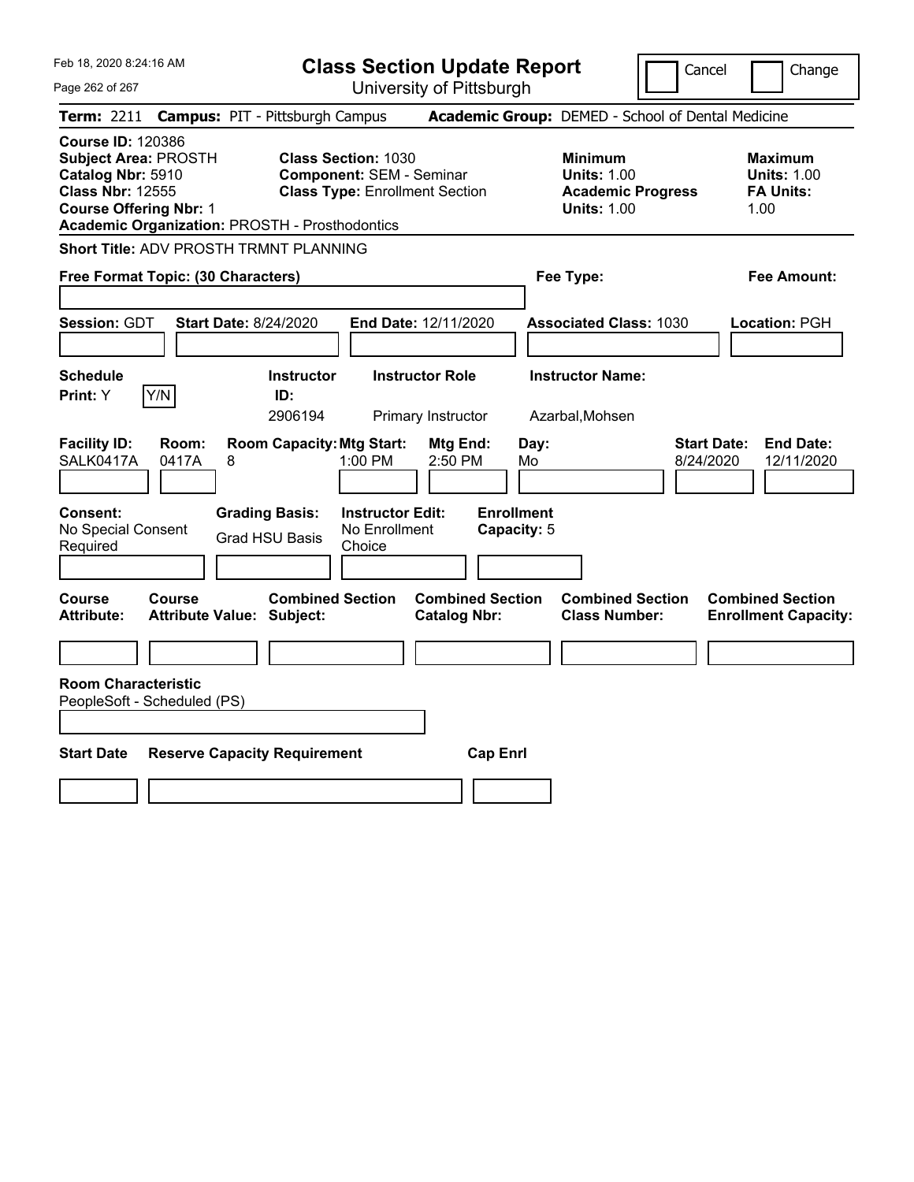# Class Section Update Report

University of Pittsburgh

Cancel | Change

**Term:** 2211 **Campus:** PIT - Pittsburgh Campus **Academic Group:** DEMED - School of Dental Medicine

**Course ID:** 120386
**Subject Area:** PROSTH
**Catalog Nbr:** 5910
**Class Nbr:** 12555
**Course Offering Nbr:** 1
**Academic Organization:** PROSTH - Prosthodontics

**Class Section:** 1030
**Component:** SEM - Seminar
**Class Type:** Enrollment Section

**Minimum Units:** 1.00
**Academic Progress Units:** 1.00

**Maximum Units:** 1.00
**FA Units:** 1.00

**Short Title:** ADV PROSTH TRMNT PLANNING

**Free Format Topic: (30 Characters)**

**Fee Type:**

**Fee Amount:**

**Session:** GDT **Start Date:** 8/24/2020 **End Date:** 12/11/2020 **Associated Class:** 1030 **Location:** PGH

| Schedule Print | Instructor ID | Instructor Role | Instructor Name |
|---|---|---|---|
| Y (Y/N) | 2906194 | Primary Instructor | Azarbal,Mohsen |

| Facility ID | Room | Room Capacity | Mtg Start | Mtg End | Day | Start Date | End Date |
|---|---|---|---|---|---|---|---|
| SALK0417A | 0417A | 8 | 1:00 PM | 2:50 PM | Mo | 8/24/2020 | 12/11/2020 |

**Consent:** No Special Consent Required
**Grading Basis:** Grad HSU Basis
**Instructor Edit:** No Enrollment Choice
**Enrollment Capacity:** 5

| Course Attribute | Course Attribute Value | Combined Section Subject | Combined Section Catalog Nbr | Combined Section Class Number | Combined Section Enrollment Capacity |
|---|---|---|---|---|---|
| | | | | | |

**Room Characteristic**
PeopleSoft - Scheduled (PS)

| Start Date | Reserve Capacity Requirement | Cap Enrl |
|---|---|---|
| | | |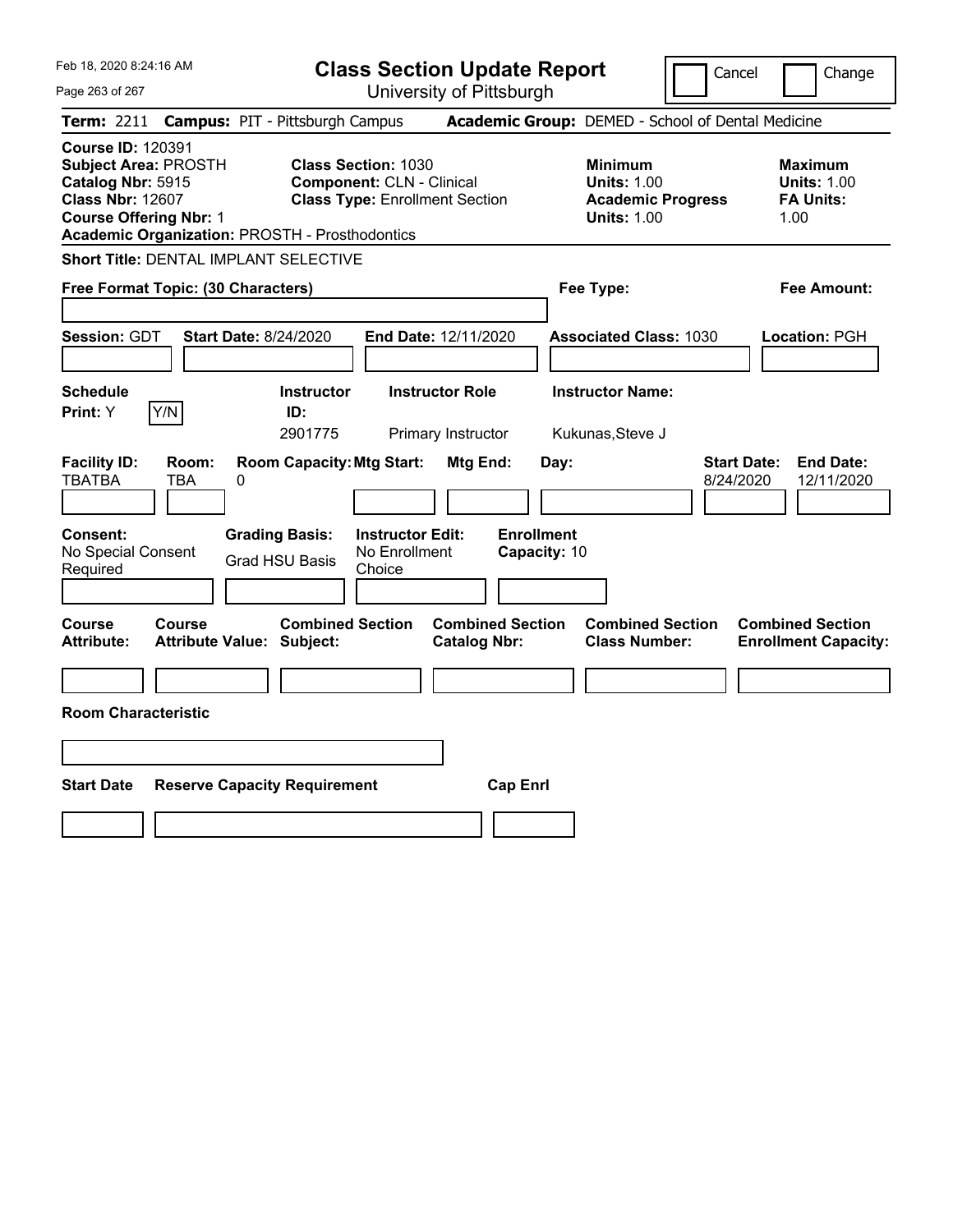# Class Section Update Report

University of Pittsburgh

Cancel | Change

**Term:** 2211 **Campus:** PIT - Pittsburgh Campus **Academic Group:** DEMED - School of Dental Medicine

**Course ID:** 120391
**Subject Area:** PROSTH
**Catalog Nbr:** 5915
**Class Nbr:** 12607
**Course Offering Nbr:** 1
**Academic Organization:** PROSTH - Prosthodontics

**Class Section:** 1030
**Component:** CLN - Clinical
**Class Type:** Enrollment Section

**Minimum Units:** 1.00
**Academic Progress Units:** 1.00

**Maximum Units:** 1.00
**FA Units:** 1.00

**Short Title:** DENTAL IMPLANT SELECTIVE

**Free Format Topic: (30 Characters)**

**Fee Type:**

**Fee Amount:**

**Session:** GDT **Start Date:** 8/24/2020 **End Date:** 12/11/2020 **Associated Class:** 1030 **Location:** PGH

| Schedule Print | Instructor ID | Instructor Role | Instructor Name |
|---|---|---|---|
| Y | 2901775 | Primary Instructor | Kukunas,Steve J |

| Facility ID | Room | Room Capacity | Mtg Start | Mtg End | Day | Start Date | End Date |
|---|---|---|---|---|---|---|---|
| TBATBA | TBA | 0 | | | | 8/24/2020 | 12/11/2020 |

| Consent | Grading Basis | Instructor Edit | Enrollment Capacity |
|---|---|---|---|
| No Special Consent Required | Grad HSU Basis | No Enrollment Choice | 10 |

| Course Attribute | Course Attribute Value | Combined Section Subject | Combined Section Catalog Nbr | Combined Section Class Number | Combined Section Enrollment Capacity |
|---|---|---|---|---|---|
| | | | | | |

**Room Characteristic**

| Start Date | Reserve Capacity Requirement | Cap Enrl |
|---|---|---|
| | | |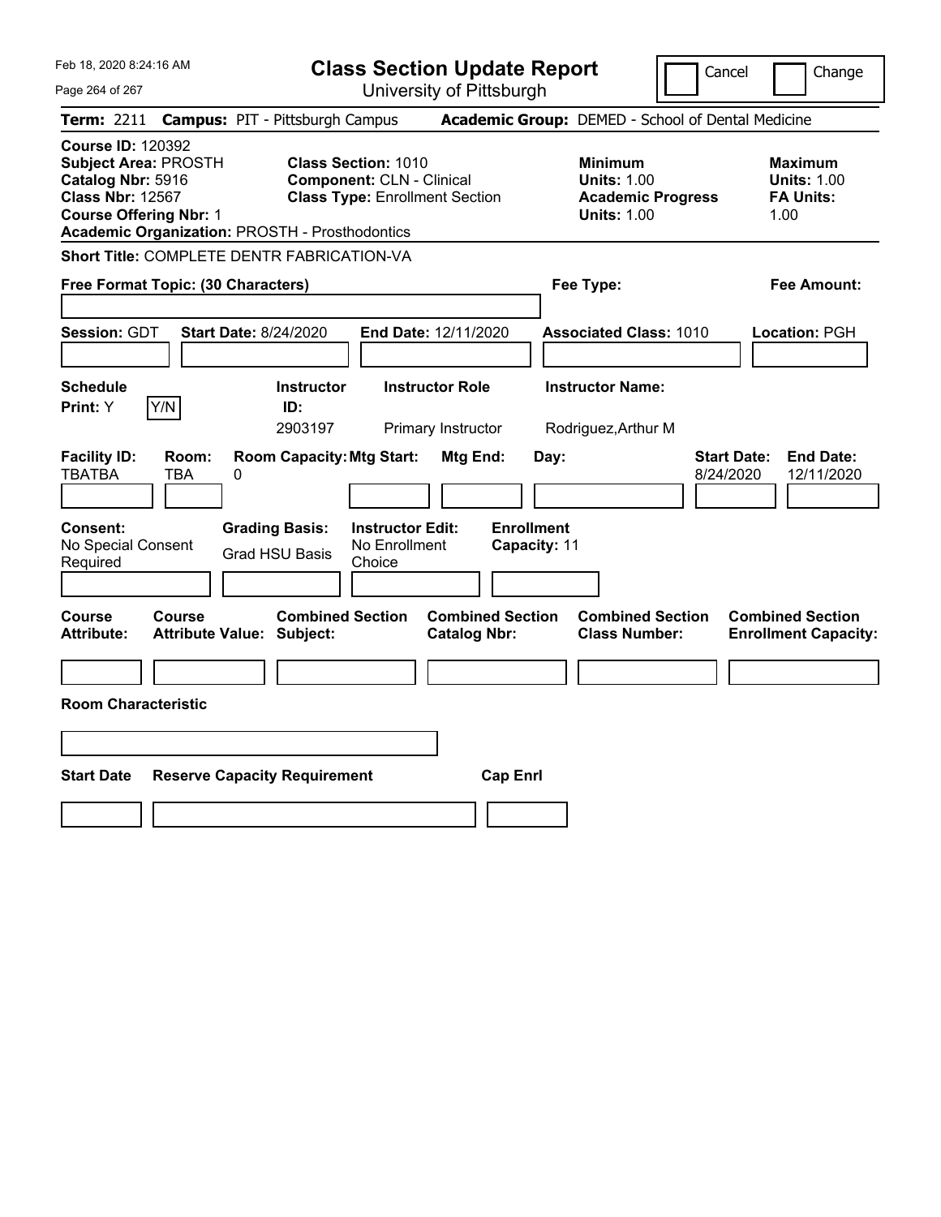# Class Section Update Report

University of Pittsburgh

Cancel | Change

**Term:** 2211 **Campus:** PIT - Pittsburgh Campus **Academic Group:** DEMED - School of Dental Medicine

**Course ID:** 120392
**Subject Area:** PROSTH
**Catalog Nbr:** 5916
**Class Nbr:** 12567
**Course Offering Nbr:** 1
**Academic Organization:** PROSTH - Prosthodontics

**Class Section:** 1010
**Component:** CLN - Clinical
**Class Type:** Enrollment Section

**Minimum Units:** 1.00
**Academic Progress Units:** 1.00

**Maximum Units:** 1.00
**FA Units:** 1.00

**Short Title:** COMPLETE DENTR FABRICATION-VA

**Free Format Topic: (30 Characters)**

**Fee Type:**

**Fee Amount:**

**Session:** GDT **Start Date:** 8/24/2020 **End Date:** 12/11/2020 **Associated Class:** 1010 **Location:** PGH

| Schedule Print | Instructor ID | Instructor Role | Instructor Name |
|---|---|---|---|
| Y | 2903197 | Primary Instructor | Rodriguez,Arthur M |

| Facility ID | Room | Room Capacity | Mtg Start | Mtg End | Day | Start Date | End Date |
|---|---|---|---|---|---|---|---|
| TBATBA | TBA | 0 | | | | 8/24/2020 | 12/11/2020 |

| Consent | Grading Basis | Instructor Edit | Enrollment Capacity |
|---|---|---|---|
| No Special Consent Required | Grad HSU Basis | No Enrollment Choice | 11 |

| Course Attribute | Course Attribute Value | Combined Section Subject | Combined Section Catalog Nbr | Combined Section Class Number | Combined Section Enrollment Capacity |
|---|---|---|---|---|---|
| | | | | | |

**Room Characteristic**

| Start Date | Reserve Capacity Requirement | Cap Enrl |
|---|---|---|
| | | |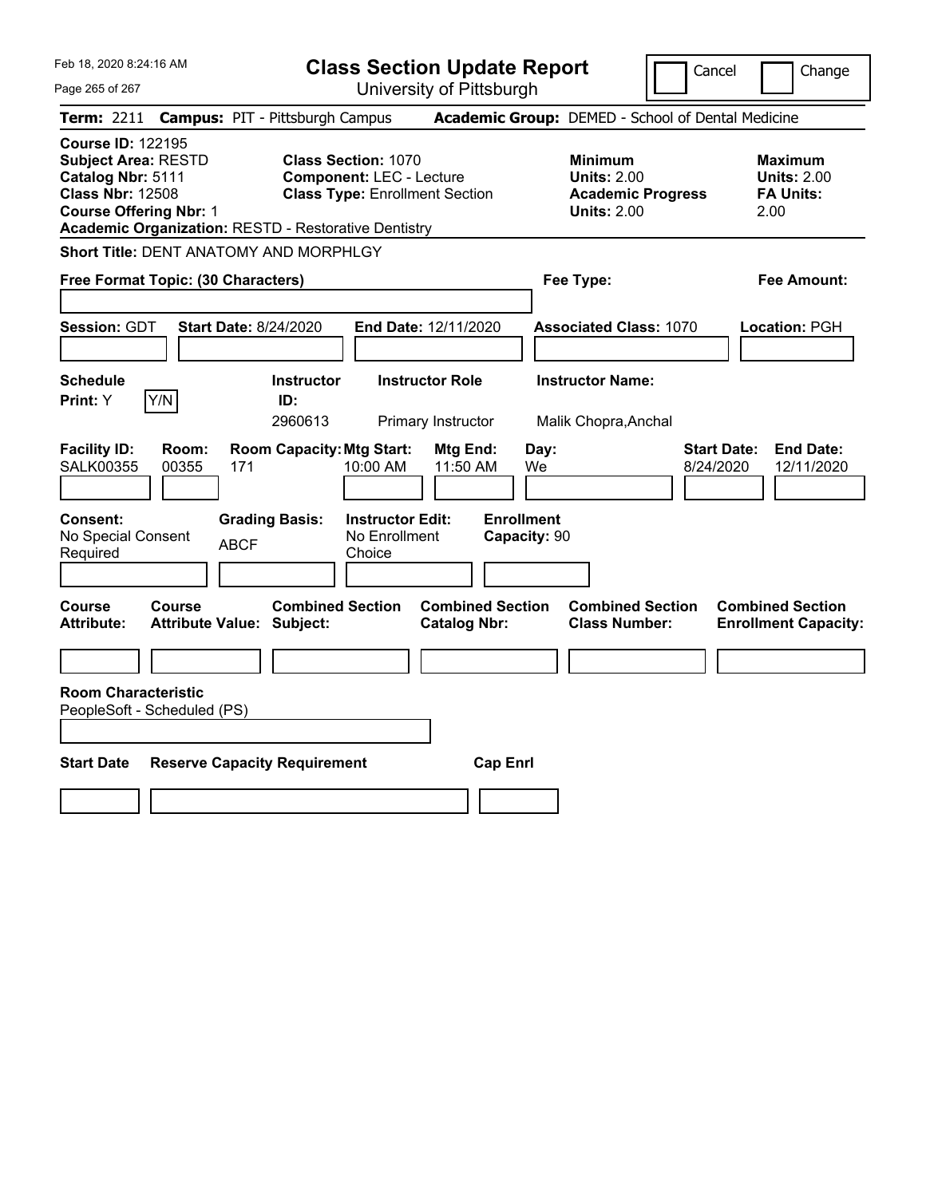# Class Section Update Report

University of Pittsburgh

Cancel | Change

**Term:** 2211 **Campus:** PIT - Pittsburgh Campus **Academic Group:** DEMED - School of Dental Medicine

**Course ID:** 122195
**Subject Area:** RESTD
**Catalog Nbr:** 5111
**Class Nbr:** 12508
**Course Offering Nbr:** 1
**Academic Organization:** RESTD - Restorative Dentistry

**Class Section:** 1070
**Component:** LEC - Lecture
**Class Type:** Enrollment Section

**Minimum Units:** 2.00
**Academic Progress Units:** 2.00

**Maximum Units:** 2.00
**FA Units:** 2.00

**Short Title:** DENT ANATOMY AND MORPHLGY

**Free Format Topic: (30 Characters)**

**Fee Type:**

**Fee Amount:**

**Session:** GDT **Start Date:** 8/24/2020 **End Date:** 12/11/2020 **Associated Class:** 1070 **Location:** PGH

| Schedule Print | Instructor ID | Instructor Role | Instructor Name |
|---|---|---|---|
| Y (Y/N) | 2960613 | Primary Instructor | Malik Chopra,Anchal |

| Facility ID | Room | Room Capacity | Mtg Start | Mtg End | Day | Start Date | End Date |
|---|---|---|---|---|---|---|---|
| SALK00355 | 00355 | 171 | 10:00 AM | 11:50 AM | We | 8/24/2020 | 12/11/2020 |

| Consent | Grading Basis | Instructor Edit | Enrollment Capacity |
|---|---|---|---|
| No Special Consent Required | ABCF | No Enrollment Choice | 90 |

| Course Attribute | Course Attribute Value | Combined Section Subject | Combined Section Catalog Nbr | Combined Section Class Number | Combined Section Enrollment Capacity |
|---|---|---|---|---|---|
| | | | | | |

**Room Characteristic**
PeopleSoft - Scheduled (PS)

| Start Date | Reserve Capacity Requirement | Cap Enrl |
|---|---|---|
| | | |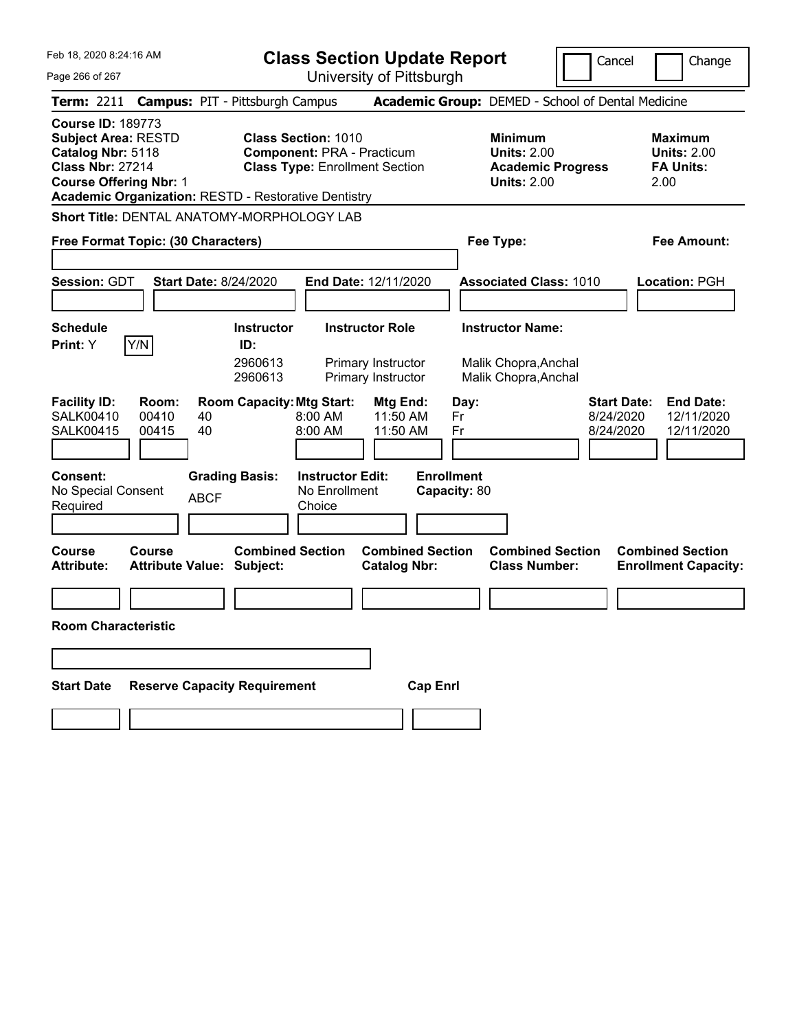# Class Section Update Report

University of Pittsburgh

Cancel | Change

**Term:** 2211 **Campus:** PIT - Pittsburgh Campus **Academic Group:** DEMED - School of Dental Medicine

**Course ID:** 189773
**Subject Area:** RESTD
**Catalog Nbr:** 5118
**Class Nbr:** 27214
**Course Offering Nbr:** 1
**Academic Organization:** RESTD - Restorative Dentistry

**Class Section:** 1010
**Component:** PRA - Practicum
**Class Type:** Enrollment Section

**Minimum Units:** 2.00
**Academic Progress Units:** 2.00

**Maximum Units:** 2.00
**FA Units:** 2.00

**Short Title:** DENTAL ANATOMY-MORPHOLOGY LAB

**Free Format Topic: (30 Characters)**

**Fee Type:**

**Fee Amount:**

**Session:** GDT **Start Date:** 8/24/2020 **End Date:** 12/11/2020 **Associated Class:** 1010 **Location:** PGH

**Schedule Print:** Y Y/N

| Instructor ID: | Instructor Role | Instructor Name: |
|---|---|---|
| 2960613 | Primary Instructor | Malik Chopra,Anchal |
| 2960613 | Primary Instructor | Malik Chopra,Anchal |

| Facility ID: | Room: | Room Capacity: | Mtg Start: | Mtg End: | Day: | Start Date: | End Date: |
|---|---|---|---|---|---|---|---|
| SALK00410 | 00410 | 40 | 8:00 AM | 11:50 AM | Fr | 8/24/2020 | 12/11/2020 |
| SALK00415 | 00415 | 40 | 8:00 AM | 11:50 AM | Fr | 8/24/2020 | 12/11/2020 |

**Consent:** No Special Consent Required

**Grading Basis:** ABCF

**Instructor Edit:** No Enrollment Choice

**Enrollment Capacity:** 80

| Course Attribute: | Course Attribute Value: | Combined Section Subject: | Combined Section Catalog Nbr: | Combined Section Class Number: | Combined Section Enrollment Capacity: |
|---|---|---|---|---|---|
| | | | | | |

**Room Characteristic**

| Start Date | Reserve Capacity Requirement | Cap Enrl |
|---|---|---|
| | | |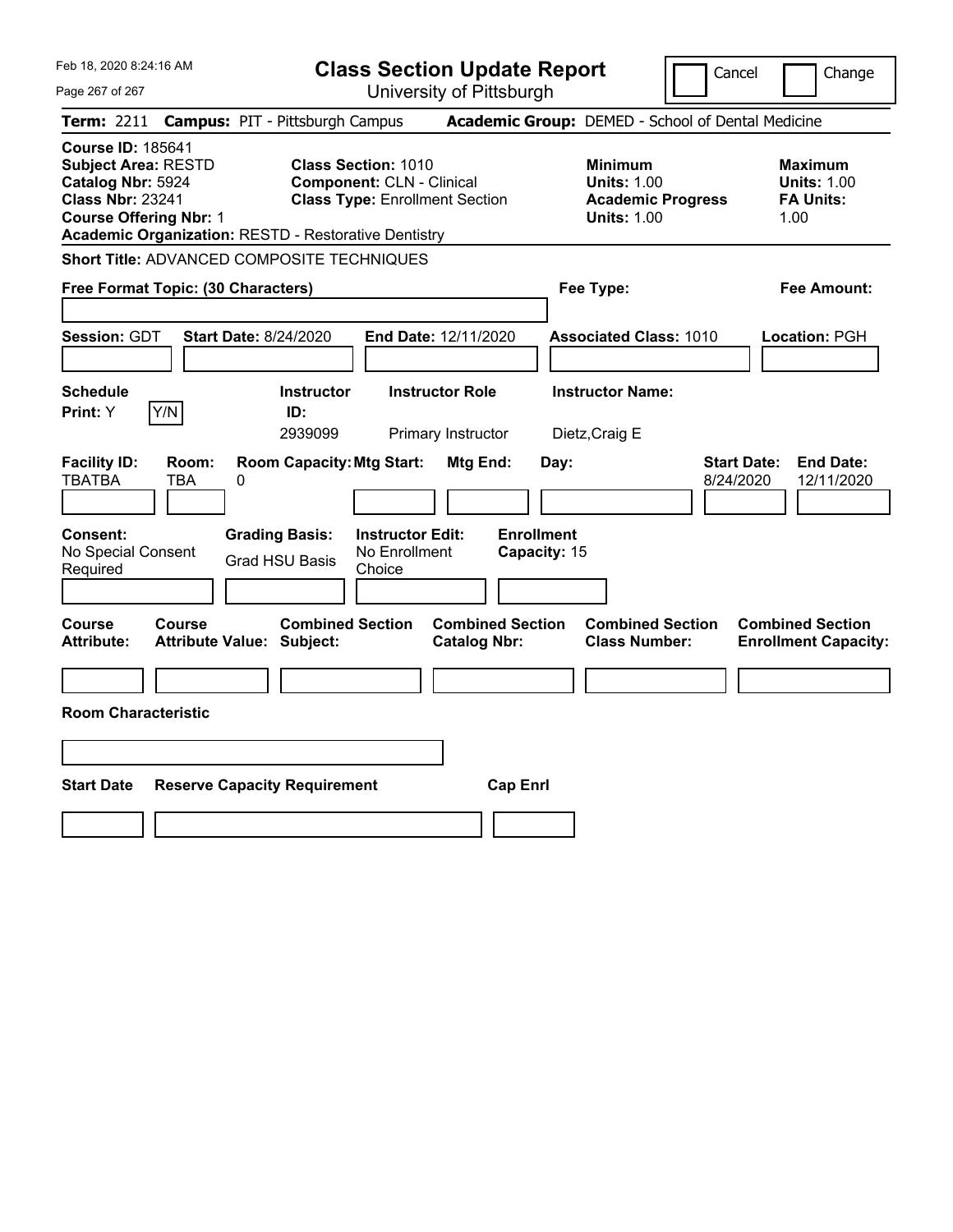# Class Section Update Report

University of Pittsburgh

Cancel | Change

**Term:** 2211 **Campus:** PIT - Pittsburgh Campus **Academic Group:** DEMED - School of Dental Medicine

**Course ID:** 185641
**Subject Area:** RESTD
**Catalog Nbr:** 5924
**Class Nbr:** 23241
**Course Offering Nbr:** 1
**Academic Organization:** RESTD - Restorative Dentistry

**Class Section:** 1010
**Component:** CLN - Clinical
**Class Type:** Enrollment Section

**Minimum Units:** 1.00
**Academic Progress Units:** 1.00

**Maximum Units:** 1.00
**FA Units:** 1.00

**Short Title:** ADVANCED COMPOSITE TECHNIQUES

**Free Format Topic: (30 Characters)**

**Fee Type:**

**Fee Amount:**

**Session:** GDT **Start Date:** 8/24/2020 **End Date:** 12/11/2020 **Associated Class:** 1010 **Location:** PGH

| Schedule Print | Y/N | Instructor ID | Instructor Role | Instructor Name |
|---|---|---|---|---|
| Y | | 2939099 | Primary Instructor | Dietz,Craig E |

| Facility ID | Room | Room Capacity | Mtg Start | Mtg End | Day | Start Date | End Date |
|---|---|---|---|---|---|---|---|
| TBATBA | TBA | 0 | | | | 8/24/2020 | 12/11/2020 |

| Consent | Grading Basis | Instructor Edit | Enrollment Capacity |
|---|---|---|---|
| No Special Consent Required | Grad HSU Basis | No Enrollment Choice | 15 |

| Course Attribute | Course Attribute Value | Combined Section Subject | Combined Section Catalog Nbr | Combined Section Class Number | Combined Section Enrollment Capacity |
|---|---|---|---|---|---|
| | | | | | |

**Room Characteristic**

| Start Date | Reserve Capacity Requirement | Cap Enrl |
|---|---|---|
| | | |